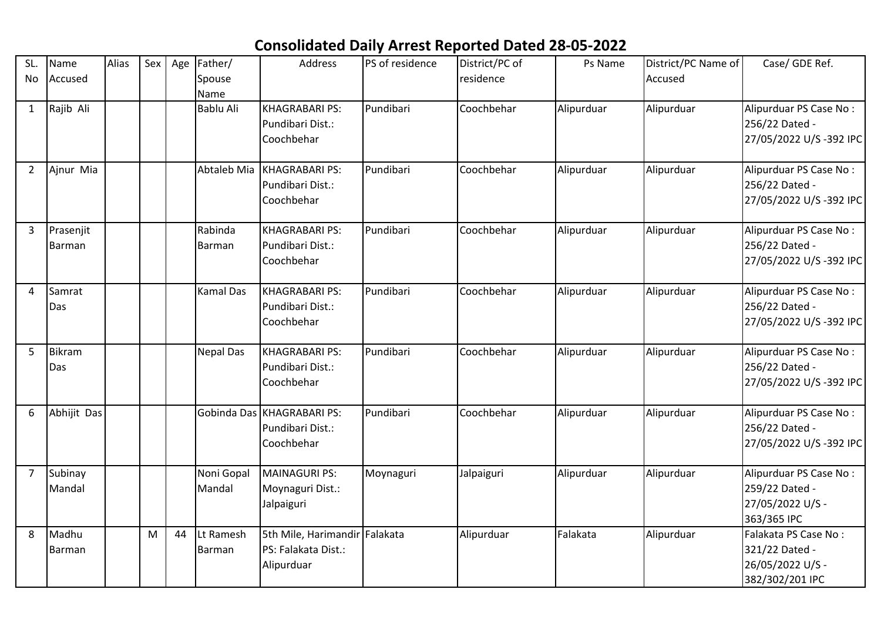# Consolidated Daily Arrest Reported Dated 28-05-2022

| SL. No | Name Accused | Alias | Sex | Age | Father/ Spouse Name | Address | PS of residence | District/PC of residence | Ps Name | District/PC Name of Accused | Case/ GDE Ref. |
|---|---|---|---|---|---|---|---|---|---|---|---|
| 1 | Rajib Ali | | | | Bablu Ali | KHAGRABARI PS: Pundibari Dist.: Coochbehar | Pundibari | Coochbehar | Alipurduar | Alipurduar | Alipurduar PS Case No : 256/22 Dated - 27/05/2022 U/S -392 IPC |
| 2 | Ajnur Mia | | | | Abtaleb Mia | KHAGRABARI PS: Pundibari Dist.: Coochbehar | Pundibari | Coochbehar | Alipurduar | Alipurduar | Alipurduar PS Case No : 256/22 Dated - 27/05/2022 U/S -392 IPC |
| 3 | Prasenjit Barman | | | | Rabinda Barman | KHAGRABARI PS: Pundibari Dist.: Coochbehar | Pundibari | Coochbehar | Alipurduar | Alipurduar | Alipurduar PS Case No : 256/22 Dated - 27/05/2022 U/S -392 IPC |
| 4 | Samrat Das | | | | Kamal Das | KHAGRABARI PS: Pundibari Dist.: Coochbehar | Pundibari | Coochbehar | Alipurduar | Alipurduar | Alipurduar PS Case No : 256/22 Dated - 27/05/2022 U/S -392 IPC |
| 5 | Bikram Das | | | | Nepal Das | KHAGRABARI PS: Pundibari Dist.: Coochbehar | Pundibari | Coochbehar | Alipurduar | Alipurduar | Alipurduar PS Case No : 256/22 Dated - 27/05/2022 U/S -392 IPC |
| 6 | Abhijit Das | | | | Gobinda Das | KHAGRABARI PS: Pundibari Dist.: Coochbehar | Pundibari | Coochbehar | Alipurduar | Alipurduar | Alipurduar PS Case No : 256/22 Dated - 27/05/2022 U/S -392 IPC |
| 7 | Subinay Mandal | | | | Noni Gopal Mandal | MAINAGURI PS: Moynaguri Dist.: Jalpaiguri | Moynaguri | Jalpaiguri | Alipurduar | Alipurduar | Alipurduar PS Case No : 259/22 Dated - 27/05/2022 U/S - 363/365 IPC |
| 8 | Madhu Barman | | M | 44 | Lt Ramesh Barman | 5th Mile, Harimandir PS: Falakata Dist.: Alipurduar | Falakata | Alipurduar | Falakata | Alipurduar | Falakata PS Case No : 321/22 Dated - 26/05/2022 U/S - 382/302/201 IPC |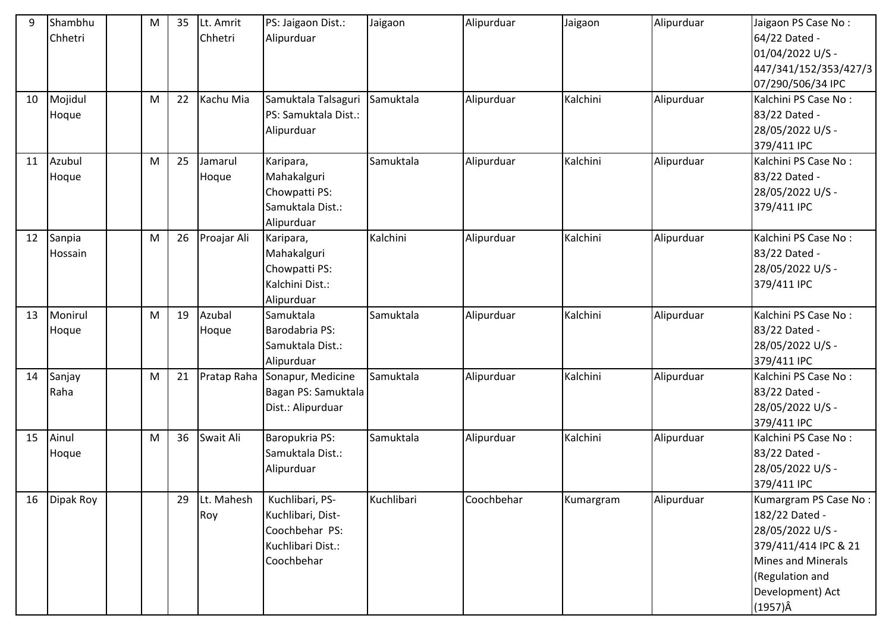| | | | | | | | | | | | |
|---|---|---|---|---|---|---|---|---|---|---|---|
| 9 | Shambhu Chhetri | | M | 35 | Lt. Amrit Chhetri | PS: Jaigaon Dist.: Alipurduar | Jaigaon | Alipurduar | Jaigaon | Alipurduar | Jaigaon PS Case No : 64/22 Dated - 01/04/2022 U/S - 447/341/152/353/427/307/290/506/34 IPC |
| 10 | Mojidul Hoque | | M | 22 | Kachu Mia | Samuktala Talsaguri PS: Samuktala Dist.: Alipurduar | Samuktala | Alipurduar | Kalchini | Alipurduar | Kalchini PS Case No : 83/22 Dated - 28/05/2022 U/S - 379/411 IPC |
| 11 | Azubul Hoque | | M | 25 | Jamarul Hoque | Karipara, Mahakalguri Chowpatti PS: Samuktala Dist.: Alipurduar | Samuktala | Alipurduar | Kalchini | Alipurduar | Kalchini PS Case No : 83/22 Dated - 28/05/2022 U/S - 379/411 IPC |
| 12 | Sanpia Hossain | | M | 26 | Proajar Ali | Karipara, Mahakalguri Chowpatti PS: Kalchini Dist.: Alipurduar | Kalchini | Alipurduar | Kalchini | Alipurduar | Kalchini PS Case No : 83/22 Dated - 28/05/2022 U/S - 379/411 IPC |
| 13 | Monirul Hoque | | M | 19 | Azubal Hoque | Samuktala Barodabria PS: Samuktala Dist.: Alipurduar | Samuktala | Alipurduar | Kalchini | Alipurduar | Kalchini PS Case No : 83/22 Dated - 28/05/2022 U/S - 379/411 IPC |
| 14 | Sanjay Raha | | M | 21 | Pratap Raha | Sonapur, Medicine Bagan PS: Samuktala Dist.: Alipurduar | Samuktala | Alipurduar | Kalchini | Alipurduar | Kalchini PS Case No : 83/22 Dated - 28/05/2022 U/S - 379/411 IPC |
| 15 | Ainul Hoque | | M | 36 | Swait Ali | Baropukria PS: Samuktala Dist.: Alipurduar | Samuktala | Alipurduar | Kalchini | Alipurduar | Kalchini PS Case No : 83/22 Dated - 28/05/2022 U/S - 379/411 IPC |
| 16 | Dipak Roy | | | 29 | Lt. Mahesh Roy | Kuchlibari, PS- Kuchlibari, Dist- Coochbehar PS: Kuchlibari Dist.: Coochbehar | Kuchlibari | Coochbehar | Kumargram | Alipurduar | Kumargram PS Case No : 182/22 Dated - 28/05/2022 U/S - 379/411/414 IPC & 21 Mines and Minerals (Regulation and Development) Act (1957)Â |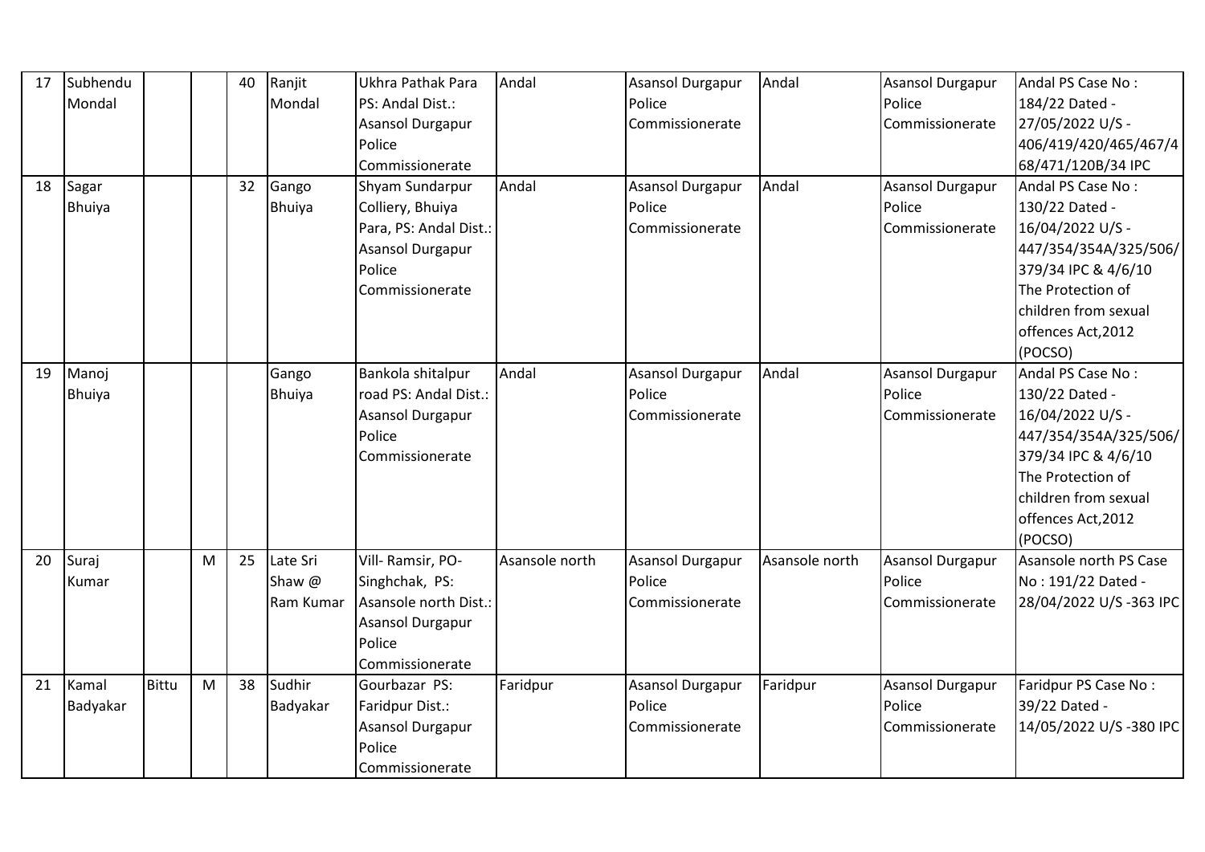| 17 | Subhendu Mondal | | | 40 | Ranjit Mondal | Ukhra Pathak Para PS: Andal Dist.: Asansol Durgapur Police Commissionerate | Andal | Asansol Durgapur Police Commissionerate | Andal | Asansol Durgapur Police Commissionerate | Andal PS Case No : 184/22 Dated - 27/05/2022 U/S - 406/419/420/465/467/468/471/120B/34 IPC |
|---|---|---|---|---|---|---|---|---|---|---|---|
| 18 | Sagar Bhuiya | | | 32 | Gango Bhuiya | Shyam Sundarpur Colliery, Bhuiya Para, PS: Andal Dist.: Asansol Durgapur Police Commissionerate | Andal | Asansol Durgapur Police Commissionerate | Andal | Asansol Durgapur Police Commissionerate | Andal PS Case No : 130/22 Dated - 16/04/2022 U/S - 447/354/354A/325/506/379/34 IPC & 4/6/10 The Protection of children from sexual offences Act,2012 (POCSO) |
| 19 | Manoj Bhuiya | | | | Gango Bhuiya | Bankola shitalpur road PS: Andal Dist.: Asansol Durgapur Police Commissionerate | Andal | Asansol Durgapur Police Commissionerate | Andal | Asansol Durgapur Police Commissionerate | Andal PS Case No : 130/22 Dated - 16/04/2022 U/S - 447/354/354A/325/506/379/34 IPC & 4/6/10 The Protection of children from sexual offences Act,2012 (POCSO) |
| 20 | Suraj Kumar | | M | 25 | Late Sri Shaw @ Ram Kumar | Vill- Ramsir, PO- Singhchak, PS: Asansole north Dist.: Asansol Durgapur Police Commissionerate | Asansole north | Asansol Durgapur Police Commissionerate | Asansole north | Asansol Durgapur Police Commissionerate | Asansole north PS Case No : 191/22 Dated - 28/04/2022 U/S -363 IPC |
| 21 | Kamal Badyakar | Bittu | M | 38 | Sudhir Badyakar | Gourbazar PS: Faridpur Dist.: Asansol Durgapur Police Commissionerate | Faridpur | Asansol Durgapur Police Commissionerate | Faridpur | Asansol Durgapur Police Commissionerate | Faridpur PS Case No : 39/22 Dated - 14/05/2022 U/S -380 IPC |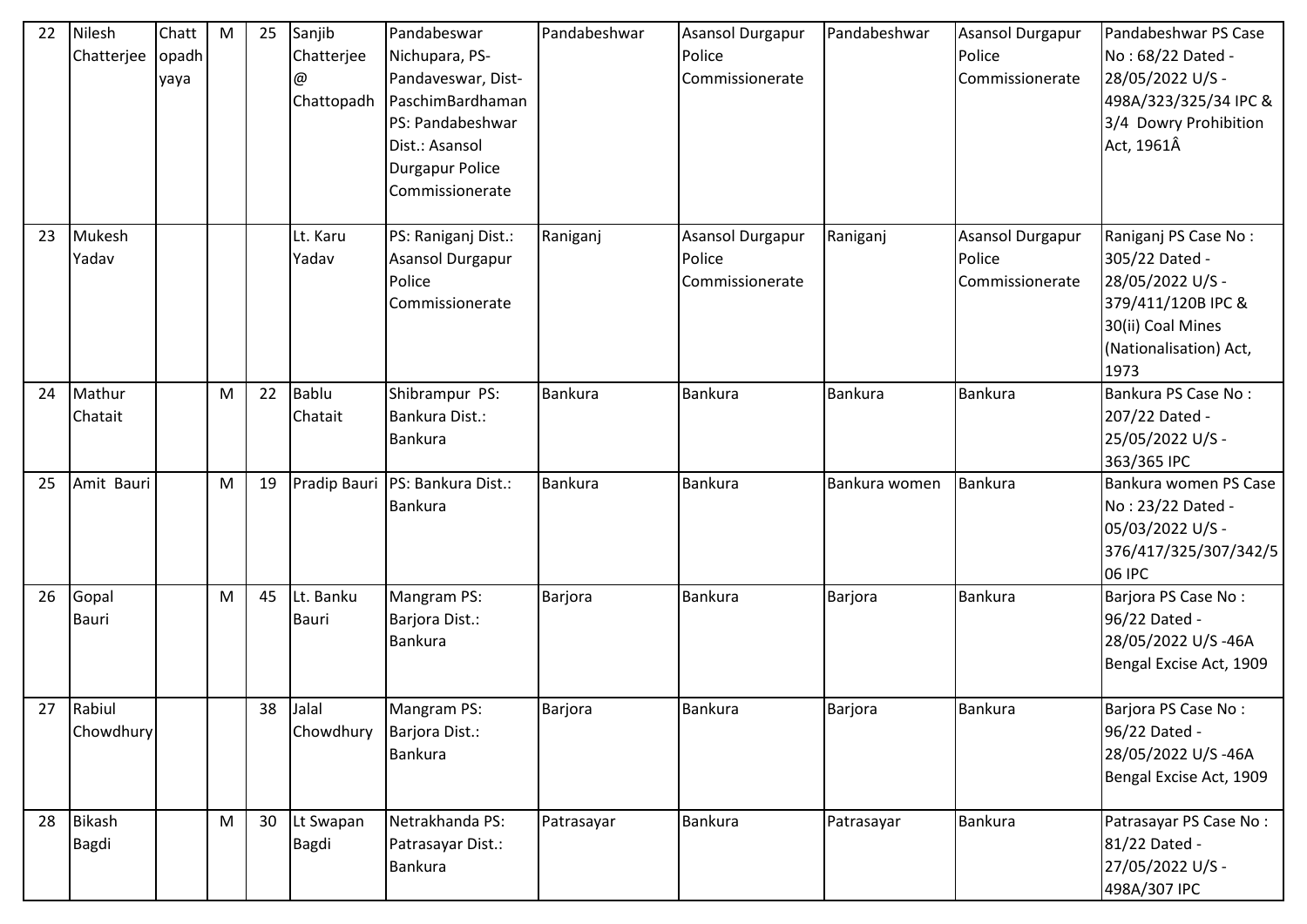| 22 | Nilesh Chatterjee | Chattopadhyaya | M | 25 | Sanjib Chatterjee @ Chattopadh | Pandabeswar Nichupara, PS-Pandaveswar, Dist-PaschimBardhaman PS: Pandabeshwar Dist.: Asansol Durgapur Police Commissionerate | Pandabeshwar | Asansol Durgapur Police Commissionerate | Pandabeshwar | Asansol Durgapur Police Commissionerate | Pandabeshwar PS Case No : 68/22 Dated - 28/05/2022 U/S - 498A/323/325/34 IPC & 3/4 Dowry Prohibition Act, 1961Â |
|---|---|---|---|---|---|---|---|---|---|---|---|
| 23 | Mukesh Yadav | | | | Lt. Karu Yadav | PS: Raniganj Dist.: Asansol Durgapur Police Commissionerate | Raniganj | Asansol Durgapur Police Commissionerate | Raniganj | Asansol Durgapur Police Commissionerate | Raniganj PS Case No : 305/22 Dated - 28/05/2022 U/S - 379/411/120B IPC & 30(ii) Coal Mines (Nationalisation) Act, 1973 |
| 24 | Mathur Chatait | | M | 22 | Bablu Chatait | Shibrampur PS: Bankura Dist.: Bankura | Bankura | Bankura | Bankura | Bankura | Bankura PS Case No : 207/22 Dated - 25/05/2022 U/S - 363/365 IPC |
| 25 | Amit Bauri | | M | 19 | Pradip Bauri | PS: Bankura Dist.: Bankura | Bankura | Bankura | Bankura women | Bankura | Bankura women PS Case No : 23/22 Dated - 05/03/2022 U/S - 376/417/325/307/342/506 IPC |
| 26 | Gopal Bauri | | M | 45 | Lt. Banku Bauri | Mangram PS: Barjora Dist.: Bankura | Barjora | Bankura | Barjora | Bankura | Barjora PS Case No : 96/22 Dated - 28/05/2022 U/S -46A Bengal Excise Act, 1909 |
| 27 | Rabiul Chowdhury | | | 38 | Jalal Chowdhury | Mangram PS: Barjora Dist.: Bankura | Barjora | Bankura | Barjora | Bankura | Barjora PS Case No : 96/22 Dated - 28/05/2022 U/S -46A Bengal Excise Act, 1909 |
| 28 | Bikash Bagdi | | M | 30 | Lt Swapan Bagdi | Netrakhanda PS: Patrasayar Dist.: Bankura | Patrasayar | Bankura | Patrasayar | Bankura | Patrasayar PS Case No : 81/22 Dated - 27/05/2022 U/S - 498A/307 IPC |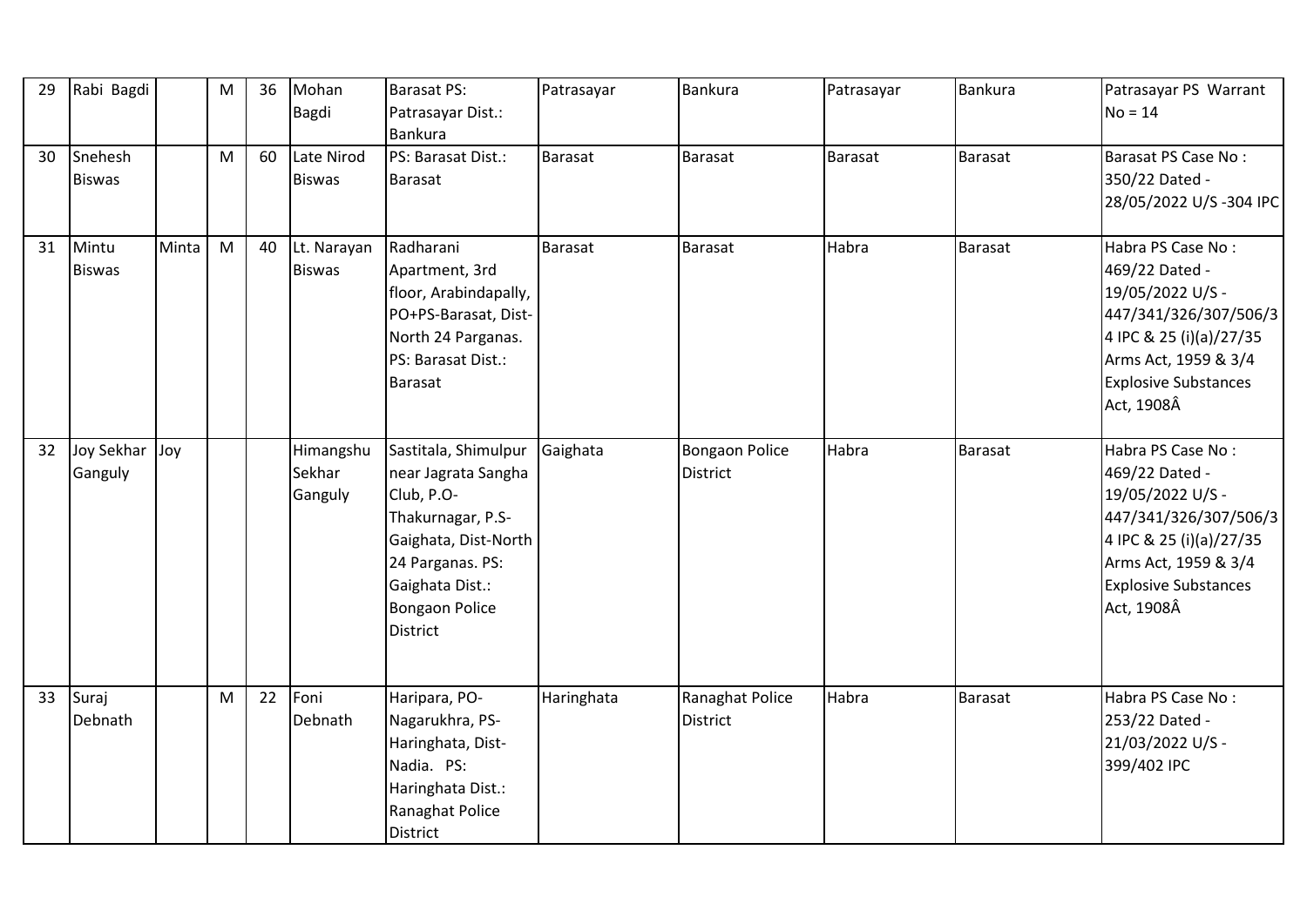| 29 | Rabi Bagdi | | M | 36 | Mohan Bagdi | Barasat PS: Patrasayar Dist.: Bankura | Patrasayar | Bankura | Patrasayar | Bankura | Patrasayar PS Warrant No = 14 |
|---|---|---|---|---|---|---|---|---|---|---|---|
| 30 | Snehesh Biswas | | M | 60 | Late Nirod Biswas | PS: Barasat Dist.: Barasat | Barasat | Barasat | Barasat | Barasat | Barasat PS Case No : 350/22 Dated - 28/05/2022 U/S -304 IPC |
| 31 | Mintu Biswas | Minta | M | 40 | Lt. Narayan Biswas | Radharani Apartment, 3rd floor, Arabindapally, PO+PS-Barasat, Dist-North 24 Parganas. PS: Barasat Dist.: Barasat | Barasat | Barasat | Habra | Barasat | Habra PS Case No : 469/22 Dated - 19/05/2022 U/S - 447/341/326/307/506/34 IPC & 25 (i)(a)/27/35 Arms Act, 1959 & 3/4 Explosive Substances Act, 1908Â |
| 32 | Joy Sekhar Ganguly | Joy | | | Himangshu Sekhar Ganguly | Sastitala, Shimulpur near Jagrata Sangha Club, P.O-Thakurnagar, P.S-Gaighata, Dist-North 24 Parganas. PS: Gaighata Dist.: Bongaon Police District | Gaighata | Bongaon Police District | Habra | Barasat | Habra PS Case No : 469/22 Dated - 19/05/2022 U/S - 447/341/326/307/506/34 IPC & 25 (i)(a)/27/35 Arms Act, 1959 & 3/4 Explosive Substances Act, 1908Â |
| 33 | Suraj Debnath | | M | 22 | Foni Debnath | Haripara, PO-Nagarukhra, PS-Haringhata, Dist-Nadia. PS: Haringhata Dist.: Ranaghat Police District | Haringhata | Ranaghat Police District | Habra | Barasat | Habra PS Case No : 253/22 Dated - 21/03/2022 U/S - 399/402 IPC |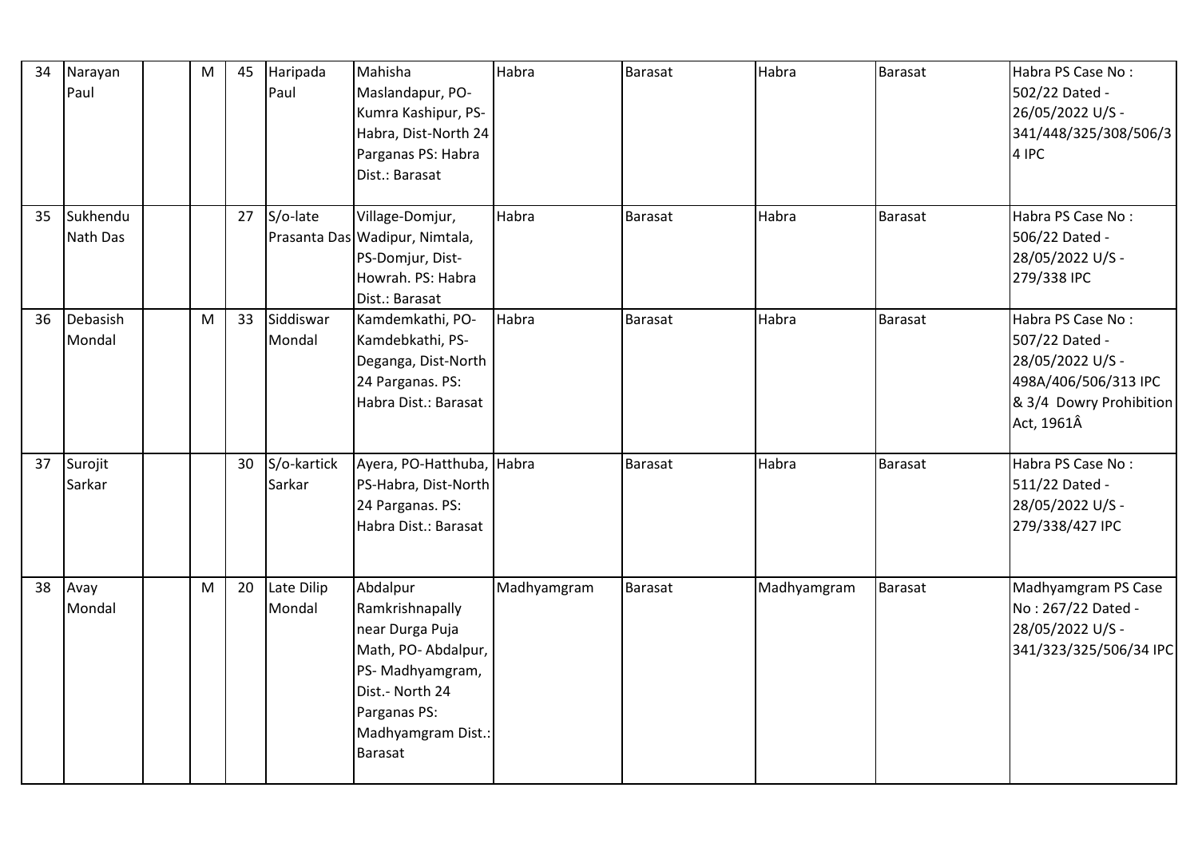| 34 | Narayan Paul | | M | 45 | Haripada Paul | Mahisha Maslandapur, PO-Kumra Kashipur, PS-Habra, Dist-North 24 Parganas PS: Habra Dist.: Barasat | Habra | Barasat | Habra | Barasat | Habra PS Case No : 502/22 Dated - 26/05/2022 U/S - 341/448/325/308/506/34 IPC |
|---|---|---|---|---|---|---|---|---|---|---|---|
| 35 | Sukhendu Nath Das | | | 27 | S/o-late Prasanta Das | Village-Domjur, Wadipur, Nimtala, PS-Domjur, Dist-Howrah. PS: Habra Dist.: Barasat | Habra | Barasat | Habra | Barasat | Habra PS Case No : 506/22 Dated - 28/05/2022 U/S - 279/338 IPC |
| 36 | Debasish Mondal | | M | 33 | Siddiswar Mondal | Kamdemkathi, PO-Kamdebkathi, PS-Deganga, Dist-North 24 Parganas. PS: Habra Dist.: Barasat | Habra | Barasat | Habra | Barasat | Habra PS Case No : 507/22 Dated - 28/05/2022 U/S - 498A/406/506/313 IPC & 3/4 Dowry Prohibition Act, 1961Â |
| 37 | Surojit Sarkar | | | 30 | S/o-kartick Sarkar | Ayera, PO-Hatthuba, PS-Habra, Dist-North 24 Parganas. PS: Habra Dist.: Barasat | Habra | Barasat | Habra | Barasat | Habra PS Case No : 511/22 Dated - 28/05/2022 U/S - 279/338/427 IPC |
| 38 | Avay Mondal | | M | 20 | Late Dilip Mondal | Abdalpur Ramkrishnapally near Durga Puja Math, PO- Abdalpur, PS- Madhyamgram, Dist.- North 24 Parganas PS: Madhyamgram Dist.: Barasat | Madhyamgram | Barasat | Madhyamgram | Barasat | Madhyamgram PS Case No : 267/22 Dated - 28/05/2022 U/S - 341/323/325/506/34 IPC |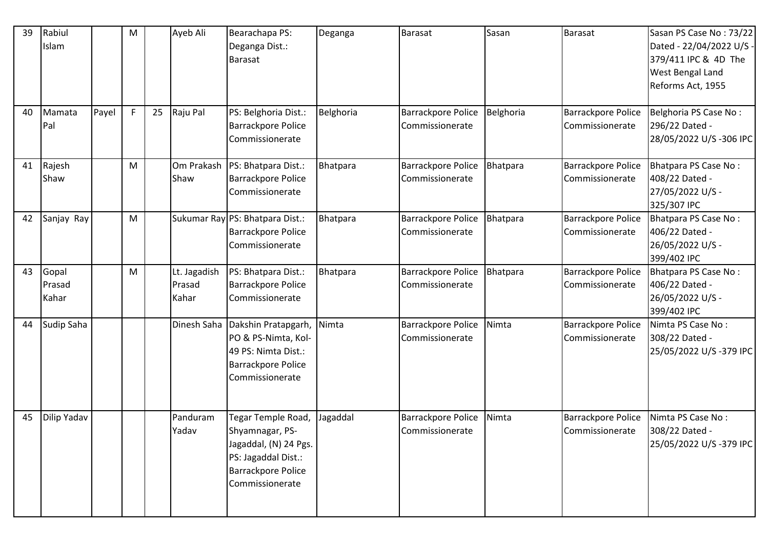| 39 | Rabiul Islam | | M | | Ayeb Ali | Bearachapa PS: Deganga Dist.: Barasat | Deganga | Barasat | Sasan | Barasat | Sasan PS Case No : 73/22 Dated - 22/04/2022 U/S - 379/411 IPC & 4D The West Bengal Land Reforms Act, 1955 |
|---|---|---|---|---|---|---|---|---|---|---|---|
| 40 | Mamata Pal | Payel | F | 25 | Raju Pal | PS: Belghoria Dist.: Barrackpore Police Commissionerate | Belghoria | Barrackpore Police Commissionerate | Belghoria | Barrackpore Police Commissionerate | Belghoria PS Case No : 296/22 Dated - 28/05/2022 U/S -306 IPC |
| 41 | Rajesh Shaw | | M | | Om Prakash Shaw | PS: Bhatpara Dist.: Barrackpore Police Commissionerate | Bhatpara | Barrackpore Police Commissionerate | Bhatpara | Barrackpore Police Commissionerate | Bhatpara PS Case No : 408/22 Dated - 27/05/2022 U/S - 325/307 IPC |
| 42 | Sanjay Ray | | M | | Sukumar Ray | PS: Bhatpara Dist.: Barrackpore Police Commissionerate | Bhatpara | Barrackpore Police Commissionerate | Bhatpara | Barrackpore Police Commissionerate | Bhatpara PS Case No : 406/22 Dated - 26/05/2022 U/S - 399/402 IPC |
| 43 | Gopal Prasad Kahar | | M | | Lt. Jagadish Prasad Kahar | PS: Bhatpara Dist.: Barrackpore Police Commissionerate | Bhatpara | Barrackpore Police Commissionerate | Bhatpara | Barrackpore Police Commissionerate | Bhatpara PS Case No : 406/22 Dated - 26/05/2022 U/S - 399/402 IPC |
| 44 | Sudip Saha | | | | Dinesh Saha | Dakshin Pratapgarh, PO & PS-Nimta, Kol-49 PS: Nimta Dist.: Barrackpore Police Commissionerate | Nimta | Barrackpore Police Commissionerate | Nimta | Barrackpore Police Commissionerate | Nimta PS Case No : 308/22 Dated - 25/05/2022 U/S -379 IPC |
| 45 | Dilip Yadav | | | | Panduram Yadav | Tegar Temple Road, Shyamnagar, PS-Jagaddal, (N) 24 Pgs. PS: Jagaddal Dist.: Barrackpore Police Commissionerate | Jagaddal | Barrackpore Police Commissionerate | Nimta | Barrackpore Police Commissionerate | Nimta PS Case No : 308/22 Dated - 25/05/2022 U/S -379 IPC |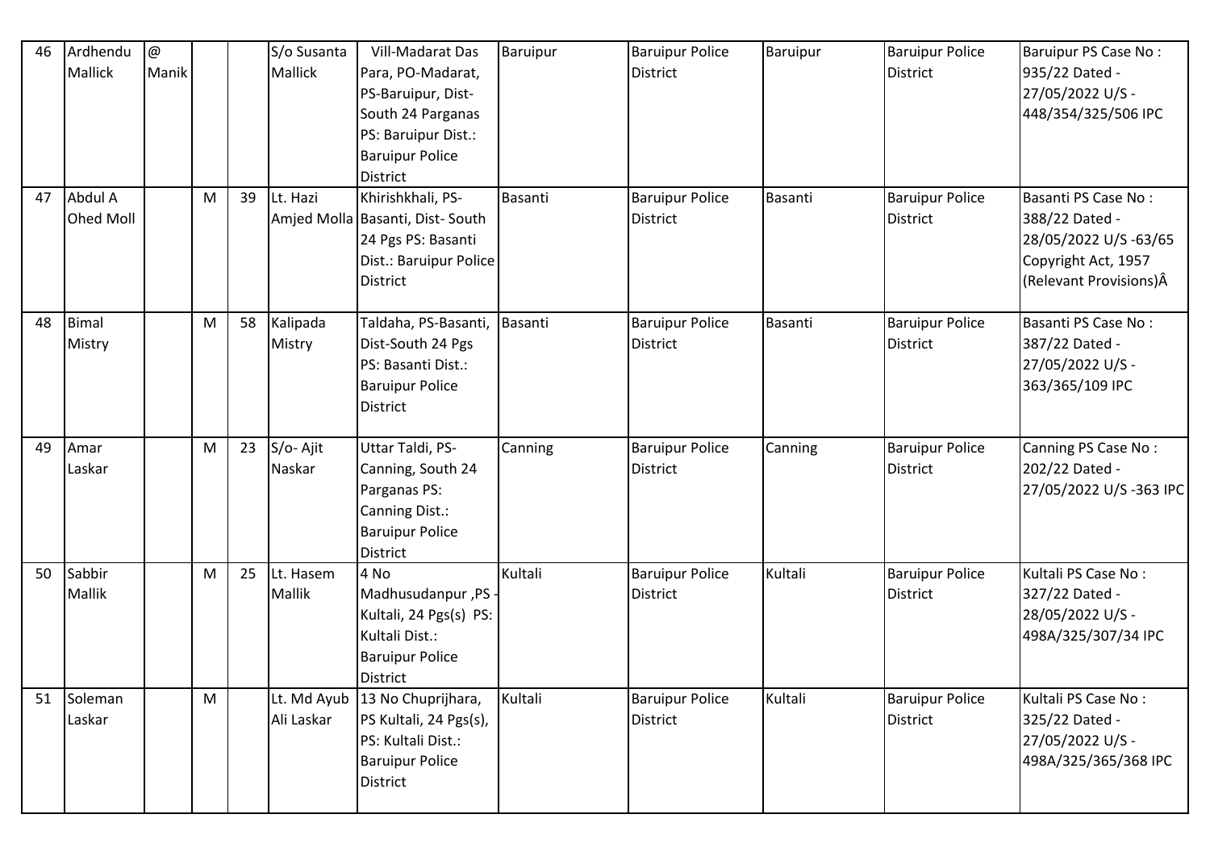| 46 | Ardhendu Mallick | @ Manik | | | S/o Susanta Mallick | Vill-Madarat Das Para, PO-Madarat, PS-Baruipur, Dist-South 24 Parganas PS: Baruipur Dist.: Baruipur Police District | Baruipur | Baruipur Police District | Baruipur | Baruipur Police District | Baruipur PS Case No : 935/22 Dated - 27/05/2022 U/S - 448/354/325/506 IPC |
|---|---|---|---|---|---|---|---|---|---|---|---|
| 47 | Abdul A Ohed Moll | | M | 39 | Lt. Hazi Amjed Molla | Khirishkhali, PS-Basanti, Dist- South 24 Pgs PS: Basanti Dist.: Baruipur Police District | Basanti | Baruipur Police District | Basanti | Baruipur Police District | Basanti PS Case No : 388/22 Dated - 28/05/2022 U/S -63/65 Copyright Act, 1957 (Relevant Provisions)Â |
| 48 | Bimal Mistry | | M | 58 | Kalipada Mistry | Taldaha, PS-Basanti, Dist-South 24 Pgs PS: Basanti Dist.: Baruipur Police District | Basanti | Baruipur Police District | Basanti | Baruipur Police District | Basanti PS Case No : 387/22 Dated - 27/05/2022 U/S - 363/365/109 IPC |
| 49 | Amar Laskar | | M | 23 | S/o- Ajit Naskar | Uttar Taldi, PS-Canning, South 24 Parganas PS: Canning Dist.: Baruipur Police District | Canning | Baruipur Police District | Canning | Baruipur Police District | Canning PS Case No : 202/22 Dated - 27/05/2022 U/S -363 IPC |
| 50 | Sabbir Mallik | | M | 25 | Lt. Hasem Mallik | 4 No Madhusudanpur ,PS - Kultali, 24 Pgs(s) PS: Kultali Dist.: Baruipur Police District | Kultali | Baruipur Police District | Kultali | Baruipur Police District | Kultali PS Case No : 327/22 Dated - 28/05/2022 U/S - 498A/325/307/34 IPC |
| 51 | Soleman Laskar | | M | | Lt. Md Ayub Ali Laskar | 13 No Chuprijhara, PS Kultali, 24 Pgs(s), PS: Kultali Dist.: Baruipur Police District | Kultali | Baruipur Police District | Kultali | Baruipur Police District | Kultali PS Case No : 325/22 Dated - 27/05/2022 U/S - 498A/325/365/368 IPC |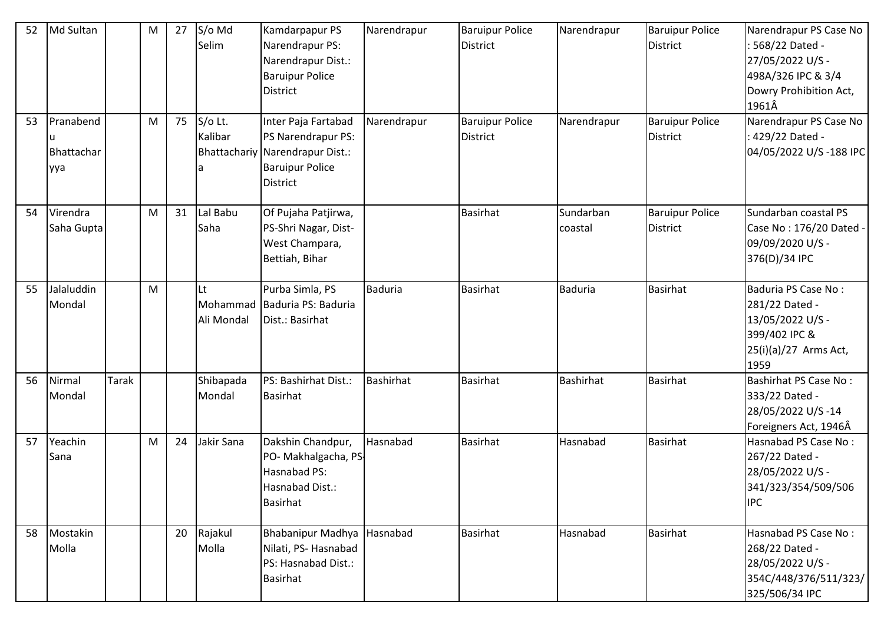| 52 | Md Sultan | | M | 27 | S/o Md Selim | Kamdarpapur PS Narendrapur PS: Narendrapur Dist.: Baruipur Police District | Narendrapur | Baruipur Police District | Narendrapur | Baruipur Police District | Narendrapur PS Case No : 568/22 Dated - 27/05/2022 U/S - 498A/326 IPC & 3/4 Dowry Prohibition Act, 1961Â |
|---|---|---|---|---|---|---|---|---|---|---|---|
| 53 | Pranabendu Bhattacharyya | | M | 75 | S/o Lt. Kalibar Bhattachariya | Inter Paja Fartabad PS Narendrapur PS: Narendrapur Dist.: Baruipur Police District | Narendrapur | Baruipur Police District | Narendrapur | Baruipur Police District | Narendrapur PS Case No : 429/22 Dated - 04/05/2022 U/S -188 IPC |
| 54 | Virendra Saha Gupta | | M | 31 | Lal Babu Saha | Of Pujaha Patjirwa, PS-Shri Nagar, Dist-West Champara, Bettiah, Bihar | | Basirhat | Sundarban coastal | Baruipur Police District | Sundarban coastal PS Case No : 176/20 Dated - 09/09/2020 U/S - 376(D)/34 IPC |
| 55 | Jalaluddin Mondal | | M | | Lt Mohammad Ali Mondal | Purba Simla, PS Baduria PS: Baduria Dist.: Basirhat | Baduria | Basirhat | Baduria | Basirhat | Baduria PS Case No : 281/22 Dated - 13/05/2022 U/S - 399/402 IPC & 25(i)(a)/27 Arms Act, 1959 |
| 56 | Nirmal Mondal | Tarak | | | Shibapada Mondal | PS: Bashirhat Dist.: Basirhat | Bashirhat | Basirhat | Bashirhat | Basirhat | Bashirhat PS Case No : 333/22 Dated - 28/05/2022 U/S -14 Foreigners Act, 1946Â |
| 57 | Yeachin Sana | | M | 24 | Jakir Sana | Dakshin Chandpur, PO- Makhalgacha, PS-Hasnabad PS: Hasnabad Dist.: Basirhat | Hasnabad | Basirhat | Hasnabad | Basirhat | Hasnabad PS Case No : 267/22 Dated - 28/05/2022 U/S - 341/323/354/509/506 IPC |
| 58 | Mostakin Molla | | | 20 | Rajakul Molla | Bhabanipur Madhya Nilati, PS- Hasnabad PS: Hasnabad Dist.: Basirhat | Hasnabad | Basirhat | Hasnabad | Basirhat | Hasnabad PS Case No : 268/22 Dated - 28/05/2022 U/S - 354C/448/376/511/323/325/506/34 IPC |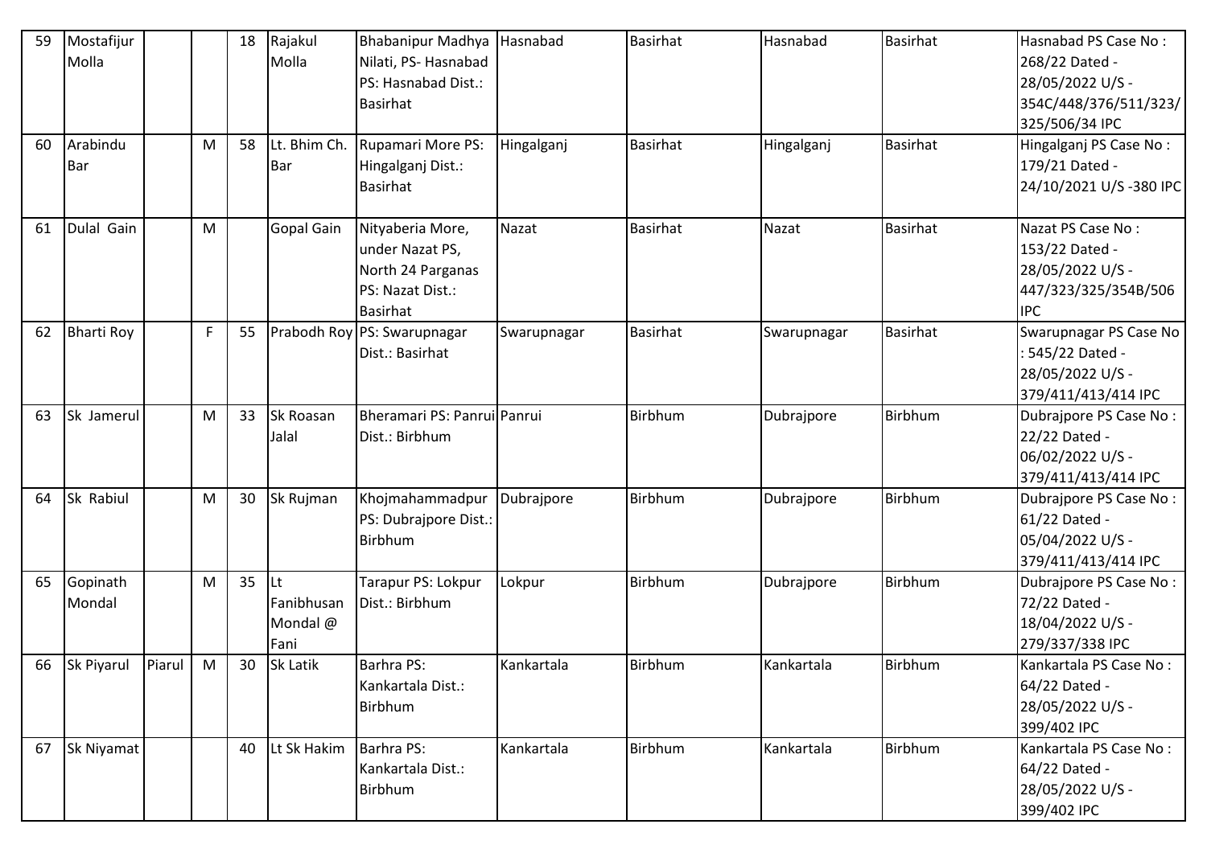| 59 | Mostafijur Molla | | | 18 | Rajakul Molla | Bhabanipur Madhya Nilati, PS- Hasnabad PS: Hasnabad Dist.: Basirhat | Hasnabad | Basirhat | Hasnabad | Basirhat | Hasnabad PS Case No : 268/22 Dated - 28/05/2022 U/S - 354C/448/376/511/323/325/506/34 IPC |
|---|---|---|---|---|---|---|---|---|---|---|---|
| 60 | Arabindu Bar | | M | 58 | Lt. Bhim Ch. Bar | Rupamari More PS: Hingalganj Dist.: Basirhat | Hingalganj | Basirhat | Hingalganj | Basirhat | Hingalganj PS Case No : 179/21 Dated - 24/10/2021 U/S -380 IPC |
| 61 | Dulal Gain | | M | | Gopal Gain | Nityaberia More, under Nazat PS, North 24 Parganas PS: Nazat Dist.: Basirhat | Nazat | Basirhat | Nazat | Basirhat | Nazat PS Case No : 153/22 Dated - 28/05/2022 U/S - 447/323/325/354B/506 IPC |
| 62 | Bharti Roy | | F | 55 | Prabodh Roy | PS: Swarupnagar Dist.: Basirhat | Swarupnagar | Basirhat | Swarupnagar | Basirhat | Swarupnagar PS Case No : 545/22 Dated - 28/05/2022 U/S - 379/411/413/414 IPC |
| 63 | Sk Jamerul | | M | 33 | Sk Roasan Jalal | Bheramari PS: Panrui Dist.: Birbhum | Panrui | Birbhum | Dubrajpore | Birbhum | Dubrajpore PS Case No : 22/22 Dated - 06/02/2022 U/S - 379/411/413/414 IPC |
| 64 | Sk Rabiul | | M | 30 | Sk Rujman | Khojmahammadpur PS: Dubrajpore Dist.: Birbhum | Dubrajpore | Birbhum | Dubrajpore | Birbhum | Dubrajpore PS Case No : 61/22 Dated - 05/04/2022 U/S - 379/411/413/414 IPC |
| 65 | Gopinath Mondal | | M | 35 | Lt Fanibhusan Mondal @ Fani | Tarapur PS: Lokpur Dist.: Birbhum | Lokpur | Birbhum | Dubrajpore | Birbhum | Dubrajpore PS Case No : 72/22 Dated - 18/04/2022 U/S - 279/337/338 IPC |
| 66 | Sk Piyarul | Piarul | M | 30 | Sk Latik | Barhra PS: Kankartala Dist.: Birbhum | Kankartala | Birbhum | Kankartala | Birbhum | Kankartala PS Case No : 64/22 Dated - 28/05/2022 U/S - 399/402 IPC |
| 67 | Sk Niyamat | | | 40 | Lt Sk Hakim | Barhra PS: Kankartala Dist.: Birbhum | Kankartala | Birbhum | Kankartala | Birbhum | Kankartala PS Case No : 64/22 Dated - 28/05/2022 U/S - 399/402 IPC |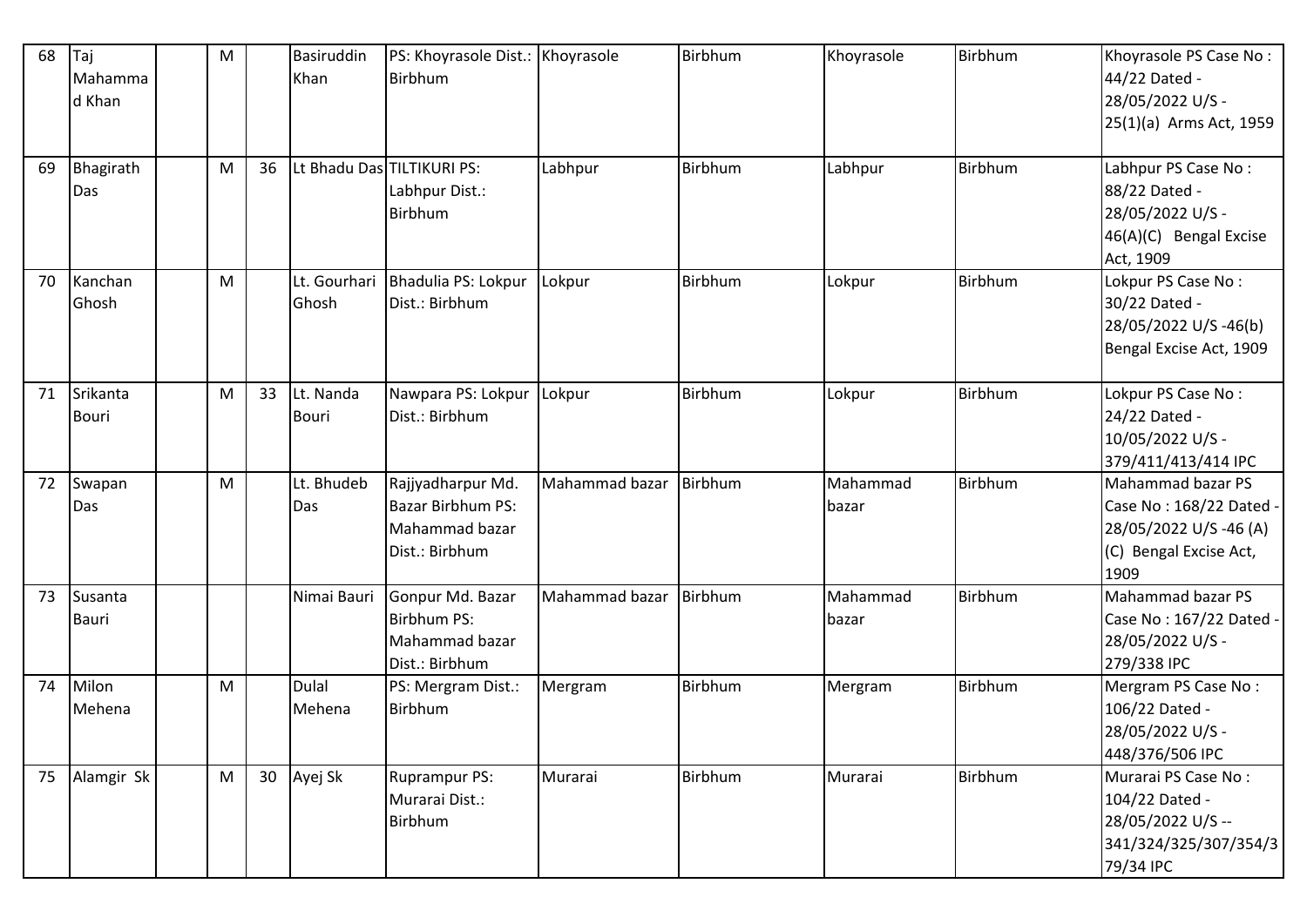| 68 | Taj Mahammad Khan | | M | | Basiruddin Khan | PS: Khoyrasole Dist.: Birbhum | Khoyrasole | Birbhum | Khoyrasole | Birbhum | Khoyrasole PS Case No : 44/22 Dated - 28/05/2022 U/S - 25(1)(a) Arms Act, 1959 |
|---|---|---|---|---|---|---|---|---|---|---|---|
| 69 | Bhagirath Das | | M | 36 | Lt Bhadu Das | TILTIKURI PS: Labhpur Dist.: Birbhum | Labhpur | Birbhum | Labhpur | Birbhum | Labhpur PS Case No : 88/22 Dated - 28/05/2022 U/S - 46(A)(C) Bengal Excise Act, 1909 |
| 70 | Kanchan Ghosh | | M | | Lt. Gourhari Ghosh | Bhadulia PS: Lokpur Dist.: Birbhum | Lokpur | Birbhum | Lokpur | Birbhum | Lokpur PS Case No : 30/22 Dated - 28/05/2022 U/S -46(b) Bengal Excise Act, 1909 |
| 71 | Srikanta Bouri | | M | 33 | Lt. Nanda Bouri | Nawpara PS: Lokpur Dist.: Birbhum | Lokpur | Birbhum | Lokpur | Birbhum | Lokpur PS Case No : 24/22 Dated - 10/05/2022 U/S - 379/411/413/414 IPC |
| 72 | Swapan Das | | M | | Lt. Bhudeb Das | Rajjyadharpur Md. Bazar Birbhum PS: Mahammad bazar Dist.: Birbhum | Mahammad bazar | Birbhum | Mahammad bazar | Birbhum | Mahammad bazar PS Case No : 168/22 Dated - 28/05/2022 U/S -46 (A) (C) Bengal Excise Act, 1909 |
| 73 | Susanta Bauri | | | | Nimai Bauri | Gonpur Md. Bazar Birbhum PS: Mahammad bazar Dist.: Birbhum | Mahammad bazar | Birbhum | Mahammad bazar | Birbhum | Mahammad bazar PS Case No : 167/22 Dated - 28/05/2022 U/S - 279/338 IPC |
| 74 | Milon Mehena | | M | | Dulal Mehena | PS: Mergram Dist.: Birbhum | Mergram | Birbhum | Mergram | Birbhum | Mergram PS Case No : 106/22 Dated - 28/05/2022 U/S - 448/376/506 IPC |
| 75 | Alamgir Sk | | M | 30 | Ayej Sk | Ruprampur PS: Murarai Dist.: Birbhum | Murarai | Birbhum | Murarai | Birbhum | Murarai PS Case No : 104/22 Dated - 28/05/2022 U/S -- 341/324/325/307/354/379/34 IPC |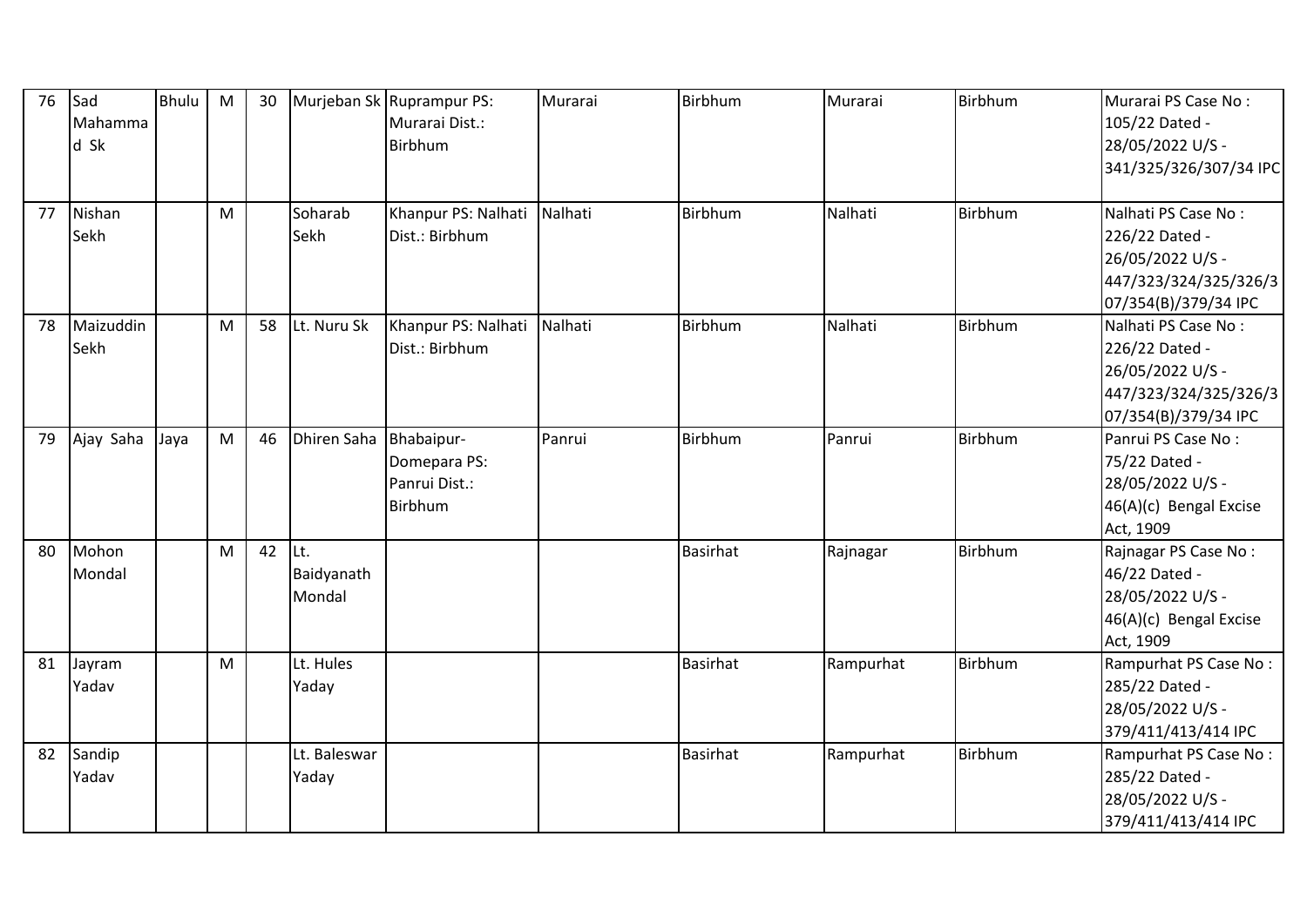| 76 | Sad Mahammad Sk | Bhulu | M | 30 | Murjeban Sk | Ruprampur PS: Murarai Dist.: Birbhum | Murarai | Birbhum | Murarai | Birbhum | Murarai PS Case No : 105/22 Dated - 28/05/2022 U/S - 341/325/326/307/34 IPC |
|---|---|---|---|---|---|---|---|---|---|---|---|
| 77 | Nishan Sekh | | M | | Soharab Sekh | Khanpur PS: Nalhati Dist.: Birbhum | Nalhati | Birbhum | Nalhati | Birbhum | Nalhati PS Case No : 226/22 Dated - 26/05/2022 U/S - 447/323/324/325/326/307/354(B)/379/34 IPC |
| 78 | Maizuddin Sekh | | M | 58 | Lt. Nuru Sk | Khanpur PS: Nalhati Dist.: Birbhum | Nalhati | Birbhum | Nalhati | Birbhum | Nalhati PS Case No : 226/22 Dated - 26/05/2022 U/S - 447/323/324/325/326/307/354(B)/379/34 IPC |
| 79 | Ajay Saha | Jaya | M | 46 | Dhiren Saha | Bhabaipur-Domepara PS: Panrui Dist.: Birbhum | Panrui | Birbhum | Panrui | Birbhum | Panrui PS Case No : 75/22 Dated - 28/05/2022 U/S - 46(A)(c) Bengal Excise Act, 1909 |
| 80 | Mohon Mondal | | M | 42 | Lt. Baidyanath Mondal | | | Basirhat | Rajnagar | Birbhum | Rajnagar PS Case No : 46/22 Dated - 28/05/2022 U/S - 46(A)(c) Bengal Excise Act, 1909 |
| 81 | Jayram Yadav | | M | | Lt. Hules Yaday | | | Basirhat | Rampurhat | Birbhum | Rampurhat PS Case No : 285/22 Dated - 28/05/2022 U/S - 379/411/413/414 IPC |
| 82 | Sandip Yadav | | | | Lt. Baleswar Yaday | | | Basirhat | Rampurhat | Birbhum | Rampurhat PS Case No : 285/22 Dated - 28/05/2022 U/S - 379/411/413/414 IPC |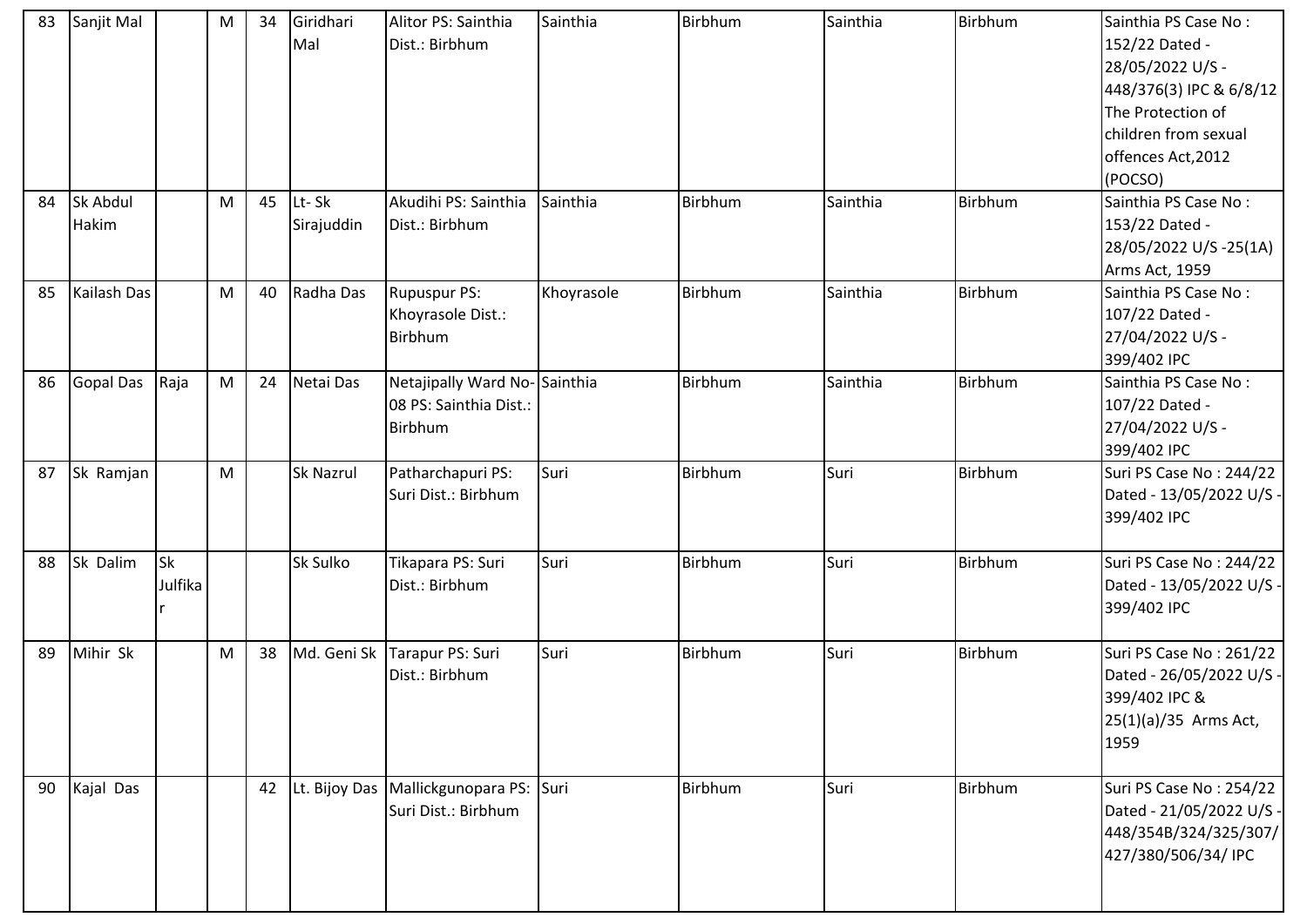| 83 | Sanjit Mal | | M | 34 | Giridhari Mal | Alitor PS: Sainthia Dist.: Birbhum | Sainthia | Birbhum | Sainthia | Birbhum | Sainthia PS Case No : 152/22 Dated - 28/05/2022 U/S - 448/376(3) IPC & 6/8/12 The Protection of children from sexual offences Act,2012 (POCSO) |
|---|---|---|---|---|---|---|---|---|---|---|---|
| 84 | Sk Abdul Hakim | | M | 45 | Lt- Sk Sirajuddin | Akudihi PS: Sainthia Dist.: Birbhum | Sainthia | Birbhum | Sainthia | Birbhum | Sainthia PS Case No : 153/22 Dated - 28/05/2022 U/S -25(1A) Arms Act, 1959 |
| 85 | Kailash Das | | M | 40 | Radha Das | Rupuspur PS: Khoyrasole Dist.: Birbhum | Khoyrasole | Birbhum | Sainthia | Birbhum | Sainthia PS Case No : 107/22 Dated - 27/04/2022 U/S - 399/402 IPC |
| 86 | Gopal Das | Raja | M | 24 | Netai Das | Netajipally Ward No-08 PS: Sainthia Dist.: Birbhum | Sainthia | Birbhum | Sainthia | Birbhum | Sainthia PS Case No : 107/22 Dated - 27/04/2022 U/S - 399/402 IPC |
| 87 | Sk Ramjan | | M | | Sk Nazrul | Patharchapuri PS: Suri Dist.: Birbhum | Suri | Birbhum | Suri | Birbhum | Suri PS Case No : 244/22 Dated - 13/05/2022 U/S - 399/402 IPC |
| 88 | Sk Dalim | Sk Julfikar | | | Sk Sulko | Tikapara PS: Suri Dist.: Birbhum | Suri | Birbhum | Suri | Birbhum | Suri PS Case No : 244/22 Dated - 13/05/2022 U/S - 399/402 IPC |
| 89 | Mihir Sk | | M | 38 | Md. Geni Sk | Tarapur PS: Suri Dist.: Birbhum | Suri | Birbhum | Suri | Birbhum | Suri PS Case No : 261/22 Dated - 26/05/2022 U/S - 399/402 IPC & 25(1)(a)/35 Arms Act, 1959 |
| 90 | Kajal Das | | | 42 | Lt. Bijoy Das | Mallickgunopara PS: Suri Dist.: Birbhum | Suri | Birbhum | Suri | Birbhum | Suri PS Case No : 254/22 Dated - 21/05/2022 U/S - 448/354B/324/325/307/427/380/506/34/ IPC |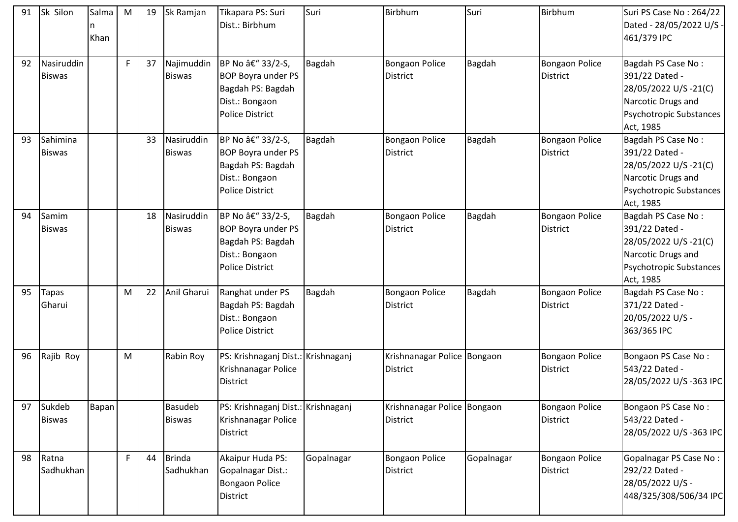| 91 | Sk Silon | Salman Khan | M | 19 | Sk Ramjan | Tikapara PS: Suri Dist.: Birbhum | Suri | Birbhum | Suri | Birbhum | Suri PS Case No : 264/22 Dated - 28/05/2022 U/S - 461/379 IPC |
|---|---|---|---|---|---|---|---|---|---|---|---|
| 92 | Nasiruddin Biswas | | F | 37 | Najimuddin Biswas | BP No â€“ 33/2-S, BOP Boyra under PS Bagdah PS: Bagdah Dist.: Bongaon Police District | Bagdah | Bongaon Police District | Bagdah | Bongaon Police District | Bagdah PS Case No : 391/22 Dated - 28/05/2022 U/S -21(C) Narcotic Drugs and Psychotropic Substances Act, 1985 |
| 93 | Sahimina Biswas | | | 33 | Nasiruddin Biswas | BP No â€“ 33/2-S, BOP Boyra under PS Bagdah PS: Bagdah Dist.: Bongaon Police District | Bagdah | Bongaon Police District | Bagdah | Bongaon Police District | Bagdah PS Case No : 391/22 Dated - 28/05/2022 U/S -21(C) Narcotic Drugs and Psychotropic Substances Act, 1985 |
| 94 | Samim Biswas | | | 18 | Nasiruddin Biswas | BP No â€“ 33/2-S, BOP Boyra under PS Bagdah PS: Bagdah Dist.: Bongaon Police District | Bagdah | Bongaon Police District | Bagdah | Bongaon Police District | Bagdah PS Case No : 391/22 Dated - 28/05/2022 U/S -21(C) Narcotic Drugs and Psychotropic Substances Act, 1985 |
| 95 | Tapas Gharui | | M | 22 | Anil Gharui | Ranghat under PS Bagdah PS: Bagdah Dist.: Bongaon Police District | Bagdah | Bongaon Police District | Bagdah | Bongaon Police District | Bagdah PS Case No : 371/22 Dated - 20/05/2022 U/S - 363/365 IPC |
| 96 | Rajib Roy | | M | | Rabin Roy | PS: Krishnaganj Dist.: Krishnanagar Police District | Krishnaganj | Krishnanagar Police District | Bongaon | Bongaon Police District | Bongaon PS Case No : 543/22 Dated - 28/05/2022 U/S -363 IPC |
| 97 | Sukdeb Biswas | Bapan | | | Basudeb Biswas | PS: Krishnaganj Dist.: Krishnanagar Police District | Krishnaganj | Krishnanagar Police District | Bongaon | Bongaon Police District | Bongaon PS Case No : 543/22 Dated - 28/05/2022 U/S -363 IPC |
| 98 | Ratna Sadhukhan | | F | 44 | Brinda Sadhukhan | Akaipur Huda PS: Gopalnagar Dist.: Bongaon Police District | Gopalnagar | Bongaon Police District | Gopalnagar | Bongaon Police District | Gopalnagar PS Case No : 292/22 Dated - 28/05/2022 U/S - 448/325/308/506/34 IPC |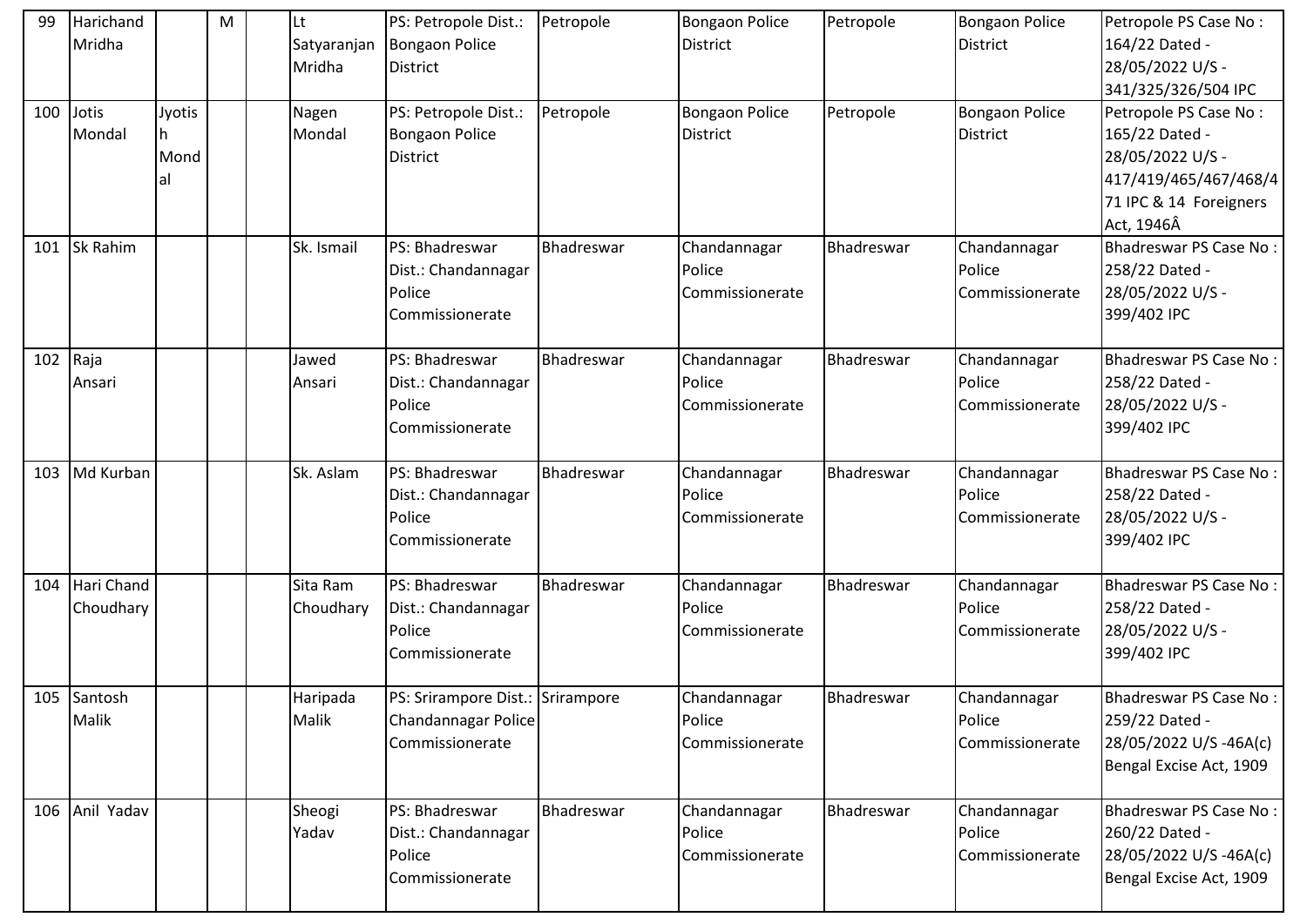| 99 | Harichand Mridha | | M | | Lt Satyaranjan Mridha | PS: Petropole Dist.: Bongaon Police District | Petropole | Bongaon Police District | Petropole | Bongaon Police District | Petropole PS Case No : 164/22 Dated - 28/05/2022 U/S - 341/325/326/504 IPC |
|---|---|---|---|---|---|---|---|---|---|---|---|
| 100 | Jotis Mondal | Jyotish Mondal | | | Nagen Mondal | PS: Petropole Dist.: Bongaon Police District | Petropole | Bongaon Police District | Petropole | Bongaon Police District | Petropole PS Case No : 165/22 Dated - 28/05/2022 U/S - 417/419/465/467/468/471 IPC & 14 Foreigners Act, 1946Â |
| 101 | Sk Rahim | | | | Sk. Ismail | PS: Bhadreswar Dist.: Chandannagar Police Commissionerate | Bhadreswar | Chandannagar Police Commissionerate | Bhadreswar | Chandannagar Police Commissionerate | Bhadreswar PS Case No : 258/22 Dated - 28/05/2022 U/S - 399/402 IPC |
| 102 | Raja Ansari | | | | Jawed Ansari | PS: Bhadreswar Dist.: Chandannagar Police Commissionerate | Bhadreswar | Chandannagar Police Commissionerate | Bhadreswar | Chandannagar Police Commissionerate | Bhadreswar PS Case No : 258/22 Dated - 28/05/2022 U/S - 399/402 IPC |
| 103 | Md Kurban | | | | Sk. Aslam | PS: Bhadreswar Dist.: Chandannagar Police Commissionerate | Bhadreswar | Chandannagar Police Commissionerate | Bhadreswar | Chandannagar Police Commissionerate | Bhadreswar PS Case No : 258/22 Dated - 28/05/2022 U/S - 399/402 IPC |
| 104 | Hari Chand Choudhary | | | | Sita Ram Choudhary | PS: Bhadreswar Dist.: Chandannagar Police Commissionerate | Bhadreswar | Chandannagar Police Commissionerate | Bhadreswar | Chandannagar Police Commissionerate | Bhadreswar PS Case No : 258/22 Dated - 28/05/2022 U/S - 399/402 IPC |
| 105 | Santosh Malik | | | | Haripada Malik | PS: Srirampore Dist.: Chandannagar Police Commissionerate | Srirampore | Chandannagar Police Commissionerate | Bhadreswar | Chandannagar Police Commissionerate | Bhadreswar PS Case No : 259/22 Dated - 28/05/2022 U/S -46A(c) Bengal Excise Act, 1909 |
| 106 | Anil Yadav | | | | Sheogi Yadav | PS: Bhadreswar Dist.: Chandannagar Police Commissionerate | Bhadreswar | Chandannagar Police Commissionerate | Bhadreswar | Chandannagar Police Commissionerate | Bhadreswar PS Case No : 260/22 Dated - 28/05/2022 U/S -46A(c) Bengal Excise Act, 1909 |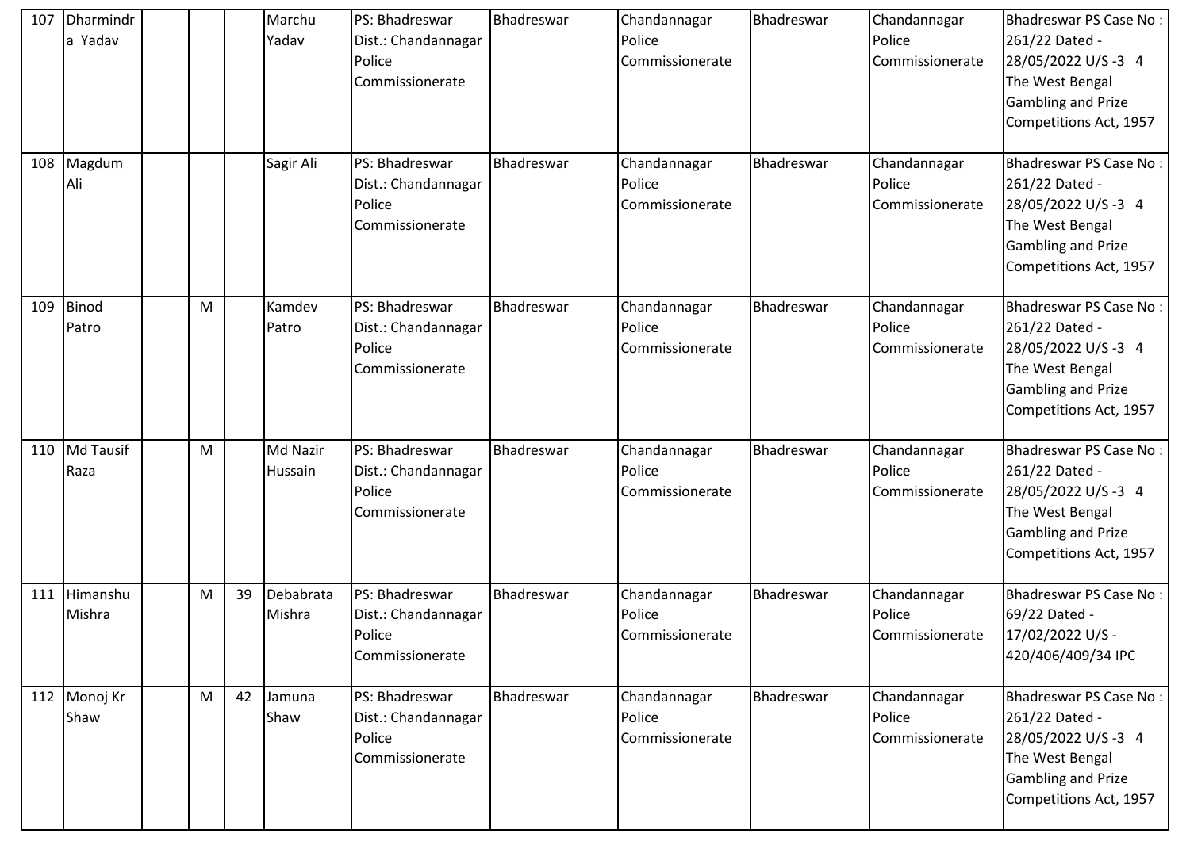| 107 | Dharmindra Yadav | | | | Marchu Yadav | PS: Bhadreswar Dist.: Chandannagar Police Commissionerate | Bhadreswar | Chandannagar Police Commissionerate | Bhadreswar | Chandannagar Police Commissionerate | Bhadreswar PS Case No : 261/22 Dated - 28/05/2022 U/S -3 4 The West Bengal Gambling and Prize Competitions Act, 1957 |
|---|---|---|---|---|---|---|---|---|---|---|---|
| 108 | Magdum Ali | | | | Sagir Ali | PS: Bhadreswar Dist.: Chandannagar Police Commissionerate | Bhadreswar | Chandannagar Police Commissionerate | Bhadreswar | Chandannagar Police Commissionerate | Bhadreswar PS Case No : 261/22 Dated - 28/05/2022 U/S -3 4 The West Bengal Gambling and Prize Competitions Act, 1957 |
| 109 | Binod Patro | | M | | Kamdev Patro | PS: Bhadreswar Dist.: Chandannagar Police Commissionerate | Bhadreswar | Chandannagar Police Commissionerate | Bhadreswar | Chandannagar Police Commissionerate | Bhadreswar PS Case No : 261/22 Dated - 28/05/2022 U/S -3 4 The West Bengal Gambling and Prize Competitions Act, 1957 |
| 110 | Md Tausif Raza | | M | | Md Nazir Hussain | PS: Bhadreswar Dist.: Chandannagar Police Commissionerate | Bhadreswar | Chandannagar Police Commissionerate | Bhadreswar | Chandannagar Police Commissionerate | Bhadreswar PS Case No : 261/22 Dated - 28/05/2022 U/S -3 4 The West Bengal Gambling and Prize Competitions Act, 1957 |
| 111 | Himanshu Mishra | | M | 39 | Debabrata Mishra | PS: Bhadreswar Dist.: Chandannagar Police Commissionerate | Bhadreswar | Chandannagar Police Commissionerate | Bhadreswar | Chandannagar Police Commissionerate | Bhadreswar PS Case No : 69/22 Dated - 17/02/2022 U/S - 420/406/409/34 IPC |
| 112 | Monoj Kr Shaw | | M | 42 | Jamuna Shaw | PS: Bhadreswar Dist.: Chandannagar Police Commissionerate | Bhadreswar | Chandannagar Police Commissionerate | Bhadreswar | Chandannagar Police Commissionerate | Bhadreswar PS Case No : 261/22 Dated - 28/05/2022 U/S -3 4 The West Bengal Gambling and Prize Competitions Act, 1957 |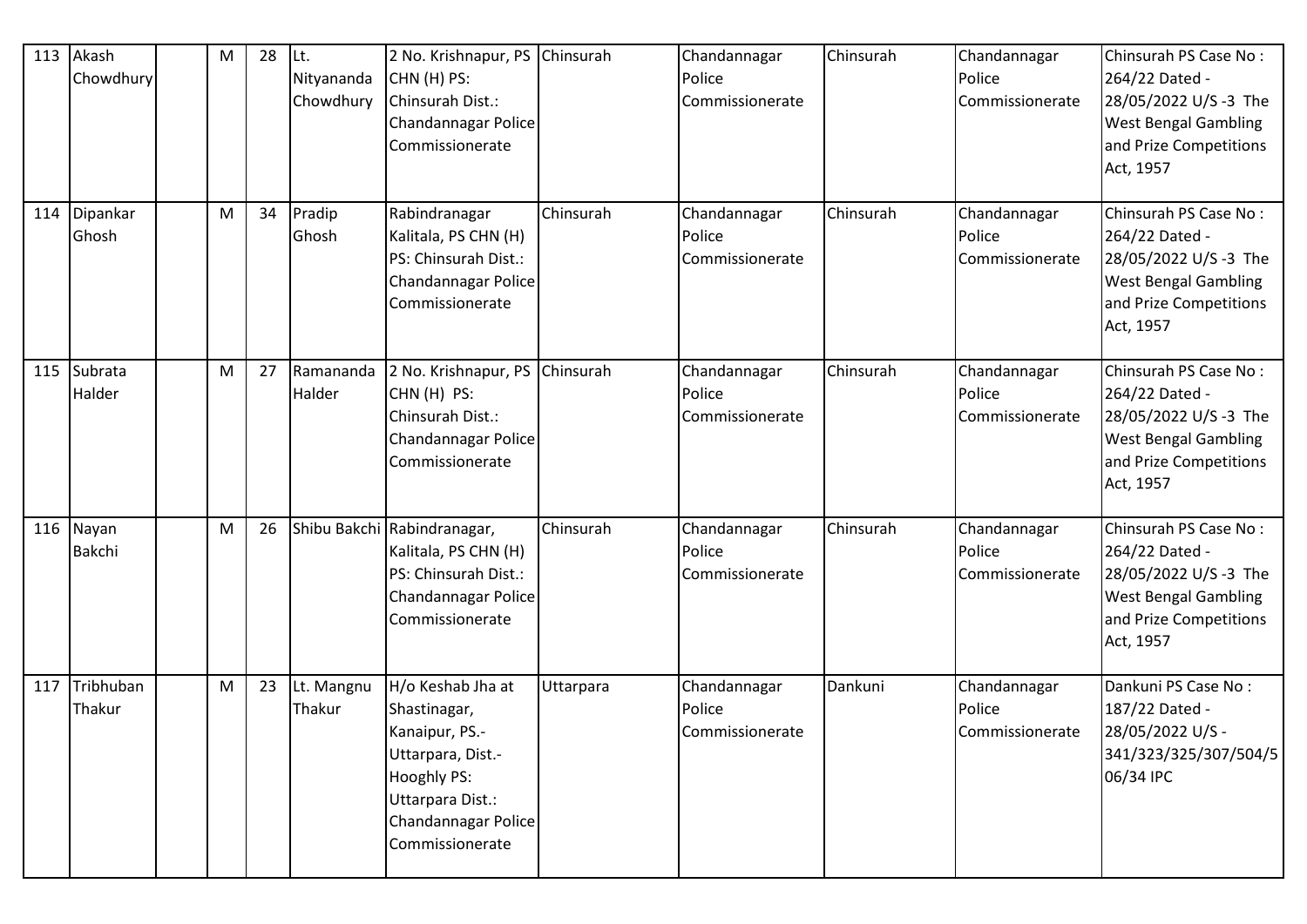| 113 | Akash Chowdhury | | M | 28 | Lt. Nityananda Chowdhury | 2 No. Krishnapur, PS CHN (H) PS: Chinsurah Dist.: Chandannagar Police Commissionerate | Chinsurah | Chandannagar Police Commissionerate | Chinsurah | Chandannagar Police Commissionerate | Chinsurah PS Case No : 264/22 Dated - 28/05/2022 U/S -3 The West Bengal Gambling and Prize Competitions Act, 1957 |
|---|---|---|---|---|---|---|---|---|---|---|---|
| 114 | Dipankar Ghosh | | M | 34 | Pradip Ghosh | Rabindranagar Kalitala, PS CHN (H) PS: Chinsurah Dist.: Chandannagar Police Commissionerate | Chinsurah | Chandannagar Police Commissionerate | Chinsurah | Chandannagar Police Commissionerate | Chinsurah PS Case No : 264/22 Dated - 28/05/2022 U/S -3 The West Bengal Gambling and Prize Competitions Act, 1957 |
| 115 | Subrata Halder | | M | 27 | Ramananda Halder | 2 No. Krishnapur, PS CHN (H) PS: Chinsurah Dist.: Chandannagar Police Commissionerate | Chinsurah | Chandannagar Police Commissionerate | Chinsurah | Chandannagar Police Commissionerate | Chinsurah PS Case No : 264/22 Dated - 28/05/2022 U/S -3 The West Bengal Gambling and Prize Competitions Act, 1957 |
| 116 | Nayan Bakchi | | M | 26 | Shibu Bakchi | Rabindranagar, Kalitala, PS CHN (H) PS: Chinsurah Dist.: Chandannagar Police Commissionerate | Chinsurah | Chandannagar Police Commissionerate | Chinsurah | Chandannagar Police Commissionerate | Chinsurah PS Case No : 264/22 Dated - 28/05/2022 U/S -3 The West Bengal Gambling and Prize Competitions Act, 1957 |
| 117 | Tribhuban Thakur | | M | 23 | Lt. Mangnu Thakur | H/o Keshab Jha at Shastinagar, Kanaipur, PS.- Uttarpara, Dist.- Hooghly PS: Uttarpara Dist.: Chandannagar Police Commissionerate | Uttarpara | Chandannagar Police Commissionerate | Dankuni | Chandannagar Police Commissionerate | Dankuni PS Case No : 187/22 Dated - 28/05/2022 U/S - 341/323/325/307/504/506/34 IPC |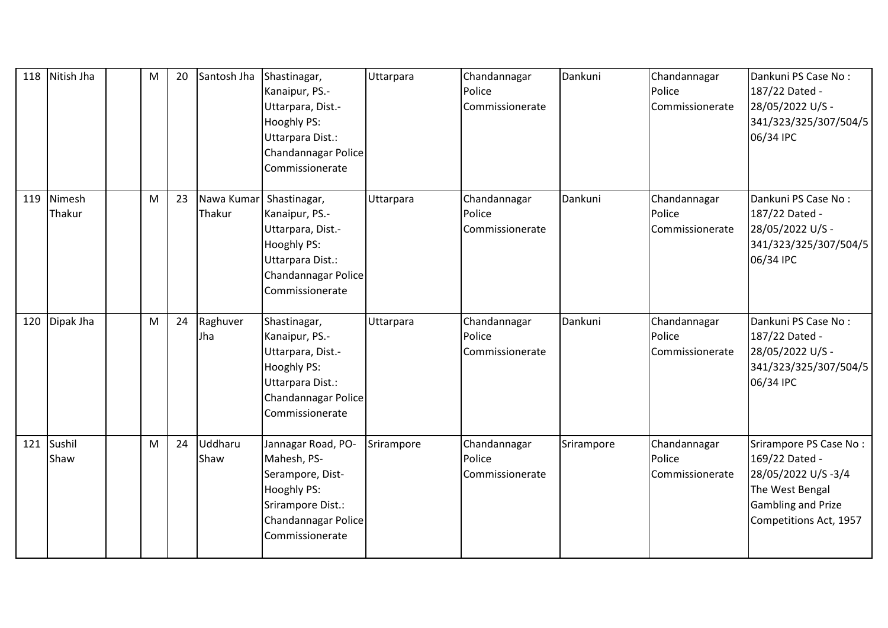| 118 | Nitish Jha | | M | 20 | Santosh Jha | Shastinagar, Kanaipur, PS.-Uttarpara, Dist.-Hooghly PS: Uttarpara Dist.: Chandannagar Police Commissionerate | Uttarpara | Chandannagar Police Commissionerate | Dankuni | Chandannagar Police Commissionerate | Dankuni PS Case No : 187/22 Dated - 28/05/2022 U/S - 341/323/325/307/504/506/34 IPC |
|---|---|---|---|---|---|---|---|---|---|---|---|
| 119 | Nimesh Thakur | | M | 23 | Nawa Kumar Thakur | Shastinagar, Kanaipur, PS.-Uttarpara, Dist.-Hooghly PS: Uttarpara Dist.: Chandannagar Police Commissionerate | Uttarpara | Chandannagar Police Commissionerate | Dankuni | Chandannagar Police Commissionerate | Dankuni PS Case No : 187/22 Dated - 28/05/2022 U/S - 341/323/325/307/504/506/34 IPC |
| 120 | Dipak Jha | | M | 24 | Raghuver Jha | Shastinagar, Kanaipur, PS.-Uttarpara, Dist.-Hooghly PS: Uttarpara Dist.: Chandannagar Police Commissionerate | Uttarpara | Chandannagar Police Commissionerate | Dankuni | Chandannagar Police Commissionerate | Dankuni PS Case No : 187/22 Dated - 28/05/2022 U/S - 341/323/325/307/504/506/34 IPC |
| 121 | Sushil Shaw | | M | 24 | Uddharu Shaw | Jannagar Road, PO-Mahesh, PS-Serampore, Dist-Hooghly PS: Srirampore Dist.: Chandannagar Police Commissionerate | Srirampore | Chandannagar Police Commissionerate | Srirampore | Chandannagar Police Commissionerate | Srirampore PS Case No : 169/22 Dated - 28/05/2022 U/S -3/4 The West Bengal Gambling and Prize Competitions Act, 1957 |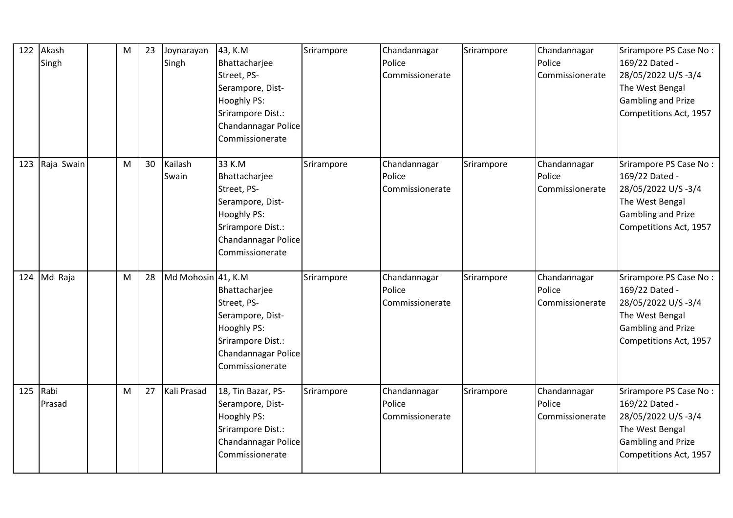| 122 | Akash Singh | | M | 23 | Joynarayan Singh | 43, K.M Bhattacharjee Street, PS-Serampore, Dist-Hooghly PS: Srirampore Dist.: Chandannagar Police Commissionerate | Srirampore | Chandannagar Police Commissionerate | Srirampore | Chandannagar Police Commissionerate | Srirampore PS Case No : 169/22 Dated - 28/05/2022 U/S -3/4 The West Bengal Gambling and Prize Competitions Act, 1957 |
|---|---|---|---|---|---|---|---|---|---|---|---|
| 123 | Raja Swain | | M | 30 | Kailash Swain | 33 K.M Bhattacharjee Street, PS-Serampore, Dist-Hooghly PS: Srirampore Dist.: Chandannagar Police Commissionerate | Srirampore | Chandannagar Police Commissionerate | Srirampore | Chandannagar Police Commissionerate | Srirampore PS Case No : 169/22 Dated - 28/05/2022 U/S -3/4 The West Bengal Gambling and Prize Competitions Act, 1957 |
| 124 | Md Raja | | M | 28 | Md Mohosin | 41, K.M Bhattacharjee Street, PS-Serampore, Dist-Hooghly PS: Srirampore Dist.: Chandannagar Police Commissionerate | Srirampore | Chandannagar Police Commissionerate | Srirampore | Chandannagar Police Commissionerate | Srirampore PS Case No : 169/22 Dated - 28/05/2022 U/S -3/4 The West Bengal Gambling and Prize Competitions Act, 1957 |
| 125 | Rabi Prasad | | M | 27 | Kali Prasad | 18, Tin Bazar, PS-Serampore, Dist-Hooghly PS: Srirampore Dist.: Chandannagar Police Commissionerate | Srirampore | Chandannagar Police Commissionerate | Srirampore | Chandannagar Police Commissionerate | Srirampore PS Case No : 169/22 Dated - 28/05/2022 U/S -3/4 The West Bengal Gambling and Prize Competitions Act, 1957 |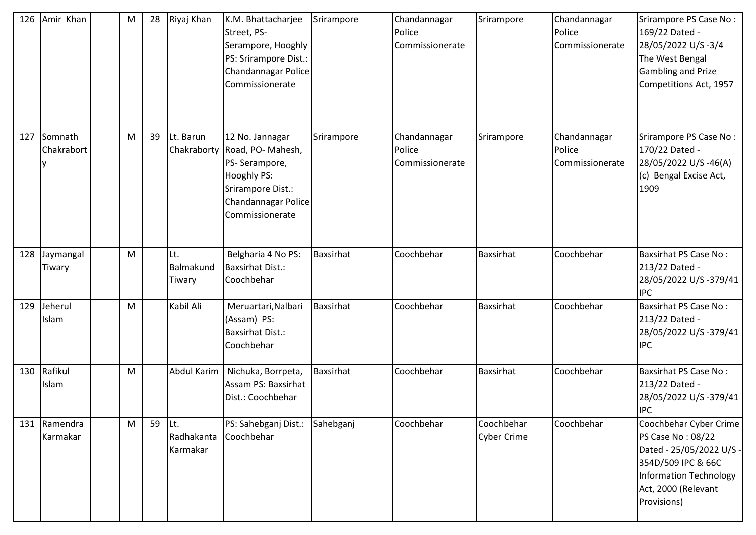| 126 | Amir Khan | | M | 28 | Riyaj Khan | K.M. Bhattacharjee Street, PS- Serampore, Hooghly PS: Srirampore Dist.: Chandannagar Police Commissionerate | Srirampore | Chandannagar Police Commissionerate | Srirampore | Chandannagar Police Commissionerate | Srirampore PS Case No : 169/22 Dated - 28/05/2022 U/S -3/4 The West Bengal Gambling and Prize Competitions Act, 1957 |
|---|---|---|---|---|---|---|---|---|---|---|---|
| 127 | Somnath Chakraborty | | M | 39 | Lt. Barun Chakraborty | 12 No. Jannagar Road, PO- Mahesh, PS- Serampore, Hooghly PS: Srirampore Dist.: Chandannagar Police Commissionerate | Srirampore | Chandannagar Police Commissionerate | Srirampore | Chandannagar Police Commissionerate | Srirampore PS Case No : 170/22 Dated - 28/05/2022 U/S -46(A) (c) Bengal Excise Act, 1909 |
| 128 | Jaymangal Tiwary | | M | | Lt. Balmakund Tiwary | Belgharia 4 No PS: Baxsirhat Dist.: Coochbehar | Baxsirhat | Coochbehar | Baxsirhat | Coochbehar | Baxsirhat PS Case No : 213/22 Dated - 28/05/2022 U/S -379/41 IPC |
| 129 | Jeherul Islam | | M | | Kabil Ali | Meruartari,Nalbari (Assam) PS: Baxsirhat Dist.: Coochbehar | Baxsirhat | Coochbehar | Baxsirhat | Coochbehar | Baxsirhat PS Case No : 213/22 Dated - 28/05/2022 U/S -379/41 IPC |
| 130 | Rafikul Islam | | M | | Abdul Karim | Nichuka, Borrpeta, Assam PS: Baxsirhat Dist.: Coochbehar | Baxsirhat | Coochbehar | Baxsirhat | Coochbehar | Baxsirhat PS Case No : 213/22 Dated - 28/05/2022 U/S -379/41 IPC |
| 131 | Ramendra Karmakar | | M | 59 | Lt. Radhakanta Karmakar | PS: Sahebganj Dist.: Coochbehar | Sahebganj | Coochbehar | Coochbehar Cyber Crime | Coochbehar | Coochbehar Cyber Crime PS Case No : 08/22 Dated - 25/05/2022 U/S -354D/509 IPC & 66C Information Technology Act, 2000 (Relevant Provisions) |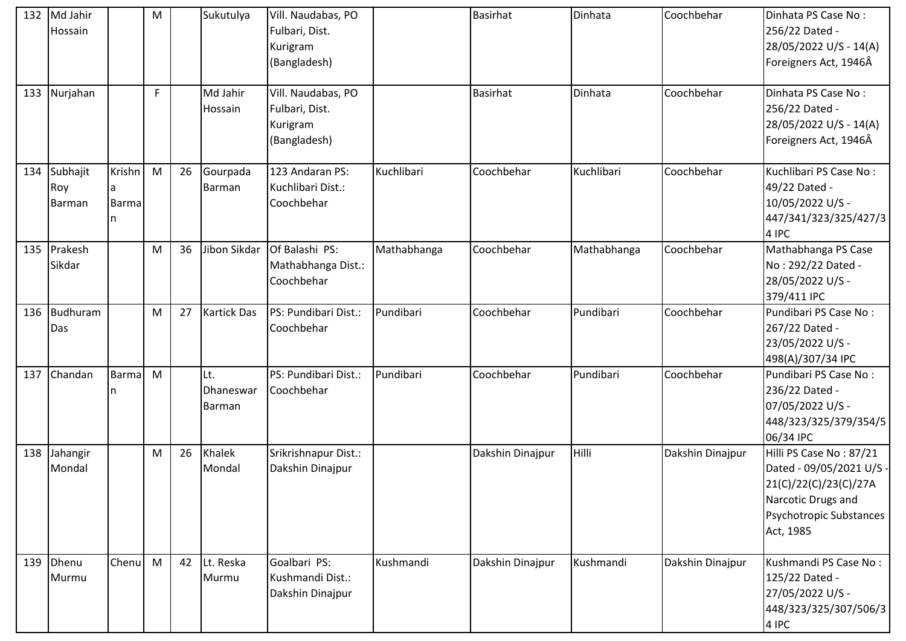| 132 | Md Jahir Hossain | | M | | Sukutulya | Vill. Naudabas, PO Fulbari, Dist. Kurigram (Bangladesh) | | Basirhat | Dinhata | Coochbehar | Dinhata PS Case No : 256/22 Dated - 28/05/2022 U/S - 14(A) Foreigners Act, 1946Â |
|---|---|---|---|---|---|---|---|---|---|---|---|
| 133 | Nurjahan | | F | | Md Jahir Hossain | Vill. Naudabas, PO Fulbari, Dist. Kurigram (Bangladesh) | | Basirhat | Dinhata | Coochbehar | Dinhata PS Case No : 256/22 Dated - 28/05/2022 U/S - 14(A) Foreigners Act, 1946Â |
| 134 | Subhajit Roy Barman | Krishna Barman | M | 26 | Gourpada Barman | 123 Andaran PS: Kuchlibari Dist.: Coochbehar | Kuchlibari | Coochbehar | Kuchlibari | Coochbehar | Kuchlibari PS Case No : 49/22 Dated - 10/05/2022 U/S - 447/341/323/325/427/34 IPC |
| 135 | Prakesh Sikdar | | M | 36 | Jibon Sikdar | Of Balashi PS: Mathabhanga Dist.: Coochbehar | Mathabhanga | Coochbehar | Mathabhanga | Coochbehar | Mathabhanga PS Case No : 292/22 Dated - 28/05/2022 U/S - 379/411 IPC |
| 136 | Budhuram Das | | M | 27 | Kartick Das | PS: Pundibari Dist.: Coochbehar | Pundibari | Coochbehar | Pundibari | Coochbehar | Pundibari PS Case No : 267/22 Dated - 23/05/2022 U/S - 498(A)/307/34 IPC |
| 137 | Chandan | Barman | M | | Lt. Dhaneswar Barman | PS: Pundibari Dist.: Coochbehar | Pundibari | Coochbehar | Pundibari | Coochbehar | Pundibari PS Case No : 236/22 Dated - 07/05/2022 U/S - 448/323/325/379/354/506/34 IPC |
| 138 | Jahangir Mondal | | M | 26 | Khalek Mondal | Srikrishnapur Dist.: Dakshin Dinajpur | | Dakshin Dinajpur | Hilli | Dakshin Dinajpur | Hilli PS Case No : 87/21 Dated - 09/05/2021 U/S - 21(C)/22(C)/23(C)/27A Narcotic Drugs and Psychotropic Substances Act, 1985 |
| 139 | Dhenu Murmu | Chenu | M | 42 | Lt. Reska Murmu | Goalbari PS: Kushmandi Dist.: Dakshin Dinajpur | Kushmandi | Dakshin Dinajpur | Kushmandi | Dakshin Dinajpur | Kushmandi PS Case No : 125/22 Dated - 27/05/2022 U/S - 448/323/325/307/506/34 IPC |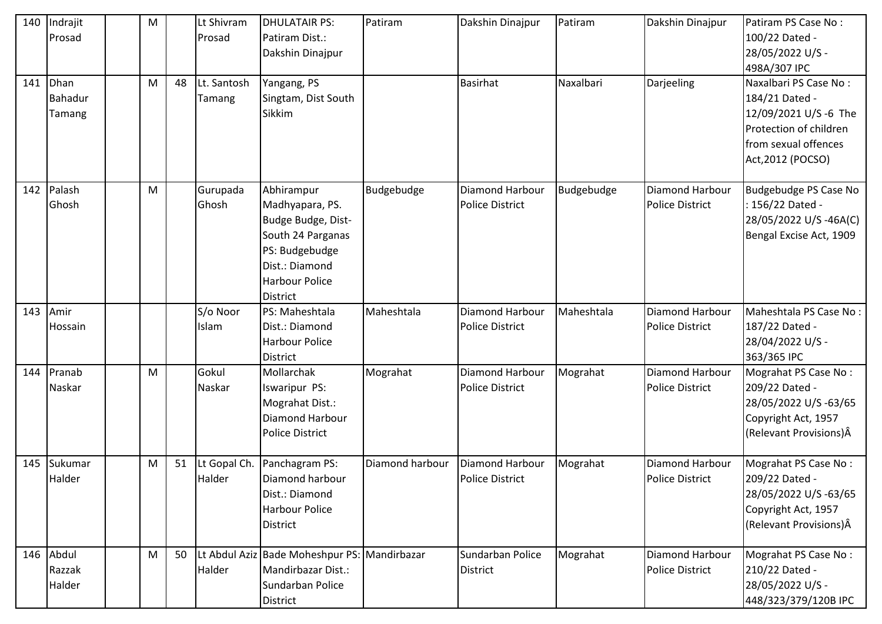| 140 | Indrajit Prosad | | M | | Lt Shivram Prosad | DHULATAIR PS: Patiram Dist.: Dakshin Dinajpur | Patiram | Dakshin Dinajpur | Patiram | Dakshin Dinajpur | Patiram PS Case No : 100/22 Dated - 28/05/2022 U/S - 498A/307 IPC |
|---|---|---|---|---|---|---|---|---|---|---|---|
| 141 | Dhan Bahadur Tamang | | M | 48 | Lt. Santosh Tamang | Yangang, PS Singtam, Dist South Sikkim | | Basirhat | Naxalbari | Darjeeling | Naxalbari PS Case No : 184/21 Dated - 12/09/2021 U/S -6 The Protection of children from sexual offences Act,2012 (POCSO) |
| 142 | Palash Ghosh | | M | | Gurupada Ghosh | Abhirampur Madhyapara, PS. Budge Budge, Dist- South 24 Parganas PS: Budgebudge Dist.: Diamond Harbour Police District | Budgebudge | Diamond Harbour Police District | Budgebudge | Diamond Harbour Police District | Budgebudge PS Case No : 156/22 Dated - 28/05/2022 U/S -46A(C) Bengal Excise Act, 1909 |
| 143 | Amir Hossain | | | | S/o Noor Islam | PS: Maheshtala Dist.: Diamond Harbour Police District | Maheshtala | Diamond Harbour Police District | Maheshtala | Diamond Harbour Police District | Maheshtala PS Case No : 187/22 Dated - 28/04/2022 U/S - 363/365 IPC |
| 144 | Pranab Naskar | | M | | Gokul Naskar | Mollarchak Iswaripur PS: Mograhat Dist.: Diamond Harbour Police District | Mograhat | Diamond Harbour Police District | Mograhat | Diamond Harbour Police District | Mograhat PS Case No : 209/22 Dated - 28/05/2022 U/S -63/65 Copyright Act, 1957 (Relevant Provisions)Â |
| 145 | Sukumar Halder | | M | 51 | Lt Gopal Ch. Halder | Panchagram PS: Diamond harbour Dist.: Diamond Harbour Police District | Diamond harbour | Diamond Harbour Police District | Mograhat | Diamond Harbour Police District | Mograhat PS Case No : 209/22 Dated - 28/05/2022 U/S -63/65 Copyright Act, 1957 (Relevant Provisions)Â |
| 146 | Abdul Razzak Halder | | M | 50 | Lt Abdul Aziz Halder | Bade Moheshpur PS: Mandirbazar Dist.: Sundarban Police District | Mandirbazar | Sundarban Police District | Mograhat | Diamond Harbour Police District | Mograhat PS Case No : 210/22 Dated - 28/05/2022 U/S - 448/323/379/120B IPC |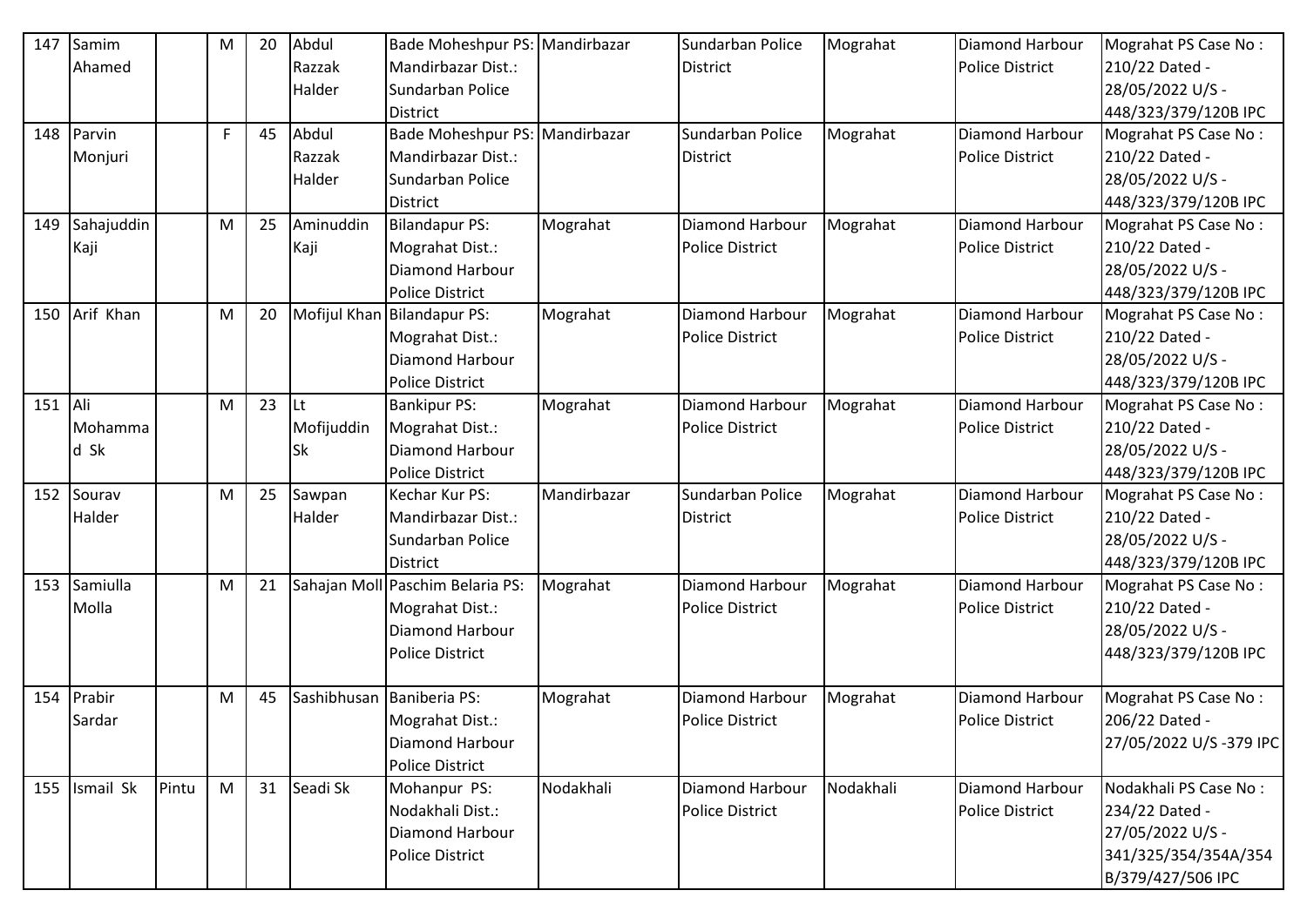| 147 | Samim Ahamed | | M | 20 | Abdul Razzak Halder | Bade Moheshpur PS: Mandirbazar Dist.: Sundarban Police District | Mandirbazar | Sundarban Police District | Mograhat | Diamond Harbour Police District | Mograhat PS Case No : 210/22 Dated - 28/05/2022 U/S - 448/323/379/120B IPC |
|---|---|---|---|---|---|---|---|---|---|---|---|
| 148 | Parvin Monjuri | | F | 45 | Abdul Razzak Halder | Bade Moheshpur PS: Mandirbazar Dist.: Sundarban Police District | Mandirbazar | Sundarban Police District | Mograhat | Diamond Harbour Police District | Mograhat PS Case No : 210/22 Dated - 28/05/2022 U/S - 448/323/379/120B IPC |
| 149 | Sahajuddin Kaji | | M | 25 | Aminuddin Kaji | Bilandapur PS: Mograhat Dist.: Diamond Harbour Police District | Mograhat | Diamond Harbour Police District | Mograhat | Diamond Harbour Police District | Mograhat PS Case No : 210/22 Dated - 28/05/2022 U/S - 448/323/379/120B IPC |
| 150 | Arif Khan | | M | 20 | Mofijul Khan | Bilandapur PS: Mograhat Dist.: Diamond Harbour Police District | Mograhat | Diamond Harbour Police District | Mograhat | Diamond Harbour Police District | Mograhat PS Case No : 210/22 Dated - 28/05/2022 U/S - 448/323/379/120B IPC |
| 151 | Ali Mohammad Sk | | M | 23 | Lt Mofijuddin Sk | Bankipur PS: Mograhat Dist.: Diamond Harbour Police District | Mograhat | Diamond Harbour Police District | Mograhat | Diamond Harbour Police District | Mograhat PS Case No : 210/22 Dated - 28/05/2022 U/S - 448/323/379/120B IPC |
| 152 | Sourav Halder | | M | 25 | Sawpan Halder | Kechar Kur PS: Mandirbazar Dist.: Sundarban Police District | Mandirbazar | Sundarban Police District | Mograhat | Diamond Harbour Police District | Mograhat PS Case No : 210/22 Dated - 28/05/2022 U/S - 448/323/379/120B IPC |
| 153 | Samiulla Molla | | M | 21 | Sahajan Moll | Paschim Belaria PS: Mograhat Dist.: Diamond Harbour Police District | Mograhat | Diamond Harbour Police District | Mograhat | Diamond Harbour Police District | Mograhat PS Case No : 210/22 Dated - 28/05/2022 U/S - 448/323/379/120B IPC |
| 154 | Prabir Sardar | | M | 45 | Sashibhusan | Baniberia PS: Mograhat Dist.: Diamond Harbour Police District | Mograhat | Diamond Harbour Police District | Mograhat | Diamond Harbour Police District | Mograhat PS Case No : 206/22 Dated - 27/05/2022 U/S -379 IPC |
| 155 | Ismail Sk | Pintu | M | 31 | Seadi Sk | Mohanpur PS: Nodakhali Dist.: Diamond Harbour Police District | Nodakhali | Diamond Harbour Police District | Nodakhali | Diamond Harbour Police District | Nodakhali PS Case No : 234/22 Dated - 27/05/2022 U/S - 341/325/354/354A/354B/379/427/506 IPC |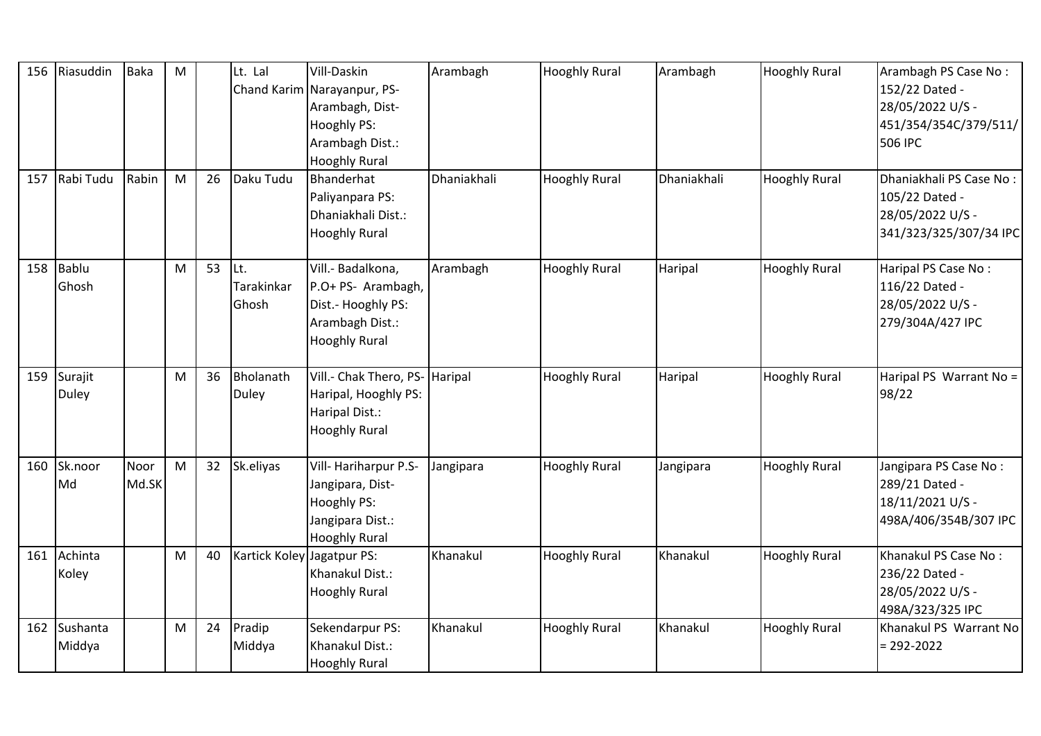| 156 | Riasuddin | Baka | M | | Lt. Lal Chand Karim | Vill-Daskin Narayanpur, PS-Arambagh, Dist-Hooghly PS: Arambagh Dist.: Hooghly Rural | Arambagh | Hooghly Rural | Arambagh | Hooghly Rural | Arambagh PS Case No : 152/22 Dated - 28/05/2022 U/S - 451/354/354C/379/511/506 IPC |
|---|---|---|---|---|---|---|---|---|---|---|---|
| 157 | Rabi Tudu | Rabin | M | 26 | Daku Tudu | Bhanderhat Paliyanpara PS: Dhaniakhali Dist.: Hooghly Rural | Dhaniakhali | Hooghly Rural | Dhaniakhali | Hooghly Rural | Dhaniakhali PS Case No : 105/22 Dated - 28/05/2022 U/S - 341/323/325/307/34 IPC |
| 158 | Bablu Ghosh | | M | 53 | Lt. Tarakinkar Ghosh | Vill.- Badalkona, P.O+ PS- Arambagh, Dist.- Hooghly PS: Arambagh Dist.: Hooghly Rural | Arambagh | Hooghly Rural | Haripal | Hooghly Rural | Haripal PS Case No : 116/22 Dated - 28/05/2022 U/S - 279/304A/427 IPC |
| 159 | Surajit Duley | | M | 36 | Bholanath Duley | Vill.- Chak Thero, PS- Haripal, Hooghly PS: Haripal Dist.: Hooghly Rural | Haripal | Hooghly Rural | Haripal | Hooghly Rural | Haripal PS Warrant No = 98/22 |
| 160 | Sk.noor Md | Noor Md.SK | M | 32 | Sk.eliyas | Vill- Hariharpur P.S- Jangipara, Dist-Hooghly PS: Jangipara Dist.: Hooghly Rural | Jangipara | Hooghly Rural | Jangipara | Hooghly Rural | Jangipara PS Case No : 289/21 Dated - 18/11/2021 U/S - 498A/406/354B/307 IPC |
| 161 | Achinta Koley | | M | 40 | Kartick Koley | Jagatpur PS: Khanakul Dist.: Hooghly Rural | Khanakul | Hooghly Rural | Khanakul | Hooghly Rural | Khanakul PS Case No : 236/22 Dated - 28/05/2022 U/S - 498A/323/325 IPC |
| 162 | Sushanta Middya | | M | 24 | Pradip Middya | Sekendarpur PS: Khanakul Dist.: Hooghly Rural | Khanakul | Hooghly Rural | Khanakul | Hooghly Rural | Khanakul PS Warrant No = 292-2022 |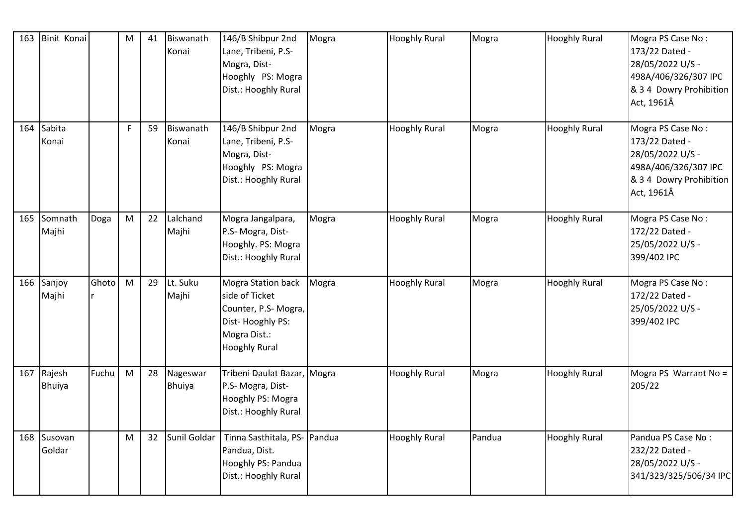| 163 | Binit Konai | | M | 41 | Biswanath Konai | 146/B Shibpur 2nd Lane, Tribeni, P.S- Mogra, Dist- Hooghly PS: Mogra Dist.: Hooghly Rural | Mogra | Hooghly Rural | Mogra | Hooghly Rural | Mogra PS Case No : 173/22 Dated - 28/05/2022 U/S - 498A/406/326/307 IPC & 3 4 Dowry Prohibition Act, 1961Â |
|---|---|---|---|---|---|---|---|---|---|---|---|
| 164 | Sabita Konai | | F | 59 | Biswanath Konai | 146/B Shibpur 2nd Lane, Tribeni, P.S- Mogra, Dist- Hooghly PS: Mogra Dist.: Hooghly Rural | Mogra | Hooghly Rural | Mogra | Hooghly Rural | Mogra PS Case No : 173/22 Dated - 28/05/2022 U/S - 498A/406/326/307 IPC & 3 4 Dowry Prohibition Act, 1961Â |
| 165 | Somnath Majhi | Doga | M | 22 | Lalchand Majhi | Mogra Jangalpara, P.S- Mogra, Dist- Hooghly. PS: Mogra Dist.: Hooghly Rural | Mogra | Hooghly Rural | Mogra | Hooghly Rural | Mogra PS Case No : 172/22 Dated - 25/05/2022 U/S - 399/402 IPC |
| 166 | Sanjoy Majhi | Ghotor | M | 29 | Lt. Suku Majhi | Mogra Station back side of Ticket Counter, P.S- Mogra, Dist- Hooghly PS: Mogra Dist.: Hooghly Rural | Mogra | Hooghly Rural | Mogra | Hooghly Rural | Mogra PS Case No : 172/22 Dated - 25/05/2022 U/S - 399/402 IPC |
| 167 | Rajesh Bhuiya | Fuchu | M | 28 | Nageswar Bhuiya | Tribeni Daulat Bazar, P.S- Mogra, Dist- Hooghly PS: Mogra Dist.: Hooghly Rural | Mogra | Hooghly Rural | Mogra | Hooghly Rural | Mogra PS Warrant No = 205/22 |
| 168 | Susovan Goldar | | M | 32 | Sunil Goldar | Tinna Sasthitala, PS- Pandua, Dist. Hooghly PS: Pandua Dist.: Hooghly Rural | Pandua | Hooghly Rural | Pandua | Hooghly Rural | Pandua PS Case No : 232/22 Dated - 28/05/2022 U/S - 341/323/325/506/34 IPC |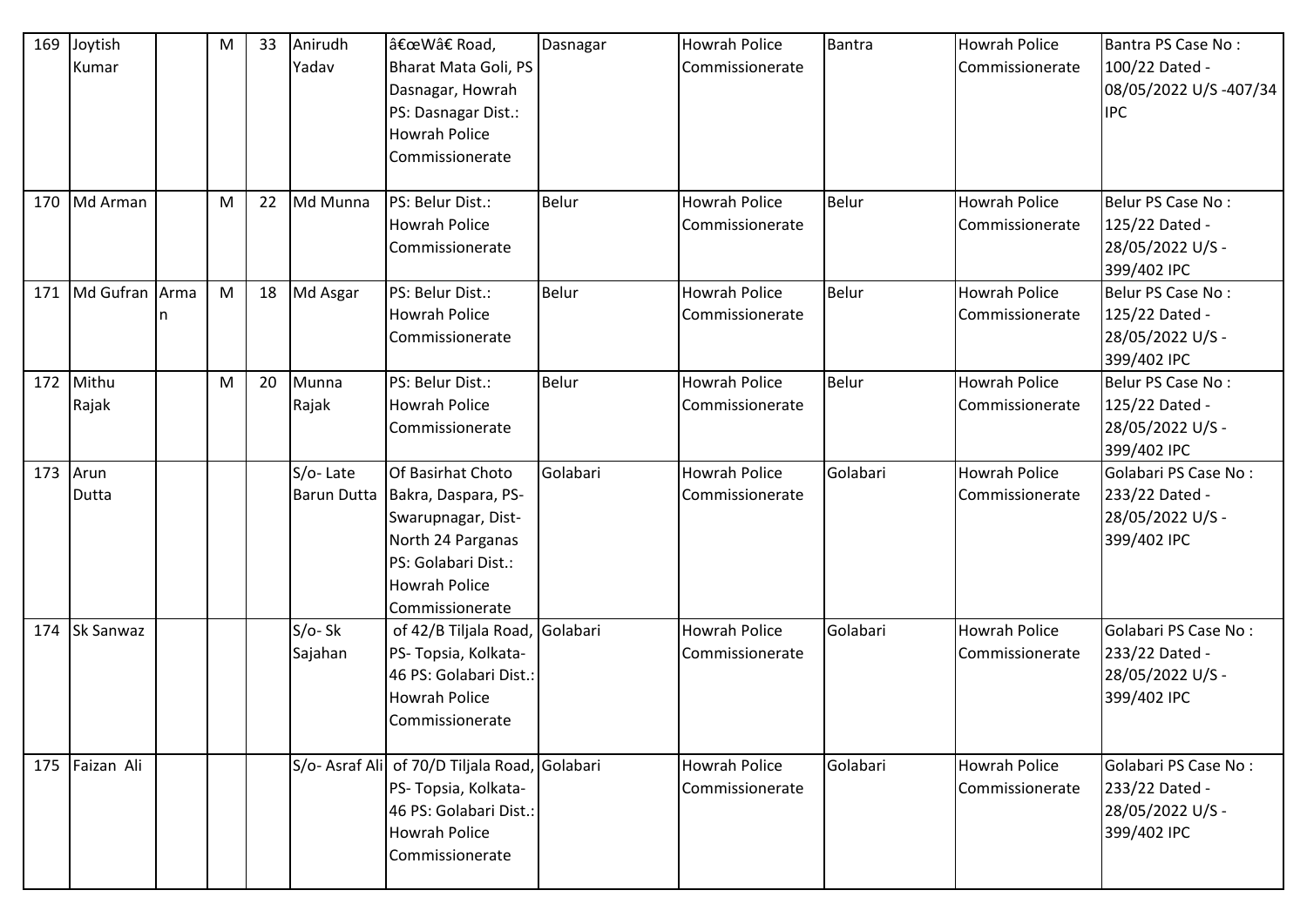| 169 | Joytish Kumar | | M | 33 | Anirudh Yadav | â€œWâ€ Road, Bharat Mata Goli, PS Dasnagar, Howrah PS: Dasnagar Dist.: Howrah Police Commissionerate | Dasnagar | Howrah Police Commissionerate | Bantra | Howrah Police Commissionerate | Bantra PS Case No : 100/22 Dated - 08/05/2022 U/S -407/34 IPC |
|---|---|---|---|---|---|---|---|---|---|---|---|
| 170 | Md Arman | | M | 22 | Md Munna | PS: Belur Dist.: Howrah Police Commissionerate | Belur | Howrah Police Commissionerate | Belur | Howrah Police Commissionerate | Belur PS Case No : 125/22 Dated - 28/05/2022 U/S - 399/402 IPC |
| 171 | Md Gufran | Arman | M | 18 | Md Asgar | PS: Belur Dist.: Howrah Police Commissionerate | Belur | Howrah Police Commissionerate | Belur | Howrah Police Commissionerate | Belur PS Case No : 125/22 Dated - 28/05/2022 U/S - 399/402 IPC |
| 172 | Mithu Rajak | | M | 20 | Munna Rajak | PS: Belur Dist.: Howrah Police Commissionerate | Belur | Howrah Police Commissionerate | Belur | Howrah Police Commissionerate | Belur PS Case No : 125/22 Dated - 28/05/2022 U/S - 399/402 IPC |
| 173 | Arun Dutta | | | | S/o- Late Barun Dutta | Of Basirhat Choto Bakra, Daspara, PS- Swarupnagar, Dist- North 24 Parganas PS: Golabari Dist.: Howrah Police Commissionerate | Golabari | Howrah Police Commissionerate | Golabari | Howrah Police Commissionerate | Golabari PS Case No : 233/22 Dated - 28/05/2022 U/S - 399/402 IPC |
| 174 | Sk Sanwaz | | | | S/o- Sk Sajahan | of 42/B Tiljala Road, PS- Topsia, Kolkata-46 PS: Golabari Dist.: Howrah Police Commissionerate | Golabari | Howrah Police Commissionerate | Golabari | Howrah Police Commissionerate | Golabari PS Case No : 233/22 Dated - 28/05/2022 U/S - 399/402 IPC |
| 175 | Faizan Ali | | | | S/o- Asraf Ali | of 70/D Tiljala Road, PS- Topsia, Kolkata-46 PS: Golabari Dist.: Howrah Police Commissionerate | Golabari | Howrah Police Commissionerate | Golabari | Howrah Police Commissionerate | Golabari PS Case No : 233/22 Dated - 28/05/2022 U/S - 399/402 IPC |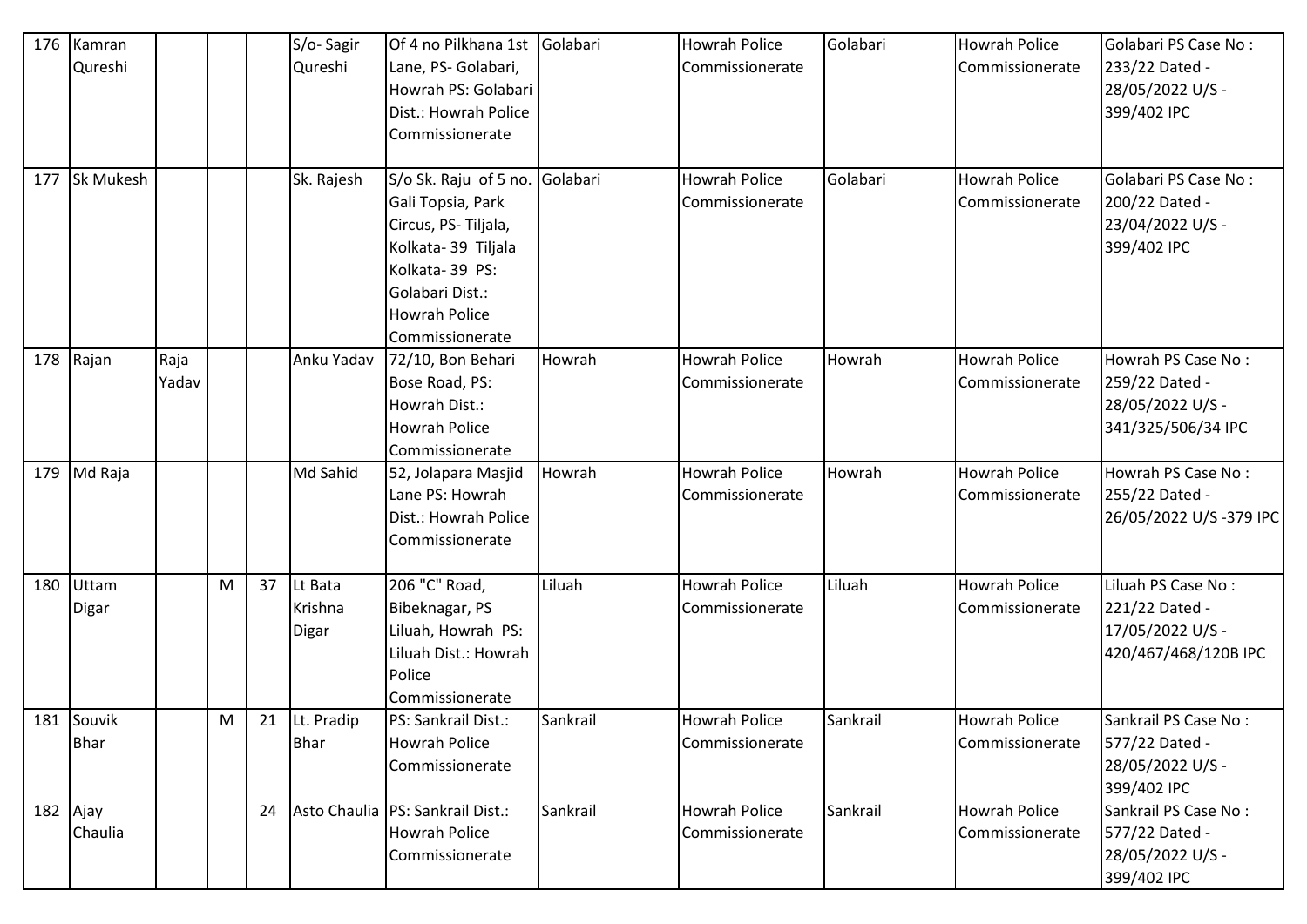| 176 | Kamran Qureshi | | | | S/o- Sagir Qureshi | Of 4 no Pilkhana 1st Lane, PS- Golabari, Howrah PS: Golabari Dist.: Howrah Police Commissionerate | Golabari | Howrah Police Commissionerate | Golabari | Howrah Police Commissionerate | Golabari PS Case No : 233/22 Dated - 28/05/2022 U/S - 399/402 IPC |
|---|---|---|---|---|---|---|---|---|---|---|---|
| 177 | Sk Mukesh | | | | Sk. Rajesh | S/o Sk. Raju of 5 no. Gali Topsia, Park Circus, PS- Tiljala, Kolkata- 39 Tiljala Kolkata- 39 PS: Golabari Dist.: Howrah Police Commissionerate | Golabari | Howrah Police Commissionerate | Golabari | Howrah Police Commissionerate | Golabari PS Case No : 200/22 Dated - 23/04/2022 U/S - 399/402 IPC |
| 178 | Rajan | Raja Yadav | | | Anku Yadav | 72/10, Bon Behari Bose Road, PS: Howrah Dist.: Howrah Police Commissionerate | Howrah | Howrah Police Commissionerate | Howrah | Howrah Police Commissionerate | Howrah PS Case No : 259/22 Dated - 28/05/2022 U/S - 341/325/506/34 IPC |
| 179 | Md Raja | | | | Md Sahid | 52, Jolapara Masjid Lane PS: Howrah Dist.: Howrah Police Commissionerate | Howrah | Howrah Police Commissionerate | Howrah | Howrah Police Commissionerate | Howrah PS Case No : 255/22 Dated - 26/05/2022 U/S -379 IPC |
| 180 | Uttam Digar | | M | 37 | Lt Bata Krishna Digar | 206 "C" Road, Bibeknagar, PS Liluah, Howrah PS: Liluah Dist.: Howrah Police Commissionerate | Liluah | Howrah Police Commissionerate | Liluah | Howrah Police Commissionerate | Liluah PS Case No : 221/22 Dated - 17/05/2022 U/S - 420/467/468/120B IPC |
| 181 | Souvik Bhar | | M | 21 | Lt. Pradip Bhar | PS: Sankrail Dist.: Howrah Police Commissionerate | Sankrail | Howrah Police Commissionerate | Sankrail | Howrah Police Commissionerate | Sankrail PS Case No : 577/22 Dated - 28/05/2022 U/S - 399/402 IPC |
| 182 | Ajay Chaulia | | | 24 | Asto Chaulia | PS: Sankrail Dist.: Howrah Police Commissionerate | Sankrail | Howrah Police Commissionerate | Sankrail | Howrah Police Commissionerate | Sankrail PS Case No : 577/22 Dated - 28/05/2022 U/S - 399/402 IPC |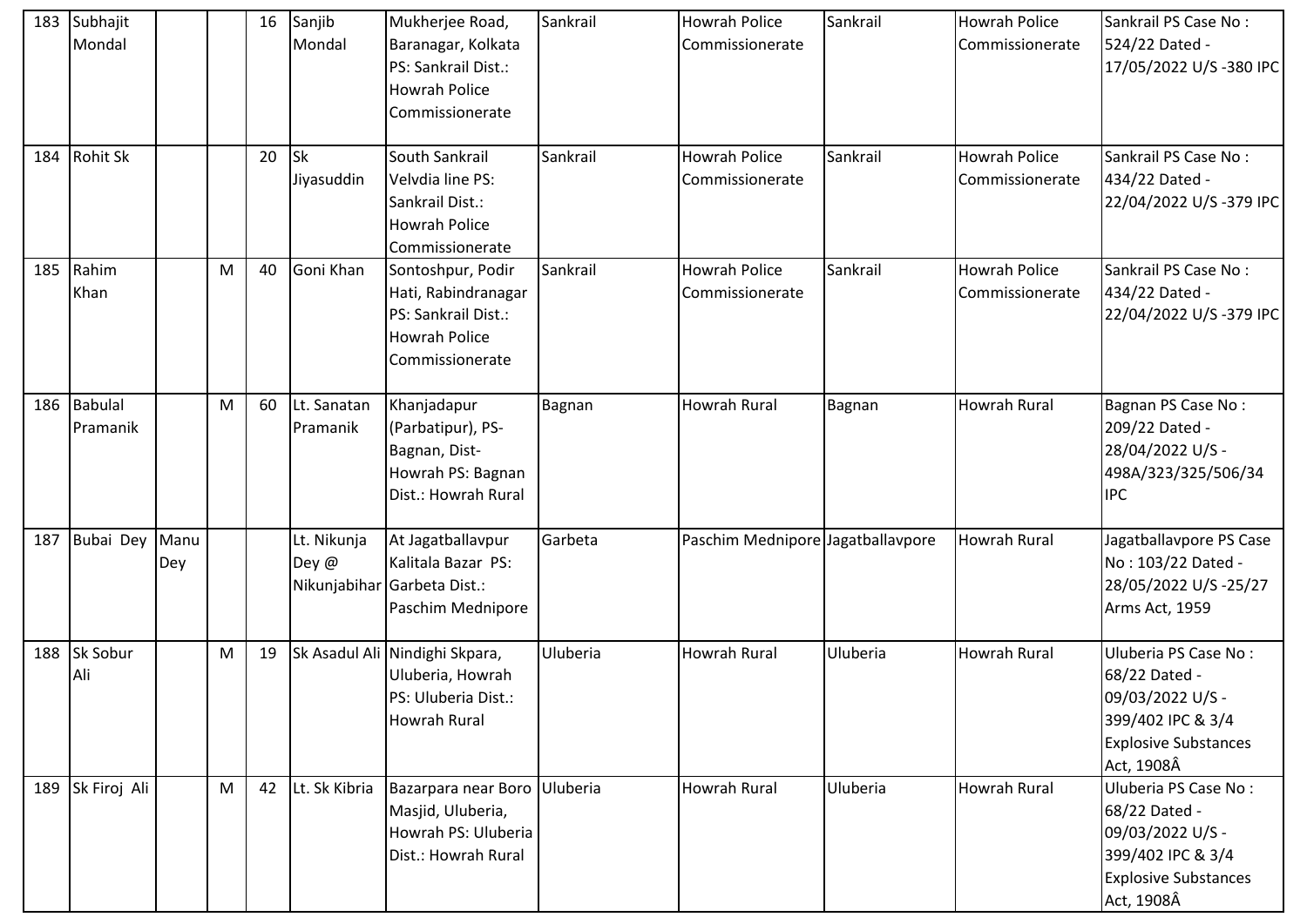| 183 | Subhajit Mondal | | | 16 | Sanjib Mondal | Mukherjee Road, Baranagar, Kolkata PS: Sankrail Dist.: Howrah Police Commissionerate | Sankrail | Howrah Police Commissionerate | Sankrail | Howrah Police Commissionerate | Sankrail PS Case No : 524/22 Dated - 17/05/2022 U/S -380 IPC |
|---|---|---|---|---|---|---|---|---|---|---|---|
| 184 | Rohit Sk | | | 20 | Sk Jiyasuddin | South Sankrail Velvdia line PS: Sankrail Dist.: Howrah Police Commissionerate | Sankrail | Howrah Police Commissionerate | Sankrail | Howrah Police Commissionerate | Sankrail PS Case No : 434/22 Dated - 22/04/2022 U/S -379 IPC |
| 185 | Rahim Khan | | M | 40 | Goni Khan | Sontoshpur, Podir Hati, Rabindranagar PS: Sankrail Dist.: Howrah Police Commissionerate | Sankrail | Howrah Police Commissionerate | Sankrail | Howrah Police Commissionerate | Sankrail PS Case No : 434/22 Dated - 22/04/2022 U/S -379 IPC |
| 186 | Babulal Pramanik | | M | 60 | Lt. Sanatan Pramanik | Khanjadapur (Parbatipur), PS-Bagnan, Dist-Howrah PS: Bagnan Dist.: Howrah Rural | Bagnan | Howrah Rural | Bagnan | Howrah Rural | Bagnan PS Case No : 209/22 Dated - 28/04/2022 U/S - 498A/323/325/506/34 IPC |
| 187 | Bubai Dey | Manu Dey | | | Lt. Nikunja Dey @ Nikunjabihar | At Jagatballavpur Kalitala Bazar PS: Garbeta Dist.: Paschim Mednipore | Garbeta | Paschim Mednipore | Jagatballavpore | Howrah Rural | Jagatballavpore PS Case No : 103/22 Dated - 28/05/2022 U/S -25/27 Arms Act, 1959 |
| 188 | Sk Sobur Ali | | M | 19 | Sk Asadul Ali | Nindighi Skpara, Uluberia, Howrah PS: Uluberia Dist.: Howrah Rural | Uluberia | Howrah Rural | Uluberia | Howrah Rural | Uluberia PS Case No : 68/22 Dated - 09/03/2022 U/S - 399/402 IPC & 3/4 Explosive Substances Act, 1908Â |
| 189 | Sk Firoj Ali | | M | 42 | Lt. Sk Kibria | Bazarpara near Boro Masjid, Uluberia, Howrah PS: Uluberia Dist.: Howrah Rural | Uluberia | Howrah Rural | Uluberia | Howrah Rural | Uluberia PS Case No : 68/22 Dated - 09/03/2022 U/S - 399/402 IPC & 3/4 Explosive Substances Act, 1908Â |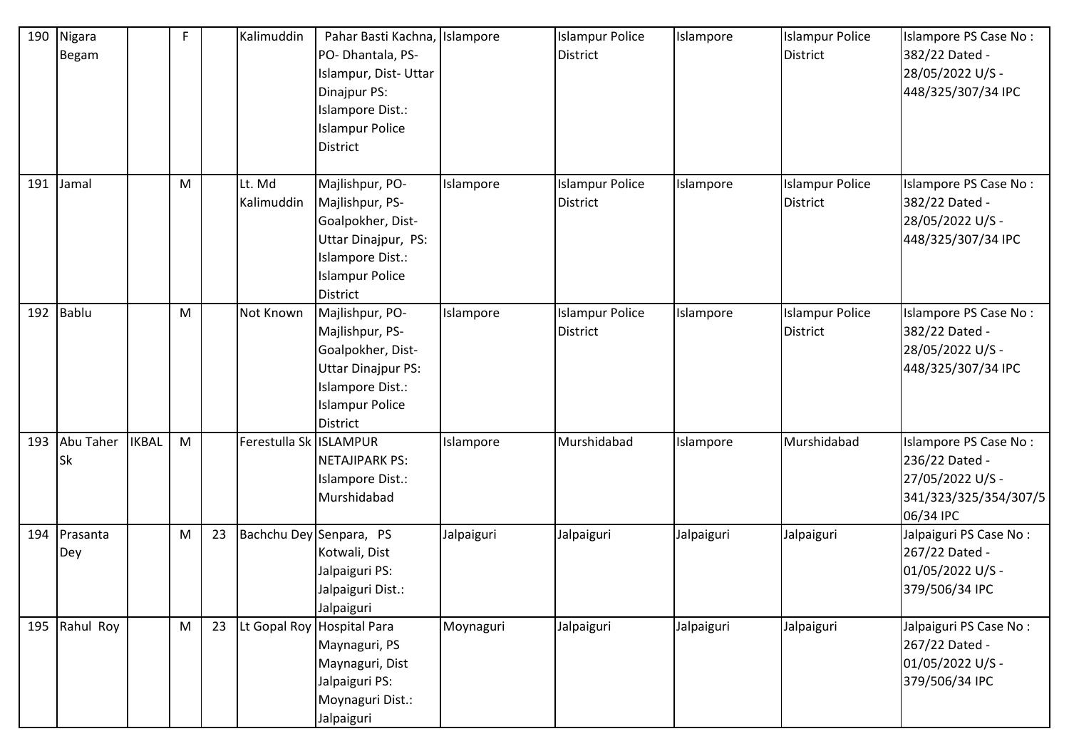| 190 | Nigara Begam | | F | | Kalimuddin | Pahar Basti Kachna, PO- Dhantala, PS- Islampur, Dist- Uttar Dinajpur PS: Islampore Dist.: Islampur Police District | Islampore | Islampur Police District | Islampore | Islampur Police District | Islampore PS Case No : 382/22 Dated - 28/05/2022 U/S - 448/325/307/34 IPC |
|---|---|---|---|---|---|---|---|---|---|---|---|
| 191 | Jamal | | M | | Lt. Md Kalimuddin | Majlishpur, PO- Majlishpur, PS- Goalpokher, Dist- Uttar Dinajpur, PS: Islampore Dist.: Islampur Police District | Islampore | Islampur Police District | Islampore | Islampur Police District | Islampore PS Case No : 382/22 Dated - 28/05/2022 U/S - 448/325/307/34 IPC |
| 192 | Bablu | | M | | Not Known | Majlishpur, PO- Majlishpur, PS- Goalpokher, Dist- Uttar Dinajpur PS: Islampore Dist.: Islampur Police District | Islampore | Islampur Police District | Islampore | Islampur Police District | Islampore PS Case No : 382/22 Dated - 28/05/2022 U/S - 448/325/307/34 IPC |
| 193 | Abu Taher Sk | IKBAL | M | | Ferestulla Sk | ISLAMPUR NETAJIPARK PS: Islampore Dist.: Murshidabad | Islampore | Murshidabad | Islampore | Murshidabad | Islampore PS Case No : 236/22 Dated - 27/05/2022 U/S - 341/323/325/354/307/506/34 IPC |
| 194 | Prasanta Dey | | M | 23 | Bachchu Dey | Senpara, PS Kotwali, Dist Jalpaiguri PS: Jalpaiguri Dist.: Jalpaiguri | Jalpaiguri | Jalpaiguri | Jalpaiguri | Jalpaiguri | Jalpaiguri PS Case No : 267/22 Dated - 01/05/2022 U/S - 379/506/34 IPC |
| 195 | Rahul Roy | | M | 23 | Lt Gopal Roy | Hospital Para Maynaguri, PS Maynaguri, Dist Jalpaiguri PS: Moynaguri Dist.: Jalpaiguri | Moynaguri | Jalpaiguri | Jalpaiguri | Jalpaiguri | Jalpaiguri PS Case No : 267/22 Dated - 01/05/2022 U/S - 379/506/34 IPC |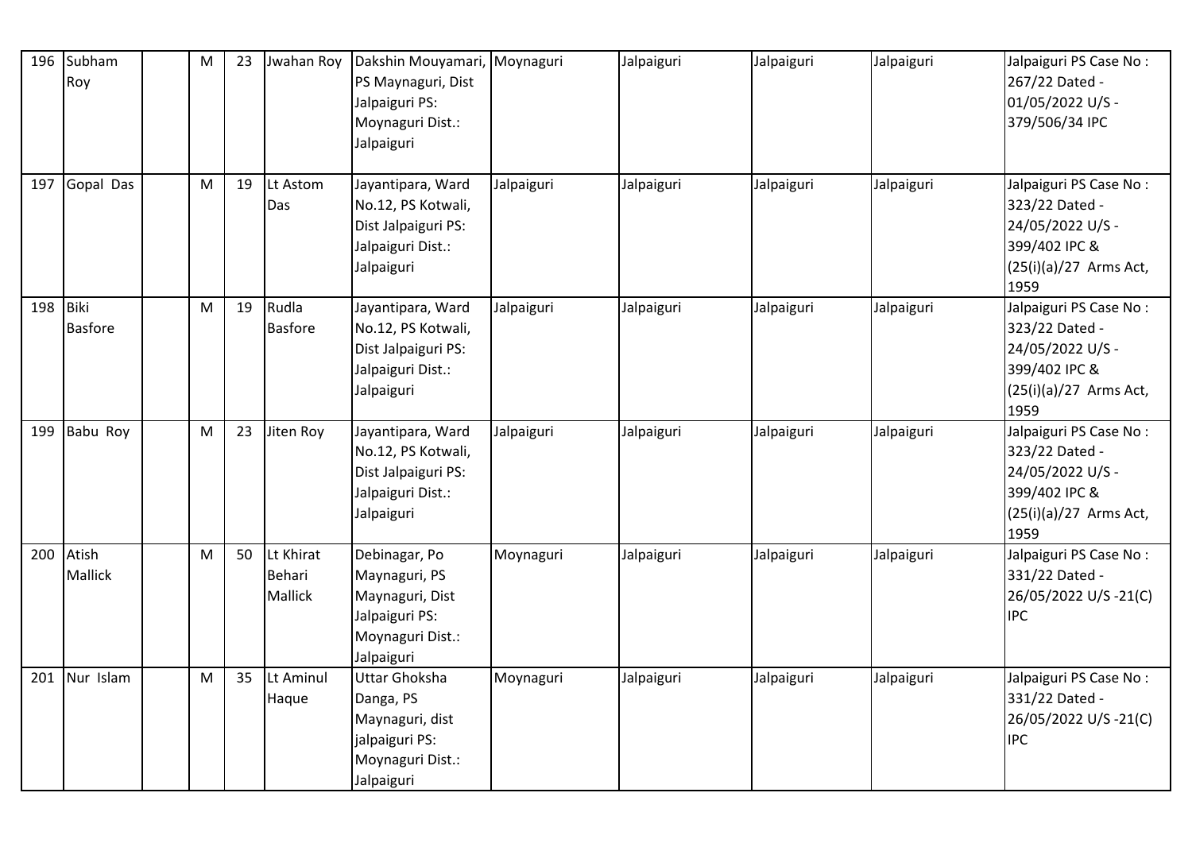| 196 | Subham Roy | | M | 23 | Jwahan Roy | Dakshin Mouyamari, PS Maynaguri, Dist Jalpaiguri PS: Moynaguri Dist.: Jalpaiguri | Moynaguri | Jalpaiguri | Jalpaiguri | Jalpaiguri | Jalpaiguri PS Case No : 267/22 Dated - 01/05/2022 U/S - 379/506/34 IPC |
|---|---|---|---|---|---|---|---|---|---|---|---|
| 197 | Gopal Das | | M | 19 | Lt Astom Das | Jayantipara, Ward No.12, PS Kotwali, Dist Jalpaiguri PS: Jalpaiguri Dist.: Jalpaiguri | Jalpaiguri | Jalpaiguri | Jalpaiguri | Jalpaiguri | Jalpaiguri PS Case No : 323/22 Dated - 24/05/2022 U/S - 399/402 IPC & (25(i)(a)/27 Arms Act, 1959 |
| 198 | Biki Basfore | | M | 19 | Rudla Basfore | Jayantipara, Ward No.12, PS Kotwali, Dist Jalpaiguri PS: Jalpaiguri Dist.: Jalpaiguri | Jalpaiguri | Jalpaiguri | Jalpaiguri | Jalpaiguri | Jalpaiguri PS Case No : 323/22 Dated - 24/05/2022 U/S - 399/402 IPC & (25(i)(a)/27 Arms Act, 1959 |
| 199 | Babu Roy | | M | 23 | Jiten Roy | Jayantipara, Ward No.12, PS Kotwali, Dist Jalpaiguri PS: Jalpaiguri Dist.: Jalpaiguri | Jalpaiguri | Jalpaiguri | Jalpaiguri | Jalpaiguri | Jalpaiguri PS Case No : 323/22 Dated - 24/05/2022 U/S - 399/402 IPC & (25(i)(a)/27 Arms Act, 1959 |
| 200 | Atish Mallick | | M | 50 | Lt Khirat Behari Mallick | Debinagar, Po Maynaguri, PS Maynaguri, Dist Jalpaiguri PS: Moynaguri Dist.: Jalpaiguri | Moynaguri | Jalpaiguri | Jalpaiguri | Jalpaiguri | Jalpaiguri PS Case No : 331/22 Dated - 26/05/2022 U/S -21(C) IPC |
| 201 | Nur Islam | | M | 35 | Lt Aminul Haque | Uttar Ghoksha Danga, PS Maynaguri, dist jalpaiguri PS: Moynaguri Dist.: Jalpaiguri | Moynaguri | Jalpaiguri | Jalpaiguri | Jalpaiguri | Jalpaiguri PS Case No : 331/22 Dated - 26/05/2022 U/S -21(C) IPC |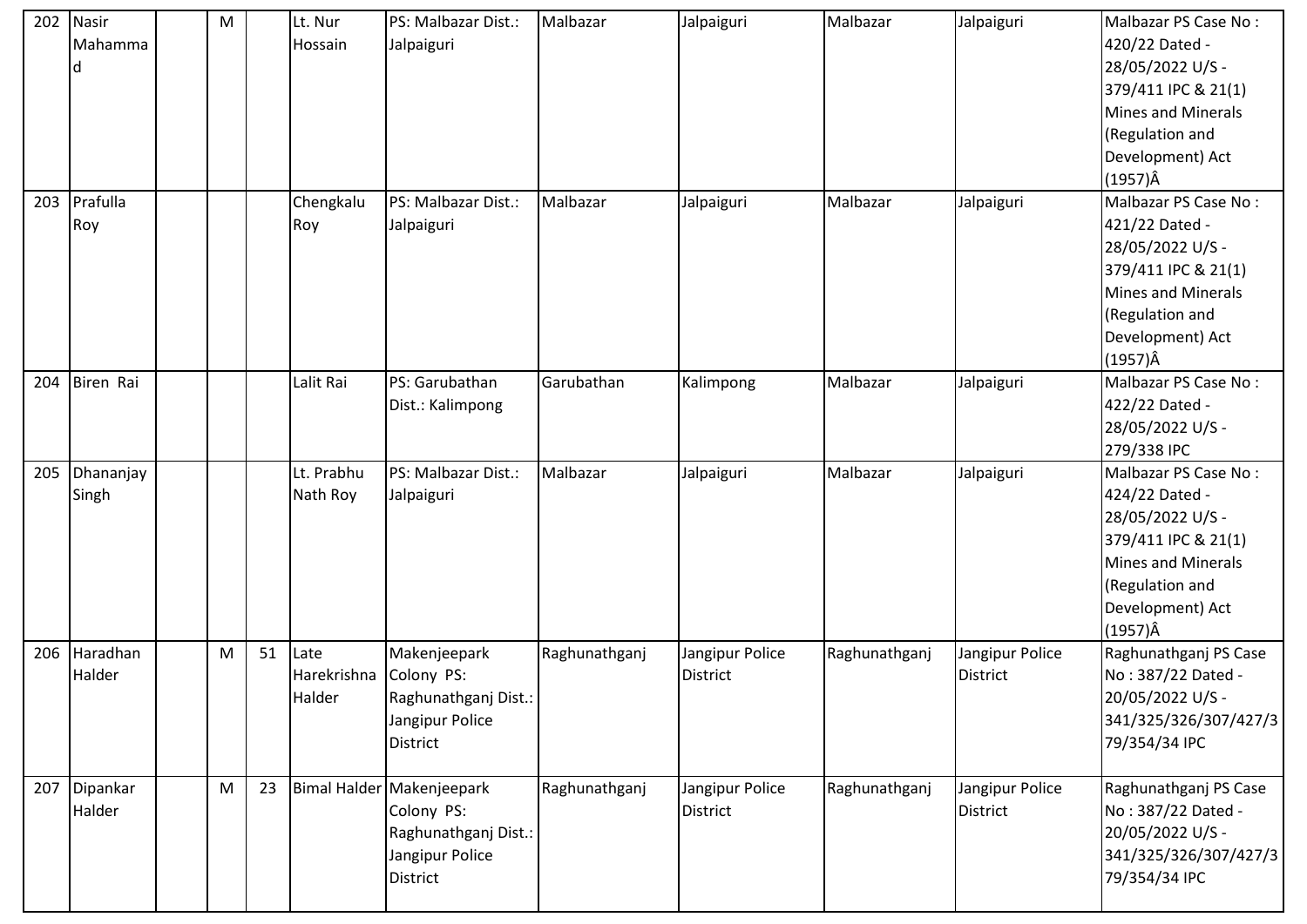| 202 | Nasir Mahammad | | M | | Lt. Nur Hossain | PS: Malbazar Dist.: Jalpaiguri | Malbazar | Jalpaiguri | Malbazar | Jalpaiguri | Malbazar PS Case No : 420/22 Dated - 28/05/2022 U/S - 379/411 IPC & 21(1) Mines and Minerals (Regulation and Development) Act (1957)Â |
|---|---|---|---|---|---|---|---|---|---|---|---|
| 203 | Prafulla Roy | | | | Chengkalu Roy | PS: Malbazar Dist.: Jalpaiguri | Malbazar | Jalpaiguri | Malbazar | Jalpaiguri | Malbazar PS Case No : 421/22 Dated - 28/05/2022 U/S - 379/411 IPC & 21(1) Mines and Minerals (Regulation and Development) Act (1957)Â |
| 204 | Biren Rai | | | | Lalit Rai | PS: Garubathan Dist.: Kalimpong | Garubathan | Kalimpong | Malbazar | Jalpaiguri | Malbazar PS Case No : 422/22 Dated - 28/05/2022 U/S - 279/338 IPC |
| 205 | Dhananjay Singh | | | | Lt. Prabhu Nath Roy | PS: Malbazar Dist.: Jalpaiguri | Malbazar | Jalpaiguri | Malbazar | Jalpaiguri | Malbazar PS Case No : 424/22 Dated - 28/05/2022 U/S - 379/411 IPC & 21(1) Mines and Minerals (Regulation and Development) Act (1957)Â |
| 206 | Haradhan Halder | | M | 51 | Late Harekrishna Halder | Makenjeepark Colony PS: Raghunathganj Dist.: Jangipur Police District | Raghunathganj | Jangipur Police District | Raghunathganj | Jangipur Police District | Raghunathganj PS Case No : 387/22 Dated - 20/05/2022 U/S - 341/325/326/307/427/379/354/34 IPC |
| 207 | Dipankar Halder | | M | 23 | Bimal Halder | Makenjeepark Colony PS: Raghunathganj Dist.: Jangipur Police District | Raghunathganj | Jangipur Police District | Raghunathganj | Jangipur Police District | Raghunathganj PS Case No : 387/22 Dated - 20/05/2022 U/S - 341/325/326/307/427/379/354/34 IPC |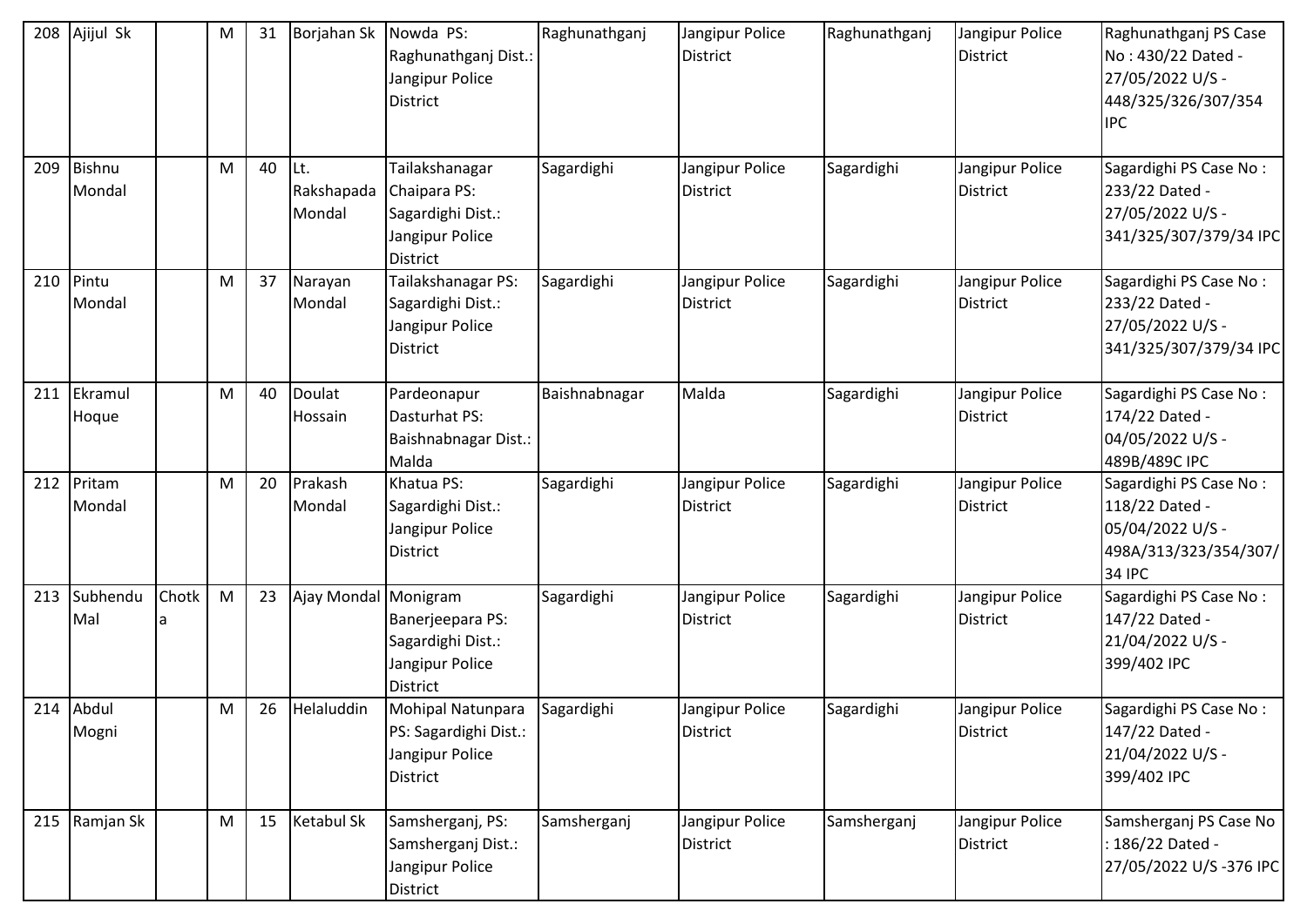| 208 | Ajijul Sk | | M | 31 | Borjahan Sk | Nowda PS: Raghunathganj Dist.: Jangipur Police District | Raghunathganj | Jangipur Police District | Raghunathganj | Jangipur Police District | Raghunathganj PS Case No : 430/22 Dated - 27/05/2022 U/S - 448/325/326/307/354 IPC |
|---|---|---|---|---|---|---|---|---|---|---|---|
| 209 | Bishnu Mondal | | M | 40 | Lt. Rakshapada Mondal | Tailakshanagar Chaipara PS: Sagardighi Dist.: Jangipur Police District | Sagardighi | Jangipur Police District | Sagardighi | Jangipur Police District | Sagardighi PS Case No : 233/22 Dated - 27/05/2022 U/S - 341/325/307/379/34 IPC |
| 210 | Pintu Mondal | | M | 37 | Narayan Mondal | Tailakshanagar PS: Sagardighi Dist.: Jangipur Police District | Sagardighi | Jangipur Police District | Sagardighi | Jangipur Police District | Sagardighi PS Case No : 233/22 Dated - 27/05/2022 U/S - 341/325/307/379/34 IPC |
| 211 | Ekramul Hoque | | M | 40 | Doulat Hossain | Pardeonapur Dasturhat PS: Baishnabnagar Dist.: Malda | Baishnabnagar | Malda | Sagardighi | Jangipur Police District | Sagardighi PS Case No : 174/22 Dated - 04/05/2022 U/S - 489B/489C IPC |
| 212 | Pritam Mondal | | M | 20 | Prakash Mondal | Khatua PS: Sagardighi Dist.: Jangipur Police District | Sagardighi | Jangipur Police District | Sagardighi | Jangipur Police District | Sagardighi PS Case No : 118/22 Dated - 05/04/2022 U/S - 498A/313/323/354/307/34 IPC |
| 213 | Subhendu Mal | Chotka | M | 23 | Ajay Mondal | Monigram Banerjeepara PS: Sagardighi Dist.: Jangipur Police District | Sagardighi | Jangipur Police District | Sagardighi | Jangipur Police District | Sagardighi PS Case No : 147/22 Dated - 21/04/2022 U/S - 399/402 IPC |
| 214 | Abdul Mogni | | M | 26 | Helaluddin | Mohipal Natunpara PS: Sagardighi Dist.: Jangipur Police District | Sagardighi | Jangipur Police District | Sagardighi | Jangipur Police District | Sagardighi PS Case No : 147/22 Dated - 21/04/2022 U/S - 399/402 IPC |
| 215 | Ramjan Sk | | M | 15 | Ketabul Sk | Samsherganj, PS: Samsherganj Dist.: Jangipur Police District | Samsherganj | Jangipur Police District | Samsherganj | Jangipur Police District | Samsherganj PS Case No : 186/22 Dated - 27/05/2022 U/S -376 IPC |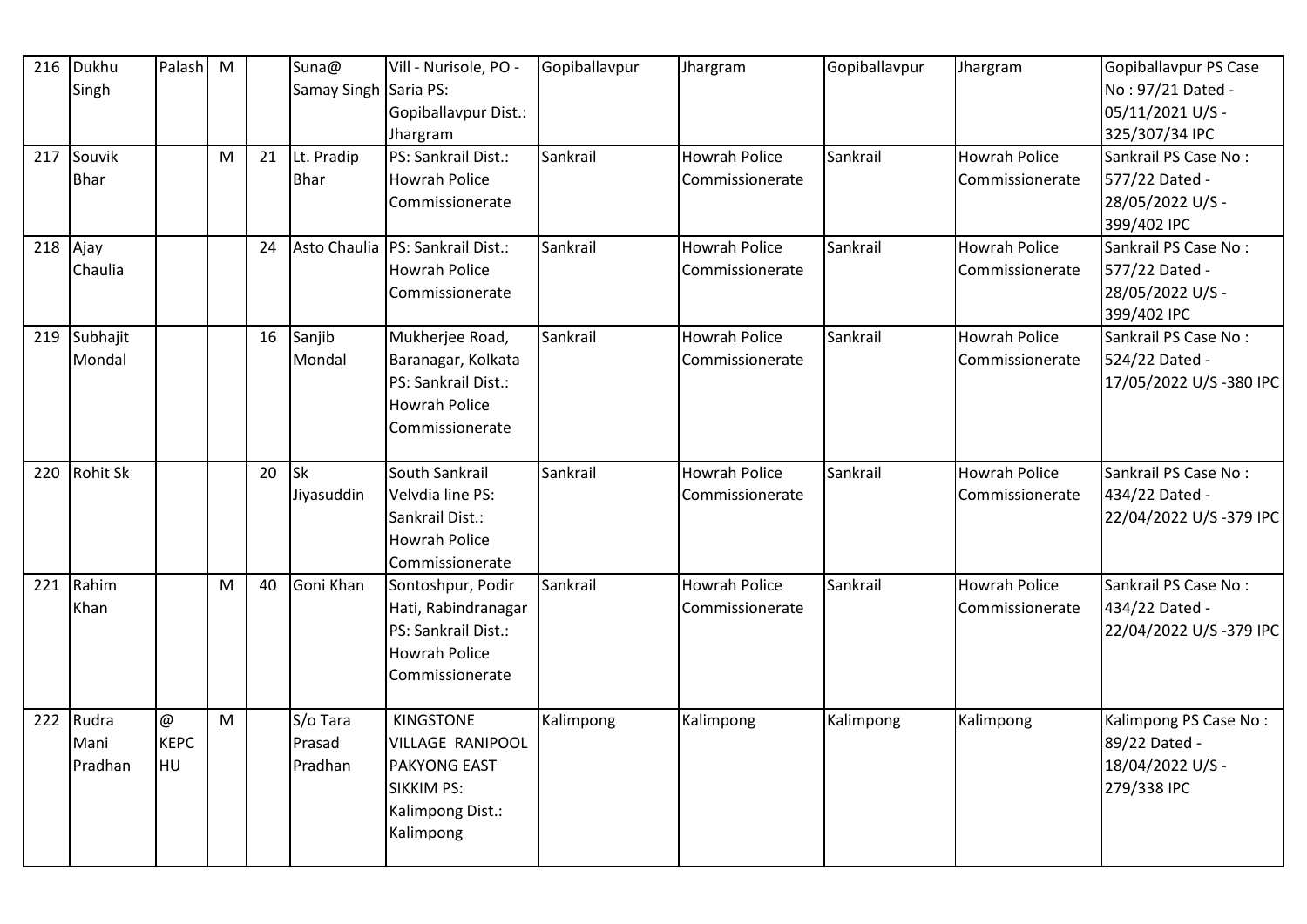| 216 | Dukhu Singh | Palash | M | | Suna@ Samay Singh | Vill - Nurisole, PO - Saria PS: Gopiballavpur Dist.: Jhargram | Gopiballavpur | Jhargram | Gopiballavpur | Jhargram | Gopiballavpur PS Case No : 97/21 Dated - 05/11/2021 U/S - 325/307/34 IPC |
|---|---|---|---|---|---|---|---|---|---|---|---|
| 217 | Souvik Bhar | | M | 21 | Lt. Pradip Bhar | PS: Sankrail Dist.: Howrah Police Commissionerate | Sankrail | Howrah Police Commissionerate | Sankrail | Howrah Police Commissionerate | Sankrail PS Case No : 577/22 Dated - 28/05/2022 U/S - 399/402 IPC |
| 218 | Ajay Chaulia | | | 24 | Asto Chaulia | PS: Sankrail Dist.: Howrah Police Commissionerate | Sankrail | Howrah Police Commissionerate | Sankrail | Howrah Police Commissionerate | Sankrail PS Case No : 577/22 Dated - 28/05/2022 U/S - 399/402 IPC |
| 219 | Subhajit Mondal | | | 16 | Sanjib Mondal | Mukherjee Road, Baranagar, Kolkata PS: Sankrail Dist.: Howrah Police Commissionerate | Sankrail | Howrah Police Commissionerate | Sankrail | Howrah Police Commissionerate | Sankrail PS Case No : 524/22 Dated - 17/05/2022 U/S -380 IPC |
| 220 | Rohit Sk | | | 20 | Sk Jiyasuddin | South Sankrail Velvdia line PS: Sankrail Dist.: Howrah Police Commissionerate | Sankrail | Howrah Police Commissionerate | Sankrail | Howrah Police Commissionerate | Sankrail PS Case No : 434/22 Dated - 22/04/2022 U/S -379 IPC |
| 221 | Rahim Khan | | M | 40 | Goni Khan | Sontoshpur, Podir Hati, Rabindranagar PS: Sankrail Dist.: Howrah Police Commissionerate | Sankrail | Howrah Police Commissionerate | Sankrail | Howrah Police Commissionerate | Sankrail PS Case No : 434/22 Dated - 22/04/2022 U/S -379 IPC |
| 222 | Rudra Mani Pradhan | @ KEPC HU | M | | S/o Tara Prasad Pradhan | KINGSTONE VILLAGE RANIPOOL PAKYONG EAST SIKKIM PS: Kalimpong Dist.: Kalimpong | Kalimpong | Kalimpong | Kalimpong | Kalimpong | Kalimpong PS Case No : 89/22 Dated - 18/04/2022 U/S - 279/338 IPC |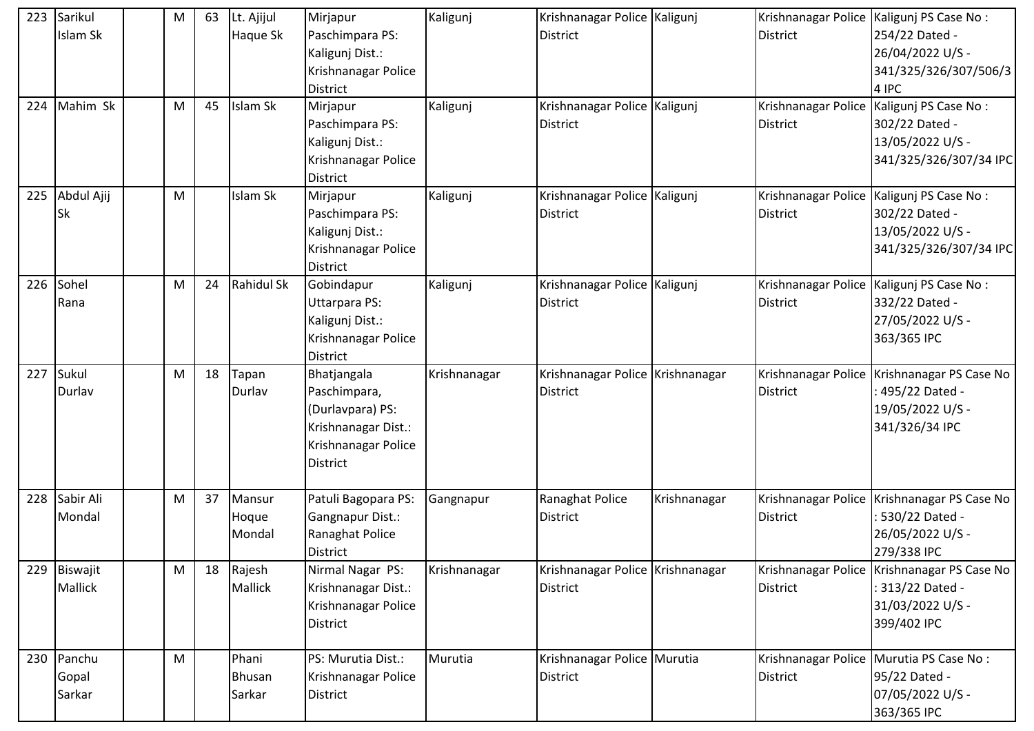| 223 | Sarikul Islam Sk | | M | 63 | Lt. Ajijul Haque Sk | Mirjapur Paschimpara PS: Kaligunj Dist.: Krishnanagar Police District | Kaligunj | Krishnanagar Police District | Kaligunj | Krishnanagar Police District | Kaligunj PS Case No : 254/22 Dated - 26/04/2022 U/S - 341/325/326/307/506/34 IPC |
|---|---|---|---|---|---|---|---|---|---|---|---|
| 224 | Mahim Sk | | M | 45 | Islam Sk | Mirjapur Paschimpara PS: Kaligunj Dist.: Krishnanagar Police District | Kaligunj | Krishnanagar Police District | Kaligunj | Krishnanagar Police District | Kaligunj PS Case No : 302/22 Dated - 13/05/2022 U/S - 341/325/326/307/34 IPC |
| 225 | Abdul Ajij Sk | | M | | Islam Sk | Mirjapur Paschimpara PS: Kaligunj Dist.: Krishnanagar Police District | Kaligunj | Krishnanagar Police District | Kaligunj | Krishnanagar Police District | Kaligunj PS Case No : 302/22 Dated - 13/05/2022 U/S - 341/325/326/307/34 IPC |
| 226 | Sohel Rana | | M | 24 | Rahidul Sk | Gobindapur Uttarpara PS: Kaligunj Dist.: Krishnanagar Police District | Kaligunj | Krishnanagar Police District | Kaligunj | Krishnanagar Police District | Kaligunj PS Case No : 332/22 Dated - 27/05/2022 U/S - 363/365 IPC |
| 227 | Sukul Durlav | | M | 18 | Tapan Durlav | Bhatjangala Paschimpara, (Durlavpara) PS: Krishnanagar Dist.: Krishnanagar Police District | Krishnanagar | Krishnanagar Police District | Krishnanagar | Krishnanagar Police District | Krishnanagar PS Case No : 495/22 Dated - 19/05/2022 U/S - 341/326/34 IPC |
| 228 | Sabir Ali Mondal | | M | 37 | Mansur Hoque Mondal | Patuli Bagopara PS: Gangnapur Dist.: Ranaghat Police District | Gangnapur | Ranaghat Police District | Krishnanagar | Krishnanagar Police District | Krishnanagar PS Case No : 530/22 Dated - 26/05/2022 U/S - 279/338 IPC |
| 229 | Biswajit Mallick | | M | 18 | Rajesh Mallick | Nirmal Nagar PS: Krishnanagar Dist.: Krishnanagar Police District | Krishnanagar | Krishnanagar Police District | Krishnanagar | Krishnanagar Police District | Krishnanagar PS Case No : 313/22 Dated - 31/03/2022 U/S - 399/402 IPC |
| 230 | Panchu Gopal Sarkar | | M | | Phani Bhusan Sarkar | PS: Murutia Dist.: Krishnanagar Police District | Murutia | Krishnanagar Police District | Murutia | Krishnanagar Police District | Murutia PS Case No : 95/22 Dated - 07/05/2022 U/S - 363/365 IPC |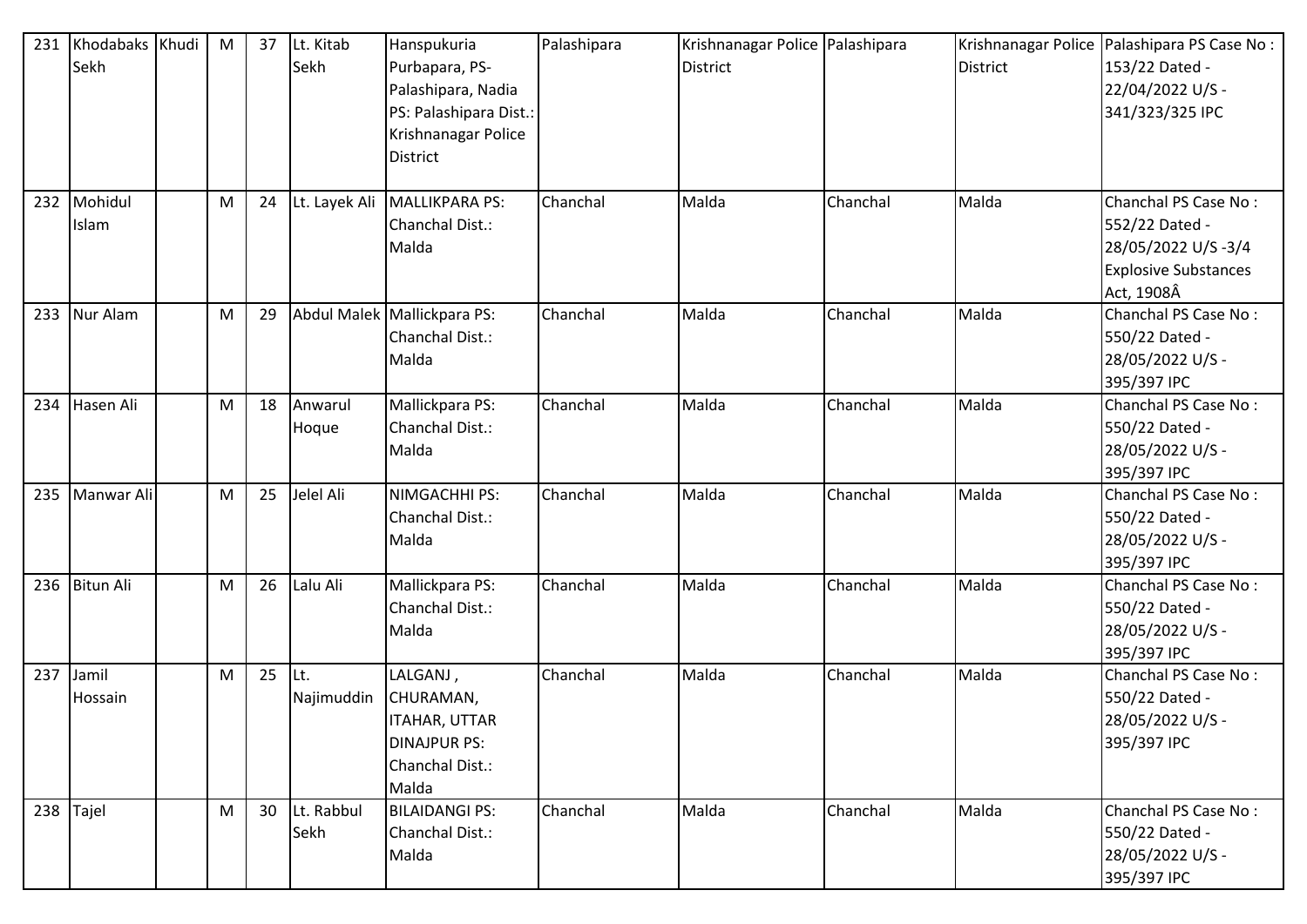| 231 | Khodabaks Sekh | Khudi | M | 37 | Lt. Kitab Sekh | Hanspukuria Purbapara, PS-Palashipara, Nadia PS: Palashipara Dist.: Krishnanagar Police District | Palashipara | Krishnanagar Police District | Palashipara | Krishnanagar Police District | Palashipara PS Case No : 153/22 Dated - 22/04/2022 U/S - 341/323/325 IPC |
|---|---|---|---|---|---|---|---|---|---|---|---|
| 232 | Mohidul Islam | | M | 24 | Lt. Layek Ali | MALLIKPARA PS: Chanchal Dist.: Malda | Chanchal | Malda | Chanchal | Malda | Chanchal PS Case No : 552/22 Dated - 28/05/2022 U/S -3/4 Explosive Substances Act, 1908Â |
| 233 | Nur Alam | | M | 29 | Abdul Malek | Mallickpara PS: Chanchal Dist.: Malda | Chanchal | Malda | Chanchal | Malda | Chanchal PS Case No : 550/22 Dated - 28/05/2022 U/S - 395/397 IPC |
| 234 | Hasen Ali | | M | 18 | Anwarul Hoque | Mallickpara PS: Chanchal Dist.: Malda | Chanchal | Malda | Chanchal | Malda | Chanchal PS Case No : 550/22 Dated - 28/05/2022 U/S - 395/397 IPC |
| 235 | Manwar Ali | | M | 25 | Jelel Ali | NIMGACHHI PS: Chanchal Dist.: Malda | Chanchal | Malda | Chanchal | Malda | Chanchal PS Case No : 550/22 Dated - 28/05/2022 U/S - 395/397 IPC |
| 236 | Bitun Ali | | M | 26 | Lalu Ali | Mallickpara PS: Chanchal Dist.: Malda | Chanchal | Malda | Chanchal | Malda | Chanchal PS Case No : 550/22 Dated - 28/05/2022 U/S - 395/397 IPC |
| 237 | Jamil Hossain | | M | 25 | Lt. Najimuddin | LALGANJ , CHURAMAN, ITAHAR, UTTAR DINAJPUR PS: Chanchal Dist.: Malda | Chanchal | Malda | Chanchal | Malda | Chanchal PS Case No : 550/22 Dated - 28/05/2022 U/S - 395/397 IPC |
| 238 | Tajel | | M | 30 | Lt. Rabbul Sekh | BILAIDANGI PS: Chanchal Dist.: Malda | Chanchal | Malda | Chanchal | Malda | Chanchal PS Case No : 550/22 Dated - 28/05/2022 U/S - 395/397 IPC |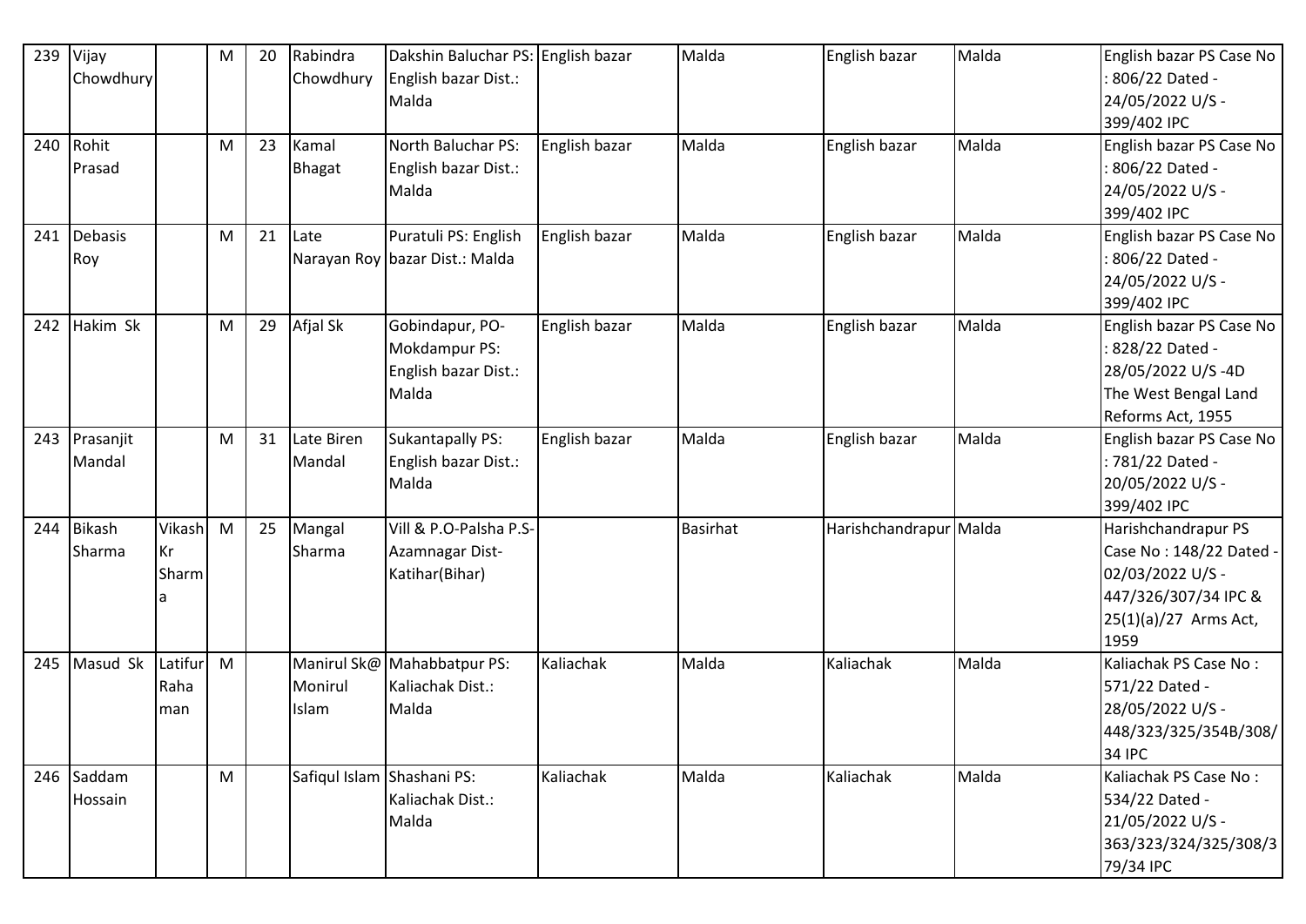| 239 | Vijay Chowdhury | | M | 20 | Rabindra Chowdhury | Dakshin Baluchar PS: English bazar Dist.: Malda | English bazar | Malda | English bazar | Malda | English bazar PS Case No : 806/22 Dated - 24/05/2022 U/S - 399/402 IPC |
|---|---|---|---|---|---|---|---|---|---|---|---|
| 240 | Rohit Prasad | | M | 23 | Kamal Bhagat | North Baluchar PS: English bazar Dist.: Malda | English bazar | Malda | English bazar | Malda | English bazar PS Case No : 806/22 Dated - 24/05/2022 U/S - 399/402 IPC |
| 241 | Debasis Roy | | M | 21 | Late Narayan Roy | Puratuli PS: English bazar Dist.: Malda | English bazar | Malda | English bazar | Malda | English bazar PS Case No : 806/22 Dated - 24/05/2022 U/S - 399/402 IPC |
| 242 | Hakim Sk | | M | 29 | Afjal Sk | Gobindapur, PO- Mokdampur PS: English bazar Dist.: Malda | English bazar | Malda | English bazar | Malda | English bazar PS Case No : 828/22 Dated - 28/05/2022 U/S -4D The West Bengal Land Reforms Act, 1955 |
| 243 | Prasanjit Mandal | | M | 31 | Late Biren Mandal | Sukantapally PS: English bazar Dist.: Malda | English bazar | Malda | English bazar | Malda | English bazar PS Case No : 781/22 Dated - 20/05/2022 U/S - 399/402 IPC |
| 244 | Bikash Sharma | Vikash Kr Sharma | M | 25 | Mangal Sharma | Vill & P.O-Palsha P.S- Azamnagar Dist- Katihar(Bihar) | | Basirhat | Harishchandrapur | Malda | Harishchandrapur PS Case No : 148/22 Dated - 02/03/2022 U/S - 447/326/307/34 IPC & 25(1)(a)/27 Arms Act, 1959 |
| 245 | Masud Sk | Latifur Rahaman | M | | Manirul Sk@ Monirul Islam | Mahabbatpur PS: Kaliachak Dist.: Malda | Kaliachak | Malda | Kaliachak | Malda | Kaliachak PS Case No : 571/22 Dated - 28/05/2022 U/S - 448/323/325/354B/308/34 IPC |
| 246 | Saddam Hossain | | M | | Safiqul Islam | Shashani PS: Kaliachak Dist.: Malda | Kaliachak | Malda | Kaliachak | Malda | Kaliachak PS Case No : 534/22 Dated - 21/05/2022 U/S - 363/323/324/325/308/379/34 IPC |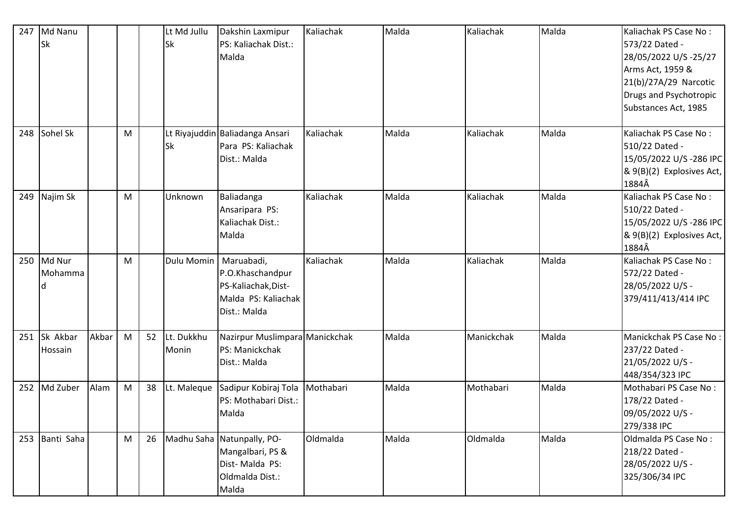| 247 | Md Nanu Sk | | | | Lt Md Jullu Sk | Dakshin Laxmipur PS: Kaliachak Dist.: Malda | Kaliachak | Malda | Kaliachak | Malda | Kaliachak PS Case No : 573/22 Dated - 28/05/2022 U/S -25/27 Arms Act, 1959 & 21(b)/27A/29 Narcotic Drugs and Psychotropic Substances Act, 1985 |
|---|---|---|---|---|---|---|---|---|---|---|---|
| 248 | Sohel Sk | | M | | Lt Riyajuddin Sk | Baliadanga Ansari Para PS: Kaliachak Dist.: Malda | Kaliachak | Malda | Kaliachak | Malda | Kaliachak PS Case No : 510/22 Dated - 15/05/2022 U/S -286 IPC & 9(B)(2) Explosives Act, 1884Â |
| 249 | Najim Sk | | M | | Unknown | Baliadanga Ansaripara PS: Kaliachak Dist.: Malda | Kaliachak | Malda | Kaliachak | Malda | Kaliachak PS Case No : 510/22 Dated - 15/05/2022 U/S -286 IPC & 9(B)(2) Explosives Act, 1884Â |
| 250 | Md Nur Mohammad | | M | | Dulu Momin | Maruabadi, P.O.Khaschandpur PS-Kaliachak,Dist-Malda PS: Kaliachak Dist.: Malda | Kaliachak | Malda | Kaliachak | Malda | Kaliachak PS Case No : 572/22 Dated - 28/05/2022 U/S - 379/411/413/414 IPC |
| 251 | Sk Akbar Hossain | Akbar | M | 52 | Lt. Dukkhu Monin | Nazirpur Muslimpara PS: Manickchak Dist.: Malda | Manickchak | Malda | Manickchak | Malda | Manickchak PS Case No : 237/22 Dated - 21/05/2022 U/S - 448/354/323 IPC |
| 252 | Md Zuber | Alam | M | 38 | Lt. Maleque | Sadipur Kobiraj Tola PS: Mothabari Dist.: Malda | Mothabari | Malda | Mothabari | Malda | Mothabari PS Case No : 178/22 Dated - 09/05/2022 U/S - 279/338 IPC |
| 253 | Banti Saha | | M | 26 | Madhu Saha | Natunpally, PO-Mangalbari, PS & Dist- Malda PS: Oldmalda Dist.: Malda | Oldmalda | Malda | Oldmalda | Malda | Oldmalda PS Case No : 218/22 Dated - 28/05/2022 U/S - 325/306/34 IPC |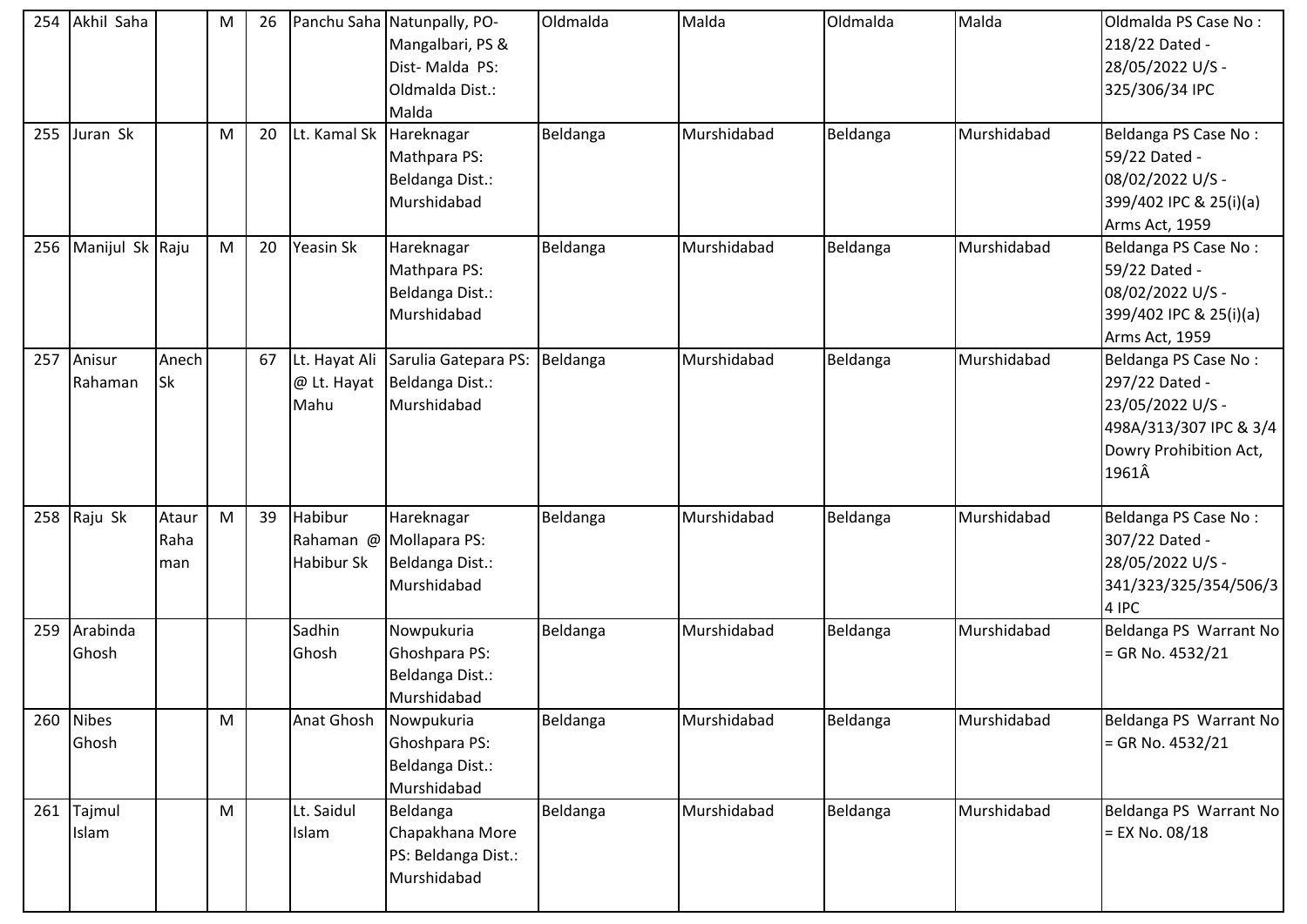| 254 | Akhil Saha | | M | 26 | Panchu Saha | Natunpally, PO- Mangalbari, PS & Dist- Malda PS: Oldmalda Dist.: Malda | Oldmalda | Malda | Oldmalda | Malda | Oldmalda PS Case No : 218/22 Dated - 28/05/2022 U/S - 325/306/34 IPC |
|---|---|---|---|---|---|---|---|---|---|---|---|
| 255 | Juran Sk | | M | 20 | Lt. Kamal Sk | Hareknagar Mathpara PS: Beldanga Dist.: Murshidabad | Beldanga | Murshidabad | Beldanga | Murshidabad | Beldanga PS Case No : 59/22 Dated - 08/02/2022 U/S - 399/402 IPC & 25(i)(a) Arms Act, 1959 |
| 256 | Manijul Sk | Raju | M | 20 | Yeasin Sk | Hareknagar Mathpara PS: Beldanga Dist.: Murshidabad | Beldanga | Murshidabad | Beldanga | Murshidabad | Beldanga PS Case No : 59/22 Dated - 08/02/2022 U/S - 399/402 IPC & 25(i)(a) Arms Act, 1959 |
| 257 | Anisur Rahaman | Anech Sk | | 67 | Lt. Hayat Ali @ Lt. Hayat Mahu | Sarulia Gatepara PS: Beldanga Dist.: Murshidabad | Beldanga | Murshidabad | Beldanga | Murshidabad | Beldanga PS Case No : 297/22 Dated - 23/05/2022 U/S - 498A/313/307 IPC & 3/4 Dowry Prohibition Act, 1961Â |
| 258 | Raju Sk | Ataur Rahaman | M | 39 | Habibur Rahaman @ Habibur Sk | Hareknagar Mollapara PS: Beldanga Dist.: Murshidabad | Beldanga | Murshidabad | Beldanga | Murshidabad | Beldanga PS Case No : 307/22 Dated - 28/05/2022 U/S - 341/323/325/354/506/34 IPC |
| 259 | Arabinda Ghosh | | | | Sadhin Ghosh | Nowpukuria Ghoshpara PS: Beldanga Dist.: Murshidabad | Beldanga | Murshidabad | Beldanga | Murshidabad | Beldanga PS Warrant No = GR No. 4532/21 |
| 260 | Nibes Ghosh | | M | | Anat Ghosh | Nowpukuria Ghoshpara PS: Beldanga Dist.: Murshidabad | Beldanga | Murshidabad | Beldanga | Murshidabad | Beldanga PS Warrant No = GR No. 4532/21 |
| 261 | Tajmul Islam | | M | | Lt. Saidul Islam | Beldanga Chapakhana More PS: Beldanga Dist.: Murshidabad | Beldanga | Murshidabad | Beldanga | Murshidabad | Beldanga PS Warrant No = EX No. 08/18 |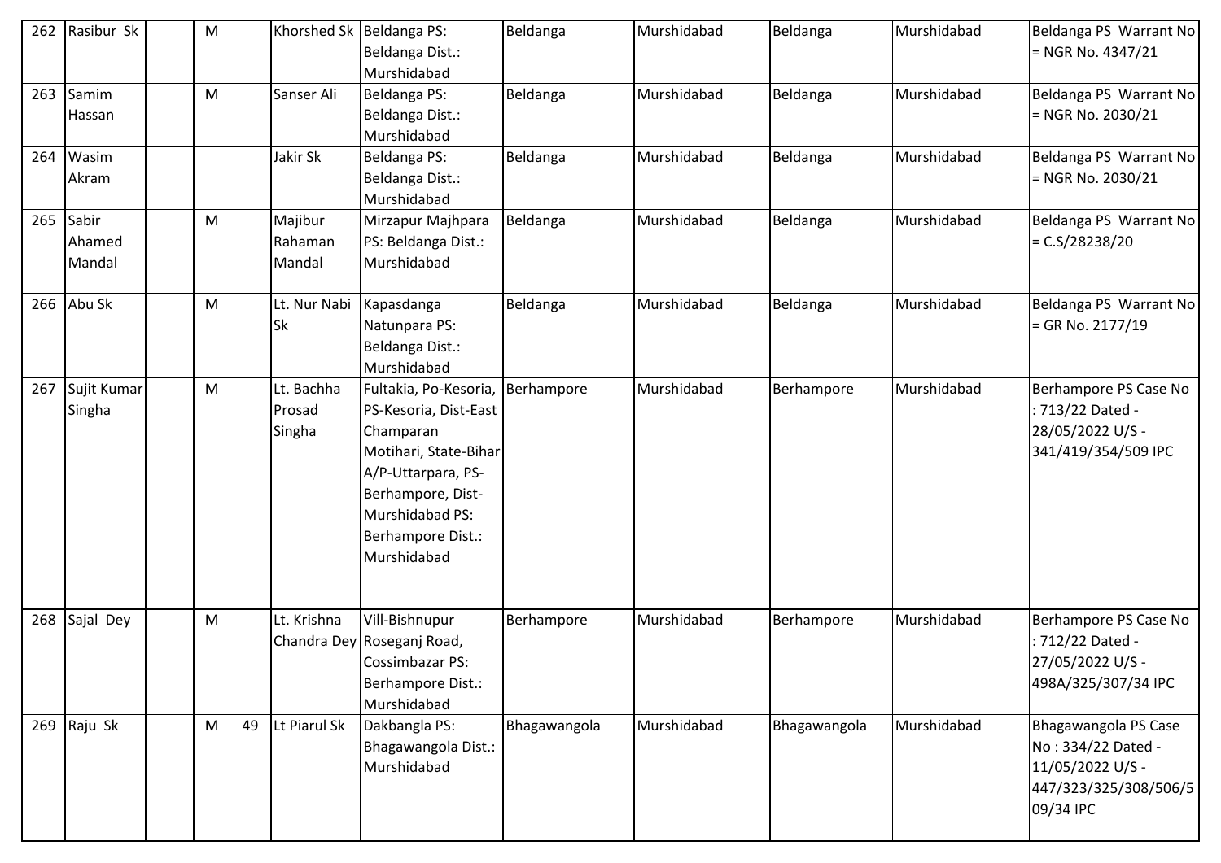| 262 | Rasibur Sk | | M | | Khorshed Sk | Beldanga PS: Beldanga Dist.: Murshidabad | Beldanga | Murshidabad | Beldanga | Murshidabad | Beldanga PS Warrant No = NGR No. 4347/21 |
|---|---|---|---|---|---|---|---|---|---|---|---|
| 263 | Samim Hassan | | M | | Sanser Ali | Beldanga PS: Beldanga Dist.: Murshidabad | Beldanga | Murshidabad | Beldanga | Murshidabad | Beldanga PS Warrant No = NGR No. 2030/21 |
| 264 | Wasim Akram | | | | Jakir Sk | Beldanga PS: Beldanga Dist.: Murshidabad | Beldanga | Murshidabad | Beldanga | Murshidabad | Beldanga PS Warrant No = NGR No. 2030/21 |
| 265 | Sabir Ahamed Mandal | | M | | Majibur Rahaman Mandal | Mirzapur Majhpara PS: Beldanga Dist.: Murshidabad | Beldanga | Murshidabad | Beldanga | Murshidabad | Beldanga PS Warrant No = C.S/28238/20 |
| 266 | Abu Sk | | M | | Lt. Nur Nabi Sk | Kapasdanga Natunpara PS: Beldanga Dist.: Murshidabad | Beldanga | Murshidabad | Beldanga | Murshidabad | Beldanga PS Warrant No = GR No. 2177/19 |
| 267 | Sujit Kumar Singha | | M | | Lt. Bachha Prosad Singha | Fultakia, Po-Kesoria, PS-Kesoria, Dist-East Champaran Motihari, State-Bihar A/P-Uttarpara, PS-Berhampore, Dist-Murshidabad PS: Berhampore Dist.: Murshidabad | Berhampore | Murshidabad | Berhampore | Murshidabad | Berhampore PS Case No : 713/22 Dated - 28/05/2022 U/S - 341/419/354/509 IPC |
| 268 | Sajal Dey | | M | | Lt. Krishna Chandra Dey | Vill-Bishnupur Roseganj Road, Cossimbazar PS: Berhampore Dist.: Murshidabad | Berhampore | Murshidabad | Berhampore | Murshidabad | Berhampore PS Case No : 712/22 Dated - 27/05/2022 U/S - 498A/325/307/34 IPC |
| 269 | Raju Sk | | M | 49 | Lt Piarul Sk | Dakbangla PS: Bhagawangola Dist.: Murshidabad | Bhagawangola | Murshidabad | Bhagawangola | Murshidabad | Bhagawangola PS Case No : 334/22 Dated - 11/05/2022 U/S - 447/323/325/308/506/509/34 IPC |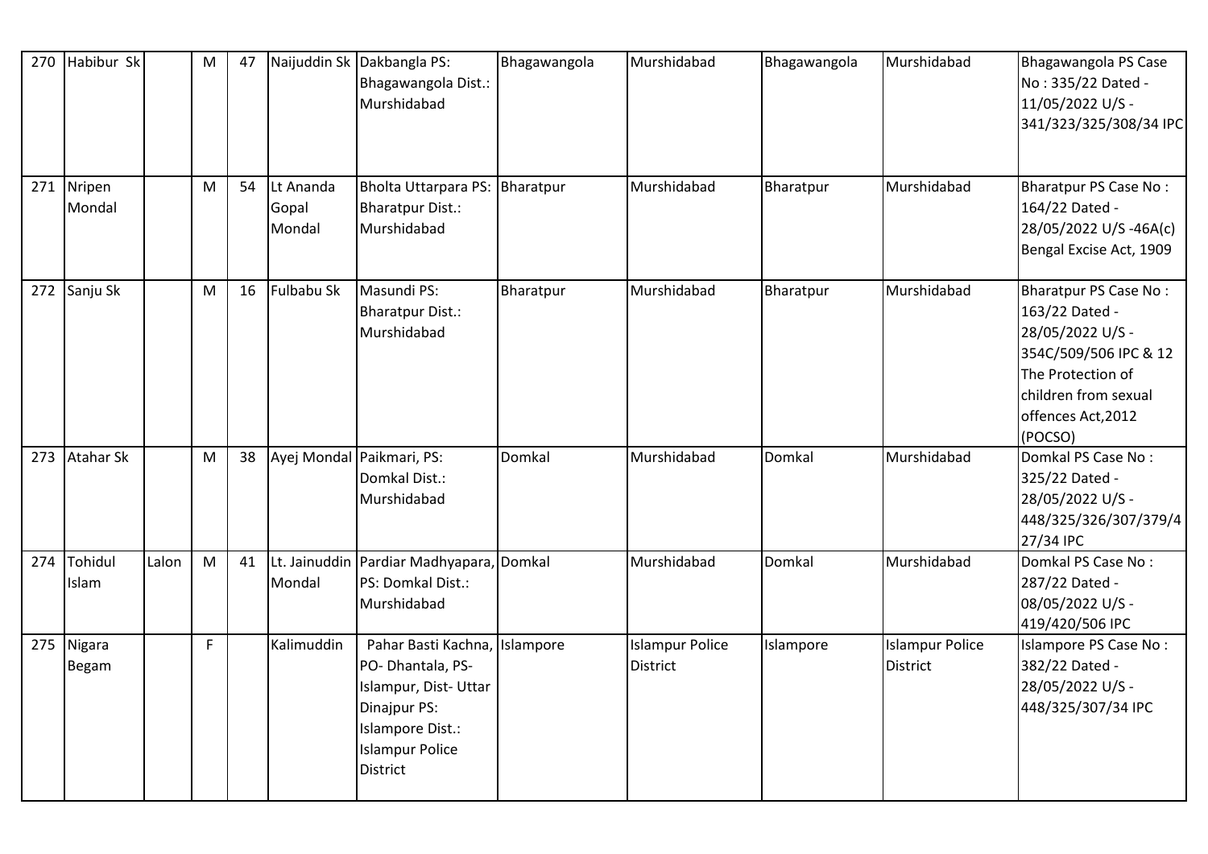| 270 | Habibur Sk | | M | 47 | Naijuddin Sk | Dakbangla PS: Bhagawangola Dist.: Murshidabad | Bhagawangola | Murshidabad | Bhagawangola | Murshidabad | Bhagawangola PS Case No : 335/22 Dated - 11/05/2022 U/S - 341/323/325/308/34 IPC |
|---|---|---|---|---|---|---|---|---|---|---|---|
| 271 | Nripen Mondal | | M | 54 | Lt Ananda Gopal Mondal | Bholta Uttarpara PS: Bharatpur Dist.: Murshidabad | Bharatpur | Murshidabad | Bharatpur | Murshidabad | Bharatpur PS Case No : 164/22 Dated - 28/05/2022 U/S -46A(c) Bengal Excise Act, 1909 |
| 272 | Sanju Sk | | M | 16 | Fulbabu Sk | Masundi PS: Bharatpur Dist.: Murshidabad | Bharatpur | Murshidabad | Bharatpur | Murshidabad | Bharatpur PS Case No : 163/22 Dated - 28/05/2022 U/S - 354C/509/506 IPC & 12 The Protection of children from sexual offences Act,2012 (POCSO) |
| 273 | Atahar Sk | | M | 38 | Ayej Mondal | Paikmari, PS: Domkal Dist.: Murshidabad | Domkal | Murshidabad | Domkal | Murshidabad | Domkal PS Case No : 325/22 Dated - 28/05/2022 U/S - 448/325/326/307/379/427/34 IPC |
| 274 | Tohidul Islam | Lalon | M | 41 | Lt. Jainuddin Mondal | Pardiar Madhyapara, PS: Domkal Dist.: Murshidabad | Domkal | Murshidabad | Domkal | Murshidabad | Domkal PS Case No : 287/22 Dated - 08/05/2022 U/S - 419/420/506 IPC |
| 275 | Nigara Begam | | F | | Kalimuddin | Pahar Basti Kachna, PO- Dhantala, PS- Islampur, Dist- Uttar Dinajpur PS: Islampore Dist.: Islampur Police District | Islampore | Islampur Police District | Islampore | Islampur Police District | Islampore PS Case No : 382/22 Dated - 28/05/2022 U/S - 448/325/307/34 IPC |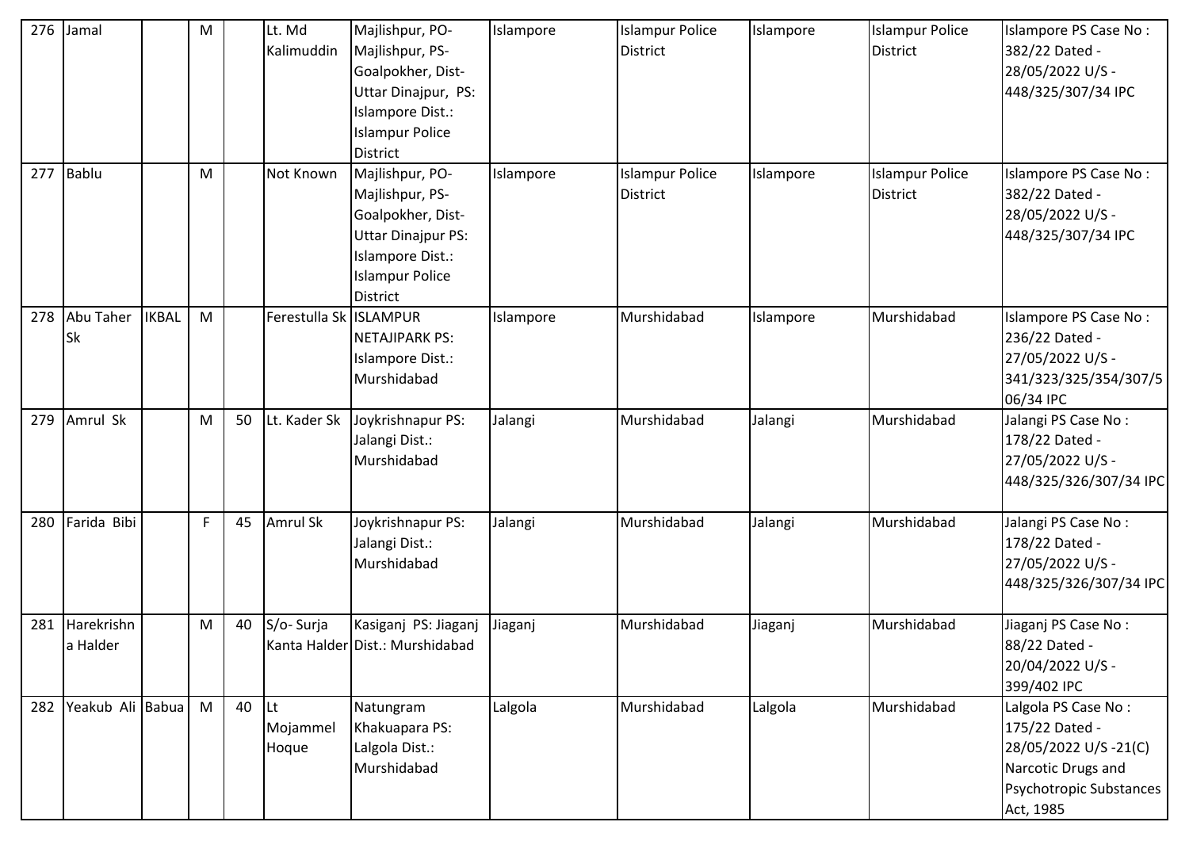| 276 | Jamal |  | M |  | Lt. Md Kalimuddin | Majlishpur, PO- Majlishpur, PS- Goalpokher, Dist- Uttar Dinajpur, PS: Islampore Dist.: Islampur Police District | Islampore | Islampur Police District | Islampore | Islampur Police District | Islampore PS Case No : 382/22 Dated - 28/05/2022 U/S - 448/325/307/34 IPC |
|---|---|---|---|---|---|---|---|---|---|---|---|
| 277 | Bablu |  | M |  | Not Known | Majlishpur, PO- Majlishpur, PS- Goalpokher, Dist- Uttar Dinajpur PS: Islampore Dist.: Islampur Police District | Islampore | Islampur Police District | Islampore | Islampur Police District | Islampore PS Case No : 382/22 Dated - 28/05/2022 U/S - 448/325/307/34 IPC |
| 278 | Abu Taher Sk | IKBAL | M |  | Ferestulla Sk | ISLAMPUR NETAJIPARK PS: Islampore Dist.: Murshidabad | Islampore | Murshidabad | Islampore | Murshidabad | Islampore PS Case No : 236/22 Dated - 27/05/2022 U/S - 341/323/325/354/307/506/34 IPC |
| 279 | Amrul Sk |  | M | 50 | Lt. Kader Sk | Joykrishnapur PS: Jalangi Dist.: Murshidabad | Jalangi | Murshidabad | Jalangi | Murshidabad | Jalangi PS Case No : 178/22 Dated - 27/05/2022 U/S - 448/325/326/307/34 IPC |
| 280 | Farida Bibi |  | F | 45 | Amrul Sk | Joykrishnapur PS: Jalangi Dist.: Murshidabad | Jalangi | Murshidabad | Jalangi | Murshidabad | Jalangi PS Case No : 178/22 Dated - 27/05/2022 U/S - 448/325/326/307/34 IPC |
| 281 | Harekrishna Halder |  | M | 40 | S/o- Surja Kanta Halder | Kasiganj PS: Jiaganj Dist.: Murshidabad | Jiaganj | Murshidabad | Jiaganj | Murshidabad | Jiaganj PS Case No : 88/22 Dated - 20/04/2022 U/S - 399/402 IPC |
| 282 | Yeakub Ali | Babua | M | 40 | Lt Mojammel Hoque | Natungram Khakuapara PS: Lalgola Dist.: Murshidabad | Lalgola | Murshidabad | Lalgola | Murshidabad | Lalgola PS Case No : 175/22 Dated - 28/05/2022 U/S -21(C) Narcotic Drugs and Psychotropic Substances Act, 1985 |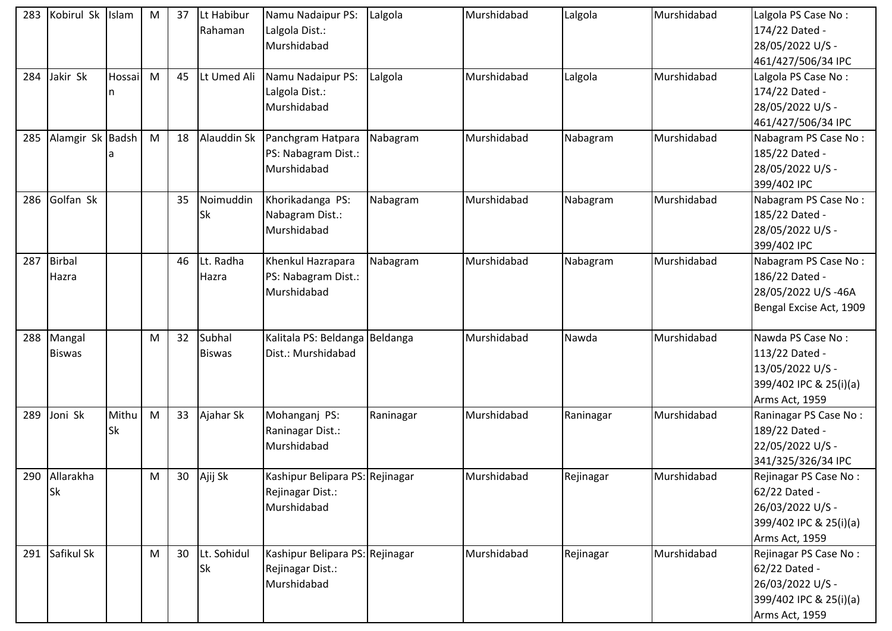| 283 | Kobirul Sk | Islam | M | 37 | Lt Habibur Rahaman | Namu Nadaipur PS: Lalgola Dist.: Murshidabad | Lalgola | Murshidabad | Lalgola | Murshidabad | Lalgola PS Case No : 174/22 Dated - 28/05/2022 U/S - 461/427/506/34 IPC |
|---|---|---|---|---|---|---|---|---|---|---|---|
| 284 | Jakir Sk | Hossain | M | 45 | Lt Umed Ali | Namu Nadaipur PS: Lalgola Dist.: Murshidabad | Lalgola | Murshidabad | Lalgola | Murshidabad | Lalgola PS Case No : 174/22 Dated - 28/05/2022 U/S - 461/427/506/34 IPC |
| 285 | Alamgir Sk | Badsha | M | 18 | Alauddin Sk | Panchgram Hatpara PS: Nabagram Dist.: Murshidabad | Nabagram | Murshidabad | Nabagram | Murshidabad | Nabagram PS Case No : 185/22 Dated - 28/05/2022 U/S - 399/402 IPC |
| 286 | Golfan Sk | | | 35 | Noimuddin Sk | Khorikadanga PS: Nabagram Dist.: Murshidabad | Nabagram | Murshidabad | Nabagram | Murshidabad | Nabagram PS Case No : 185/22 Dated - 28/05/2022 U/S - 399/402 IPC |
| 287 | Birbal Hazra | | | 46 | Lt. Radha Hazra | Khenkul Hazrapara PS: Nabagram Dist.: Murshidabad | Nabagram | Murshidabad | Nabagram | Murshidabad | Nabagram PS Case No : 186/22 Dated - 28/05/2022 U/S -46A Bengal Excise Act, 1909 |
| 288 | Mangal Biswas | | M | 32 | Subhal Biswas | Kalitala PS: Beldanga Dist.: Murshidabad | Beldanga | Murshidabad | Nawda | Murshidabad | Nawda PS Case No : 113/22 Dated - 13/05/2022 U/S - 399/402 IPC & 25(i)(a) Arms Act, 1959 |
| 289 | Joni Sk | Mithu Sk | M | 33 | Ajahar Sk | Mohanganj PS: Raninagar Dist.: Murshidabad | Raninagar | Murshidabad | Raninagar | Murshidabad | Raninagar PS Case No : 189/22 Dated - 22/05/2022 U/S - 341/325/326/34 IPC |
| 290 | Allarakha Sk | | M | 30 | Ajij Sk | Kashipur Belipara PS: Rejinagar Dist.: Murshidabad | Rejinagar | Murshidabad | Rejinagar | Murshidabad | Rejinagar PS Case No : 62/22 Dated - 26/03/2022 U/S - 399/402 IPC & 25(i)(a) Arms Act, 1959 |
| 291 | Safikul Sk | | M | 30 | Lt. Sohidul Sk | Kashipur Belipara PS: Rejinagar Dist.: Murshidabad | Rejinagar | Murshidabad | Rejinagar | Murshidabad | Rejinagar PS Case No : 62/22 Dated - 26/03/2022 U/S - 399/402 IPC & 25(i)(a) Arms Act, 1959 |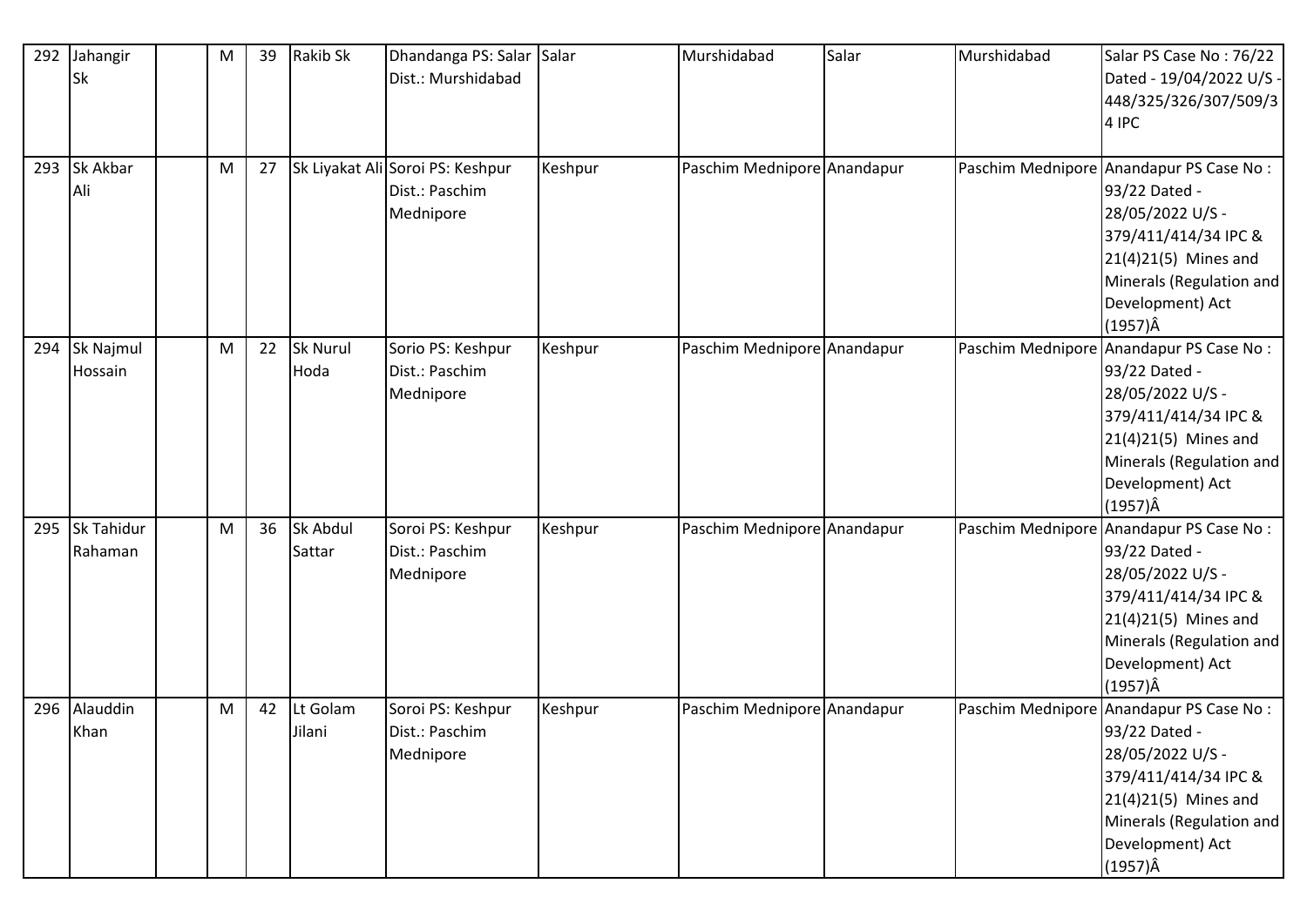| 292 | Jahangir Sk | | M | 39 | Rakib Sk | Dhandanga PS: Salar Dist.: Murshidabad | Salar | Murshidabad | Salar | Murshidabad | Salar PS Case No : 76/22 Dated - 19/04/2022 U/S - 448/325/326/307/509/34 IPC |
|---|---|---|---|---|---|---|---|---|---|---|---|
| 293 | Sk Akbar Ali | | M | 27 | Sk Liyakat Ali | Soroi PS: Keshpur Dist.: Paschim Mednipore | Keshpur | Paschim Mednipore | Anandapur | Paschim Mednipore | Anandapur PS Case No : 93/22 Dated - 28/05/2022 U/S - 379/411/414/34 IPC & 21(4)21(5) Mines and Minerals (Regulation and Development) Act (1957)Â |
| 294 | Sk Najmul Hossain | | M | 22 | Sk Nurul Hoda | Sorio PS: Keshpur Dist.: Paschim Mednipore | Keshpur | Paschim Mednipore | Anandapur | Paschim Mednipore | Anandapur PS Case No : 93/22 Dated - 28/05/2022 U/S - 379/411/414/34 IPC & 21(4)21(5) Mines and Minerals (Regulation and Development) Act (1957)Â |
| 295 | Sk Tahidur Rahaman | | M | 36 | Sk Abdul Sattar | Soroi PS: Keshpur Dist.: Paschim Mednipore | Keshpur | Paschim Mednipore | Anandapur | Paschim Mednipore | Anandapur PS Case No : 93/22 Dated - 28/05/2022 U/S - 379/411/414/34 IPC & 21(4)21(5) Mines and Minerals (Regulation and Development) Act (1957)Â |
| 296 | Alauddin Khan | | M | 42 | Lt Golam Jilani | Soroi PS: Keshpur Dist.: Paschim Mednipore | Keshpur | Paschim Mednipore | Anandapur | Paschim Mednipore | Anandapur PS Case No : 93/22 Dated - 28/05/2022 U/S - 379/411/414/34 IPC & 21(4)21(5) Mines and Minerals (Regulation and Development) Act (1957)Â |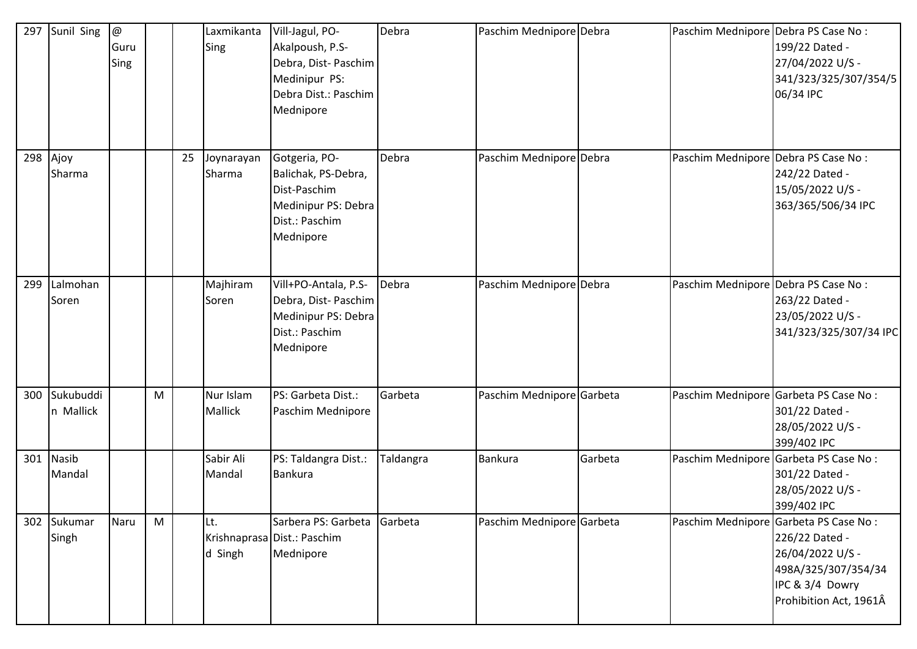| 297 | Sunil Sing | @ Guru Sing | | | Laxmikanta Sing | Vill-Jagul, PO-Akalpoush, P.S-Debra, Dist- Paschim Medinipur PS: Debra Dist.: Paschim Mednipore | Debra | Paschim Mednipore | Debra | Paschim Mednipore | Debra PS Case No : 199/22 Dated - 27/04/2022 U/S - 341/323/325/307/354/506/34 IPC |
|---|---|---|---|---|---|---|---|---|---|---|---|
| 298 | Ajoy Sharma | | | 25 | Joynarayan Sharma | Gotgeria, PO-Balichak, PS-Debra, Dist-Paschim Medinipur PS: Debra Dist.: Paschim Mednipore | Debra | Paschim Mednipore | Debra | Paschim Mednipore | Debra PS Case No : 242/22 Dated - 15/05/2022 U/S - 363/365/506/34 IPC |
| 299 | Lalmohan Soren | | | | Majhiram Soren | Vill+PO-Antala, P.S-Debra, Dist- Paschim Medinipur PS: Debra Dist.: Paschim Mednipore | Debra | Paschim Mednipore | Debra | Paschim Mednipore | Debra PS Case No : 263/22 Dated - 23/05/2022 U/S - 341/323/325/307/34 IPC |
| 300 | Sukubuddin Mallick | | M | | Nur Islam Mallick | PS: Garbeta Dist.: Paschim Mednipore | Garbeta | Paschim Mednipore | Garbeta | Paschim Mednipore | Garbeta PS Case No : 301/22 Dated - 28/05/2022 U/S - 399/402 IPC |
| 301 | Nasib Mandal | | | | Sabir Ali Mandal | PS: Taldangra Dist.: Bankura | Taldangra | Bankura | Garbeta | Paschim Mednipore | Garbeta PS Case No : 301/22 Dated - 28/05/2022 U/S - 399/402 IPC |
| 302 | Sukumar Singh | Naru | M | | Lt. Krishnaprasad Singh | Sarbera PS: Garbeta Dist.: Paschim Mednipore | Garbeta | Paschim Mednipore | Garbeta | Paschim Mednipore | Garbeta PS Case No : 226/22 Dated - 26/04/2022 U/S - 498A/325/307/354/34 IPC & 3/4 Dowry Prohibition Act, 1961Â |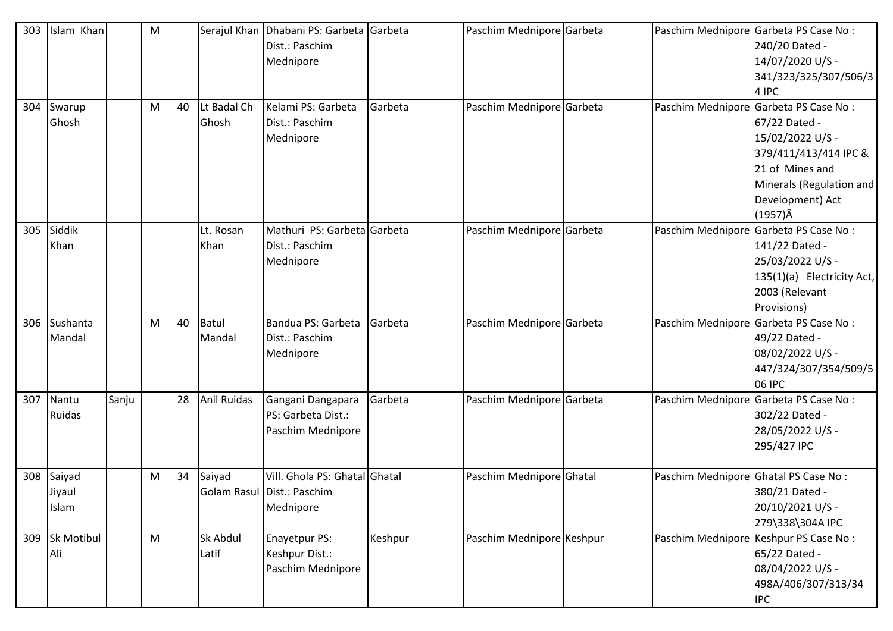| 303 | Islam Khan | | M | | Serajul Khan | Dhabani PS: Garbeta Dist.: Paschim Mednipore | Garbeta | Paschim Mednipore | Garbeta | | Paschim Mednipore | Garbeta PS Case No : 240/20 Dated - 14/07/2020 U/S - 341/323/325/307/506/34 IPC |
|---|---|---|---|---|---|---|---|---|---|---|---|---|
| 304 | Swarup Ghosh | | M | 40 | Lt Badal Ch Ghosh | Kelami PS: Garbeta Dist.: Paschim Mednipore | Garbeta | Paschim Mednipore | Garbeta | | Paschim Mednipore | Garbeta PS Case No : 67/22 Dated - 15/02/2022 U/S - 379/411/413/414 IPC & 21 of Mines and Minerals (Regulation and Development) Act (1957)Â |
| 305 | Siddik Khan | | | | Lt. Rosan Khan | Mathuri PS: Garbeta Dist.: Paschim Mednipore | Garbeta | Paschim Mednipore | Garbeta | | Paschim Mednipore | Garbeta PS Case No : 141/22 Dated - 25/03/2022 U/S - 135(1)(a) Electricity Act, 2003 (Relevant Provisions) |
| 306 | Sushanta Mandal | | M | 40 | Batul Mandal | Bandua PS: Garbeta Dist.: Paschim Mednipore | Garbeta | Paschim Mednipore | Garbeta | | Paschim Mednipore | Garbeta PS Case No : 49/22 Dated - 08/02/2022 U/S - 447/324/307/354/509/506 IPC |
| 307 | Nantu Ruidas | Sanju | | 28 | Anil Ruidas | Gangani Dangapara PS: Garbeta Dist.: Paschim Mednipore | Garbeta | Paschim Mednipore | Garbeta | | Paschim Mednipore | Garbeta PS Case No : 302/22 Dated - 28/05/2022 U/S - 295/427 IPC |
| 308 | Saiyad Jiyaul Islam | | M | 34 | Saiyad Golam Rasul | Vill. Ghola PS: Ghatal Dist.: Paschim Mednipore | Ghatal | Paschim Mednipore | Ghatal | | Paschim Mednipore | Ghatal PS Case No : 380/21 Dated - 20/10/2021 U/S - 279\338\304A IPC |
| 309 | Sk Motibul Ali | | M | | Sk Abdul Latif | Enayetpur PS: Keshpur Dist.: Paschim Mednipore | Keshpur | Paschim Mednipore | Keshpur | | Paschim Mednipore | Keshpur PS Case No : 65/22 Dated - 08/04/2022 U/S - 498A/406/307/313/34 IPC |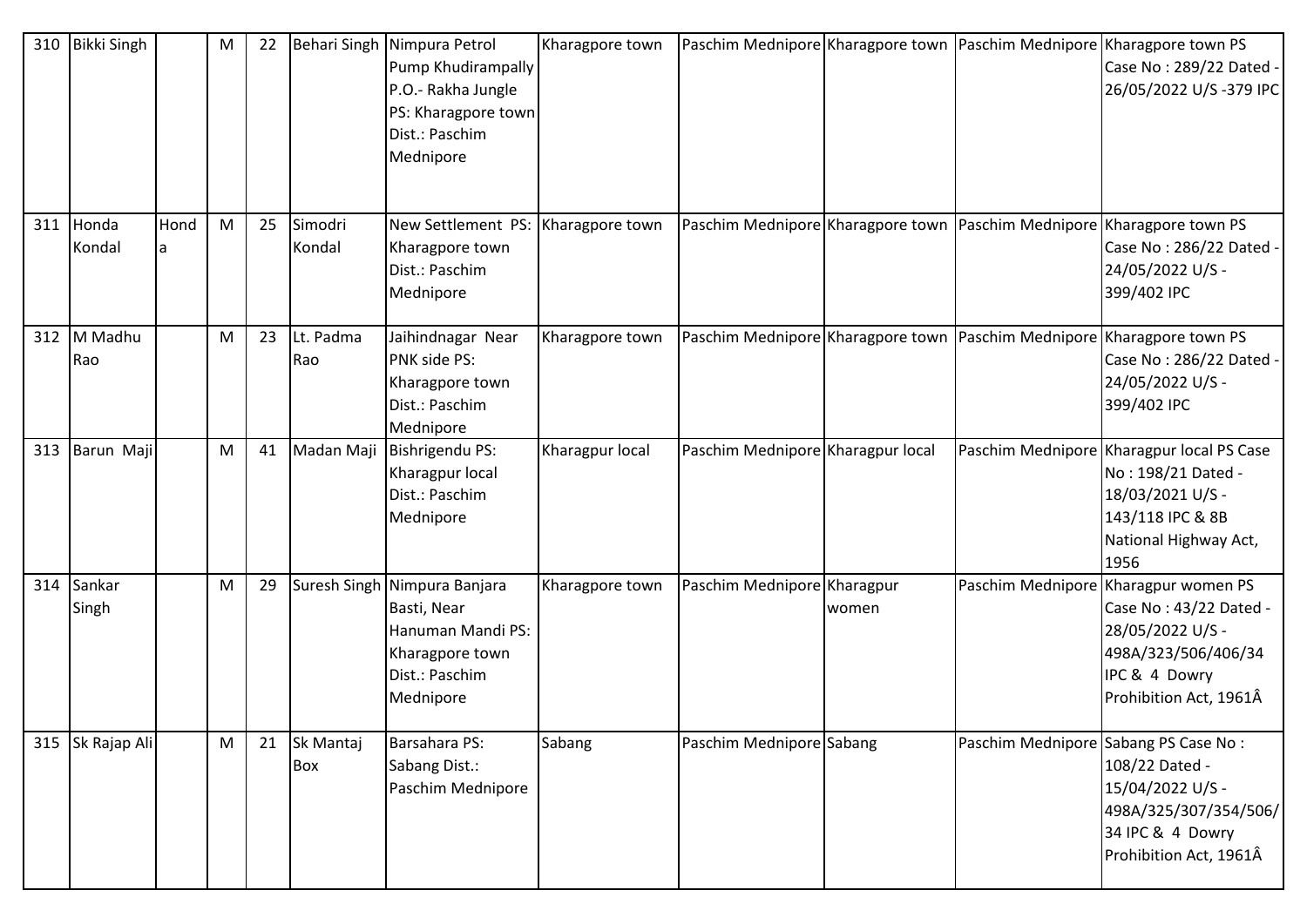| 310 | Bikki Singh | | M | 22 | Behari Singh | Nimpura Petrol Pump Khudirampally P.O.- Rakha Jungle PS: Kharagpore town Dist.: Paschim Mednipore | Kharagpore town | Paschim Mednipore | Kharagpore town | Paschim Mednipore | Kharagpore town PS Case No : 289/22 Dated - 26/05/2022 U/S -379 IPC |
|---|---|---|---|---|---|---|---|---|---|---|---|
| 311 | Honda Kondal | Honda | M | 25 | Simodri Kondal | New Settlement PS: Kharagpore town Dist.: Paschim Mednipore | Kharagpore town | Paschim Mednipore | Kharagpore town | Paschim Mednipore | Kharagpore town PS Case No : 286/22 Dated - 24/05/2022 U/S - 399/402 IPC |
| 312 | M Madhu Rao | | M | 23 | Lt. Padma Rao | Jaihindnagar Near PNK side PS: Kharagpore town Dist.: Paschim Mednipore | Kharagpore town | Paschim Mednipore | Kharagpore town | Paschim Mednipore | Kharagpore town PS Case No : 286/22 Dated - 24/05/2022 U/S - 399/402 IPC |
| 313 | Barun Maji | | M | 41 | Madan Maji | Bishrigendu PS: Kharagpur local Dist.: Paschim Mednipore | Kharagpur local | Paschim Mednipore | Kharagpur local | Paschim Mednipore | Kharagpur local PS Case No : 198/21 Dated - 18/03/2021 U/S - 143/118 IPC & 8B National Highway Act, 1956 |
| 314 | Sankar Singh | | M | 29 | Suresh Singh | Nimpura Banjara Basti, Near Hanuman Mandi PS: Kharagpore town Dist.: Paschim Mednipore | Kharagpore town | Paschim Mednipore | Kharagpur women | Paschim Mednipore | Kharagpur women PS Case No : 43/22 Dated - 28/05/2022 U/S - 498A/323/506/406/34 IPC & 4 Dowry Prohibition Act, 1961Â |
| 315 | Sk Rajap Ali | | M | 21 | Sk Mantaj Box | Barsahara PS: Sabang Dist.: Paschim Mednipore | Sabang | Paschim Mednipore | Sabang | Paschim Mednipore | Sabang PS Case No : 108/22 Dated - 15/04/2022 U/S - 498A/325/307/354/506/34 IPC & 4 Dowry Prohibition Act, 1961Â |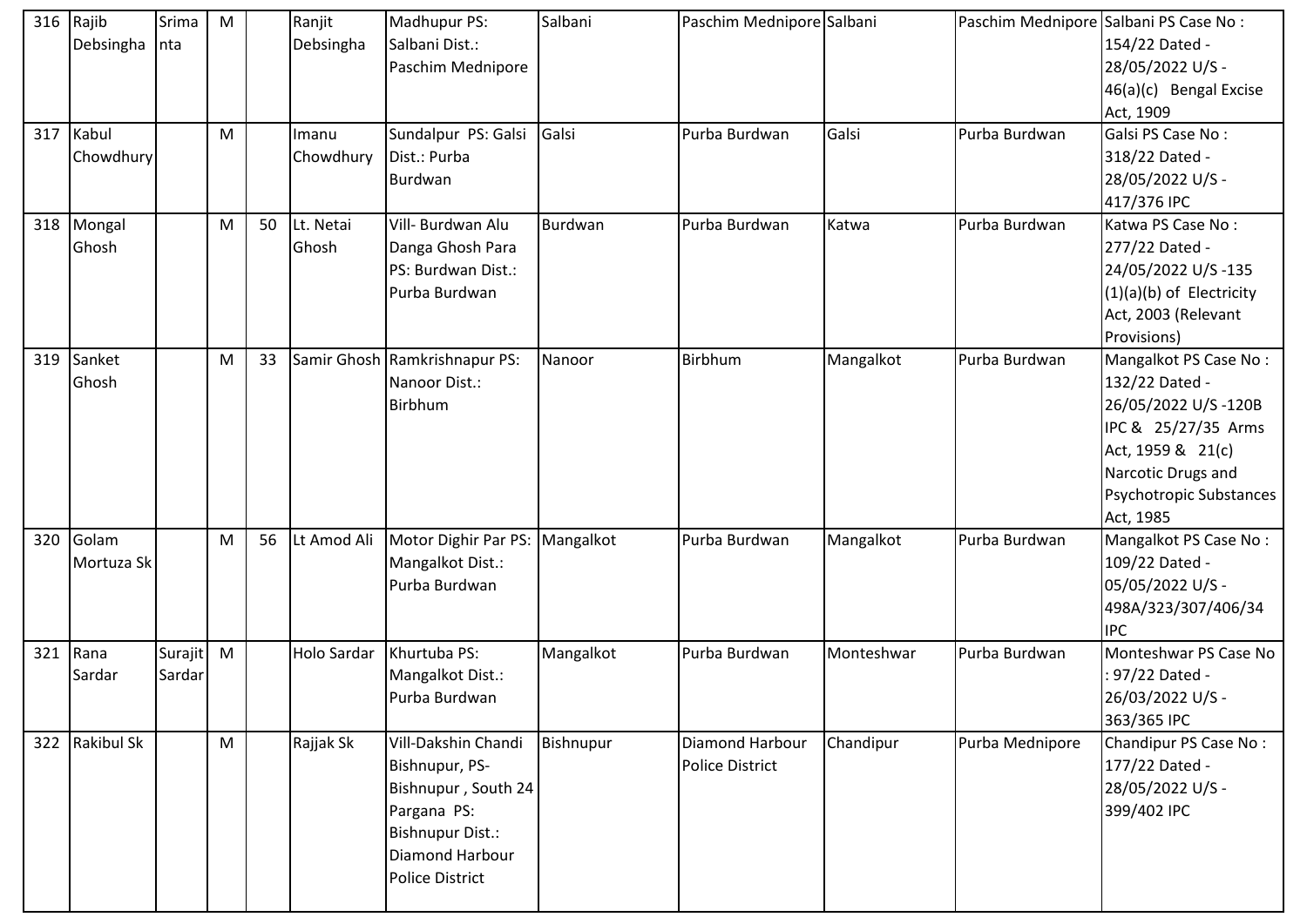| 316 | Rajib Debsingha | Srimanta | M | | Ranjit Debsingha | Madhupur PS: Salbani Dist.: Paschim Mednipore | Salbani | Paschim Mednipore | Salbani | Paschim Mednipore | Salbani PS Case No : 154/22 Dated - 28/05/2022 U/S - 46(a)(c) Bengal Excise Act, 1909 |
|---|---|---|---|---|---|---|---|---|---|---|---|
| 317 | Kabul Chowdhury | | M | | Imanu Chowdhury | Sundalpur PS: Galsi Dist.: Purba Burdwan | Galsi | Purba Burdwan | Galsi | Purba Burdwan | Galsi PS Case No : 318/22 Dated - 28/05/2022 U/S - 417/376 IPC |
| 318 | Mongal Ghosh | | M | 50 | Lt. Netai Ghosh | Vill- Burdwan Alu Danga Ghosh Para PS: Burdwan Dist.: Purba Burdwan | Burdwan | Purba Burdwan | Katwa | Purba Burdwan | Katwa PS Case No : 277/22 Dated - 24/05/2022 U/S -135 (1)(a)(b) of Electricity Act, 2003 (Relevant Provisions) |
| 319 | Sanket Ghosh | | M | 33 | Samir Ghosh | Ramkrishnapur PS: Nanoor Dist.: Birbhum | Nanoor | Birbhum | Mangalkot | Purba Burdwan | Mangalkot PS Case No : 132/22 Dated - 26/05/2022 U/S -120B IPC & 25/27/35 Arms Act, 1959 & 21(c) Narcotic Drugs and Psychotropic Substances Act, 1985 |
| 320 | Golam Mortuza Sk | | M | 56 | Lt Amod Ali | Motor Dighir Par PS: Mangalkot Dist.: Purba Burdwan | Mangalkot | Purba Burdwan | Mangalkot | Purba Burdwan | Mangalkot PS Case No : 109/22 Dated - 05/05/2022 U/S - 498A/323/307/406/34 IPC |
| 321 | Rana Sardar | Surajit Sardar | M | | Holo Sardar | Khurtuba PS: Mangalkot Dist.: Purba Burdwan | Mangalkot | Purba Burdwan | Monteshwar | Purba Burdwan | Monteshwar PS Case No : 97/22 Dated - 26/03/2022 U/S - 363/365 IPC |
| 322 | Rakibul Sk | | M | | Rajjak Sk | Vill-Dakshin Chandi Bishnupur, PS- Bishnupur , South 24 Pargana PS: Bishnupur Dist.: Diamond Harbour Police District | Bishnupur | Diamond Harbour Police District | Chandipur | Purba Mednipore | Chandipur PS Case No : 177/22 Dated - 28/05/2022 U/S - 399/402 IPC |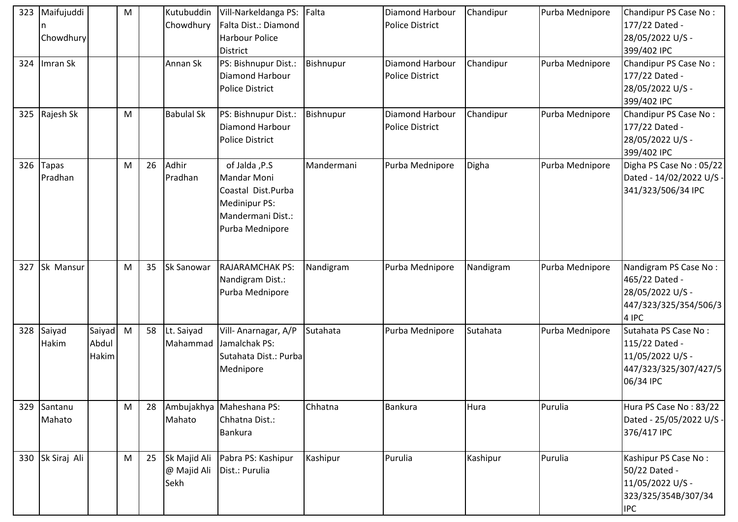| 323 | Maifujuddin Chowdhury | | M | | Kutubuddin Chowdhury | Vill-Narkeldanga PS: Falta Dist.: Diamond Harbour Police District | Falta | Diamond Harbour Police District | Chandipur | Purba Mednipore | Chandipur PS Case No : 177/22 Dated - 28/05/2022 U/S - 399/402 IPC |
|---|---|---|---|---|---|---|---|---|---|---|---|
| 324 | Imran Sk | | | | Annan Sk | PS: Bishnupur Dist.: Diamond Harbour Police District | Bishnupur | Diamond Harbour Police District | Chandipur | Purba Mednipore | Chandipur PS Case No : 177/22 Dated - 28/05/2022 U/S - 399/402 IPC |
| 325 | Rajesh Sk | | M | | Babulal Sk | PS: Bishnupur Dist.: Diamond Harbour Police District | Bishnupur | Diamond Harbour Police District | Chandipur | Purba Mednipore | Chandipur PS Case No : 177/22 Dated - 28/05/2022 U/S - 399/402 IPC |
| 326 | Tapas Pradhan | | M | 26 | Adhir Pradhan | of Jalda ,P.S Mandar Moni Coastal Dist.Purba Medinipur PS: Mandermani Dist.: Purba Mednipore | Mandermani | Purba Mednipore | Digha | Purba Mednipore | Digha PS Case No : 05/22 Dated - 14/02/2022 U/S - 341/323/506/34 IPC |
| 327 | Sk Mansur | | M | 35 | Sk Sanowar | RAJARAMCHAK PS: Nandigram Dist.: Purba Mednipore | Nandigram | Purba Mednipore | Nandigram | Purba Mednipore | Nandigram PS Case No : 465/22 Dated - 28/05/2022 U/S - 447/323/325/354/506/34 IPC |
| 328 | Saiyad Hakim | Saiyad Abdul Hakim | M | 58 | Lt. Saiyad Mahammad | Vill- Anarnagar, A/P Jamalchak PS: Sutahata Dist.: Purba Mednipore | Sutahata | Purba Mednipore | Sutahata | Purba Mednipore | Sutahata PS Case No : 115/22 Dated - 11/05/2022 U/S - 447/323/325/307/427/506/34 IPC |
| 329 | Santanu Mahato | | M | 28 | Ambujakhya Mahato | Maheshana PS: Chhatna Dist.: Bankura | Chhatna | Bankura | Hura | Purulia | Hura PS Case No : 83/22 Dated - 25/05/2022 U/S - 376/417 IPC |
| 330 | Sk Siraj Ali | | M | 25 | Sk Majid Ali @ Majid Ali Sekh | Pabra PS: Kashipur Dist.: Purulia | Kashipur | Purulia | Kashipur | Purulia | Kashipur PS Case No : 50/22 Dated - 11/05/2022 U/S - 323/325/354B/307/34 IPC |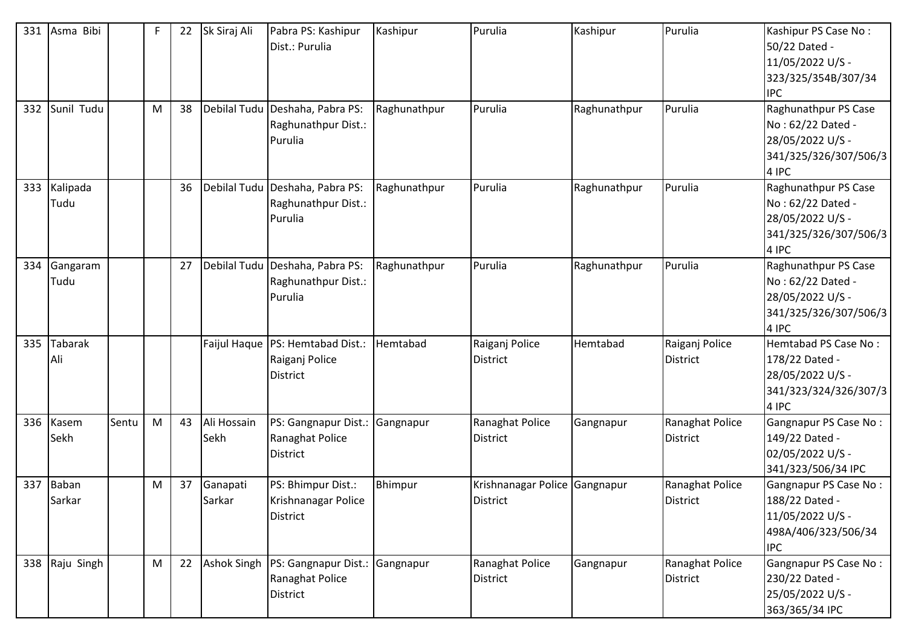| 331 | Asma Bibi | | F | 22 | Sk Siraj Ali | Pabra PS: Kashipur Dist.: Purulia | Kashipur | Purulia | Kashipur | Purulia | Kashipur PS Case No : 50/22 Dated - 11/05/2022 U/S - 323/325/354B/307/34 IPC |
|---|---|---|---|---|---|---|---|---|---|---|---|
| 332 | Sunil Tudu | | M | 38 | Debilal Tudu | Deshaha, Pabra PS: Raghunathpur Dist.: Purulia | Raghunathpur | Purulia | Raghunathpur | Purulia | Raghunathpur PS Case No : 62/22 Dated - 28/05/2022 U/S - 341/325/326/307/506/34 IPC |
| 333 | Kalipada Tudu | | | 36 | Debilal Tudu | Deshaha, Pabra PS: Raghunathpur Dist.: Purulia | Raghunathpur | Purulia | Raghunathpur | Purulia | Raghunathpur PS Case No : 62/22 Dated - 28/05/2022 U/S - 341/325/326/307/506/34 IPC |
| 334 | Gangaram Tudu | | | 27 | Debilal Tudu | Deshaha, Pabra PS: Raghunathpur Dist.: Purulia | Raghunathpur | Purulia | Raghunathpur | Purulia | Raghunathpur PS Case No : 62/22 Dated - 28/05/2022 U/S - 341/325/326/307/506/34 IPC |
| 335 | Tabarak Ali | | | | Faijul Haque | PS: Hemtabad Dist.: Raiganj Police District | Hemtabad | Raiganj Police District | Hemtabad | Raiganj Police District | Hemtabad PS Case No : 178/22 Dated - 28/05/2022 U/S - 341/323/324/326/307/34 IPC |
| 336 | Kasem Sekh | Sentu | M | 43 | Ali Hossain Sekh | PS: Gangnapur Dist.: Ranaghat Police District | Gangnapur | Ranaghat Police District | Gangnapur | Ranaghat Police District | Gangnapur PS Case No : 149/22 Dated - 02/05/2022 U/S - 341/323/506/34 IPC |
| 337 | Baban Sarkar | | M | 37 | Ganapati Sarkar | PS: Bhimpur Dist.: Krishnanagar Police District | Bhimpur | Krishnanagar Police District | Gangnapur | Ranaghat Police District | Gangnapur PS Case No : 188/22 Dated - 11/05/2022 U/S - 498A/406/323/506/34 IPC |
| 338 | Raju Singh | | M | 22 | Ashok Singh | PS: Gangnapur Dist.: Ranaghat Police District | Gangnapur | Ranaghat Police District | Gangnapur | Ranaghat Police District | Gangnapur PS Case No : 230/22 Dated - 25/05/2022 U/S - 363/365/34 IPC |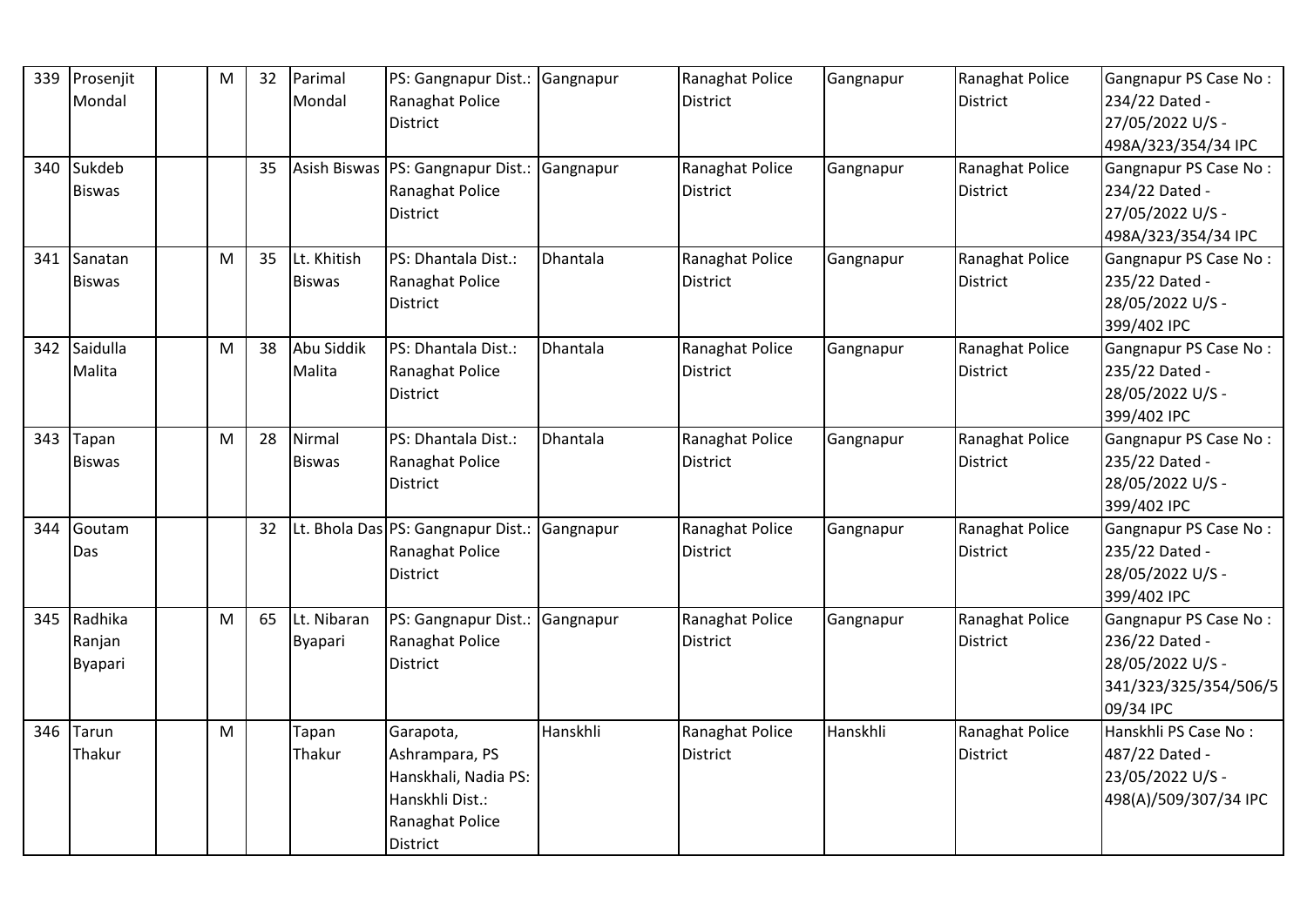| 339 | Prosenjit Mondal | | M | 32 | Parimal Mondal | PS: Gangnapur Dist.: Ranaghat Police District | Gangnapur | Ranaghat Police District | Gangnapur | Ranaghat Police District | Gangnapur PS Case No : 234/22 Dated - 27/05/2022 U/S - 498A/323/354/34 IPC |
|---|---|---|---|---|---|---|---|---|---|---|---|
| 340 | Sukdeb Biswas | | | 35 | Asish Biswas | PS: Gangnapur Dist.: Ranaghat Police District | Gangnapur | Ranaghat Police District | Gangnapur | Ranaghat Police District | Gangnapur PS Case No : 234/22 Dated - 27/05/2022 U/S - 498A/323/354/34 IPC |
| 341 | Sanatan Biswas | | M | 35 | Lt. Khitish Biswas | PS: Dhantala Dist.: Ranaghat Police District | Dhantala | Ranaghat Police District | Gangnapur | Ranaghat Police District | Gangnapur PS Case No : 235/22 Dated - 28/05/2022 U/S - 399/402 IPC |
| 342 | Saidulla Malita | | M | 38 | Abu Siddik Malita | PS: Dhantala Dist.: Ranaghat Police District | Dhantala | Ranaghat Police District | Gangnapur | Ranaghat Police District | Gangnapur PS Case No : 235/22 Dated - 28/05/2022 U/S - 399/402 IPC |
| 343 | Tapan Biswas | | M | 28 | Nirmal Biswas | PS: Dhantala Dist.: Ranaghat Police District | Dhantala | Ranaghat Police District | Gangnapur | Ranaghat Police District | Gangnapur PS Case No : 235/22 Dated - 28/05/2022 U/S - 399/402 IPC |
| 344 | Goutam Das | | | 32 | Lt. Bhola Das | PS: Gangnapur Dist.: Ranaghat Police District | Gangnapur | Ranaghat Police District | Gangnapur | Ranaghat Police District | Gangnapur PS Case No : 235/22 Dated - 28/05/2022 U/S - 399/402 IPC |
| 345 | Radhika Ranjan Byapari | | M | 65 | Lt. Nibaran Byapari | PS: Gangnapur Dist.: Ranaghat Police District | Gangnapur | Ranaghat Police District | Gangnapur | Ranaghat Police District | Gangnapur PS Case No : 236/22 Dated - 28/05/2022 U/S - 341/323/325/354/506/509/34 IPC |
| 346 | Tarun Thakur | | M | | Tapan Thakur | Garapota, Ashrampara, PS Hanskhali, Nadia PS: Hanskhli Dist.: Ranaghat Police District | Hanskhli | Ranaghat Police District | Hanskhli | Ranaghat Police District | Hanskhli PS Case No : 487/22 Dated - 23/05/2022 U/S - 498(A)/509/307/34 IPC |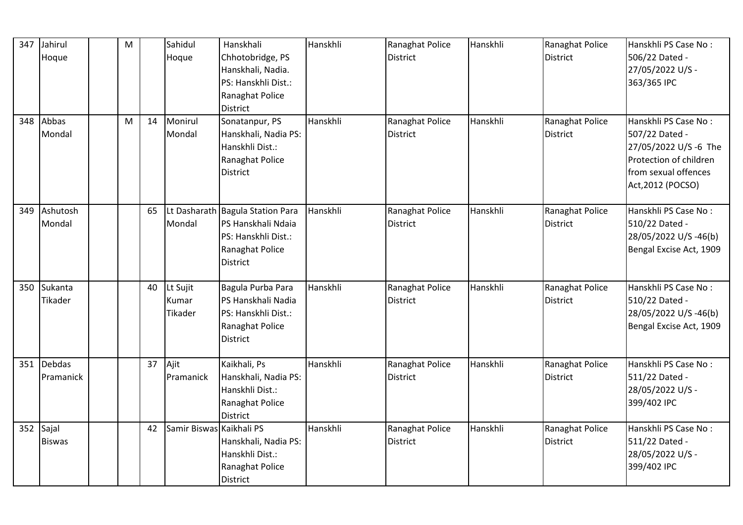| 347 | Jahirul Hoque | | M | | Sahidul Hoque | Hanskhali Chhotobridge, PS Hanskhali, Nadia. PS: Hanskhli Dist.: Ranaghat Police District | Hanskhli | Ranaghat Police District | Hanskhli | Ranaghat Police District | Hanskhli PS Case No : 506/22 Dated - 27/05/2022 U/S - 363/365 IPC |
|---|---|---|---|---|---|---|---|---|---|---|---|
| 348 | Abbas Mondal | | M | 14 | Monirul Mondal | Sonatanpur, PS Hanskhali, Nadia PS: Hanskhli Dist.: Ranaghat Police District | Hanskhli | Ranaghat Police District | Hanskhli | Ranaghat Police District | Hanskhli PS Case No : 507/22 Dated - 27/05/2022 U/S -6 The Protection of children from sexual offences Act,2012 (POCSO) |
| 349 | Ashutosh Mondal | | | 65 | Lt Dasharath Mondal | Bagula Station Para PS Hanskhali Ndaia PS: Hanskhli Dist.: Ranaghat Police District | Hanskhli | Ranaghat Police District | Hanskhli | Ranaghat Police District | Hanskhli PS Case No : 510/22 Dated - 28/05/2022 U/S -46(b) Bengal Excise Act, 1909 |
| 350 | Sukanta Tikader | | | 40 | Lt Sujit Kumar Tikader | Bagula Purba Para PS Hanskhali Nadia PS: Hanskhli Dist.: Ranaghat Police District | Hanskhli | Ranaghat Police District | Hanskhli | Ranaghat Police District | Hanskhli PS Case No : 510/22 Dated - 28/05/2022 U/S -46(b) Bengal Excise Act, 1909 |
| 351 | Debdas Pramanick | | | 37 | Ajit Pramanick | Kaikhali, Ps Hanskhali, Nadia PS: Hanskhli Dist.: Ranaghat Police District | Hanskhli | Ranaghat Police District | Hanskhli | Ranaghat Police District | Hanskhli PS Case No : 511/22 Dated - 28/05/2022 U/S - 399/402 IPC |
| 352 | Sajal Biswas | | | 42 | Samir Biswas | Kaikhali PS Hanskhali, Nadia PS: Hanskhli Dist.: Ranaghat Police District | Hanskhli | Ranaghat Police District | Hanskhli | Ranaghat Police District | Hanskhli PS Case No : 511/22 Dated - 28/05/2022 U/S - 399/402 IPC |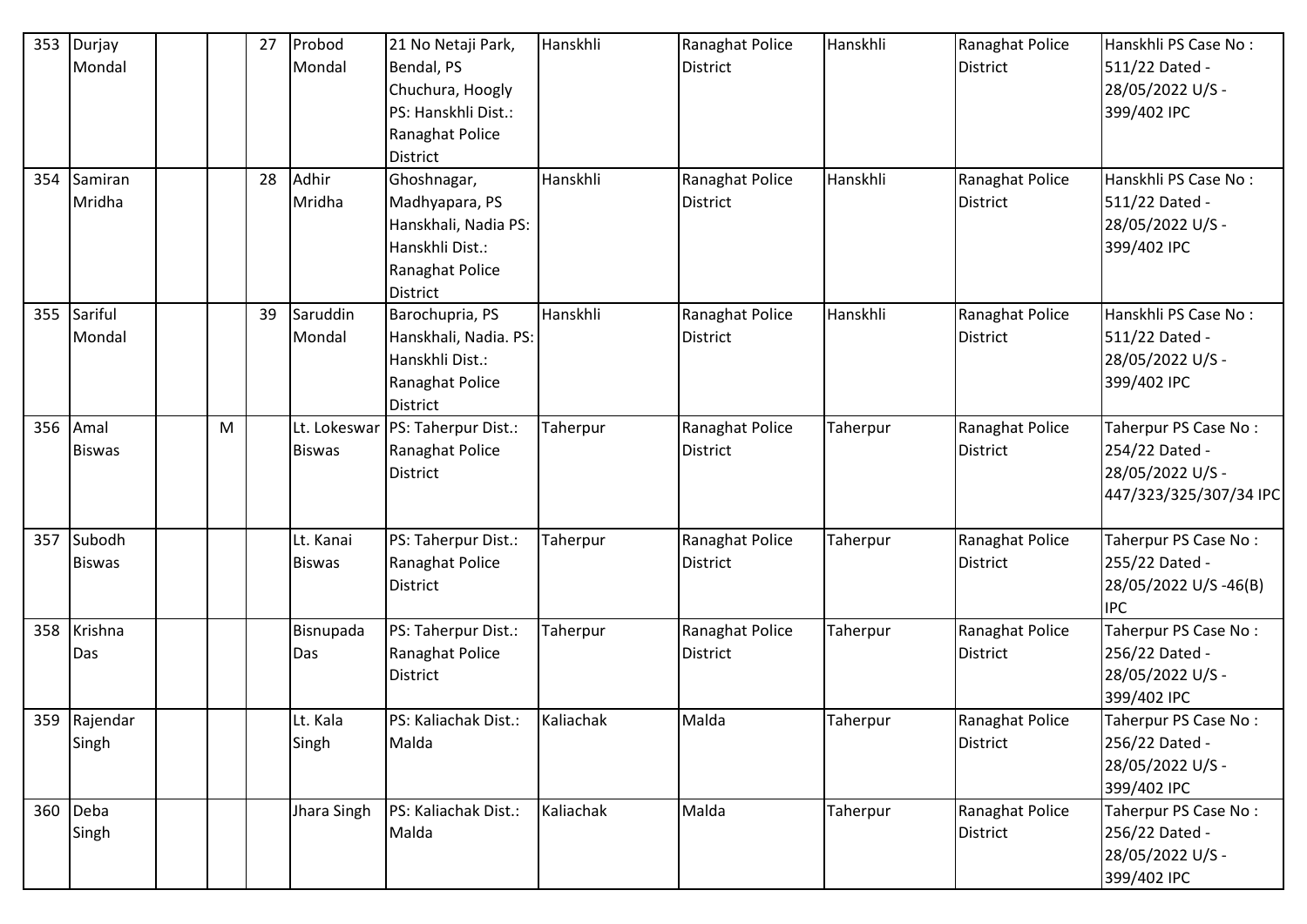| 353 | Durjay Mondal | | | 27 | Probod Mondal | 21 No Netaji Park, Bendal, PS Chuchura, Hoogly PS: Hanskhli Dist.: Ranaghat Police District | Hanskhli | Ranaghat Police District | Hanskhli | Ranaghat Police District | Hanskhli PS Case No : 511/22 Dated - 28/05/2022 U/S - 399/402 IPC |
|---|---|---|---|---|---|---|---|---|---|---|---|
| 354 | Samiran Mridha | | | 28 | Adhir Mridha | Ghoshnagar, Madhyapara, PS Hanskhali, Nadia PS: Hanskhli Dist.: Ranaghat Police District | Hanskhli | Ranaghat Police District | Hanskhli | Ranaghat Police District | Hanskhli PS Case No : 511/22 Dated - 28/05/2022 U/S - 399/402 IPC |
| 355 | Sariful Mondal | | | 39 | Saruddin Mondal | Barochupria, PS Hanskhali, Nadia. PS: Hanskhli Dist.: Ranaghat Police District | Hanskhli | Ranaghat Police District | Hanskhli | Ranaghat Police District | Hanskhli PS Case No : 511/22 Dated - 28/05/2022 U/S - 399/402 IPC |
| 356 | Amal Biswas | | M | | Lt. Lokeswar Biswas | PS: Taherpur Dist.: Ranaghat Police District | Taherpur | Ranaghat Police District | Taherpur | Ranaghat Police District | Taherpur PS Case No : 254/22 Dated - 28/05/2022 U/S - 447/323/325/307/34 IPC |
| 357 | Subodh Biswas | | | | Lt. Kanai Biswas | PS: Taherpur Dist.: Ranaghat Police District | Taherpur | Ranaghat Police District | Taherpur | Ranaghat Police District | Taherpur PS Case No : 255/22 Dated - 28/05/2022 U/S -46(B) IPC |
| 358 | Krishna Das | | | | Bisnupada Das | PS: Taherpur Dist.: Ranaghat Police District | Taherpur | Ranaghat Police District | Taherpur | Ranaghat Police District | Taherpur PS Case No : 256/22 Dated - 28/05/2022 U/S - 399/402 IPC |
| 359 | Rajendar Singh | | | | Lt. Kala Singh | PS: Kaliachak Dist.: Malda | Kaliachak | Malda | Taherpur | Ranaghat Police District | Taherpur PS Case No : 256/22 Dated - 28/05/2022 U/S - 399/402 IPC |
| 360 | Deba Singh | | | | Jhara Singh | PS: Kaliachak Dist.: Malda | Kaliachak | Malda | Taherpur | Ranaghat Police District | Taherpur PS Case No : 256/22 Dated - 28/05/2022 U/S - 399/402 IPC |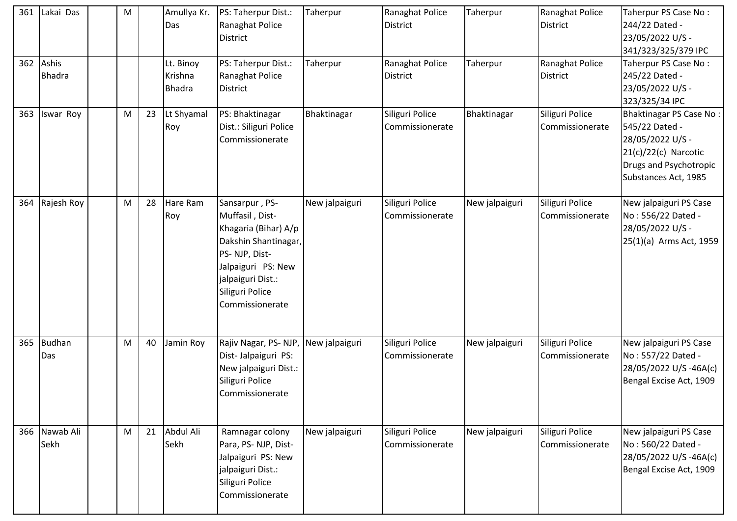| 361 | Lakai Das | | M | | Amullya Kr. Das | PS: Taherpur Dist.: Ranaghat Police District | Taherpur | Ranaghat Police District | Taherpur | Ranaghat Police District | Taherpur PS Case No : 244/22 Dated - 23/05/2022 U/S - 341/323/325/379 IPC |
|---|---|---|---|---|---|---|---|---|---|---|---|
| 362 | Ashis Bhadra | | | | Lt. Binoy Krishna Bhadra | PS: Taherpur Dist.: Ranaghat Police District | Taherpur | Ranaghat Police District | Taherpur | Ranaghat Police District | Taherpur PS Case No : 245/22 Dated - 23/05/2022 U/S - 323/325/34 IPC |
| 363 | Iswar Roy | | M | 23 | Lt Shyamal Roy | PS: Bhaktinagar Dist.: Siliguri Police Commissionerate | Bhaktinagar | Siliguri Police Commissionerate | Bhaktinagar | Siliguri Police Commissionerate | Bhaktinagar PS Case No : 545/22 Dated - 28/05/2022 U/S - 21(c)/22(c) Narcotic Drugs and Psychotropic Substances Act, 1985 |
| 364 | Rajesh Roy | | M | 28 | Hare Ram Roy | Sansarpur , PS- Muffasil , Dist- Khagaria (Bihar) A/p Dakshin Shantinagar, PS- NJP, Dist- Jalpaiguri PS: New jalpaiguri Dist.: Siliguri Police Commissionerate | New jalpaiguri | Siliguri Police Commissionerate | New jalpaiguri | Siliguri Police Commissionerate | New jalpaiguri PS Case No : 556/22 Dated - 28/05/2022 U/S - 25(1)(a) Arms Act, 1959 |
| 365 | Budhan Das | | M | 40 | Jamin Roy | Rajiv Nagar, PS- NJP, Dist- Jalpaiguri PS: New jalpaiguri Dist.: Siliguri Police Commissionerate | New jalpaiguri | Siliguri Police Commissionerate | New jalpaiguri | Siliguri Police Commissionerate | New jalpaiguri PS Case No : 557/22 Dated - 28/05/2022 U/S -46A(c) Bengal Excise Act, 1909 |
| 366 | Nawab Ali Sekh | | M | 21 | Abdul Ali Sekh | Ramnagar colony Para, PS- NJP, Dist- Jalpaiguri PS: New jalpaiguri Dist.: Siliguri Police Commissionerate | New jalpaiguri | Siliguri Police Commissionerate | New jalpaiguri | Siliguri Police Commissionerate | New jalpaiguri PS Case No : 560/22 Dated - 28/05/2022 U/S -46A(c) Bengal Excise Act, 1909 |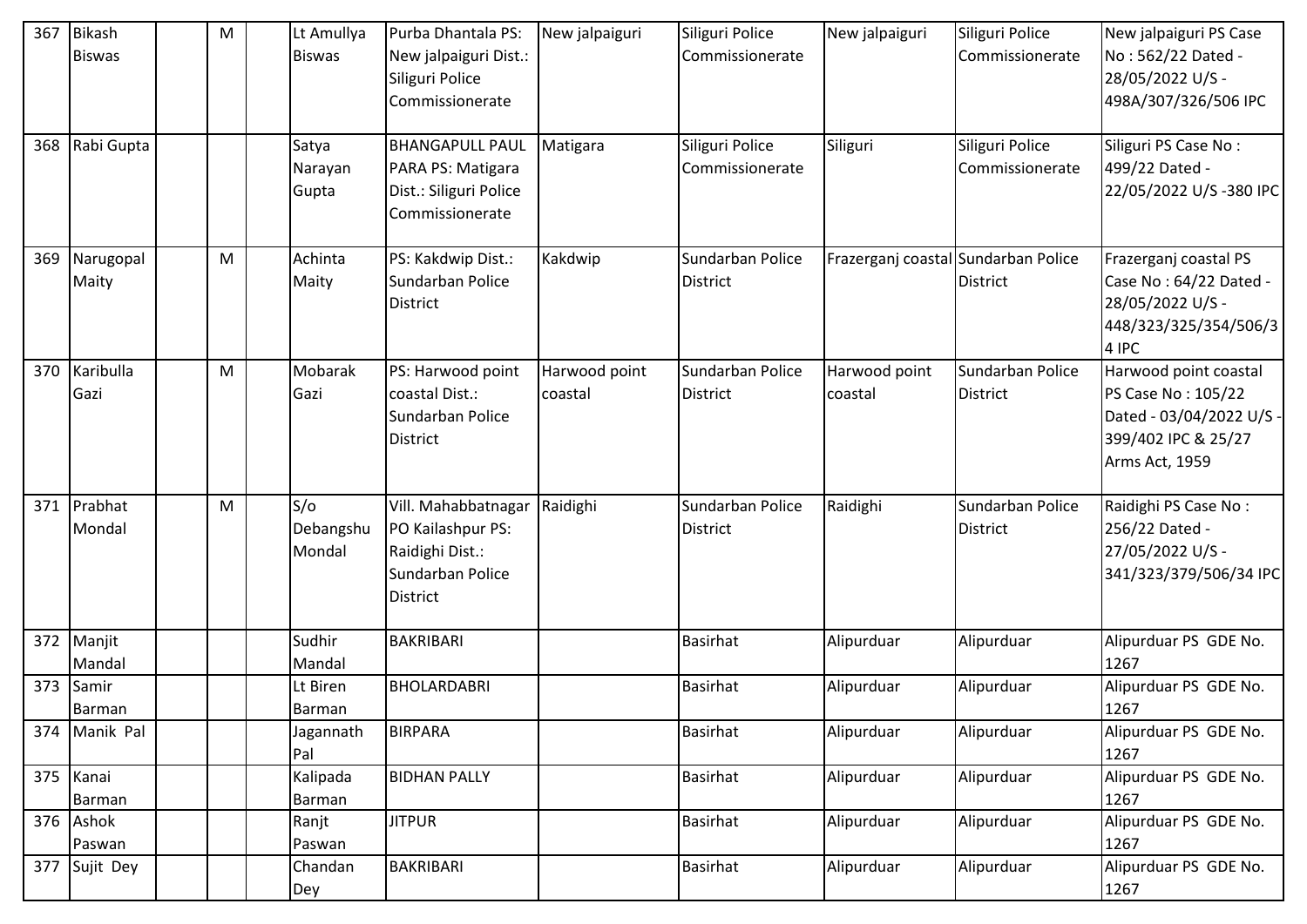| 367 | Bikash Biswas | | M | | Lt Amullya Biswas | Purba Dhantala PS: New jalpaiguri Dist.: Siliguri Police Commissionerate | New jalpaiguri | Siliguri Police Commissionerate | New jalpaiguri | Siliguri Police Commissionerate | New jalpaiguri PS Case No : 562/22 Dated - 28/05/2022 U/S - 498A/307/326/506 IPC |
|---|---|---|---|---|---|---|---|---|---|---|---|
| 368 | Rabi Gupta | | | | Satya Narayan Gupta | BHANGAPULL PAUL PARA PS: Matigara Dist.: Siliguri Police Commissionerate | Matigara | Siliguri Police Commissionerate | Siliguri | Siliguri Police Commissionerate | Siliguri PS Case No : 499/22 Dated - 22/05/2022 U/S -380 IPC |
| 369 | Narugopal Maity | | M | | Achinta Maity | PS: Kakdwip Dist.: Sundarban Police District | Kakdwip | Sundarban Police District | Frazerganj coastal | Sundarban Police District | Frazerganj coastal PS Case No : 64/22 Dated - 28/05/2022 U/S - 448/323/325/354/506/34 IPC |
| 370 | Karibulla Gazi | | M | | Mobarak Gazi | PS: Harwood point coastal Dist.: Sundarban Police District | Harwood point coastal | Sundarban Police District | Harwood point coastal | Sundarban Police District | Harwood point coastal PS Case No : 105/22 Dated - 03/04/2022 U/S - 399/402 IPC & 25/27 Arms Act, 1959 |
| 371 | Prabhat Mondal | | M | | S/o Debangshu Mondal | Vill. Mahabbatnagar PO Kailashpur PS: Raidighi Dist.: Sundarban Police District | Raidighi | Sundarban Police District | Raidighi | Sundarban Police District | Raidighi PS Case No : 256/22 Dated - 27/05/2022 U/S - 341/323/379/506/34 IPC |
| 372 | Manjit Mandal | | | | Sudhir Mandal | BAKRIBARI | | Basirhat | Alipurduar | Alipurduar | Alipurduar PS GDE No. 1267 |
| 373 | Samir Barman | | | | Lt Biren Barman | BHOLARDABRI | | Basirhat | Alipurduar | Alipurduar | Alipurduar PS GDE No. 1267 |
| 374 | Manik Pal | | | | Jagannath Pal | BIRPARA | | Basirhat | Alipurduar | Alipurduar | Alipurduar PS GDE No. 1267 |
| 375 | Kanai Barman | | | | Kalipada Barman | BIDHAN PALLY | | Basirhat | Alipurduar | Alipurduar | Alipurduar PS GDE No. 1267 |
| 376 | Ashok Paswan | | | | Ranjt Paswan | JITPUR | | Basirhat | Alipurduar | Alipurduar | Alipurduar PS GDE No. 1267 |
| 377 | Sujit Dey | | | | Chandan Dey | BAKRIBARI | | Basirhat | Alipurduar | Alipurduar | Alipurduar PS GDE No. 1267 |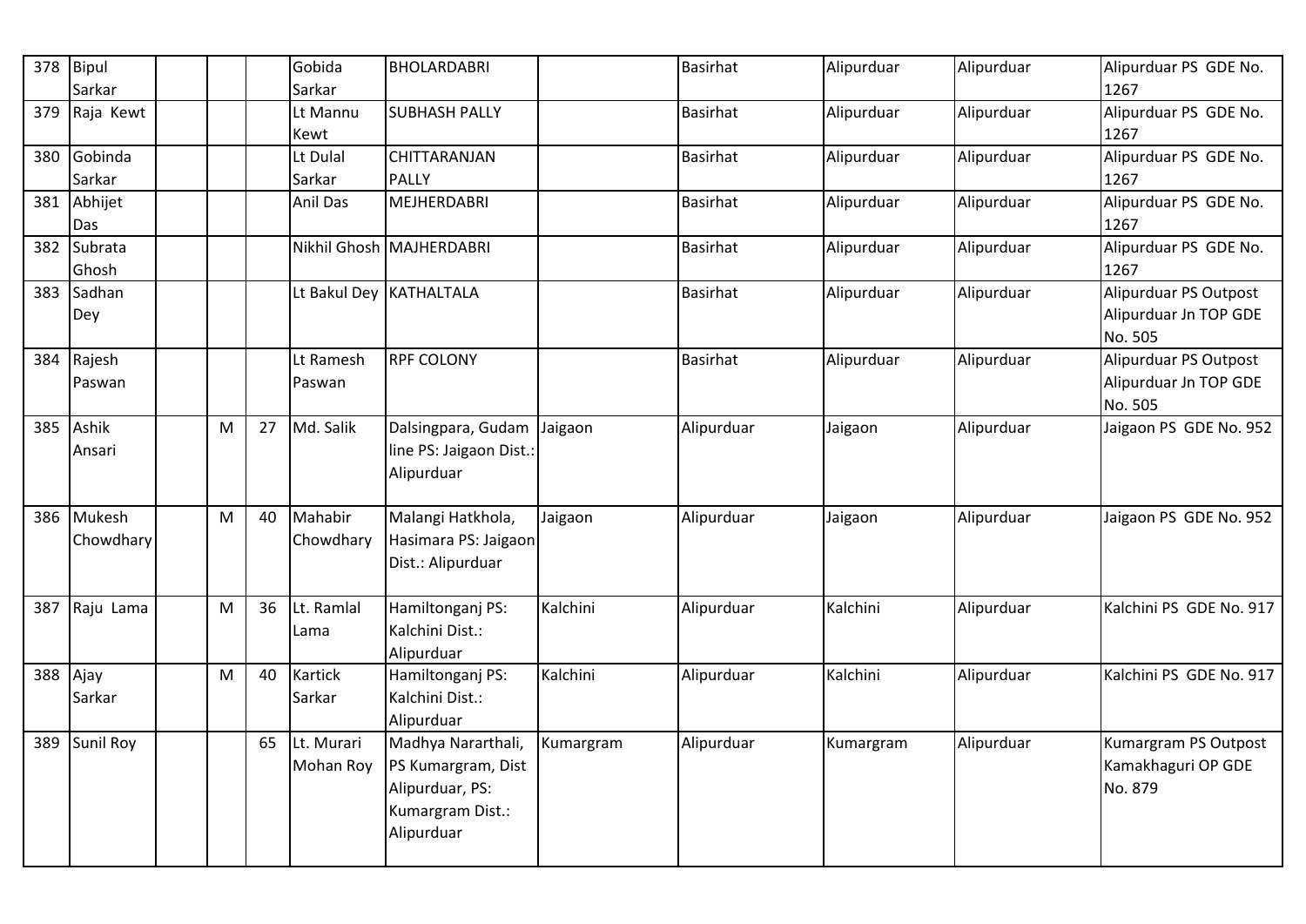| 378 | Bipul Sarkar | | | | Gobida Sarkar | BHOLARDABRI | | Basirhat | Alipurduar | Alipurduar | Alipurduar PS GDE No. 1267 |
|---|---|---|---|---|---|---|---|---|---|---|---|
| 379 | Raja Kewt | | | | Lt Mannu Kewt | SUBHASH PALLY | | Basirhat | Alipurduar | Alipurduar | Alipurduar PS GDE No. 1267 |
| 380 | Gobinda Sarkar | | | | Lt Dulal Sarkar | CHITTARANJAN PALLY | | Basirhat | Alipurduar | Alipurduar | Alipurduar PS GDE No. 1267 |
| 381 | Abhijet Das | | | | Anil Das | MEJHERDABRI | | Basirhat | Alipurduar | Alipurduar | Alipurduar PS GDE No. 1267 |
| 382 | Subrata Ghosh | | | | Nikhil Ghosh | MAJHERDABRI | | Basirhat | Alipurduar | Alipurduar | Alipurduar PS GDE No. 1267 |
| 383 | Sadhan Dey | | | | Lt Bakul Dey | KATHALTALA | | Basirhat | Alipurduar | Alipurduar | Alipurduar PS Outpost Alipurduar Jn TOP GDE No. 505 |
| 384 | Rajesh Paswan | | | | Lt Ramesh Paswan | RPF COLONY | | Basirhat | Alipurduar | Alipurduar | Alipurduar PS Outpost Alipurduar Jn TOP GDE No. 505 |
| 385 | Ashik Ansari | | M | 27 | Md. Salik | Dalsingpara, Gudam line PS: Jaigaon Dist.: Alipurduar | Jaigaon | Alipurduar | Jaigaon | Alipurduar | Jaigaon PS GDE No. 952 |
| 386 | Mukesh Chowdhary | | M | 40 | Mahabir Chowdhary | Malangi Hatkhola, Hasimara PS: Jaigaon Dist.: Alipurduar | Jaigaon | Alipurduar | Jaigaon | Alipurduar | Jaigaon PS GDE No. 952 |
| 387 | Raju Lama | | M | 36 | Lt. Ramlal Lama | Hamiltonganj PS: Kalchini Dist.: Alipurduar | Kalchini | Alipurduar | Kalchini | Alipurduar | Kalchini PS GDE No. 917 |
| 388 | Ajay Sarkar | | M | 40 | Kartick Sarkar | Hamiltonganj PS: Kalchini Dist.: Alipurduar | Kalchini | Alipurduar | Kalchini | Alipurduar | Kalchini PS GDE No. 917 |
| 389 | Sunil Roy | | | 65 | Lt. Murari Mohan Roy | Madhya Nararthali, PS Kumargram, Dist Alipurduar, PS: Kumargram Dist.: Alipurduar | Kumargram | Alipurduar | Kumargram | Alipurduar | Kumargram PS Outpost Kamakhaguri OP GDE No. 879 |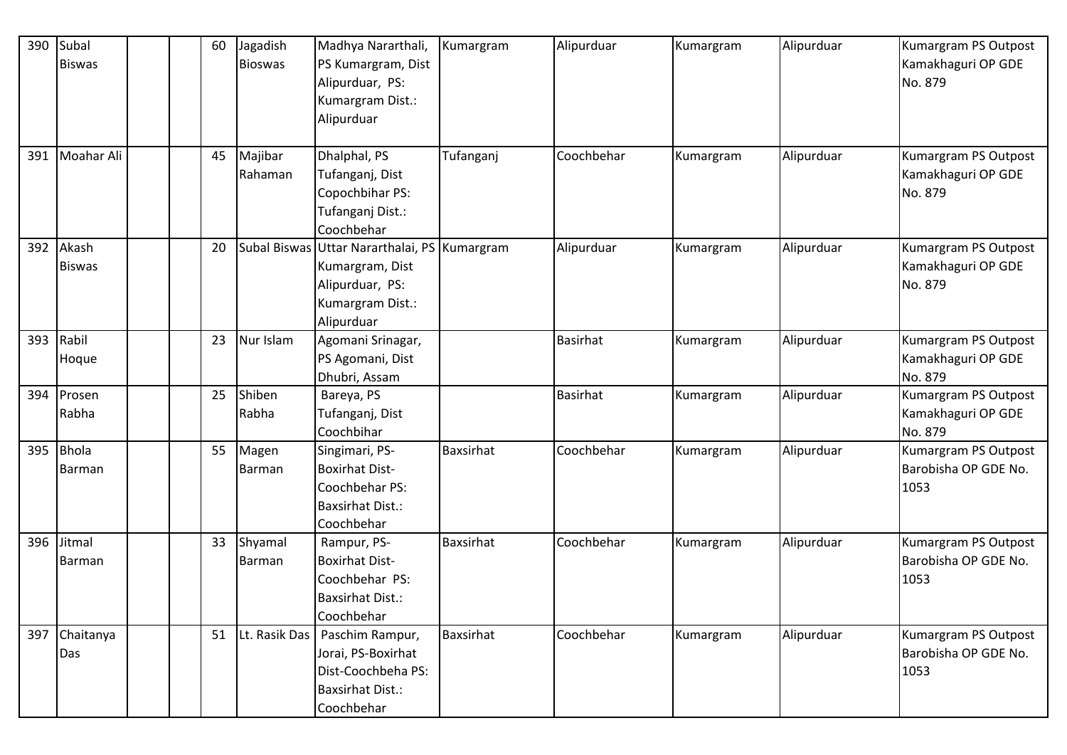| 390 | Subal Biswas | | | 60 | Jagadish Bioswas | Madhya Nararthali, PS Kumargram, Dist Alipurduar, PS: Kumargram Dist.: Alipurduar | Kumargram | Alipurduar | Kumargram | Alipurduar | Kumargram PS Outpost Kamakhaguri OP GDE No. 879 |
|---|---|---|---|---|---|---|---|---|---|---|---|
| 391 | Moahar Ali | | | 45 | Majibar Rahaman | Dhalphal, PS Tufanganj, Dist Copochbihar PS: Tufanganj Dist.: Coochbehar | Tufanganj | Coochbehar | Kumargram | Alipurduar | Kumargram PS Outpost Kamakhaguri OP GDE No. 879 |
| 392 | Akash Biswas | | | 20 | Subal Biswas | Uttar Nararthalai, PS Kumargram, Dist Alipurduar, PS: Kumargram Dist.: Alipurduar | Kumargram | Alipurduar | Kumargram | Alipurduar | Kumargram PS Outpost Kamakhaguri OP GDE No. 879 |
| 393 | Rabil Hoque | | | 23 | Nur Islam | Agomani Srinagar, PS Agomani, Dist Dhubri, Assam | | Basirhat | Kumargram | Alipurduar | Kumargram PS Outpost Kamakhaguri OP GDE No. 879 |
| 394 | Prosen Rabha | | | 25 | Shiben Rabha | Bareya, PS Tufanganj, Dist Coochbihar | | Basirhat | Kumargram | Alipurduar | Kumargram PS Outpost Kamakhaguri OP GDE No. 879 |
| 395 | Bhola Barman | | | 55 | Magen Barman | Singimari, PS-Boxirhat Dist-Coochbehar PS: Baxsirhat Dist.: Coochbehar | Baxsirhat | Coochbehar | Kumargram | Alipurduar | Kumargram PS Outpost Barobisha OP GDE No. 1053 |
| 396 | Jitmal Barman | | | 33 | Shyamal Barman | Rampur, PS-Boxirhat Dist-Coochbehar PS: Baxsirhat Dist.: Coochbehar | Baxsirhat | Coochbehar | Kumargram | Alipurduar | Kumargram PS Outpost Barobisha OP GDE No. 1053 |
| 397 | Chaitanya Das | | | 51 | Lt. Rasik Das | Paschim Rampur, Jorai, PS-Boxirhat Dist-Coochbeha PS: Baxsirhat Dist.: Coochbehar | Baxsirhat | Coochbehar | Kumargram | Alipurduar | Kumargram PS Outpost Barobisha OP GDE No. 1053 |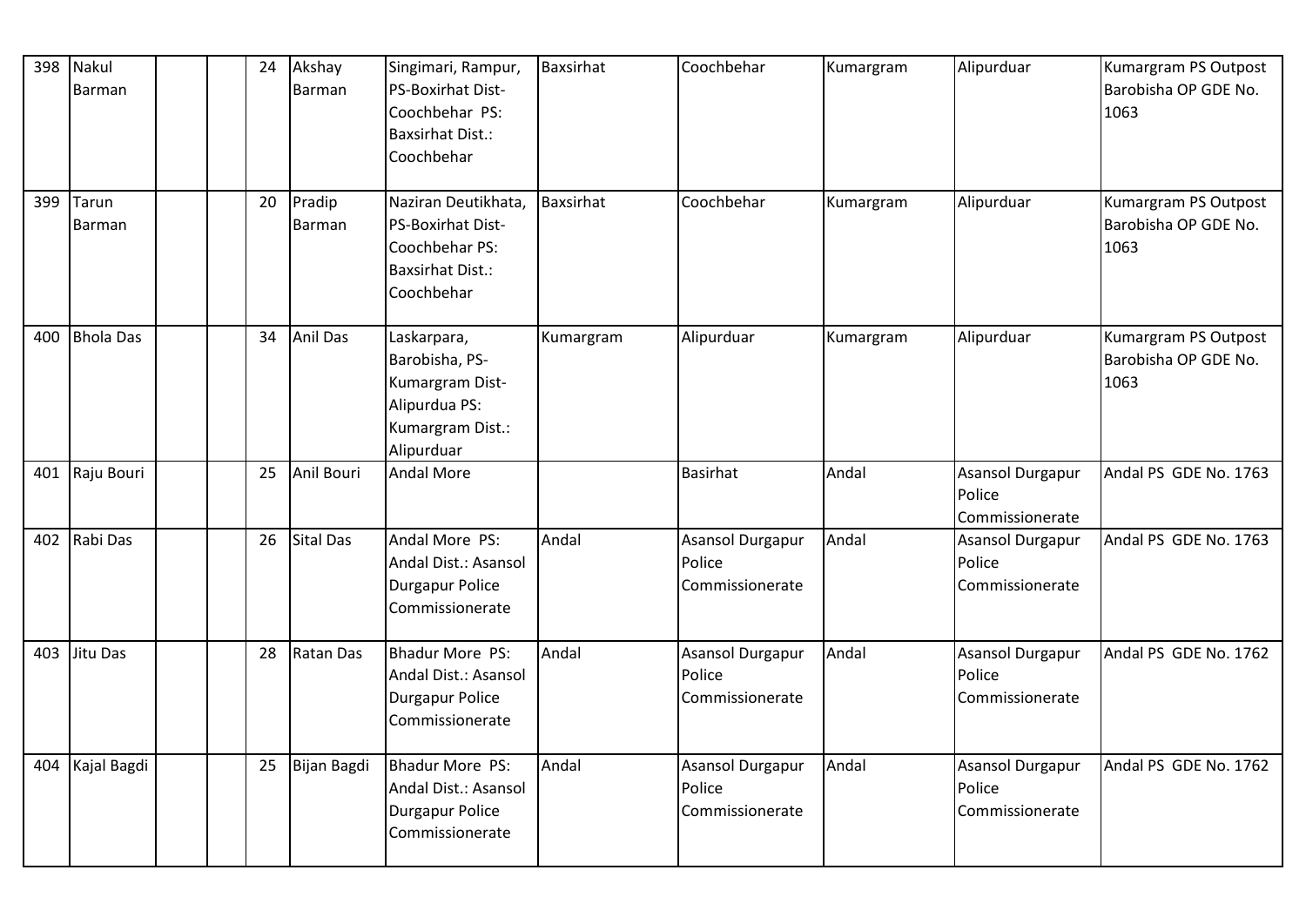| 398 | Nakul Barman | | | 24 | Akshay Barman | Singimari, Rampur, PS-Boxirhat Dist-Coochbehar PS: Baxsirhat Dist.: Coochbehar | Baxsirhat | Coochbehar | Kumargram | Alipurduar | Kumargram PS Outpost Barobisha OP GDE No. 1063 |
|---|---|---|---|---|---|---|---|---|---|---|---|
| 399 | Tarun Barman | | | 20 | Pradip Barman | Naziran Deutikhata, PS-Boxirhat Dist-Coochbehar PS: Baxsirhat Dist.: Coochbehar | Baxsirhat | Coochbehar | Kumargram | Alipurduar | Kumargram PS Outpost Barobisha OP GDE No. 1063 |
| 400 | Bhola Das | | | 34 | Anil Das | Laskarpara, Barobisha, PS-Kumargram Dist-Alipurdua PS: Kumargram Dist.: Alipurduar | Kumargram | Alipurduar | Kumargram | Alipurduar | Kumargram PS Outpost Barobisha OP GDE No. 1063 |
| 401 | Raju Bouri | | | 25 | Anil Bouri | Andal More | | Basirhat | Andal | Asansol Durgapur Police Commissionerate | Andal PS GDE No. 1763 |
| 402 | Rabi Das | | | 26 | Sital Das | Andal More PS: Andal Dist.: Asansol Durgapur Police Commissionerate | Andal | Asansol Durgapur Police Commissionerate | Andal | Asansol Durgapur Police Commissionerate | Andal PS GDE No. 1763 |
| 403 | Jitu Das | | | 28 | Ratan Das | Bhadur More PS: Andal Dist.: Asansol Durgapur Police Commissionerate | Andal | Asansol Durgapur Police Commissionerate | Andal | Asansol Durgapur Police Commissionerate | Andal PS GDE No. 1762 |
| 404 | Kajal Bagdi | | | 25 | Bijan Bagdi | Bhadur More PS: Andal Dist.: Asansol Durgapur Police Commissionerate | Andal | Asansol Durgapur Police Commissionerate | Andal | Asansol Durgapur Police Commissionerate | Andal PS GDE No. 1762 |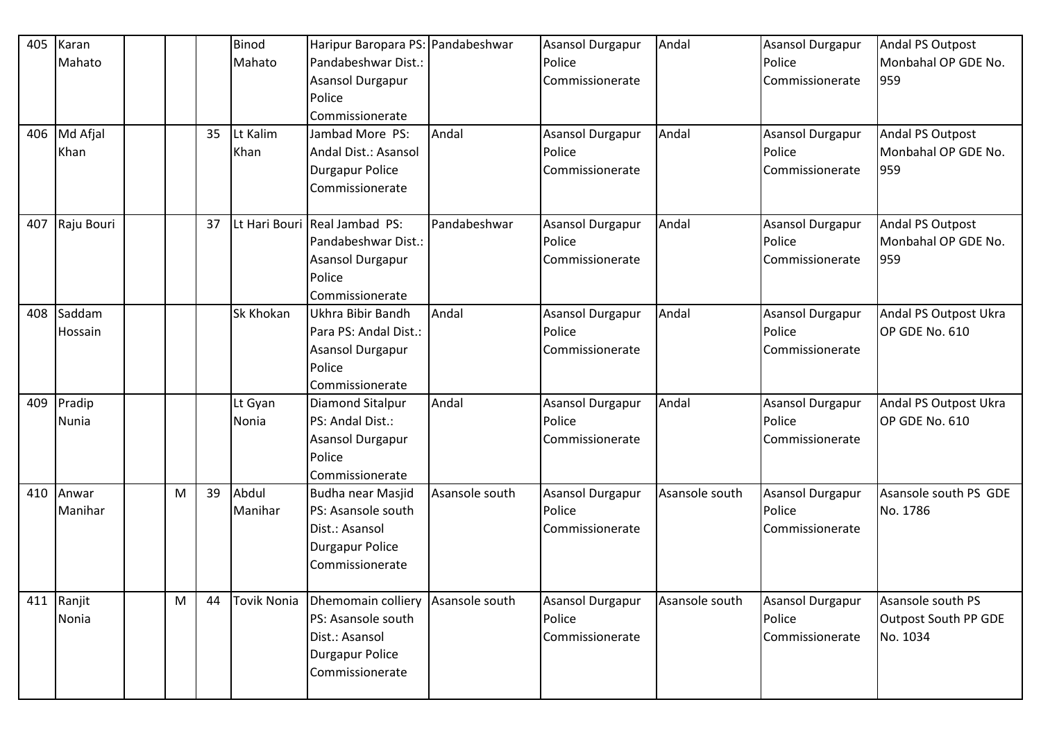| 405 | Karan Mahato | | | | Binod Mahato | Haripur Baropara PS: Pandabeshwar Dist.: Asansol Durgapur Police Commissionerate | Pandabeshwar | Asansol Durgapur Police Commissionerate | Andal | Asansol Durgapur Police Commissionerate | Andal PS Outpost Monbahal OP GDE No. 959 |
|---|---|---|---|---|---|---|---|---|---|---|---|
| 406 | Md Afjal Khan | | | 35 | Lt Kalim Khan | Jambad More PS: Andal Dist.: Asansol Durgapur Police Commissionerate | Andal | Asansol Durgapur Police Commissionerate | Andal | Asansol Durgapur Police Commissionerate | Andal PS Outpost Monbahal OP GDE No. 959 |
| 407 | Raju Bouri | | | 37 | Lt Hari Bouri | Real Jambad PS: Pandabeshwar Dist.: Asansol Durgapur Police Commissionerate | Pandabeshwar | Asansol Durgapur Police Commissionerate | Andal | Asansol Durgapur Police Commissionerate | Andal PS Outpost Monbahal OP GDE No. 959 |
| 408 | Saddam Hossain | | | | Sk Khokan | Ukhra Bibir Bandh Para PS: Andal Dist.: Asansol Durgapur Police Commissionerate | Andal | Asansol Durgapur Police Commissionerate | Andal | Asansol Durgapur Police Commissionerate | Andal PS Outpost Ukra OP GDE No. 610 |
| 409 | Pradip Nunia | | | | Lt Gyan Nonia | Diamond Sitalpur PS: Andal Dist.: Asansol Durgapur Police Commissionerate | Andal | Asansol Durgapur Police Commissionerate | Andal | Asansol Durgapur Police Commissionerate | Andal PS Outpost Ukra OP GDE No. 610 |
| 410 | Anwar Manihar | | M | 39 | Abdul Manihar | Budha near Masjid PS: Asansole south Dist.: Asansol Durgapur Police Commissionerate | Asansole south | Asansol Durgapur Police Commissionerate | Asansole south | Asansol Durgapur Police Commissionerate | Asansole south PS GDE No. 1786 |
| 411 | Ranjit Nonia | | M | 44 | Tovik Nonia | Dhemomain colliery PS: Asansole south Dist.: Asansol Durgapur Police Commissionerate | Asansole south | Asansol Durgapur Police Commissionerate | Asansole south | Asansol Durgapur Police Commissionerate | Asansole south PS Outpost South PP GDE No. 1034 |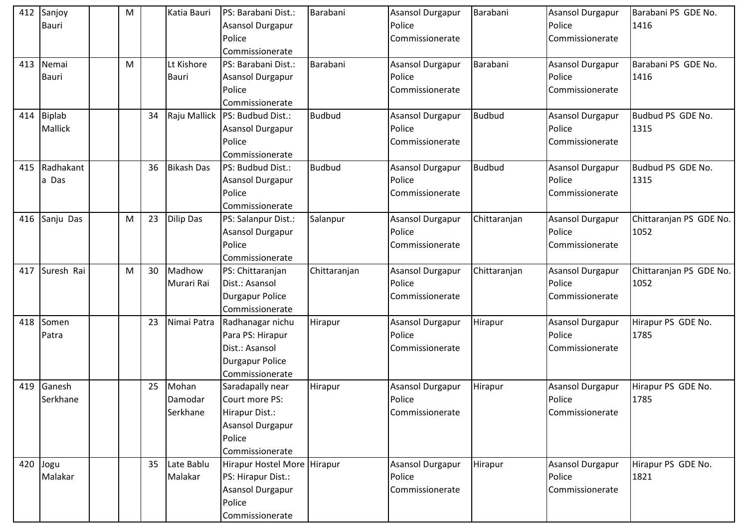| 412 | Sanjoy Bauri | | M | | Katia Bauri | PS: Barabani Dist.: Asansol Durgapur Police Commissionerate | Barabani | Asansol Durgapur Police Commissionerate | Barabani | Asansol Durgapur Police Commissionerate | Barabani PS GDE No. 1416 |
|---|---|---|---|---|---|---|---|---|---|---|---|
| 413 | Nemai Bauri | | M | | Lt Kishore Bauri | PS: Barabani Dist.: Asansol Durgapur Police Commissionerate | Barabani | Asansol Durgapur Police Commissionerate | Barabani | Asansol Durgapur Police Commissionerate | Barabani PS GDE No. 1416 |
| 414 | Biplab Mallick | | | 34 | Raju Mallick | PS: Budbud Dist.: Asansol Durgapur Police Commissionerate | Budbud | Asansol Durgapur Police Commissionerate | Budbud | Asansol Durgapur Police Commissionerate | Budbud PS GDE No. 1315 |
| 415 | Radhakanta Das | | | 36 | Bikash Das | PS: Budbud Dist.: Asansol Durgapur Police Commissionerate | Budbud | Asansol Durgapur Police Commissionerate | Budbud | Asansol Durgapur Police Commissionerate | Budbud PS GDE No. 1315 |
| 416 | Sanju Das | | M | 23 | Dilip Das | PS: Salanpur Dist.: Asansol Durgapur Police Commissionerate | Salanpur | Asansol Durgapur Police Commissionerate | Chittaranjan | Asansol Durgapur Police Commissionerate | Chittaranjan PS GDE No. 1052 |
| 417 | Suresh Rai | | M | 30 | Madhow Murari Rai | PS: Chittaranjan Dist.: Asansol Durgapur Police Commissionerate | Chittaranjan | Asansol Durgapur Police Commissionerate | Chittaranjan | Asansol Durgapur Police Commissionerate | Chittaranjan PS GDE No. 1052 |
| 418 | Somen Patra | | | 23 | Nimai Patra | Radhanagar nichu Para PS: Hirapur Dist.: Asansol Durgapur Police Commissionerate | Hirapur | Asansol Durgapur Police Commissionerate | Hirapur | Asansol Durgapur Police Commissionerate | Hirapur PS GDE No. 1785 |
| 419 | Ganesh Serkhane | | | 25 | Mohan Damodar Serkhane | Saradapally near Court more PS: Hirapur Dist.: Asansol Durgapur Police Commissionerate | Hirapur | Asansol Durgapur Police Commissionerate | Hirapur | Asansol Durgapur Police Commissionerate | Hirapur PS GDE No. 1785 |
| 420 | Jogu Malakar | | | 35 | Late Bablu Malakar | Hirapur Hostel More PS: Hirapur Dist.: Asansol Durgapur Police Commissionerate | Hirapur | Asansol Durgapur Police Commissionerate | Hirapur | Asansol Durgapur Police Commissionerate | Hirapur PS GDE No. 1821 |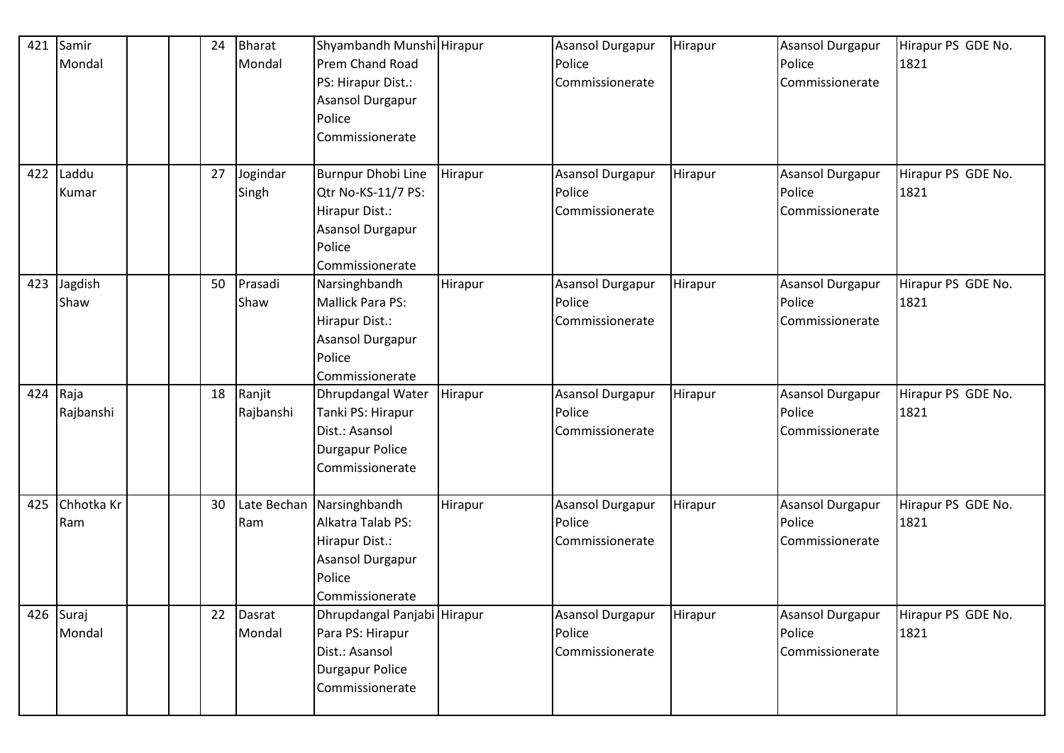| 421 | Samir Mondal | | | 24 | Bharat Mondal | Shyambandh Munshi Prem Chand Road PS: Hirapur Dist.: Asansol Durgapur Police Commissionerate | Hirapur | Asansol Durgapur Police Commissionerate | Hirapur | Asansol Durgapur Police Commissionerate | Hirapur PS GDE No. 1821 |
|---|---|---|---|---|---|---|---|---|---|---|---|
| 422 | Laddu Kumar | | | 27 | Jogindar Singh | Burnpur Dhobi Line Qtr No-KS-11/7 PS: Hirapur Dist.: Asansol Durgapur Police Commissionerate | Hirapur | Asansol Durgapur Police Commissionerate | Hirapur | Asansol Durgapur Police Commissionerate | Hirapur PS GDE No. 1821 |
| 423 | Jagdish Shaw | | | 50 | Prasadi Shaw | Narsinghbandh Mallick Para PS: Hirapur Dist.: Asansol Durgapur Police Commissionerate | Hirapur | Asansol Durgapur Police Commissionerate | Hirapur | Asansol Durgapur Police Commissionerate | Hirapur PS GDE No. 1821 |
| 424 | Raja Rajbanshi | | | 18 | Ranjit Rajbanshi | Dhrupdangal Water Tanki PS: Hirapur Dist.: Asansol Durgapur Police Commissionerate | Hirapur | Asansol Durgapur Police Commissionerate | Hirapur | Asansol Durgapur Police Commissionerate | Hirapur PS GDE No. 1821 |
| 425 | Chhotka Kr Ram | | | 30 | Late Bechan Ram | Narsinghbandh Alkatra Talab PS: Hirapur Dist.: Asansol Durgapur Police Commissionerate | Hirapur | Asansol Durgapur Police Commissionerate | Hirapur | Asansol Durgapur Police Commissionerate | Hirapur PS GDE No. 1821 |
| 426 | Suraj Mondal | | | 22 | Dasrat Mondal | Dhrupdangal Panjabi Para PS: Hirapur Dist.: Asansol Durgapur Police Commissionerate | Hirapur | Asansol Durgapur Police Commissionerate | Hirapur | Asansol Durgapur Police Commissionerate | Hirapur PS GDE No. 1821 |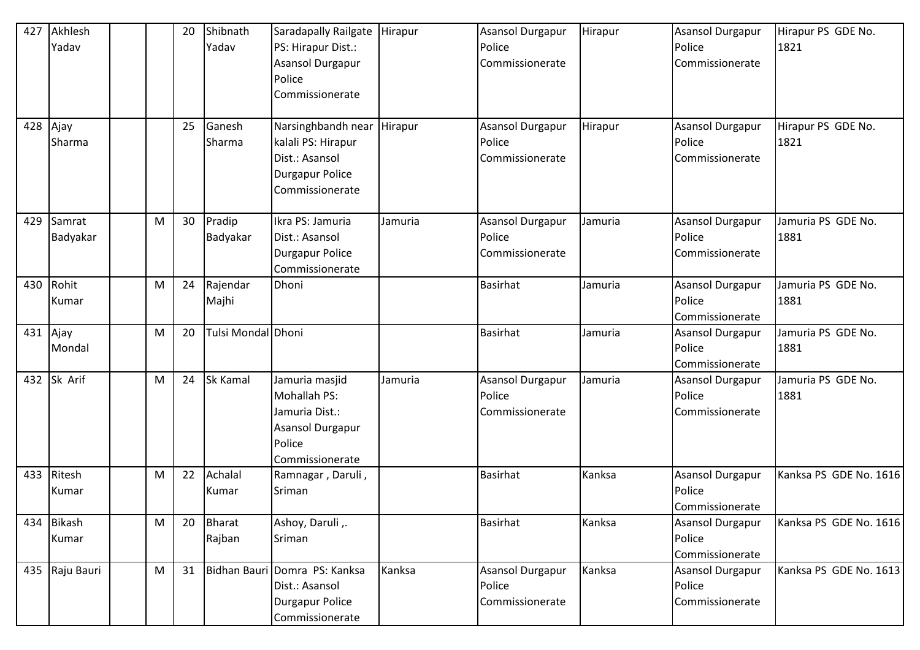| 427 | Akhlesh Yadav | | | 20 | Shibnath Yadav | Saradapally Railgate PS: Hirapur Dist.: Asansol Durgapur Police Commissionerate | Hirapur | Asansol Durgapur Police Commissionerate | Hirapur | Asansol Durgapur Police Commissionerate | Hirapur PS GDE No. 1821 |
|---|---|---|---|---|---|---|---|---|---|---|---|
| 428 | Ajay Sharma | | | 25 | Ganesh Sharma | Narsinghbandh near kalali PS: Hirapur Dist.: Asansol Durgapur Police Commissionerate | Hirapur | Asansol Durgapur Police Commissionerate | Hirapur | Asansol Durgapur Police Commissionerate | Hirapur PS GDE No. 1821 |
| 429 | Samrat Badyakar | | M | 30 | Pradip Badyakar | Ikra PS: Jamuria Dist.: Asansol Durgapur Police Commissionerate | Jamuria | Asansol Durgapur Police Commissionerate | Jamuria | Asansol Durgapur Police Commissionerate | Jamuria PS GDE No. 1881 |
| 430 | Rohit Kumar | | M | 24 | Rajendar Majhi | Dhoni | | Basirhat | Jamuria | Asansol Durgapur Police Commissionerate | Jamuria PS GDE No. 1881 |
| 431 | Ajay Mondal | | M | 20 | Tulsi Mondal | Dhoni | | Basirhat | Jamuria | Asansol Durgapur Police Commissionerate | Jamuria PS GDE No. 1881 |
| 432 | Sk Arif | | M | 24 | Sk Kamal | Jamuria masjid Mohallah PS: Jamuria Dist.: Asansol Durgapur Police Commissionerate | Jamuria | Asansol Durgapur Police Commissionerate | Jamuria | Asansol Durgapur Police Commissionerate | Jamuria PS GDE No. 1881 |
| 433 | Ritesh Kumar | | M | 22 | Achalal Kumar | Ramnagar , Daruli , Sriman | | Basirhat | Kanksa | Asansol Durgapur Police Commissionerate | Kanksa PS GDE No. 1616 |
| 434 | Bikash Kumar | | M | 20 | Bharat Rajban | Ashoy, Daruli ,. Sriman | | Basirhat | Kanksa | Asansol Durgapur Police Commissionerate | Kanksa PS GDE No. 1616 |
| 435 | Raju Bauri | | M | 31 | Bidhan Bauri | Domra PS: Kanksa Dist.: Asansol Durgapur Police Commissionerate | Kanksa | Asansol Durgapur Police Commissionerate | Kanksa | Asansol Durgapur Police Commissionerate | Kanksa PS GDE No. 1613 |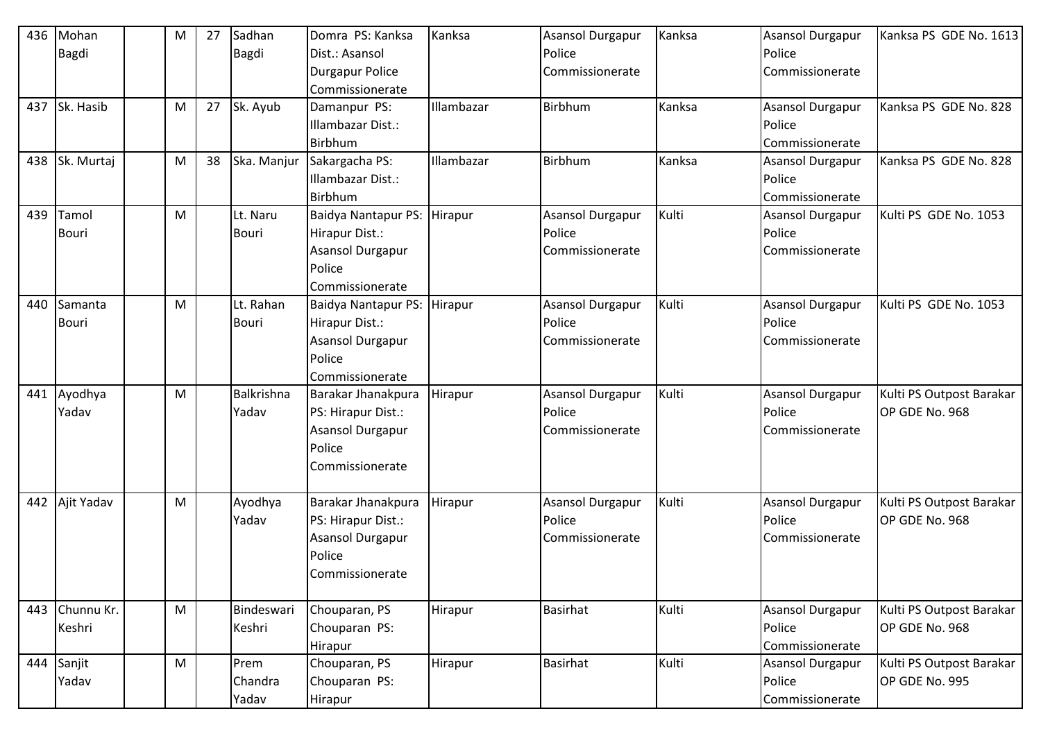| 436 | Mohan Bagdi | | M | 27 | Sadhan Bagdi | Domra PS: Kanksa Dist.: Asansol Durgapur Police Commissionerate | Kanksa | Asansol Durgapur Police Commissionerate | Kanksa | Asansol Durgapur Police Commissionerate | Kanksa PS GDE No. 1613 |
|---|---|---|---|---|---|---|---|---|---|---|---|
| 437 | Sk. Hasib | | M | 27 | Sk. Ayub | Damanpur PS: Illambazar Dist.: Birbhum | Illambazar | Birbhum | Kanksa | Asansol Durgapur Police Commissionerate | Kanksa PS GDE No. 828 |
| 438 | Sk. Murtaj | | M | 38 | Ska. Manjur | Sakargacha PS: Illambazar Dist.: Birbhum | Illambazar | Birbhum | Kanksa | Asansol Durgapur Police Commissionerate | Kanksa PS GDE No. 828 |
| 439 | Tamol Bouri | | M | | Lt. Naru Bouri | Baidya Nantapur PS: Hirapur Dist.: Asansol Durgapur Police Commissionerate | Hirapur | Asansol Durgapur Police Commissionerate | Kulti | Asansol Durgapur Police Commissionerate | Kulti PS GDE No. 1053 |
| 440 | Samanta Bouri | | M | | Lt. Rahan Bouri | Baidya Nantapur PS: Hirapur Dist.: Asansol Durgapur Police Commissionerate | Hirapur | Asansol Durgapur Police Commissionerate | Kulti | Asansol Durgapur Police Commissionerate | Kulti PS GDE No. 1053 |
| 441 | Ayodhya Yadav | | M | | Balkrishna Yadav | Barakar Jhanakpura PS: Hirapur Dist.: Asansol Durgapur Police Commissionerate | Hirapur | Asansol Durgapur Police Commissionerate | Kulti | Asansol Durgapur Police Commissionerate | Kulti PS Outpost Barakar OP GDE No. 968 |
| 442 | Ajit Yadav | | M | | Ayodhya Yadav | Barakar Jhanakpura PS: Hirapur Dist.: Asansol Durgapur Police Commissionerate | Hirapur | Asansol Durgapur Police Commissionerate | Kulti | Asansol Durgapur Police Commissionerate | Kulti PS Outpost Barakar OP GDE No. 968 |
| 443 | Chunnu Kr. Keshri | | M | | Bindeswari Keshri | Chouparan, PS Chouparan PS: Hirapur | Hirapur | Basirhat | Kulti | Asansol Durgapur Police Commissionerate | Kulti PS Outpost Barakar OP GDE No. 968 |
| 444 | Sanjit Yadav | | M | | Prem Chandra Yadav | Chouparan, PS Chouparan PS: Hirapur | Hirapur | Basirhat | Kulti | Asansol Durgapur Police Commissionerate | Kulti PS Outpost Barakar OP GDE No. 995 |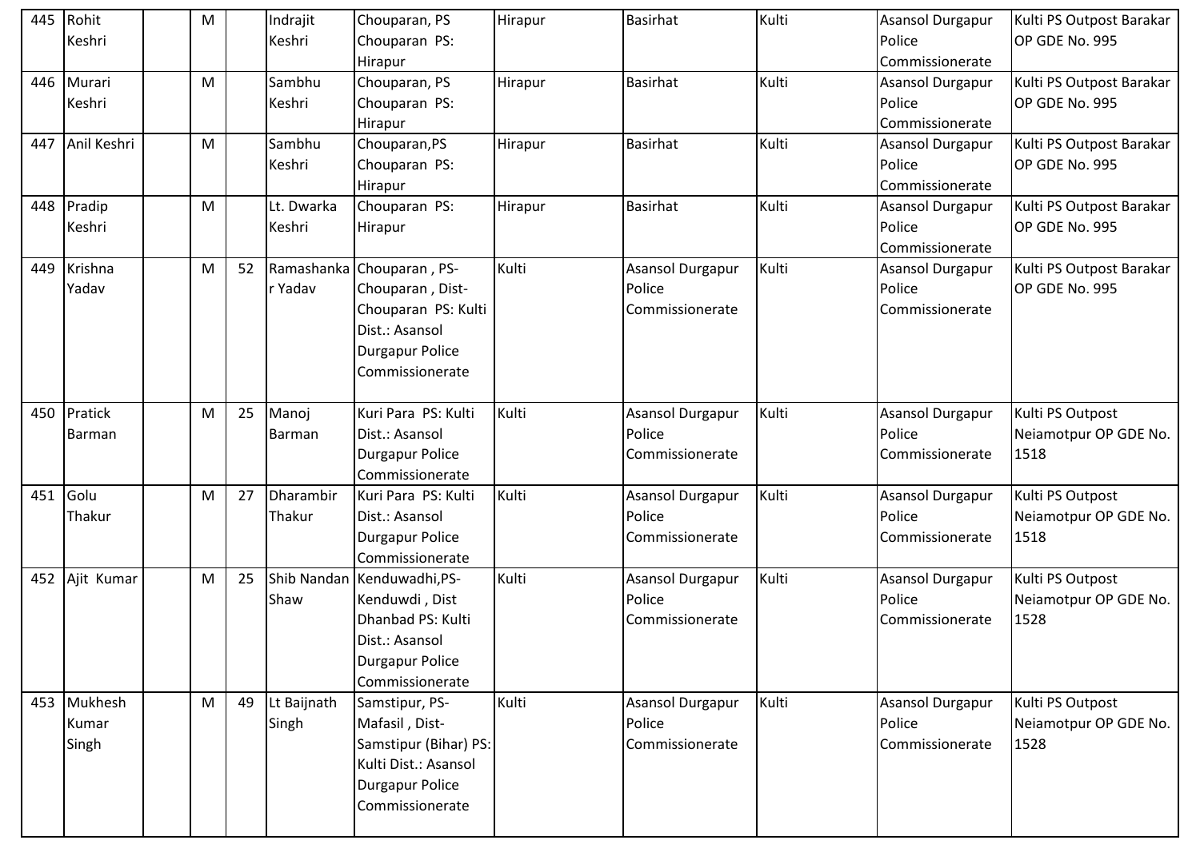| 445 | Rohit Keshri | | M | | Indrajit Keshri | Chouparan, PS Chouparan PS: Hirapur | Hirapur | Basirhat | Kulti | Asansol Durgapur Police Commissionerate | Kulti PS Outpost Barakar OP GDE No. 995 |
|---|---|---|---|---|---|---|---|---|---|---|---|
| 446 | Murari Keshri | | M | | Sambhu Keshri | Chouparan, PS Chouparan PS: Hirapur | Hirapur | Basirhat | Kulti | Asansol Durgapur Police Commissionerate | Kulti PS Outpost Barakar OP GDE No. 995 |
| 447 | Anil Keshri | | M | | Sambhu Keshri | Chouparan,PS Chouparan PS: Hirapur | Hirapur | Basirhat | Kulti | Asansol Durgapur Police Commissionerate | Kulti PS Outpost Barakar OP GDE No. 995 |
| 448 | Pradip Keshri | | M | | Lt. Dwarka Keshri | Chouparan PS: Hirapur | Hirapur | Basirhat | Kulti | Asansol Durgapur Police Commissionerate | Kulti PS Outpost Barakar OP GDE No. 995 |
| 449 | Krishna Yadav | | M | 52 | Ramashankar Yadav | Chouparan , PS-Chouparan , Dist-Chouparan PS: Kulti Dist.: Asansol Durgapur Police Commissionerate | Kulti | Asansol Durgapur Police Commissionerate | Kulti | Asansol Durgapur Police Commissionerate | Kulti PS Outpost Barakar OP GDE No. 995 |
| 450 | Pratick Barman | | M | 25 | Manoj Barman | Kuri Para PS: Kulti Dist.: Asansol Durgapur Police Commissionerate | Kulti | Asansol Durgapur Police Commissionerate | Kulti | Asansol Durgapur Police Commissionerate | Kulti PS Outpost Neiamotpur OP GDE No. 1518 |
| 451 | Golu Thakur | | M | 27 | Dharambir Thakur | Kuri Para PS: Kulti Dist.: Asansol Durgapur Police Commissionerate | Kulti | Asansol Durgapur Police Commissionerate | Kulti | Asansol Durgapur Police Commissionerate | Kulti PS Outpost Neiamotpur OP GDE No. 1518 |
| 452 | Ajit Kumar | | M | 25 | Shib Nandan Shaw | Kenduwadhi,PS-Kenduwdi , Dist Dhanbad PS: Kulti Dist.: Asansol Durgapur Police Commissionerate | Kulti | Asansol Durgapur Police Commissionerate | Kulti | Asansol Durgapur Police Commissionerate | Kulti PS Outpost Neiamotpur OP GDE No. 1528 |
| 453 | Mukhesh Kumar Singh | | M | 49 | Lt Baijnath Singh | Samstipur, PS-Mafasil , Dist-Samstipur (Bihar) PS: Kulti Dist.: Asansol Durgapur Police Commissionerate | Kulti | Asansol Durgapur Police Commissionerate | Kulti | Asansol Durgapur Police Commissionerate | Kulti PS Outpost Neiamotpur OP GDE No. 1528 |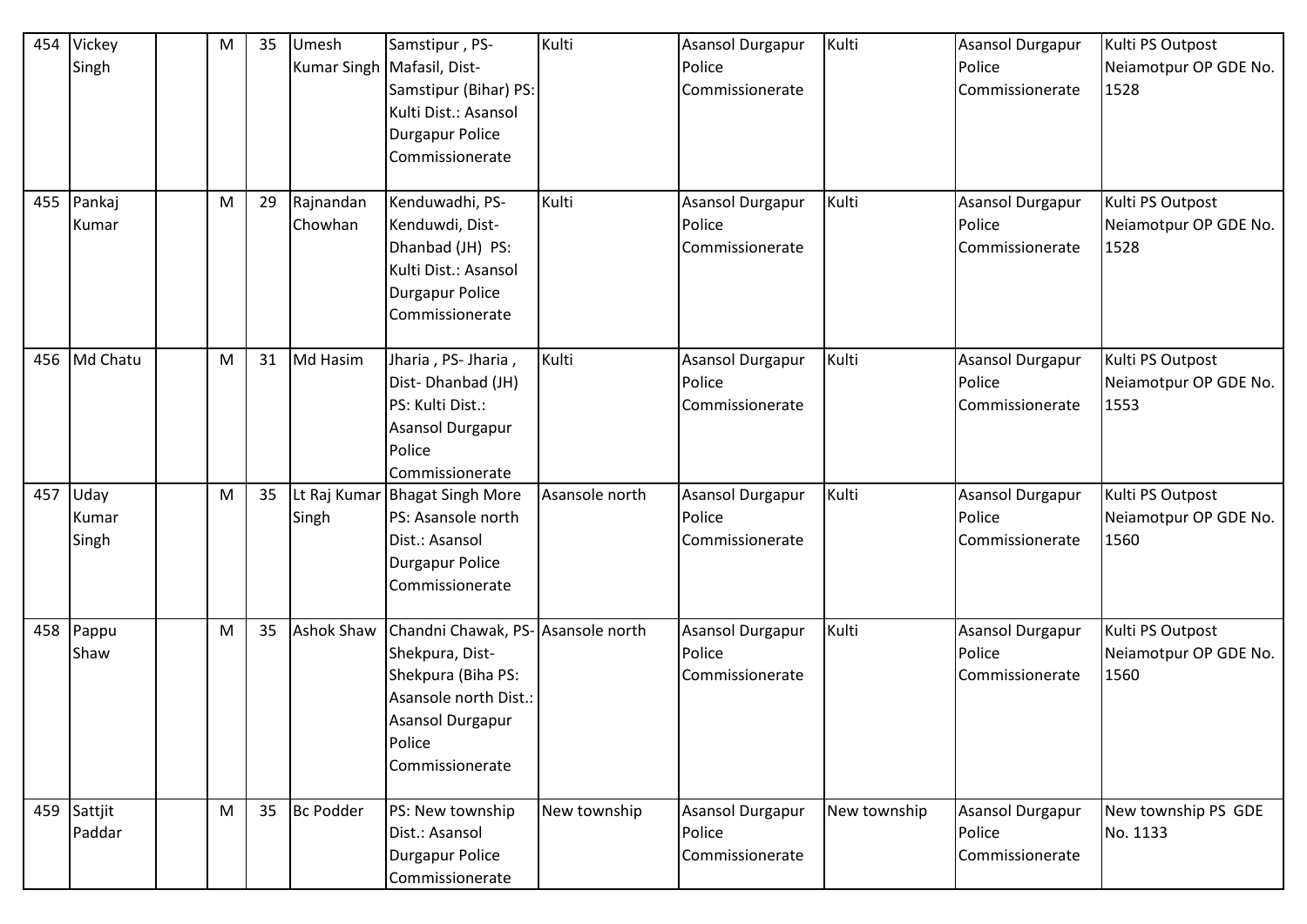| 454 | Vickey Singh | | M | 35 | Umesh Kumar Singh | Samstipur , PS- Mafasil, Dist- Samstipur (Bihar) PS: Kulti Dist.: Asansol Durgapur Police Commissionerate | Kulti | Asansol Durgapur Police Commissionerate | Kulti | Asansol Durgapur Police Commissionerate | Kulti PS Outpost Neiamotpur OP GDE No. 1528 |
|---|---|---|---|---|---|---|---|---|---|---|---|
| 455 | Pankaj Kumar | | M | 29 | Rajnandan Chowhan | Kenduwadhi, PS- Kenduwdi, Dist- Dhanbad (JH) PS: Kulti Dist.: Asansol Durgapur Police Commissionerate | Kulti | Asansol Durgapur Police Commissionerate | Kulti | Asansol Durgapur Police Commissionerate | Kulti PS Outpost Neiamotpur OP GDE No. 1528 |
| 456 | Md Chatu | | M | 31 | Md Hasim | Jharia , PS- Jharia , Dist- Dhanbad (JH) PS: Kulti Dist.: Asansol Durgapur Police Commissionerate | Kulti | Asansol Durgapur Police Commissionerate | Kulti | Asansol Durgapur Police Commissionerate | Kulti PS Outpost Neiamotpur OP GDE No. 1553 |
| 457 | Uday Kumar Singh | | M | 35 | Lt Raj Kumar Singh | Bhagat Singh More PS: Asansole north Dist.: Asansol Durgapur Police Commissionerate | Asansole north | Asansol Durgapur Police Commissionerate | Kulti | Asansol Durgapur Police Commissionerate | Kulti PS Outpost Neiamotpur OP GDE No. 1560 |
| 458 | Pappu Shaw | | M | 35 | Ashok Shaw | Chandni Chawak, PS- Shekpura, Dist- Shekpura (Biha PS: Asansole north Dist.: Asansol Durgapur Police Commissionerate | Asansole north | Asansol Durgapur Police Commissionerate | Kulti | Asansol Durgapur Police Commissionerate | Kulti PS Outpost Neiamotpur OP GDE No. 1560 |
| 459 | Sattjit Paddar | | M | 35 | Bc Podder | PS: New township Dist.: Asansol Durgapur Police Commissionerate | New township | Asansol Durgapur Police Commissionerate | New township | Asansol Durgapur Police Commissionerate | New township PS GDE No. 1133 |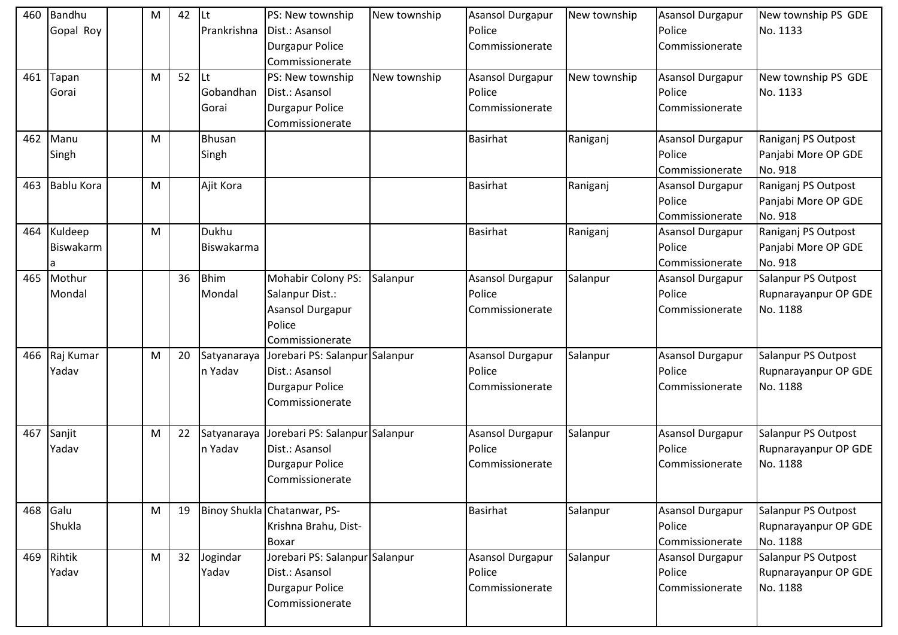| 460 | Bandhu Gopal Roy | | M | 42 | Lt Prankrishna | PS: New township Dist.: Asansol Durgapur Police Commissionerate | New township | Asansol Durgapur Police Commissionerate | New township | Asansol Durgapur Police Commissionerate | New township PS GDE No. 1133 |
|---|---|---|---|---|---|---|---|---|---|---|---|
| 461 | Tapan Gorai | | M | 52 | Lt Gobandhan Gorai | PS: New township Dist.: Asansol Durgapur Police Commissionerate | New township | Asansol Durgapur Police Commissionerate | New township | Asansol Durgapur Police Commissionerate | New township PS GDE No. 1133 |
| 462 | Manu Singh | | M | | Bhusan Singh | | | Basirhat | Raniganj | Asansol Durgapur Police Commissionerate | Raniganj PS Outpost Panjabi More OP GDE No. 918 |
| 463 | Bablu Kora | | M | | Ajit Kora | | | Basirhat | Raniganj | Asansol Durgapur Police Commissionerate | Raniganj PS Outpost Panjabi More OP GDE No. 918 |
| 464 | Kuldeep Biswakarma | | M | | Dukhu Biswakarma | | | Basirhat | Raniganj | Asansol Durgapur Police Commissionerate | Raniganj PS Outpost Panjabi More OP GDE No. 918 |
| 465 | Mothur Mondal | | | 36 | Bhim Mondal | Mohabir Colony PS: Salanpur Dist.: Asansol Durgapur Police Commissionerate | Salanpur | Asansol Durgapur Police Commissionerate | Salanpur | Asansol Durgapur Police Commissionerate | Salanpur PS Outpost Rupnarayanpur OP GDE No. 1188 |
| 466 | Raj Kumar Yadav | | M | 20 | Satyanarayan Yadav | Jorebari PS: Salanpur Dist.: Asansol Durgapur Police Commissionerate | Salanpur | Asansol Durgapur Police Commissionerate | Salanpur | Asansol Durgapur Police Commissionerate | Salanpur PS Outpost Rupnarayanpur OP GDE No. 1188 |
| 467 | Sanjit Yadav | | M | 22 | Satyanarayan Yadav | Jorebari PS: Salanpur Dist.: Asansol Durgapur Police Commissionerate | Salanpur | Asansol Durgapur Police Commissionerate | Salanpur | Asansol Durgapur Police Commissionerate | Salanpur PS Outpost Rupnarayanpur OP GDE No. 1188 |
| 468 | Galu Shukla | | M | 19 | Binoy Shukla | Chatanwar, PS-Krishna Brahu, Dist-Boxar | | Basirhat | Salanpur | Asansol Durgapur Police Commissionerate | Salanpur PS Outpost Rupnarayanpur OP GDE No. 1188 |
| 469 | Rihtik Yadav | | M | 32 | Jogindar Yadav | Jorebari PS: Salanpur Dist.: Asansol Durgapur Police Commissionerate | Salanpur | Asansol Durgapur Police Commissionerate | Salanpur | Asansol Durgapur Police Commissionerate | Salanpur PS Outpost Rupnarayanpur OP GDE No. 1188 |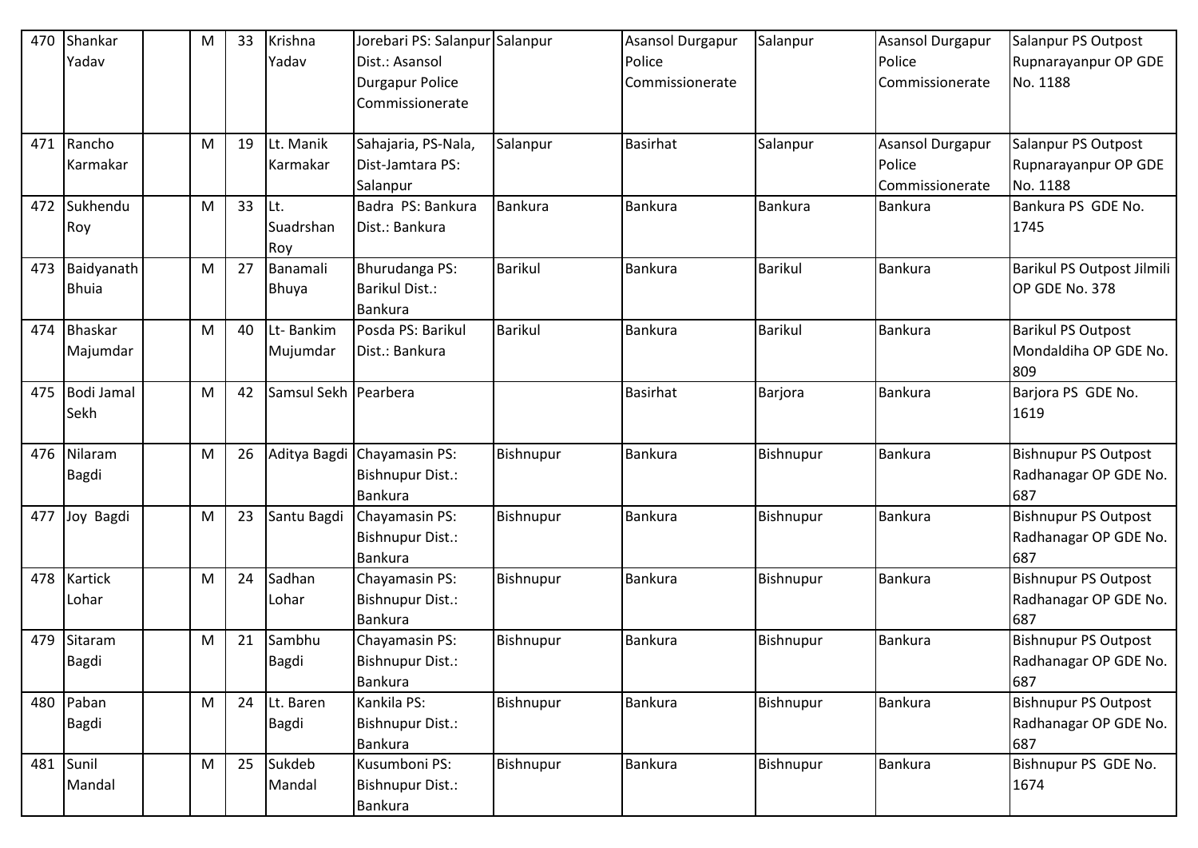| 470 | Shankar Yadav | | M | 33 | Krishna Yadav | Jorebari PS: Salanpur Dist.: Asansol Durgapur Police Commissionerate | Salanpur | Asansol Durgapur Police Commissionerate | Salanpur | Asansol Durgapur Police Commissionerate | Salanpur PS Outpost Rupnarayanpur OP GDE No. 1188 |
|---|---|---|---|---|---|---|---|---|---|---|---|
| 471 | Rancho Karmakar | | M | 19 | Lt. Manik Karmakar | Sahajaria, PS-Nala, Dist-Jamtara PS: Salanpur | Salanpur | Basirhat | Salanpur | Asansol Durgapur Police Commissionerate | Salanpur PS Outpost Rupnarayanpur OP GDE No. 1188 |
| 472 | Sukhendu Roy | | M | 33 | Lt. Suadrshan Roy | Badra PS: Bankura Dist.: Bankura | Bankura | Bankura | Bankura | Bankura | Bankura PS GDE No. 1745 |
| 473 | Baidyanath Bhuia | | M | 27 | Banamali Bhuya | Bhurudanga PS: Barikul Dist.: Bankura | Barikul | Bankura | Barikul | Bankura | Barikul PS Outpost Jilmili OP GDE No. 378 |
| 474 | Bhaskar Majumdar | | M | 40 | Lt- Bankim Mujumdar | Posda PS: Barikul Dist.: Bankura | Barikul | Bankura | Barikul | Bankura | Barikul PS Outpost Mondaldiha OP GDE No. 809 |
| 475 | Bodi Jamal Sekh | | M | 42 | Samsul Sekh | Pearbera | | Basirhat | Barjora | Bankura | Barjora PS GDE No. 1619 |
| 476 | Nilaram Bagdi | | M | 26 | Aditya Bagdi | Chayamasin PS: Bishnupur Dist.: Bankura | Bishnupur | Bankura | Bishnupur | Bankura | Bishnupur PS Outpost Radhanagar OP GDE No. 687 |
| 477 | Joy Bagdi | | M | 23 | Santu Bagdi | Chayamasin PS: Bishnupur Dist.: Bankura | Bishnupur | Bankura | Bishnupur | Bankura | Bishnupur PS Outpost Radhanagar OP GDE No. 687 |
| 478 | Kartick Lohar | | M | 24 | Sadhan Lohar | Chayamasin PS: Bishnupur Dist.: Bankura | Bishnupur | Bankura | Bishnupur | Bankura | Bishnupur PS Outpost Radhanagar OP GDE No. 687 |
| 479 | Sitaram Bagdi | | M | 21 | Sambhu Bagdi | Chayamasin PS: Bishnupur Dist.: Bankura | Bishnupur | Bankura | Bishnupur | Bankura | Bishnupur PS Outpost Radhanagar OP GDE No. 687 |
| 480 | Paban Bagdi | | M | 24 | Lt. Baren Bagdi | Kankila PS: Bishnupur Dist.: Bankura | Bishnupur | Bankura | Bishnupur | Bankura | Bishnupur PS Outpost Radhanagar OP GDE No. 687 |
| 481 | Sunil Mandal | | M | 25 | Sukdeb Mandal | Kusumboni PS: Bishnupur Dist.: Bankura | Bishnupur | Bankura | Bishnupur | Bankura | Bishnupur PS GDE No. 1674 |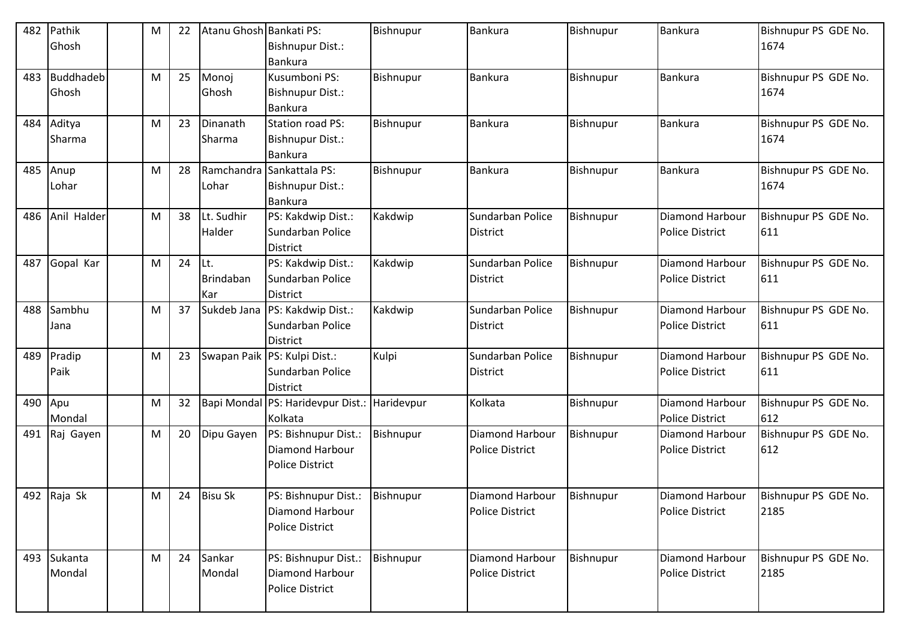| 482 | Pathik Ghosh | | M | 22 | Atanu Ghosh | Bankati PS: Bishnupur Dist.: Bankura | Bishnupur | Bankura | Bishnupur | Bankura | Bishnupur PS GDE No. 1674 |
|---|---|---|---|---|---|---|---|---|---|---|---|
| 483 | Buddhadeb Ghosh | | M | 25 | Monoj Ghosh | Kusumboni PS: Bishnupur Dist.: Bankura | Bishnupur | Bankura | Bishnupur | Bankura | Bishnupur PS GDE No. 1674 |
| 484 | Aditya Sharma | | M | 23 | Dinanath Sharma | Station road PS: Bishnupur Dist.: Bankura | Bishnupur | Bankura | Bishnupur | Bankura | Bishnupur PS GDE No. 1674 |
| 485 | Anup Lohar | | M | 28 | Ramchandra Lohar | Sankattala PS: Bishnupur Dist.: Bankura | Bishnupur | Bankura | Bishnupur | Bankura | Bishnupur PS GDE No. 1674 |
| 486 | Anil Halder | | M | 38 | Lt. Sudhir Halder | PS: Kakdwip Dist.: Sundarban Police District | Kakdwip | Sundarban Police District | Bishnupur | Diamond Harbour Police District | Bishnupur PS GDE No. 611 |
| 487 | Gopal Kar | | M | 24 | Lt. Brindaban Kar | PS: Kakdwip Dist.: Sundarban Police District | Kakdwip | Sundarban Police District | Bishnupur | Diamond Harbour Police District | Bishnupur PS GDE No. 611 |
| 488 | Sambhu Jana | | M | 37 | Sukdeb Jana | PS: Kakdwip Dist.: Sundarban Police District | Kakdwip | Sundarban Police District | Bishnupur | Diamond Harbour Police District | Bishnupur PS GDE No. 611 |
| 489 | Pradip Paik | | M | 23 | Swapan Paik | PS: Kulpi Dist.: Sundarban Police District | Kulpi | Sundarban Police District | Bishnupur | Diamond Harbour Police District | Bishnupur PS GDE No. 611 |
| 490 | Apu Mondal | | M | 32 | Bapi Mondal | PS: Haridevpur Dist.: Kolkata | Haridevpur | Kolkata | Bishnupur | Diamond Harbour Police District | Bishnupur PS GDE No. 612 |
| 491 | Raj Gayen | | M | 20 | Dipu Gayen | PS: Bishnupur Dist.: Diamond Harbour Police District | Bishnupur | Diamond Harbour Police District | Bishnupur | Diamond Harbour Police District | Bishnupur PS GDE No. 612 |
| 492 | Raja Sk | | M | 24 | Bisu Sk | PS: Bishnupur Dist.: Diamond Harbour Police District | Bishnupur | Diamond Harbour Police District | Bishnupur | Diamond Harbour Police District | Bishnupur PS GDE No. 2185 |
| 493 | Sukanta Mondal | | M | 24 | Sankar Mondal | PS: Bishnupur Dist.: Diamond Harbour Police District | Bishnupur | Diamond Harbour Police District | Bishnupur | Diamond Harbour Police District | Bishnupur PS GDE No. 2185 |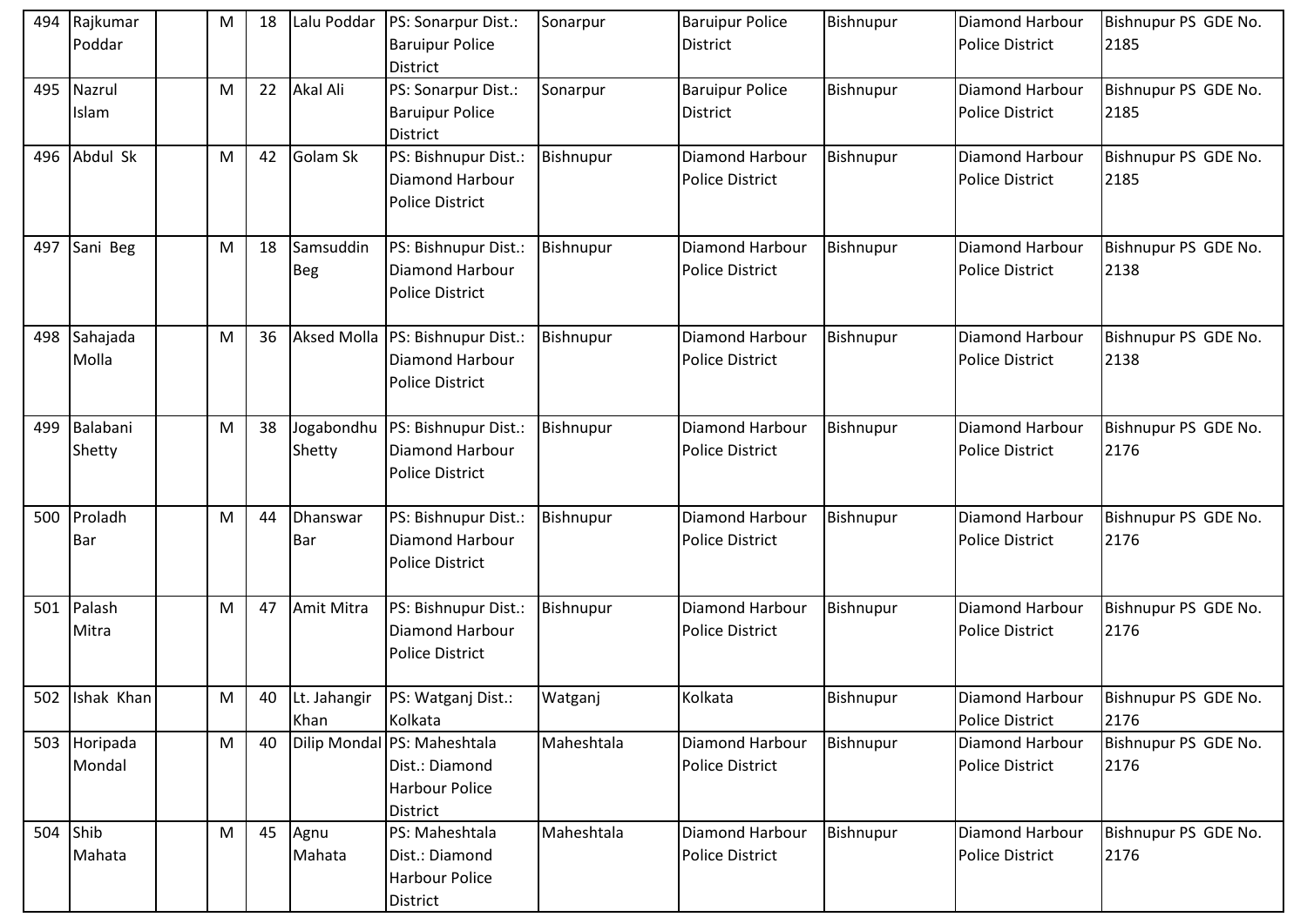| 494 | Rajkumar Poddar | | M | 18 | Lalu Poddar | PS: Sonarpur Dist.: Baruipur Police District | Sonarpur | Baruipur Police District | Bishnupur | Diamond Harbour Police District | Bishnupur PS GDE No. 2185 |
|---|---|---|---|---|---|---|---|---|---|---|---|
| 495 | Nazrul Islam | | M | 22 | Akal Ali | PS: Sonarpur Dist.: Baruipur Police District | Sonarpur | Baruipur Police District | Bishnupur | Diamond Harbour Police District | Bishnupur PS GDE No. 2185 |
| 496 | Abdul Sk | | M | 42 | Golam Sk | PS: Bishnupur Dist.: Diamond Harbour Police District | Bishnupur | Diamond Harbour Police District | Bishnupur | Diamond Harbour Police District | Bishnupur PS GDE No. 2185 |
| 497 | Sani Beg | | M | 18 | Samsuddin Beg | PS: Bishnupur Dist.: Diamond Harbour Police District | Bishnupur | Diamond Harbour Police District | Bishnupur | Diamond Harbour Police District | Bishnupur PS GDE No. 2138 |
| 498 | Sahajada Molla | | M | 36 | Aksed Molla | PS: Bishnupur Dist.: Diamond Harbour Police District | Bishnupur | Diamond Harbour Police District | Bishnupur | Diamond Harbour Police District | Bishnupur PS GDE No. 2138 |
| 499 | Balabani Shetty | | M | 38 | Jogabondhu Shetty | PS: Bishnupur Dist.: Diamond Harbour Police District | Bishnupur | Diamond Harbour Police District | Bishnupur | Diamond Harbour Police District | Bishnupur PS GDE No. 2176 |
| 500 | Proladh Bar | | M | 44 | Dhanswar Bar | PS: Bishnupur Dist.: Diamond Harbour Police District | Bishnupur | Diamond Harbour Police District | Bishnupur | Diamond Harbour Police District | Bishnupur PS GDE No. 2176 |
| 501 | Palash Mitra | | M | 47 | Amit Mitra | PS: Bishnupur Dist.: Diamond Harbour Police District | Bishnupur | Diamond Harbour Police District | Bishnupur | Diamond Harbour Police District | Bishnupur PS GDE No. 2176 |
| 502 | Ishak Khan | | M | 40 | Lt. Jahangir Khan | PS: Watganj Dist.: Kolkata | Watganj | Kolkata | Bishnupur | Diamond Harbour Police District | Bishnupur PS GDE No. 2176 |
| 503 | Horipada Mondal | | M | 40 | Dilip Mondal | PS: Maheshtala Dist.: Diamond Harbour Police District | Maheshtala | Diamond Harbour Police District | Bishnupur | Diamond Harbour Police District | Bishnupur PS GDE No. 2176 |
| 504 | Shib Mahata | | M | 45 | Agnu Mahata | PS: Maheshtala Dist.: Diamond Harbour Police District | Maheshtala | Diamond Harbour Police District | Bishnupur | Diamond Harbour Police District | Bishnupur PS GDE No. 2176 |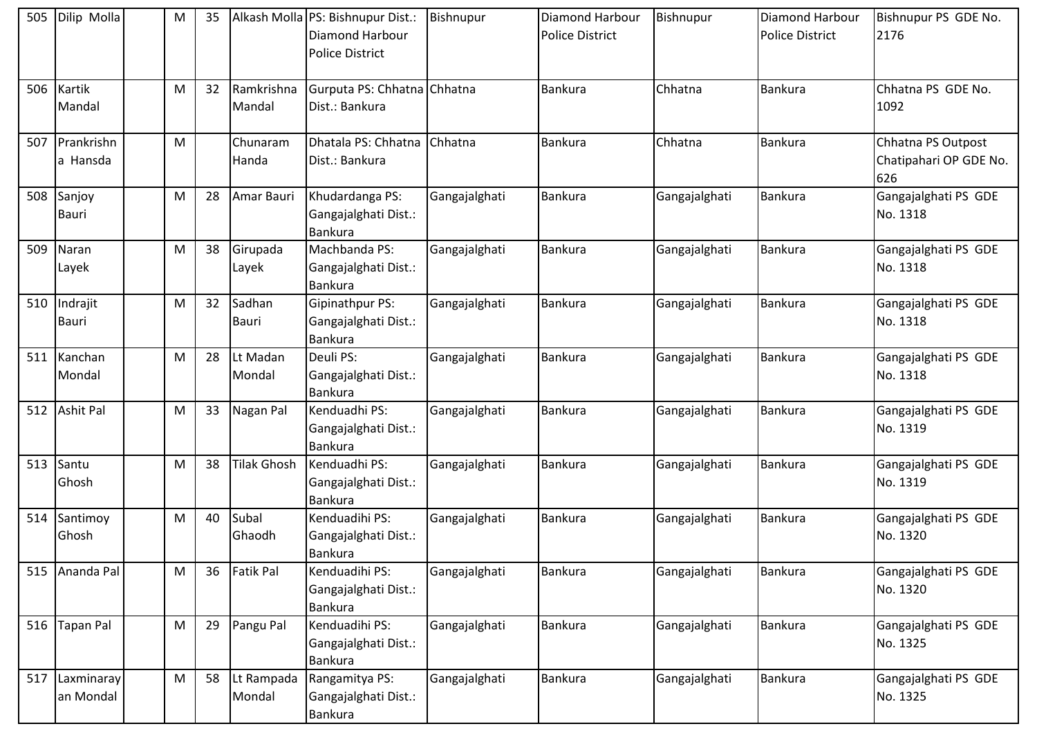| 505 | Dilip Molla | | M | 35 | Alkash Molla | PS: Bishnupur Dist.: Diamond Harbour Police District | Bishnupur | Diamond Harbour Police District | Bishnupur | Diamond Harbour Police District | Bishnupur PS GDE No. 2176 |
|---|---|---|---|---|---|---|---|---|---|---|---|
| 506 | Kartik Mandal | | M | 32 | Ramkrishna Mandal | Gurputa PS: Chhatna Dist.: Bankura | Chhatna | Bankura | Chhatna | Bankura | Chhatna PS GDE No. 1092 |
| 507 | Prankrishna Hansda | | M | | Chunaram Handa | Dhatala PS: Chhatna Dist.: Bankura | Chhatna | Bankura | Chhatna | Bankura | Chhatna PS Outpost Chatipahari OP GDE No. 626 |
| 508 | Sanjoy Bauri | | M | 28 | Amar Bauri | Khudardanga PS: Gangajalghati Dist.: Bankura | Gangajalghati | Bankura | Gangajalghati | Bankura | Gangajalghati PS GDE No. 1318 |
| 509 | Naran Layek | | M | 38 | Girupada Layek | Machbanda PS: Gangajalghati Dist.: Bankura | Gangajalghati | Bankura | Gangajalghati | Bankura | Gangajalghati PS GDE No. 1318 |
| 510 | Indrajit Bauri | | M | 32 | Sadhan Bauri | Gipinathpur PS: Gangajalghati Dist.: Bankura | Gangajalghati | Bankura | Gangajalghati | Bankura | Gangajalghati PS GDE No. 1318 |
| 511 | Kanchan Mondal | | M | 28 | Lt Madan Mondal | Deuli PS: Gangajalghati Dist.: Bankura | Gangajalghati | Bankura | Gangajalghati | Bankura | Gangajalghati PS GDE No. 1318 |
| 512 | Ashit Pal | | M | 33 | Nagan Pal | Kenduadhi PS: Gangajalghati Dist.: Bankura | Gangajalghati | Bankura | Gangajalghati | Bankura | Gangajalghati PS GDE No. 1319 |
| 513 | Santu Ghosh | | M | 38 | Tilak Ghosh | Kenduadhi PS: Gangajalghati Dist.: Bankura | Gangajalghati | Bankura | Gangajalghati | Bankura | Gangajalghati PS GDE No. 1319 |
| 514 | Santimoy Ghosh | | M | 40 | Subal Ghaodh | Kenduadihi PS: Gangajalghati Dist.: Bankura | Gangajalghati | Bankura | Gangajalghati | Bankura | Gangajalghati PS GDE No. 1320 |
| 515 | Ananda Pal | | M | 36 | Fatik Pal | Kenduadihi PS: Gangajalghati Dist.: Bankura | Gangajalghati | Bankura | Gangajalghati | Bankura | Gangajalghati PS GDE No. 1320 |
| 516 | Tapan Pal | | M | 29 | Pangu Pal | Kenduadihi PS: Gangajalghati Dist.: Bankura | Gangajalghati | Bankura | Gangajalghati | Bankura | Gangajalghati PS GDE No. 1325 |
| 517 | Laxminarayan Mondal | | M | 58 | Lt Rampada Mondal | Rangamitya PS: Gangajalghati Dist.: Bankura | Gangajalghati | Bankura | Gangajalghati | Bankura | Gangajalghati PS GDE No. 1325 |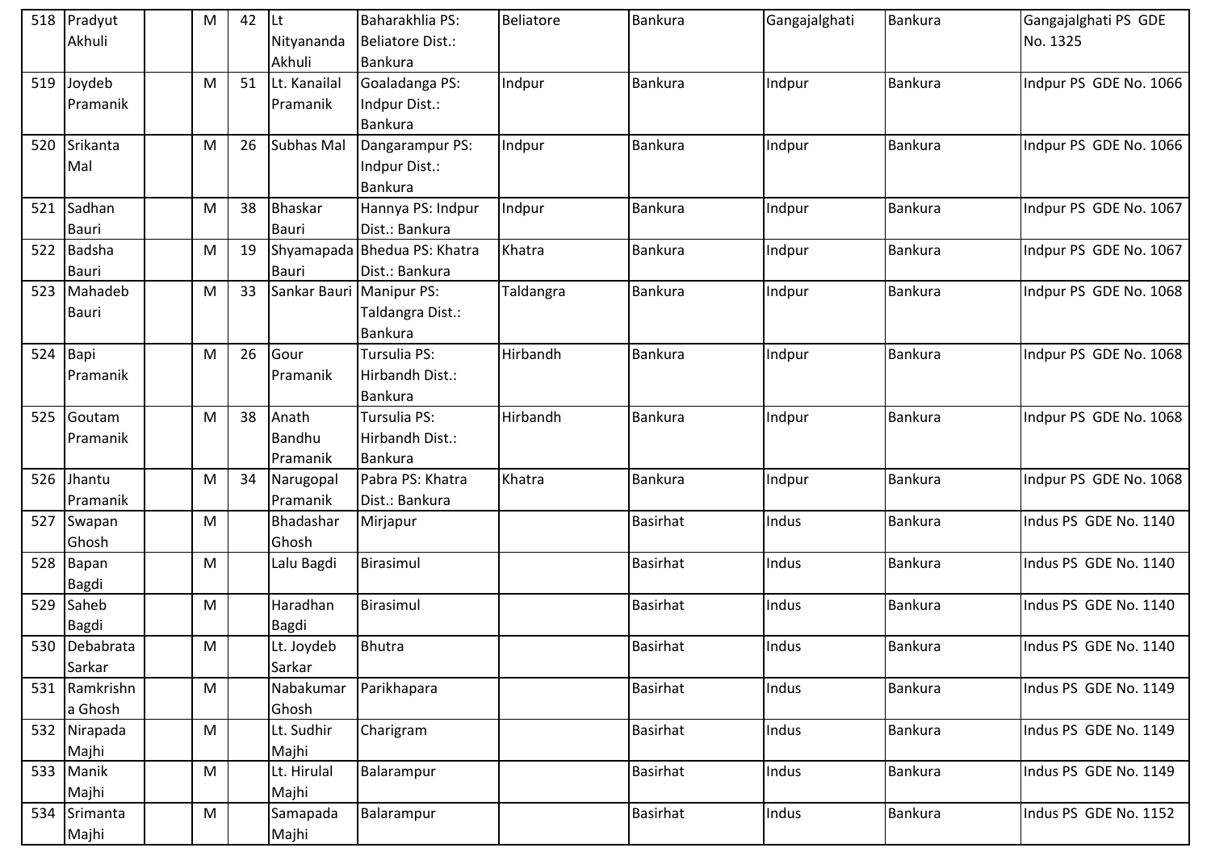| 518 | Pradyut Akhuli | | M | 42 | Lt Nityananda Akhuli | Baharakhlia PS: Beliatore Dist.: Bankura | Beliatore | Bankura | Gangajalghati | Bankura | Gangajalghati PS GDE No. 1325 |
|---|---|---|---|---|---|---|---|---|---|---|---|
| 519 | Joydeb Pramanik | | M | 51 | Lt. Kanailal Pramanik | Goaladanga PS: Indpur Dist.: Bankura | Indpur | Bankura | Indpur | Bankura | Indpur PS GDE No. 1066 |
| 520 | Srikanta Mal | | M | 26 | Subhas Mal | Dangarampur PS: Indpur Dist.: Bankura | Indpur | Bankura | Indpur | Bankura | Indpur PS GDE No. 1066 |
| 521 | Sadhan Bauri | | M | 38 | Bhaskar Bauri | Hannya PS: Indpur Dist.: Bankura | Indpur | Bankura | Indpur | Bankura | Indpur PS GDE No. 1067 |
| 522 | Badsha Bauri | | M | 19 | Shyamapada Bauri | Bhedua PS: Khatra Dist.: Bankura | Khatra | Bankura | Indpur | Bankura | Indpur PS GDE No. 1067 |
| 523 | Mahadeb Bauri | | M | 33 | Sankar Bauri | Manipur PS: Taldangra Dist.: Bankura | Taldangra | Bankura | Indpur | Bankura | Indpur PS GDE No. 1068 |
| 524 | Bapi Pramanik | | M | 26 | Gour Pramanik | Tursulia PS: Hirbandh Dist.: Bankura | Hirbandh | Bankura | Indpur | Bankura | Indpur PS GDE No. 1068 |
| 525 | Goutam Pramanik | | M | 38 | Anath Bandhu Pramanik | Tursulia PS: Hirbandh Dist.: Bankura | Hirbandh | Bankura | Indpur | Bankura | Indpur PS GDE No. 1068 |
| 526 | Jhantu Pramanik | | M | 34 | Narugopal Pramanik | Pabra PS: Khatra Dist.: Bankura | Khatra | Bankura | Indpur | Bankura | Indpur PS GDE No. 1068 |
| 527 | Swapan Ghosh | | M | | Bhadashar Ghosh | Mirjapur | | Basirhat | Indus | Bankura | Indus PS GDE No. 1140 |
| 528 | Bapan Bagdi | | M | | Lalu Bagdi | Birasimul | | Basirhat | Indus | Bankura | Indus PS GDE No. 1140 |
| 529 | Saheb Bagdi | | M | | Haradhan Bagdi | Birasimul | | Basirhat | Indus | Bankura | Indus PS GDE No. 1140 |
| 530 | Debabrata Sarkar | | M | | Lt. Joydeb Sarkar | Bhutra | | Basirhat | Indus | Bankura | Indus PS GDE No. 1140 |
| 531 | Ramkrishna Ghosh | | M | | Nabakumar Ghosh | Parikhapara | | Basirhat | Indus | Bankura | Indus PS GDE No. 1149 |
| 532 | Nirapada Majhi | | M | | Lt. Sudhir Majhi | Charigram | | Basirhat | Indus | Bankura | Indus PS GDE No. 1149 |
| 533 | Manik Majhi | | M | | Lt. Hirulal Majhi | Balarampur | | Basirhat | Indus | Bankura | Indus PS GDE No. 1149 |
| 534 | Srimanta Majhi | | M | | Samapada Majhi | Balarampur | | Basirhat | Indus | Bankura | Indus PS GDE No. 1152 |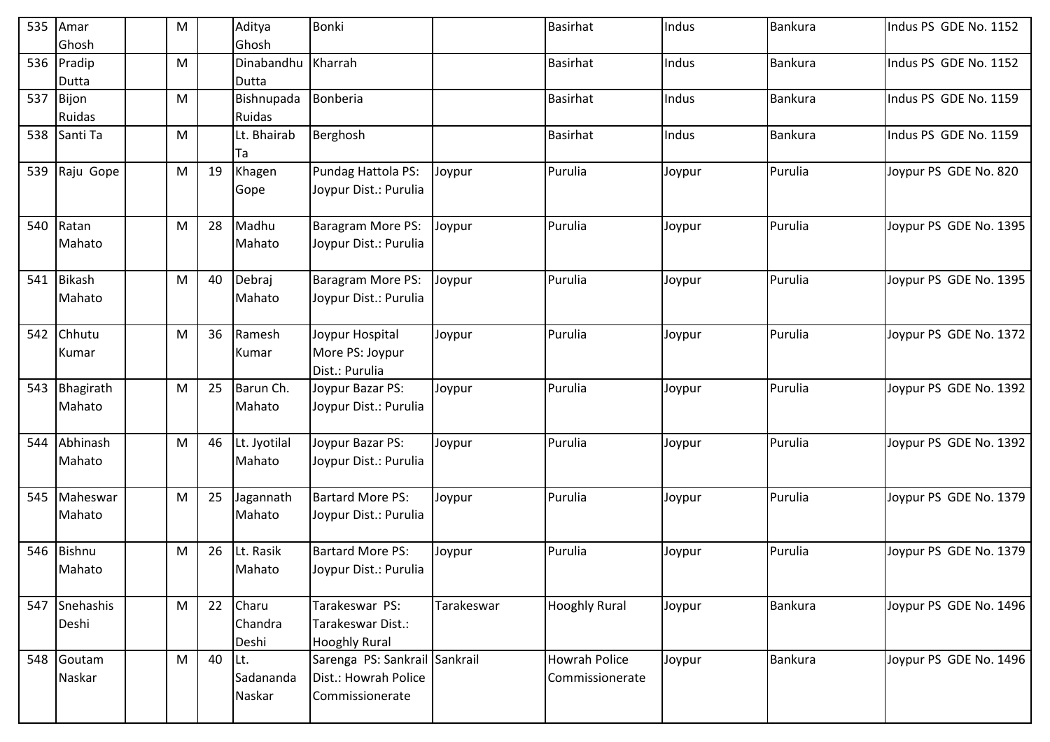| 535 | Amar Ghosh | | M | | Aditya Ghosh | Bonki | | Basirhat | Indus | Bankura | Indus PS GDE No. 1152 |
|---|---|---|---|---|---|---|---|---|---|---|---|
| 536 | Pradip Dutta | | M | | Dinabandhu Dutta | Kharrah | | Basirhat | Indus | Bankura | Indus PS GDE No. 1152 |
| 537 | Bijon Ruidas | | M | | Bishnupada Ruidas | Bonberia | | Basirhat | Indus | Bankura | Indus PS GDE No. 1159 |
| 538 | Santi Ta | | M | | Lt. Bhairab Ta | Berghosh | | Basirhat | Indus | Bankura | Indus PS GDE No. 1159 |
| 539 | Raju Gope | | M | 19 | Khagen Gope | Pundag Hattola PS: Joypur Dist.: Purulia | Joypur | Purulia | Joypur | Purulia | Joypur PS GDE No. 820 |
| 540 | Ratan Mahato | | M | 28 | Madhu Mahato | Baragram More PS: Joypur Dist.: Purulia | Joypur | Purulia | Joypur | Purulia | Joypur PS GDE No. 1395 |
| 541 | Bikash Mahato | | M | 40 | Debraj Mahato | Baragram More PS: Joypur Dist.: Purulia | Joypur | Purulia | Joypur | Purulia | Joypur PS GDE No. 1395 |
| 542 | Chhutu Kumar | | M | 36 | Ramesh Kumar | Joypur Hospital More PS: Joypur Dist.: Purulia | Joypur | Purulia | Joypur | Purulia | Joypur PS GDE No. 1372 |
| 543 | Bhagirath Mahato | | M | 25 | Barun Ch. Mahato | Joypur Bazar PS: Joypur Dist.: Purulia | Joypur | Purulia | Joypur | Purulia | Joypur PS GDE No. 1392 |
| 544 | Abhinash Mahato | | M | 46 | Lt. Jyotilal Mahato | Joypur Bazar PS: Joypur Dist.: Purulia | Joypur | Purulia | Joypur | Purulia | Joypur PS GDE No. 1392 |
| 545 | Maheswar Mahato | | M | 25 | Jagannath Mahato | Bartard More PS: Joypur Dist.: Purulia | Joypur | Purulia | Joypur | Purulia | Joypur PS GDE No. 1379 |
| 546 | Bishnu Mahato | | M | 26 | Lt. Rasik Mahato | Bartard More PS: Joypur Dist.: Purulia | Joypur | Purulia | Joypur | Purulia | Joypur PS GDE No. 1379 |
| 547 | Snehashis Deshi | | M | 22 | Charu Chandra Deshi | Tarakeswar PS: Tarakeswar Dist.: Hooghly Rural | Tarakeswar | Hooghly Rural | Joypur | Bankura | Joypur PS GDE No. 1496 |
| 548 | Goutam Naskar | | M | 40 | Lt. Sadananda Naskar | Sarenga PS: Sankrail Dist.: Howrah Police Commissionerate | Sankrail | Howrah Police Commissionerate | Joypur | Bankura | Joypur PS GDE No. 1496 |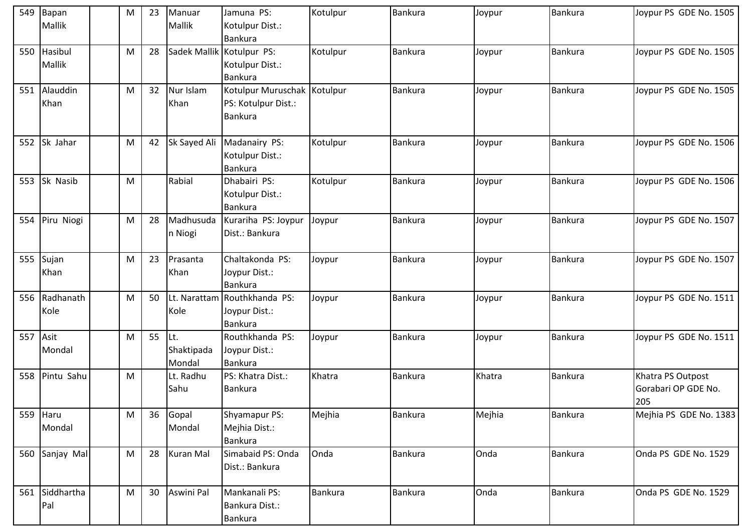| 549 | Bapan Mallik | | M | 23 | Manuar Mallik | Jamuna PS: Kotulpur Dist.: Bankura | Kotulpur | Bankura | Joypur | Bankura | Joypur PS GDE No. 1505 |
|---|---|---|---|---|---|---|---|---|---|---|---|
| 550 | Hasibul Mallik | | M | 28 | Sadek Mallik | Kotulpur PS: Kotulpur Dist.: Bankura | Kotulpur | Bankura | Joypur | Bankura | Joypur PS GDE No. 1505 |
| 551 | Alauddin Khan | | M | 32 | Nur Islam Khan | Kotulpur Muruschak PS: Kotulpur Dist.: Bankura | Kotulpur | Bankura | Joypur | Bankura | Joypur PS GDE No. 1505 |
| 552 | Sk Jahar | | M | 42 | Sk Sayed Ali | Madanairy PS: Kotulpur Dist.: Bankura | Kotulpur | Bankura | Joypur | Bankura | Joypur PS GDE No. 1506 |
| 553 | Sk Nasib | | M | | Rabial | Dhabairi PS: Kotulpur Dist.: Bankura | Kotulpur | Bankura | Joypur | Bankura | Joypur PS GDE No. 1506 |
| 554 | Piru Niogi | | M | 28 | Madhusudan Niogi | Kurariha PS: Joypur Dist.: Bankura | Joypur | Bankura | Joypur | Bankura | Joypur PS GDE No. 1507 |
| 555 | Sujan Khan | | M | 23 | Prasanta Khan | Chaltakonda PS: Joypur Dist.: Bankura | Joypur | Bankura | Joypur | Bankura | Joypur PS GDE No. 1507 |
| 556 | Radhanath Kole | | M | 50 | Lt. Narattam Kole | Routhkhanda PS: Joypur Dist.: Bankura | Joypur | Bankura | Joypur | Bankura | Joypur PS GDE No. 1511 |
| 557 | Asit Mondal | | M | 55 | Lt. Shaktipada Mondal | Routhkhanda PS: Joypur Dist.: Bankura | Joypur | Bankura | Joypur | Bankura | Joypur PS GDE No. 1511 |
| 558 | Pintu Sahu | | M | | Lt. Radhu Sahu | PS: Khatra Dist.: Bankura | Khatra | Bankura | Khatra | Bankura | Khatra PS Outpost Gorabari OP GDE No. 205 |
| 559 | Haru Mondal | | M | 36 | Gopal Mondal | Shyamapur PS: Mejhia Dist.: Bankura | Mejhia | Bankura | Mejhia | Bankura | Mejhia PS GDE No. 1383 |
| 560 | Sanjay Mal | | M | 28 | Kuran Mal | Simabaid PS: Onda Dist.: Bankura | Onda | Bankura | Onda | Bankura | Onda PS GDE No. 1529 |
| 561 | Siddhartha Pal | | M | 30 | Aswini Pal | Mankanali PS: Bankura Dist.: Bankura | Bankura | Bankura | Onda | Bankura | Onda PS GDE No. 1529 |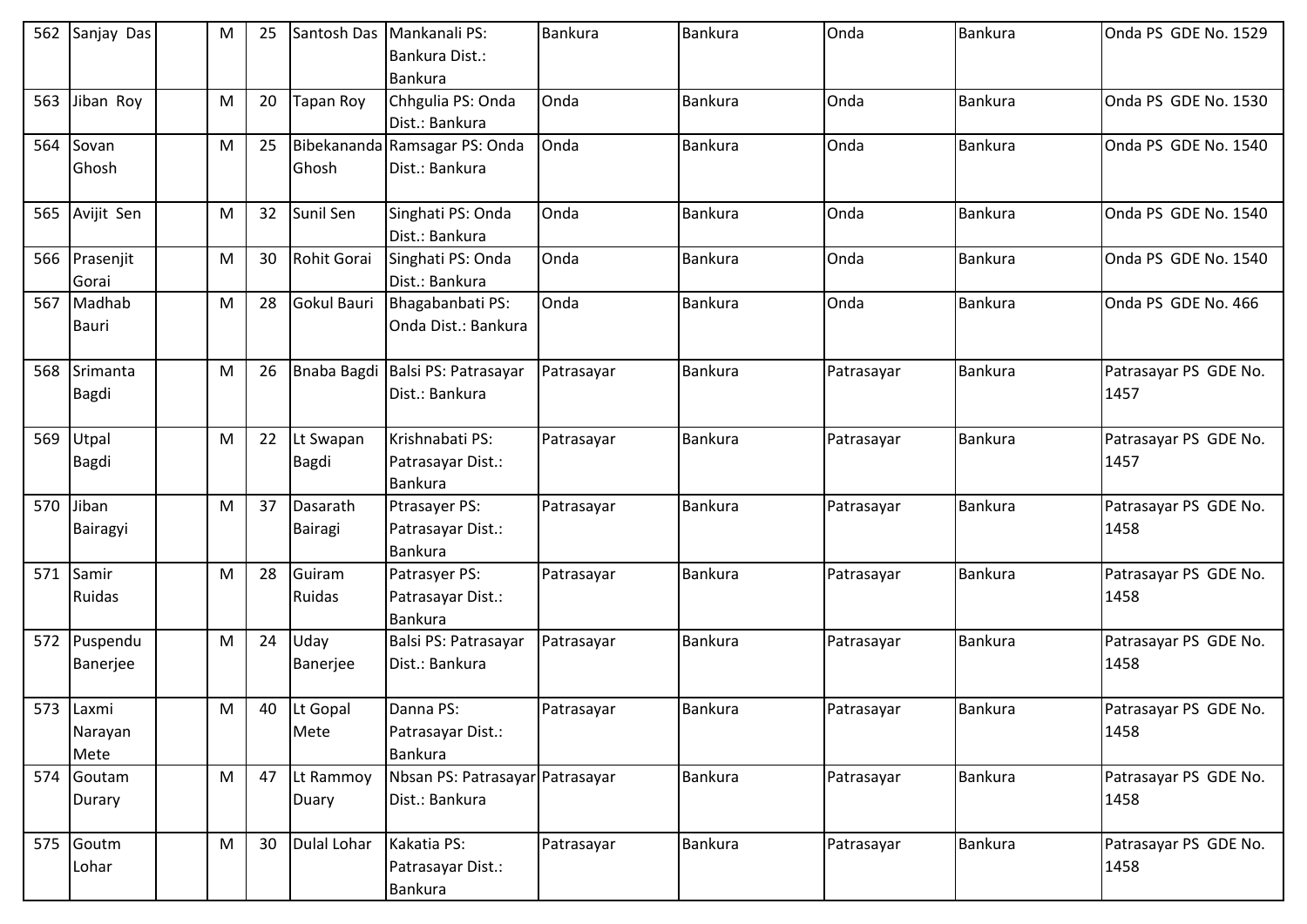| 562 | Sanjay Das | | M | 25 | Santosh Das | Mankanali PS: Bankura Dist.: Bankura | Bankura | Bankura | Onda | Bankura | Onda PS GDE No. 1529 |
|---|---|---|---|---|---|---|---|---|---|---|---|
| 563 | Jiban Roy | | M | 20 | Tapan Roy | Chhgulia PS: Onda Dist.: Bankura | Onda | Bankura | Onda | Bankura | Onda PS GDE No. 1530 |
| 564 | Sovan Ghosh | | M | 25 | Bibekananda Ghosh | Ramsagar PS: Onda Dist.: Bankura | Onda | Bankura | Onda | Bankura | Onda PS GDE No. 1540 |
| 565 | Avijit Sen | | M | 32 | Sunil Sen | Singhati PS: Onda Dist.: Bankura | Onda | Bankura | Onda | Bankura | Onda PS GDE No. 1540 |
| 566 | Prasenjit Gorai | | M | 30 | Rohit Gorai | Singhati PS: Onda Dist.: Bankura | Onda | Bankura | Onda | Bankura | Onda PS GDE No. 1540 |
| 567 | Madhab Bauri | | M | 28 | Gokul Bauri | Bhagabanbati PS: Onda Dist.: Bankura | Onda | Bankura | Onda | Bankura | Onda PS GDE No. 466 |
| 568 | Srimanta Bagdi | | M | 26 | Bnaba Bagdi | Balsi PS: Patrasayar Dist.: Bankura | Patrasayar | Bankura | Patrasayar | Bankura | Patrasayar PS GDE No. 1457 |
| 569 | Utpal Bagdi | | M | 22 | Lt Swapan Bagdi | Krishnabati PS: Patrasayar Dist.: Bankura | Patrasayar | Bankura | Patrasayar | Bankura | Patrasayar PS GDE No. 1457 |
| 570 | Jiban Bairagyi | | M | 37 | Dasarath Bairagi | Ptrasayer PS: Patrasayar Dist.: Bankura | Patrasayar | Bankura | Patrasayar | Bankura | Patrasayar PS GDE No. 1458 |
| 571 | Samir Ruidas | | M | 28 | Guiram Ruidas | Patrasyer PS: Patrasayar Dist.: Bankura | Patrasayar | Bankura | Patrasayar | Bankura | Patrasayar PS GDE No. 1458 |
| 572 | Puspendu Banerjee | | M | 24 | Uday Banerjee | Balsi PS: Patrasayar Dist.: Bankura | Patrasayar | Bankura | Patrasayar | Bankura | Patrasayar PS GDE No. 1458 |
| 573 | Laxmi Narayan Mete | | M | 40 | Lt Gopal Mete | Danna PS: Patrasayar Dist.: Bankura | Patrasayar | Bankura | Patrasayar | Bankura | Patrasayar PS GDE No. 1458 |
| 574 | Goutam Durary | | M | 47 | Lt Rammoy Duary | Nbsan PS: Patrasayar Dist.: Bankura | Patrasayar | Bankura | Patrasayar | Bankura | Patrasayar PS GDE No. 1458 |
| 575 | Goutm Lohar | | M | 30 | Dulal Lohar | Kakatia PS: Patrasayar Dist.: Bankura | Patrasayar | Bankura | Patrasayar | Bankura | Patrasayar PS GDE No. 1458 |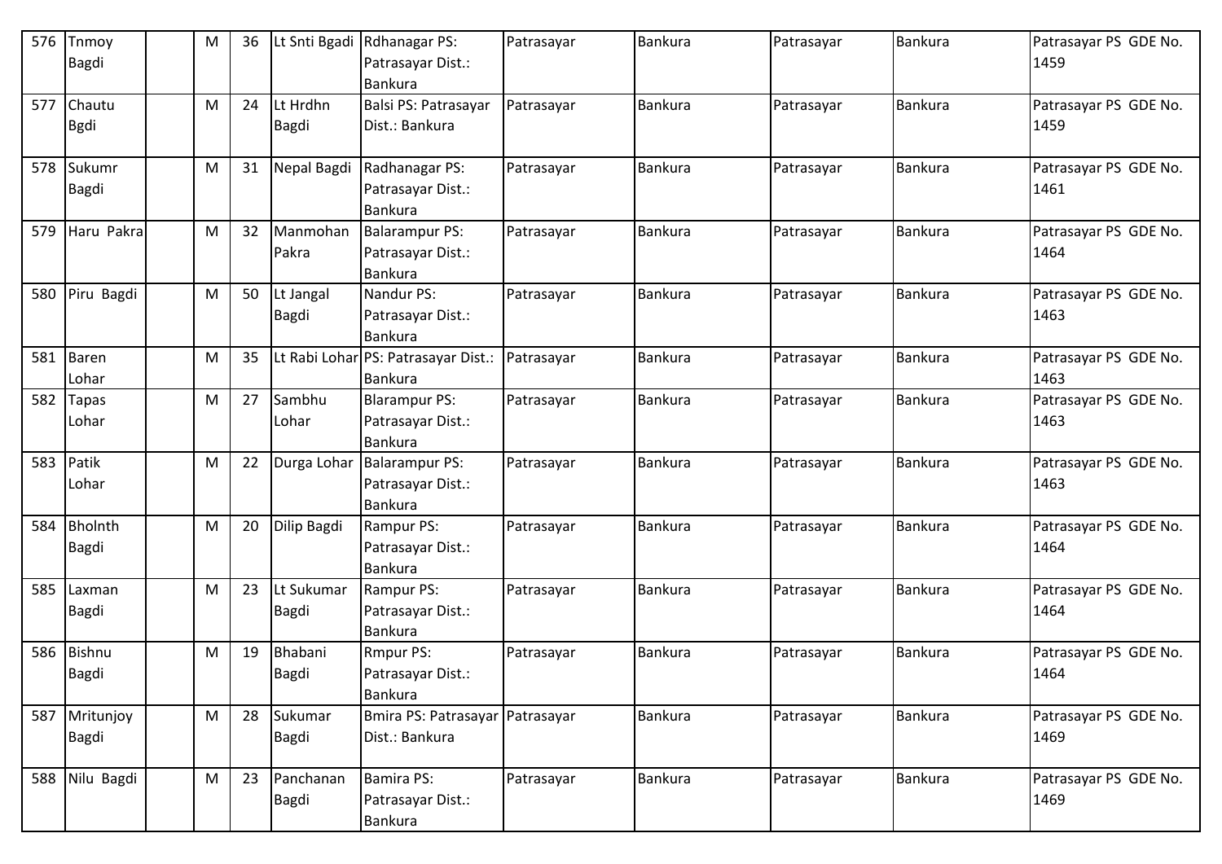| 576 | Tnmoy Bagdi | | M | 36 | Lt Snti Bgadi | Rdhanagar PS: Patrasayar Dist.: Bankura | Patrasayar | Bankura | Patrasayar | Bankura | Patrasayar PS GDE No. 1459 |
|---|---|---|---|---|---|---|---|---|---|---|---|
| 577 | Chautu Bgdi | | M | 24 | Lt Hrdhn Bagdi | Balsi PS: Patrasayar Dist.: Bankura | Patrasayar | Bankura | Patrasayar | Bankura | Patrasayar PS GDE No. 1459 |
| 578 | Sukumr Bagdi | | M | 31 | Nepal Bagdi | Radhanagar PS: Patrasayar Dist.: Bankura | Patrasayar | Bankura | Patrasayar | Bankura | Patrasayar PS GDE No. 1461 |
| 579 | Haru Pakra | | M | 32 | Manmohan Pakra | Balarampur PS: Patrasayar Dist.: Bankura | Patrasayar | Bankura | Patrasayar | Bankura | Patrasayar PS GDE No. 1464 |
| 580 | Piru Bagdi | | M | 50 | Lt Jangal Bagdi | Nandur PS: Patrasayar Dist.: Bankura | Patrasayar | Bankura | Patrasayar | Bankura | Patrasayar PS GDE No. 1463 |
| 581 | Baren Lohar | | M | 35 | Lt Rabi Lohar | PS: Patrasayar Dist.: Bankura | Patrasayar | Bankura | Patrasayar | Bankura | Patrasayar PS GDE No. 1463 |
| 582 | Tapas Lohar | | M | 27 | Sambhu Lohar | Blarampur PS: Patrasayar Dist.: Bankura | Patrasayar | Bankura | Patrasayar | Bankura | Patrasayar PS GDE No. 1463 |
| 583 | Patik Lohar | | M | 22 | Durga Lohar | Balarampur PS: Patrasayar Dist.: Bankura | Patrasayar | Bankura | Patrasayar | Bankura | Patrasayar PS GDE No. 1463 |
| 584 | Bholnth Bagdi | | M | 20 | Dilip Bagdi | Rampur PS: Patrasayar Dist.: Bankura | Patrasayar | Bankura | Patrasayar | Bankura | Patrasayar PS GDE No. 1464 |
| 585 | Laxman Bagdi | | M | 23 | Lt Sukumar Bagdi | Rampur PS: Patrasayar Dist.: Bankura | Patrasayar | Bankura | Patrasayar | Bankura | Patrasayar PS GDE No. 1464 |
| 586 | Bishnu Bagdi | | M | 19 | Bhabani Bagdi | Rmpur PS: Patrasayar Dist.: Bankura | Patrasayar | Bankura | Patrasayar | Bankura | Patrasayar PS GDE No. 1464 |
| 587 | Mritunjoy Bagdi | | M | 28 | Sukumar Bagdi | Bmira PS: Patrasayar Dist.: Bankura | Patrasayar | Bankura | Patrasayar | Bankura | Patrasayar PS GDE No. 1469 |
| 588 | Nilu Bagdi | | M | 23 | Panchanan Bagdi | Bamira PS: Patrasayar Dist.: Bankura | Patrasayar | Bankura | Patrasayar | Bankura | Patrasayar PS GDE No. 1469 |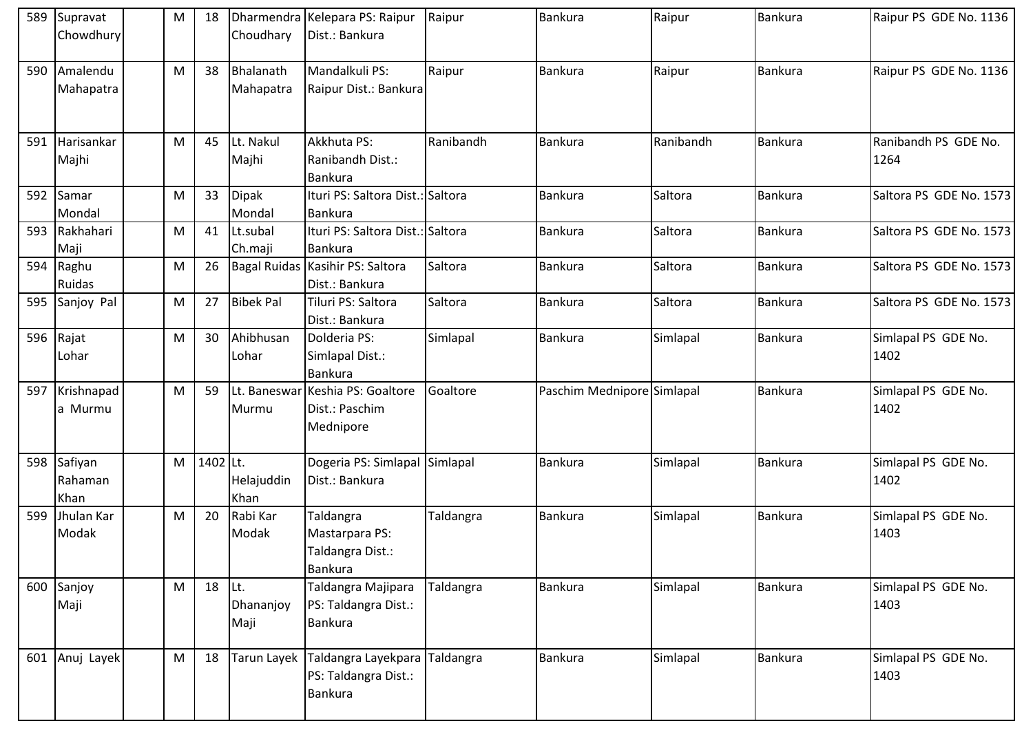| 589 | Supravat Chowdhury | | M | 18 | Dharmendra Choudhary | Kelepara PS: Raipur Dist.: Bankura | Raipur | Bankura | Raipur | Bankura | Raipur PS GDE No. 1136 |
|---|---|---|---|---|---|---|---|---|---|---|---|
| 590 | Amalendu Mahapatra | | M | 38 | Bhalanath Mahapatra | Mandalkuli PS: Raipur Dist.: Bankura | Raipur | Bankura | Raipur | Bankura | Raipur PS GDE No. 1136 |
| 591 | Harisankar Majhi | | M | 45 | Lt. Nakul Majhi | Akkhuta PS: Ranibandh Dist.: Bankura | Ranibandh | Bankura | Ranibandh | Bankura | Ranibandh PS GDE No. 1264 |
| 592 | Samar Mondal | | M | 33 | Dipak Mondal | Ituri PS: Saltora Dist.: Bankura | Saltora | Bankura | Saltora | Bankura | Saltora PS GDE No. 1573 |
| 593 | Rakhahari Maji | | M | 41 | Lt.subal Ch.maji | Ituri PS: Saltora Dist.: Bankura | Saltora | Bankura | Saltora | Bankura | Saltora PS GDE No. 1573 |
| 594 | Raghu Ruidas | | M | 26 | Bagal Ruidas | Kasihir PS: Saltora Dist.: Bankura | Saltora | Bankura | Saltora | Bankura | Saltora PS GDE No. 1573 |
| 595 | Sanjoy Pal | | M | 27 | Bibek Pal | Tiluri PS: Saltora Dist.: Bankura | Saltora | Bankura | Saltora | Bankura | Saltora PS GDE No. 1573 |
| 596 | Rajat Lohar | | M | 30 | Ahibhusan Lohar | Dolderia PS: Simlapal Dist.: Bankura | Simlapal | Bankura | Simlapal | Bankura | Simlapal PS GDE No. 1402 |
| 597 | Krishnapada Murmu | | M | 59 | Lt. Baneswar Murmu | Keshia PS: Goaltore Dist.: Paschim Mednipore | Goaltore | Paschim Mednipore | Simlapal | Bankura | Simlapal PS GDE No. 1402 |
| 598 | Safiyan Rahaman Khan | | M | 1402 | Lt. Helajuddin Khan | Dogeria PS: Simlapal Dist.: Bankura | Simlapal | Bankura | Simlapal | Bankura | Simlapal PS GDE No. 1402 |
| 599 | Jhulan Kar Modak | | M | 20 | Rabi Kar Modak | Taldangra Mastarpara PS: Taldangra Dist.: Bankura | Taldangra | Bankura | Simlapal | Bankura | Simlapal PS GDE No. 1403 |
| 600 | Sanjoy Maji | | M | 18 | Lt. Dhananjoy Maji | Taldangra Majipara PS: Taldangra Dist.: Bankura | Taldangra | Bankura | Simlapal | Bankura | Simlapal PS GDE No. 1403 |
| 601 | Anuj Layek | | M | 18 | Tarun Layek | Taldangra Layekpara PS: Taldangra Dist.: Bankura | Taldangra | Bankura | Simlapal | Bankura | Simlapal PS GDE No. 1403 |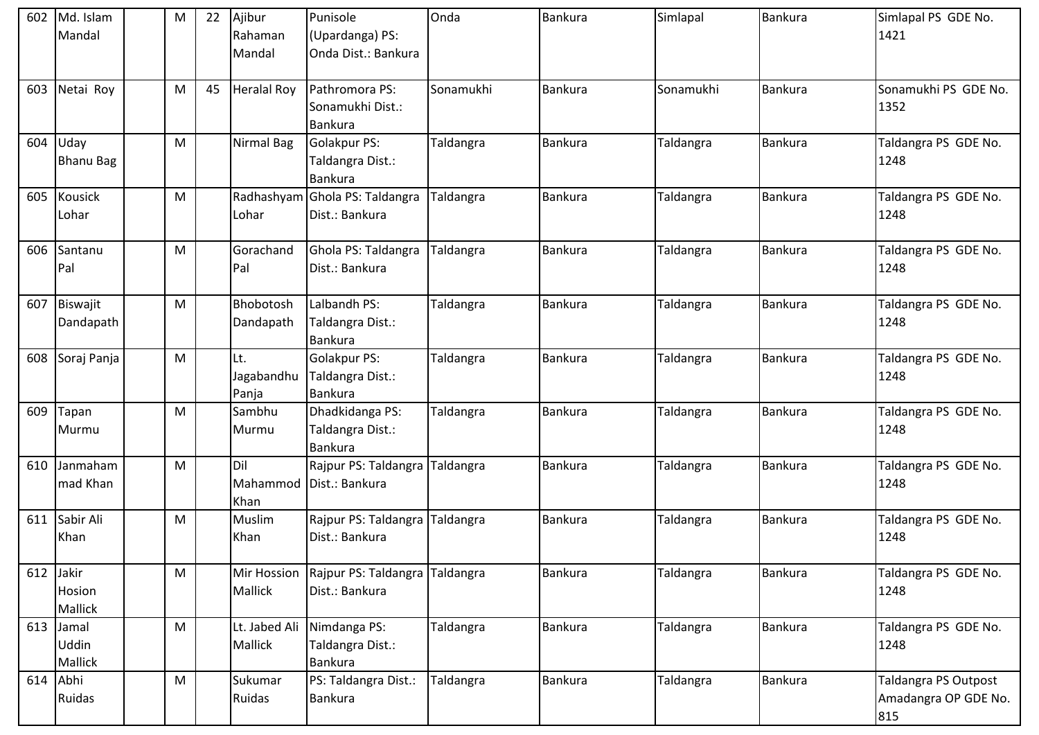| 602 | Md. Islam Mandal | | M | 22 | Ajibur Rahaman Mandal | Punisole (Upardanga) PS: Onda Dist.: Bankura | Onda | Bankura | Simlapal | Bankura | Simlapal PS GDE No. 1421 |
|---|---|---|---|---|---|---|---|---|---|---|---|
| 603 | Netai Roy | | M | 45 | Heralal Roy | Pathromora PS: Sonamukhi Dist.: Bankura | Sonamukhi | Bankura | Sonamukhi | Bankura | Sonamukhi PS GDE No. 1352 |
| 604 | Uday Bhanu Bag | | M | | Nirmal Bag | Golakpur PS: Taldangra Dist.: Bankura | Taldangra | Bankura | Taldangra | Bankura | Taldangra PS GDE No. 1248 |
| 605 | Kousick Lohar | | M | | Radhashyam Lohar | Ghola PS: Taldangra Dist.: Bankura | Taldangra | Bankura | Taldangra | Bankura | Taldangra PS GDE No. 1248 |
| 606 | Santanu Pal | | M | | Gorachand Pal | Ghola PS: Taldangra Dist.: Bankura | Taldangra | Bankura | Taldangra | Bankura | Taldangra PS GDE No. 1248 |
| 607 | Biswajit Dandapath | | M | | Bhobotosh Dandapath | Lalbandh PS: Taldangra Dist.: Bankura | Taldangra | Bankura | Taldangra | Bankura | Taldangra PS GDE No. 1248 |
| 608 | Soraj Panja | | M | | Lt. Jagabandhu Panja | Golakpur PS: Taldangra Dist.: Bankura | Taldangra | Bankura | Taldangra | Bankura | Taldangra PS GDE No. 1248 |
| 609 | Tapan Murmu | | M | | Sambhu Murmu | Dhadkidanga PS: Taldangra Dist.: Bankura | Taldangra | Bankura | Taldangra | Bankura | Taldangra PS GDE No. 1248 |
| 610 | Janmahammad Khan | | M | | Dil Mahammod Khan | Rajpur PS: Taldangra Dist.: Bankura | Taldangra | Bankura | Taldangra | Bankura | Taldangra PS GDE No. 1248 |
| 611 | Sabir Ali Khan | | M | | Muslim Khan | Rajpur PS: Taldangra Dist.: Bankura | Taldangra | Bankura | Taldangra | Bankura | Taldangra PS GDE No. 1248 |
| 612 | Jakir Hosion Mallick | | M | | Mir Hossion Mallick | Rajpur PS: Taldangra Dist.: Bankura | Taldangra | Bankura | Taldangra | Bankura | Taldangra PS GDE No. 1248 |
| 613 | Jamal Uddin Mallick | | M | | Lt. Jabed Ali Mallick | Nimdanga PS: Taldangra Dist.: Bankura | Taldangra | Bankura | Taldangra | Bankura | Taldangra PS GDE No. 1248 |
| 614 | Abhi Ruidas | | M | | Sukumar Ruidas | PS: Taldangra Dist.: Bankura | Taldangra | Bankura | Taldangra | Bankura | Taldangra PS Outpost Amadangra OP GDE No. 815 |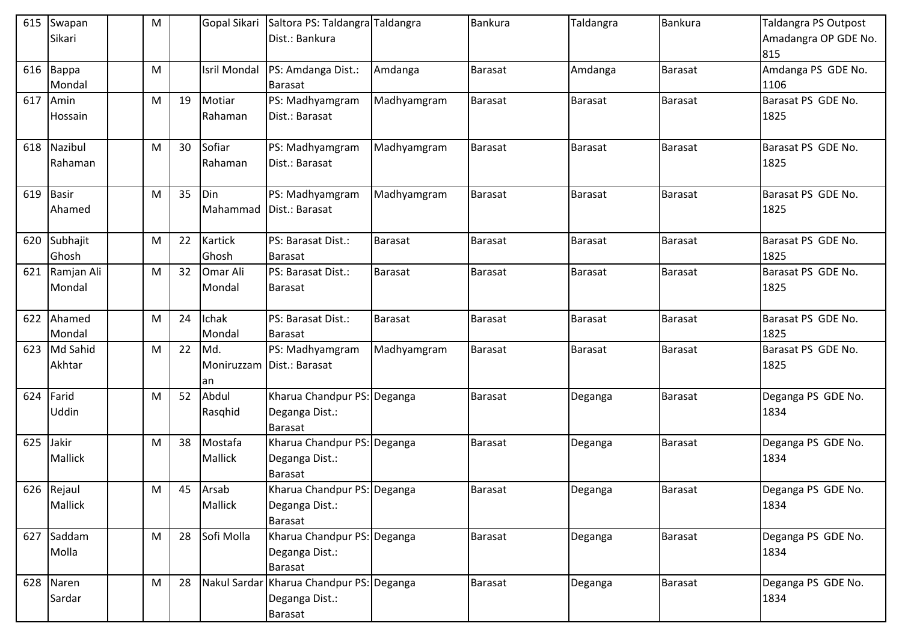| 615 | Swapan Sikari | | M | | Gopal Sikari | Saltora PS: Taldangra Dist.: Bankura | Taldangra | Bankura | Taldangra | Bankura | Taldangra PS Outpost Amadangra OP GDE No. 815 |
|---|---|---|---|---|---|---|---|---|---|---|---|
| 616 | Bappa Mondal | | M | | Isril Mondal | PS: Amdanga Dist.: Barasat | Amdanga | Barasat | Amdanga | Barasat | Amdanga PS GDE No. 1106 |
| 617 | Amin Hossain | | M | 19 | Motiar Rahaman | PS: Madhyamgram Dist.: Barasat | Madhyamgram | Barasat | Barasat | Barasat | Barasat PS GDE No. 1825 |
| 618 | Nazibul Rahaman | | M | 30 | Sofiar Rahaman | PS: Madhyamgram Dist.: Barasat | Madhyamgram | Barasat | Barasat | Barasat | Barasat PS GDE No. 1825 |
| 619 | Basir Ahamed | | M | 35 | Din Mahammad | PS: Madhyamgram Dist.: Barasat | Madhyamgram | Barasat | Barasat | Barasat | Barasat PS GDE No. 1825 |
| 620 | Subhajit Ghosh | | M | 22 | Kartick Ghosh | PS: Barasat Dist.: Barasat | Barasat | Barasat | Barasat | Barasat | Barasat PS GDE No. 1825 |
| 621 | Ramjan Ali Mondal | | M | 32 | Omar Ali Mondal | PS: Barasat Dist.: Barasat | Barasat | Barasat | Barasat | Barasat | Barasat PS GDE No. 1825 |
| 622 | Ahamed Mondal | | M | 24 | Ichak Mondal | PS: Barasat Dist.: Barasat | Barasat | Barasat | Barasat | Barasat | Barasat PS GDE No. 1825 |
| 623 | Md Sahid Akhtar | | M | 22 | Md. Moniruzzaman | PS: Madhyamgram Dist.: Barasat | Madhyamgram | Barasat | Barasat | Barasat | Barasat PS GDE No. 1825 |
| 624 | Farid Uddin | | M | 52 | Abdul Rasqhid | Kharua Chandpur PS: Deganga Dist.: Barasat | Deganga | Barasat | Deganga | Barasat | Deganga PS GDE No. 1834 |
| 625 | Jakir Mallick | | M | 38 | Mostafa Mallick | Kharua Chandpur PS: Deganga Dist.: Barasat | Deganga | Barasat | Deganga | Barasat | Deganga PS GDE No. 1834 |
| 626 | Rejaul Mallick | | M | 45 | Arsab Mallick | Kharua Chandpur PS: Deganga Dist.: Barasat | Deganga | Barasat | Deganga | Barasat | Deganga PS GDE No. 1834 |
| 627 | Saddam Molla | | M | 28 | Sofi Molla | Kharua Chandpur PS: Deganga Dist.: Barasat | Deganga | Barasat | Deganga | Barasat | Deganga PS GDE No. 1834 |
| 628 | Naren Sardar | | M | 28 | Nakul Sardar | Kharua Chandpur PS: Deganga Dist.: Barasat | Deganga | Barasat | Deganga | Barasat | Deganga PS GDE No. 1834 |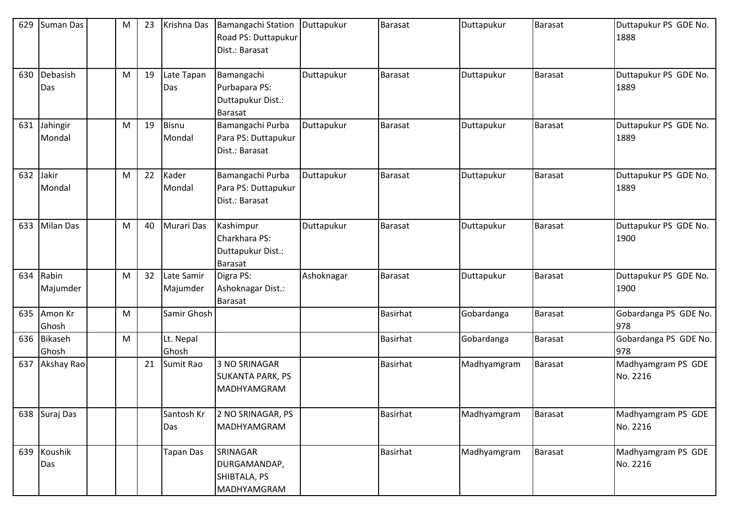| 629 | Suman Das | | M | 23 | Krishna Das | Bamangachi Station Road PS: Duttapukur Dist.: Barasat | Duttapukur | Barasat | Duttapukur | Barasat | Duttapukur PS GDE No. 1888 |
|---|---|---|---|---|---|---|---|---|---|---|---|
| 630 | Debasish Das | | M | 19 | Late Tapan Das | Bamangachi Purbapara PS: Duttapukur Dist.: Barasat | Duttapukur | Barasat | Duttapukur | Barasat | Duttapukur PS GDE No. 1889 |
| 631 | Jahingir Mondal | | M | 19 | Bisnu Mondal | Bamangachi Purba Para PS: Duttapukur Dist.: Barasat | Duttapukur | Barasat | Duttapukur | Barasat | Duttapukur PS GDE No. 1889 |
| 632 | Jakir Mondal | | M | 22 | Kader Mondal | Bamangachi Purba Para PS: Duttapukur Dist.: Barasat | Duttapukur | Barasat | Duttapukur | Barasat | Duttapukur PS GDE No. 1889 |
| 633 | Milan Das | | M | 40 | Murari Das | Kashimpur Charkhara PS: Duttapukur Dist.: Barasat | Duttapukur | Barasat | Duttapukur | Barasat | Duttapukur PS GDE No. 1900 |
| 634 | Rabin Majumder | | M | 32 | Late Samir Majumder | Digra PS: Ashoknagar Dist.: Barasat | Ashoknagar | Barasat | Duttapukur | Barasat | Duttapukur PS GDE No. 1900 |
| 635 | Amon Kr Ghosh | | M | | Samir Ghosh | | | Basirhat | Gobardanga | Barasat | Gobardanga PS GDE No. 978 |
| 636 | Bikaseh Ghosh | | M | | Lt. Nepal Ghosh | | | Basirhat | Gobardanga | Barasat | Gobardanga PS GDE No. 978 |
| 637 | Akshay Rao | | | 21 | Sumit Rao | 3 NO SRINAGAR SUKANTA PARK, PS MADHYAMGRAM | | Basirhat | Madhyamgram | Barasat | Madhyamgram PS GDE No. 2216 |
| 638 | Suraj Das | | | | Santosh Kr Das | 2 NO SRINAGAR, PS MADHYAMGRAM | | Basirhat | Madhyamgram | Barasat | Madhyamgram PS GDE No. 2216 |
| 639 | Koushik Das | | | | Tapan Das | SRINAGAR DURGAMANDAP, SHIBTALA, PS MADHYAMGRAM | | Basirhat | Madhyamgram | Barasat | Madhyamgram PS GDE No. 2216 |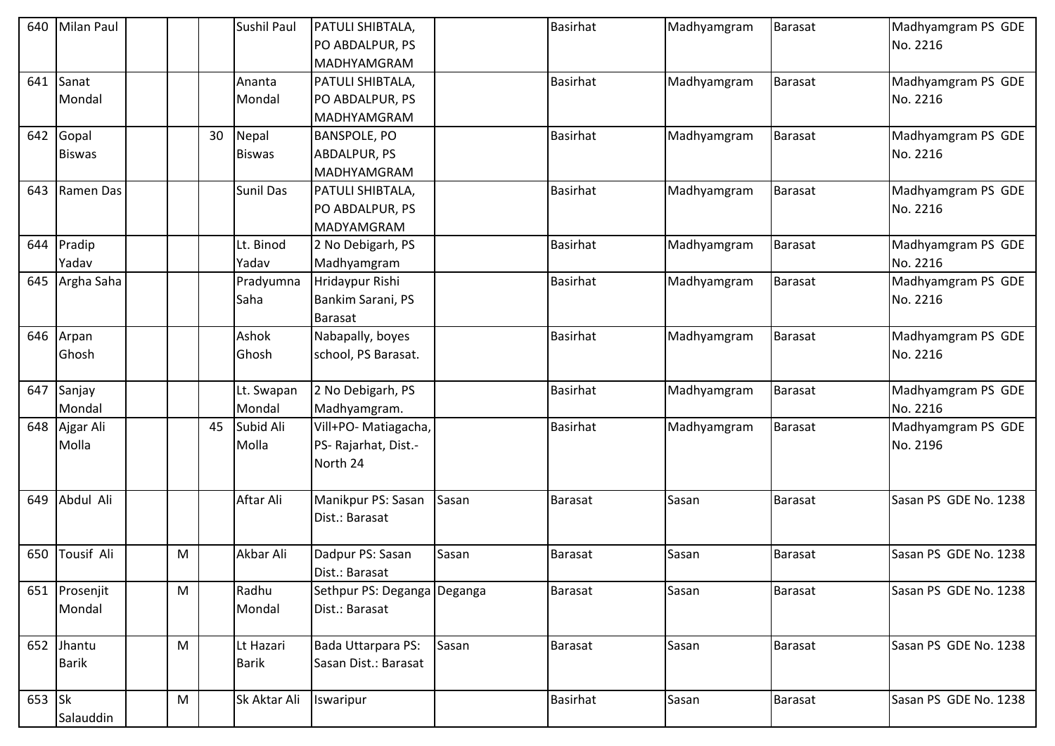| 640 | Milan Paul | | | | Sushil Paul | PATULI SHIBTALA, PO ABDALPUR, PS MADHYAMGRAM | | Basirhat | Madhyamgram | Barasat | Madhyamgram PS GDE No. 2216 |
|---|---|---|---|---|---|---|---|---|---|---|---|
| 641 | Sanat Mondal | | | | Ananta Mondal | PATULI SHIBTALA, PO ABDALPUR, PS MADHYAMGRAM | | Basirhat | Madhyamgram | Barasat | Madhyamgram PS GDE No. 2216 |
| 642 | Gopal Biswas | | | 30 | Nepal Biswas | BANSPOLE, PO ABDALPUR, PS MADHYAMGRAM | | Basirhat | Madhyamgram | Barasat | Madhyamgram PS GDE No. 2216 |
| 643 | Ramen Das | | | | Sunil Das | PATULI SHIBTALA, PO ABDALPUR, PS MADYAMGRAM | | Basirhat | Madhyamgram | Barasat | Madhyamgram PS GDE No. 2216 |
| 644 | Pradip Yadav | | | | Lt. Binod Yadav | 2 No Debigarh, PS Madhyamgram | | Basirhat | Madhyamgram | Barasat | Madhyamgram PS GDE No. 2216 |
| 645 | Argha Saha | | | | Pradyumna Saha | Hridaypur Rishi Bankim Sarani, PS Barasat | | Basirhat | Madhyamgram | Barasat | Madhyamgram PS GDE No. 2216 |
| 646 | Arpan Ghosh | | | | Ashok Ghosh | Nabapally, boyes school, PS Barasat. | | Basirhat | Madhyamgram | Barasat | Madhyamgram PS GDE No. 2216 |
| 647 | Sanjay Mondal | | | | Lt. Swapan Mondal | 2 No Debigarh, PS Madhyamgram. | | Basirhat | Madhyamgram | Barasat | Madhyamgram PS GDE No. 2216 |
| 648 | Ajgar Ali Molla | | | 45 | Subid Ali Molla | Vill+PO- Matiagacha, PS- Rajarhat, Dist.- North 24 | | Basirhat | Madhyamgram | Barasat | Madhyamgram PS GDE No. 2196 |
| 649 | Abdul Ali | | | | Aftar Ali | Manikpur PS: Sasan Dist.: Barasat | Sasan | Barasat | Sasan | Barasat | Sasan PS GDE No. 1238 |
| 650 | Tousif Ali | | M | | Akbar Ali | Dadpur PS: Sasan Dist.: Barasat | Sasan | Barasat | Sasan | Barasat | Sasan PS GDE No. 1238 |
| 651 | Prosenjit Mondal | | M | | Radhu Mondal | Sethpur PS: Deganga Dist.: Barasat | Deganga | Barasat | Sasan | Barasat | Sasan PS GDE No. 1238 |
| 652 | Jhantu Barik | | M | | Lt Hazari Barik | Bada Uttarpara PS: Sasan Dist.: Barasat | Sasan | Barasat | Sasan | Barasat | Sasan PS GDE No. 1238 |
| 653 | Sk Salauddin | | M | | Sk Aktar Ali | Iswaripur | | Basirhat | Sasan | Barasat | Sasan PS GDE No. 1238 |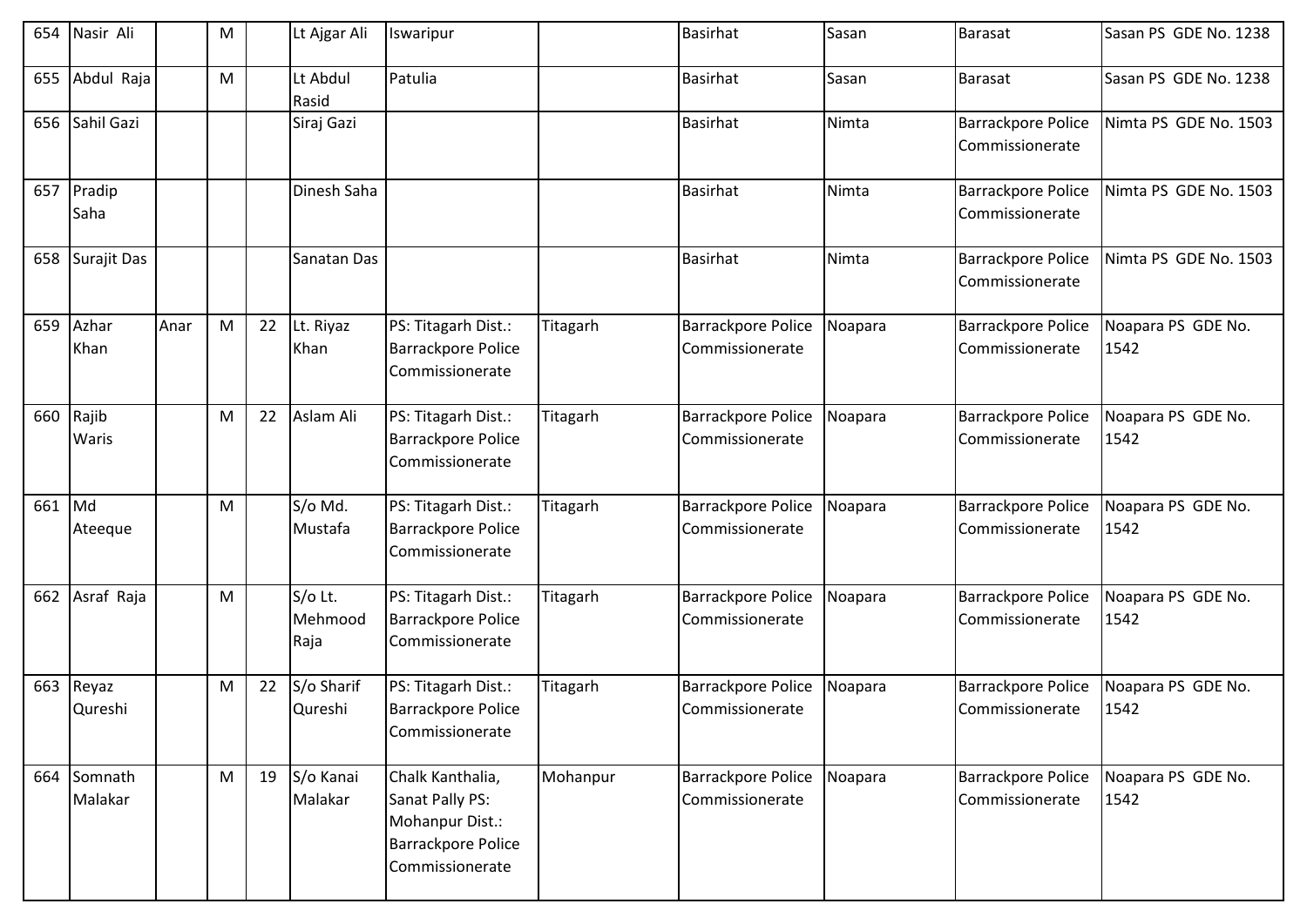| 654 | Nasir Ali | | M | | Lt Ajgar Ali | Iswaripur | | Basirhat | Sasan | Barasat | Sasan PS GDE No. 1238 |
|---|---|---|---|---|---|---|---|---|---|---|---|
| 655 | Abdul Raja | | M | | Lt Abdul Rasid | Patulia | | Basirhat | Sasan | Barasat | Sasan PS GDE No. 1238 |
| 656 | Sahil Gazi | | | | Siraj Gazi | | | Basirhat | Nimta | Barrackpore Police Commissionerate | Nimta PS GDE No. 1503 |
| 657 | Pradip Saha | | | | Dinesh Saha | | | Basirhat | Nimta | Barrackpore Police Commissionerate | Nimta PS GDE No. 1503 |
| 658 | Surajit Das | | | | Sanatan Das | | | Basirhat | Nimta | Barrackpore Police Commissionerate | Nimta PS GDE No. 1503 |
| 659 | Azhar Khan | Anar | M | 22 | Lt. Riyaz Khan | PS: Titagarh Dist.: Barrackpore Police Commissionerate | Titagarh | Barrackpore Police Commissionerate | Noapara | Barrackpore Police Commissionerate | Noapara PS GDE No. 1542 |
| 660 | Rajib Waris | | M | 22 | Aslam Ali | PS: Titagarh Dist.: Barrackpore Police Commissionerate | Titagarh | Barrackpore Police Commissionerate | Noapara | Barrackpore Police Commissionerate | Noapara PS GDE No. 1542 |
| 661 | Md Ateeque | | M | | S/o Md. Mustafa | PS: Titagarh Dist.: Barrackpore Police Commissionerate | Titagarh | Barrackpore Police Commissionerate | Noapara | Barrackpore Police Commissionerate | Noapara PS GDE No. 1542 |
| 662 | Asraf Raja | | M | | S/o Lt. Mehmood Raja | PS: Titagarh Dist.: Barrackpore Police Commissionerate | Titagarh | Barrackpore Police Commissionerate | Noapara | Barrackpore Police Commissionerate | Noapara PS GDE No. 1542 |
| 663 | Reyaz Qureshi | | M | 22 | S/o Sharif Qureshi | PS: Titagarh Dist.: Barrackpore Police Commissionerate | Titagarh | Barrackpore Police Commissionerate | Noapara | Barrackpore Police Commissionerate | Noapara PS GDE No. 1542 |
| 664 | Somnath Malakar | | M | 19 | S/o Kanai Malakar | Chalk Kanthalia, Sanat Pally PS: Mohanpur Dist.: Barrackpore Police Commissionerate | Mohanpur | Barrackpore Police Commissionerate | Noapara | Barrackpore Police Commissionerate | Noapara PS GDE No. 1542 |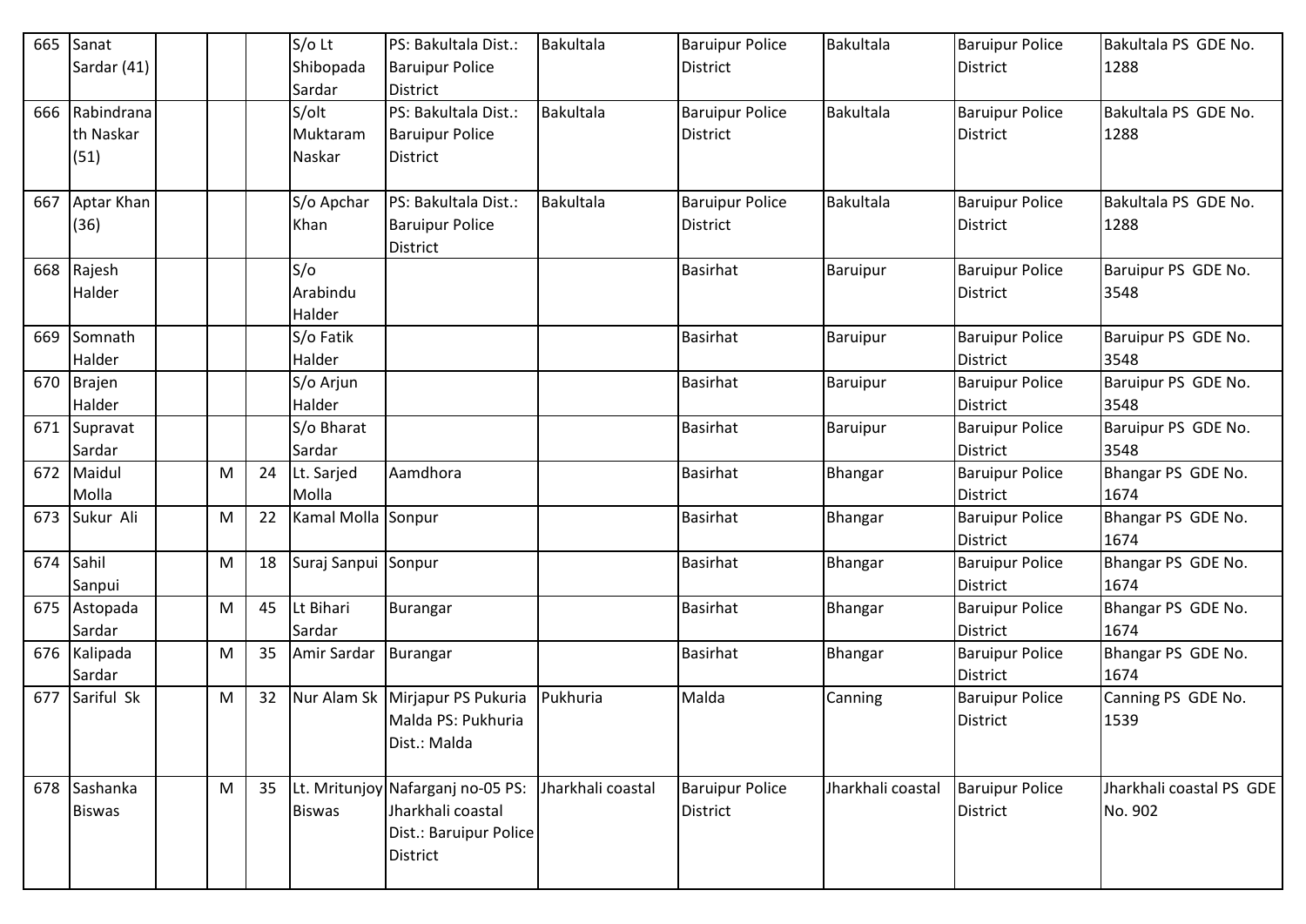| 665 | Sanat Sardar (41) | | | | S/o Lt Shibopada Sardar | PS: Bakultala Dist.: Baruipur Police District | Bakultala | Baruipur Police District | Bakultala | Baruipur Police District | Bakultala PS GDE No. 1288 |
|---|---|---|---|---|---|---|---|---|---|---|---|
| 666 | Rabindranath Naskar (51) | | | | S/olt Muktaram Naskar | PS: Bakultala Dist.: Baruipur Police District | Bakultala | Baruipur Police District | Bakultala | Baruipur Police District | Bakultala PS GDE No. 1288 |
| 667 | Aptar Khan (36) | | | | S/o Apchar Khan | PS: Bakultala Dist.: Baruipur Police District | Bakultala | Baruipur Police District | Bakultala | Baruipur Police District | Bakultala PS GDE No. 1288 |
| 668 | Rajesh Halder | | | | S/o Arabindu Halder | | | Basirhat | Baruipur | Baruipur Police District | Baruipur PS GDE No. 3548 |
| 669 | Somnath Halder | | | | S/o Fatik Halder | | | Basirhat | Baruipur | Baruipur Police District | Baruipur PS GDE No. 3548 |
| 670 | Brajen Halder | | | | S/o Arjun Halder | | | Basirhat | Baruipur | Baruipur Police District | Baruipur PS GDE No. 3548 |
| 671 | Supravat Sardar | | | | S/o Bharat Sardar | | | Basirhat | Baruipur | Baruipur Police District | Baruipur PS GDE No. 3548 |
| 672 | Maidul Molla | | M | 24 | Lt. Sarjed Molla | Aamdhora | | Basirhat | Bhangar | Baruipur Police District | Bhangar PS GDE No. 1674 |
| 673 | Sukur Ali | | M | 22 | Kamal Molla | Sonpur | | Basirhat | Bhangar | Baruipur Police District | Bhangar PS GDE No. 1674 |
| 674 | Sahil Sanpui | | M | 18 | Suraj Sanpui | Sonpur | | Basirhat | Bhangar | Baruipur Police District | Bhangar PS GDE No. 1674 |
| 675 | Astopada Sardar | | M | 45 | Lt Bihari Sardar | Burangar | | Basirhat | Bhangar | Baruipur Police District | Bhangar PS GDE No. 1674 |
| 676 | Kalipada Sardar | | M | 35 | Amir Sardar | Burangar | | Basirhat | Bhangar | Baruipur Police District | Bhangar PS GDE No. 1674 |
| 677 | Sariful Sk | | M | 32 | Nur Alam Sk | Mirjapur PS Pukuria Malda PS: Pukhuria Dist.: Malda | Pukhuria | Malda | Canning | Baruipur Police District | Canning PS GDE No. 1539 |
| 678 | Sashanka Biswas | | M | 35 | Lt. Mritunjoy Biswas | Nafarganj no-05 PS: Jharkhali coastal Dist.: Baruipur Police District | Jharkhali coastal | Baruipur Police District | Jharkhali coastal | Baruipur Police District | Jharkhali coastal PS GDE No. 902 |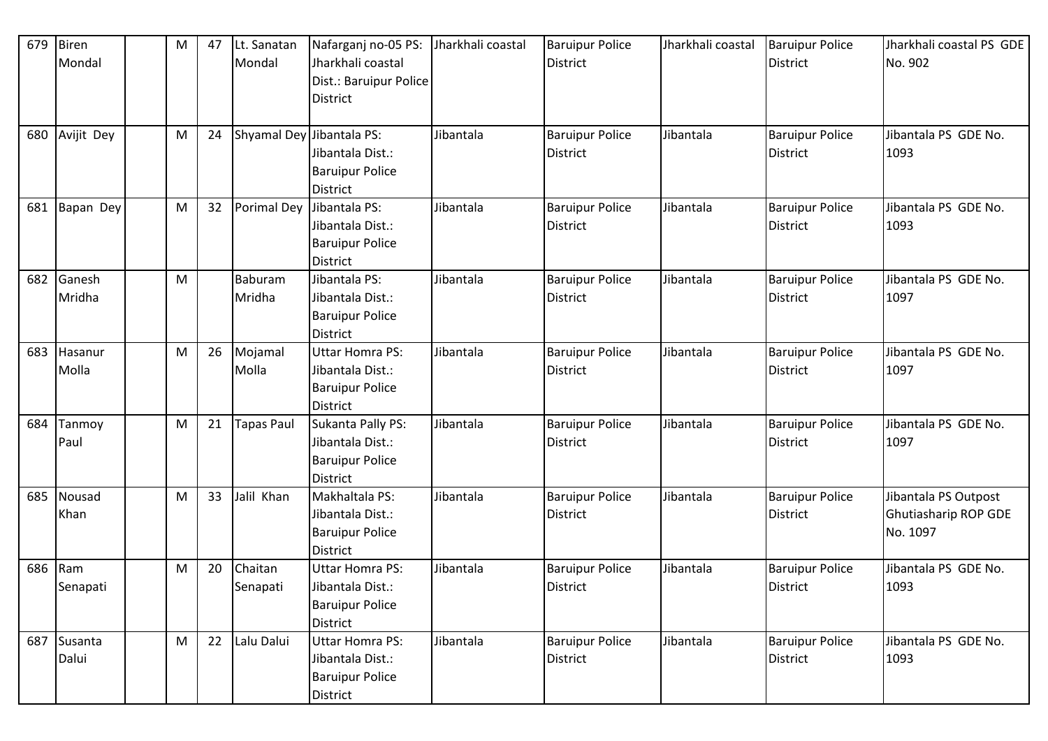| 679 | Biren Mondal | | M | 47 | Lt. Sanatan Mondal | Nafarganj no-05 PS: Jharkhali coastal Dist.: Baruipur Police District | Jharkhali coastal | Baruipur Police District | Jharkhali coastal | Baruipur Police District | Jharkhali coastal PS GDE No. 902 |
|---|---|---|---|---|---|---|---|---|---|---|---|
| 680 | Avijit Dey | | M | 24 | Shyamal Dey | Jibantala PS: Jibantala Dist.: Baruipur Police District | Jibantala | Baruipur Police District | Jibantala | Baruipur Police District | Jibantala PS GDE No. 1093 |
| 681 | Bapan Dey | | M | 32 | Porimal Dey | Jibantala PS: Jibantala Dist.: Baruipur Police District | Jibantala | Baruipur Police District | Jibantala | Baruipur Police District | Jibantala PS GDE No. 1093 |
| 682 | Ganesh Mridha | | M | | Baburam Mridha | Jibantala PS: Jibantala Dist.: Baruipur Police District | Jibantala | Baruipur Police District | Jibantala | Baruipur Police District | Jibantala PS GDE No. 1097 |
| 683 | Hasanur Molla | | M | 26 | Mojamal Molla | Uttar Homra PS: Jibantala Dist.: Baruipur Police District | Jibantala | Baruipur Police District | Jibantala | Baruipur Police District | Jibantala PS GDE No. 1097 |
| 684 | Tanmoy Paul | | M | 21 | Tapas Paul | Sukanta Pally PS: Jibantala Dist.: Baruipur Police District | Jibantala | Baruipur Police District | Jibantala | Baruipur Police District | Jibantala PS GDE No. 1097 |
| 685 | Nousad Khan | | M | 33 | Jalil Khan | Makhaltala PS: Jibantala Dist.: Baruipur Police District | Jibantala | Baruipur Police District | Jibantala | Baruipur Police District | Jibantala PS Outpost Ghutiasharip ROP GDE No. 1097 |
| 686 | Ram Senapati | | M | 20 | Chaitan Senapati | Uttar Homra PS: Jibantala Dist.: Baruipur Police District | Jibantala | Baruipur Police District | Jibantala | Baruipur Police District | Jibantala PS GDE No. 1093 |
| 687 | Susanta Dalui | | M | 22 | Lalu Dalui | Uttar Homra PS: Jibantala Dist.: Baruipur Police District | Jibantala | Baruipur Police District | Jibantala | Baruipur Police District | Jibantala PS GDE No. 1093 |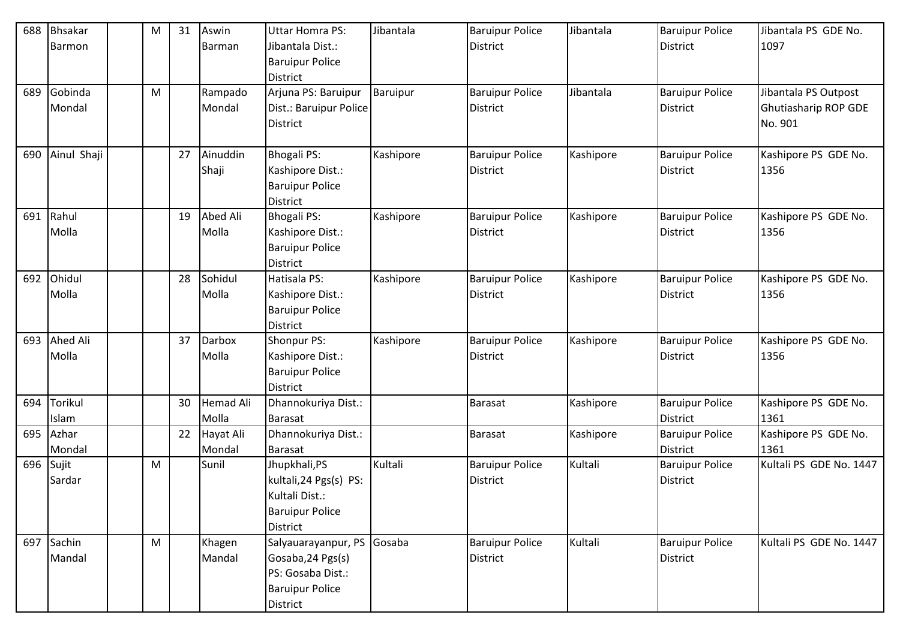| 688 | Bhsakar Barmon | | M | 31 | Aswin Barman | Uttar Homra PS: Jibantala Dist.: Baruipur Police District | Jibantala | Baruipur Police District | Jibantala | Baruipur Police District | Jibantala PS GDE No. 1097 |
|---|---|---|---|---|---|---|---|---|---|---|---|
| 689 | Gobinda Mondal | | M | | Rampado Mondal | Arjuna PS: Baruipur Dist.: Baruipur Police District | Baruipur | Baruipur Police District | Jibantala | Baruipur Police District | Jibantala PS Outpost Ghutiasharip ROP GDE No. 901 |
| 690 | Ainul Shaji | | | 27 | Ainuddin Shaji | Bhogali PS: Kashipore Dist.: Baruipur Police District | Kashipore | Baruipur Police District | Kashipore | Baruipur Police District | Kashipore PS GDE No. 1356 |
| 691 | Rahul Molla | | | 19 | Abed Ali Molla | Bhogali PS: Kashipore Dist.: Baruipur Police District | Kashipore | Baruipur Police District | Kashipore | Baruipur Police District | Kashipore PS GDE No. 1356 |
| 692 | Ohidul Molla | | | 28 | Sohidul Molla | Hatisala PS: Kashipore Dist.: Baruipur Police District | Kashipore | Baruipur Police District | Kashipore | Baruipur Police District | Kashipore PS GDE No. 1356 |
| 693 | Ahed Ali Molla | | | 37 | Darbox Molla | Shonpur PS: Kashipore Dist.: Baruipur Police District | Kashipore | Baruipur Police District | Kashipore | Baruipur Police District | Kashipore PS GDE No. 1356 |
| 694 | Torikul Islam | | | 30 | Hemad Ali Molla | Dhannokuriya Dist.: Barasat | | Barasat | Kashipore | Baruipur Police District | Kashipore PS GDE No. 1361 |
| 695 | Azhar Mondal | | | 22 | Hayat Ali Mondal | Dhannokuriya Dist.: Barasat | | Barasat | Kashipore | Baruipur Police District | Kashipore PS GDE No. 1361 |
| 696 | Sujit Sardar | | M | | Sunil | Jhupkhali,PS kultali,24 Pgs(s) PS: Kultali Dist.: Baruipur Police District | Kultali | Baruipur Police District | Kultali | Baruipur Police District | Kultali PS GDE No. 1447 |
| 697 | Sachin Mandal | | M | | Khagen Mandal | Salyauarayanpur, PS Gosaba,24 Pgs(s) PS: Gosaba Dist.: Baruipur Police District | Gosaba | Baruipur Police District | Kultali | Baruipur Police District | Kultali PS GDE No. 1447 |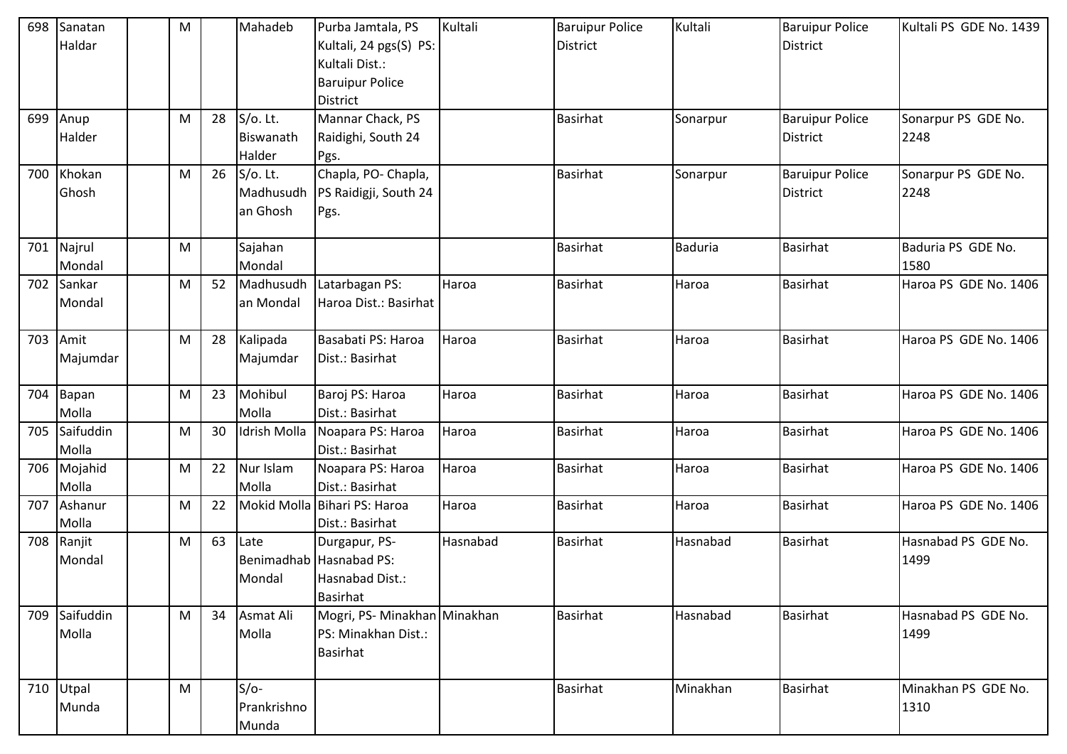| 698 | Sanatan Haldar | | M | | Mahadeb | Purba Jamtala, PS Kultali, 24 pgs(S) PS: Kultali Dist.: Baruipur Police District | Kultali | Baruipur Police District | Kultali | Baruipur Police District | Kultali PS GDE No. 1439 |
|---|---|---|---|---|---|---|---|---|---|---|---|
| 699 | Anup Halder | | M | 28 | S/o. Lt. Biswanath Halder | Mannar Chack, PS Raidighi, South 24 Pgs. | | Basirhat | Sonarpur | Baruipur Police District | Sonarpur PS GDE No. 2248 |
| 700 | Khokan Ghosh | | M | 26 | S/o. Lt. Madhusudhan Ghosh | Chapla, PO- Chapla, PS Raidigji, South 24 Pgs. | | Basirhat | Sonarpur | Baruipur Police District | Sonarpur PS GDE No. 2248 |
| 701 | Najrul Mondal | | M | | Sajahan Mondal | | | Basirhat | Baduria | Basirhat | Baduria PS GDE No. 1580 |
| 702 | Sankar Mondal | | M | 52 | Madhusudhan Mondal | Latarbagan PS: Haroa Dist.: Basirhat | Haroa | Basirhat | Haroa | Basirhat | Haroa PS GDE No. 1406 |
| 703 | Amit Majumdar | | M | 28 | Kalipada Majumdar | Basabati PS: Haroa Dist.: Basirhat | Haroa | Basirhat | Haroa | Basirhat | Haroa PS GDE No. 1406 |
| 704 | Bapan Molla | | M | 23 | Mohibul Molla | Baroj PS: Haroa Dist.: Basirhat | Haroa | Basirhat | Haroa | Basirhat | Haroa PS GDE No. 1406 |
| 705 | Saifuddin Molla | | M | 30 | Idrish Molla | Noapara PS: Haroa Dist.: Basirhat | Haroa | Basirhat | Haroa | Basirhat | Haroa PS GDE No. 1406 |
| 706 | Mojahid Molla | | M | 22 | Nur Islam Molla | Noapara PS: Haroa Dist.: Basirhat | Haroa | Basirhat | Haroa | Basirhat | Haroa PS GDE No. 1406 |
| 707 | Ashanur Molla | | M | 22 | Mokid Molla | Bihari PS: Haroa Dist.: Basirhat | Haroa | Basirhat | Haroa | Basirhat | Haroa PS GDE No. 1406 |
| 708 | Ranjit Mondal | | M | 63 | Late Benimadhab Mondal | Durgapur, PS- Hasnabad PS: Hasnabad Dist.: Basirhat | Hasnabad | Basirhat | Hasnabad | Basirhat | Hasnabad PS GDE No. 1499 |
| 709 | Saifuddin Molla | | M | 34 | Asmat Ali Molla | Mogri, PS- Minakhan PS: Minakhan Dist.: Basirhat | Minakhan | Basirhat | Hasnabad | Basirhat | Hasnabad PS GDE No. 1499 |
| 710 | Utpal Munda | | M | | S/o- Prankrishno Munda | | | Basirhat | Minakhan | Basirhat | Minakhan PS GDE No. 1310 |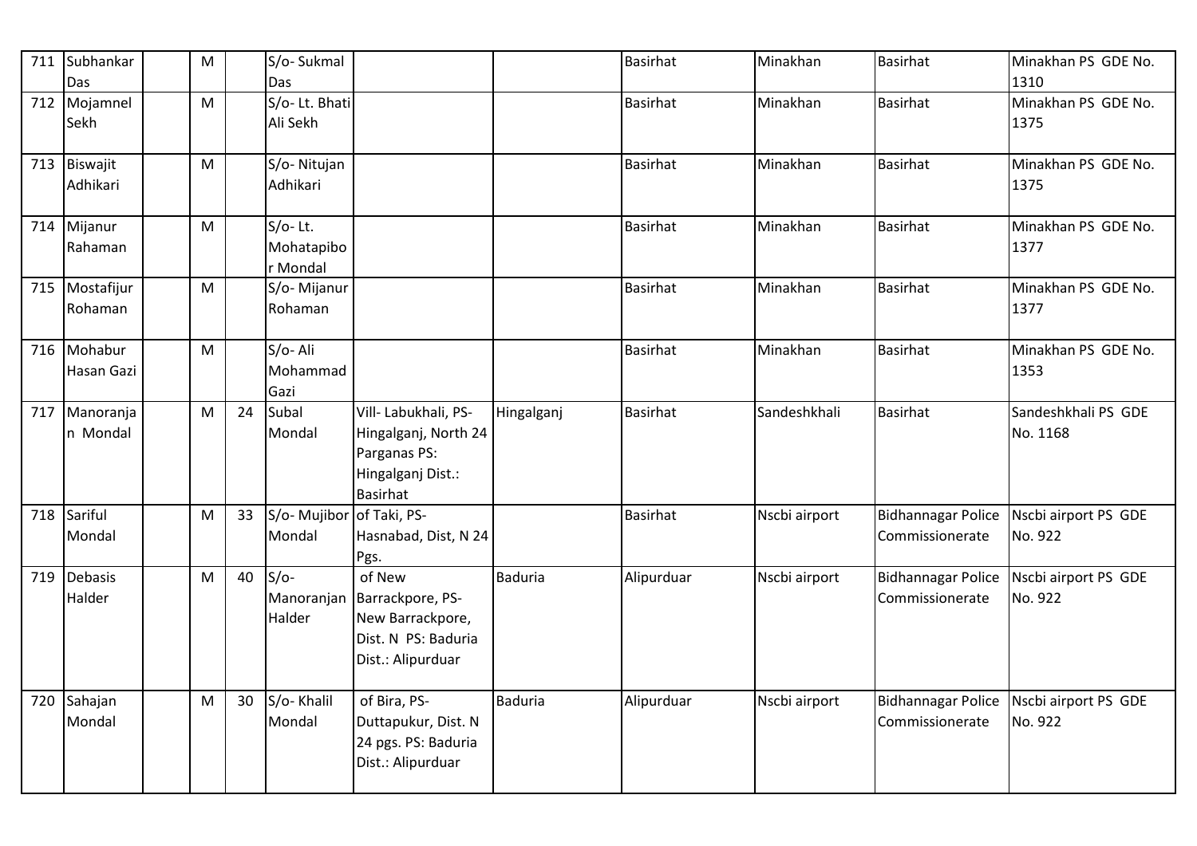| 711 | Subhankar Das | | M | | S/o- Sukmal Das | | | Basirhat | Minakhan | Basirhat | Minakhan PS GDE No. 1310 |
|---|---|---|---|---|---|---|---|---|---|---|---|
| 712 | Mojamnel Sekh | | M | | S/o- Lt. Bhati Ali Sekh | | | Basirhat | Minakhan | Basirhat | Minakhan PS GDE No. 1375 |
| 713 | Biswajit Adhikari | | M | | S/o- Nitujan Adhikari | | | Basirhat | Minakhan | Basirhat | Minakhan PS GDE No. 1375 |
| 714 | Mijanur Rahaman | | M | | S/o- Lt. Mohatapibor Mondal | | | Basirhat | Minakhan | Basirhat | Minakhan PS GDE No. 1377 |
| 715 | Mostafijur Rohaman | | M | | S/o- Mijanur Rohaman | | | Basirhat | Minakhan | Basirhat | Minakhan PS GDE No. 1377 |
| 716 | Mohabur Hasan Gazi | | M | | S/o- Ali Mohammad Gazi | | | Basirhat | Minakhan | Basirhat | Minakhan PS GDE No. 1353 |
| 717 | Manoranjan Mondal | | M | 24 | Subal Mondal | Vill- Labukhali, PS- Hingalganj, North 24 Parganas PS: Hingalganj Dist.: Basirhat | Hingalganj | Basirhat | Sandeshkhali | Basirhat | Sandeshkhali PS GDE No. 1168 |
| 718 | Sariful Mondal | | M | 33 | S/o- Mujibor Mondal | of Taki, PS- Hasnabad, Dist, N 24 Pgs. | | Basirhat | Nscbi airport | Bidhannagar Police Commissionerate | Nscbi airport PS GDE No. 922 |
| 719 | Debasis Halder | | M | 40 | S/o- Manoranjan Halder | of New Barrackpore, PS- New Barrackpore, Dist. N PS: Baduria Dist.: Alipurduar | Baduria | Alipurduar | Nscbi airport | Bidhannagar Police Commissionerate | Nscbi airport PS GDE No. 922 |
| 720 | Sahajan Mondal | | M | 30 | S/o- Khalil Mondal | of Bira, PS- Duttapukur, Dist. N 24 pgs. PS: Baduria Dist.: Alipurduar | Baduria | Alipurduar | Nscbi airport | Bidhannagar Police Commissionerate | Nscbi airport PS GDE No. 922 |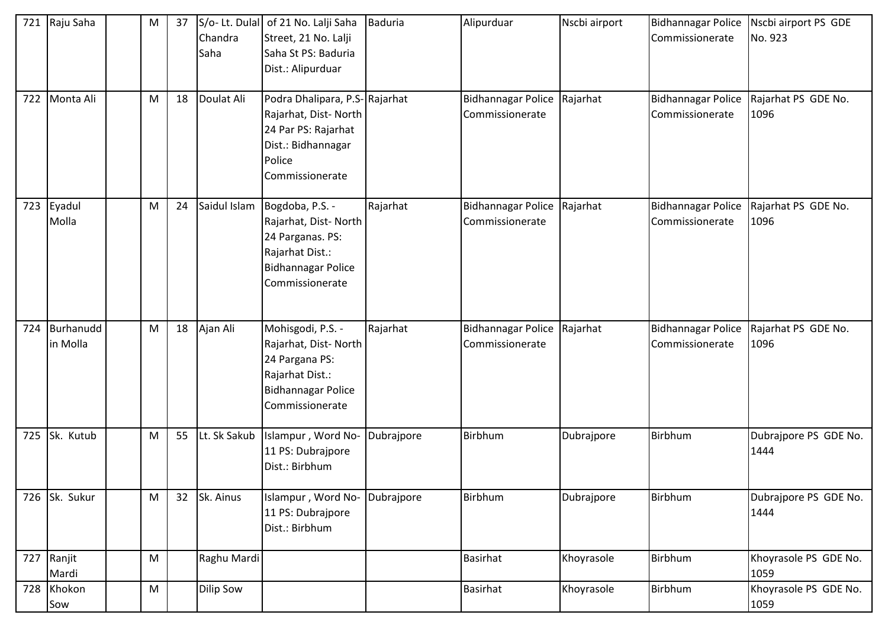| 721 | Raju Saha | | M | 37 | S/o- Lt. Dulal Chandra Saha | of 21 No. Lalji Saha Street, 21 No. Lalji Saha St PS: Baduria Dist.: Alipurduar | Baduria | Alipurduar | Nscbi airport | Bidhannagar Police Commissionerate | Nscbi airport PS GDE No. 923 |
|---|---|---|---|---|---|---|---|---|---|---|---|
| 722 | Monta Ali | | M | 18 | Doulat Ali | Podra Dhalipara, P.S- Rajarhat, Dist- North 24 Par PS: Rajarhat Dist.: Bidhannagar Police Commissionerate | Rajarhat | Bidhannagar Police Commissionerate | Rajarhat | Bidhannagar Police Commissionerate | Rajarhat PS GDE No. 1096 |
| 723 | Eyadul Molla | | M | 24 | Saidul Islam | Bogdoba, P.S. - Rajarhat, Dist- North 24 Parganas. PS: Rajarhat Dist.: Bidhannagar Police Commissionerate | Rajarhat | Bidhannagar Police Commissionerate | Rajarhat | Bidhannagar Police Commissionerate | Rajarhat PS GDE No. 1096 |
| 724 | Burhanuddin Molla | | M | 18 | Ajan Ali | Mohisgodi, P.S. - Rajarhat, Dist- North 24 Pargana PS: Rajarhat Dist.: Bidhannagar Police Commissionerate | Rajarhat | Bidhannagar Police Commissionerate | Rajarhat | Bidhannagar Police Commissionerate | Rajarhat PS GDE No. 1096 |
| 725 | Sk. Kutub | | M | 55 | Lt. Sk Sakub | Islampur , Word No- 11 PS: Dubrajpore Dist.: Birbhum | Dubrajpore | Birbhum | Dubrajpore | Birbhum | Dubrajpore PS GDE No. 1444 |
| 726 | Sk. Sukur | | M | 32 | Sk. Ainus | Islampur , Word No- 11 PS: Dubrajpore Dist.: Birbhum | Dubrajpore | Birbhum | Dubrajpore | Birbhum | Dubrajpore PS GDE No. 1444 |
| 727 | Ranjit Mardi | | M | | Raghu Mardi | | | Basirhat | Khoyrasole | Birbhum | Khoyrasole PS GDE No. 1059 |
| 728 | Khokon Sow | | M | | Dilip Sow | | | Basirhat | Khoyrasole | Birbhum | Khoyrasole PS GDE No. 1059 |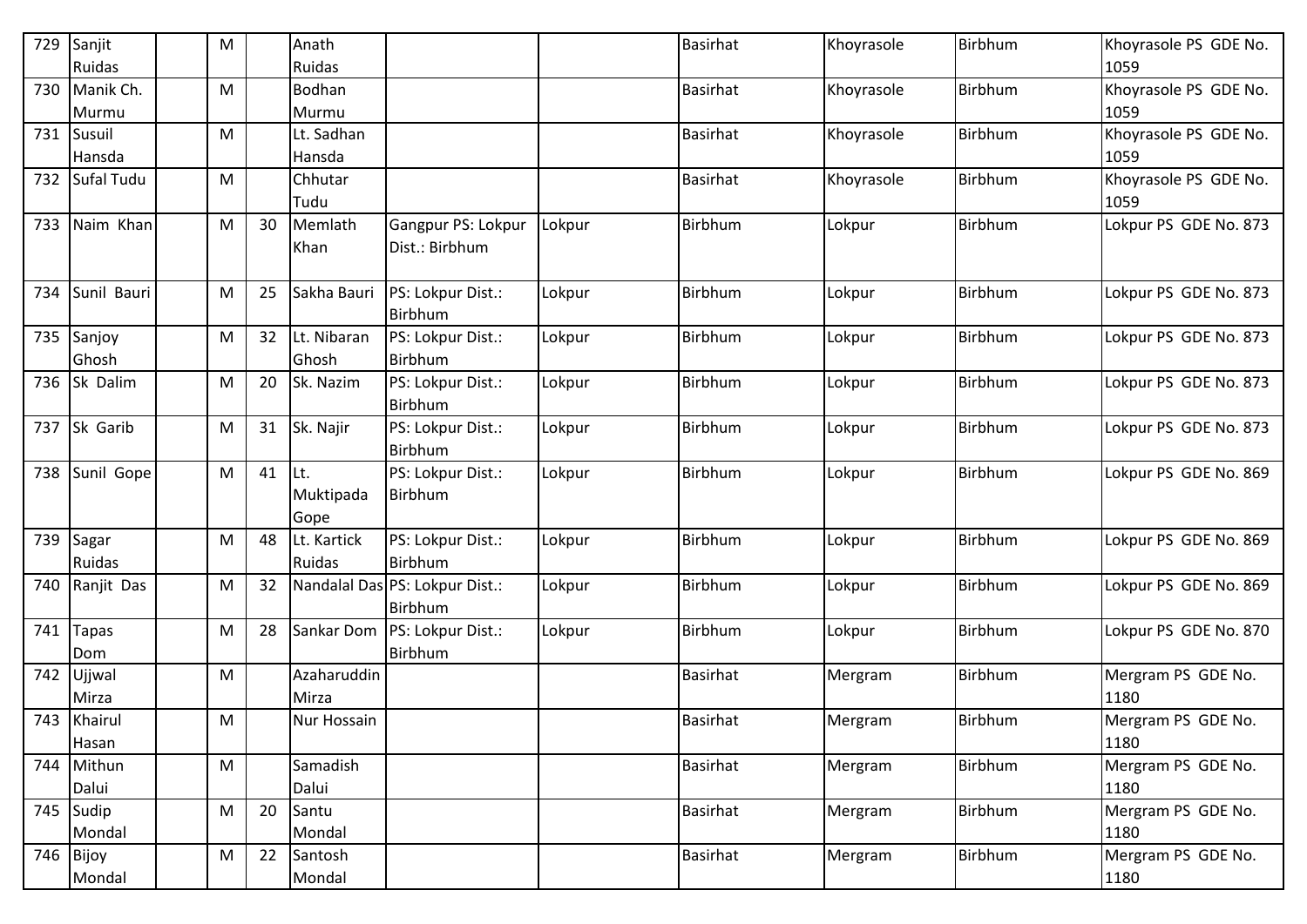| 729 | Sanjit Ruidas | | M | | Anath Ruidas | | | Basirhat | Khoyrasole | Birbhum | Khoyrasole PS GDE No. 1059 |
|---|---|---|---|---|---|---|---|---|---|---|---|
| 730 | Manik Ch. Murmu | | M | | Bodhan Murmu | | | Basirhat | Khoyrasole | Birbhum | Khoyrasole PS GDE No. 1059 |
| 731 | Susuil Hansda | | M | | Lt. Sadhan Hansda | | | Basirhat | Khoyrasole | Birbhum | Khoyrasole PS GDE No. 1059 |
| 732 | Sufal Tudu | | M | | Chhutar Tudu | | | Basirhat | Khoyrasole | Birbhum | Khoyrasole PS GDE No. 1059 |
| 733 | Naim Khan | | M | 30 | Memlath Khan | Gangpur PS: Lokpur Dist.: Birbhum | Lokpur | Birbhum | Lokpur | Birbhum | Lokpur PS GDE No. 873 |
| 734 | Sunil Bauri | | M | 25 | Sakha Bauri | PS: Lokpur Dist.: Birbhum | Lokpur | Birbhum | Lokpur | Birbhum | Lokpur PS GDE No. 873 |
| 735 | Sanjoy Ghosh | | M | 32 | Lt. Nibaran Ghosh | PS: Lokpur Dist.: Birbhum | Lokpur | Birbhum | Lokpur | Birbhum | Lokpur PS GDE No. 873 |
| 736 | Sk Dalim | | M | 20 | Sk. Nazim | PS: Lokpur Dist.: Birbhum | Lokpur | Birbhum | Lokpur | Birbhum | Lokpur PS GDE No. 873 |
| 737 | Sk Garib | | M | 31 | Sk. Najir | PS: Lokpur Dist.: Birbhum | Lokpur | Birbhum | Lokpur | Birbhum | Lokpur PS GDE No. 873 |
| 738 | Sunil Gope | | M | 41 | Lt. Muktipada Gope | PS: Lokpur Dist.: Birbhum | Lokpur | Birbhum | Lokpur | Birbhum | Lokpur PS GDE No. 869 |
| 739 | Sagar Ruidas | | M | 48 | Lt. Kartick Ruidas | PS: Lokpur Dist.: Birbhum | Lokpur | Birbhum | Lokpur | Birbhum | Lokpur PS GDE No. 869 |
| 740 | Ranjit Das | | M | 32 | Nandalal Das | PS: Lokpur Dist.: Birbhum | Lokpur | Birbhum | Lokpur | Birbhum | Lokpur PS GDE No. 869 |
| 741 | Tapas Dom | | M | 28 | Sankar Dom | PS: Lokpur Dist.: Birbhum | Lokpur | Birbhum | Lokpur | Birbhum | Lokpur PS GDE No. 870 |
| 742 | Ujjwal Mirza | | M | | Azaharuddin Mirza | | | Basirhat | Mergram | Birbhum | Mergram PS GDE No. 1180 |
| 743 | Khairul Hasan | | M | | Nur Hossain | | | Basirhat | Mergram | Birbhum | Mergram PS GDE No. 1180 |
| 744 | Mithun Dalui | | M | | Samadish Dalui | | | Basirhat | Mergram | Birbhum | Mergram PS GDE No. 1180 |
| 745 | Sudip Mondal | | M | 20 | Santu Mondal | | | Basirhat | Mergram | Birbhum | Mergram PS GDE No. 1180 |
| 746 | Bijoy Mondal | | M | 22 | Santosh Mondal | | | Basirhat | Mergram | Birbhum | Mergram PS GDE No. 1180 |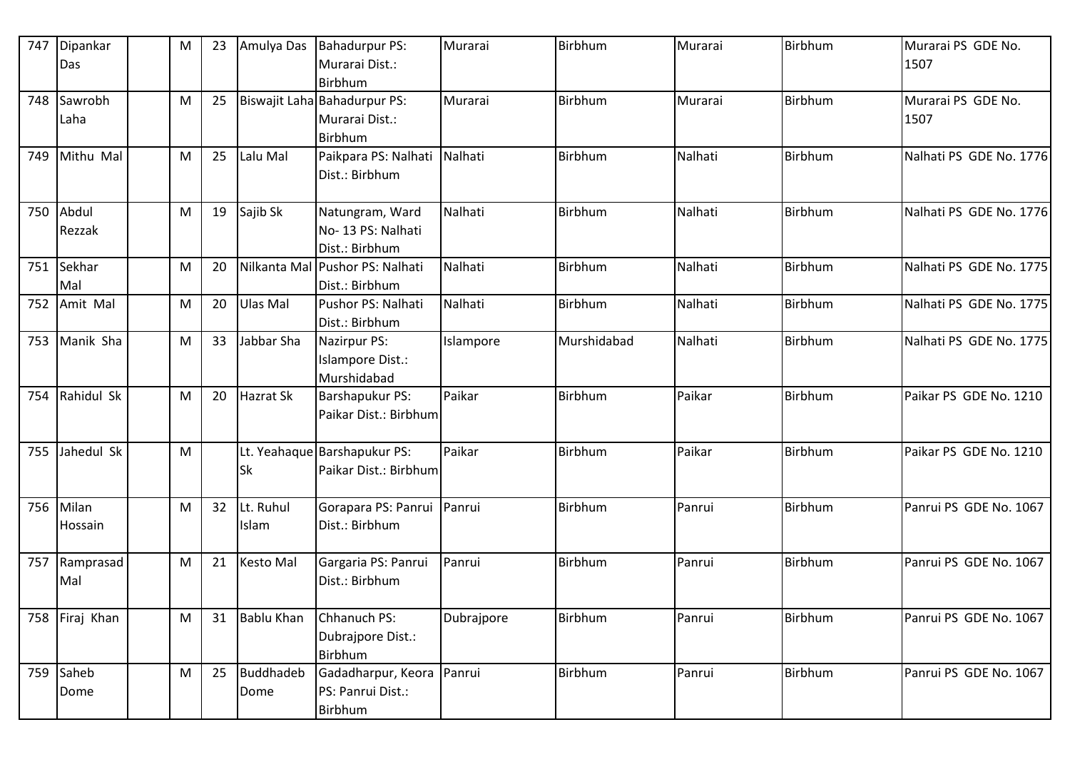| 747 | Dipankar Das | | M | 23 | Amulya Das | Bahadurpur PS: Murarai Dist.: Birbhum | Murarai | Birbhum | Murarai | Birbhum | Murarai PS GDE No. 1507 |
|---|---|---|---|---|---|---|---|---|---|---|---|
| 748 | Sawrobh Laha | | M | 25 | Biswajit Laha | Bahadurpur PS: Murarai Dist.: Birbhum | Murarai | Birbhum | Murarai | Birbhum | Murarai PS GDE No. 1507 |
| 749 | Mithu Mal | | M | 25 | Lalu Mal | Paikpara PS: Nalhati Dist.: Birbhum | Nalhati | Birbhum | Nalhati | Birbhum | Nalhati PS GDE No. 1776 |
| 750 | Abdul Rezzak | | M | 19 | Sajib Sk | Natungram, Ward No- 13 PS: Nalhati Dist.: Birbhum | Nalhati | Birbhum | Nalhati | Birbhum | Nalhati PS GDE No. 1776 |
| 751 | Sekhar Mal | | M | 20 | Nilkanta Mal | Pushor PS: Nalhati Dist.: Birbhum | Nalhati | Birbhum | Nalhati | Birbhum | Nalhati PS GDE No. 1775 |
| 752 | Amit Mal | | M | 20 | Ulas Mal | Pushor PS: Nalhati Dist.: Birbhum | Nalhati | Birbhum | Nalhati | Birbhum | Nalhati PS GDE No. 1775 |
| 753 | Manik Sha | | M | 33 | Jabbar Sha | Nazirpur PS: Islampore Dist.: Murshidabad | Islampore | Murshidabad | Nalhati | Birbhum | Nalhati PS GDE No. 1775 |
| 754 | Rahidul Sk | | M | 20 | Hazrat Sk | Barshapukur PS: Paikar Dist.: Birbhum | Paikar | Birbhum | Paikar | Birbhum | Paikar PS GDE No. 1210 |
| 755 | Jahedul Sk | | M | | Lt. Yeahaque Sk | Barshapukur PS: Paikar Dist.: Birbhum | Paikar | Birbhum | Paikar | Birbhum | Paikar PS GDE No. 1210 |
| 756 | Milan Hossain | | M | 32 | Lt. Ruhul Islam | Gorapara PS: Panrui Dist.: Birbhum | Panrui | Birbhum | Panrui | Birbhum | Panrui PS GDE No. 1067 |
| 757 | Ramprasad Mal | | M | 21 | Kesto Mal | Gargaria PS: Panrui Dist.: Birbhum | Panrui | Birbhum | Panrui | Birbhum | Panrui PS GDE No. 1067 |
| 758 | Firaj Khan | | M | 31 | Bablu Khan | Chhanuch PS: Dubrajpore Dist.: Birbhum | Dubrajpore | Birbhum | Panrui | Birbhum | Panrui PS GDE No. 1067 |
| 759 | Saheb Dome | | M | 25 | Buddhadeb Dome | Gadadharpur, Keora PS: Panrui Dist.: Birbhum | Panrui | Birbhum | Panrui | Birbhum | Panrui PS GDE No. 1067 |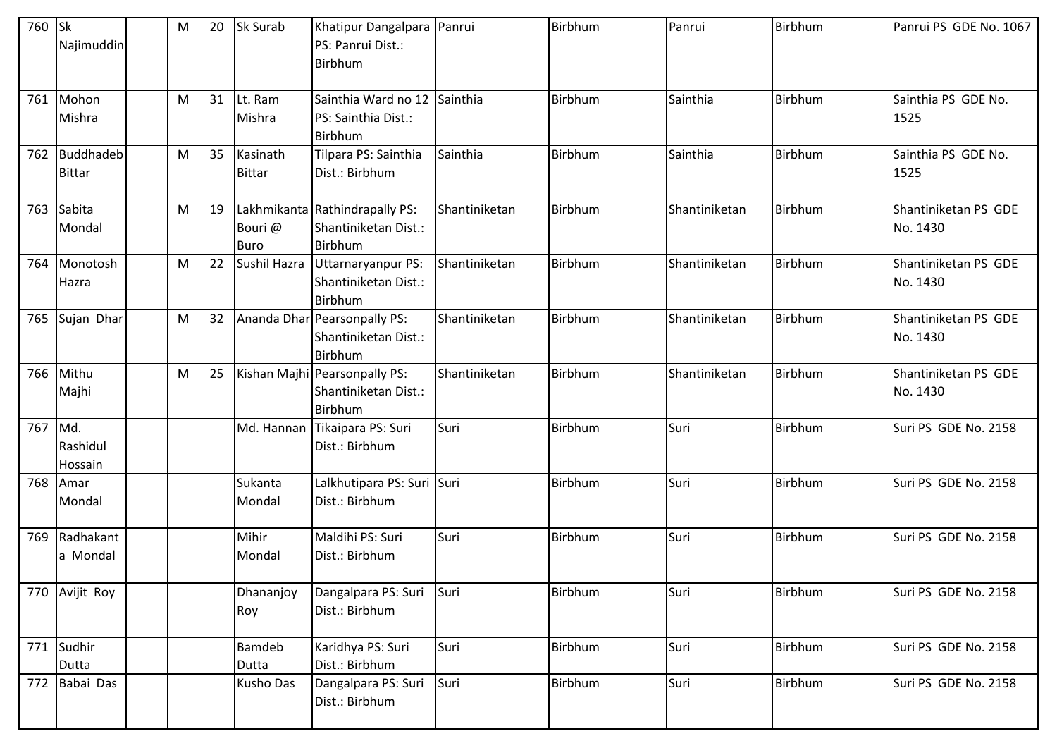| 760 | Sk Najimuddin | | M | 20 | Sk Surab | Khatipur Dangalpara PS: Panrui Dist.: Birbhum | Panrui | Birbhum | Panrui | Birbhum | Panrui PS GDE No. 1067 |
|---|---|---|---|---|---|---|---|---|---|---|---|
| 761 | Mohon Mishra | | M | 31 | Lt. Ram Mishra | Sainthia Ward no 12 PS: Sainthia Dist.: Birbhum | Sainthia | Birbhum | Sainthia | Birbhum | Sainthia PS GDE No. 1525 |
| 762 | Buddhadeb Bittar | | M | 35 | Kasinath Bittar | Tilpara PS: Sainthia Dist.: Birbhum | Sainthia | Birbhum | Sainthia | Birbhum | Sainthia PS GDE No. 1525 |
| 763 | Sabita Mondal | | M | 19 | Lakhmikanta Bouri @ Buro | Rathindrapally PS: Shantiniketan Dist.: Birbhum | Shantiniketan | Birbhum | Shantiniketan | Birbhum | Shantiniketan PS GDE No. 1430 |
| 764 | Monotosh Hazra | | M | 22 | Sushil Hazra | Uttarnaryanpur PS: Shantiniketan Dist.: Birbhum | Shantiniketan | Birbhum | Shantiniketan | Birbhum | Shantiniketan PS GDE No. 1430 |
| 765 | Sujan Dhar | | M | 32 | Ananda Dhar | Pearsonpally PS: Shantiniketan Dist.: Birbhum | Shantiniketan | Birbhum | Shantiniketan | Birbhum | Shantiniketan PS GDE No. 1430 |
| 766 | Mithu Majhi | | M | 25 | Kishan Majhi | Pearsonpally PS: Shantiniketan Dist.: Birbhum | Shantiniketan | Birbhum | Shantiniketan | Birbhum | Shantiniketan PS GDE No. 1430 |
| 767 | Md. Rashidul Hossain | | | | Md. Hannan | Tikaipara PS: Suri Dist.: Birbhum | Suri | Birbhum | Suri | Birbhum | Suri PS GDE No. 2158 |
| 768 | Amar Mondal | | | | Sukanta Mondal | Lalkhutipara PS: Suri Dist.: Birbhum | Suri | Birbhum | Suri | Birbhum | Suri PS GDE No. 2158 |
| 769 | Radhakanta Mondal | | | | Mihir Mondal | Maldihi PS: Suri Dist.: Birbhum | Suri | Birbhum | Suri | Birbhum | Suri PS GDE No. 2158 |
| 770 | Avijit Roy | | | | Dhananjoy Roy | Dangalpara PS: Suri Dist.: Birbhum | Suri | Birbhum | Suri | Birbhum | Suri PS GDE No. 2158 |
| 771 | Sudhir Dutta | | | | Bamdeb Dutta | Karidhya PS: Suri Dist.: Birbhum | Suri | Birbhum | Suri | Birbhum | Suri PS GDE No. 2158 |
| 772 | Babai Das | | | | Kusho Das | Dangalpara PS: Suri Dist.: Birbhum | Suri | Birbhum | Suri | Birbhum | Suri PS GDE No. 2158 |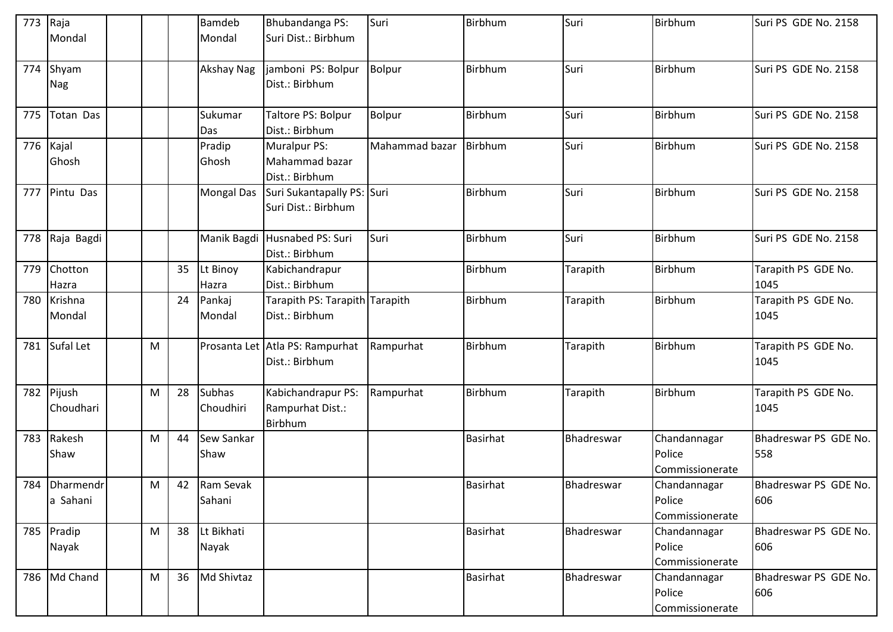| 773 | Raja Mondal | | | | Bamdeb Mondal | Bhubandanga PS: Suri Dist.: Birbhum | Suri | Birbhum | Suri | Birbhum | Suri PS GDE No. 2158 |
|---|---|---|---|---|---|---|---|---|---|---|---|
| 774 | Shyam Nag | | | | Akshay Nag | jamboni PS: Bolpur Dist.: Birbhum | Bolpur | Birbhum | Suri | Birbhum | Suri PS GDE No. 2158 |
| 775 | Totan Das | | | | Sukumar Das | Taltore PS: Bolpur Dist.: Birbhum | Bolpur | Birbhum | Suri | Birbhum | Suri PS GDE No. 2158 |
| 776 | Kajal Ghosh | | | | Pradip Ghosh | Muralpur PS: Mahammad bazar Dist.: Birbhum | Mahammad bazar | Birbhum | Suri | Birbhum | Suri PS GDE No. 2158 |
| 777 | Pintu Das | | | | Mongal Das | Suri Sukantapally PS: Suri Dist.: Birbhum | Suri | Birbhum | Suri | Birbhum | Suri PS GDE No. 2158 |
| 778 | Raja Bagdi | | | | Manik Bagdi | Husnabed PS: Suri Dist.: Birbhum | Suri | Birbhum | Suri | Birbhum | Suri PS GDE No. 2158 |
| 779 | Chotton Hazra | | | 35 | Lt Binoy Hazra | Kabichandrapur Dist.: Birbhum | | Birbhum | Tarapith | Birbhum | Tarapith PS GDE No. 1045 |
| 780 | Krishna Mondal | | | 24 | Pankaj Mondal | Tarapith PS: Tarapith Dist.: Birbhum | Tarapith | Birbhum | Tarapith | Birbhum | Tarapith PS GDE No. 1045 |
| 781 | Sufal Let | | M | | Prosanta Let | Atla PS: Rampurhat Dist.: Birbhum | Rampurhat | Birbhum | Tarapith | Birbhum | Tarapith PS GDE No. 1045 |
| 782 | Pijush Choudhari | | M | 28 | Subhas Choudhiri | Kabichandrapur PS: Rampurhat Dist.: Birbhum | Rampurhat | Birbhum | Tarapith | Birbhum | Tarapith PS GDE No. 1045 |
| 783 | Rakesh Shaw | | M | 44 | Sew Sankar Shaw | | | Basirhat | Bhadreswar | Chandannagar Police Commissionerate | Bhadreswar PS GDE No. 558 |
| 784 | Dharmendra Sahani | | M | 42 | Ram Sevak Sahani | | | Basirhat | Bhadreswar | Chandannagar Police Commissionerate | Bhadreswar PS GDE No. 606 |
| 785 | Pradip Nayak | | M | 38 | Lt Bikhati Nayak | | | Basirhat | Bhadreswar | Chandannagar Police Commissionerate | Bhadreswar PS GDE No. 606 |
| 786 | Md Chand | | M | 36 | Md Shivtaz | | | Basirhat | Bhadreswar | Chandannagar Police Commissionerate | Bhadreswar PS GDE No. 606 |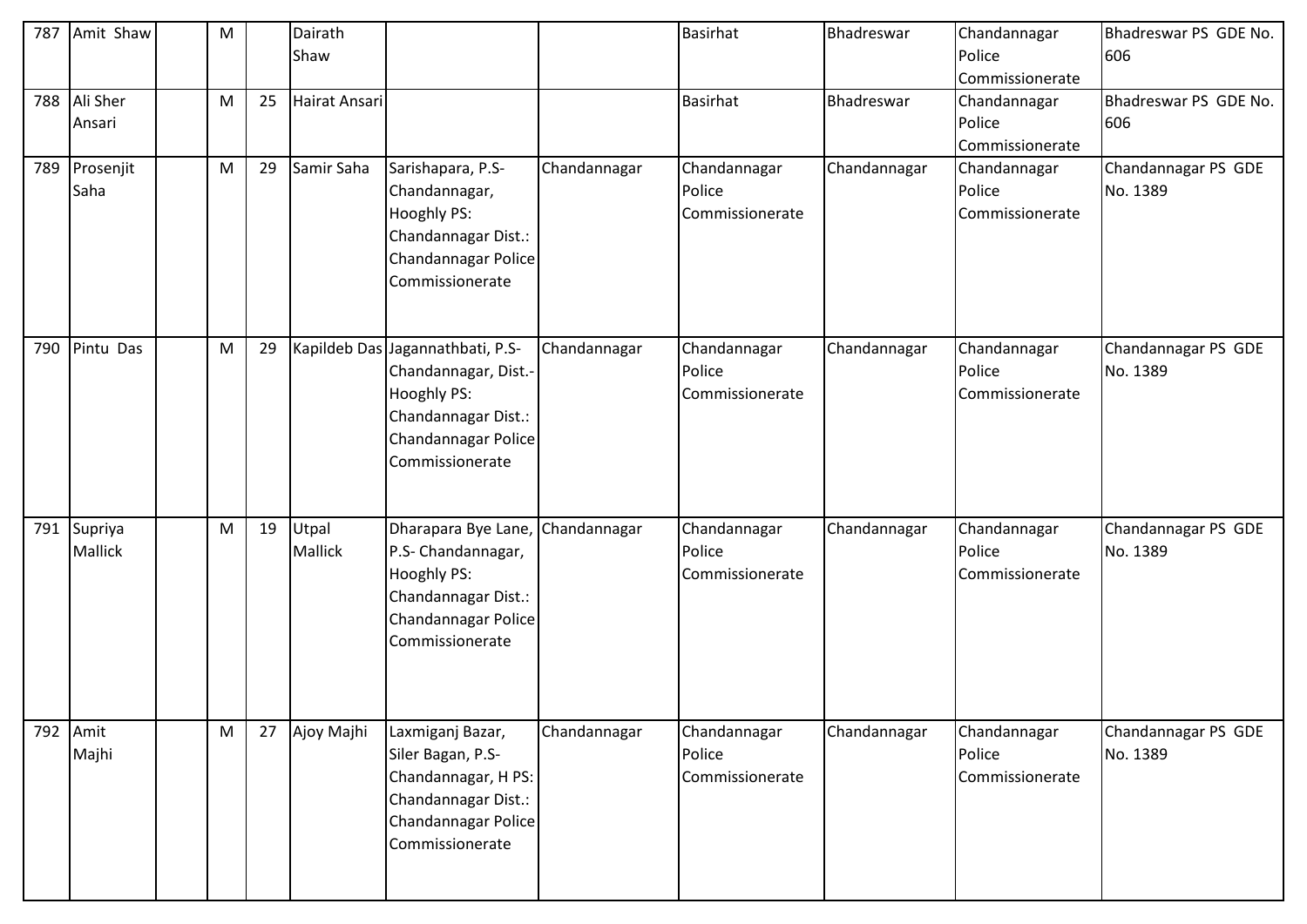| 787 | Amit Shaw | | M | | Dairath Shaw | | | Basirhat | Bhadreswar | Chandannagar Police Commissionerate | Bhadreswar PS GDE No. 606 |
|---|---|---|---|---|---|---|---|---|---|---|---|
| 788 | Ali Sher Ansari | | M | 25 | Hairat Ansari | | | Basirhat | Bhadreswar | Chandannagar Police Commissionerate | Bhadreswar PS GDE No. 606 |
| 789 | Prosenjit Saha | | M | 29 | Samir Saha | Sarishapara, P.S-Chandannagar, Hooghly PS: Chandannagar Dist.: Chandannagar Police Commissionerate | Chandannagar | Chandannagar Police Commissionerate | Chandannagar | Chandannagar Police Commissionerate | Chandannagar PS GDE No. 1389 |
| 790 | Pintu Das | | M | 29 | Kapildeb Das | Jagannathbati, P.S-Chandannagar, Dist.-Hooghly PS: Chandannagar Dist.: Chandannagar Police Commissionerate | Chandannagar | Chandannagar Police Commissionerate | Chandannagar | Chandannagar Police Commissionerate | Chandannagar PS GDE No. 1389 |
| 791 | Supriya Mallick | | M | 19 | Utpal Mallick | Dharapara Bye Lane, P.S- Chandannagar, Hooghly PS: Chandannagar Dist.: Chandannagar Police Commissionerate | Chandannagar | Chandannagar Police Commissionerate | Chandannagar | Chandannagar Police Commissionerate | Chandannagar PS GDE No. 1389 |
| 792 | Amit Majhi | | M | 27 | Ajoy Majhi | Laxmiganj Bazar, Siler Bagan, P.S-Chandannagar, H PS: Chandannagar Dist.: Chandannagar Police Commissionerate | Chandannagar | Chandannagar Police Commissionerate | Chandannagar | Chandannagar Police Commissionerate | Chandannagar PS GDE No. 1389 |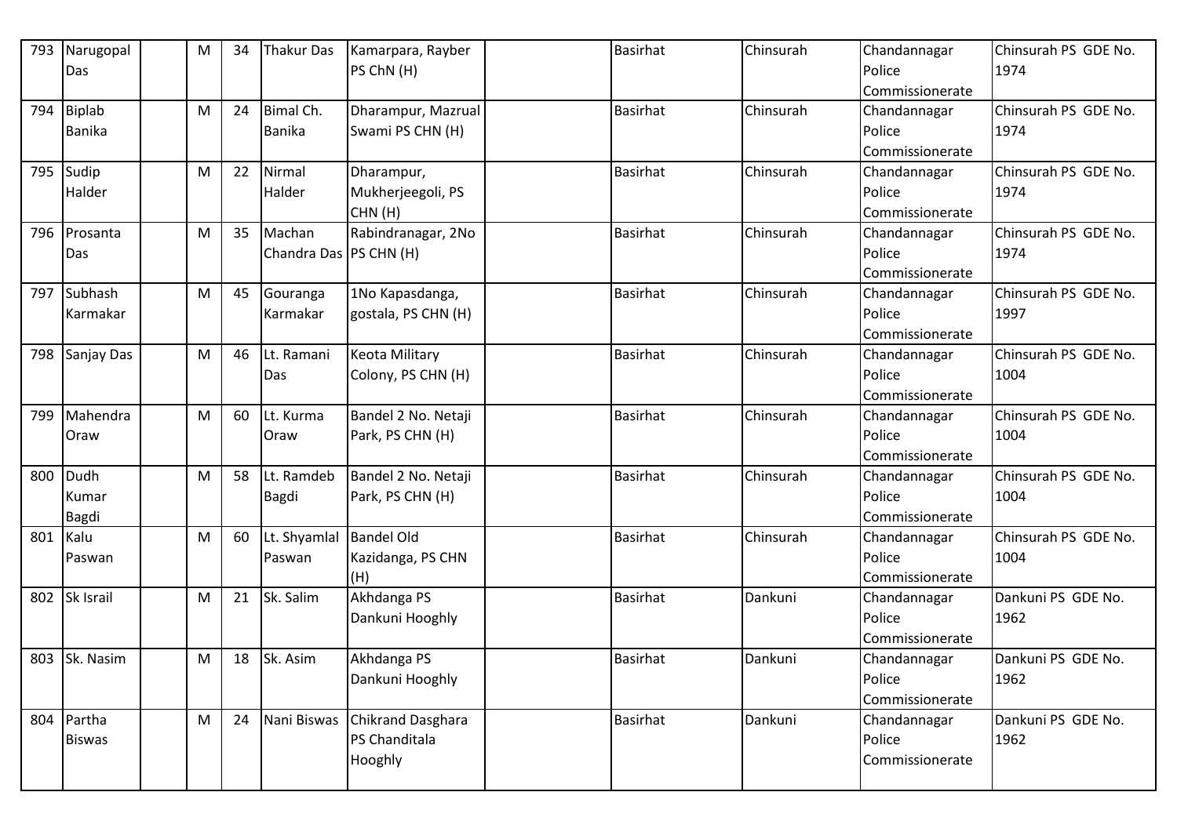| 793 | Narugopal Das | | M | 34 | Thakur Das | Kamarpara, Rayber PS ChN (H) | | Basirhat | Chinsurah | Chandannagar Police Commissionerate | Chinsurah PS GDE No. 1974 |
|---|---|---|---|---|---|---|---|---|---|---|---|
| 794 | Biplab Banika | | M | 24 | Bimal Ch. Banika | Dharampur, Mazrual Swami PS CHN (H) | | Basirhat | Chinsurah | Chandannagar Police Commissionerate | Chinsurah PS GDE No. 1974 |
| 795 | Sudip Halder | | M | 22 | Nirmal Halder | Dharampur, Mukherjeegoli, PS CHN (H) | | Basirhat | Chinsurah | Chandannagar Police Commissionerate | Chinsurah PS GDE No. 1974 |
| 796 | Prosanta Das | | M | 35 | Machan Chandra Das | Rabindranagar, 2No PS CHN (H) | | Basirhat | Chinsurah | Chandannagar Police Commissionerate | Chinsurah PS GDE No. 1974 |
| 797 | Subhash Karmakar | | M | 45 | Gouranga Karmakar | 1No Kapasdanga, gostala, PS CHN (H) | | Basirhat | Chinsurah | Chandannagar Police Commissionerate | Chinsurah PS GDE No. 1997 |
| 798 | Sanjay Das | | M | 46 | Lt. Ramani Das | Keota Military Colony, PS CHN (H) | | Basirhat | Chinsurah | Chandannagar Police Commissionerate | Chinsurah PS GDE No. 1004 |
| 799 | Mahendra Oraw | | M | 60 | Lt. Kurma Oraw | Bandel 2 No. Netaji Park, PS CHN (H) | | Basirhat | Chinsurah | Chandannagar Police Commissionerate | Chinsurah PS GDE No. 1004 |
| 800 | Dudh Kumar Bagdi | | M | 58 | Lt. Ramdeb Bagdi | Bandel 2 No. Netaji Park, PS CHN (H) | | Basirhat | Chinsurah | Chandannagar Police Commissionerate | Chinsurah PS GDE No. 1004 |
| 801 | Kalu Paswan | | M | 60 | Lt. Shyamlal Paswan | Bandel Old Kazidanga, PS CHN (H) | | Basirhat | Chinsurah | Chandannagar Police Commissionerate | Chinsurah PS GDE No. 1004 |
| 802 | Sk Israil | | M | 21 | Sk. Salim | Akhdanga PS Dankuni Hooghly | | Basirhat | Dankuni | Chandannagar Police Commissionerate | Dankuni PS GDE No. 1962 |
| 803 | Sk. Nasim | | M | 18 | Sk. Asim | Akhdanga PS Dankuni Hooghly | | Basirhat | Dankuni | Chandannagar Police Commissionerate | Dankuni PS GDE No. 1962 |
| 804 | Partha Biswas | | M | 24 | Nani Biswas | Chikrand Dasghara PS Chanditala Hooghly | | Basirhat | Dankuni | Chandannagar Police Commissionerate | Dankuni PS GDE No. 1962 |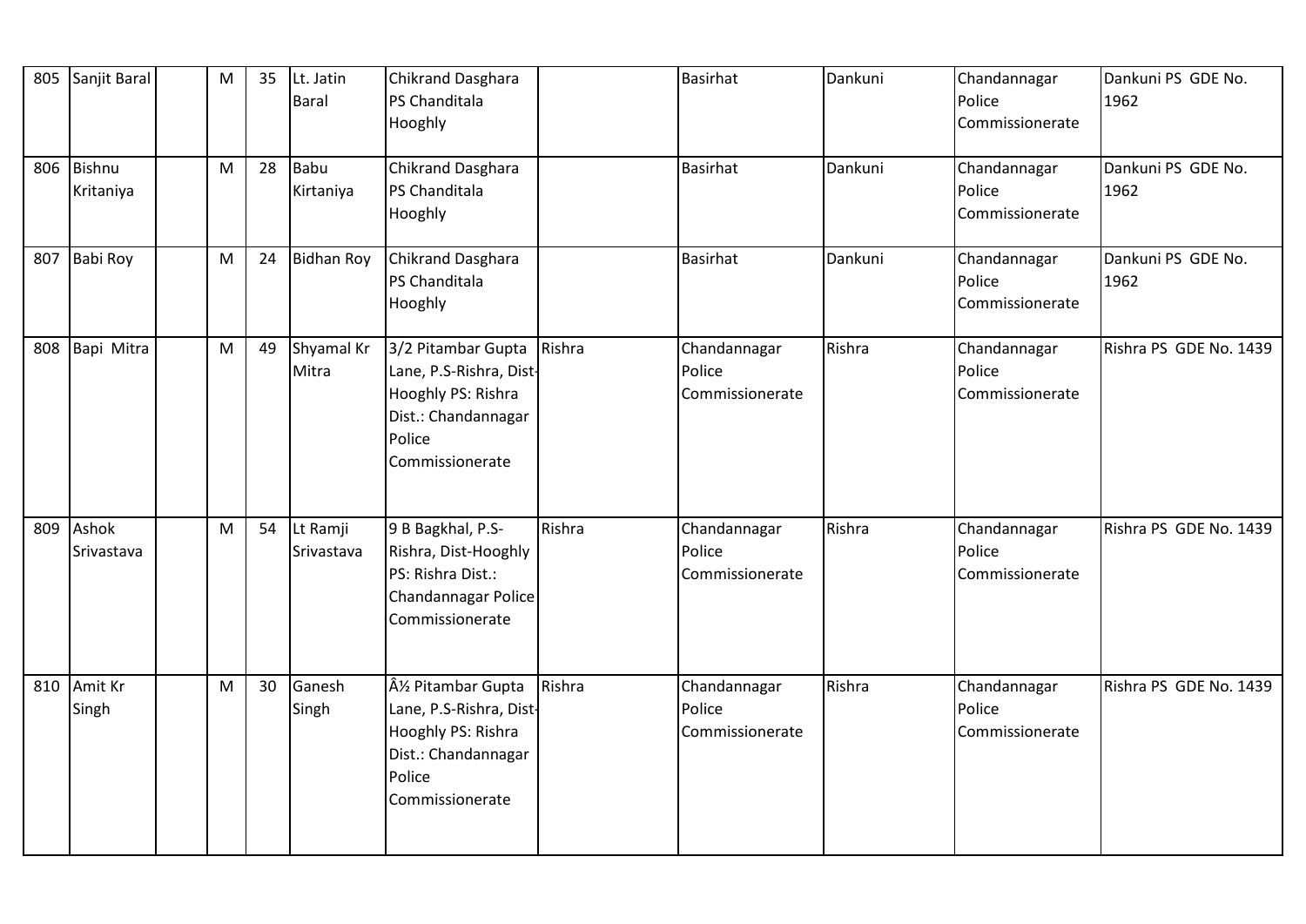| 805 | Sanjit Baral | | M | 35 | Lt. Jatin Baral | Chikrand Dasghara PS Chanditala Hooghly | | Basirhat | Dankuni | Chandannagar Police Commissionerate | Dankuni PS GDE No. 1962 |
|---|---|---|---|---|---|---|---|---|---|---|---|
| 806 | Bishnu Kritaniya | | M | 28 | Babu Kirtaniya | Chikrand Dasghara PS Chanditala Hooghly | | Basirhat | Dankuni | Chandannagar Police Commissionerate | Dankuni PS GDE No. 1962 |
| 807 | Babi Roy | | M | 24 | Bidhan Roy | Chikrand Dasghara PS Chanditala Hooghly | | Basirhat | Dankuni | Chandannagar Police Commissionerate | Dankuni PS GDE No. 1962 |
| 808 | Bapi Mitra | | M | 49 | Shyamal Kr Mitra | 3/2 Pitambar Gupta Lane, P.S-Rishra, Dist-Hooghly PS: Rishra Dist.: Chandannagar Police Commissionerate | Rishra | Chandannagar Police Commissionerate | Rishra | Chandannagar Police Commissionerate | Rishra PS GDE No. 1439 |
| 809 | Ashok Srivastava | | M | 54 | Lt Ramji Srivastava | 9 B Bagkhal, P.S-Rishra, Dist-Hooghly PS: Rishra Dist.: Chandannagar Police Commissionerate | Rishra | Chandannagar Police Commissionerate | Rishra | Chandannagar Police Commissionerate | Rishra PS GDE No. 1439 |
| 810 | Amit Kr Singh | | M | 30 | Ganesh Singh | Â½ Pitambar Gupta Lane, P.S-Rishra, Dist-Hooghly PS: Rishra Dist.: Chandannagar Police Commissionerate | Rishra | Chandannagar Police Commissionerate | Rishra | Chandannagar Police Commissionerate | Rishra PS GDE No. 1439 |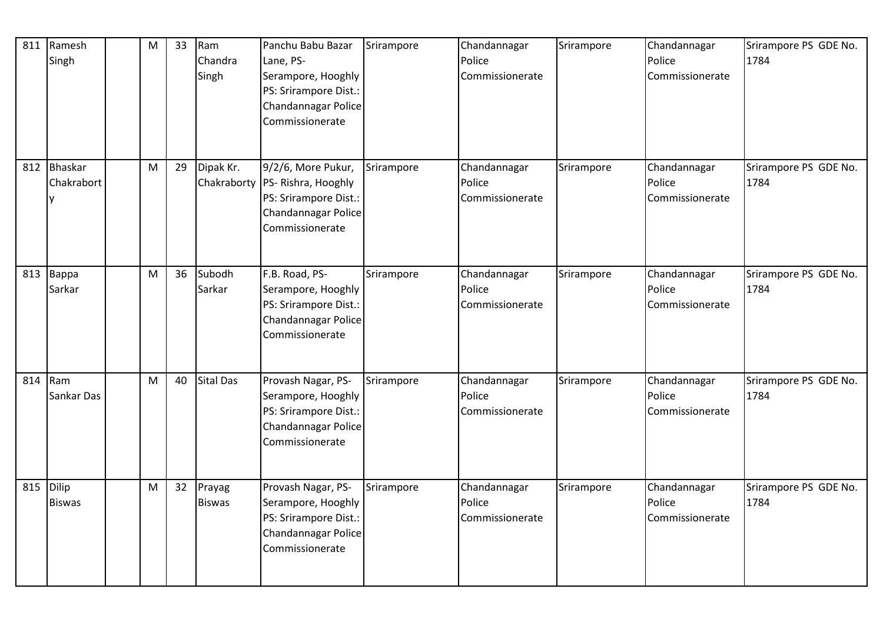| 811 | Ramesh Singh | | M | 33 | Ram Chandra Singh | Panchu Babu Bazar Lane, PS-Serampore, Hooghly PS: Srirampore Dist.: Chandannagar Police Commissionerate | Srirampore | Chandannagar Police Commissionerate | Srirampore | Chandannagar Police Commissionerate | Srirampore PS GDE No. 1784 |
|---|---|---|---|---|---|---|---|---|---|---|---|
| 812 | Bhaskar Chakraborty | | M | 29 | Dipak Kr. Chakraborty | 9/2/6, More Pukur, PS- Rishra, Hooghly PS: Srirampore Dist.: Chandannagar Police Commissionerate | Srirampore | Chandannagar Police Commissionerate | Srirampore | Chandannagar Police Commissionerate | Srirampore PS GDE No. 1784 |
| 813 | Bappa Sarkar | | M | 36 | Subodh Sarkar | F.B. Road, PS-Serampore, Hooghly PS: Srirampore Dist.: Chandannagar Police Commissionerate | Srirampore | Chandannagar Police Commissionerate | Srirampore | Chandannagar Police Commissionerate | Srirampore PS GDE No. 1784 |
| 814 | Ram Sankar Das | | M | 40 | Sital Das | Provash Nagar, PS-Serampore, Hooghly PS: Srirampore Dist.: Chandannagar Police Commissionerate | Srirampore | Chandannagar Police Commissionerate | Srirampore | Chandannagar Police Commissionerate | Srirampore PS GDE No. 1784 |
| 815 | Dilip Biswas | | M | 32 | Prayag Biswas | Provash Nagar, PS-Serampore, Hooghly PS: Srirampore Dist.: Chandannagar Police Commissionerate | Srirampore | Chandannagar Police Commissionerate | Srirampore | Chandannagar Police Commissionerate | Srirampore PS GDE No. 1784 |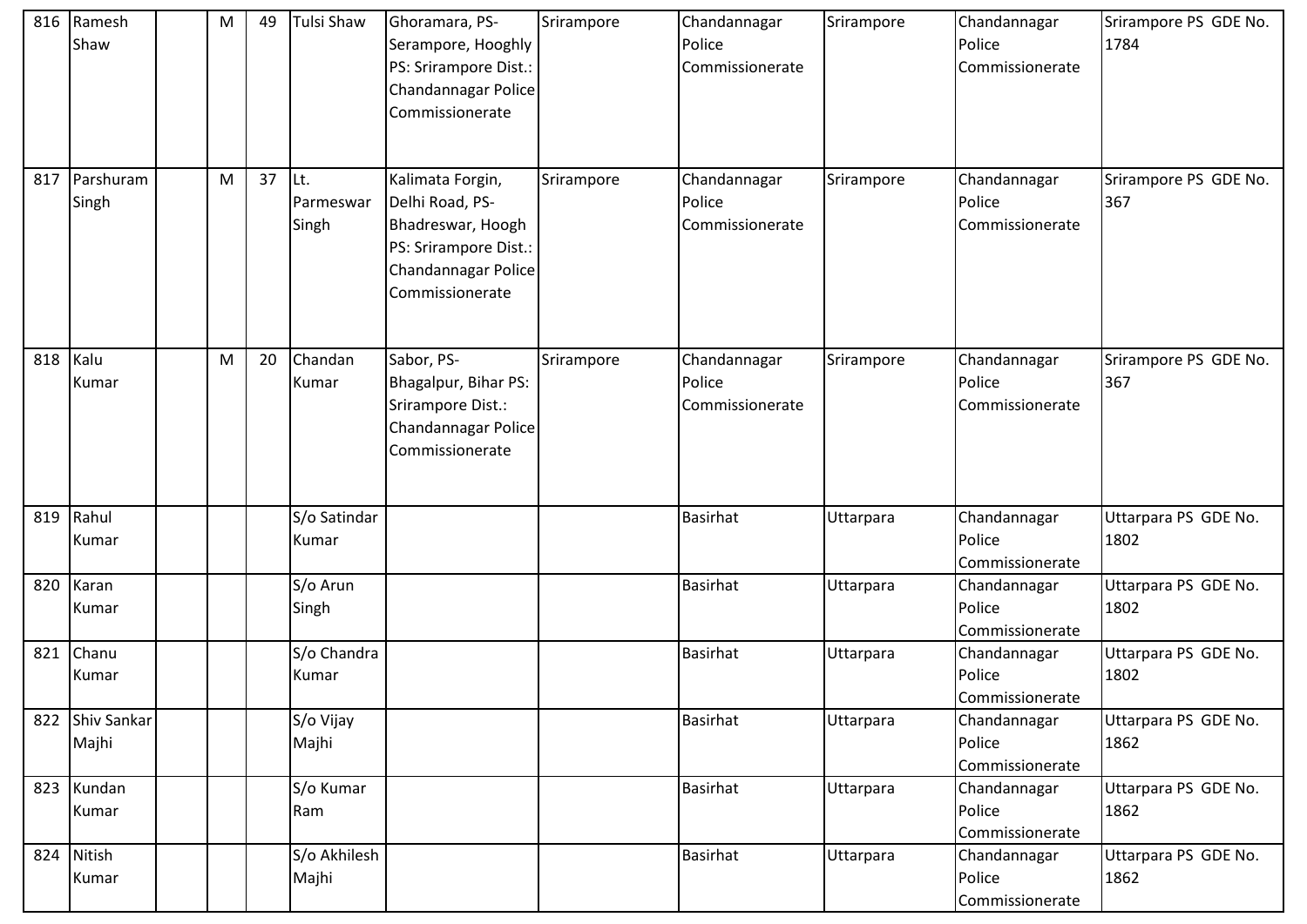| 816 | Ramesh Shaw | | M | 49 | Tulsi Shaw | Ghoramara, PS-Serampore, Hooghly PS: Srirampore Dist.: Chandannagar Police Commissionerate | Srirampore | Chandannagar Police Commissionerate | Srirampore | Chandannagar Police Commissionerate | Srirampore PS GDE No. 1784 |
|---|---|---|---|---|---|---|---|---|---|---|---|
| 817 | Parshuram Singh | | M | 37 | Lt. Parmeswar Singh | Kalimata Forgin, Delhi Road, PS-Bhadreswar, Hoogh PS: Srirampore Dist.: Chandannagar Police Commissionerate | Srirampore | Chandannagar Police Commissionerate | Srirampore | Chandannagar Police Commissionerate | Srirampore PS GDE No. 367 |
| 818 | Kalu Kumar | | M | 20 | Chandan Kumar | Sabor, PS-Bhagalpur, Bihar PS: Srirampore Dist.: Chandannagar Police Commissionerate | Srirampore | Chandannagar Police Commissionerate | Srirampore | Chandannagar Police Commissionerate | Srirampore PS GDE No. 367 |
| 819 | Rahul Kumar | | | | S/o Satindar Kumar | | | Basirhat | Uttarpara | Chandannagar Police Commissionerate | Uttarpara PS GDE No. 1802 |
| 820 | Karan Kumar | | | | S/o Arun Singh | | | Basirhat | Uttarpara | Chandannagar Police Commissionerate | Uttarpara PS GDE No. 1802 |
| 821 | Chanu Kumar | | | | S/o Chandra Kumar | | | Basirhat | Uttarpara | Chandannagar Police Commissionerate | Uttarpara PS GDE No. 1802 |
| 822 | Shiv Sankar Majhi | | | | S/o Vijay Majhi | | | Basirhat | Uttarpara | Chandannagar Police Commissionerate | Uttarpara PS GDE No. 1862 |
| 823 | Kundan Kumar | | | | S/o Kumar Ram | | | Basirhat | Uttarpara | Chandannagar Police Commissionerate | Uttarpara PS GDE No. 1862 |
| 824 | Nitish Kumar | | | | S/o Akhilesh Majhi | | | Basirhat | Uttarpara | Chandannagar Police Commissionerate | Uttarpara PS GDE No. 1862 |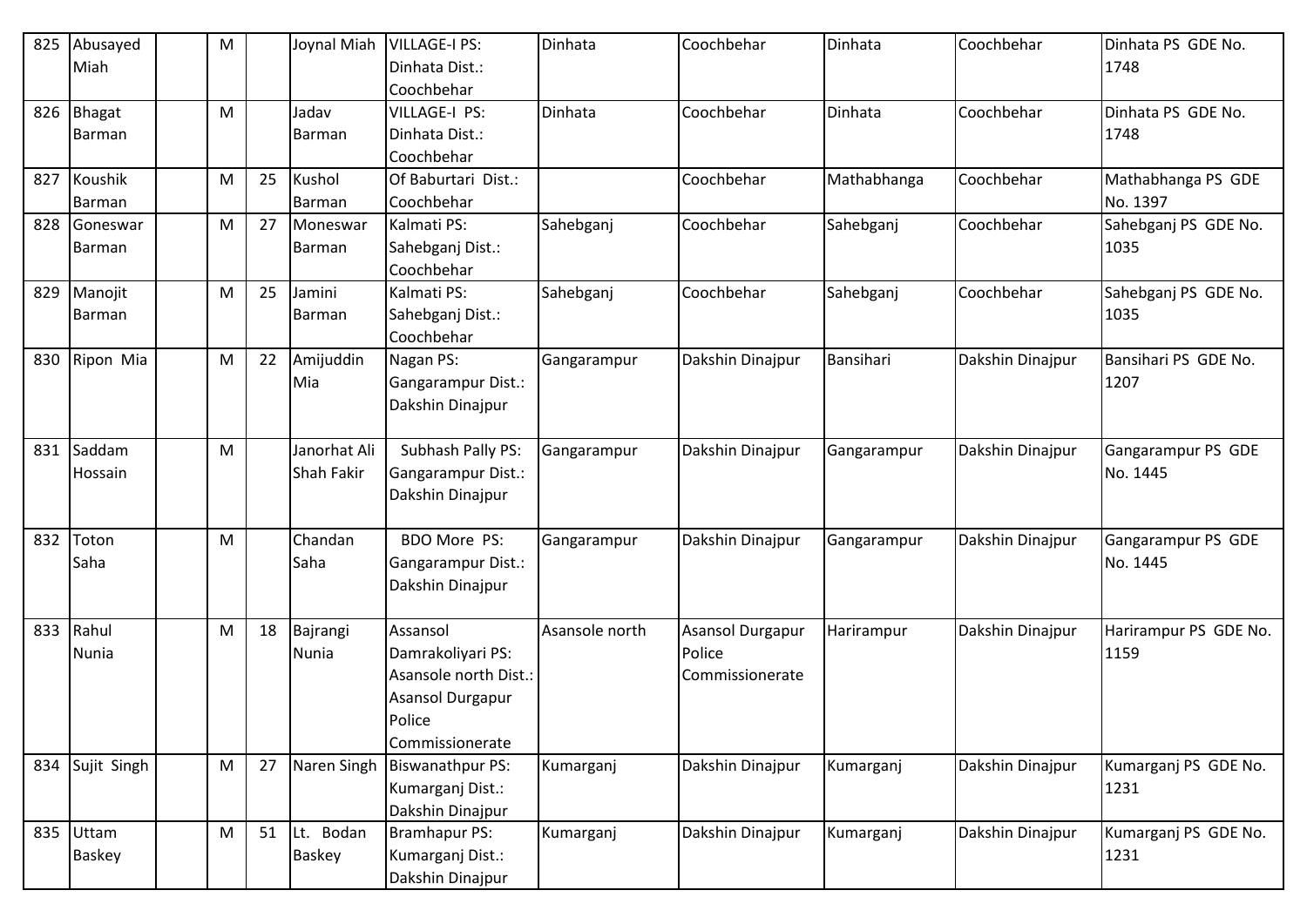| 825 | Abusayed Miah | | M | | Joynal Miah | VILLAGE-I PS: Dinhata Dist.: Coochbehar | Dinhata | Coochbehar | Dinhata | Coochbehar | Dinhata PS GDE No. 1748 |
|---|---|---|---|---|---|---|---|---|---|---|---|
| 826 | Bhagat Barman | | M | | Jadav Barman | VILLAGE-I PS: Dinhata Dist.: Coochbehar | Dinhata | Coochbehar | Dinhata | Coochbehar | Dinhata PS GDE No. 1748 |
| 827 | Koushik Barman | | M | 25 | Kushol Barman | Of Baburtari Dist.: Coochbehar | | Coochbehar | Mathabhanga | Coochbehar | Mathabhanga PS GDE No. 1397 |
| 828 | Goneswar Barman | | M | 27 | Moneswar Barman | Kalmati PS: Sahebganj Dist.: Coochbehar | Sahebganj | Coochbehar | Sahebganj | Coochbehar | Sahebganj PS GDE No. 1035 |
| 829 | Manojit Barman | | M | 25 | Jamini Barman | Kalmati PS: Sahebganj Dist.: Coochbehar | Sahebganj | Coochbehar | Sahebganj | Coochbehar | Sahebganj PS GDE No. 1035 |
| 830 | Ripon Mia | | M | 22 | Amijuddin Mia | Nagan PS: Gangarampur Dist.: Dakshin Dinajpur | Gangarampur | Dakshin Dinajpur | Bansihari | Dakshin Dinajpur | Bansihari PS GDE No. 1207 |
| 831 | Saddam Hossain | | M | | Janorhat Ali Shah Fakir | Subhash Pally PS: Gangarampur Dist.: Dakshin Dinajpur | Gangarampur | Dakshin Dinajpur | Gangarampur | Dakshin Dinajpur | Gangarampur PS GDE No. 1445 |
| 832 | Toton Saha | | M | | Chandan Saha | BDO More PS: Gangarampur Dist.: Dakshin Dinajpur | Gangarampur | Dakshin Dinajpur | Gangarampur | Dakshin Dinajpur | Gangarampur PS GDE No. 1445 |
| 833 | Rahul Nunia | | M | 18 | Bajrangi Nunia | Assansol Damrakoliyari PS: Asansole north Dist.: Asansol Durgapur Police Commissionerate | Asansole north | Asansol Durgapur Police Commissionerate | Harirampur | Dakshin Dinajpur | Harirampur PS GDE No. 1159 |
| 834 | Sujit Singh | | M | 27 | Naren Singh | Biswanathpur PS: Kumarganj Dist.: Dakshin Dinajpur | Kumarganj | Dakshin Dinajpur | Kumarganj | Dakshin Dinajpur | Kumarganj PS GDE No. 1231 |
| 835 | Uttam Baskey | | M | 51 | Lt. Bodan Baskey | Bramhapur PS: Kumarganj Dist.: Dakshin Dinajpur | Kumarganj | Dakshin Dinajpur | Kumarganj | Dakshin Dinajpur | Kumarganj PS GDE No. 1231 |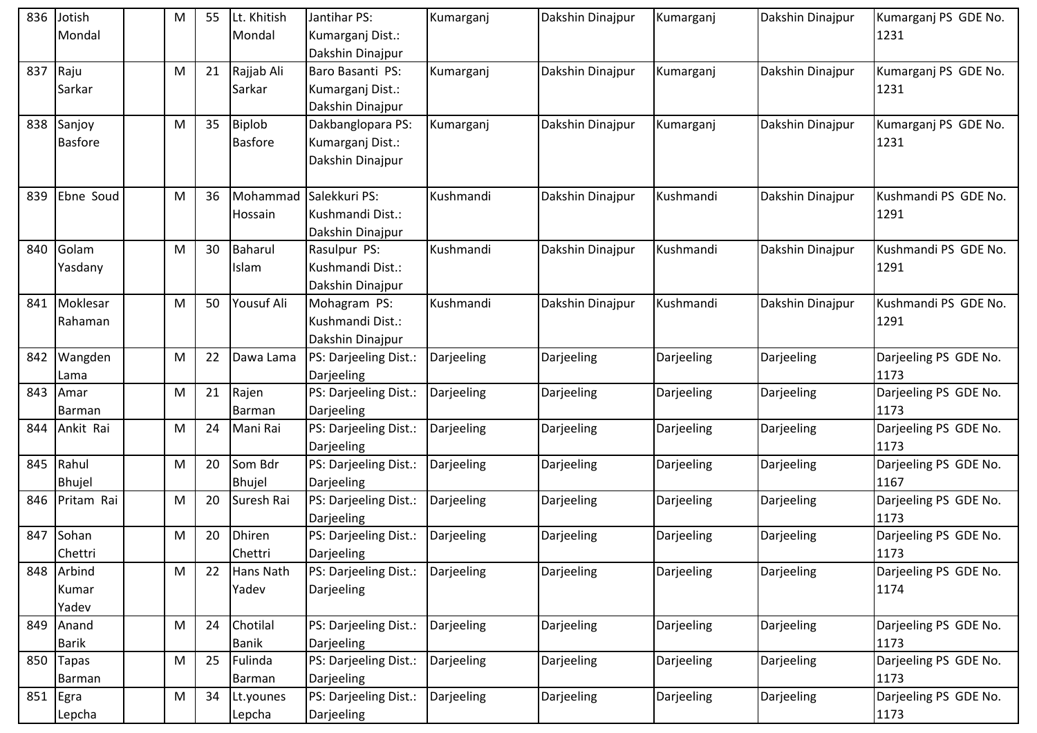| | | | | | | | | | | |
|---|---|---|---|---|---|---|---|---|---|---|
| 836 | Jotish Mondal | | M | 55 | Lt. Khitish Mondal | Jantihar PS: Kumarganj Dist.: Dakshin Dinajpur | Kumarganj | Dakshin Dinajpur | Kumarganj | Dakshin Dinajpur | Kumarganj PS GDE No. 1231 |
| 837 | Raju Sarkar | | M | 21 | Rajjab Ali Sarkar | Baro Basanti PS: Kumarganj Dist.: Dakshin Dinajpur | Kumarganj | Dakshin Dinajpur | Kumarganj | Dakshin Dinajpur | Kumarganj PS GDE No. 1231 |
| 838 | Sanjoy Basfore | | M | 35 | Biplob Basfore | Dakbanglopara PS: Kumarganj Dist.: Dakshin Dinajpur | Kumarganj | Dakshin Dinajpur | Kumarganj | Dakshin Dinajpur | Kumarganj PS GDE No. 1231 |
| 839 | Ebne Soud | | M | 36 | Mohammad Hossain | Salekkuri PS: Kushmandi Dist.: Dakshin Dinajpur | Kushmandi | Dakshin Dinajpur | Kushmandi | Dakshin Dinajpur | Kushmandi PS GDE No. 1291 |
| 840 | Golam Yasdany | | M | 30 | Baharul Islam | Rasulpur PS: Kushmandi Dist.: Dakshin Dinajpur | Kushmandi | Dakshin Dinajpur | Kushmandi | Dakshin Dinajpur | Kushmandi PS GDE No. 1291 |
| 841 | Moklesar Rahaman | | M | 50 | Yousuf Ali | Mohagram PS: Kushmandi Dist.: Dakshin Dinajpur | Kushmandi | Dakshin Dinajpur | Kushmandi | Dakshin Dinajpur | Kushmandi PS GDE No. 1291 |
| 842 | Wangden Lama | | M | 22 | Dawa Lama | PS: Darjeeling Dist.: Darjeeling | Darjeeling | Darjeeling | Darjeeling | Darjeeling | Darjeeling PS GDE No. 1173 |
| 843 | Amar Barman | | M | 21 | Rajen Barman | PS: Darjeeling Dist.: Darjeeling | Darjeeling | Darjeeling | Darjeeling | Darjeeling | Darjeeling PS GDE No. 1173 |
| 844 | Ankit Rai | | M | 24 | Mani Rai | PS: Darjeeling Dist.: Darjeeling | Darjeeling | Darjeeling | Darjeeling | Darjeeling | Darjeeling PS GDE No. 1173 |
| 845 | Rahul Bhujel | | M | 20 | Som Bdr Bhujel | PS: Darjeeling Dist.: Darjeeling | Darjeeling | Darjeeling | Darjeeling | Darjeeling | Darjeeling PS GDE No. 1167 |
| 846 | Pritam Rai | | M | 20 | Suresh Rai | PS: Darjeeling Dist.: Darjeeling | Darjeeling | Darjeeling | Darjeeling | Darjeeling | Darjeeling PS GDE No. 1173 |
| 847 | Sohan Chettri | | M | 20 | Dhiren Chettri | PS: Darjeeling Dist.: Darjeeling | Darjeeling | Darjeeling | Darjeeling | Darjeeling | Darjeeling PS GDE No. 1173 |
| 848 | Arbind Kumar Yadev | | M | 22 | Hans Nath Yadev | PS: Darjeeling Dist.: Darjeeling | Darjeeling | Darjeeling | Darjeeling | Darjeeling | Darjeeling PS GDE No. 1174 |
| 849 | Anand Banik | | M | 24 | Chotilal Banik | PS: Darjeeling Dist.: Darjeeling | Darjeeling | Darjeeling | Darjeeling | Darjeeling | Darjeeling PS GDE No. 1173 |
| 850 | Tapas Barman | | M | 25 | Fulinda Barman | PS: Darjeeling Dist.: Darjeeling | Darjeeling | Darjeeling | Darjeeling | Darjeeling | Darjeeling PS GDE No. 1173 |
| 851 | Egra Lepcha | | M | 34 | Lt.younes Lepcha | PS: Darjeeling Dist.: Darjeeling | Darjeeling | Darjeeling | Darjeeling | Darjeeling | Darjeeling PS GDE No. 1173 |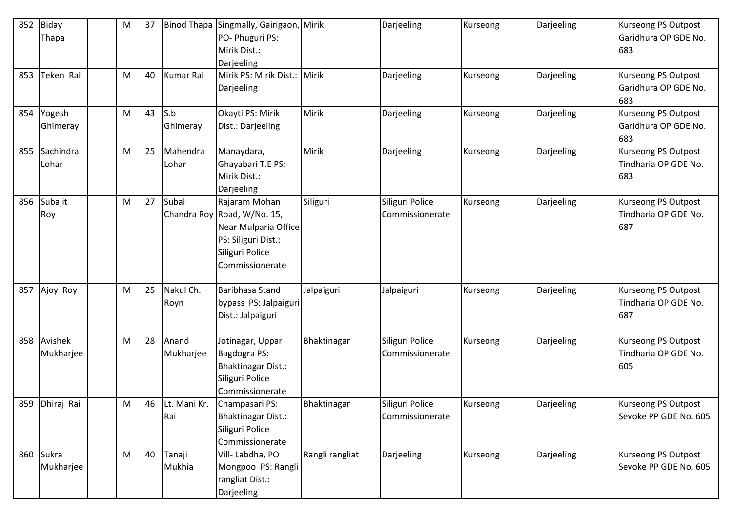| 852 | Biday Thapa | | M | 37 | Binod Thapa | Singmally, Gairigaon, PO- Phuguri PS: Mirik Dist.: Darjeeling | Mirik | Darjeeling | Kurseong | Darjeeling | Kurseong PS Outpost Garidhura OP GDE No. 683 |
|---|---|---|---|---|---|---|---|---|---|---|---|
| 853 | Teken Rai | | M | 40 | Kumar Rai | Mirik PS: Mirik Dist.: Darjeeling | Mirik | Darjeeling | Kurseong | Darjeeling | Kurseong PS Outpost Garidhura OP GDE No. 683 |
| 854 | Yogesh Ghimeray | | M | 43 | S.b Ghimeray | Okayti PS: Mirik Dist.: Darjeeling | Mirik | Darjeeling | Kurseong | Darjeeling | Kurseong PS Outpost Garidhura OP GDE No. 683 |
| 855 | Sachindra Lohar | | M | 25 | Mahendra Lohar | Manaydara, Ghayabari T.E PS: Mirik Dist.: Darjeeling | Mirik | Darjeeling | Kurseong | Darjeeling | Kurseong PS Outpost Tindharia OP GDE No. 683 |
| 856 | Subajit Roy | | M | 27 | Subal Chandra Roy | Rajaram Mohan Road, W/No. 15, Near Mulparia Office PS: Siliguri Dist.: Siliguri Police Commissionerate | Siliguri | Siliguri Police Commissionerate | Kurseong | Darjeeling | Kurseong PS Outpost Tindharia OP GDE No. 687 |
| 857 | Ajoy Roy | | M | 25 | Nakul Ch. Royn | Baribhasa Stand bypass PS: Jalpaiguri Dist.: Jalpaiguri | Jalpaiguri | Jalpaiguri | Kurseong | Darjeeling | Kurseong PS Outpost Tindharia OP GDE No. 687 |
| 858 | Avishek Mukharjee | | M | 28 | Anand Mukharjee | Jotinagar, Uppar Bagdogra PS: Bhaktinagar Dist.: Siliguri Police Commissionerate | Bhaktinagar | Siliguri Police Commissionerate | Kurseong | Darjeeling | Kurseong PS Outpost Tindharia OP GDE No. 605 |
| 859 | Dhiraj Rai | | M | 46 | Lt. Mani Kr. Rai | Champasari PS: Bhaktinagar Dist.: Siliguri Police Commissionerate | Bhaktinagar | Siliguri Police Commissionerate | Kurseong | Darjeeling | Kurseong PS Outpost Sevoke PP GDE No. 605 |
| 860 | Sukra Mukharjee | | M | 40 | Tanaji Mukhia | Vill- Labdha, PO Mongpoo PS: Rangli rangliat Dist.: Darjeeling | Rangli rangliat | Darjeeling | Kurseong | Darjeeling | Kurseong PS Outpost Sevoke PP GDE No. 605 |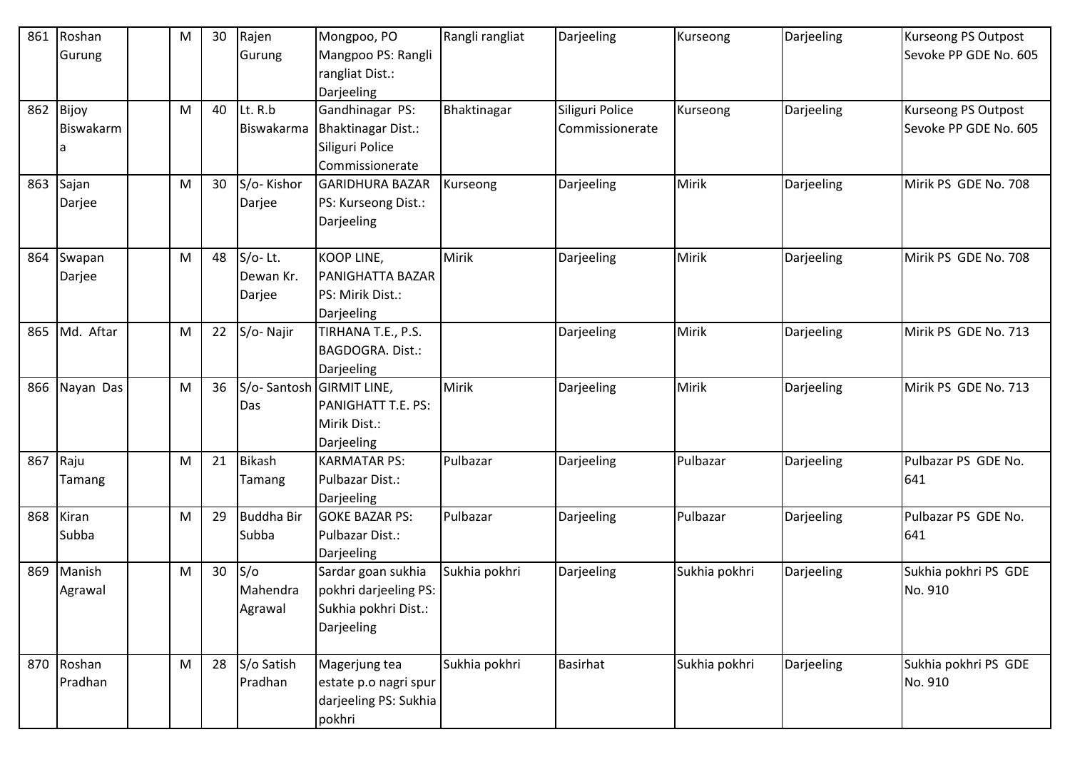| 861 | Roshan Gurung | | M | 30 | Rajen Gurung | Mongpoo, PO Mangpoo PS: Rangli rangliat Dist.: Darjeeling | Rangli rangliat | Darjeeling | Kurseong | Darjeeling | Kurseong PS Outpost Sevoke PP GDE No. 605 |
|---|---|---|---|---|---|---|---|---|---|---|---|
| 862 | Bijoy Biswakarma | | M | 40 | Lt. R.b Biswakarma | Gandhinagar PS: Bhaktinagar Dist.: Siliguri Police Commissionerate | Bhaktinagar | Siliguri Police Commissionerate | Kurseong | Darjeeling | Kurseong PS Outpost Sevoke PP GDE No. 605 |
| 863 | Sajan Darjee | | M | 30 | S/o- Kishor Darjee | GARIDHURA BAZAR PS: Kurseong Dist.: Darjeeling | Kurseong | Darjeeling | Mirik | Darjeeling | Mirik PS GDE No. 708 |
| 864 | Swapan Darjee | | M | 48 | S/o- Lt. Dewan Kr. Darjee | KOOP LINE, PANIGHATTA BAZAR PS: Mirik Dist.: Darjeeling | Mirik | Darjeeling | Mirik | Darjeeling | Mirik PS GDE No. 708 |
| 865 | Md. Aftar | | M | 22 | S/o- Najir | TIRHANA T.E., P.S. BAGDOGRA. Dist.: Darjeeling | | Darjeeling | Mirik | Darjeeling | Mirik PS GDE No. 713 |
| 866 | Nayan Das | | M | 36 | S/o- Santosh Das | GIRMIT LINE, PANIGHATT T.E. PS: Mirik Dist.: Darjeeling | Mirik | Darjeeling | Mirik | Darjeeling | Mirik PS GDE No. 713 |
| 867 | Raju Tamang | | M | 21 | Bikash Tamang | KARMATAR PS: Pulbazar Dist.: Darjeeling | Pulbazar | Darjeeling | Pulbazar | Darjeeling | Pulbazar PS GDE No. 641 |
| 868 | Kiran Subba | | M | 29 | Buddha Bir Subba | GOKE BAZAR PS: Pulbazar Dist.: Darjeeling | Pulbazar | Darjeeling | Pulbazar | Darjeeling | Pulbazar PS GDE No. 641 |
| 869 | Manish Agrawal | | M | 30 | S/o Mahendra Agrawal | Sardar goan sukhia pokhri darjeeling PS: Sukhia pokhri Dist.: Darjeeling | Sukhia pokhri | Darjeeling | Sukhia pokhri | Darjeeling | Sukhia pokhri PS GDE No. 910 |
| 870 | Roshan Pradhan | | M | 28 | S/o Satish Pradhan | Magerjung tea estate p.o nagri spur darjeeling PS: Sukhia pokhri | Sukhia pokhri | Basirhat | Sukhia pokhri | Darjeeling | Sukhia pokhri PS GDE No. 910 |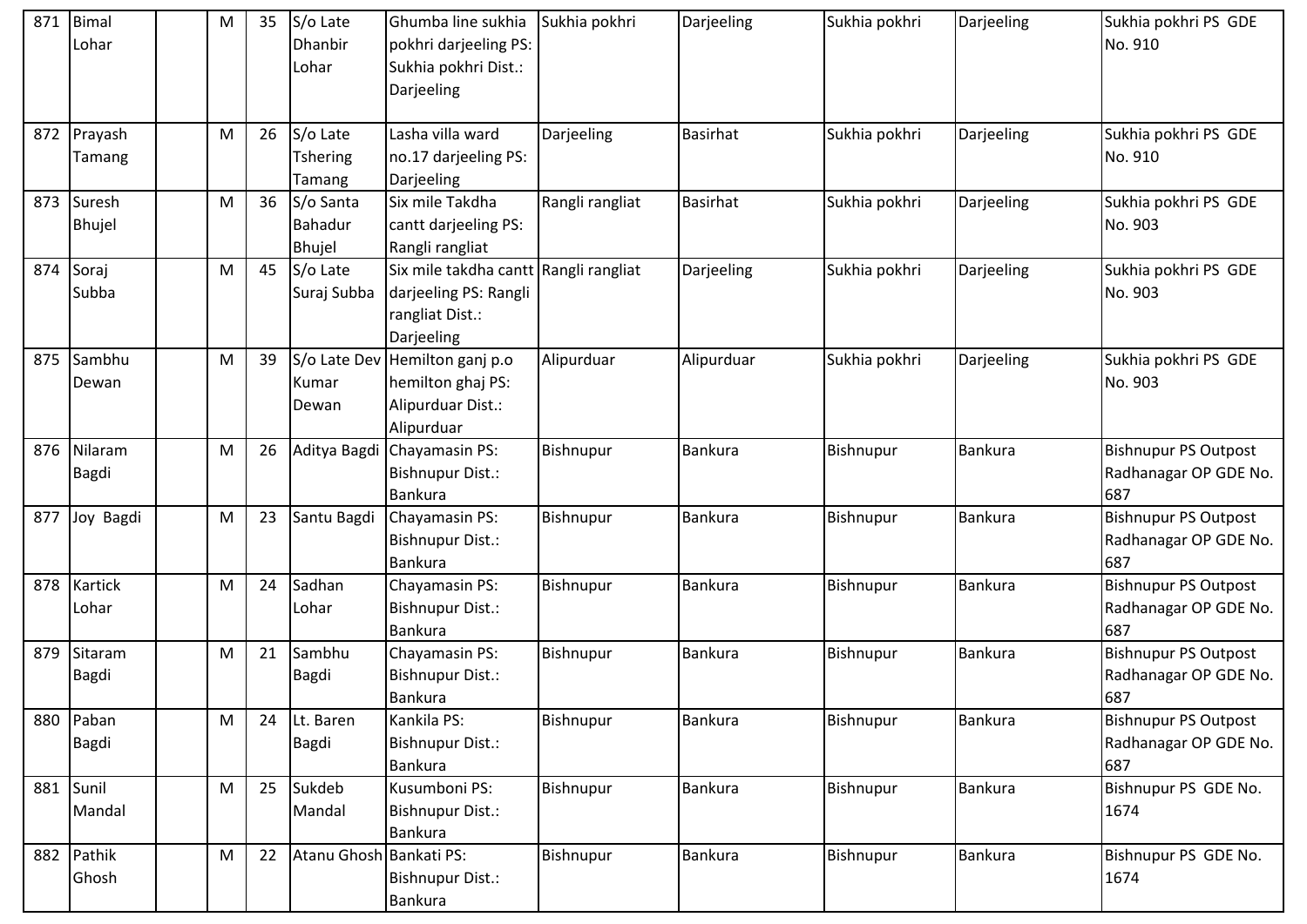| 871 | Bimal Lohar | | M | 35 | S/o Late Dhanbir Lohar | Ghumba line sukhia pokhri darjeeling PS: Sukhia pokhri Dist.: Darjeeling | Sukhia pokhri | Darjeeling | Sukhia pokhri | Darjeeling | Sukhia pokhri PS GDE No. 910 |
|---|---|---|---|---|---|---|---|---|---|---|---|
| 872 | Prayash Tamang | | M | 26 | S/o Late Tshering Tamang | Lasha villa ward no.17 darjeeling PS: Darjeeling | Darjeeling | Basirhat | Sukhia pokhri | Darjeeling | Sukhia pokhri PS GDE No. 910 |
| 873 | Suresh Bhujel | | M | 36 | S/o Santa Bahadur Bhujel | Six mile Takdha cantt darjeeling PS: Rangli rangliat | Rangli rangliat | Basirhat | Sukhia pokhri | Darjeeling | Sukhia pokhri PS GDE No. 903 |
| 874 | Soraj Subba | | M | 45 | S/o Late Suraj Subba | Six mile takdha cantt darjeeling PS: Rangli rangliat Dist.: Darjeeling | Rangli rangliat | Darjeeling | Sukhia pokhri | Darjeeling | Sukhia pokhri PS GDE No. 903 |
| 875 | Sambhu Dewan | | M | 39 | S/o Late Dev Kumar Dewan | Hemilton ganj p.o hemilton ghaj PS: Alipurduar Dist.: Alipurduar | Alipurduar | Alipurduar | Sukhia pokhri | Darjeeling | Sukhia pokhri PS GDE No. 903 |
| 876 | Nilaram Bagdi | | M | 26 | Aditya Bagdi | Chayamasin PS: Bishnupur Dist.: Bankura | Bishnupur | Bankura | Bishnupur | Bankura | Bishnupur PS Outpost Radhanagar OP GDE No. 687 |
| 877 | Joy Bagdi | | M | 23 | Santu Bagdi | Chayamasin PS: Bishnupur Dist.: Bankura | Bishnupur | Bankura | Bishnupur | Bankura | Bishnupur PS Outpost Radhanagar OP GDE No. 687 |
| 878 | Kartick Lohar | | M | 24 | Sadhan Lohar | Chayamasin PS: Bishnupur Dist.: Bankura | Bishnupur | Bankura | Bishnupur | Bankura | Bishnupur PS Outpost Radhanagar OP GDE No. 687 |
| 879 | Sitaram Bagdi | | M | 21 | Sambhu Bagdi | Chayamasin PS: Bishnupur Dist.: Bankura | Bishnupur | Bankura | Bishnupur | Bankura | Bishnupur PS Outpost Radhanagar OP GDE No. 687 |
| 880 | Paban Bagdi | | M | 24 | Lt. Baren Bagdi | Kankila PS: Bishnupur Dist.: Bankura | Bishnupur | Bankura | Bishnupur | Bankura | Bishnupur PS Outpost Radhanagar OP GDE No. 687 |
| 881 | Sunil Mandal | | M | 25 | Sukdeb Mandal | Kusumboni PS: Bishnupur Dist.: Bankura | Bishnupur | Bankura | Bishnupur | Bankura | Bishnupur PS GDE No. 1674 |
| 882 | Pathik Ghosh | | M | 22 | Atanu Ghosh | Bankati PS: Bishnupur Dist.: Bankura | Bishnupur | Bankura | Bishnupur | Bankura | Bishnupur PS GDE No. 1674 |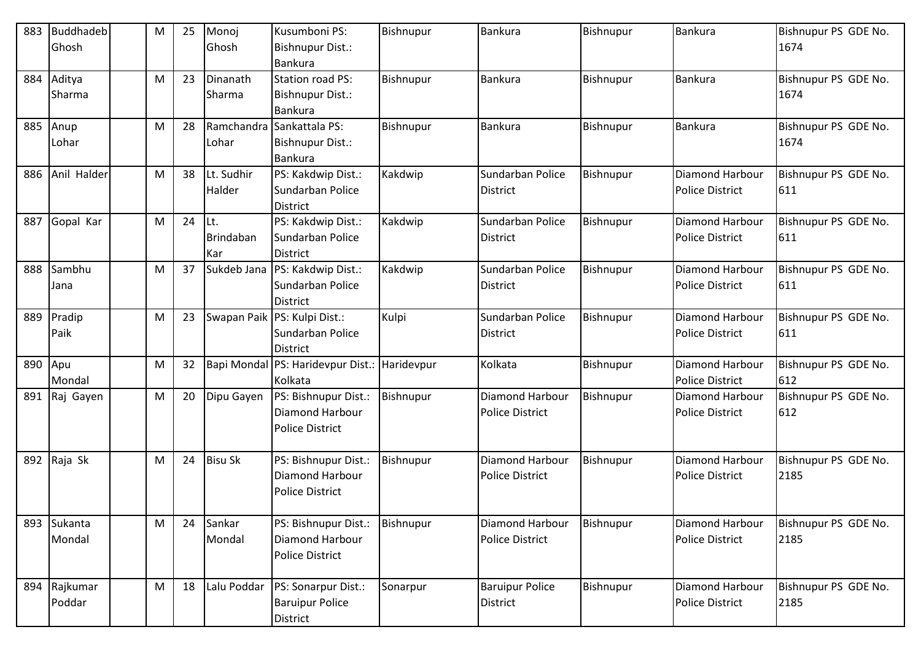| 883 | Buddhadeb Ghosh | | M | 25 | Monoj Ghosh | Kusumboni PS: Bishnupur Dist.: Bankura | Bishnupur | Bankura | Bishnupur | Bankura | Bishnupur PS GDE No. 1674 |
|---|---|---|---|---|---|---|---|---|---|---|---|
| 884 | Aditya Sharma | | M | 23 | Dinanath Sharma | Station road PS: Bishnupur Dist.: Bankura | Bishnupur | Bankura | Bishnupur | Bankura | Bishnupur PS GDE No. 1674 |
| 885 | Anup Lohar | | M | 28 | Ramchandra Lohar | Sankattala PS: Bishnupur Dist.: Bankura | Bishnupur | Bankura | Bishnupur | Bankura | Bishnupur PS GDE No. 1674 |
| 886 | Anil Halder | | M | 38 | Lt. Sudhir Halder | PS: Kakdwip Dist.: Sundarban Police District | Kakdwip | Sundarban Police District | Bishnupur | Diamond Harbour Police District | Bishnupur PS GDE No. 611 |
| 887 | Gopal Kar | | M | 24 | Lt. Brindaban Kar | PS: Kakdwip Dist.: Sundarban Police District | Kakdwip | Sundarban Police District | Bishnupur | Diamond Harbour Police District | Bishnupur PS GDE No. 611 |
| 888 | Sambhu Jana | | M | 37 | Sukdeb Jana | PS: Kakdwip Dist.: Sundarban Police District | Kakdwip | Sundarban Police District | Bishnupur | Diamond Harbour Police District | Bishnupur PS GDE No. 611 |
| 889 | Pradip Paik | | M | 23 | Swapan Paik | PS: Kulpi Dist.: Sundarban Police District | Kulpi | Sundarban Police District | Bishnupur | Diamond Harbour Police District | Bishnupur PS GDE No. 611 |
| 890 | Apu Mondal | | M | 32 | Bapi Mondal | PS: Haridevpur Dist.: Kolkata | Haridevpur | Kolkata | Bishnupur | Diamond Harbour Police District | Bishnupur PS GDE No. 612 |
| 891 | Raj Gayen | | M | 20 | Dipu Gayen | PS: Bishnupur Dist.: Diamond Harbour Police District | Bishnupur | Diamond Harbour Police District | Bishnupur | Diamond Harbour Police District | Bishnupur PS GDE No. 612 |
| 892 | Raja Sk | | M | 24 | Bisu Sk | PS: Bishnupur Dist.: Diamond Harbour Police District | Bishnupur | Diamond Harbour Police District | Bishnupur | Diamond Harbour Police District | Bishnupur PS GDE No. 2185 |
| 893 | Sukanta Mondal | | M | 24 | Sankar Mondal | PS: Bishnupur Dist.: Diamond Harbour Police District | Bishnupur | Diamond Harbour Police District | Bishnupur | Diamond Harbour Police District | Bishnupur PS GDE No. 2185 |
| 894 | Rajkumar Poddar | | M | 18 | Lalu Poddar | PS: Sonarpur Dist.: Baruipur Police District | Sonarpur | Baruipur Police District | Bishnupur | Diamond Harbour Police District | Bishnupur PS GDE No. 2185 |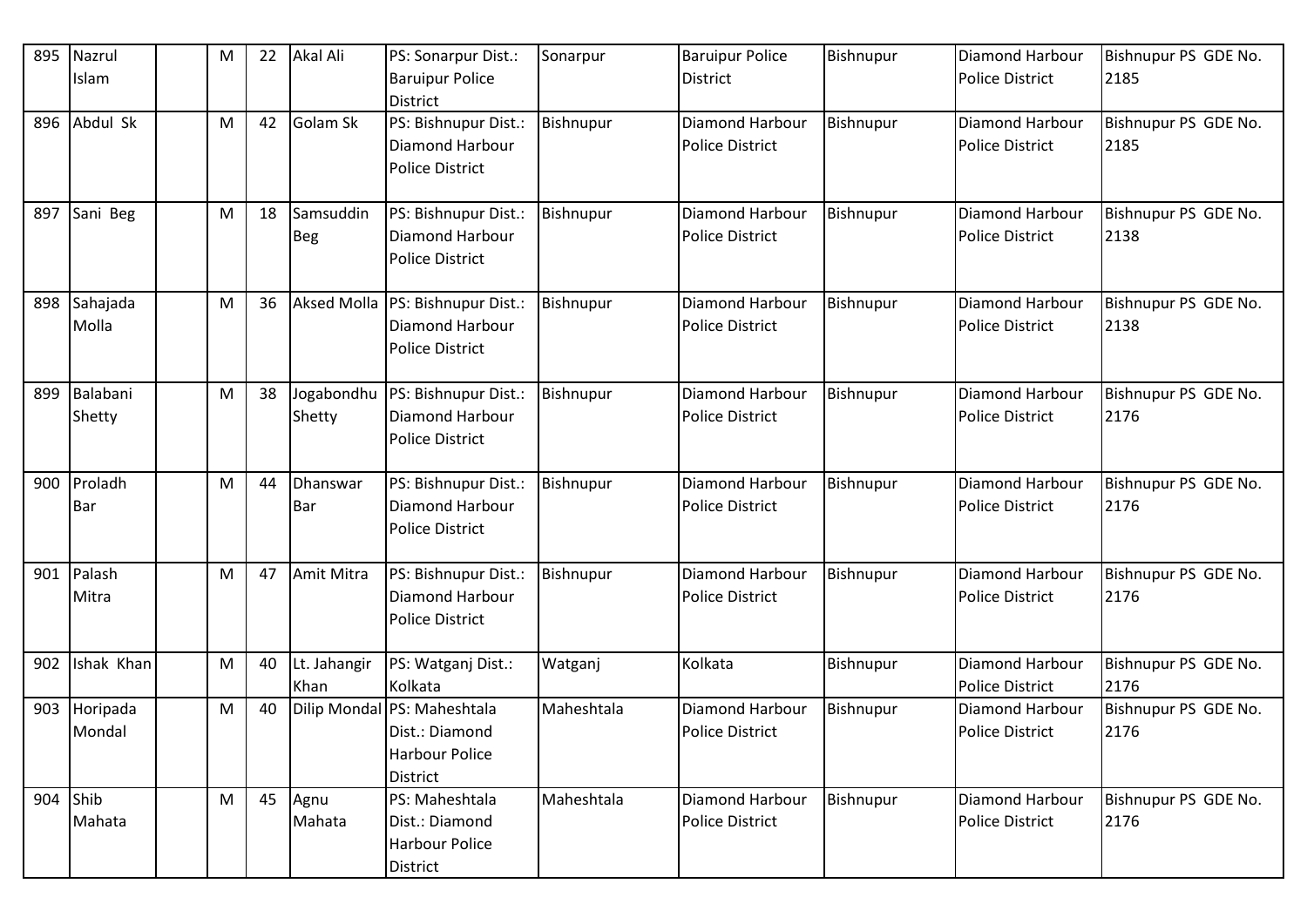| 895 | Nazrul Islam | | M | 22 | Akal Ali | PS: Sonarpur Dist.: Baruipur Police District | Sonarpur | Baruipur Police District | Bishnupur | Diamond Harbour Police District | Bishnupur PS GDE No. 2185 |
|---|---|---|---|---|---|---|---|---|---|---|---|
| 896 | Abdul Sk | | M | 42 | Golam Sk | PS: Bishnupur Dist.: Diamond Harbour Police District | Bishnupur | Diamond Harbour Police District | Bishnupur | Diamond Harbour Police District | Bishnupur PS GDE No. 2185 |
| 897 | Sani Beg | | M | 18 | Samsuddin Beg | PS: Bishnupur Dist.: Diamond Harbour Police District | Bishnupur | Diamond Harbour Police District | Bishnupur | Diamond Harbour Police District | Bishnupur PS GDE No. 2138 |
| 898 | Sahajada Molla | | M | 36 | Aksed Molla | PS: Bishnupur Dist.: Diamond Harbour Police District | Bishnupur | Diamond Harbour Police District | Bishnupur | Diamond Harbour Police District | Bishnupur PS GDE No. 2138 |
| 899 | Balabani Shetty | | M | 38 | Jogabondhu Shetty | PS: Bishnupur Dist.: Diamond Harbour Police District | Bishnupur | Diamond Harbour Police District | Bishnupur | Diamond Harbour Police District | Bishnupur PS GDE No. 2176 |
| 900 | Proladh Bar | | M | 44 | Dhanswar Bar | PS: Bishnupur Dist.: Diamond Harbour Police District | Bishnupur | Diamond Harbour Police District | Bishnupur | Diamond Harbour Police District | Bishnupur PS GDE No. 2176 |
| 901 | Palash Mitra | | M | 47 | Amit Mitra | PS: Bishnupur Dist.: Diamond Harbour Police District | Bishnupur | Diamond Harbour Police District | Bishnupur | Diamond Harbour Police District | Bishnupur PS GDE No. 2176 |
| 902 | Ishak Khan | | M | 40 | Lt. Jahangir Khan | PS: Watganj Dist.: Kolkata | Watganj | Kolkata | Bishnupur | Diamond Harbour Police District | Bishnupur PS GDE No. 2176 |
| 903 | Horipada Mondal | | M | 40 | Dilip Mondal | PS: Maheshtala Dist.: Diamond Harbour Police District | Maheshtala | Diamond Harbour Police District | Bishnupur | Diamond Harbour Police District | Bishnupur PS GDE No. 2176 |
| 904 | Shib Mahata | | M | 45 | Agnu Mahata | PS: Maheshtala Dist.: Diamond Harbour Police District | Maheshtala | Diamond Harbour Police District | Bishnupur | Diamond Harbour Police District | Bishnupur PS GDE No. 2176 |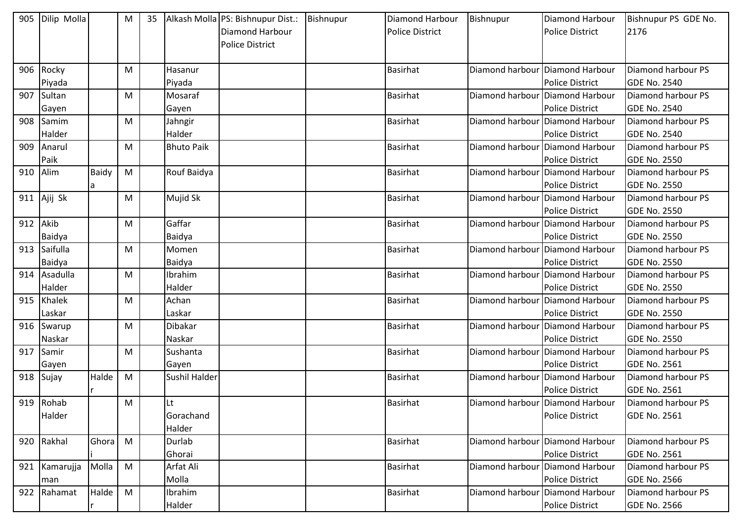| 905 | Dilip Molla | | M | 35 | Alkash Molla | PS: Bishnupur Dist.: Diamond Harbour Police District | Bishnupur | Diamond Harbour Police District | Bishnupur | Diamond Harbour Police District | Bishnupur PS GDE No. 2176 |
|---|---|---|---|---|---|---|---|---|---|---|---|
| 906 | Rocky Piyada | | M | | Hasanur Piyada | | | Basirhat | Diamond harbour | Diamond Harbour Police District | Diamond harbour PS GDE No. 2540 |
| 907 | Sultan Gayen | | M | | Mosaraf Gayen | | | Basirhat | Diamond harbour | Diamond Harbour Police District | Diamond harbour PS GDE No. 2540 |
| 908 | Samim Halder | | M | | Jahngir Halder | | | Basirhat | Diamond harbour | Diamond Harbour Police District | Diamond harbour PS GDE No. 2540 |
| 909 | Anarul Paik | | M | | Bhuto Paik | | | Basirhat | Diamond harbour | Diamond Harbour Police District | Diamond harbour PS GDE No. 2550 |
| 910 | Alim | Baidya | M | | Rouf Baidya | | | Basirhat | Diamond harbour | Diamond Harbour Police District | Diamond harbour PS GDE No. 2550 |
| 911 | Ajij Sk | | M | | Mujid Sk | | | Basirhat | Diamond harbour | Diamond Harbour Police District | Diamond harbour PS GDE No. 2550 |
| 912 | Akib Baidya | | M | | Gaffar Baidya | | | Basirhat | Diamond harbour | Diamond Harbour Police District | Diamond harbour PS GDE No. 2550 |
| 913 | Saifulla Baidya | | M | | Momen Baidya | | | Basirhat | Diamond harbour | Diamond Harbour Police District | Diamond harbour PS GDE No. 2550 |
| 914 | Asadulla Halder | | M | | Ibrahim Halder | | | Basirhat | Diamond harbour | Diamond Harbour Police District | Diamond harbour PS GDE No. 2550 |
| 915 | Khalek Laskar | | M | | Achan Laskar | | | Basirhat | Diamond harbour | Diamond Harbour Police District | Diamond harbour PS GDE No. 2550 |
| 916 | Swarup Naskar | | M | | Dibakar Naskar | | | Basirhat | Diamond harbour | Diamond Harbour Police District | Diamond harbour PS GDE No. 2550 |
| 917 | Samir Gayen | | M | | Sushanta Gayen | | | Basirhat | Diamond harbour | Diamond Harbour Police District | Diamond harbour PS GDE No. 2561 |
| 918 | Sujay | Halder | M | | Sushil Halder | | | Basirhat | Diamond harbour | Diamond Harbour Police District | Diamond harbour PS GDE No. 2561 |
| 919 | Rohab Halder | | M | | Lt Gorachand Halder | | | Basirhat | Diamond harbour | Diamond Harbour Police District | Diamond harbour PS GDE No. 2561 |
| 920 | Rakhal | Ghorai | M | | Durlab Ghorai | | | Basirhat | Diamond harbour | Diamond Harbour Police District | Diamond harbour PS GDE No. 2561 |
| 921 | Kamarujjaman | Molla | M | | Arfat Ali Molla | | | Basirhat | Diamond harbour | Diamond Harbour Police District | Diamond harbour PS GDE No. 2566 |
| 922 | Rahamat | Halder | M | | Ibrahim Halder | | | Basirhat | Diamond harbour | Diamond Harbour Police District | Diamond harbour PS GDE No. 2566 |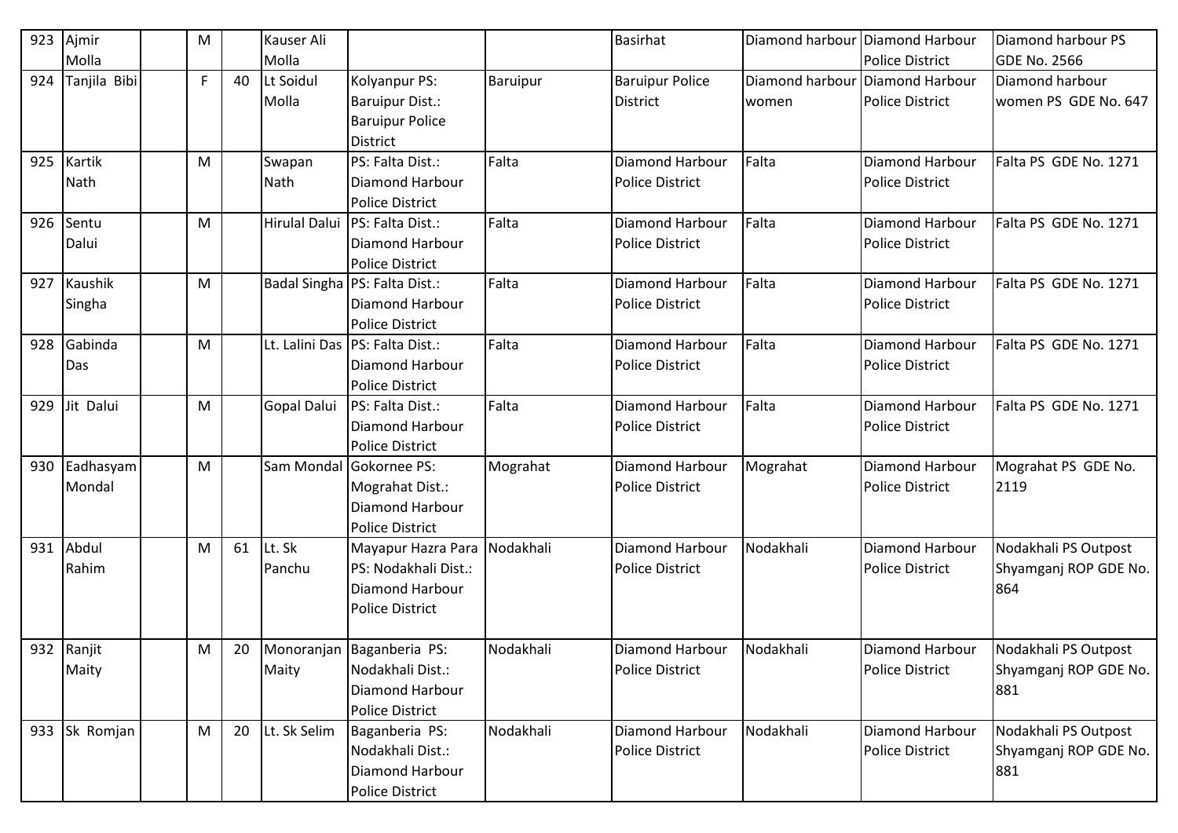| 923 | Ajmir Molla | | M | | Kauser Ali Molla | | | Basirhat | Diamond harbour | Diamond Harbour Police District | Diamond harbour PS GDE No. 2566 |
|---|---|---|---|---|---|---|---|---|---|---|---|
| 924 | Tanjila Bibi | | F | 40 | Lt Soidul Molla | Kolyanpur PS: Baruipur Dist.: Baruipur Police District | Baruipur | Baruipur Police District | Diamond harbour women | Diamond Harbour Police District | Diamond harbour women PS GDE No. 647 |
| 925 | Kartik Nath | | M | | Swapan Nath | PS: Falta Dist.: Diamond Harbour Police District | Falta | Diamond Harbour Police District | Falta | Diamond Harbour Police District | Falta PS GDE No. 1271 |
| 926 | Sentu Dalui | | M | | Hirulal Dalui | PS: Falta Dist.: Diamond Harbour Police District | Falta | Diamond Harbour Police District | Falta | Diamond Harbour Police District | Falta PS GDE No. 1271 |
| 927 | Kaushik Singha | | M | | Badal Singha | PS: Falta Dist.: Diamond Harbour Police District | Falta | Diamond Harbour Police District | Falta | Diamond Harbour Police District | Falta PS GDE No. 1271 |
| 928 | Gabinda Das | | M | | Lt. Lalini Das | PS: Falta Dist.: Diamond Harbour Police District | Falta | Diamond Harbour Police District | Falta | Diamond Harbour Police District | Falta PS GDE No. 1271 |
| 929 | Jit Dalui | | M | | Gopal Dalui | PS: Falta Dist.: Diamond Harbour Police District | Falta | Diamond Harbour Police District | Falta | Diamond Harbour Police District | Falta PS GDE No. 1271 |
| 930 | Eadhasyam Mondal | | M | | Sam Mondal | Gokornee PS: Mograhat Dist.: Diamond Harbour Police District | Mograhat | Diamond Harbour Police District | Mograhat | Diamond Harbour Police District | Mograhat PS GDE No. 2119 |
| 931 | Abdul Rahim | | M | 61 | Lt. Sk Panchu | Mayapur Hazra Para PS: Nodakhali Dist.: Diamond Harbour Police District | Nodakhali | Diamond Harbour Police District | Nodakhali | Diamond Harbour Police District | Nodakhali PS Outpost Shyamganj ROP GDE No. 864 |
| 932 | Ranjit Maity | | M | 20 | Monoranjan Maity | Baganberia PS: Nodakhali Dist.: Diamond Harbour Police District | Nodakhali | Diamond Harbour Police District | Nodakhali | Diamond Harbour Police District | Nodakhali PS Outpost Shyamganj ROP GDE No. 881 |
| 933 | Sk Romjan | | M | 20 | Lt. Sk Selim | Baganberia PS: Nodakhali Dist.: Diamond Harbour Police District | Nodakhali | Diamond Harbour Police District | Nodakhali | Diamond Harbour Police District | Nodakhali PS Outpost Shyamganj ROP GDE No. 881 |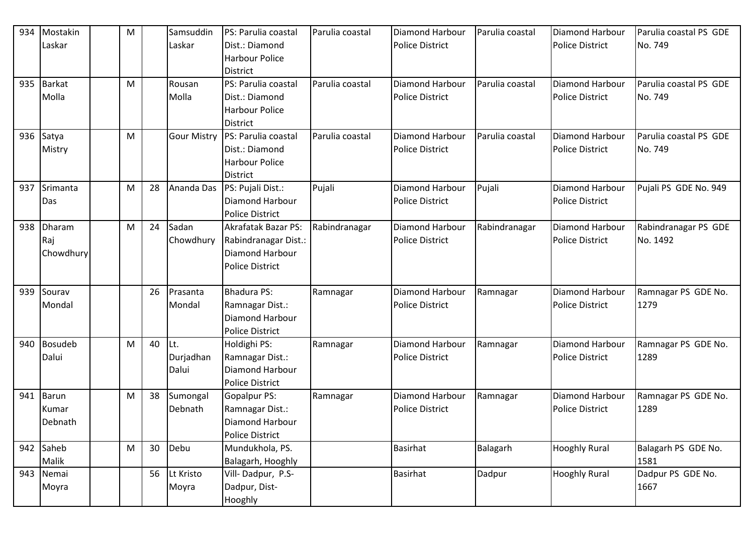| 934 | Mostakin Laskar | | M | | Samsuddin Laskar | PS: Parulia coastal Dist.: Diamond Harbour Police District | Parulia coastal | Diamond Harbour Police District | Parulia coastal | Diamond Harbour Police District | Parulia coastal PS GDE No. 749 |
|---|---|---|---|---|---|---|---|---|---|---|---|
| 935 | Barkat Molla | | M | | Rousan Molla | PS: Parulia coastal Dist.: Diamond Harbour Police District | Parulia coastal | Diamond Harbour Police District | Parulia coastal | Diamond Harbour Police District | Parulia coastal PS GDE No. 749 |
| 936 | Satya Mistry | | M | | Gour Mistry | PS: Parulia coastal Dist.: Diamond Harbour Police District | Parulia coastal | Diamond Harbour Police District | Parulia coastal | Diamond Harbour Police District | Parulia coastal PS GDE No. 749 |
| 937 | Srimanta Das | | M | 28 | Ananda Das | PS: Pujali Dist.: Diamond Harbour Police District | Pujali | Diamond Harbour Police District | Pujali | Diamond Harbour Police District | Pujali PS GDE No. 949 |
| 938 | Dharam Raj Chowdhury | | M | 24 | Sadan Chowdhury | Akrafatak Bazar PS: Rabindranagar Dist.: Diamond Harbour Police District | Rabindranagar | Diamond Harbour Police District | Rabindranagar | Diamond Harbour Police District | Rabindranagar PS GDE No. 1492 |
| 939 | Sourav Mondal | | | 26 | Prasanta Mondal | Bhadura PS: Ramnagar Dist.: Diamond Harbour Police District | Ramnagar | Diamond Harbour Police District | Ramnagar | Diamond Harbour Police District | Ramnagar PS GDE No. 1279 |
| 940 | Bosudeb Dalui | | M | 40 | Lt. Durjadhan Dalui | Holdighi PS: Ramnagar Dist.: Diamond Harbour Police District | Ramnagar | Diamond Harbour Police District | Ramnagar | Diamond Harbour Police District | Ramnagar PS GDE No. 1289 |
| 941 | Barun Kumar Debnath | | M | 38 | Sumongal Debnath | Gopalpur PS: Ramnagar Dist.: Diamond Harbour Police District | Ramnagar | Diamond Harbour Police District | Ramnagar | Diamond Harbour Police District | Ramnagar PS GDE No. 1289 |
| 942 | Saheb Malik | | M | 30 | Debu | Mundukhola, PS. Balagarh, Hooghly | | Basirhat | Balagarh | Hooghly Rural | Balagarh PS GDE No. 1581 |
| 943 | Nemai Moyra | | | 56 | Lt Kristo Moyra | Vill- Dadpur, P.S- Dadpur, Dist- Hooghly | | Basirhat | Dadpur | Hooghly Rural | Dadpur PS GDE No. 1667 |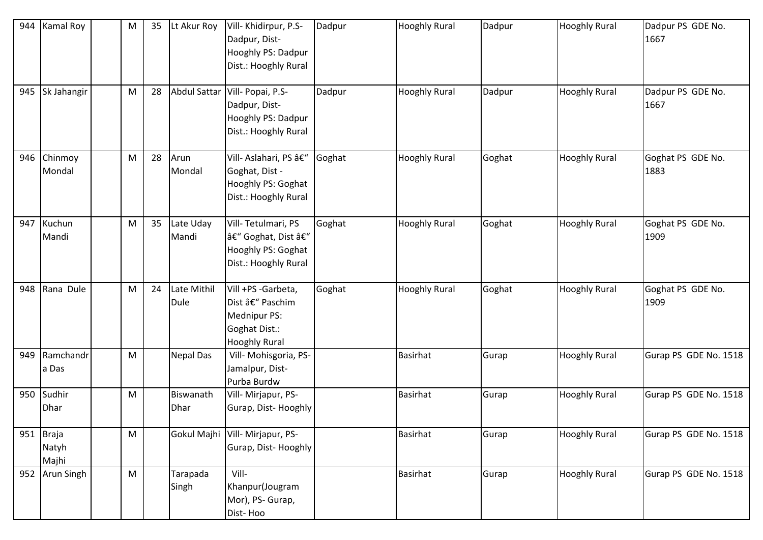| 944 | Kamal Roy | | M | 35 | Lt Akur Roy | Vill- Khidirpur, P.S- Dadpur, Dist- Hooghly PS: Dadpur Dist.: Hooghly Rural | Dadpur | Hooghly Rural | Dadpur | Hooghly Rural | Dadpur PS GDE No. 1667 |
|---|---|---|---|---|---|---|---|---|---|---|---|
| 945 | Sk Jahangir | | M | 28 | Abdul Sattar | Vill- Popai, P.S- Dadpur, Dist- Hooghly PS: Dadpur Dist.: Hooghly Rural | Dadpur | Hooghly Rural | Dadpur | Hooghly Rural | Dadpur PS GDE No. 1667 |
| 946 | Chinmoy Mondal | | M | 28 | Arun Mondal | Vill- Aslahari, PS â€" Goghat, Dist - Hooghly PS: Goghat Dist.: Hooghly Rural | Goghat | Hooghly Rural | Goghat | Hooghly Rural | Goghat PS GDE No. 1883 |
| 947 | Kuchun Mandi | | M | 35 | Late Uday Mandi | Vill- Tetulmari, PS â€" Goghat, Dist â€" Hooghly PS: Goghat Dist.: Hooghly Rural | Goghat | Hooghly Rural | Goghat | Hooghly Rural | Goghat PS GDE No. 1909 |
| 948 | Rana Dule | | M | 24 | Late Mithil Dule | Vill +PS -Garbeta, Dist â€" Paschim Mednipur PS: Goghat Dist.: Hooghly Rural | Goghat | Hooghly Rural | Goghat | Hooghly Rural | Goghat PS GDE No. 1909 |
| 949 | Ramchandra Das | | M | | Nepal Das | Vill- Mohisgoria, PS- Jamalpur, Dist- Purba Burdw | | Basirhat | Gurap | Hooghly Rural | Gurap PS GDE No. 1518 |
| 950 | Sudhir Dhar | | M | | Biswanath Dhar | Vill- Mirjapur, PS- Gurap, Dist- Hooghly | | Basirhat | Gurap | Hooghly Rural | Gurap PS GDE No. 1518 |
| 951 | Braja Natyh Majhi | | M | | Gokul Majhi | Vill- Mirjapur, PS- Gurap, Dist- Hooghly | | Basirhat | Gurap | Hooghly Rural | Gurap PS GDE No. 1518 |
| 952 | Arun Singh | | M | | Tarapada Singh | Vill- Khanpur(Jougram Mor), PS- Gurap, Dist- Hoo | | Basirhat | Gurap | Hooghly Rural | Gurap PS GDE No. 1518 |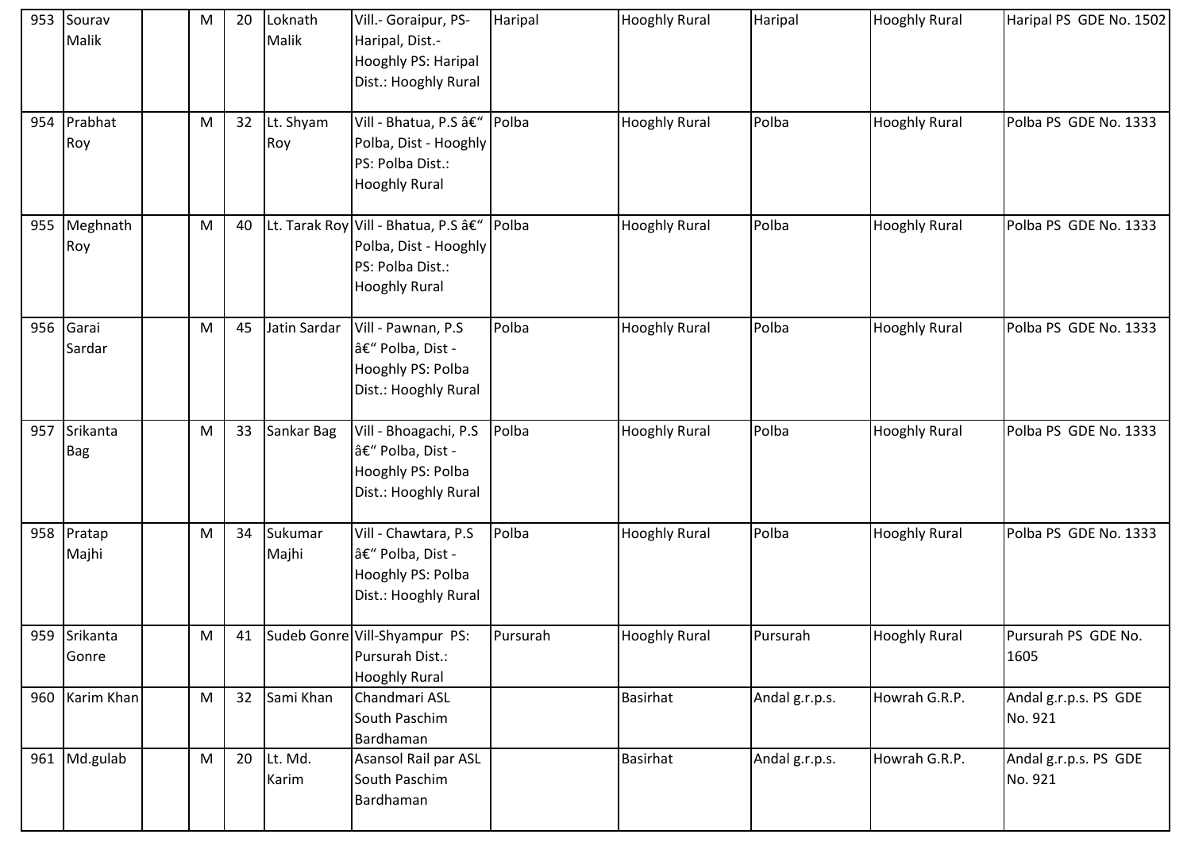| 953 | Sourav Malik | | M | 20 | Loknath Malik | Vill.- Goraipur, PS-Haripal, Dist.-Hooghly PS: Haripal Dist.: Hooghly Rural | Haripal | Hooghly Rural | Haripal | Hooghly Rural | Haripal PS GDE No. 1502 |
|---|---|---|---|---|---|---|---|---|---|---|---|
| 954 | Prabhat Roy | | M | 32 | Lt. Shyam Roy | Vill - Bhatua, P.S â€" Polba, Dist - Hooghly PS: Polba Dist.: Hooghly Rural | Polba | Hooghly Rural | Polba | Hooghly Rural | Polba PS GDE No. 1333 |
| 955 | Meghnath Roy | | M | 40 | Lt. Tarak Roy | Vill - Bhatua, P.S â€" Polba, Dist - Hooghly PS: Polba Dist.: Hooghly Rural | Polba | Hooghly Rural | Polba | Hooghly Rural | Polba PS GDE No. 1333 |
| 956 | Garai Sardar | | M | 45 | Jatin Sardar | Vill - Pawnan, P.S â€" Polba, Dist - Hooghly PS: Polba Dist.: Hooghly Rural | Polba | Hooghly Rural | Polba | Hooghly Rural | Polba PS GDE No. 1333 |
| 957 | Srikanta Bag | | M | 33 | Sankar Bag | Vill - Bhoagachi, P.S â€" Polba, Dist - Hooghly PS: Polba Dist.: Hooghly Rural | Polba | Hooghly Rural | Polba | Hooghly Rural | Polba PS GDE No. 1333 |
| 958 | Pratap Majhi | | M | 34 | Sukumar Majhi | Vill - Chawtara, P.S â€" Polba, Dist - Hooghly PS: Polba Dist.: Hooghly Rural | Polba | Hooghly Rural | Polba | Hooghly Rural | Polba PS GDE No. 1333 |
| 959 | Srikanta Gonre | | M | 41 | Sudeb Gonre | Vill-Shyampur PS: Pursurah Dist.: Hooghly Rural | Pursurah | Hooghly Rural | Pursurah | Hooghly Rural | Pursurah PS GDE No. 1605 |
| 960 | Karim Khan | | M | 32 | Sami Khan | Chandmari ASL South Paschim Bardhaman | | Basirhat | Andal g.r.p.s. | Howrah G.R.P. | Andal g.r.p.s. PS GDE No. 921 |
| 961 | Md.gulab | | M | 20 | Lt. Md. Karim | Asansol Rail par ASL South Paschim Bardhaman | | Basirhat | Andal g.r.p.s. | Howrah G.R.P. | Andal g.r.p.s. PS GDE No. 921 |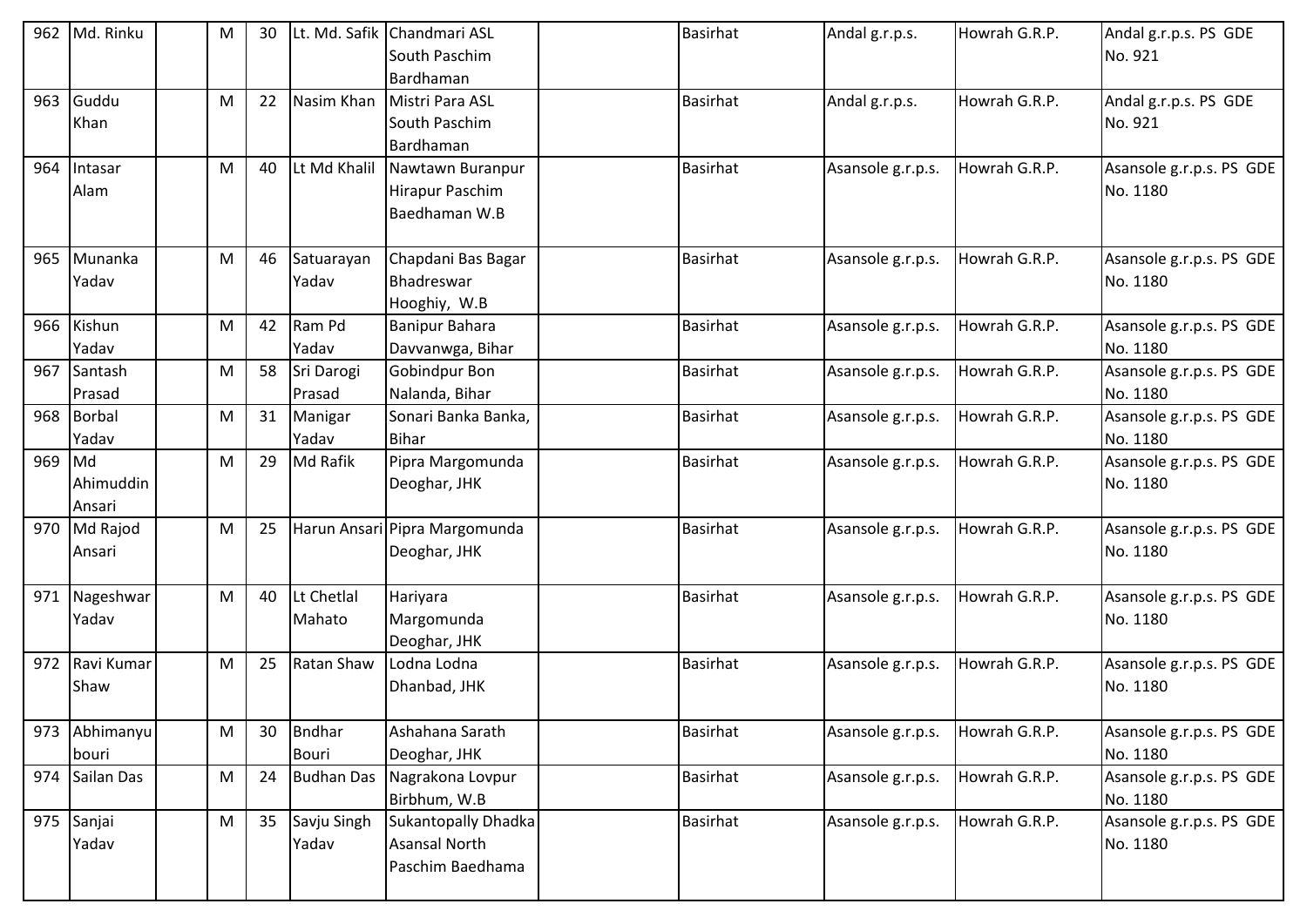| 962 | Md. Rinku | | M | 30 | Lt. Md. Safik | Chandmari ASL South Paschim Bardhaman | | Basirhat | Andal g.r.p.s. | Howrah G.R.P. | Andal g.r.p.s. PS GDE No. 921 |
|---|---|---|---|---|---|---|---|---|---|---|---|
| 963 | Guddu Khan | | M | 22 | Nasim Khan | Mistri Para ASL South Paschim Bardhaman | | Basirhat | Andal g.r.p.s. | Howrah G.R.P. | Andal g.r.p.s. PS GDE No. 921 |
| 964 | Intasar Alam | | M | 40 | Lt Md Khalil | Nawtawn Buranpur Hirapur Paschim Baedhaman W.B | | Basirhat | Asansole g.r.p.s. | Howrah G.R.P. | Asansole g.r.p.s. PS GDE No. 1180 |
| 965 | Munanka Yadav | | M | 46 | Satuarayan Yadav | Chapdani Bas Bagar Bhadreswar Hooghiy, W.B | | Basirhat | Asansole g.r.p.s. | Howrah G.R.P. | Asansole g.r.p.s. PS GDE No. 1180 |
| 966 | Kishun Yadav | | M | 42 | Ram Pd Yadav | Banipur Bahara Davvanwga, Bihar | | Basirhat | Asansole g.r.p.s. | Howrah G.R.P. | Asansole g.r.p.s. PS GDE No. 1180 |
| 967 | Santash Prasad | | M | 58 | Sri Darogi Prasad | Gobindpur Bon Nalanda, Bihar | | Basirhat | Asansole g.r.p.s. | Howrah G.R.P. | Asansole g.r.p.s. PS GDE No. 1180 |
| 968 | Borbal Yadav | | M | 31 | Manigar Yadav | Sonari Banka Banka, Bihar | | Basirhat | Asansole g.r.p.s. | Howrah G.R.P. | Asansole g.r.p.s. PS GDE No. 1180 |
| 969 | Md Ahimuddin Ansari | | M | 29 | Md Rafik | Pipra Margomunda Deoghar, JHK | | Basirhat | Asansole g.r.p.s. | Howrah G.R.P. | Asansole g.r.p.s. PS GDE No. 1180 |
| 970 | Md Rajod Ansari | | M | 25 | Harun Ansari | Pipra Margomunda Deoghar, JHK | | Basirhat | Asansole g.r.p.s. | Howrah G.R.P. | Asansole g.r.p.s. PS GDE No. 1180 |
| 971 | Nageshwar Yadav | | M | 40 | Lt Chetlal Mahato | Hariyara Margomunda Deoghar, JHK | | Basirhat | Asansole g.r.p.s. | Howrah G.R.P. | Asansole g.r.p.s. PS GDE No. 1180 |
| 972 | Ravi Kumar Shaw | | M | 25 | Ratan Shaw | Lodna Lodna Dhanbad, JHK | | Basirhat | Asansole g.r.p.s. | Howrah G.R.P. | Asansole g.r.p.s. PS GDE No. 1180 |
| 973 | Abhimanyu bouri | | M | 30 | Bndhar Bouri | Ashahana Sarath Deoghar, JHK | | Basirhat | Asansole g.r.p.s. | Howrah G.R.P. | Asansole g.r.p.s. PS GDE No. 1180 |
| 974 | Sailan Das | | M | 24 | Budhan Das | Nagrakona Lovpur Birbhum, W.B | | Basirhat | Asansole g.r.p.s. | Howrah G.R.P. | Asansole g.r.p.s. PS GDE No. 1180 |
| 975 | Sanjai Yadav | | M | 35 | Savju Singh Yadav | Sukantopally Dhadka Asansal North Paschim Baedhama | | Basirhat | Asansole g.r.p.s. | Howrah G.R.P. | Asansole g.r.p.s. PS GDE No. 1180 |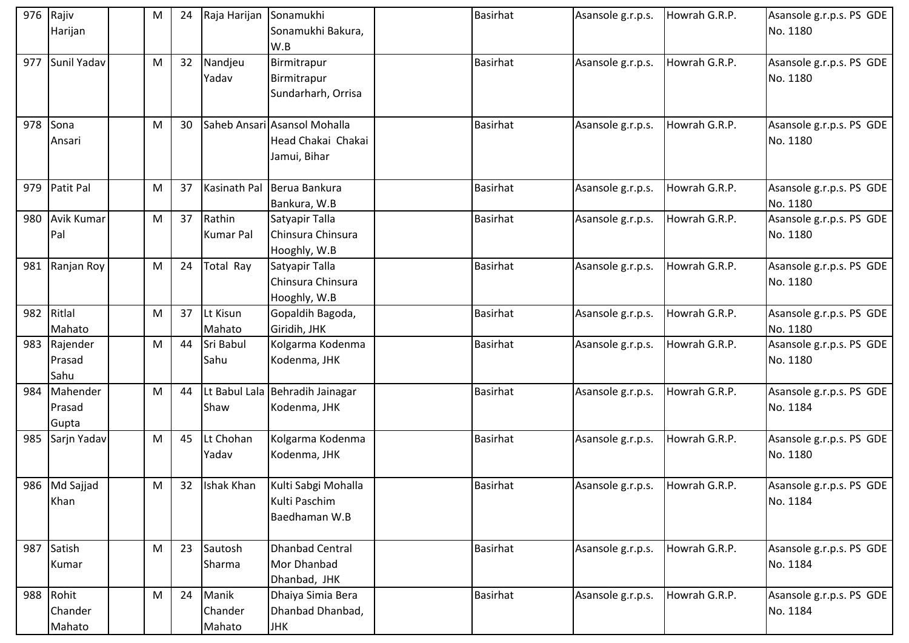| | | | | | | | | | | |
|---|---|---|---|---|---|---|---|---|---|---|
| 976 | Rajiv Harijan | | M | 24 | Raja Harijan | Sonamukhi Sonamukhi Bakura, W.B | | Basirhat | Asansole g.r.p.s. | Howrah G.R.P. | Asansole g.r.p.s. PS GDE No. 1180 |
| 977 | Sunil Yadav | | M | 32 | Nandjeu Yadav | Birmitrapur Birmitrapur Sundarharh, Orrisa | | Basirhat | Asansole g.r.p.s. | Howrah G.R.P. | Asansole g.r.p.s. PS GDE No. 1180 |
| 978 | Sona Ansari | | M | 30 | Saheb Ansari | Asansol Mohalla Head Chakai Chakai Jamui, Bihar | | Basirhat | Asansole g.r.p.s. | Howrah G.R.P. | Asansole g.r.p.s. PS GDE No. 1180 |
| 979 | Patit Pal | | M | 37 | Kasinath Pal | Berua Bankura Bankura, W.B | | Basirhat | Asansole g.r.p.s. | Howrah G.R.P. | Asansole g.r.p.s. PS GDE No. 1180 |
| 980 | Avik Kumar Pal | | M | 37 | Rathin Kumar Pal | Satyapir Talla Chinsura Chinsura Hooghly, W.B | | Basirhat | Asansole g.r.p.s. | Howrah G.R.P. | Asansole g.r.p.s. PS GDE No. 1180 |
| 981 | Ranjan Roy | | M | 24 | Total Ray | Satyapir Talla Chinsura Chinsura Hooghly, W.B | | Basirhat | Asansole g.r.p.s. | Howrah G.R.P. | Asansole g.r.p.s. PS GDE No. 1180 |
| 982 | Ritlal Mahato | | M | 37 | Lt Kisun Mahato | Gopaldih Bagoda, Giridih, JHK | | Basirhat | Asansole g.r.p.s. | Howrah G.R.P. | Asansole g.r.p.s. PS GDE No. 1180 |
| 983 | Rajender Prasad Sahu | | M | 44 | Sri Babul Sahu | Kolgarma Kodenma Kodenma, JHK | | Basirhat | Asansole g.r.p.s. | Howrah G.R.P. | Asansole g.r.p.s. PS GDE No. 1180 |
| 984 | Mahender Prasad Gupta | | M | 44 | Lt Babul Lala Shaw | Behradih Jainagar Kodenma, JHK | | Basirhat | Asansole g.r.p.s. | Howrah G.R.P. | Asansole g.r.p.s. PS GDE No. 1184 |
| 985 | Sarjn Yadav | | M | 45 | Lt Chohan Yadav | Kolgarma Kodenma Kodenma, JHK | | Basirhat | Asansole g.r.p.s. | Howrah G.R.P. | Asansole g.r.p.s. PS GDE No. 1180 |
| 986 | Md Sajjad Khan | | M | 32 | Ishak Khan | Kulti Sabgi Mohalla Kulti Paschim Baedhaman W.B | | Basirhat | Asansole g.r.p.s. | Howrah G.R.P. | Asansole g.r.p.s. PS GDE No. 1184 |
| 987 | Satish Kumar | | M | 23 | Sautosh Sharma | Dhanbad Central Mor Dhanbad Dhanbad, JHK | | Basirhat | Asansole g.r.p.s. | Howrah G.R.P. | Asansole g.r.p.s. PS GDE No. 1184 |
| 988 | Rohit Chander Mahato | | M | 24 | Manik Chander Mahato | Dhaiya Simia Bera Dhanbad Dhanbad, JHK | | Basirhat | Asansole g.r.p.s. | Howrah G.R.P. | Asansole g.r.p.s. PS GDE No. 1184 |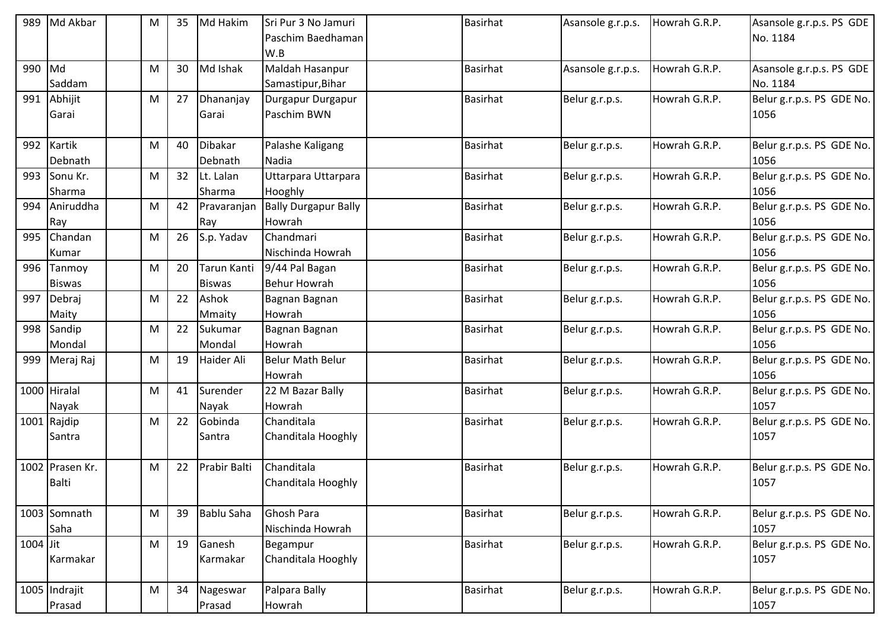| 989 | Md Akbar | | M | 35 | Md Hakim | Sri Pur 3 No Jamuri Paschim Baedhaman W.B | | Basirhat | Asansole g.r.p.s. | Howrah G.R.P. | Asansole g.r.p.s. PS GDE No. 1184 |
|---|---|---|---|---|---|---|---|---|---|---|---|
| 990 | Md Saddam | | M | 30 | Md Ishak | Maldah Hasanpur Samastipur,Bihar | | Basirhat | Asansole g.r.p.s. | Howrah G.R.P. | Asansole g.r.p.s. PS GDE No. 1184 |
| 991 | Abhijit Garai | | M | 27 | Dhananjay Garai | Durgapur Durgapur Paschim BWN | | Basirhat | Belur g.r.p.s. | Howrah G.R.P. | Belur g.r.p.s. PS GDE No. 1056 |
| 992 | Kartik Debnath | | M | 40 | Dibakar Debnath | Palashe Kaligang Nadia | | Basirhat | Belur g.r.p.s. | Howrah G.R.P. | Belur g.r.p.s. PS GDE No. 1056 |
| 993 | Sonu Kr. Sharma | | M | 32 | Lt. Lalan Sharma | Uttarpara Uttarpara Hooghly | | Basirhat | Belur g.r.p.s. | Howrah G.R.P. | Belur g.r.p.s. PS GDE No. 1056 |
| 994 | Aniruddha Ray | | M | 42 | Pravaranjan Ray | Bally Durgapur Bally Howrah | | Basirhat | Belur g.r.p.s. | Howrah G.R.P. | Belur g.r.p.s. PS GDE No. 1056 |
| 995 | Chandan Kumar | | M | 26 | S.p. Yadav | Chandmari Nischinda Howrah | | Basirhat | Belur g.r.p.s. | Howrah G.R.P. | Belur g.r.p.s. PS GDE No. 1056 |
| 996 | Tanmoy Biswas | | M | 20 | Tarun Kanti Biswas | 9/44 Pal Bagan Behur Howrah | | Basirhat | Belur g.r.p.s. | Howrah G.R.P. | Belur g.r.p.s. PS GDE No. 1056 |
| 997 | Debraj Maity | | M | 22 | Ashok Mmaity | Bagnan Bagnan Howrah | | Basirhat | Belur g.r.p.s. | Howrah G.R.P. | Belur g.r.p.s. PS GDE No. 1056 |
| 998 | Sandip Mondal | | M | 22 | Sukumar Mondal | Bagnan Bagnan Howrah | | Basirhat | Belur g.r.p.s. | Howrah G.R.P. | Belur g.r.p.s. PS GDE No. 1056 |
| 999 | Meraj Raj | | M | 19 | Haider Ali | Belur Math Belur Howrah | | Basirhat | Belur g.r.p.s. | Howrah G.R.P. | Belur g.r.p.s. PS GDE No. 1056 |
| 1000 | Hiralal Nayak | | M | 41 | Surender Nayak | 22 M Bazar Bally Howrah | | Basirhat | Belur g.r.p.s. | Howrah G.R.P. | Belur g.r.p.s. PS GDE No. 1057 |
| 1001 | Rajdip Santra | | M | 22 | Gobinda Santra | Chanditala Chanditala Hooghly | | Basirhat | Belur g.r.p.s. | Howrah G.R.P. | Belur g.r.p.s. PS GDE No. 1057 |
| 1002 | Prasen Kr. Balti | | M | 22 | Prabir Balti | Chanditala Chanditala Hooghly | | Basirhat | Belur g.r.p.s. | Howrah G.R.P. | Belur g.r.p.s. PS GDE No. 1057 |
| 1003 | Somnath Saha | | M | 39 | Bablu Saha | Ghosh Para Nischinda Howrah | | Basirhat | Belur g.r.p.s. | Howrah G.R.P. | Belur g.r.p.s. PS GDE No. 1057 |
| 1004 | Jit Karmakar | | M | 19 | Ganesh Karmakar | Begampur Chanditala Hooghly | | Basirhat | Belur g.r.p.s. | Howrah G.R.P. | Belur g.r.p.s. PS GDE No. 1057 |
| 1005 | Indrajit Prasad | | M | 34 | Nageswar Prasad | Palpara Bally Howrah | | Basirhat | Belur g.r.p.s. | Howrah G.R.P. | Belur g.r.p.s. PS GDE No. 1057 |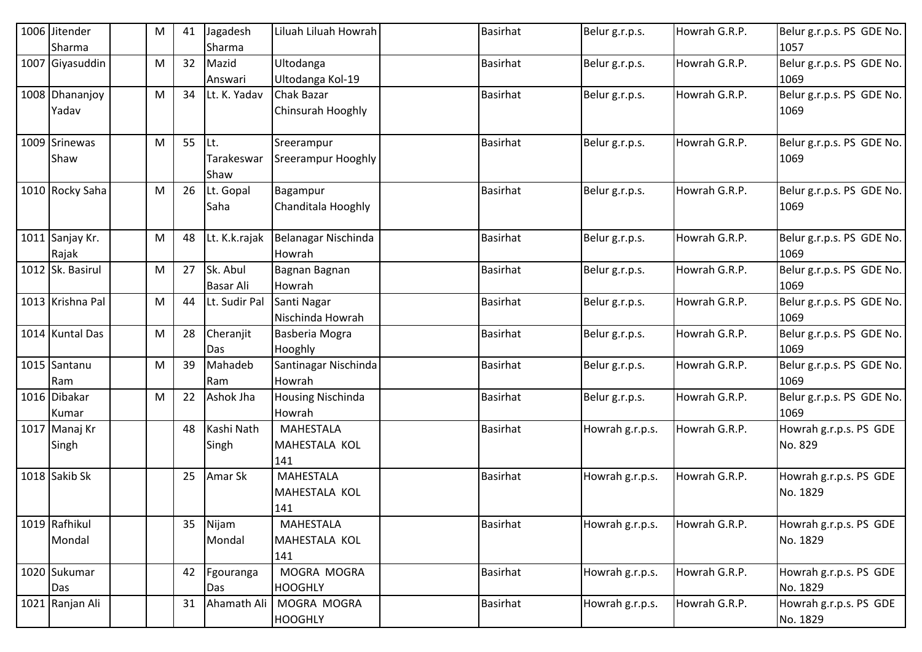| 1006 | Jitender Sharma | | M | 41 | Jagadesh Sharma | Liluah Liluah Howrah | | Basirhat | Belur g.r.p.s. | Howrah G.R.P. | Belur g.r.p.s. PS GDE No. 1057 |
|---|---|---|---|---|---|---|---|---|---|---|---|
| 1007 | Giyasuddin | | M | 32 | Mazid Answari | Ultodanga Ultodanga Kol-19 | | Basirhat | Belur g.r.p.s. | Howrah G.R.P. | Belur g.r.p.s. PS GDE No. 1069 |
| 1008 | Dhananjoy Yadav | | M | 34 | Lt. K. Yadav | Chak Bazar Chinsurah Hooghly | | Basirhat | Belur g.r.p.s. | Howrah G.R.P. | Belur g.r.p.s. PS GDE No. 1069 |
| 1009 | Srinewas Shaw | | M | 55 | Lt. Tarakeswar Shaw | Sreerampur Sreerampur Hooghly | | Basirhat | Belur g.r.p.s. | Howrah G.R.P. | Belur g.r.p.s. PS GDE No. 1069 |
| 1010 | Rocky Saha | | M | 26 | Lt. Gopal Saha | Bagampur Chanditala Hooghly | | Basirhat | Belur g.r.p.s. | Howrah G.R.P. | Belur g.r.p.s. PS GDE No. 1069 |
| 1011 | Sanjay Kr. Rajak | | M | 48 | Lt. K.k.rajak | Belanagar Nischinda Howrah | | Basirhat | Belur g.r.p.s. | Howrah G.R.P. | Belur g.r.p.s. PS GDE No. 1069 |
| 1012 | Sk. Basirul | | M | 27 | Sk. Abul Basar Ali | Bagnan Bagnan Howrah | | Basirhat | Belur g.r.p.s. | Howrah G.R.P. | Belur g.r.p.s. PS GDE No. 1069 |
| 1013 | Krishna Pal | | M | 44 | Lt. Sudir Pal | Santi Nagar Nischinda Howrah | | Basirhat | Belur g.r.p.s. | Howrah G.R.P. | Belur g.r.p.s. PS GDE No. 1069 |
| 1014 | Kuntal Das | | M | 28 | Cheranjit Das | Basberia Mogra Hooghly | | Basirhat | Belur g.r.p.s. | Howrah G.R.P. | Belur g.r.p.s. PS GDE No. 1069 |
| 1015 | Santanu Ram | | M | 39 | Mahadeb Ram | Santinagar Nischinda Howrah | | Basirhat | Belur g.r.p.s. | Howrah G.R.P. | Belur g.r.p.s. PS GDE No. 1069 |
| 1016 | Dibakar Kumar | | M | 22 | Ashok Jha | Housing Nischinda Howrah | | Basirhat | Belur g.r.p.s. | Howrah G.R.P. | Belur g.r.p.s. PS GDE No. 1069 |
| 1017 | Manaj Kr Singh | | | 48 | Kashi Nath Singh | MAHESTALA MAHESTALA KOL 141 | | Basirhat | Howrah g.r.p.s. | Howrah G.R.P. | Howrah g.r.p.s. PS GDE No. 829 |
| 1018 | Sakib Sk | | | 25 | Amar Sk | MAHESTALA MAHESTALA KOL 141 | | Basirhat | Howrah g.r.p.s. | Howrah G.R.P. | Howrah g.r.p.s. PS GDE No. 1829 |
| 1019 | Rafhikul Mondal | | | 35 | Nijam Mondal | MAHESTALA MAHESTALA KOL 141 | | Basirhat | Howrah g.r.p.s. | Howrah G.R.P. | Howrah g.r.p.s. PS GDE No. 1829 |
| 1020 | Sukumar Das | | | 42 | Fgouranga Das | MOGRA MOGRA HOOGHLY | | Basirhat | Howrah g.r.p.s. | Howrah G.R.P. | Howrah g.r.p.s. PS GDE No. 1829 |
| 1021 | Ranjan Ali | | | 31 | Ahamath Ali | MOGRA MOGRA HOOGHLY | | Basirhat | Howrah g.r.p.s. | Howrah G.R.P. | Howrah g.r.p.s. PS GDE No. 1829 |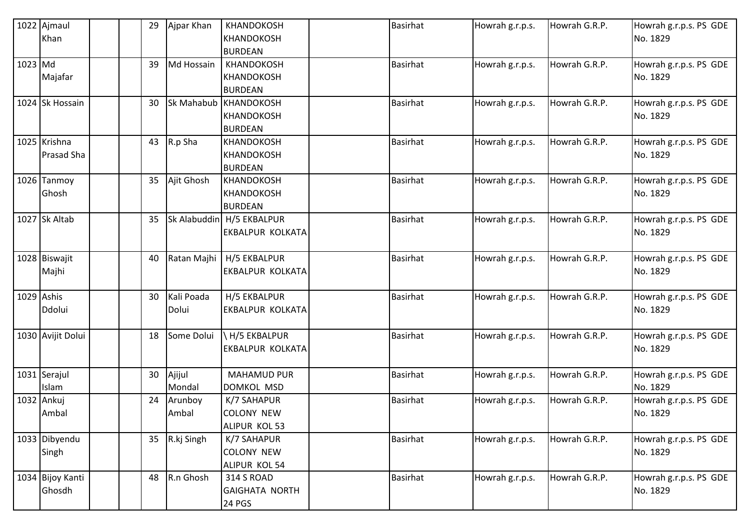| 1022 | Ajmaul Khan | | | 29 | Ajpar Khan | KHANDOKOSH KHANDOKOSH BURDEAN | | Basirhat | Howrah g.r.p.s. | Howrah G.R.P. | Howrah g.r.p.s. PS GDE No. 1829 |
|---|---|---|---|---|---|---|---|---|---|---|---|
| 1023 | Md Majafar | | | 39 | Md Hossain | KHANDOKOSH KHANDOKOSH BURDEAN | | Basirhat | Howrah g.r.p.s. | Howrah G.R.P. | Howrah g.r.p.s. PS GDE No. 1829 |
| 1024 | Sk Hossain | | | 30 | Sk Mahabub | KHANDOKOSH KHANDOKOSH BURDEAN | | Basirhat | Howrah g.r.p.s. | Howrah G.R.P. | Howrah g.r.p.s. PS GDE No. 1829 |
| 1025 | Krishna Prasad Sha | | | 43 | R.p Sha | KHANDOKOSH KHANDOKOSH BURDEAN | | Basirhat | Howrah g.r.p.s. | Howrah G.R.P. | Howrah g.r.p.s. PS GDE No. 1829 |
| 1026 | Tanmoy Ghosh | | | 35 | Ajit Ghosh | KHANDOKOSH KHANDOKOSH BURDEAN | | Basirhat | Howrah g.r.p.s. | Howrah G.R.P. | Howrah g.r.p.s. PS GDE No. 1829 |
| 1027 | Sk Altab | | | 35 | Sk Alabuddin | H/5 EKBALPUR EKBALPUR KOLKATA | | Basirhat | Howrah g.r.p.s. | Howrah G.R.P. | Howrah g.r.p.s. PS GDE No. 1829 |
| 1028 | Biswajit Majhi | | | 40 | Ratan Majhi | H/5 EKBALPUR EKBALPUR KOLKATA | | Basirhat | Howrah g.r.p.s. | Howrah G.R.P. | Howrah g.r.p.s. PS GDE No. 1829 |
| 1029 | Ashis Ddolui | | | 30 | Kali Poada Dolui | H/5 EKBALPUR EKBALPUR KOLKATA | | Basirhat | Howrah g.r.p.s. | Howrah G.R.P. | Howrah g.r.p.s. PS GDE No. 1829 |
| 1030 | Avijit Dolui | | | 18 | Some Dolui | \ H/5 EKBALPUR EKBALPUR KOLKATA | | Basirhat | Howrah g.r.p.s. | Howrah G.R.P. | Howrah g.r.p.s. PS GDE No. 1829 |
| 1031 | Serajul Islam | | | 30 | Ajijul Mondal | MAHAMUD PUR DOMKOL MSD | | Basirhat | Howrah g.r.p.s. | Howrah G.R.P. | Howrah g.r.p.s. PS GDE No. 1829 |
| 1032 | Ankuj Ambal | | | 24 | Arunboy Ambal | K/7 SAHAPUR COLONY NEW ALIPUR KOL 53 | | Basirhat | Howrah g.r.p.s. | Howrah G.R.P. | Howrah g.r.p.s. PS GDE No. 1829 |
| 1033 | Dibyendu Singh | | | 35 | R.kj Singh | K/7 SAHAPUR COLONY NEW ALIPUR KOL 54 | | Basirhat | Howrah g.r.p.s. | Howrah G.R.P. | Howrah g.r.p.s. PS GDE No. 1829 |
| 1034 | Bijoy Kanti Ghosdh | | | 48 | R.n Ghosh | 314 S ROAD GAIGHATA NORTH 24 PGS | | Basirhat | Howrah g.r.p.s. | Howrah G.R.P. | Howrah g.r.p.s. PS GDE No. 1829 |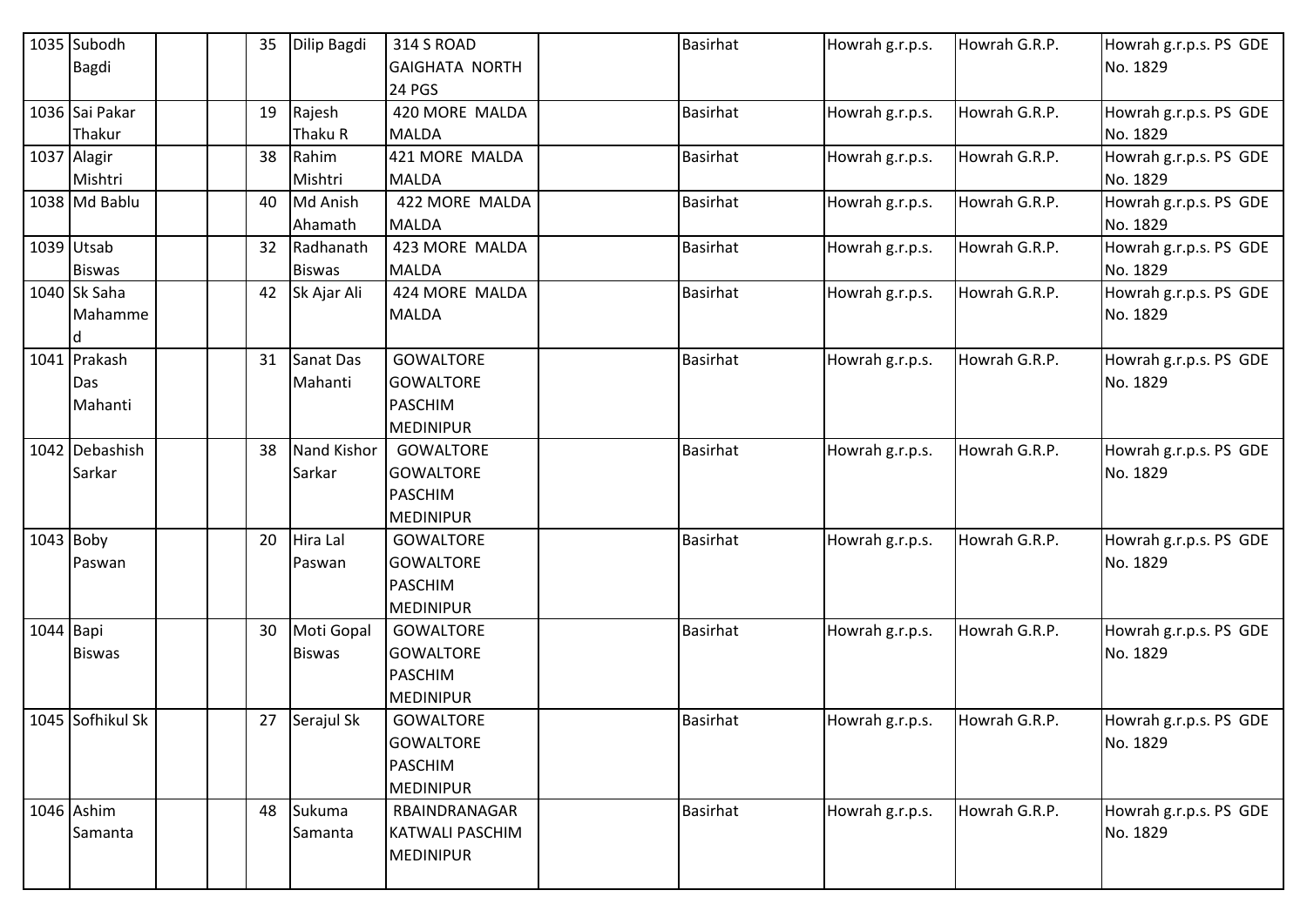| 1035 | Subodh Bagdi | | | 35 | Dilip Bagdi | 314 S ROAD GAIGHATA NORTH 24 PGS | | Basirhat | Howrah g.r.p.s. | Howrah G.R.P. | Howrah g.r.p.s. PS GDE No. 1829 |
|---|---|---|---|---|---|---|---|---|---|---|---|
| 1036 | Sai Pakar Thakur | | | 19 | Rajesh Thaku R | 420 MORE MALDA MALDA | | Basirhat | Howrah g.r.p.s. | Howrah G.R.P. | Howrah g.r.p.s. PS GDE No. 1829 |
| 1037 | Alagir Mishtri | | | 38 | Rahim Mishtri | 421 MORE MALDA MALDA | | Basirhat | Howrah g.r.p.s. | Howrah G.R.P. | Howrah g.r.p.s. PS GDE No. 1829 |
| 1038 | Md Bablu | | | 40 | Md Anish Ahamath | 422 MORE MALDA MALDA | | Basirhat | Howrah g.r.p.s. | Howrah G.R.P. | Howrah g.r.p.s. PS GDE No. 1829 |
| 1039 | Utsab Biswas | | | 32 | Radhanath Biswas | 423 MORE MALDA MALDA | | Basirhat | Howrah g.r.p.s. | Howrah G.R.P. | Howrah g.r.p.s. PS GDE No. 1829 |
| 1040 | Sk Saha Mahammed | | | 42 | Sk Ajar Ali | 424 MORE MALDA MALDA | | Basirhat | Howrah g.r.p.s. | Howrah G.R.P. | Howrah g.r.p.s. PS GDE No. 1829 |
| 1041 | Prakash Das Mahanti | | | 31 | Sanat Das Mahanti | GOWALTORE GOWALTORE PASCHIM MEDINIPUR | | Basirhat | Howrah g.r.p.s. | Howrah G.R.P. | Howrah g.r.p.s. PS GDE No. 1829 |
| 1042 | Debashish Sarkar | | | 38 | Nand Kishor Sarkar | GOWALTORE GOWALTORE PASCHIM MEDINIPUR | | Basirhat | Howrah g.r.p.s. | Howrah G.R.P. | Howrah g.r.p.s. PS GDE No. 1829 |
| 1043 | Boby Paswan | | | 20 | Hira Lal Paswan | GOWALTORE GOWALTORE PASCHIM MEDINIPUR | | Basirhat | Howrah g.r.p.s. | Howrah G.R.P. | Howrah g.r.p.s. PS GDE No. 1829 |
| 1044 | Bapi Biswas | | | 30 | Moti Gopal Biswas | GOWALTORE GOWALTORE PASCHIM MEDINIPUR | | Basirhat | Howrah g.r.p.s. | Howrah G.R.P. | Howrah g.r.p.s. PS GDE No. 1829 |
| 1045 | Sofhikul Sk | | | 27 | Serajul Sk | GOWALTORE GOWALTORE PASCHIM MEDINIPUR | | Basirhat | Howrah g.r.p.s. | Howrah G.R.P. | Howrah g.r.p.s. PS GDE No. 1829 |
| 1046 | Ashim Samanta | | | 48 | Sukuma Samanta | RBAINDRANAGAR KATWALI PASCHIM MEDINIPUR | | Basirhat | Howrah g.r.p.s. | Howrah G.R.P. | Howrah g.r.p.s. PS GDE No. 1829 |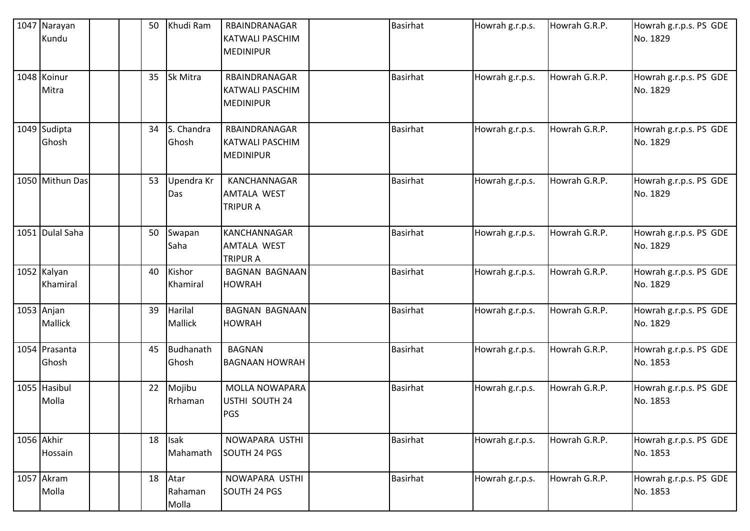| 1047 | Narayan Kundu | | | 50 | Khudi Ram | RBAINDRANAGAR KATWALI PASCHIM MEDINIPUR | | Basirhat | Howrah g.r.p.s. | Howrah G.R.P. | Howrah g.r.p.s. PS GDE No. 1829 |
|---|---|---|---|---|---|---|---|---|---|---|---|
| 1048 | Koinur Mitra | | | 35 | Sk Mitra | RBAINDRANAGAR KATWALI PASCHIM MEDINIPUR | | Basirhat | Howrah g.r.p.s. | Howrah G.R.P. | Howrah g.r.p.s. PS GDE No. 1829 |
| 1049 | Sudipta Ghosh | | | 34 | S. Chandra Ghosh | RBAINDRANAGAR KATWALI PASCHIM MEDINIPUR | | Basirhat | Howrah g.r.p.s. | Howrah G.R.P. | Howrah g.r.p.s. PS GDE No. 1829 |
| 1050 | Mithun Das | | | 53 | Upendra Kr Das | KANCHANNAGAR AMTALA WEST TRIPUR A | | Basirhat | Howrah g.r.p.s. | Howrah G.R.P. | Howrah g.r.p.s. PS GDE No. 1829 |
| 1051 | Dulal Saha | | | 50 | Swapan Saha | KANCHANNAGAR AMTALA WEST TRIPUR A | | Basirhat | Howrah g.r.p.s. | Howrah G.R.P. | Howrah g.r.p.s. PS GDE No. 1829 |
| 1052 | Kalyan Khamiral | | | 40 | Kishor Khamiral | BAGNAN BAGNAAN HOWRAH | | Basirhat | Howrah g.r.p.s. | Howrah G.R.P. | Howrah g.r.p.s. PS GDE No. 1829 |
| 1053 | Anjan Mallick | | | 39 | Harilal Mallick | BAGNAN BAGNAAN HOWRAH | | Basirhat | Howrah g.r.p.s. | Howrah G.R.P. | Howrah g.r.p.s. PS GDE No. 1829 |
| 1054 | Prasanta Ghosh | | | 45 | Budhanath Ghosh | BAGNAN BAGNAAN HOWRAH | | Basirhat | Howrah g.r.p.s. | Howrah G.R.P. | Howrah g.r.p.s. PS GDE No. 1853 |
| 1055 | Hasibul Molla | | | 22 | Mojibu Rrhaman | MOLLA NOWAPARA USTHI SOUTH 24 PGS | | Basirhat | Howrah g.r.p.s. | Howrah G.R.P. | Howrah g.r.p.s. PS GDE No. 1853 |
| 1056 | Akhir Hossain | | | 18 | Isak Mahamath | NOWAPARA USTHI SOUTH 24 PGS | | Basirhat | Howrah g.r.p.s. | Howrah G.R.P. | Howrah g.r.p.s. PS GDE No. 1853 |
| 1057 | Akram Molla | | | 18 | Atar Rahaman Molla | NOWAPARA USTHI SOUTH 24 PGS | | Basirhat | Howrah g.r.p.s. | Howrah G.R.P. | Howrah g.r.p.s. PS GDE No. 1853 |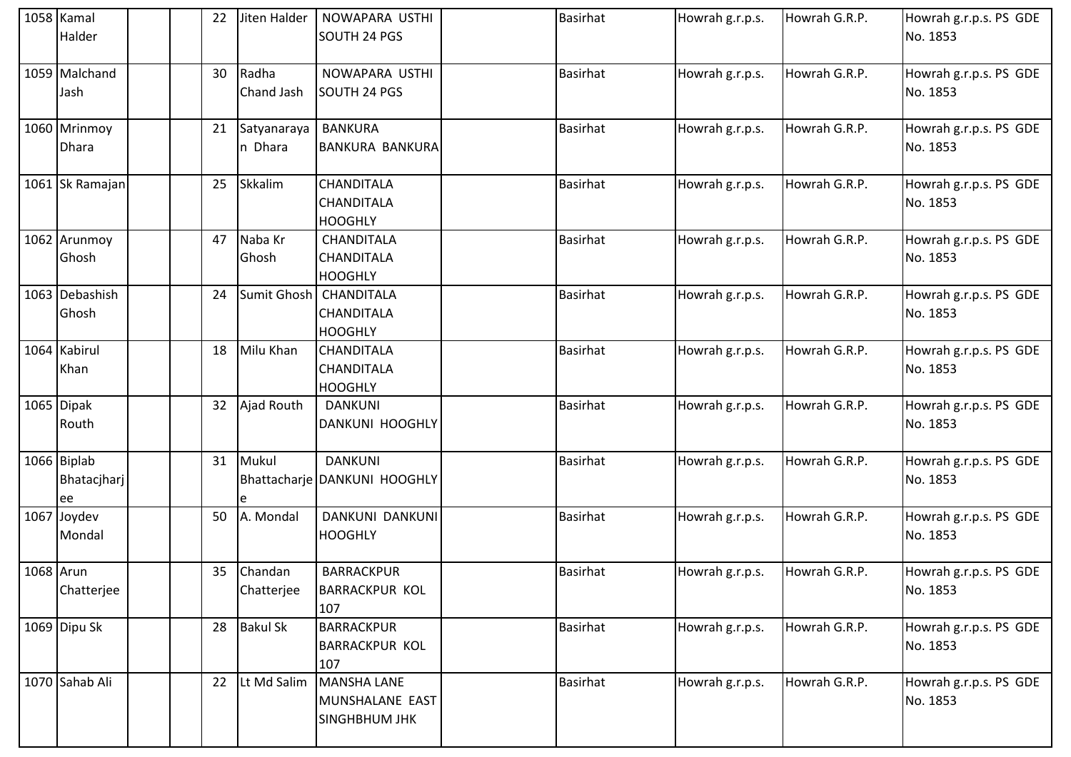| | | | | | | | | | | | |
|---|---|---|---|---|---|---|---|---|---|---|---|
| 1058 | Kamal Halder | | | 22 | Jiten Halder | NOWAPARA USTHI SOUTH 24 PGS | | Basirhat | Howrah g.r.p.s. | Howrah G.R.P. | Howrah g.r.p.s. PS GDE No. 1853 |
| 1059 | Malchand Jash | | | 30 | Radha Chand Jash | NOWAPARA USTHI SOUTH 24 PGS | | Basirhat | Howrah g.r.p.s. | Howrah G.R.P. | Howrah g.r.p.s. PS GDE No. 1853 |
| 1060 | Mrinmoy Dhara | | | 21 | Satyanarayan Dhara | BANKURA BANKURA BANKURA | | Basirhat | Howrah g.r.p.s. | Howrah G.R.P. | Howrah g.r.p.s. PS GDE No. 1853 |
| 1061 | Sk Ramajan | | | 25 | Skkalim | CHANDITALA CHANDITALA HOOGHLY | | Basirhat | Howrah g.r.p.s. | Howrah G.R.P. | Howrah g.r.p.s. PS GDE No. 1853 |
| 1062 | Arunmoy Ghosh | | | 47 | Naba Kr Ghosh | CHANDITALA CHANDITALA HOOGHLY | | Basirhat | Howrah g.r.p.s. | Howrah G.R.P. | Howrah g.r.p.s. PS GDE No. 1853 |
| 1063 | Debashish Ghosh | | | 24 | Sumit Ghosh | CHANDITALA CHANDITALA HOOGHLY | | Basirhat | Howrah g.r.p.s. | Howrah G.R.P. | Howrah g.r.p.s. PS GDE No. 1853 |
| 1064 | Kabirul Khan | | | 18 | Milu Khan | CHANDITALA CHANDITALA HOOGHLY | | Basirhat | Howrah g.r.p.s. | Howrah G.R.P. | Howrah g.r.p.s. PS GDE No. 1853 |
| 1065 | Dipak Routh | | | 32 | Ajad Routh | DANKUNI DANKUNI HOOGHLY | | Basirhat | Howrah g.r.p.s. | Howrah G.R.P. | Howrah g.r.p.s. PS GDE No. 1853 |
| 1066 | Biplab Bhatacjharjee | | | 31 | Mukul Bhattacharjee | DANKUNI DANKUNI HOOGHLY | | Basirhat | Howrah g.r.p.s. | Howrah G.R.P. | Howrah g.r.p.s. PS GDE No. 1853 |
| 1067 | Joydev Mondal | | | 50 | A. Mondal | DANKUNI DANKUNI HOOGHLY | | Basirhat | Howrah g.r.p.s. | Howrah G.R.P. | Howrah g.r.p.s. PS GDE No. 1853 |
| 1068 | Arun Chatterjee | | | 35 | Chandan Chatterjee | BARRACKPUR BARRACKPUR KOL 107 | | Basirhat | Howrah g.r.p.s. | Howrah G.R.P. | Howrah g.r.p.s. PS GDE No. 1853 |
| 1069 | Dipu Sk | | | 28 | Bakul Sk | BARRACKPUR BARRACKPUR KOL 107 | | Basirhat | Howrah g.r.p.s. | Howrah G.R.P. | Howrah g.r.p.s. PS GDE No. 1853 |
| 1070 | Sahab Ali | | | 22 | Lt Md Salim | MANSHA LANE MUNSHALANE EAST SINGHBHUM JHK | | Basirhat | Howrah g.r.p.s. | Howrah G.R.P. | Howrah g.r.p.s. PS GDE No. 1853 |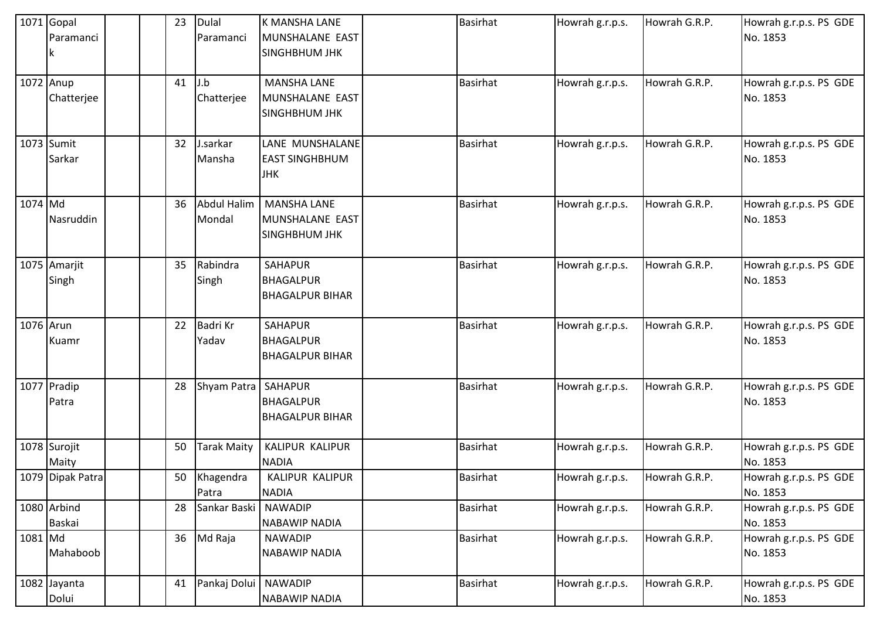| 1071 | Gopal Paramancik | | | 23 | Dulal Paramanci | K MANSHA LANE MUNSHALANE EAST SINGHBHUM JHK | | Basirhat | Howrah g.r.p.s. | Howrah G.R.P. | Howrah g.r.p.s. PS GDE No. 1853 |
|---|---|---|---|---|---|---|---|---|---|---|---|
| 1072 | Anup Chatterjee | | | 41 | J.b Chatterjee | MANSHA LANE MUNSHALANE EAST SINGHBHUM JHK | | Basirhat | Howrah g.r.p.s. | Howrah G.R.P. | Howrah g.r.p.s. PS GDE No. 1853 |
| 1073 | Sumit Sarkar | | | 32 | J.sarkar Mansha | LANE MUNSHALANE EAST SINGHBHUM JHK | | Basirhat | Howrah g.r.p.s. | Howrah G.R.P. | Howrah g.r.p.s. PS GDE No. 1853 |
| 1074 | Md Nasruddin | | | 36 | Abdul Halim Mondal | MANSHA LANE MUNSHALANE EAST SINGHBHUM JHK | | Basirhat | Howrah g.r.p.s. | Howrah G.R.P. | Howrah g.r.p.s. PS GDE No. 1853 |
| 1075 | Amarjit Singh | | | 35 | Rabindra Singh | SAHAPUR BHAGALPUR BHAGALPUR BIHAR | | Basirhat | Howrah g.r.p.s. | Howrah G.R.P. | Howrah g.r.p.s. PS GDE No. 1853 |
| 1076 | Arun Kuamr | | | 22 | Badri Kr Yadav | SAHAPUR BHAGALPUR BHAGALPUR BIHAR | | Basirhat | Howrah g.r.p.s. | Howrah G.R.P. | Howrah g.r.p.s. PS GDE No. 1853 |
| 1077 | Pradip Patra | | | 28 | Shyam Patra | SAHAPUR BHAGALPUR BHAGALPUR BIHAR | | Basirhat | Howrah g.r.p.s. | Howrah G.R.P. | Howrah g.r.p.s. PS GDE No. 1853 |
| 1078 | Surojit Maity | | | 50 | Tarak Maity | KALIPUR KALIPUR NADIA | | Basirhat | Howrah g.r.p.s. | Howrah G.R.P. | Howrah g.r.p.s. PS GDE No. 1853 |
| 1079 | Dipak Patra | | | 50 | Khagendra Patra | KALIPUR KALIPUR NADIA | | Basirhat | Howrah g.r.p.s. | Howrah G.R.P. | Howrah g.r.p.s. PS GDE No. 1853 |
| 1080 | Arbind Baskai | | | 28 | Sankar Baski | NAWADIP NABAWIP NADIA | | Basirhat | Howrah g.r.p.s. | Howrah G.R.P. | Howrah g.r.p.s. PS GDE No. 1853 |
| 1081 | Md Mahaboob | | | 36 | Md Raja | NAWADIP NABAWIP NADIA | | Basirhat | Howrah g.r.p.s. | Howrah G.R.P. | Howrah g.r.p.s. PS GDE No. 1853 |
| 1082 | Jayanta Dolui | | | 41 | Pankaj Dolui | NAWADIP NABAWIP NADIA | | Basirhat | Howrah g.r.p.s. | Howrah G.R.P. | Howrah g.r.p.s. PS GDE No. 1853 |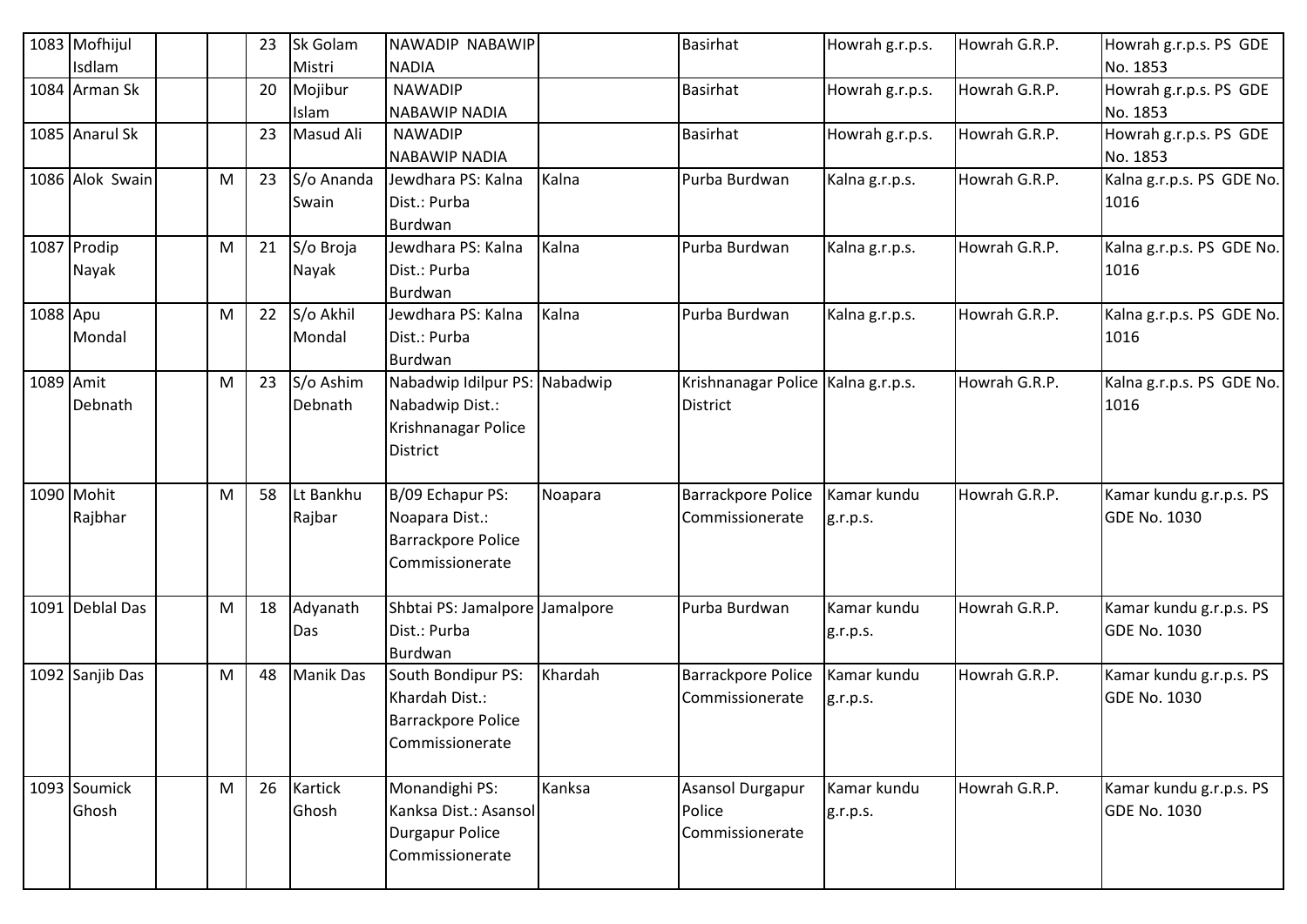| 1083 | Mofhijul Isdlam | | | 23 | Sk Golam Mistri | NAWADIP NABAWIP NADIA | | Basirhat | Howrah g.r.p.s. | Howrah G.R.P. | Howrah g.r.p.s. PS GDE No. 1853 |
|---|---|---|---|---|---|---|---|---|---|---|---|
| 1084 | Arman Sk | | | 20 | Mojibur Islam | NAWADIP NABAWIP NADIA | | Basirhat | Howrah g.r.p.s. | Howrah G.R.P. | Howrah g.r.p.s. PS GDE No. 1853 |
| 1085 | Anarul Sk | | | 23 | Masud Ali | NAWADIP NABAWIP NADIA | | Basirhat | Howrah g.r.p.s. | Howrah G.R.P. | Howrah g.r.p.s. PS GDE No. 1853 |
| 1086 | Alok Swain | | M | 23 | S/o Ananda Swain | Jewdhara PS: Kalna Dist.: Purba Burdwan | Kalna | Purba Burdwan | Kalna g.r.p.s. | Howrah G.R.P. | Kalna g.r.p.s. PS GDE No. 1016 |
| 1087 | Prodip Nayak | | M | 21 | S/o Broja Nayak | Jewdhara PS: Kalna Dist.: Purba Burdwan | Kalna | Purba Burdwan | Kalna g.r.p.s. | Howrah G.R.P. | Kalna g.r.p.s. PS GDE No. 1016 |
| 1088 | Apu Mondal | | M | 22 | S/o Akhil Mondal | Jewdhara PS: Kalna Dist.: Purba Burdwan | Kalna | Purba Burdwan | Kalna g.r.p.s. | Howrah G.R.P. | Kalna g.r.p.s. PS GDE No. 1016 |
| 1089 | Amit Debnath | | M | 23 | S/o Ashim Debnath | Nabadwip Idilpur PS: Nabadwip Dist.: Krishnanagar Police District | Nabadwip | Krishnanagar Police District | Kalna g.r.p.s. | Howrah G.R.P. | Kalna g.r.p.s. PS GDE No. 1016 |
| 1090 | Mohit Rajbhar | | M | 58 | Lt Bankhu Rajbar | B/09 Echapur PS: Noapara Dist.: Barrackpore Police Commissionerate | Noapara | Barrackpore Police Commissionerate | Kamar kundu g.r.p.s. | Howrah G.R.P. | Kamar kundu g.r.p.s. PS GDE No. 1030 |
| 1091 | Deblal Das | | M | 18 | Adyanath Das | Shbtai PS: Jamalpore Dist.: Purba Burdwan | Jamalpore | Purba Burdwan | Kamar kundu g.r.p.s. | Howrah G.R.P. | Kamar kundu g.r.p.s. PS GDE No. 1030 |
| 1092 | Sanjib Das | | M | 48 | Manik Das | South Bondipur PS: Khardah Dist.: Barrackpore Police Commissionerate | Khardah | Barrackpore Police Commissionerate | Kamar kundu g.r.p.s. | Howrah G.R.P. | Kamar kundu g.r.p.s. PS GDE No. 1030 |
| 1093 | Soumick Ghosh | | M | 26 | Kartick Ghosh | Monandighi PS: Kanksa Dist.: Asansol Durgapur Police Commissionerate | Kanksa | Asansol Durgapur Police Commissionerate | Kamar kundu g.r.p.s. | Howrah G.R.P. | Kamar kundu g.r.p.s. PS GDE No. 1030 |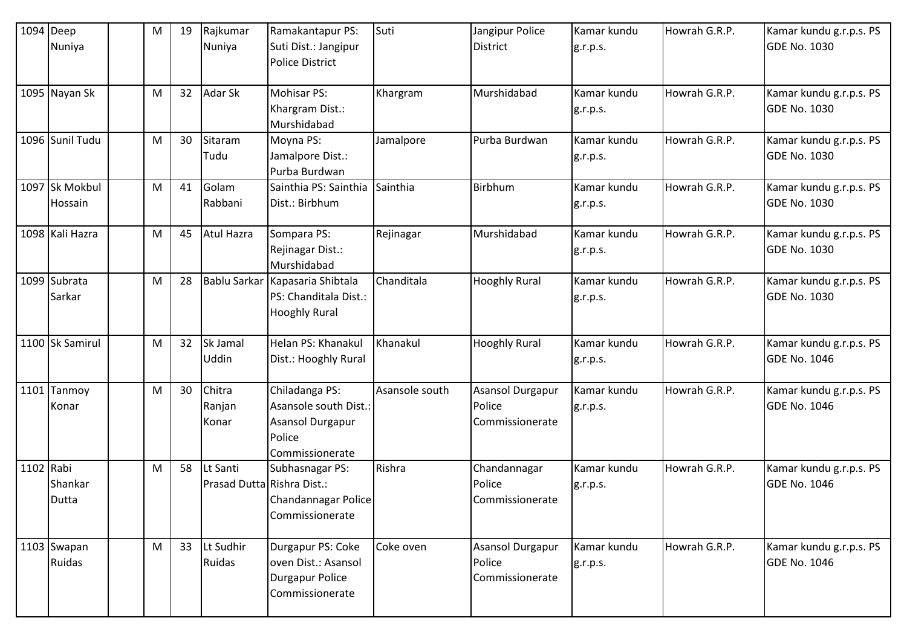| 1094 | Deep Nuniya | | M | 19 | Rajkumar Nuniya | Ramakantapur PS: Suti Dist.: Jangipur Police District | Suti | Jangipur Police District | Kamar kundu g.r.p.s. | Howrah G.R.P. | Kamar kundu g.r.p.s. PS GDE No. 1030 |
|---|---|---|---|---|---|---|---|---|---|---|---|
| 1095 | Nayan Sk | | M | 32 | Adar Sk | Mohisar PS: Khargram Dist.: Murshidabad | Khargram | Murshidabad | Kamar kundu g.r.p.s. | Howrah G.R.P. | Kamar kundu g.r.p.s. PS GDE No. 1030 |
| 1096 | Sunil Tudu | | M | 30 | Sitaram Tudu | Moyna PS: Jamalpore Dist.: Purba Burdwan | Jamalpore | Purba Burdwan | Kamar kundu g.r.p.s. | Howrah G.R.P. | Kamar kundu g.r.p.s. PS GDE No. 1030 |
| 1097 | Sk Mokbul Hossain | | M | 41 | Golam Rabbani | Sainthia PS: Sainthia Dist.: Birbhum | Sainthia | Birbhum | Kamar kundu g.r.p.s. | Howrah G.R.P. | Kamar kundu g.r.p.s. PS GDE No. 1030 |
| 1098 | Kali Hazra | | M | 45 | Atul Hazra | Sompara PS: Rejinagar Dist.: Murshidabad | Rejinagar | Murshidabad | Kamar kundu g.r.p.s. | Howrah G.R.P. | Kamar kundu g.r.p.s. PS GDE No. 1030 |
| 1099 | Subrata Sarkar | | M | 28 | Bablu Sarkar | Kapasaria Shibtala PS: Chanditala Dist.: Hooghly Rural | Chanditala | Hooghly Rural | Kamar kundu g.r.p.s. | Howrah G.R.P. | Kamar kundu g.r.p.s. PS GDE No. 1030 |
| 1100 | Sk Samirul | | M | 32 | Sk Jamal Uddin | Helan PS: Khanakul Dist.: Hooghly Rural | Khanakul | Hooghly Rural | Kamar kundu g.r.p.s. | Howrah G.R.P. | Kamar kundu g.r.p.s. PS GDE No. 1046 |
| 1101 | Tanmoy Konar | | M | 30 | Chitra Ranjan Konar | Chiladanga PS: Asansole south Dist.: Asansol Durgapur Police Commissionerate | Asansole south | Asansol Durgapur Police Commissionerate | Kamar kundu g.r.p.s. | Howrah G.R.P. | Kamar kundu g.r.p.s. PS GDE No. 1046 |
| 1102 | Rabi Shankar Dutta | | M | 58 | Lt Santi Prasad Dutta | Subhasnagar PS: Rishra Dist.: Chandannagar Police Commissionerate | Rishra | Chandannagar Police Commissionerate | Kamar kundu g.r.p.s. | Howrah G.R.P. | Kamar kundu g.r.p.s. PS GDE No. 1046 |
| 1103 | Swapan Ruidas | | M | 33 | Lt Sudhir Ruidas | Durgapur PS: Coke oven Dist.: Asansol Durgapur Police Commissionerate | Coke oven | Asansol Durgapur Police Commissionerate | Kamar kundu g.r.p.s. | Howrah G.R.P. | Kamar kundu g.r.p.s. PS GDE No. 1046 |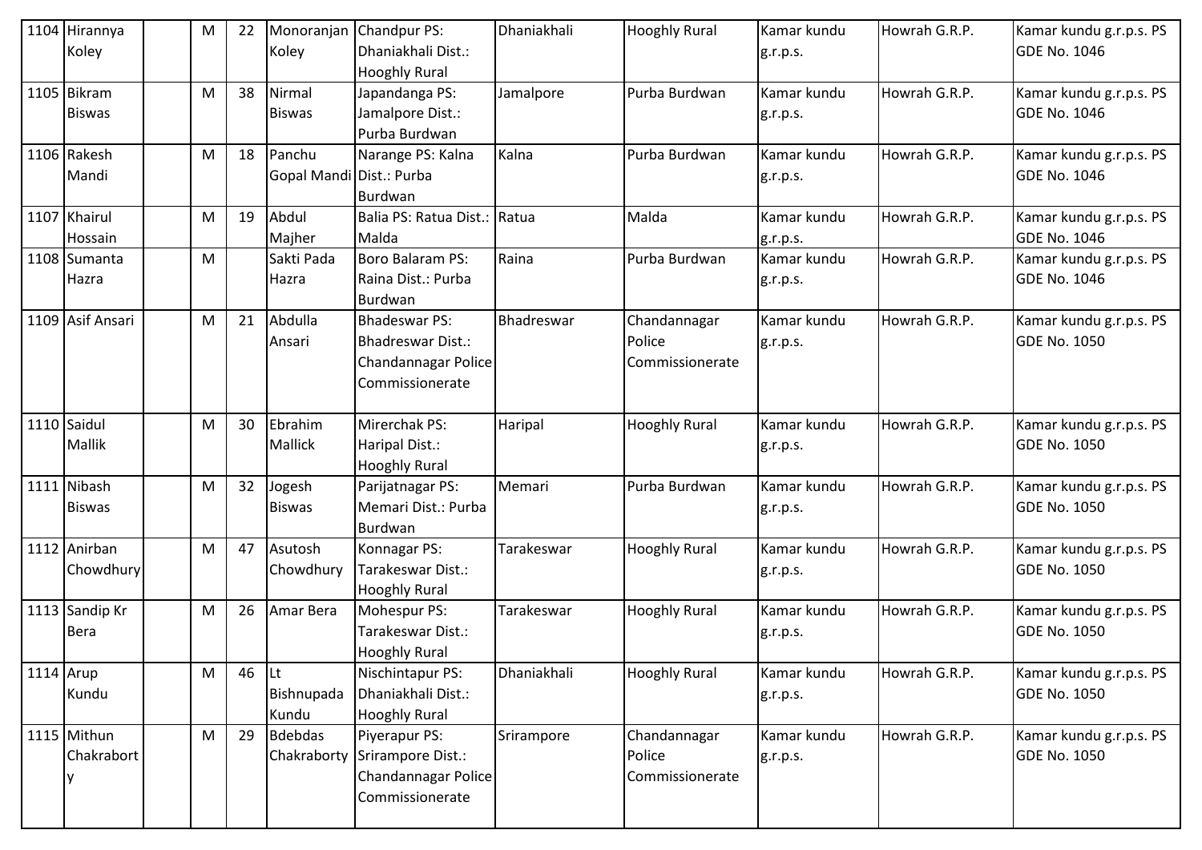| 1104 | Hirannya Koley | | M | 22 | Monoranjan Koley | Chandpur PS: Dhaniakhali Dist.: Hooghly Rural | Dhaniakhali | Hooghly Rural | Kamar kundu g.r.p.s. | Howrah G.R.P. | Kamar kundu g.r.p.s. PS GDE No. 1046 |
|---|---|---|---|---|---|---|---|---|---|---|---|
| 1105 | Bikram Biswas | | M | 38 | Nirmal Biswas | Japandanga PS: Jamalpore Dist.: Purba Burdwan | Jamalpore | Purba Burdwan | Kamar kundu g.r.p.s. | Howrah G.R.P. | Kamar kundu g.r.p.s. PS GDE No. 1046 |
| 1106 | Rakesh Mandi | | M | 18 | Panchu Gopal Mandi | Narange PS: Kalna Dist.: Purba Burdwan | Kalna | Purba Burdwan | Kamar kundu g.r.p.s. | Howrah G.R.P. | Kamar kundu g.r.p.s. PS GDE No. 1046 |
| 1107 | Khairul Hossain | | M | 19 | Abdul Majher | Balia PS: Ratua Dist.: Malda | Ratua | Malda | Kamar kundu g.r.p.s. | Howrah G.R.P. | Kamar kundu g.r.p.s. PS GDE No. 1046 |
| 1108 | Sumanta Hazra | | M | | Sakti Pada Hazra | Boro Balaram PS: Raina Dist.: Purba Burdwan | Raina | Purba Burdwan | Kamar kundu g.r.p.s. | Howrah G.R.P. | Kamar kundu g.r.p.s. PS GDE No. 1046 |
| 1109 | Asif Ansari | | M | 21 | Abdulla Ansari | Bhadeswar PS: Bhadreswar Dist.: Chandannagar Police Commissionerate | Bhadreswar | Chandannagar Police Commissionerate | Kamar kundu g.r.p.s. | Howrah G.R.P. | Kamar kundu g.r.p.s. PS GDE No. 1050 |
| 1110 | Saidul Mallik | | M | 30 | Ebrahim Mallick | Mirerchak PS: Haripal Dist.: Hooghly Rural | Haripal | Hooghly Rural | Kamar kundu g.r.p.s. | Howrah G.R.P. | Kamar kundu g.r.p.s. PS GDE No. 1050 |
| 1111 | Nibash Biswas | | M | 32 | Jogesh Biswas | Parijatnagar PS: Memari Dist.: Purba Burdwan | Memari | Purba Burdwan | Kamar kundu g.r.p.s. | Howrah G.R.P. | Kamar kundu g.r.p.s. PS GDE No. 1050 |
| 1112 | Anirban Chowdhury | | M | 47 | Asutosh Chowdhury | Konnagar PS: Tarakeswar Dist.: Hooghly Rural | Tarakeswar | Hooghly Rural | Kamar kundu g.r.p.s. | Howrah G.R.P. | Kamar kundu g.r.p.s. PS GDE No. 1050 |
| 1113 | Sandip Kr Bera | | M | 26 | Amar Bera | Mohespur PS: Tarakeswar Dist.: Hooghly Rural | Tarakeswar | Hooghly Rural | Kamar kundu g.r.p.s. | Howrah G.R.P. | Kamar kundu g.r.p.s. PS GDE No. 1050 |
| 1114 | Arup Kundu | | M | 46 | Lt Bishnupada Kundu | Nischintapur PS: Dhaniakhali Dist.: Hooghly Rural | Dhaniakhali | Hooghly Rural | Kamar kundu g.r.p.s. | Howrah G.R.P. | Kamar kundu g.r.p.s. PS GDE No. 1050 |
| 1115 | Mithun Chakraborty | | M | 29 | Bdebdas Chakraborty | Piyerapur PS: Srirampore Dist.: Chandannagar Police Commissionerate | Srirampore | Chandannagar Police Commissionerate | Kamar kundu g.r.p.s. | Howrah G.R.P. | Kamar kundu g.r.p.s. PS GDE No. 1050 |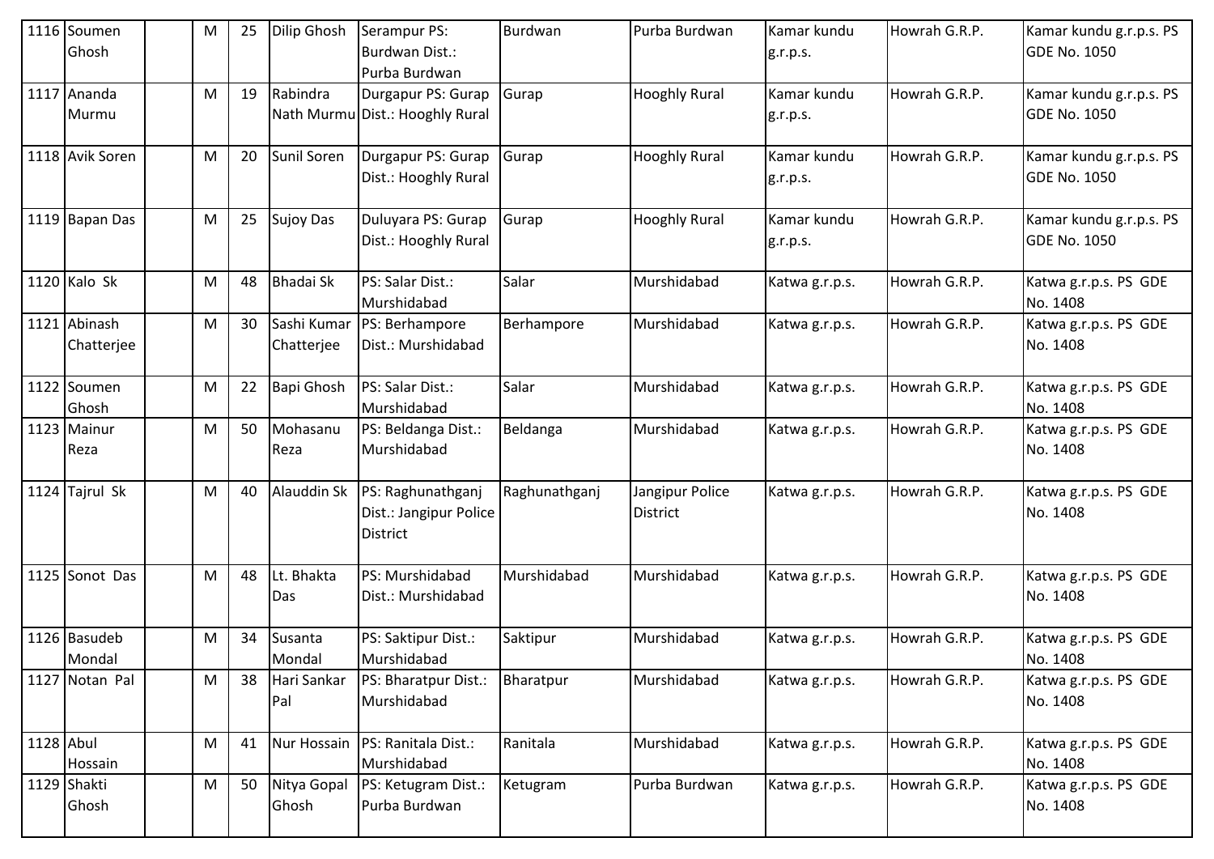| 1116 | Soumen Ghosh | | M | 25 | Dilip Ghosh | Serampur PS: Burdwan Dist.: Purba Burdwan | Burdwan | Purba Burdwan | Kamar kundu g.r.p.s. | Howrah G.R.P. | Kamar kundu g.r.p.s. PS GDE No. 1050 |
|---|---|---|---|---|---|---|---|---|---|---|---|
| 1117 | Ananda Murmu | | M | 19 | Rabindra Nath Murmu | Durgapur PS: Gurap Dist.: Hooghly Rural | Gurap | Hooghly Rural | Kamar kundu g.r.p.s. | Howrah G.R.P. | Kamar kundu g.r.p.s. PS GDE No. 1050 |
| 1118 | Avik Soren | | M | 20 | Sunil Soren | Durgapur PS: Gurap Dist.: Hooghly Rural | Gurap | Hooghly Rural | Kamar kundu g.r.p.s. | Howrah G.R.P. | Kamar kundu g.r.p.s. PS GDE No. 1050 |
| 1119 | Bapan Das | | M | 25 | Sujoy Das | Duluyara PS: Gurap Dist.: Hooghly Rural | Gurap | Hooghly Rural | Kamar kundu g.r.p.s. | Howrah G.R.P. | Kamar kundu g.r.p.s. PS GDE No. 1050 |
| 1120 | Kalo Sk | | M | 48 | Bhadai Sk | PS: Salar Dist.: Murshidabad | Salar | Murshidabad | Katwa g.r.p.s. | Howrah G.R.P. | Katwa g.r.p.s. PS GDE No. 1408 |
| 1121 | Abinash Chatterjee | | M | 30 | Sashi Kumar Chatterjee | PS: Berhampore Dist.: Murshidabad | Berhampore | Murshidabad | Katwa g.r.p.s. | Howrah G.R.P. | Katwa g.r.p.s. PS GDE No. 1408 |
| 1122 | Soumen Ghosh | | M | 22 | Bapi Ghosh | PS: Salar Dist.: Murshidabad | Salar | Murshidabad | Katwa g.r.p.s. | Howrah G.R.P. | Katwa g.r.p.s. PS GDE No. 1408 |
| 1123 | Mainur Reza | | M | 50 | Mohasanu Reza | PS: Beldanga Dist.: Murshidabad | Beldanga | Murshidabad | Katwa g.r.p.s. | Howrah G.R.P. | Katwa g.r.p.s. PS GDE No. 1408 |
| 1124 | Tajrul Sk | | M | 40 | Alauddin Sk | PS: Raghunathganj Dist.: Jangipur Police District | Raghunathganj | Jangipur Police District | Katwa g.r.p.s. | Howrah G.R.P. | Katwa g.r.p.s. PS GDE No. 1408 |
| 1125 | Sonot Das | | M | 48 | Lt. Bhakta Das | PS: Murshidabad Dist.: Murshidabad | Murshidabad | Murshidabad | Katwa g.r.p.s. | Howrah G.R.P. | Katwa g.r.p.s. PS GDE No. 1408 |
| 1126 | Basudeb Mondal | | M | 34 | Susanta Mondal | PS: Saktipur Dist.: Murshidabad | Saktipur | Murshidabad | Katwa g.r.p.s. | Howrah G.R.P. | Katwa g.r.p.s. PS GDE No. 1408 |
| 1127 | Notan Pal | | M | 38 | Hari Sankar Pal | PS: Bharatpur Dist.: Murshidabad | Bharatpur | Murshidabad | Katwa g.r.p.s. | Howrah G.R.P. | Katwa g.r.p.s. PS GDE No. 1408 |
| 1128 | Abul Hossain | | M | 41 | Nur Hossain | PS: Ranitala Dist.: Murshidabad | Ranitala | Murshidabad | Katwa g.r.p.s. | Howrah G.R.P. | Katwa g.r.p.s. PS GDE No. 1408 |
| 1129 | Shakti Ghosh | | M | 50 | Nitya Gopal Ghosh | PS: Ketugram Dist.: Purba Burdwan | Ketugram | Purba Burdwan | Katwa g.r.p.s. | Howrah G.R.P. | Katwa g.r.p.s. PS GDE No. 1408 |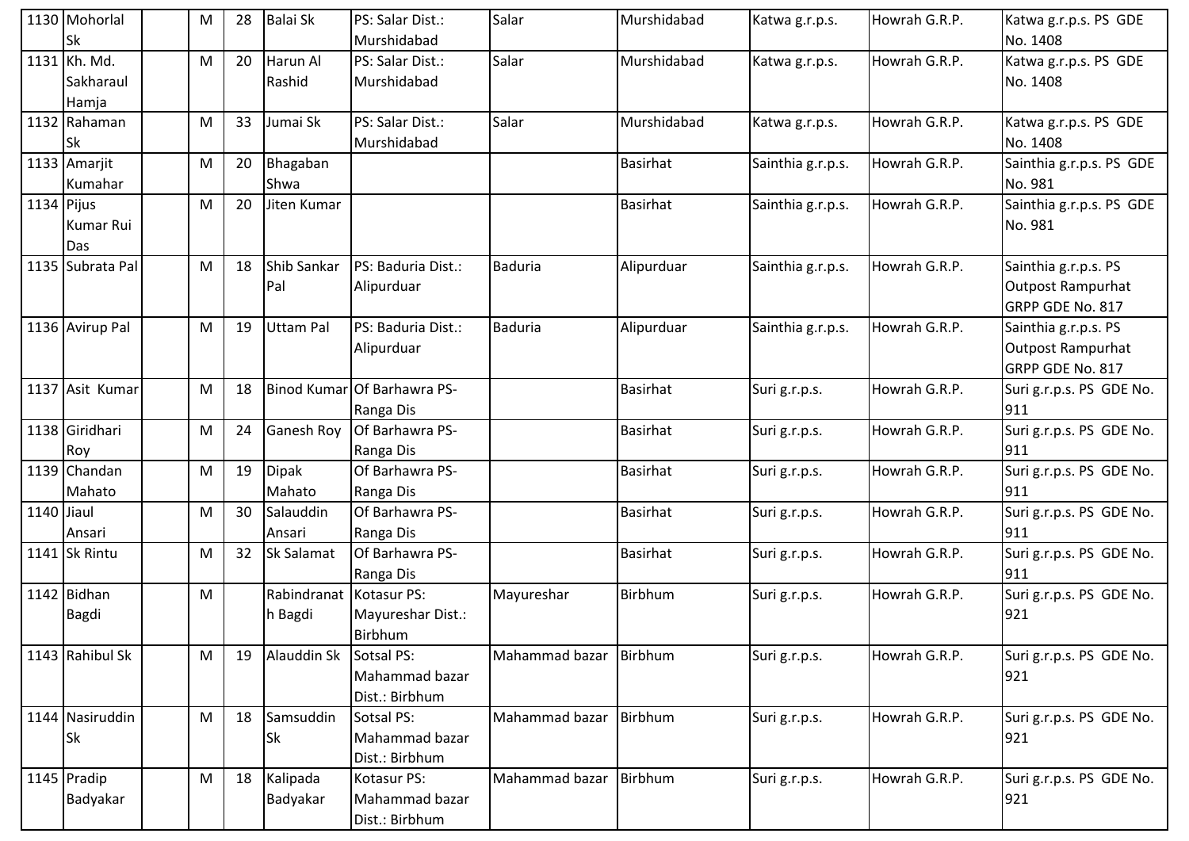| 1130 | Mohorlal Sk | | M | 28 | Balai Sk | PS: Salar Dist.: Murshidabad | Salar | Murshidabad | Katwa g.r.p.s. | Howrah G.R.P. | Katwa g.r.p.s. PS GDE No. 1408 |
|---|---|---|---|---|---|---|---|---|---|---|---|
| 1131 | Kh. Md. Sakharaul Hamja | | M | 20 | Harun Al Rashid | PS: Salar Dist.: Murshidabad | Salar | Murshidabad | Katwa g.r.p.s. | Howrah G.R.P. | Katwa g.r.p.s. PS GDE No. 1408 |
| 1132 | Rahaman Sk | | M | 33 | Jumai Sk | PS: Salar Dist.: Murshidabad | Salar | Murshidabad | Katwa g.r.p.s. | Howrah G.R.P. | Katwa g.r.p.s. PS GDE No. 1408 |
| 1133 | Amarjit Kumahar | | M | 20 | Bhagaban Shwa | | | Basirhat | Sainthia g.r.p.s. | Howrah G.R.P. | Sainthia g.r.p.s. PS GDE No. 981 |
| 1134 | Pijus Kumar Rui Das | | M | 20 | Jiten Kumar | | | Basirhat | Sainthia g.r.p.s. | Howrah G.R.P. | Sainthia g.r.p.s. PS GDE No. 981 |
| 1135 | Subrata Pal | | M | 18 | Shib Sankar Pal | PS: Baduria Dist.: Alipurduar | Baduria | Alipurduar | Sainthia g.r.p.s. | Howrah G.R.P. | Sainthia g.r.p.s. PS Outpost Rampurhat GRPP GDE No. 817 |
| 1136 | Avirup Pal | | M | 19 | Uttam Pal | PS: Baduria Dist.: Alipurduar | Baduria | Alipurduar | Sainthia g.r.p.s. | Howrah G.R.P. | Sainthia g.r.p.s. PS Outpost Rampurhat GRPP GDE No. 817 |
| 1137 | Asit Kumar | | M | 18 | Binod Kumar | Of Barhawra PS-Ranga Dis | | Basirhat | Suri g.r.p.s. | Howrah G.R.P. | Suri g.r.p.s. PS GDE No. 911 |
| 1138 | Giridhari Roy | | M | 24 | Ganesh Roy | Of Barhawra PS-Ranga Dis | | Basirhat | Suri g.r.p.s. | Howrah G.R.P. | Suri g.r.p.s. PS GDE No. 911 |
| 1139 | Chandan Mahato | | M | 19 | Dipak Mahato | Of Barhawra PS-Ranga Dis | | Basirhat | Suri g.r.p.s. | Howrah G.R.P. | Suri g.r.p.s. PS GDE No. 911 |
| 1140 | Jiaul Ansari | | M | 30 | Salauddin Ansari | Of Barhawra PS-Ranga Dis | | Basirhat | Suri g.r.p.s. | Howrah G.R.P. | Suri g.r.p.s. PS GDE No. 911 |
| 1141 | Sk Rintu | | M | 32 | Sk Salamat | Of Barhawra PS-Ranga Dis | | Basirhat | Suri g.r.p.s. | Howrah G.R.P. | Suri g.r.p.s. PS GDE No. 911 |
| 1142 | Bidhan Bagdi | | M | | Rabindranath Bagdi | Kotasur PS: Mayureshar Dist.: Birbhum | Mayureshar | Birbhum | Suri g.r.p.s. | Howrah G.R.P. | Suri g.r.p.s. PS GDE No. 921 |
| 1143 | Rahibul Sk | | M | 19 | Alauddin Sk | Sotsal PS: Mahammad bazar Dist.: Birbhum | Mahammad bazar | Birbhum | Suri g.r.p.s. | Howrah G.R.P. | Suri g.r.p.s. PS GDE No. 921 |
| 1144 | Nasiruddin Sk | | M | 18 | Samsuddin Sk | Sotsal PS: Mahammad bazar Dist.: Birbhum | Mahammad bazar | Birbhum | Suri g.r.p.s. | Howrah G.R.P. | Suri g.r.p.s. PS GDE No. 921 |
| 1145 | Pradip Badyakar | | M | 18 | Kalipada Badyakar | Kotasur PS: Mahammad bazar Dist.: Birbhum | Mahammad bazar | Birbhum | Suri g.r.p.s. | Howrah G.R.P. | Suri g.r.p.s. PS GDE No. 921 |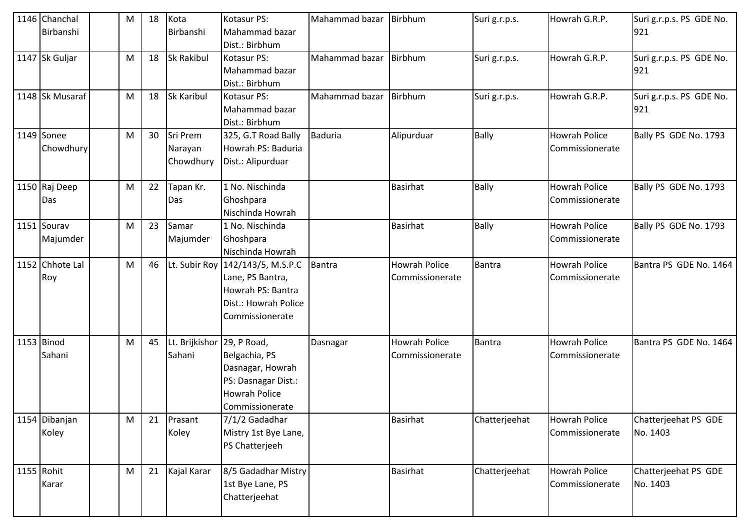| 1146 | Chanchal Birbanshi | | M | 18 | Kota Birbanshi | Kotasur PS: Mahammad bazar Dist.: Birbhum | Mahammad bazar | Birbhum | Suri g.r.p.s. | Howrah G.R.P. | Suri g.r.p.s. PS GDE No. 921 |
|---|---|---|---|---|---|---|---|---|---|---|---|
| 1147 | Sk Guljar | | M | 18 | Sk Rakibul | Kotasur PS: Mahammad bazar Dist.: Birbhum | Mahammad bazar | Birbhum | Suri g.r.p.s. | Howrah G.R.P. | Suri g.r.p.s. PS GDE No. 921 |
| 1148 | Sk Musaraf | | M | 18 | Sk Karibul | Kotasur PS: Mahammad bazar Dist.: Birbhum | Mahammad bazar | Birbhum | Suri g.r.p.s. | Howrah G.R.P. | Suri g.r.p.s. PS GDE No. 921 |
| 1149 | Sonee Chowdhury | | M | 30 | Sri Prem Narayan Chowdhury | 325, G.T Road Bally Howrah PS: Baduria Dist.: Alipurduar | Baduria | Alipurduar | Bally | Howrah Police Commissionerate | Bally PS GDE No. 1793 |
| 1150 | Raj Deep Das | | M | 22 | Tapan Kr. Das | 1 No. Nischinda Ghoshpara Nischinda Howrah | | Basirhat | Bally | Howrah Police Commissionerate | Bally PS GDE No. 1793 |
| 1151 | Sourav Majumder | | M | 23 | Samar Majumder | 1 No. Nischinda Ghoshpara Nischinda Howrah | | Basirhat | Bally | Howrah Police Commissionerate | Bally PS GDE No. 1793 |
| 1152 | Chhote Lal Roy | | M | 46 | Lt. Subir Roy | 142/143/5, M.S.P.C Lane, PS Bantra, Howrah PS: Bantra Dist.: Howrah Police Commissionerate | Bantra | Howrah Police Commissionerate | Bantra | Howrah Police Commissionerate | Bantra PS GDE No. 1464 |
| 1153 | Binod Sahani | | M | 45 | Lt. Brijkishor Sahani | 29, P Road, Belgachia, PS Dasnagar, Howrah PS: Dasnagar Dist.: Howrah Police Commissionerate | Dasnagar | Howrah Police Commissionerate | Bantra | Howrah Police Commissionerate | Bantra PS GDE No. 1464 |
| 1154 | Dibanjan Koley | | M | 21 | Prasant Koley | 7/1/2 Gadadhar Mistry 1st Bye Lane, PS Chatterjeeh | | Basirhat | Chatterjeehat | Howrah Police Commissionerate | Chatterjeehat PS GDE No. 1403 |
| 1155 | Rohit Karar | | M | 21 | Kajal Karar | 8/5 Gadadhar Mistry 1st Bye Lane, PS Chatterjeehat | | Basirhat | Chatterjeehat | Howrah Police Commissionerate | Chatterjeehat PS GDE No. 1403 |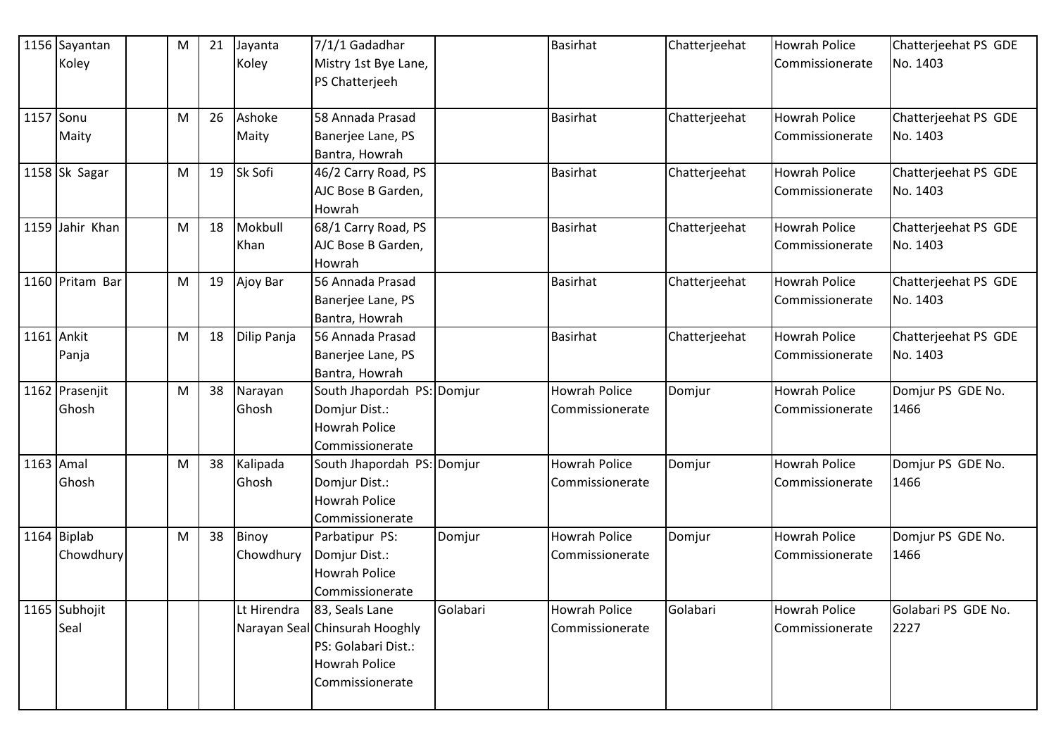| 1156 | Sayantan Koley | | M | 21 | Jayanta Koley | 7/1/1 Gadadhar Mistry 1st Bye Lane, PS Chatterjeeh | | Basirhat | Chatterjeehat | Howrah Police Commissionerate | Chatterjeehat PS GDE No. 1403 |
|---|---|---|---|---|---|---|---|---|---|---|---|
| 1157 | Sonu Maity | | M | 26 | Ashoke Maity | 58 Annada Prasad Banerjee Lane, PS Bantra, Howrah | | Basirhat | Chatterjeehat | Howrah Police Commissionerate | Chatterjeehat PS GDE No. 1403 |
| 1158 | Sk Sagar | | M | 19 | Sk Sofi | 46/2 Carry Road, PS AJC Bose B Garden, Howrah | | Basirhat | Chatterjeehat | Howrah Police Commissionerate | Chatterjeehat PS GDE No. 1403 |
| 1159 | Jahir Khan | | M | 18 | Mokbull Khan | 68/1 Carry Road, PS AJC Bose B Garden, Howrah | | Basirhat | Chatterjeehat | Howrah Police Commissionerate | Chatterjeehat PS GDE No. 1403 |
| 1160 | Pritam Bar | | M | 19 | Ajoy Bar | 56 Annada Prasad Banerjee Lane, PS Bantra, Howrah | | Basirhat | Chatterjeehat | Howrah Police Commissionerate | Chatterjeehat PS GDE No. 1403 |
| 1161 | Ankit Panja | | M | 18 | Dilip Panja | 56 Annada Prasad Banerjee Lane, PS Bantra, Howrah | | Basirhat | Chatterjeehat | Howrah Police Commissionerate | Chatterjeehat PS GDE No. 1403 |
| 1162 | Prasenjit Ghosh | | M | 38 | Narayan Ghosh | South Jhapordah PS: Domjur Dist.: Howrah Police Commissionerate | Domjur | Howrah Police Commissionerate | Domjur | Howrah Police Commissionerate | Domjur PS GDE No. 1466 |
| 1163 | Amal Ghosh | | M | 38 | Kalipada Ghosh | South Jhapordah PS: Domjur Dist.: Howrah Police Commissionerate | Domjur | Howrah Police Commissionerate | Domjur | Howrah Police Commissionerate | Domjur PS GDE No. 1466 |
| 1164 | Biplab Chowdhury | | M | 38 | Binoy Chowdhury | Parbatipur PS: Domjur Dist.: Howrah Police Commissionerate | Domjur | Howrah Police Commissionerate | Domjur | Howrah Police Commissionerate | Domjur PS GDE No. 1466 |
| 1165 | Subhojit Seal | | | | Lt Hirendra Narayan Seal | 83, Seals Lane Chinsurah Hooghly PS: Golabari Dist.: Howrah Police Commissionerate | Golabari | Howrah Police Commissionerate | Golabari | Howrah Police Commissionerate | Golabari PS GDE No. 2227 |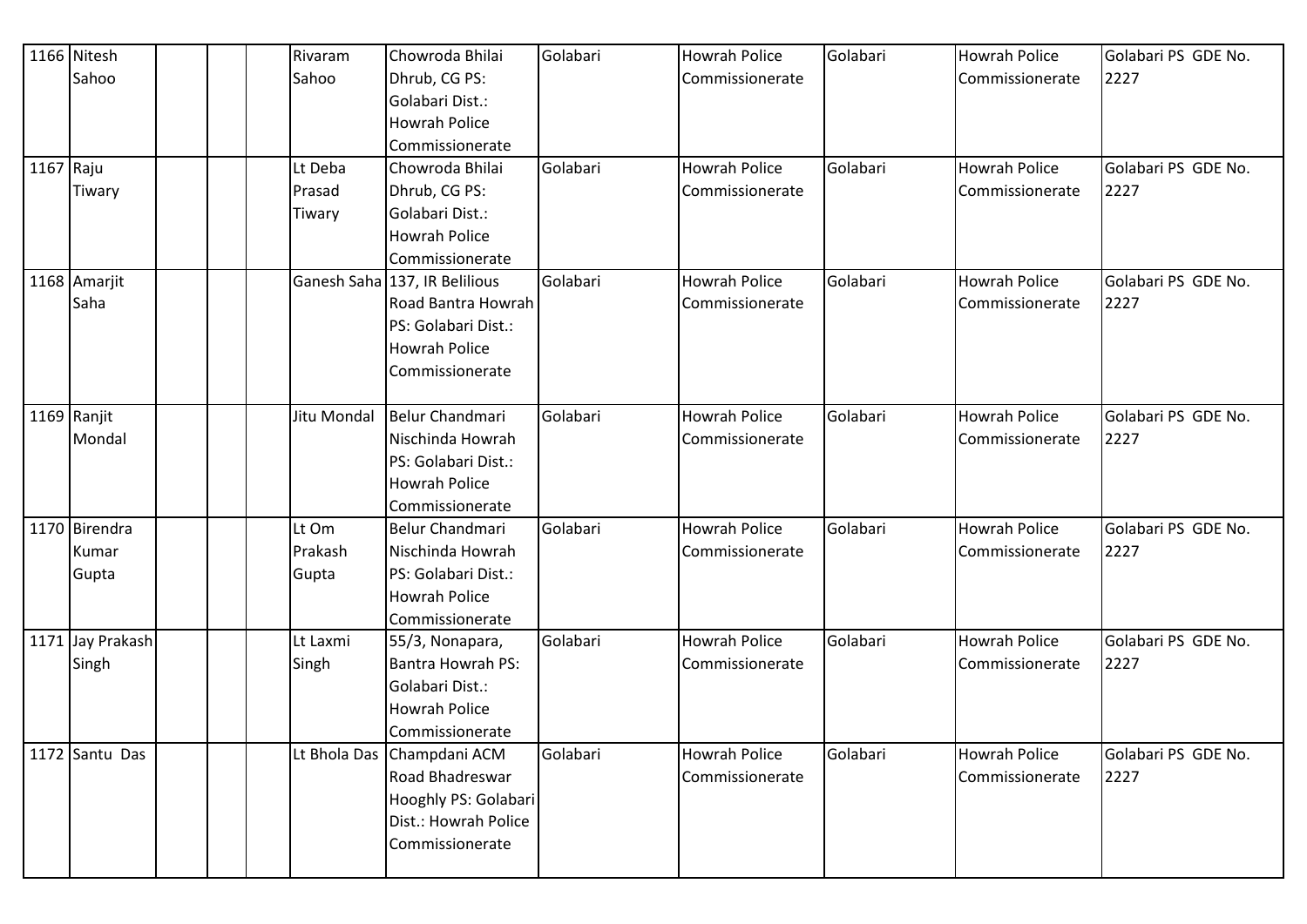| 1166 | Nitesh Sahoo | | | | Rivaram Sahoo | Chowroda Bhilai Dhrub, CG PS: Golabari Dist.: Howrah Police Commissionerate | Golabari | Howrah Police Commissionerate | Golabari | Howrah Police Commissionerate | Golabari PS GDE No. 2227 |
|---|---|---|---|---|---|---|---|---|---|---|---|
| 1167 | Raju Tiwary | | | | Lt Deba Prasad Tiwary | Chowroda Bhilai Dhrub, CG PS: Golabari Dist.: Howrah Police Commissionerate | Golabari | Howrah Police Commissionerate | Golabari | Howrah Police Commissionerate | Golabari PS GDE No. 2227 |
| 1168 | Amarjit Saha | | | | Ganesh Saha | 137, IR Belilious Road Bantra Howrah PS: Golabari Dist.: Howrah Police Commissionerate | Golabari | Howrah Police Commissionerate | Golabari | Howrah Police Commissionerate | Golabari PS GDE No. 2227 |
| 1169 | Ranjit Mondal | | | | Jitu Mondal | Belur Chandmari Nischinda Howrah PS: Golabari Dist.: Howrah Police Commissionerate | Golabari | Howrah Police Commissionerate | Golabari | Howrah Police Commissionerate | Golabari PS GDE No. 2227 |
| 1170 | Birendra Kumar Gupta | | | | Lt Om Prakash Gupta | Belur Chandmari Nischinda Howrah PS: Golabari Dist.: Howrah Police Commissionerate | Golabari | Howrah Police Commissionerate | Golabari | Howrah Police Commissionerate | Golabari PS GDE No. 2227 |
| 1171 | Jay Prakash Singh | | | | Lt Laxmi Singh | 55/3, Nonapara, Bantra Howrah PS: Golabari Dist.: Howrah Police Commissionerate | Golabari | Howrah Police Commissionerate | Golabari | Howrah Police Commissionerate | Golabari PS GDE No. 2227 |
| 1172 | Santu Das | | | | Lt Bhola Das | Champdani ACM Road Bhadreswar Hooghly PS: Golabari Dist.: Howrah Police Commissionerate | Golabari | Howrah Police Commissionerate | Golabari | Howrah Police Commissionerate | Golabari PS GDE No. 2227 |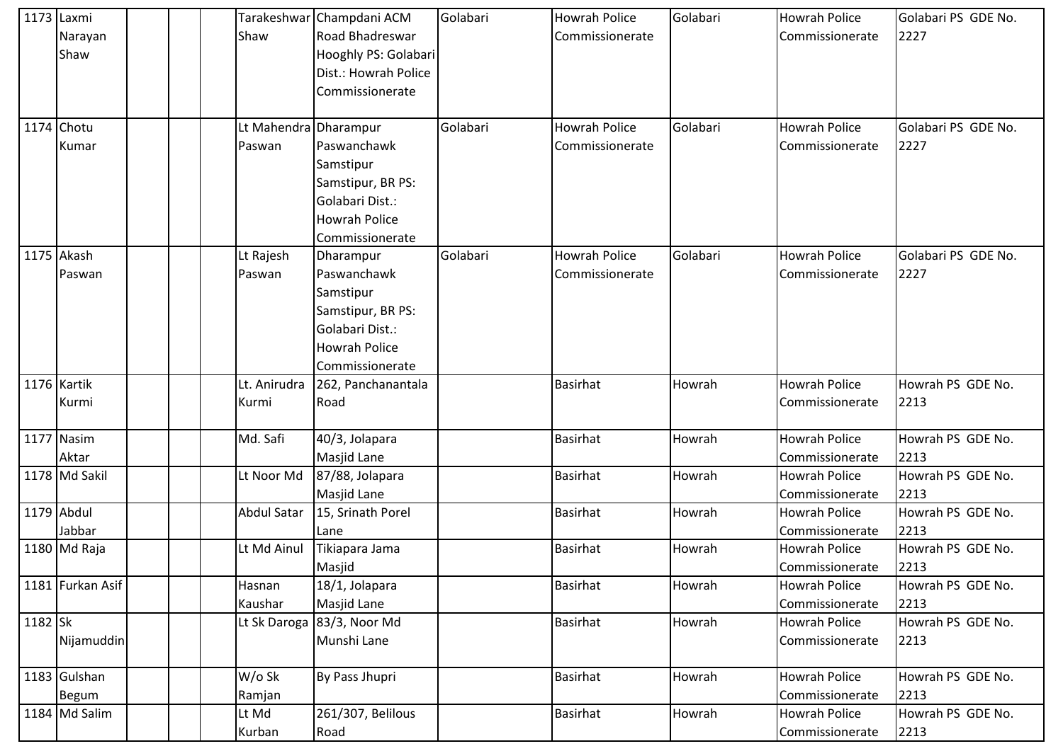| | | | | | | | | | | | |
|---|---|---|---|---|---|---|---|---|---|---|---|
| 1173 | Laxmi Narayan Shaw | | | | Tarakeshwar Shaw | Champdani ACM Road Bhadreswar Hooghly PS: Golabari Dist.: Howrah Police Commissionerate | Golabari | Howrah Police Commissionerate | Golabari | Howrah Police Commissionerate | Golabari PS GDE No. 2227 |
| 1174 | Chotu Kumar | | | | Lt Mahendra Paswan | Dharampur Paswanchawk Samstipur Samstipur, BR PS: Golabari Dist.: Howrah Police Commissionerate | Golabari | Howrah Police Commissionerate | Golabari | Howrah Police Commissionerate | Golabari PS GDE No. 2227 |
| 1175 | Akash Paswan | | | | Lt Rajesh Paswan | Dharampur Paswanchawk Samstipur Samstipur, BR PS: Golabari Dist.: Howrah Police Commissionerate | Golabari | Howrah Police Commissionerate | Golabari | Howrah Police Commissionerate | Golabari PS GDE No. 2227 |
| 1176 | Kartik Kurmi | | | | Lt. Anirudra Kurmi | 262, Panchanantala Road | | Basirhat | Howrah | Howrah Police Commissionerate | Howrah PS GDE No. 2213 |
| 1177 | Nasim Aktar | | | | Md. Safi | 40/3, Jolapara Masjid Lane | | Basirhat | Howrah | Howrah Police Commissionerate | Howrah PS GDE No. 2213 |
| 1178 | Md Sakil | | | | Lt Noor Md | 87/88, Jolapara Masjid Lane | | Basirhat | Howrah | Howrah Police Commissionerate | Howrah PS GDE No. 2213 |
| 1179 | Abdul Jabbar | | | | Abdul Satar | 15, Srinath Porel Lane | | Basirhat | Howrah | Howrah Police Commissionerate | Howrah PS GDE No. 2213 |
| 1180 | Md Raja | | | | Lt Md Ainul | Tikiapara Jama Masjid | | Basirhat | Howrah | Howrah Police Commissionerate | Howrah PS GDE No. 2213 |
| 1181 | Furkan Asif | | | | Hasnan Kaushar | 18/1, Jolapara Masjid Lane | | Basirhat | Howrah | Howrah Police Commissionerate | Howrah PS GDE No. 2213 |
| 1182 | Sk Nijamuddin | | | | Lt Sk Daroga | 83/3, Noor Md Munshi Lane | | Basirhat | Howrah | Howrah Police Commissionerate | Howrah PS GDE No. 2213 |
| 1183 | Gulshan Begum | | | | W/o Sk Ramjan | By Pass Jhupri | | Basirhat | Howrah | Howrah Police Commissionerate | Howrah PS GDE No. 2213 |
| 1184 | Md Salim | | | | Lt Md Kurban | 261/307, Belilous Road | | Basirhat | Howrah | Howrah Police Commissionerate | Howrah PS GDE No. 2213 |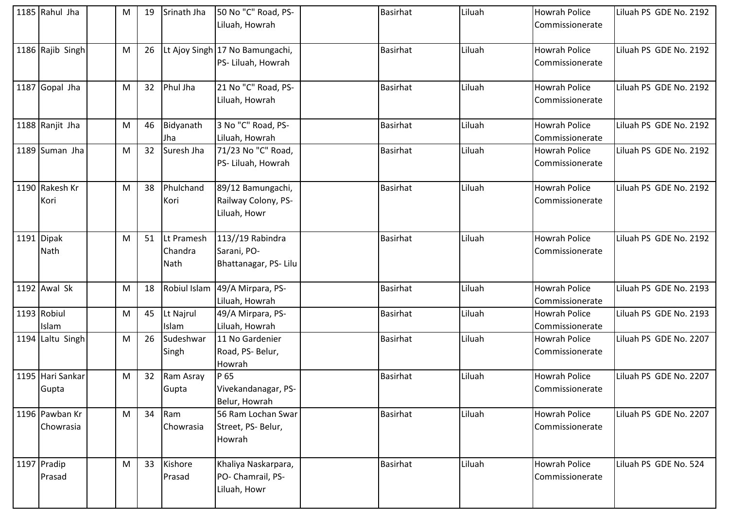| 1185 | Rahul Jha | | M | 19 | Srinath Jha | 50 No "C" Road, PS- Liluah, Howrah | | Basirhat | Liluah | Howrah Police Commissionerate | Liluah PS GDE No. 2192 |
|---|---|---|---|---|---|---|---|---|---|---|---|
| 1186 | Rajib Singh | | M | 26 | Lt Ajoy Singh | 17 No Bamungachi, PS- Liluah, Howrah | | Basirhat | Liluah | Howrah Police Commissionerate | Liluah PS GDE No. 2192 |
| 1187 | Gopal Jha | | M | 32 | Phul Jha | 21 No "C" Road, PS- Liluah, Howrah | | Basirhat | Liluah | Howrah Police Commissionerate | Liluah PS GDE No. 2192 |
| 1188 | Ranjit Jha | | M | 46 | Bidyanath Jha | 3 No "C" Road, PS- Liluah, Howrah | | Basirhat | Liluah | Howrah Police Commissionerate | Liluah PS GDE No. 2192 |
| 1189 | Suman Jha | | M | 32 | Suresh Jha | 71/23 No "C" Road, PS- Liluah, Howrah | | Basirhat | Liluah | Howrah Police Commissionerate | Liluah PS GDE No. 2192 |
| 1190 | Rakesh Kr Kori | | M | 38 | Phulchand Kori | 89/12 Bamungachi, Railway Colony, PS- Liluah, Howr | | Basirhat | Liluah | Howrah Police Commissionerate | Liluah PS GDE No. 2192 |
| 1191 | Dipak Nath | | M | 51 | Lt Pramesh Chandra Nath | 113//19 Rabindra Sarani, PO- Bhattanagar, PS- Lilu | | Basirhat | Liluah | Howrah Police Commissionerate | Liluah PS GDE No. 2192 |
| 1192 | Awal Sk | | M | 18 | Robiul Islam | 49/A Mirpara, PS- Liluah, Howrah | | Basirhat | Liluah | Howrah Police Commissionerate | Liluah PS GDE No. 2193 |
| 1193 | Robiul Islam | | M | 45 | Lt Najrul Islam | 49/A Mirpara, PS- Liluah, Howrah | | Basirhat | Liluah | Howrah Police Commissionerate | Liluah PS GDE No. 2193 |
| 1194 | Laltu Singh | | M | 26 | Sudeshwar Singh | 11 No Gardenier Road, PS- Belur, Howrah | | Basirhat | Liluah | Howrah Police Commissionerate | Liluah PS GDE No. 2207 |
| 1195 | Hari Sankar Gupta | | M | 32 | Ram Asray Gupta | P 65 Vivekandanagar, PS- Belur, Howrah | | Basirhat | Liluah | Howrah Police Commissionerate | Liluah PS GDE No. 2207 |
| 1196 | Pawban Kr Chowrasia | | M | 34 | Ram Chowrasia | 56 Ram Lochan Swar Street, PS- Belur, Howrah | | Basirhat | Liluah | Howrah Police Commissionerate | Liluah PS GDE No. 2207 |
| 1197 | Pradip Prasad | | M | 33 | Kishore Prasad | Khaliya Naskarpara, PO- Chamrail, PS- Liluah, Howr | | Basirhat | Liluah | Howrah Police Commissionerate | Liluah PS GDE No. 524 |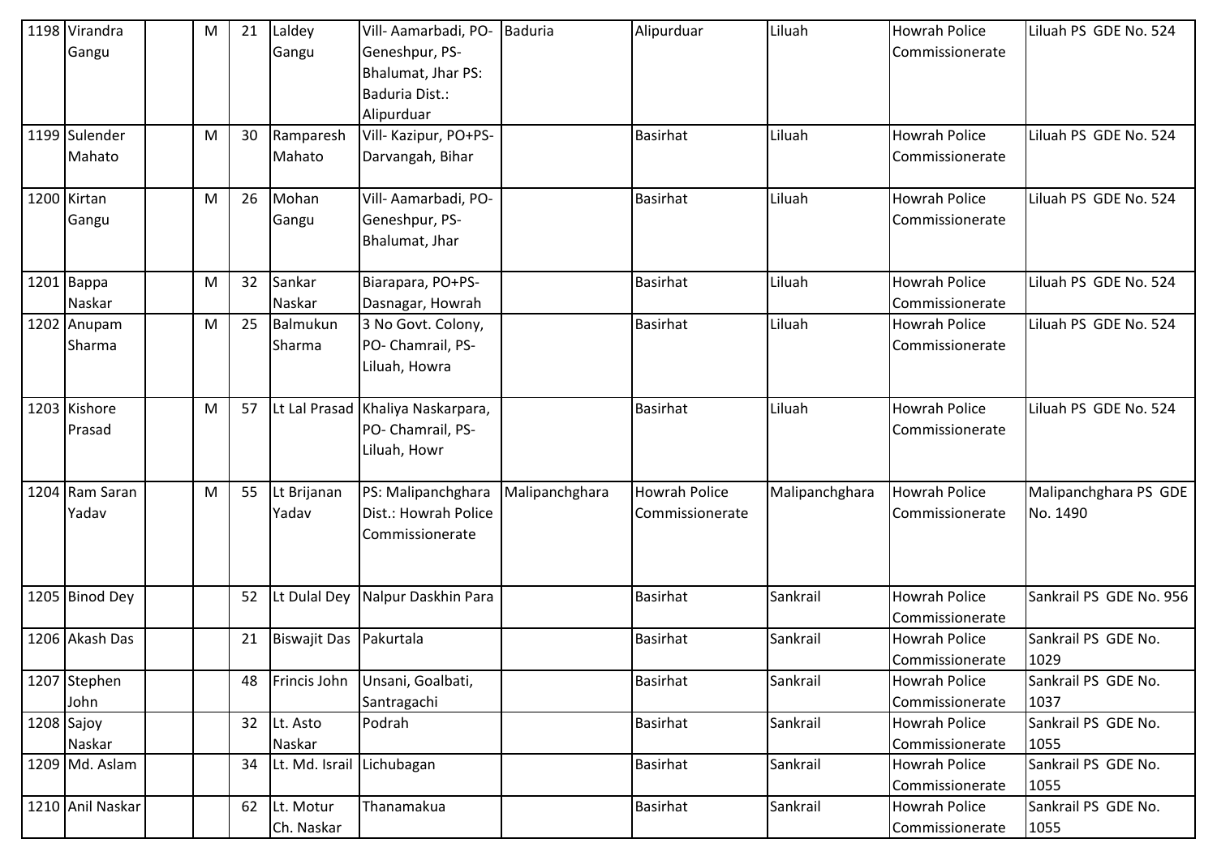| 1198 | Virandra Gangu | | M | 21 | Laldey Gangu | Vill- Aamarbadi, PO-Geneshpur, PS-Bhalumat, Jhar PS: Baduria Dist.: Alipurduar | Baduria | Alipurduar | Liluah | Howrah Police Commissionerate | Liluah PS GDE No. 524 |
|---|---|---|---|---|---|---|---|---|---|---|---|
| 1199 | Sulender Mahato | | M | 30 | Ramparesh Mahato | Vill- Kazipur, PO+PS-Darvangah, Bihar | | Basirhat | Liluah | Howrah Police Commissionerate | Liluah PS GDE No. 524 |
| 1200 | Kirtan Gangu | | M | 26 | Mohan Gangu | Vill- Aamarbadi, PO-Geneshpur, PS-Bhalumat, Jhar | | Basirhat | Liluah | Howrah Police Commissionerate | Liluah PS GDE No. 524 |
| 1201 | Bappa Naskar | | M | 32 | Sankar Naskar | Biarapara, PO+PS-Dasnagar, Howrah | | Basirhat | Liluah | Howrah Police Commissionerate | Liluah PS GDE No. 524 |
| 1202 | Anupam Sharma | | M | 25 | Balmukun Sharma | 3 No Govt. Colony, PO- Chamrail, PS-Liluah, Howra | | Basirhat | Liluah | Howrah Police Commissionerate | Liluah PS GDE No. 524 |
| 1203 | Kishore Prasad | | M | 57 | Lt Lal Prasad | Khaliya Naskarpara, PO- Chamrail, PS-Liluah, Howr | | Basirhat | Liluah | Howrah Police Commissionerate | Liluah PS GDE No. 524 |
| 1204 | Ram Saran Yadav | | M | 55 | Lt Brijanan Yadav | PS: Malipanchghara Dist.: Howrah Police Commissionerate | Malipanchghara | Howrah Police Commissionerate | Malipanchghara | Howrah Police Commissionerate | Malipanchghara PS GDE No. 1490 |
| 1205 | Binod Dey | | | 52 | Lt Dulal Dey | Nalpur Daskhin Para | | Basirhat | Sankrail | Howrah Police Commissionerate | Sankrail PS GDE No. 956 |
| 1206 | Akash Das | | | 21 | Biswajit Das | Pakurtala | | Basirhat | Sankrail | Howrah Police Commissionerate | Sankrail PS GDE No. 1029 |
| 1207 | Stephen John | | | 48 | Frincis John | Unsani, Goalbati, Santragachi | | Basirhat | Sankrail | Howrah Police Commissionerate | Sankrail PS GDE No. 1037 |
| 1208 | Sajoy Naskar | | | 32 | Lt. Asto Naskar | Podrah | | Basirhat | Sankrail | Howrah Police Commissionerate | Sankrail PS GDE No. 1055 |
| 1209 | Md. Aslam | | | 34 | Lt. Md. Israil | Lichubagan | | Basirhat | Sankrail | Howrah Police Commissionerate | Sankrail PS GDE No. 1055 |
| 1210 | Anil Naskar | | | 62 | Lt. Motur Ch. Naskar | Thanamakua | | Basirhat | Sankrail | Howrah Police Commissionerate | Sankrail PS GDE No. 1055 |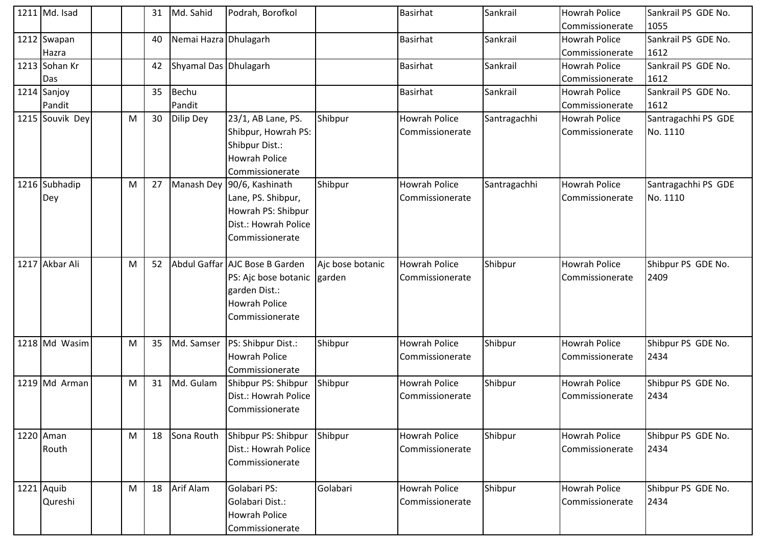| 1211 | Md. Isad | | | 31 | Md. Sahid | Podrah, Borofkol | | Basirhat | Sankrail | Howrah Police Commissionerate | Sankrail PS GDE No. 1055 |
|---|---|---|---|---|---|---|---|---|---|---|---|
| 1212 | Swapan Hazra | | | 40 | Nemai Hazra | Dhulagarh | | Basirhat | Sankrail | Howrah Police Commissionerate | Sankrail PS GDE No. 1612 |
| 1213 | Sohan Kr Das | | | 42 | Shyamal Das | Dhulagarh | | Basirhat | Sankrail | Howrah Police Commissionerate | Sankrail PS GDE No. 1612 |
| 1214 | Sanjoy Pandit | | | 35 | Bechu Pandit | | | Basirhat | Sankrail | Howrah Police Commissionerate | Sankrail PS GDE No. 1612 |
| 1215 | Souvik Dey | | M | 30 | Dilip Dey | 23/1, AB Lane, PS. Shibpur, Howrah PS: Shibpur Dist.: Howrah Police Commissionerate | Shibpur | Howrah Police Commissionerate | Santragachhi | Howrah Police Commissionerate | Santragachhi PS GDE No. 1110 |
| 1216 | Subhadip Dey | | M | 27 | Manash Dey | 90/6, Kashinath Lane, PS. Shibpur, Howrah PS: Shibpur Dist.: Howrah Police Commissionerate | Shibpur | Howrah Police Commissionerate | Santragachhi | Howrah Police Commissionerate | Santragachhi PS GDE No. 1110 |
| 1217 | Akbar Ali | | M | 52 | Abdul Gaffar | AJC Bose B Garden PS: Ajc bose botanic garden Dist.: Howrah Police Commissionerate | Ajc bose botanic garden | Howrah Police Commissionerate | Shibpur | Howrah Police Commissionerate | Shibpur PS GDE No. 2409 |
| 1218 | Md Wasim | | M | 35 | Md. Samser | PS: Shibpur Dist.: Howrah Police Commissionerate | Shibpur | Howrah Police Commissionerate | Shibpur | Howrah Police Commissionerate | Shibpur PS GDE No. 2434 |
| 1219 | Md Arman | | M | 31 | Md. Gulam | Shibpur PS: Shibpur Dist.: Howrah Police Commissionerate | Shibpur | Howrah Police Commissionerate | Shibpur | Howrah Police Commissionerate | Shibpur PS GDE No. 2434 |
| 1220 | Aman Routh | | M | 18 | Sona Routh | Shibpur PS: Shibpur Dist.: Howrah Police Commissionerate | Shibpur | Howrah Police Commissionerate | Shibpur | Howrah Police Commissionerate | Shibpur PS GDE No. 2434 |
| 1221 | Aquib Qureshi | | M | 18 | Arif Alam | Golabari PS: Golabari Dist.: Howrah Police Commissionerate | Golabari | Howrah Police Commissionerate | Shibpur | Howrah Police Commissionerate | Shibpur PS GDE No. 2434 |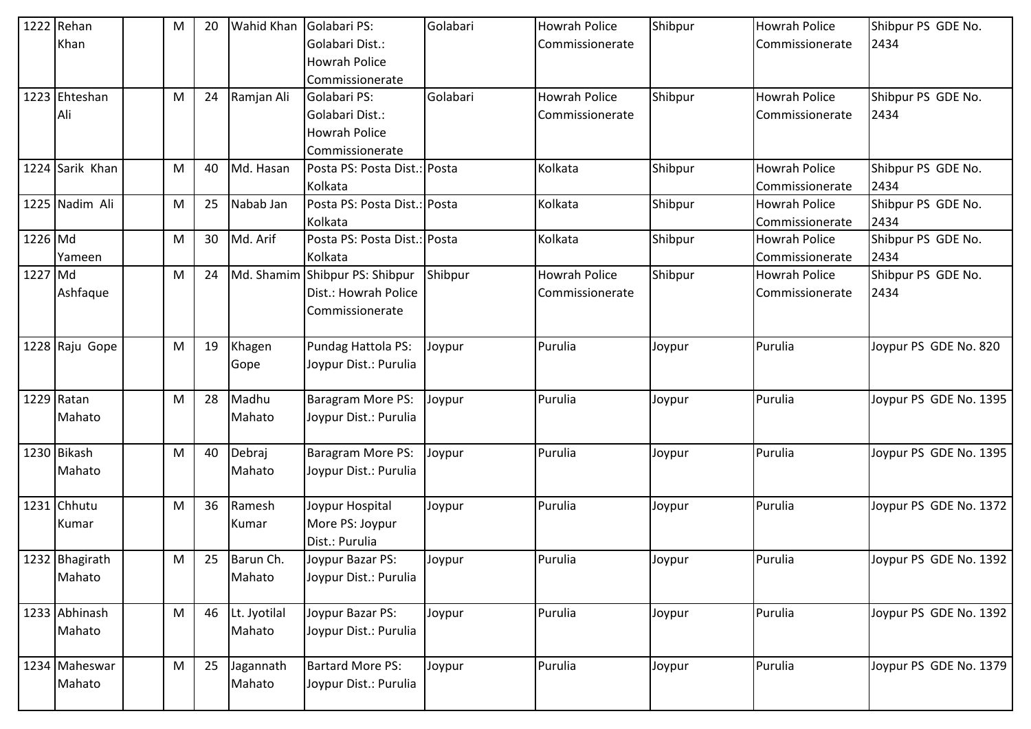| 1222 | Rehan Khan | | M | 20 | Wahid Khan | Golabari PS: Golabari Dist.: Howrah Police Commissionerate | Golabari | Howrah Police Commissionerate | Shibpur | Howrah Police Commissionerate | Shibpur PS GDE No. 2434 |
|---|---|---|---|---|---|---|---|---|---|---|---|
| 1223 | Ehteshan Ali | | M | 24 | Ramjan Ali | Golabari PS: Golabari Dist.: Howrah Police Commissionerate | Golabari | Howrah Police Commissionerate | Shibpur | Howrah Police Commissionerate | Shibpur PS GDE No. 2434 |
| 1224 | Sarik Khan | | M | 40 | Md. Hasan | Posta PS: Posta Dist.: Kolkata | Posta | Kolkata | Shibpur | Howrah Police Commissionerate | Shibpur PS GDE No. 2434 |
| 1225 | Nadim Ali | | M | 25 | Nabab Jan | Posta PS: Posta Dist.: Kolkata | Posta | Kolkata | Shibpur | Howrah Police Commissionerate | Shibpur PS GDE No. 2434 |
| 1226 | Md Yameen | | M | 30 | Md. Arif | Posta PS: Posta Dist.: Kolkata | Posta | Kolkata | Shibpur | Howrah Police Commissionerate | Shibpur PS GDE No. 2434 |
| 1227 | Md Ashfaque | | M | 24 | Md. Shamim | Shibpur PS: Shibpur Dist.: Howrah Police Commissionerate | Shibpur | Howrah Police Commissionerate | Shibpur | Howrah Police Commissionerate | Shibpur PS GDE No. 2434 |
| 1228 | Raju Gope | | M | 19 | Khagen Gope | Pundag Hattola PS: Joypur Dist.: Purulia | Joypur | Purulia | Joypur | Purulia | Joypur PS GDE No. 820 |
| 1229 | Ratan Mahato | | M | 28 | Madhu Mahato | Baragram More PS: Joypur Dist.: Purulia | Joypur | Purulia | Joypur | Purulia | Joypur PS GDE No. 1395 |
| 1230 | Bikash Mahato | | M | 40 | Debraj Mahato | Baragram More PS: Joypur Dist.: Purulia | Joypur | Purulia | Joypur | Purulia | Joypur PS GDE No. 1395 |
| 1231 | Chhutu Kumar | | M | 36 | Ramesh Kumar | Joypur Hospital More PS: Joypur Dist.: Purulia | Joypur | Purulia | Joypur | Purulia | Joypur PS GDE No. 1372 |
| 1232 | Bhagirath Mahato | | M | 25 | Barun Ch. Mahato | Joypur Bazar PS: Joypur Dist.: Purulia | Joypur | Purulia | Joypur | Purulia | Joypur PS GDE No. 1392 |
| 1233 | Abhinash Mahato | | M | 46 | Lt. Jyotilal Mahato | Joypur Bazar PS: Joypur Dist.: Purulia | Joypur | Purulia | Joypur | Purulia | Joypur PS GDE No. 1392 |
| 1234 | Maheswar Mahato | | M | 25 | Jagannath Mahato | Bartard More PS: Joypur Dist.: Purulia | Joypur | Purulia | Joypur | Purulia | Joypur PS GDE No. 1379 |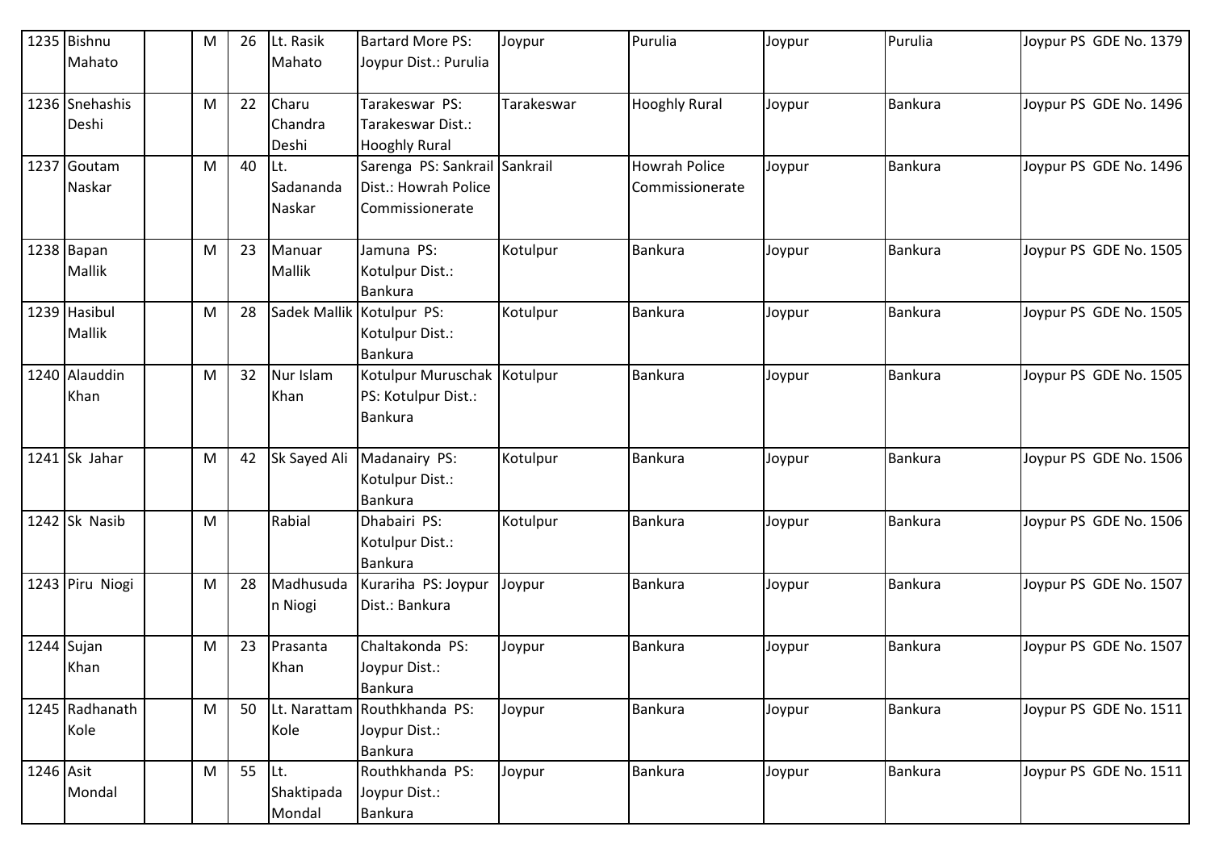| 1235 | Bishnu Mahato | | M | 26 | Lt. Rasik Mahato | Bartard More PS: Joypur Dist.: Purulia | Joypur | Purulia | Joypur | Purulia | Joypur PS GDE No. 1379 |
|---|---|---|---|---|---|---|---|---|---|---|---|
| 1236 | Snehashis Deshi | | M | 22 | Charu Chandra Deshi | Tarakeswar PS: Tarakeswar Dist.: Hooghly Rural | Tarakeswar | Hooghly Rural | Joypur | Bankura | Joypur PS GDE No. 1496 |
| 1237 | Goutam Naskar | | M | 40 | Lt. Sadananda Naskar | Sarenga PS: Sankrail Dist.: Howrah Police Commissionerate | Sankrail | Howrah Police Commissionerate | Joypur | Bankura | Joypur PS GDE No. 1496 |
| 1238 | Bapan Mallik | | M | 23 | Manuar Mallik | Jamuna PS: Kotulpur Dist.: Bankura | Kotulpur | Bankura | Joypur | Bankura | Joypur PS GDE No. 1505 |
| 1239 | Hasibul Mallik | | M | 28 | Sadek Mallik | Kotulpur PS: Kotulpur Dist.: Bankura | Kotulpur | Bankura | Joypur | Bankura | Joypur PS GDE No. 1505 |
| 1240 | Alauddin Khan | | M | 32 | Nur Islam Khan | Kotulpur Muruschak PS: Kotulpur Dist.: Bankura | Kotulpur | Bankura | Joypur | Bankura | Joypur PS GDE No. 1505 |
| 1241 | Sk Jahar | | M | 42 | Sk Sayed Ali | Madanairy PS: Kotulpur Dist.: Bankura | Kotulpur | Bankura | Joypur | Bankura | Joypur PS GDE No. 1506 |
| 1242 | Sk Nasib | | M | | Rabial | Dhabairi PS: Kotulpur Dist.: Bankura | Kotulpur | Bankura | Joypur | Bankura | Joypur PS GDE No. 1506 |
| 1243 | Piru Niogi | | M | 28 | Madhusudan Niogi | Kurariha PS: Joypur Dist.: Bankura | Joypur | Bankura | Joypur | Bankura | Joypur PS GDE No. 1507 |
| 1244 | Sujan Khan | | M | 23 | Prasanta Khan | Chaltakonda PS: Joypur Dist.: Bankura | Joypur | Bankura | Joypur | Bankura | Joypur PS GDE No. 1507 |
| 1245 | Radhanath Kole | | M | 50 | Lt. Narattam Kole | Routhkhanda PS: Joypur Dist.: Bankura | Joypur | Bankura | Joypur | Bankura | Joypur PS GDE No. 1511 |
| 1246 | Asit Mondal | | M | 55 | Lt. Shaktipada Mondal | Routhkhanda PS: Joypur Dist.: Bankura | Joypur | Bankura | Joypur | Bankura | Joypur PS GDE No. 1511 |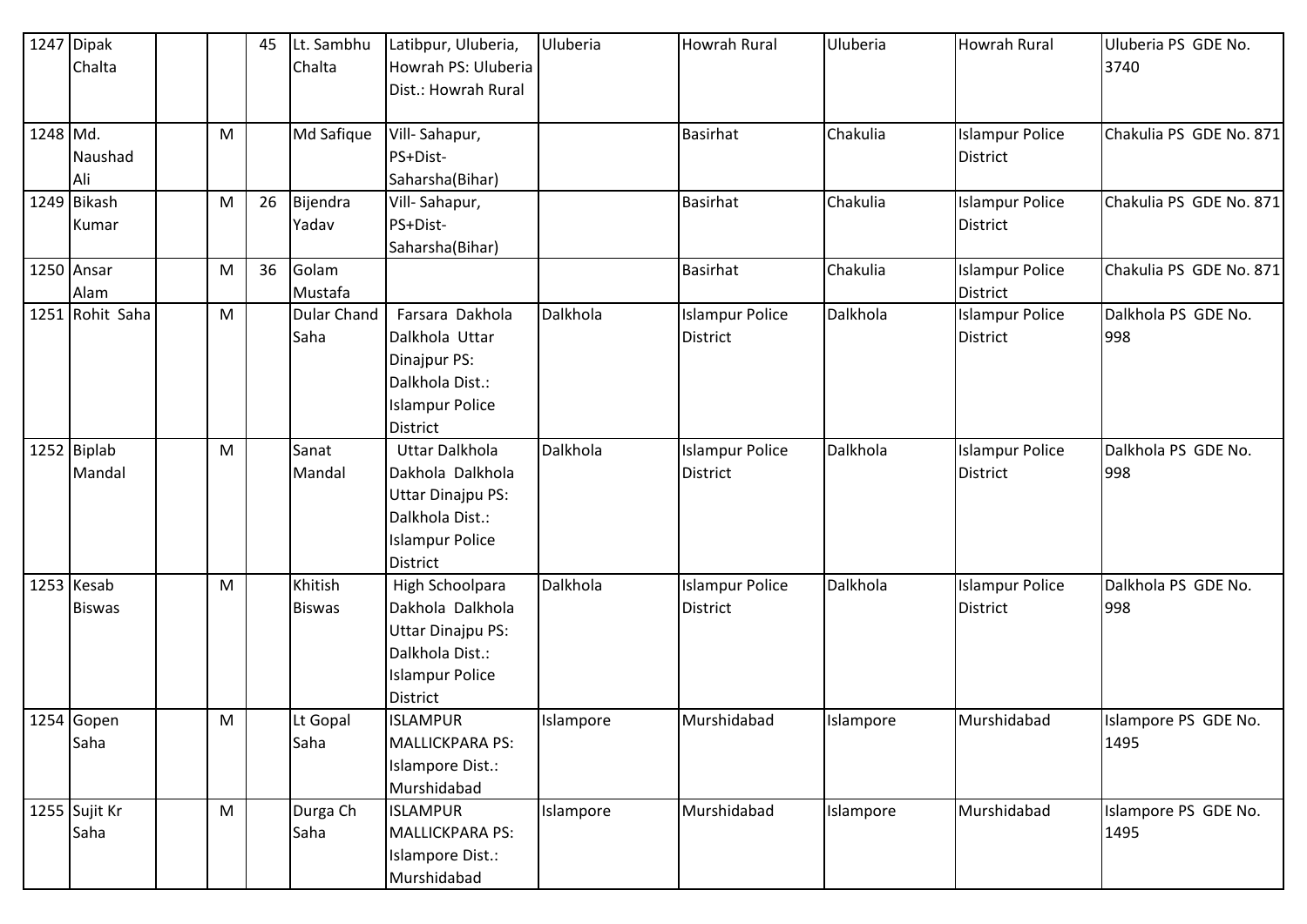| 1247 | Dipak Chalta | | | 45 | Lt. Sambhu Chalta | Latibpur, Uluberia, Howrah PS: Uluberia Dist.: Howrah Rural | Uluberia | Howrah Rural | Uluberia | Howrah Rural | Uluberia PS GDE No. 3740 |
|---|---|---|---|---|---|---|---|---|---|---|---|
| 1248 | Md. Naushad Ali | | M | | Md Safique | Vill- Sahapur, PS+Dist- Saharsha(Bihar) | | Basirhat | Chakulia | Islampur Police District | Chakulia PS GDE No. 871 |
| 1249 | Bikash Kumar | | M | 26 | Bijendra Yadav | Vill- Sahapur, PS+Dist- Saharsha(Bihar) | | Basirhat | Chakulia | Islampur Police District | Chakulia PS GDE No. 871 |
| 1250 | Ansar Alam | | M | 36 | Golam Mustafa | | | Basirhat | Chakulia | Islampur Police District | Chakulia PS GDE No. 871 |
| 1251 | Rohit Saha | | M | | Dular Chand Saha | Farsara Dakhola Dalkhola Uttar Dinajpur PS: Dalkhola Dist.: Islampur Police District | Dalkhola | Islampur Police District | Dalkhola | Islampur Police District | Dalkhola PS GDE No. 998 |
| 1252 | Biplab Mandal | | M | | Sanat Mandal | Uttar Dalkhola Dakhola Dalkhola Uttar Dinajpu PS: Dalkhola Dist.: Islampur Police District | Dalkhola | Islampur Police District | Dalkhola | Islampur Police District | Dalkhola PS GDE No. 998 |
| 1253 | Kesab Biswas | | M | | Khitish Biswas | High Schoolpara Dakhola Dalkhola Uttar Dinajpu PS: Dalkhola Dist.: Islampur Police District | Dalkhola | Islampur Police District | Dalkhola | Islampur Police District | Dalkhola PS GDE No. 998 |
| 1254 | Gopen Saha | | M | | Lt Gopal Saha | ISLAMPUR MALLICKPARA PS: Islampore Dist.: Murshidabad | Islampore | Murshidabad | Islampore | Murshidabad | Islampore PS GDE No. 1495 |
| 1255 | Sujit Kr Saha | | M | | Durga Ch Saha | ISLAMPUR MALLICKPARA PS: Islampore Dist.: Murshidabad | Islampore | Murshidabad | Islampore | Murshidabad | Islampore PS GDE No. 1495 |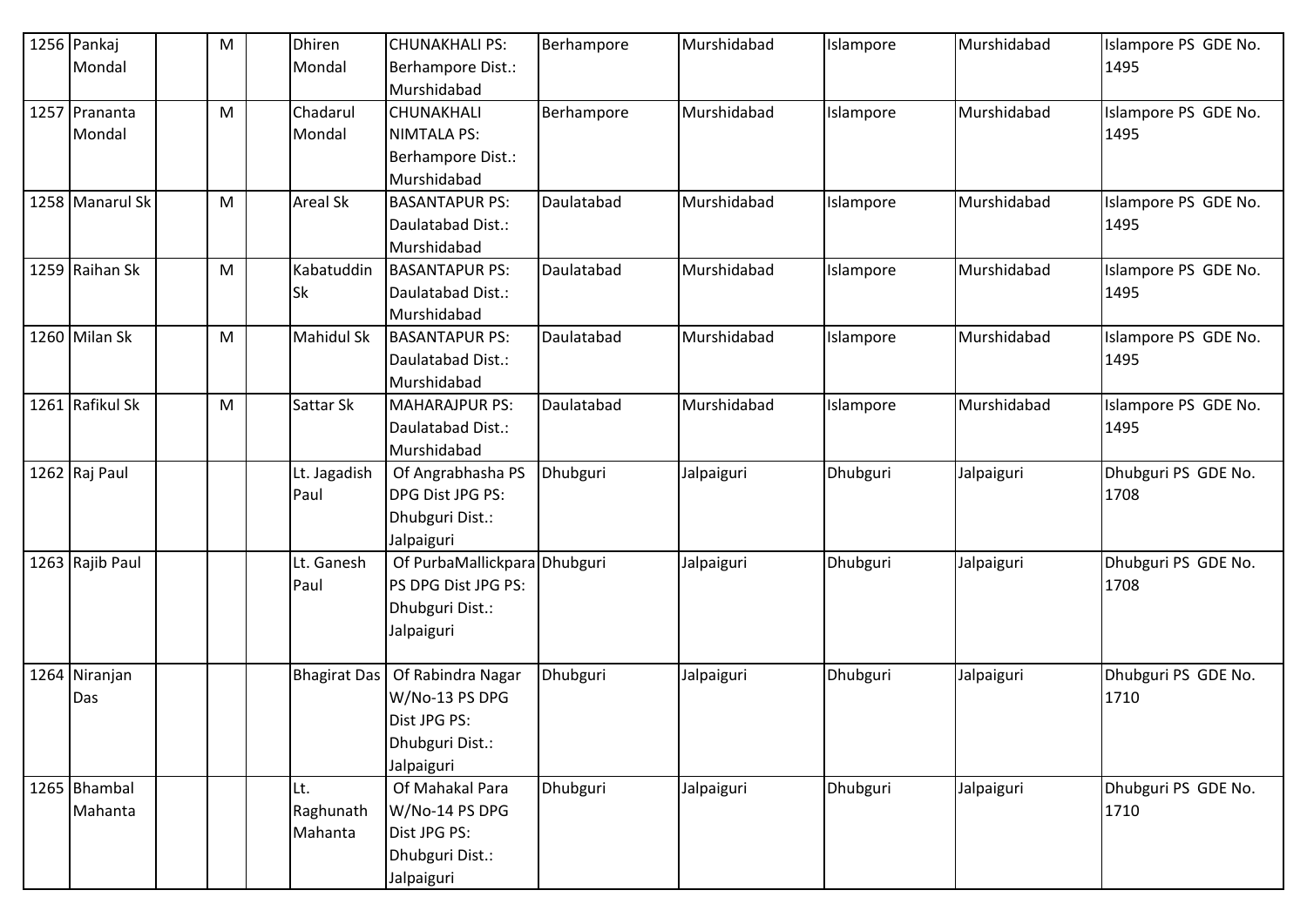| | | | | | | | | | | |
|---|---|---|---|---|---|---|---|---|---|---|
| 1256 | Pankaj Mondal | | M | | Dhiren Mondal | CHUNAKHALI PS: Berhampore Dist.: Murshidabad | Berhampore | Murshidabad | Islampore | Murshidabad | Islampore PS GDE No. 1495 |
| 1257 | Prananta Mondal | | M | | Chadarul Mondal | CHUNAKHALI NIMTALA PS: Berhampore Dist.: Murshidabad | Berhampore | Murshidabad | Islampore | Murshidabad | Islampore PS GDE No. 1495 |
| 1258 | Manarul Sk | | M | | Areal Sk | BASANTAPUR PS: Daulatabad Dist.: Murshidabad | Daulatabad | Murshidabad | Islampore | Murshidabad | Islampore PS GDE No. 1495 |
| 1259 | Raihan Sk | | M | | Kabatuddin Sk | BASANTAPUR PS: Daulatabad Dist.: Murshidabad | Daulatabad | Murshidabad | Islampore | Murshidabad | Islampore PS GDE No. 1495 |
| 1260 | Milan Sk | | M | | Mahidul Sk | BASANTAPUR PS: Daulatabad Dist.: Murshidabad | Daulatabad | Murshidabad | Islampore | Murshidabad | Islampore PS GDE No. 1495 |
| 1261 | Rafikul Sk | | M | | Sattar Sk | MAHARAJPUR PS: Daulatabad Dist.: Murshidabad | Daulatabad | Murshidabad | Islampore | Murshidabad | Islampore PS GDE No. 1495 |
| 1262 | Raj Paul | | | | Lt. Jagadish Paul | Of Angrabhasha PS DPG Dist JPG PS: Dhubguri Dist.: Jalpaiguri | Dhubguri | Jalpaiguri | Dhubguri | Jalpaiguri | Dhubguri PS GDE No. 1708 |
| 1263 | Rajib Paul | | | | Lt. Ganesh Paul | Of PurbaMallickpara PS DPG Dist JPG PS: Dhubguri Dist.: Jalpaiguri | Dhubguri | Jalpaiguri | Dhubguri | Jalpaiguri | Dhubguri PS GDE No. 1708 |
| 1264 | Niranjan Das | | | | Bhagirat Das | Of Rabindra Nagar W/No-13 PS DPG Dist JPG PS: Dhubguri Dist.: Jalpaiguri | Dhubguri | Jalpaiguri | Dhubguri | Jalpaiguri | Dhubguri PS GDE No. 1710 |
| 1265 | Bhambal Mahanta | | | | Lt. Raghunath Mahanta | Of Mahakal Para W/No-14 PS DPG Dist JPG PS: Dhubguri Dist.: Jalpaiguri | Dhubguri | Jalpaiguri | Dhubguri | Jalpaiguri | Dhubguri PS GDE No. 1710 |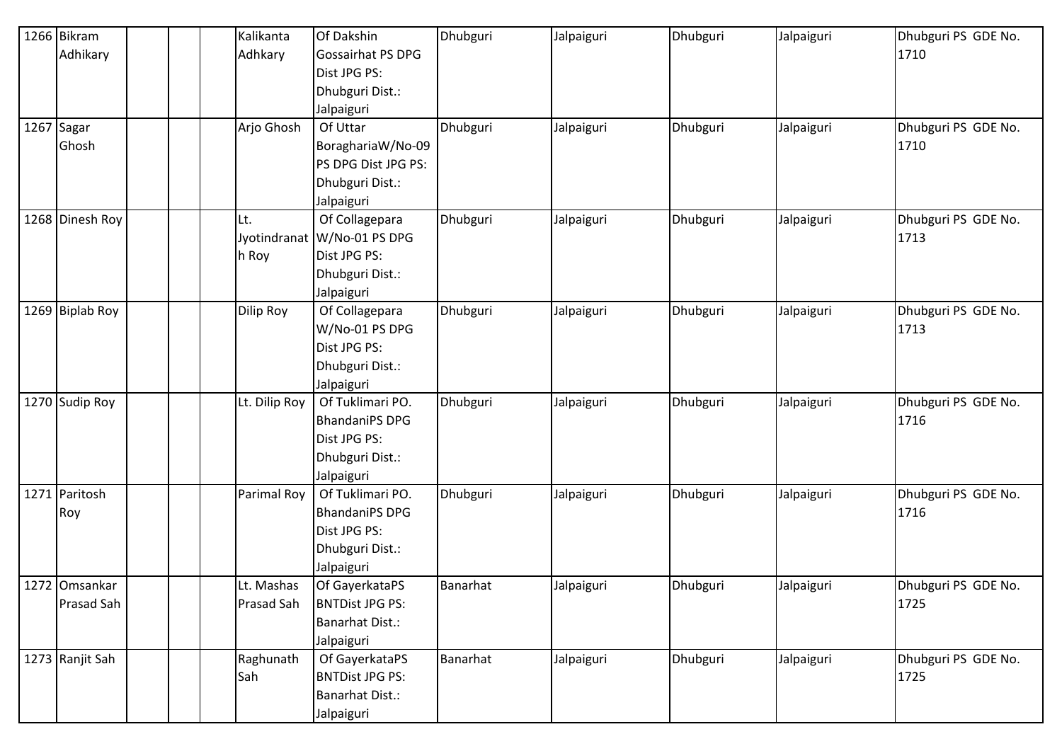| 1266 | Bikram Adhikary | | | | Kalikanta Adhkary | Of Dakshin Gossairhat PS DPG Dist JPG PS: Dhubguri Dist.: Jalpaiguri | Dhubguri | Jalpaiguri | Dhubguri | Jalpaiguri | Dhubguri PS GDE No. 1710 |
|---|---|---|---|---|---|---|---|---|---|---|---|
| 1267 | Sagar Ghosh | | | | Arjo Ghosh | Of Uttar BoraghariaW/No-09 PS DPG Dist JPG PS: Dhubguri Dist.: Jalpaiguri | Dhubguri | Jalpaiguri | Dhubguri | Jalpaiguri | Dhubguri PS GDE No. 1710 |
| 1268 | Dinesh Roy | | | | Lt. Jyotindranath Roy | Of Collagepara W/No-01 PS DPG Dist JPG PS: Dhubguri Dist.: Jalpaiguri | Dhubguri | Jalpaiguri | Dhubguri | Jalpaiguri | Dhubguri PS GDE No. 1713 |
| 1269 | Biplab Roy | | | | Dilip Roy | Of Collagepara W/No-01 PS DPG Dist JPG PS: Dhubguri Dist.: Jalpaiguri | Dhubguri | Jalpaiguri | Dhubguri | Jalpaiguri | Dhubguri PS GDE No. 1713 |
| 1270 | Sudip Roy | | | | Lt. Dilip Roy | Of Tuklimari PO. BhandaniPS DPG Dist JPG PS: Dhubguri Dist.: Jalpaiguri | Dhubguri | Jalpaiguri | Dhubguri | Jalpaiguri | Dhubguri PS GDE No. 1716 |
| 1271 | Paritosh Roy | | | | Parimal Roy | Of Tuklimari PO. BhandaniPS DPG Dist JPG PS: Dhubguri Dist.: Jalpaiguri | Dhubguri | Jalpaiguri | Dhubguri | Jalpaiguri | Dhubguri PS GDE No. 1716 |
| 1272 | Omsankar Prasad Sah | | | | Lt. Mashas Prasad Sah | Of GayerkataPS BNTDist JPG PS: Banarhat Dist.: Jalpaiguri | Banarhat | Jalpaiguri | Dhubguri | Jalpaiguri | Dhubguri PS GDE No. 1725 |
| 1273 | Ranjit Sah | | | | Raghunath Sah | Of GayerkataPS BNTDist JPG PS: Banarhat Dist.: Jalpaiguri | Banarhat | Jalpaiguri | Dhubguri | Jalpaiguri | Dhubguri PS GDE No. 1725 |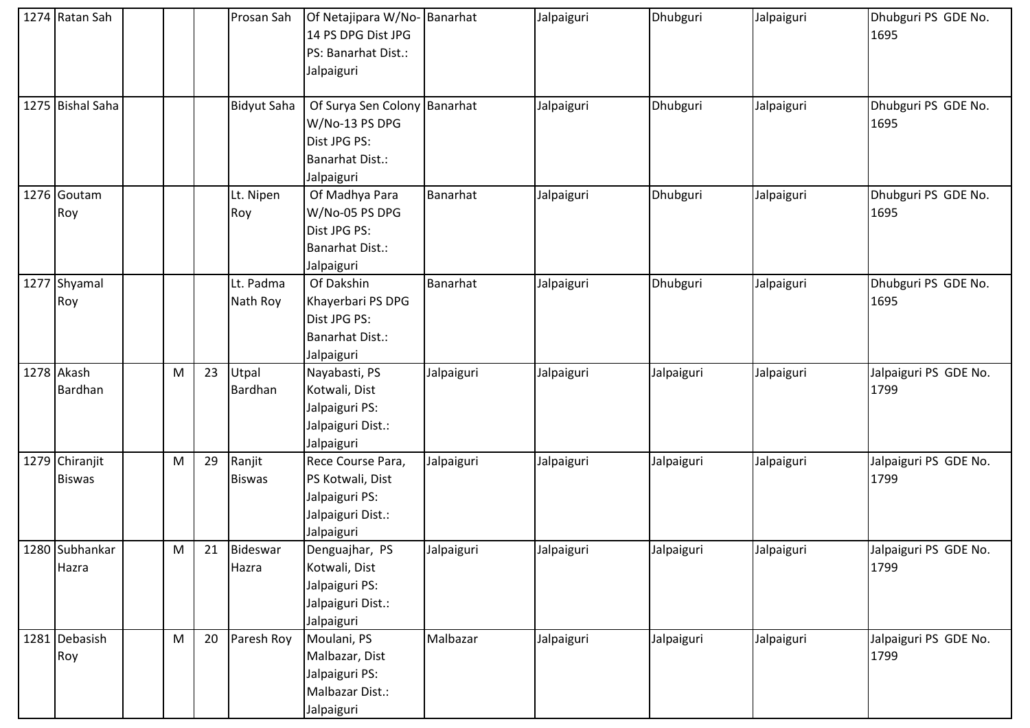| | | | | | | | | | | |
|---|---|---|---|---|---|---|---|---|---|---|
| 1274 | Ratan Sah | | | | Prosan Sah | Of Netajipara W/No-14 PS DPG Dist JPG PS: Banarhat Dist.: Jalpaiguri | Banarhat | Jalpaiguri | Dhubguri | Jalpaiguri | Dhubguri PS GDE No. 1695 |
| 1275 | Bishal Saha | | | | Bidyut Saha | Of Surya Sen Colony W/No-13 PS DPG Dist JPG PS: Banarhat Dist.: Jalpaiguri | Banarhat | Jalpaiguri | Dhubguri | Jalpaiguri | Dhubguri PS GDE No. 1695 |
| 1276 | Goutam Roy | | | | Lt. Nipen Roy | Of Madhya Para W/No-05 PS DPG Dist JPG PS: Banarhat Dist.: Jalpaiguri | Banarhat | Jalpaiguri | Dhubguri | Jalpaiguri | Dhubguri PS GDE No. 1695 |
| 1277 | Shyamal Roy | | | | Lt. Padma Nath Roy | Of Dakshin Khayerbari PS DPG Dist JPG PS: Banarhat Dist.: Jalpaiguri | Banarhat | Jalpaiguri | Dhubguri | Jalpaiguri | Dhubguri PS GDE No. 1695 |
| 1278 | Akash Bardhan | | M | 23 | Utpal Bardhan | Nayabasti, PS Kotwali, Dist Jalpaiguri PS: Jalpaiguri Dist.: Jalpaiguri | Jalpaiguri | Jalpaiguri | Jalpaiguri | Jalpaiguri | Jalpaiguri PS GDE No. 1799 |
| 1279 | Chiranjit Biswas | | M | 29 | Ranjit Biswas | Rece Course Para, PS Kotwali, Dist Jalpaiguri PS: Jalpaiguri Dist.: Jalpaiguri | Jalpaiguri | Jalpaiguri | Jalpaiguri | Jalpaiguri | Jalpaiguri PS GDE No. 1799 |
| 1280 | Subhankar Hazra | | M | 21 | Bideswar Hazra | Denguajhar, PS Kotwali, Dist Jalpaiguri PS: Jalpaiguri Dist.: Jalpaiguri | Jalpaiguri | Jalpaiguri | Jalpaiguri | Jalpaiguri | Jalpaiguri PS GDE No. 1799 |
| 1281 | Debasish Roy | | M | 20 | Paresh Roy | Moulani, PS Malbazar, Dist Jalpaiguri PS: Malbazar Dist.: Jalpaiguri | Malbazar | Jalpaiguri | Jalpaiguri | Jalpaiguri | Jalpaiguri PS GDE No. 1799 |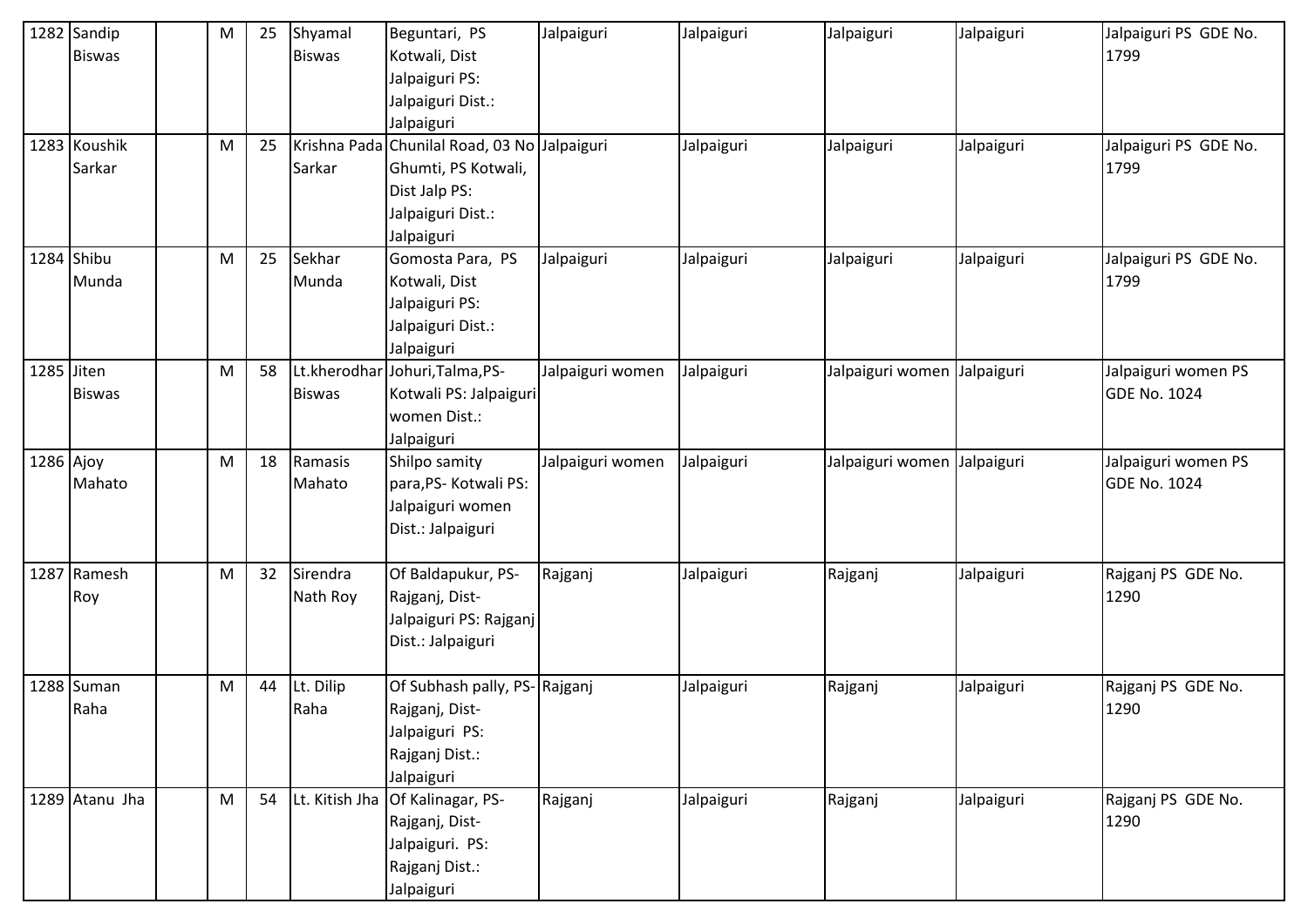| 1282 | Sandip Biswas | | M | 25 | Shyamal Biswas | Beguntari, PS Kotwali, Dist Jalpaiguri PS: Jalpaiguri Dist.: Jalpaiguri | Jalpaiguri | Jalpaiguri | Jalpaiguri | Jalpaiguri | Jalpaiguri PS GDE No. 1799 |
|---|---|---|---|---|---|---|---|---|---|---|---|
| 1283 | Koushik Sarkar | | M | 25 | Krishna Pada Sarkar | Chunilal Road, 03 No Ghumti, PS Kotwali, Dist Jalp PS: Jalpaiguri Dist.: Jalpaiguri | Jalpaiguri | Jalpaiguri | Jalpaiguri | Jalpaiguri | Jalpaiguri PS GDE No. 1799 |
| 1284 | Shibu Munda | | M | 25 | Sekhar Munda | Gomosta Para, PS Kotwali, Dist Jalpaiguri PS: Jalpaiguri Dist.: Jalpaiguri | Jalpaiguri | Jalpaiguri | Jalpaiguri | Jalpaiguri | Jalpaiguri PS GDE No. 1799 |
| 1285 | Jiten Biswas | | M | 58 | Lt.kherodhar Biswas | Johuri,Talma,PS-Kotwali PS: Jalpaiguri women Dist.: Jalpaiguri | Jalpaiguri women | Jalpaiguri | Jalpaiguri women | Jalpaiguri | Jalpaiguri women PS GDE No. 1024 |
| 1286 | Ajoy Mahato | | M | 18 | Ramasis Mahato | Shilpo samity para,PS- Kotwali PS: Jalpaiguri women Dist.: Jalpaiguri | Jalpaiguri women | Jalpaiguri | Jalpaiguri women | Jalpaiguri | Jalpaiguri women PS GDE No. 1024 |
| 1287 | Ramesh Roy | | M | 32 | Sirendra Nath Roy | Of Baldapukur, PS-Rajganj, Dist-Jalpaiguri PS: Rajganj Dist.: Jalpaiguri | Rajganj | Jalpaiguri | Rajganj | Jalpaiguri | Rajganj PS GDE No. 1290 |
| 1288 | Suman Raha | | M | 44 | Lt. Dilip Raha | Of Subhash pally, PS-Rajganj, Dist-Jalpaiguri PS: Rajganj Dist.: Jalpaiguri | Rajganj | Jalpaiguri | Rajganj | Jalpaiguri | Rajganj PS GDE No. 1290 |
| 1289 | Atanu Jha | | M | 54 | Lt. Kitish Jha | Of Kalinagar, PS-Rajganj, Dist-Jalpaiguri. PS: Rajganj Dist.: Jalpaiguri | Rajganj | Jalpaiguri | Rajganj | Jalpaiguri | Rajganj PS GDE No. 1290 |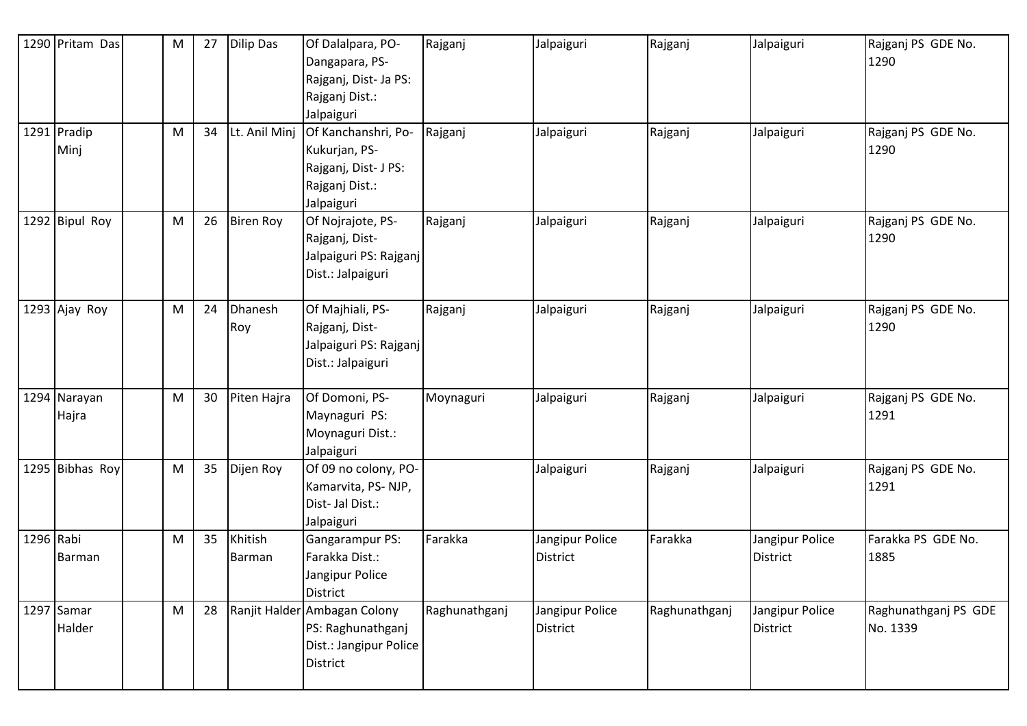| 1290 | Pritam Das | | M | 27 | Dilip Das | Of Dalalpara, PO-Dangapara, PS-Rajganj, Dist- Ja PS: Rajganj Dist.: Jalpaiguri | Rajganj | Jalpaiguri | Rajganj | Jalpaiguri | Rajganj PS GDE No. 1290 |
|---|---|---|---|---|---|---|---|---|---|---|---|
| 1291 | Pradip Minj | | M | 34 | Lt. Anil Minj | Of Kanchanshri, Po-Kukurjan, PS-Rajganj, Dist- J PS: Rajganj Dist.: Jalpaiguri | Rajganj | Jalpaiguri | Rajganj | Jalpaiguri | Rajganj PS GDE No. 1290 |
| 1292 | Bipul Roy | | M | 26 | Biren Roy | Of Nojrajote, PS-Rajganj, Dist-Jalpaiguri PS: Rajganj Dist.: Jalpaiguri | Rajganj | Jalpaiguri | Rajganj | Jalpaiguri | Rajganj PS GDE No. 1290 |
| 1293 | Ajay Roy | | M | 24 | Dhanesh Roy | Of Majhiali, PS-Rajganj, Dist-Jalpaiguri PS: Rajganj Dist.: Jalpaiguri | Rajganj | Jalpaiguri | Rajganj | Jalpaiguri | Rajganj PS GDE No. 1290 |
| 1294 | Narayan Hajra | | M | 30 | Piten Hajra | Of Domoni, PS-Maynaguri PS: Moynaguri Dist.: Jalpaiguri | Moynaguri | Jalpaiguri | Rajganj | Jalpaiguri | Rajganj PS GDE No. 1291 |
| 1295 | Bibhas Roy | | M | 35 | Dijen Roy | Of 09 no colony, PO-Kamarvita, PS- NJP, Dist- Jal Dist.: Jalpaiguri | | Jalpaiguri | Rajganj | Jalpaiguri | Rajganj PS GDE No. 1291 |
| 1296 | Rabi Barman | | M | 35 | Khitish Barman | Gangarampur PS: Farakka Dist.: Jangipur Police District | Farakka | Jangipur Police District | Farakka | Jangipur Police District | Farakka PS GDE No. 1885 |
| 1297 | Samar Halder | | M | 28 | Ranjit Halder | Ambagan Colony PS: Raghunathganj Dist.: Jangipur Police District | Raghunathganj | Jangipur Police District | Raghunathganj | Jangipur Police District | Raghunathganj PS GDE No. 1339 |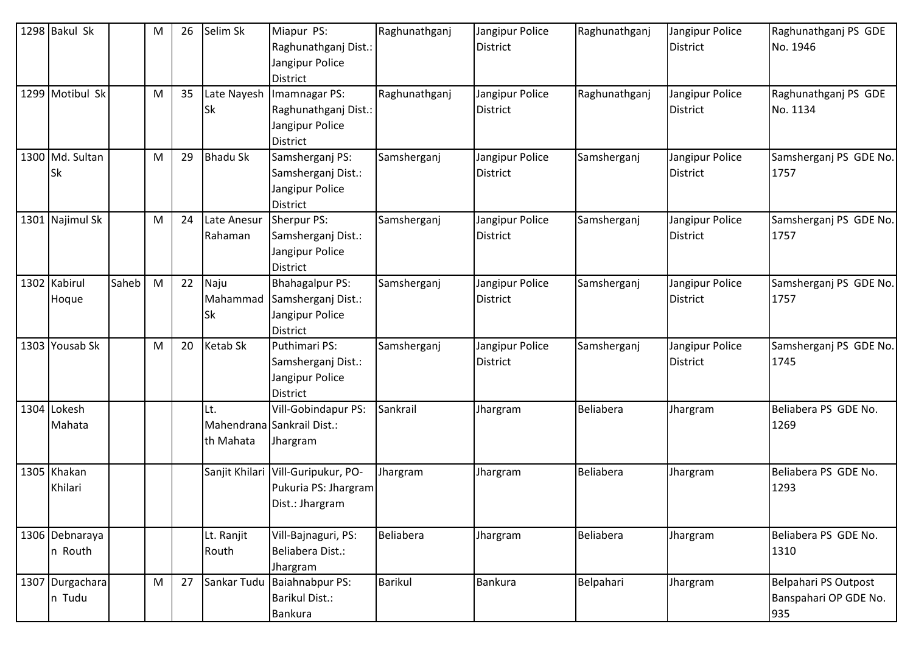| 1298 | Bakul Sk | | M | 26 | Selim Sk | Miapur PS: Raghunathganj Dist.: Jangipur Police District | Raghunathganj | Jangipur Police District | Raghunathganj | Jangipur Police District | Raghunathganj PS GDE No. 1946 |
|---|---|---|---|---|---|---|---|---|---|---|---|
| 1299 | Motibul Sk | | M | 35 | Late Nayesh Sk | Imamnagar PS: Raghunathganj Dist.: Jangipur Police District | Raghunathganj | Jangipur Police District | Raghunathganj | Jangipur Police District | Raghunathganj PS GDE No. 1134 |
| 1300 | Md. Sultan Sk | | M | 29 | Bhadu Sk | Samsherganj PS: Samsherganj Dist.: Jangipur Police District | Samsherganj | Jangipur Police District | Samsherganj | Jangipur Police District | Samsherganj PS GDE No. 1757 |
| 1301 | Najimul Sk | | M | 24 | Late Anesur Rahaman | Sherpur PS: Samsherganj Dist.: Jangipur Police District | Samsherganj | Jangipur Police District | Samsherganj | Jangipur Police District | Samsherganj PS GDE No. 1757 |
| 1302 | Kabirul Hoque | Saheb | M | 22 | Naju Mahammad Sk | Bhahagalpur PS: Samsherganj Dist.: Jangipur Police District | Samsherganj | Jangipur Police District | Samsherganj | Jangipur Police District | Samsherganj PS GDE No. 1757 |
| 1303 | Yousab Sk | | M | 20 | Ketab Sk | Puthimari PS: Samsherganj Dist.: Jangipur Police District | Samsherganj | Jangipur Police District | Samsherganj | Jangipur Police District | Samsherganj PS GDE No. 1745 |
| 1304 | Lokesh Mahata | | | | Lt. Mahendranath Mahata | Vill-Gobindapur PS: Sankrail Dist.: Jhargram | Sankrail | Jhargram | Beliabera | Jhargram | Beliabera PS GDE No. 1269 |
| 1305 | Khakan Khilari | | | | Sanjit Khilari | Vill-Guripukur, PO-Pukuria PS: Jhargram Dist.: Jhargram | Jhargram | Jhargram | Beliabera | Jhargram | Beliabera PS GDE No. 1293 |
| 1306 | Debnarayan Routh | | | | Lt. Ranjit Routh | Vill-Bajnaguri, PS: Beliabera Dist.: Jhargram | Beliabera | Jhargram | Beliabera | Jhargram | Beliabera PS GDE No. 1310 |
| 1307 | Durgacharan Tudu | | M | 27 | Sankar Tudu | Baiahnabpur PS: Barikul Dist.: Bankura | Barikul | Bankura | Belpahari | Jhargram | Belpahari PS Outpost Banspahari OP GDE No. 935 |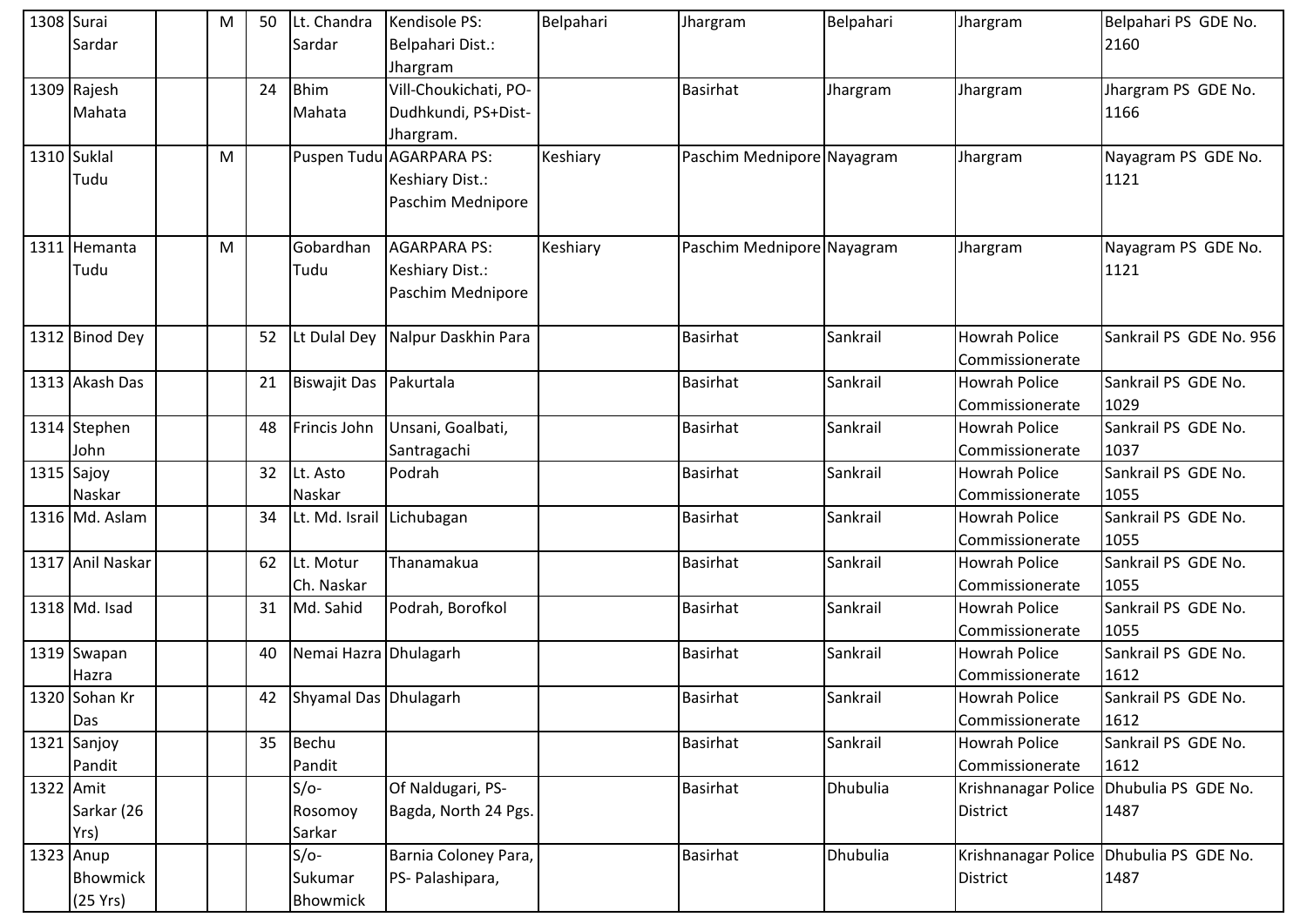| 1308 | Surai Sardar | | M | 50 | Lt. Chandra Sardar | Kendisole PS: Belpahari Dist.: Jhargram | Belpahari | Jhargram | Belpahari | Jhargram | Belpahari PS GDE No. 2160 |
|---|---|---|---|---|---|---|---|---|---|---|---|
| 1309 | Rajesh Mahata | | | 24 | Bhim Mahata | Vill-Choukichati, PO-Dudhkundi, PS+Dist-Jhargram. | | Basirhat | Jhargram | Jhargram | Jhargram PS GDE No. 1166 |
| 1310 | Suklal Tudu | | M | | Puspen Tudu | AGARPARA PS: Keshiary Dist.: Paschim Mednipore | Keshiary | Paschim Mednipore | Nayagram | Jhargram | Nayagram PS GDE No. 1121 |
| 1311 | Hemanta Tudu | | M | | Gobardhan Tudu | AGARPARA PS: Keshiary Dist.: Paschim Mednipore | Keshiary | Paschim Mednipore | Nayagram | Jhargram | Nayagram PS GDE No. 1121 |
| 1312 | Binod Dey | | | 52 | Lt Dulal Dey | Nalpur Daskhin Para | | Basirhat | Sankrail | Howrah Police Commissionerate | Sankrail PS GDE No. 956 |
| 1313 | Akash Das | | | 21 | Biswajit Das | Pakurtala | | Basirhat | Sankrail | Howrah Police Commissionerate | Sankrail PS GDE No. 1029 |
| 1314 | Stephen John | | | 48 | Frincis John | Unsani, Goalbati, Santragachi | | Basirhat | Sankrail | Howrah Police Commissionerate | Sankrail PS GDE No. 1037 |
| 1315 | Sajoy Naskar | | | 32 | Lt. Asto Naskar | Podrah | | Basirhat | Sankrail | Howrah Police Commissionerate | Sankrail PS GDE No. 1055 |
| 1316 | Md. Aslam | | | 34 | Lt. Md. Israil | Lichubagan | | Basirhat | Sankrail | Howrah Police Commissionerate | Sankrail PS GDE No. 1055 |
| 1317 | Anil Naskar | | | 62 | Lt. Motur Ch. Naskar | Thanamakua | | Basirhat | Sankrail | Howrah Police Commissionerate | Sankrail PS GDE No. 1055 |
| 1318 | Md. Isad | | | 31 | Md. Sahid | Podrah, Borofkol | | Basirhat | Sankrail | Howrah Police Commissionerate | Sankrail PS GDE No. 1055 |
| 1319 | Swapan Hazra | | | 40 | Nemai Hazra | Dhulagarh | | Basirhat | Sankrail | Howrah Police Commissionerate | Sankrail PS GDE No. 1612 |
| 1320 | Sohan Kr Das | | | 42 | Shyamal Das | Dhulagarh | | Basirhat | Sankrail | Howrah Police Commissionerate | Sankrail PS GDE No. 1612 |
| 1321 | Sanjoy Pandit | | | 35 | Bechu Pandit | | | Basirhat | Sankrail | Howrah Police Commissionerate | Sankrail PS GDE No. 1612 |
| 1322 | Amit Sarkar (26 Yrs) | | | | S/o- Rosomoy Sarkar | Of Naldugari, PS-Bagda, North 24 Pgs. | | Basirhat | Dhubulia | Krishnanagar Police District | Dhubulia PS GDE No. 1487 |
| 1323 | Anup Bhowmick (25 Yrs) | | | | S/o- Sukumar Bhowmick | Barnia Coloney Para, PS- Palashipara, | | Basirhat | Dhubulia | Krishnanagar Police District | Dhubulia PS GDE No. 1487 |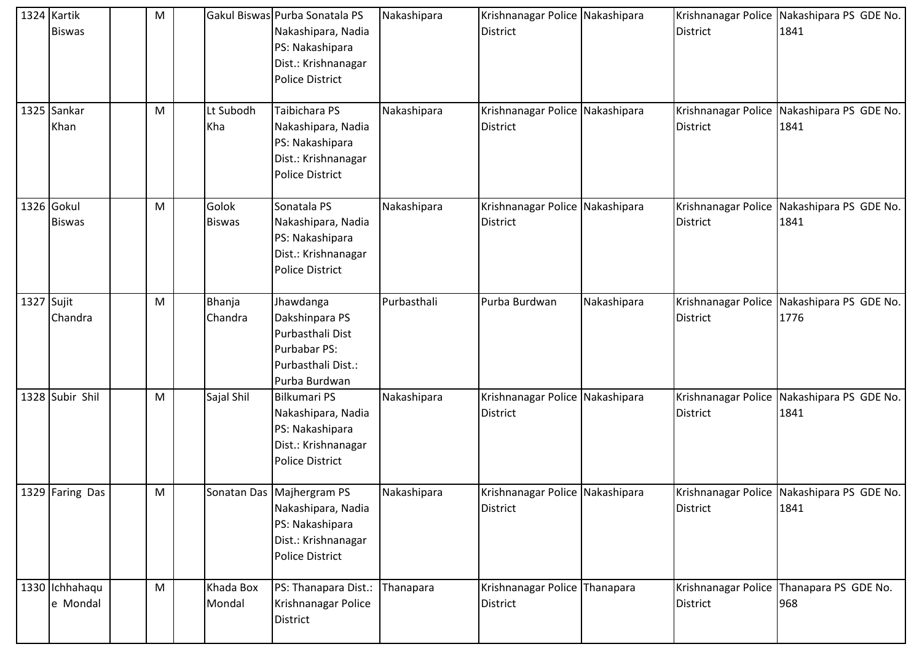| | | | | | | | | | | | |
|---|---|---|---|---|---|---|---|---|---|---|---|
| 1324 | Kartik Biswas | | M | | Gakul Biswas | Purba Sonatala PS Nakashipara, Nadia PS: Nakashipara Dist.: Krishnanagar Police District | Nakashipara | Krishnanagar Police District | Nakashipara | Krishnanagar Police District | Nakashipara PS GDE No. 1841 |
| 1325 | Sankar Khan | | M | | Lt Subodh Kha | Taibichara PS Nakashipara, Nadia PS: Nakashipara Dist.: Krishnanagar Police District | Nakashipara | Krishnanagar Police District | Nakashipara | Krishnanagar Police District | Nakashipara PS GDE No. 1841 |
| 1326 | Gokul Biswas | | M | | Golok Biswas | Sonatala PS Nakashipara, Nadia PS: Nakashipara Dist.: Krishnanagar Police District | Nakashipara | Krishnanagar Police District | Nakashipara | Krishnanagar Police District | Nakashipara PS GDE No. 1841 |
| 1327 | Sujit Chandra | | M | | Bhanja Chandra | Jhawdanga Dakshinpara PS Purbasthali Dist Purbabar PS: Purbasthali Dist.: Purba Burdwan | Purbasthali | Purba Burdwan | Nakashipara | Krishnanagar Police District | Nakashipara PS GDE No. 1776 |
| 1328 | Subir Shil | | M | | Sajal Shil | Bilkumari PS Nakashipara, Nadia PS: Nakashipara Dist.: Krishnanagar Police District | Nakashipara | Krishnanagar Police District | Nakashipara | Krishnanagar Police District | Nakashipara PS GDE No. 1841 |
| 1329 | Faring Das | | M | | Sonatan Das | Majhergram PS Nakashipara, Nadia PS: Nakashipara Dist.: Krishnanagar Police District | Nakashipara | Krishnanagar Police District | Nakashipara | Krishnanagar Police District | Nakashipara PS GDE No. 1841 |
| 1330 | Ichhahaque Mondal | | M | | Khada Box Mondal | PS: Thanapara Dist.: Krishnanagar Police District | Thanapara | Krishnanagar Police District | Thanapara | Krishnanagar Police District | Thanapara PS GDE No. 968 |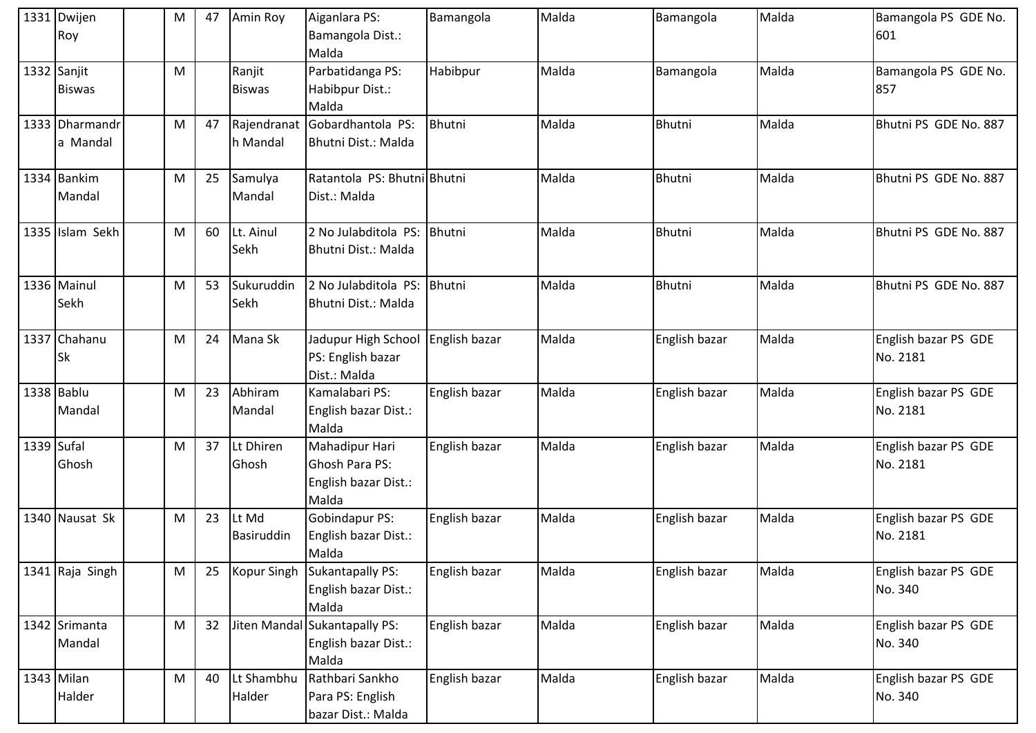| | | | | | | | | | | |
|---|---|---|---|---|---|---|---|---|---|---|
| 1331 | Dwijen Roy | | M | 47 | Amin Roy | Aiganlara PS: Bamangola Dist.: Malda | Bamangola | Malda | Bamangola | Malda | Bamangola PS GDE No. 601 |
| 1332 | Sanjit Biswas | | M | | Ranjit Biswas | Parbatidanga PS: Habibpur Dist.: Malda | Habibpur | Malda | Bamangola | Malda | Bamangola PS GDE No. 857 |
| 1333 | Dharmandra Mandal | | M | 47 | Rajendranath Mandal | Gobardhantola PS: Bhutni Dist.: Malda | Bhutni | Malda | Bhutni | Malda | Bhutni PS GDE No. 887 |
| 1334 | Bankim Mandal | | M | 25 | Samulya Mandal | Ratantola PS: Bhutni Dist.: Malda | Bhutni | Malda | Bhutni | Malda | Bhutni PS GDE No. 887 |
| 1335 | Islam Sekh | | M | 60 | Lt. Ainul Sekh | 2 No Julabditola PS: Bhutni Dist.: Malda | Bhutni | Malda | Bhutni | Malda | Bhutni PS GDE No. 887 |
| 1336 | Mainul Sekh | | M | 53 | Sukuruddin Sekh | 2 No Julabditola PS: Bhutni Dist.: Malda | Bhutni | Malda | Bhutni | Malda | Bhutni PS GDE No. 887 |
| 1337 | Chahanu Sk | | M | 24 | Mana Sk | Jadupur High School PS: English bazar Dist.: Malda | English bazar | Malda | English bazar | Malda | English bazar PS GDE No. 2181 |
| 1338 | Bablu Mandal | | M | 23 | Abhiram Mandal | Kamalabari PS: English bazar Dist.: Malda | English bazar | Malda | English bazar | Malda | English bazar PS GDE No. 2181 |
| 1339 | Sufal Ghosh | | M | 37 | Lt Dhiren Ghosh | Mahadipur Hari Ghosh Para PS: English bazar Dist.: Malda | English bazar | Malda | English bazar | Malda | English bazar PS GDE No. 2181 |
| 1340 | Nausat Sk | | M | 23 | Lt Md Basiruddin | Gobindapur PS: English bazar Dist.: Malda | English bazar | Malda | English bazar | Malda | English bazar PS GDE No. 2181 |
| 1341 | Raja Singh | | M | 25 | Kopur Singh | Sukantapally PS: English bazar Dist.: Malda | English bazar | Malda | English bazar | Malda | English bazar PS GDE No. 340 |
| 1342 | Srimanta Mandal | | M | 32 | Jiten Mandal | Sukantapally PS: English bazar Dist.: Malda | English bazar | Malda | English bazar | Malda | English bazar PS GDE No. 340 |
| 1343 | Milan Halder | | M | 40 | Lt Shambhu Halder | Rathbari Sankho Para PS: English bazar Dist.: Malda | English bazar | Malda | English bazar | Malda | English bazar PS GDE No. 340 |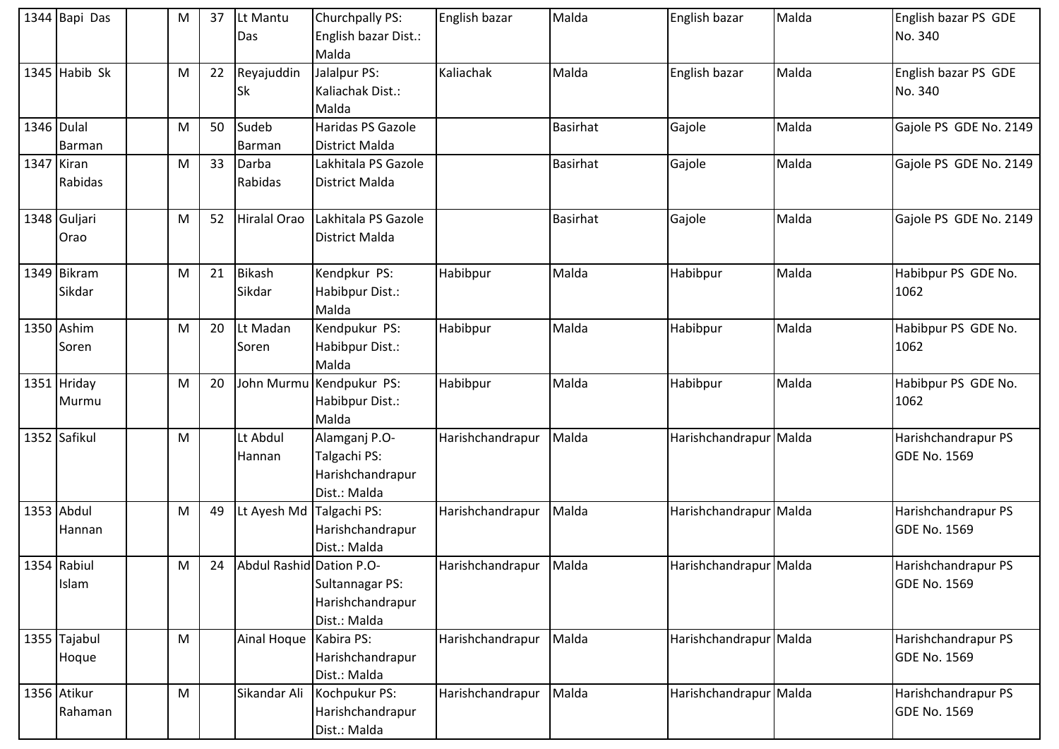| 1344 | Bapi Das | | M | 37 | Lt Mantu Das | Churchpally PS: English bazar Dist.: Malda | English bazar | Malda | English bazar | Malda | English bazar PS GDE No. 340 |
|---|---|---|---|---|---|---|---|---|---|---|---|
| 1345 | Habib Sk | | M | 22 | Reyajuddin Sk | Jalalpur PS: Kaliachak Dist.: Malda | Kaliachak | Malda | English bazar | Malda | English bazar PS GDE No. 340 |
| 1346 | Dulal Barman | | M | 50 | Sudeb Barman | Haridas PS Gazole District Malda | | Basirhat | Gajole | Malda | Gajole PS GDE No. 2149 |
| 1347 | Kiran Rabidas | | M | 33 | Darba Rabidas | Lakhitala PS Gazole District Malda | | Basirhat | Gajole | Malda | Gajole PS GDE No. 2149 |
| 1348 | Guljari Orao | | M | 52 | Hiralal Orao | Lakhitala PS Gazole District Malda | | Basirhat | Gajole | Malda | Gajole PS GDE No. 2149 |
| 1349 | Bikram Sikdar | | M | 21 | Bikash Sikdar | Kendpkur PS: Habibpur Dist.: Malda | Habibpur | Malda | Habibpur | Malda | Habibpur PS GDE No. 1062 |
| 1350 | Ashim Soren | | M | 20 | Lt Madan Soren | Kendpukur PS: Habibpur Dist.: Malda | Habibpur | Malda | Habibpur | Malda | Habibpur PS GDE No. 1062 |
| 1351 | Hriday Murmu | | M | 20 | John Murmu | Kendpukur PS: Habibpur Dist.: Malda | Habibpur | Malda | Habibpur | Malda | Habibpur PS GDE No. 1062 |
| 1352 | Safikul | | M | | Lt Abdul Hannan | Alamganj P.O- Talgachi PS: Harishchandrapur Dist.: Malda | Harishchandrapur | Malda | Harishchandrapur | Malda | Harishchandrapur PS GDE No. 1569 |
| 1353 | Abdul Hannan | | M | 49 | Lt Ayesh Md | Talgachi PS: Harishchandrapur Dist.: Malda | Harishchandrapur | Malda | Harishchandrapur | Malda | Harishchandrapur PS GDE No. 1569 |
| 1354 | Rabiul Islam | | M | 24 | Abdul Rashid | Dation P.O- Sultannagar PS: Harishchandrapur Dist.: Malda | Harishchandrapur | Malda | Harishchandrapur | Malda | Harishchandrapur PS GDE No. 1569 |
| 1355 | Tajabul Hoque | | M | | Ainal Hoque | Kabira PS: Harishchandrapur Dist.: Malda | Harishchandrapur | Malda | Harishchandrapur | Malda | Harishchandrapur PS GDE No. 1569 |
| 1356 | Atikur Rahaman | | M | | Sikandar Ali | Kochpukur PS: Harishchandrapur Dist.: Malda | Harishchandrapur | Malda | Harishchandrapur | Malda | Harishchandrapur PS GDE No. 1569 |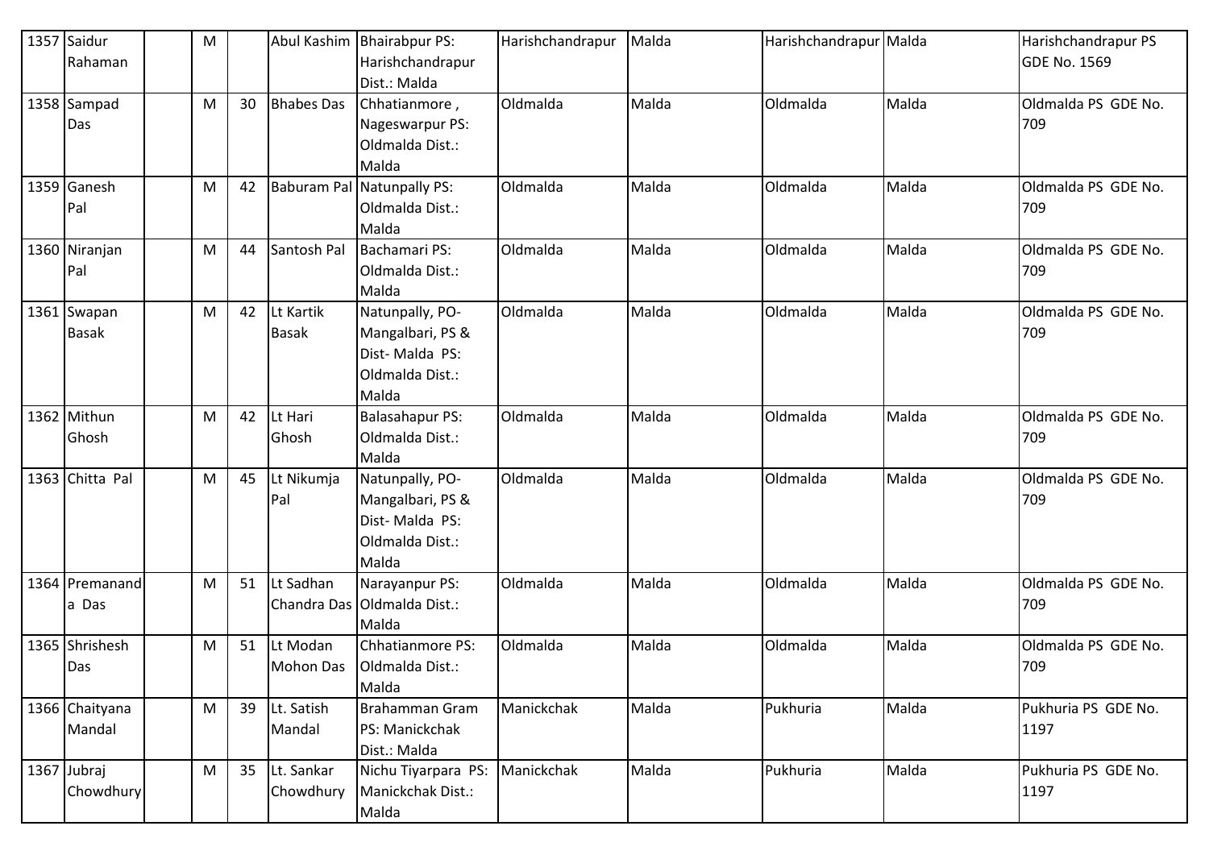| 1357 | Saidur Rahaman | | M | | Abul Kashim | Bhairabpur PS: Harishchandrapur Dist.: Malda | Harishchandrapur | Malda | Harishchandrapur | Malda | Harishchandrapur PS GDE No. 1569 |
|---|---|---|---|---|---|---|---|---|---|---|---|
| 1358 | Sampad Das | | M | 30 | Bhabes Das | Chhatianmore , Nageswarpur PS: Oldmalda Dist.: Malda | Oldmalda | Malda | Oldmalda | Malda | Oldmalda PS GDE No. 709 |
| 1359 | Ganesh Pal | | M | 42 | Baburam Pal | Natunpally PS: Oldmalda Dist.: Malda | Oldmalda | Malda | Oldmalda | Malda | Oldmalda PS GDE No. 709 |
| 1360 | Niranjan Pal | | M | 44 | Santosh Pal | Bachamari PS: Oldmalda Dist.: Malda | Oldmalda | Malda | Oldmalda | Malda | Oldmalda PS GDE No. 709 |
| 1361 | Swapan Basak | | M | 42 | Lt Kartik Basak | Natunpally, PO-Mangalbari, PS & Dist- Malda PS: Oldmalda Dist.: Malda | Oldmalda | Malda | Oldmalda | Malda | Oldmalda PS GDE No. 709 |
| 1362 | Mithun Ghosh | | M | 42 | Lt Hari Ghosh | Balasahapur PS: Oldmalda Dist.: Malda | Oldmalda | Malda | Oldmalda | Malda | Oldmalda PS GDE No. 709 |
| 1363 | Chitta Pal | | M | 45 | Lt Nikumja Pal | Natunpally, PO-Mangalbari, PS & Dist- Malda PS: Oldmalda Dist.: Malda | Oldmalda | Malda | Oldmalda | Malda | Oldmalda PS GDE No. 709 |
| 1364 | Premananda Das | | M | 51 | Lt Sadhan Chandra Das | Narayanpur PS: Oldmalda Dist.: Malda | Oldmalda | Malda | Oldmalda | Malda | Oldmalda PS GDE No. 709 |
| 1365 | Shrishesh Das | | M | 51 | Lt Modan Mohon Das | Chhatianmore PS: Oldmalda Dist.: Malda | Oldmalda | Malda | Oldmalda | Malda | Oldmalda PS GDE No. 709 |
| 1366 | Chaityana Mandal | | M | 39 | Lt. Satish Mandal | Brahamman Gram PS: Manickchak Dist.: Malda | Manickchak | Malda | Pukhuria | Malda | Pukhuria PS GDE No. 1197 |
| 1367 | Jubraj Chowdhury | | M | 35 | Lt. Sankar Chowdhury | Nichu Tiyarpara PS: Manickchak Dist.: Malda | Manickchak | Malda | Pukhuria | Malda | Pukhuria PS GDE No. 1197 |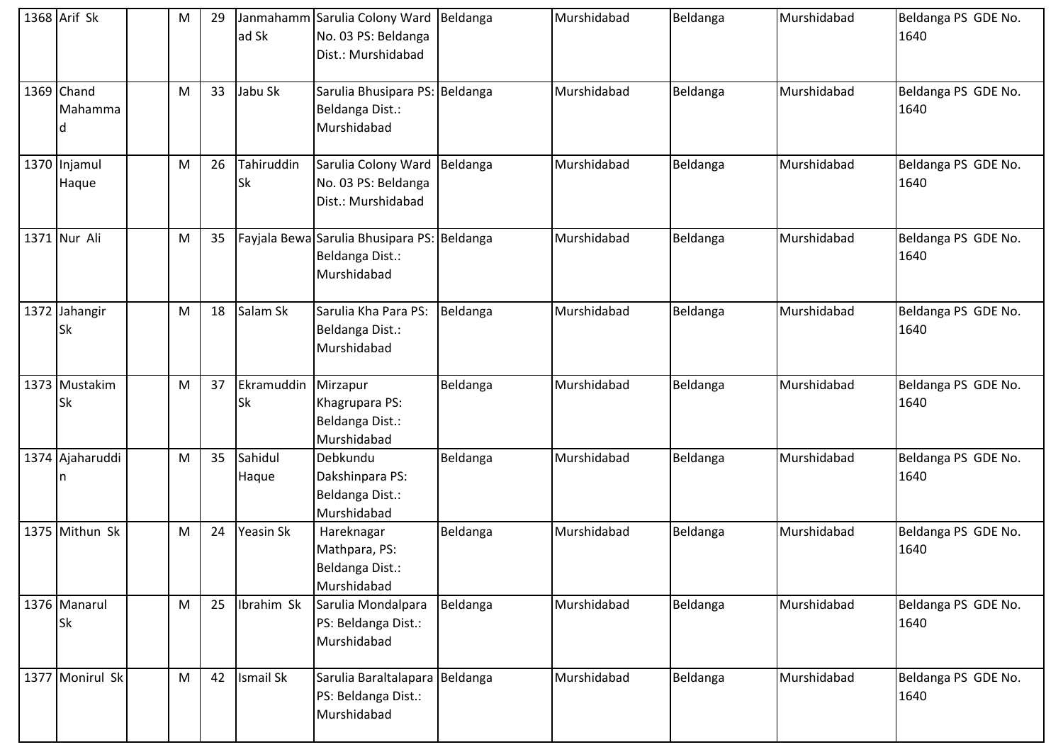| 1368 | Arif Sk | | M | 29 | Janmahammad Sk | Sarulia Colony Ward No. 03 PS: Beldanga Dist.: Murshidabad | Beldanga | Murshidabad | Beldanga | Murshidabad | Beldanga PS GDE No. 1640 |
|---|---|---|---|---|---|---|---|---|---|---|---|
| 1369 | Chand Mahammad | | M | 33 | Jabu Sk | Sarulia Bhusipara PS: Beldanga Dist.: Murshidabad | Beldanga | Murshidabad | Beldanga | Murshidabad | Beldanga PS GDE No. 1640 |
| 1370 | Injamul Haque | | M | 26 | Tahiruddin Sk | Sarulia Colony Ward No. 03 PS: Beldanga Dist.: Murshidabad | Beldanga | Murshidabad | Beldanga | Murshidabad | Beldanga PS GDE No. 1640 |
| 1371 | Nur Ali | | M | 35 | Fayjala Bewa | Sarulia Bhusipara PS: Beldanga Dist.: Murshidabad | Beldanga | Murshidabad | Beldanga | Murshidabad | Beldanga PS GDE No. 1640 |
| 1372 | Jahangir Sk | | M | 18 | Salam Sk | Sarulia Kha Para PS: Beldanga Dist.: Murshidabad | Beldanga | Murshidabad | Beldanga | Murshidabad | Beldanga PS GDE No. 1640 |
| 1373 | Mustakim Sk | | M | 37 | Ekramuddin Sk | Mirzapur Khagrupara PS: Beldanga Dist.: Murshidabad | Beldanga | Murshidabad | Beldanga | Murshidabad | Beldanga PS GDE No. 1640 |
| 1374 | Ajaharuddin | | M | 35 | Sahidul Haque | Debkundu Dakshinpara PS: Beldanga Dist.: Murshidabad | Beldanga | Murshidabad | Beldanga | Murshidabad | Beldanga PS GDE No. 1640 |
| 1375 | Mithun Sk | | M | 24 | Yeasin Sk | Hareknagar Mathpara, PS: Beldanga Dist.: Murshidabad | Beldanga | Murshidabad | Beldanga | Murshidabad | Beldanga PS GDE No. 1640 |
| 1376 | Manarul Sk | | M | 25 | Ibrahim Sk | Sarulia Mondalpara PS: Beldanga Dist.: Murshidabad | Beldanga | Murshidabad | Beldanga | Murshidabad | Beldanga PS GDE No. 1640 |
| 1377 | Monirul Sk | | M | 42 | Ismail Sk | Sarulia Baraltalapara PS: Beldanga Dist.: Murshidabad | Beldanga | Murshidabad | Beldanga | Murshidabad | Beldanga PS GDE No. 1640 |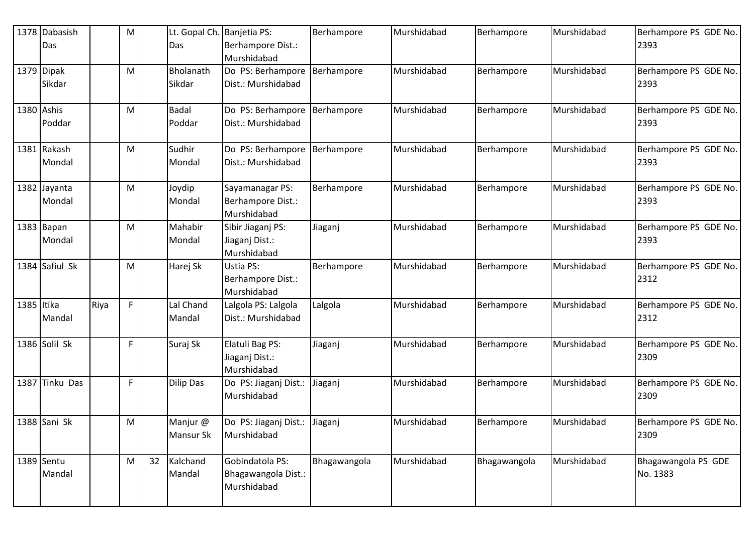| 1378 | Dabasish Das | | M | | Lt. Gopal Ch. Das | Banjetia PS: Berhampore Dist.: Murshidabad | Berhampore | Murshidabad | Berhampore | Murshidabad | Berhampore PS GDE No. 2393 |
|---|---|---|---|---|---|---|---|---|---|---|---|
| 1379 | Dipak Sikdar | | M | | Bholanath Sikdar | Do PS: Berhampore Dist.: Murshidabad | Berhampore | Murshidabad | Berhampore | Murshidabad | Berhampore PS GDE No. 2393 |
| 1380 | Ashis Poddar | | M | | Badal Poddar | Do PS: Berhampore Dist.: Murshidabad | Berhampore | Murshidabad | Berhampore | Murshidabad | Berhampore PS GDE No. 2393 |
| 1381 | Rakash Mondal | | M | | Sudhir Mondal | Do PS: Berhampore Dist.: Murshidabad | Berhampore | Murshidabad | Berhampore | Murshidabad | Berhampore PS GDE No. 2393 |
| 1382 | Jayanta Mondal | | M | | Joydip Mondal | Sayamanagar PS: Berhampore Dist.: Murshidabad | Berhampore | Murshidabad | Berhampore | Murshidabad | Berhampore PS GDE No. 2393 |
| 1383 | Bapan Mondal | | M | | Mahabir Mondal | Sibir Jiaganj PS: Jiaganj Dist.: Murshidabad | Jiaganj | Murshidabad | Berhampore | Murshidabad | Berhampore PS GDE No. 2393 |
| 1384 | Safiul Sk | | M | | Harej Sk | Ustia PS: Berhampore Dist.: Murshidabad | Berhampore | Murshidabad | Berhampore | Murshidabad | Berhampore PS GDE No. 2312 |
| 1385 | Itika Mandal | Riya | F | | Lal Chand Mandal | Lalgola PS: Lalgola Dist.: Murshidabad | Lalgola | Murshidabad | Berhampore | Murshidabad | Berhampore PS GDE No. 2312 |
| 1386 | Solil Sk | | F | | Suraj Sk | Elatuli Bag PS: Jiaganj Dist.: Murshidabad | Jiaganj | Murshidabad | Berhampore | Murshidabad | Berhampore PS GDE No. 2309 |
| 1387 | Tinku Das | | F | | Dilip Das | Do PS: Jiaganj Dist.: Murshidabad | Jiaganj | Murshidabad | Berhampore | Murshidabad | Berhampore PS GDE No. 2309 |
| 1388 | Sani Sk | | M | | Manjur @ Mansur Sk | Do PS: Jiaganj Dist.: Murshidabad | Jiaganj | Murshidabad | Berhampore | Murshidabad | Berhampore PS GDE No. 2309 |
| 1389 | Sentu Mandal | | M | 32 | Kalchand Mandal | Gobindatola PS: Bhagawangola Dist.: Murshidabad | Bhagawangola | Murshidabad | Bhagawangola | Murshidabad | Bhagawangola PS GDE No. 1383 |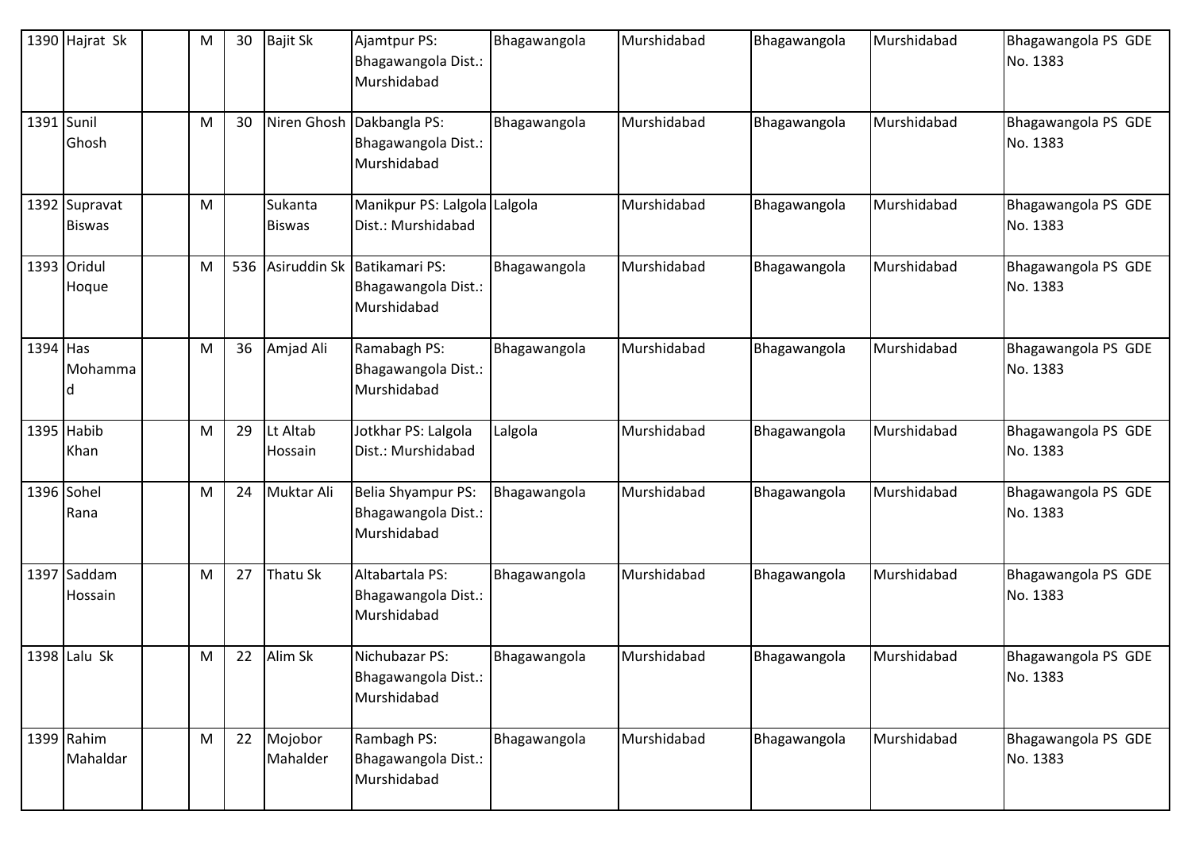| 1390 | Hajrat Sk | | M | 30 | Bajit Sk | Ajamtpur PS: Bhagawangola Dist.: Murshidabad | Bhagawangola | Murshidabad | Bhagawangola | Murshidabad | Bhagawangola PS GDE No. 1383 |
|---|---|---|---|---|---|---|---|---|---|---|---|
| 1391 | Sunil Ghosh | | M | 30 | Niren Ghosh | Dakbangla PS: Bhagawangola Dist.: Murshidabad | Bhagawangola | Murshidabad | Bhagawangola | Murshidabad | Bhagawangola PS GDE No. 1383 |
| 1392 | Supravat Biswas | | M | | Sukanta Biswas | Manikpur PS: Lalgola Dist.: Murshidabad | Lalgola | Murshidabad | Bhagawangola | Murshidabad | Bhagawangola PS GDE No. 1383 |
| 1393 | Oridul Hoque | | M | 536 | Asiruddin Sk | Batikamari PS: Bhagawangola Dist.: Murshidabad | Bhagawangola | Murshidabad | Bhagawangola | Murshidabad | Bhagawangola PS GDE No. 1383 |
| 1394 | Has Mohammad | | M | 36 | Amjad Ali | Ramabagh PS: Bhagawangola Dist.: Murshidabad | Bhagawangola | Murshidabad | Bhagawangola | Murshidabad | Bhagawangola PS GDE No. 1383 |
| 1395 | Habib Khan | | M | 29 | Lt Altab Hossain | Jotkhar PS: Lalgola Dist.: Murshidabad | Lalgola | Murshidabad | Bhagawangola | Murshidabad | Bhagawangola PS GDE No. 1383 |
| 1396 | Sohel Rana | | M | 24 | Muktar Ali | Belia Shyampur PS: Bhagawangola Dist.: Murshidabad | Bhagawangola | Murshidabad | Bhagawangola | Murshidabad | Bhagawangola PS GDE No. 1383 |
| 1397 | Saddam Hossain | | M | 27 | Thatu Sk | Altabartala PS: Bhagawangola Dist.: Murshidabad | Bhagawangola | Murshidabad | Bhagawangola | Murshidabad | Bhagawangola PS GDE No. 1383 |
| 1398 | Lalu Sk | | M | 22 | Alim Sk | Nichubazar PS: Bhagawangola Dist.: Murshidabad | Bhagawangola | Murshidabad | Bhagawangola | Murshidabad | Bhagawangola PS GDE No. 1383 |
| 1399 | Rahim Mahaldar | | M | 22 | Mojobor Mahalder | Rambagh PS: Bhagawangola Dist.: Murshidabad | Bhagawangola | Murshidabad | Bhagawangola | Murshidabad | Bhagawangola PS GDE No. 1383 |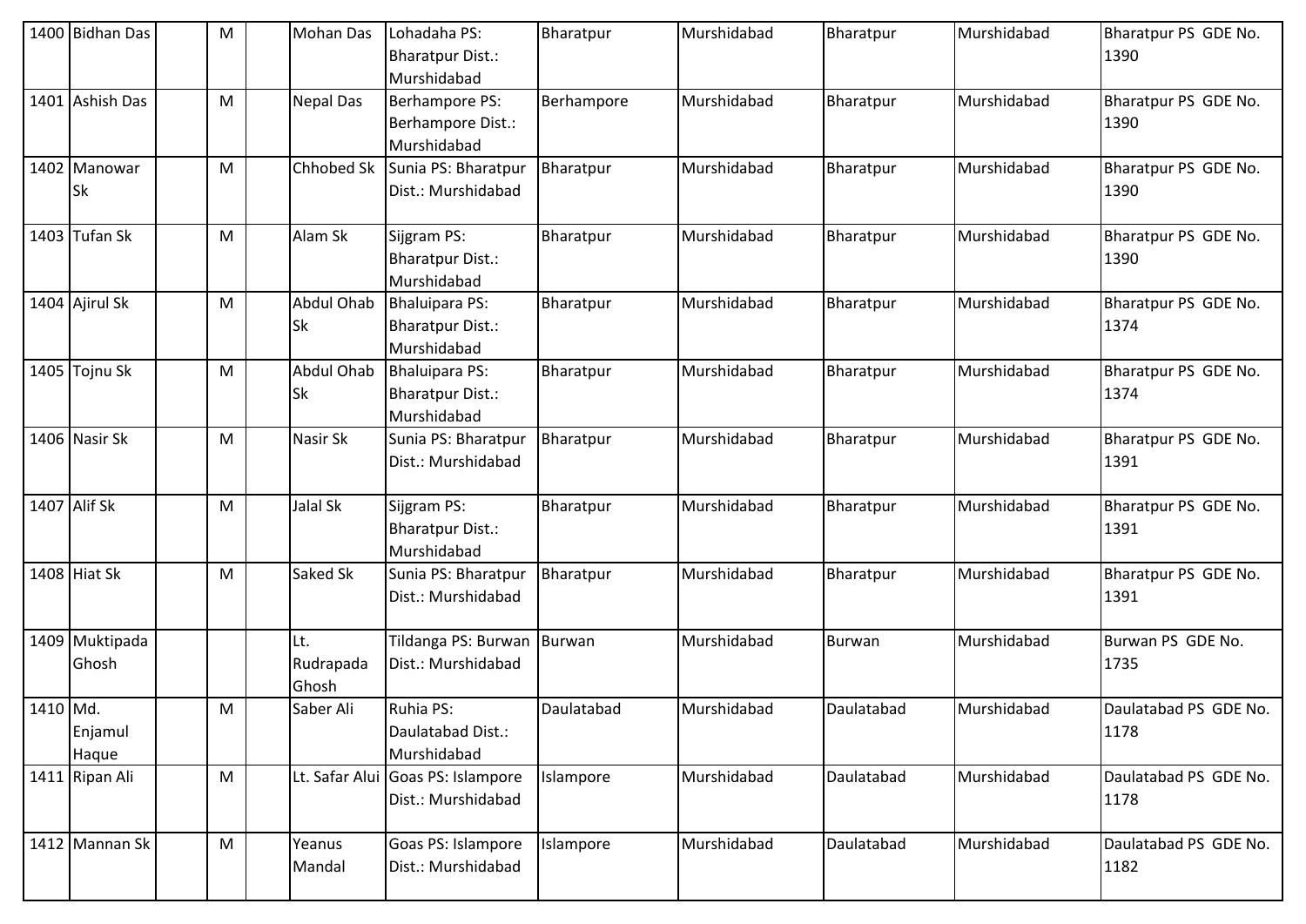| 1400 | Bidhan Das | | M | | Mohan Das | Lohadaha PS: Bharatpur Dist.: Murshidabad | Bharatpur | Murshidabad | Bharatpur | Murshidabad | Bharatpur PS GDE No. 1390 |
|---|---|---|---|---|---|---|---|---|---|---|---|
| 1401 | Ashish Das | | M | | Nepal Das | Berhampore PS: Berhampore Dist.: Murshidabad | Berhampore | Murshidabad | Bharatpur | Murshidabad | Bharatpur PS GDE No. 1390 |
| 1402 | Manowar Sk | | M | | Chhobed Sk | Sunia PS: Bharatpur Dist.: Murshidabad | Bharatpur | Murshidabad | Bharatpur | Murshidabad | Bharatpur PS GDE No. 1390 |
| 1403 | Tufan Sk | | M | | Alam Sk | Sijgram PS: Bharatpur Dist.: Murshidabad | Bharatpur | Murshidabad | Bharatpur | Murshidabad | Bharatpur PS GDE No. 1390 |
| 1404 | Ajirul Sk | | M | | Abdul Ohab Sk | Bhaluipara PS: Bharatpur Dist.: Murshidabad | Bharatpur | Murshidabad | Bharatpur | Murshidabad | Bharatpur PS GDE No. 1374 |
| 1405 | Tojnu Sk | | M | | Abdul Ohab Sk | Bhaluipara PS: Bharatpur Dist.: Murshidabad | Bharatpur | Murshidabad | Bharatpur | Murshidabad | Bharatpur PS GDE No. 1374 |
| 1406 | Nasir Sk | | M | | Nasir Sk | Sunia PS: Bharatpur Dist.: Murshidabad | Bharatpur | Murshidabad | Bharatpur | Murshidabad | Bharatpur PS GDE No. 1391 |
| 1407 | Alif Sk | | M | | Jalal Sk | Sijgram PS: Bharatpur Dist.: Murshidabad | Bharatpur | Murshidabad | Bharatpur | Murshidabad | Bharatpur PS GDE No. 1391 |
| 1408 | Hiat Sk | | M | | Saked Sk | Sunia PS: Bharatpur Dist.: Murshidabad | Bharatpur | Murshidabad | Bharatpur | Murshidabad | Bharatpur PS GDE No. 1391 |
| 1409 | Muktipada Ghosh | | | | Lt. Rudrapada Ghosh | Tildanga PS: Burwan Dist.: Murshidabad | Burwan | Murshidabad | Burwan | Murshidabad | Burwan PS GDE No. 1735 |
| 1410 | Md. Enjamul Haque | | M | | Saber Ali | Ruhia PS: Daulatabad Dist.: Murshidabad | Daulatabad | Murshidabad | Daulatabad | Murshidabad | Daulatabad PS GDE No. 1178 |
| 1411 | Ripan Ali | | M | | Lt. Safar Alui | Goas PS: Islampore Dist.: Murshidabad | Islampore | Murshidabad | Daulatabad | Murshidabad | Daulatabad PS GDE No. 1178 |
| 1412 | Mannan Sk | | M | | Yeanus Mandal | Goas PS: Islampore Dist.: Murshidabad | Islampore | Murshidabad | Daulatabad | Murshidabad | Daulatabad PS GDE No. 1182 |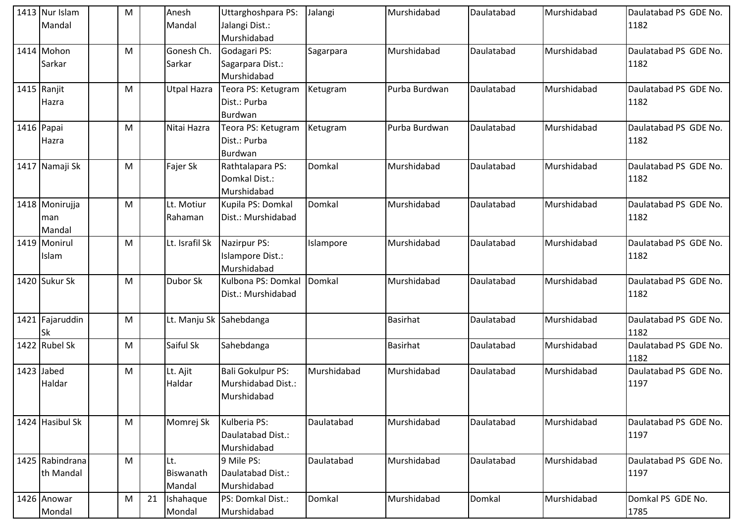| 1413 | Nur Islam Mandal | | M | | Anesh Mandal | Uttarghoshpara PS: Jalangi Dist.: Murshidabad | Jalangi | Murshidabad | Daulatabad | Murshidabad | Daulatabad PS GDE No. 1182 |
|---|---|---|---|---|---|---|---|---|---|---|---|
| 1414 | Mohon Sarkar | | M | | Gonesh Ch. Sarkar | Godagari PS: Sagarpara Dist.: Murshidabad | Sagarpara | Murshidabad | Daulatabad | Murshidabad | Daulatabad PS GDE No. 1182 |
| 1415 | Ranjit Hazra | | M | | Utpal Hazra | Teora PS: Ketugram Dist.: Purba Burdwan | Ketugram | Purba Burdwan | Daulatabad | Murshidabad | Daulatabad PS GDE No. 1182 |
| 1416 | Papai Hazra | | M | | Nitai Hazra | Teora PS: Ketugram Dist.: Purba Burdwan | Ketugram | Purba Burdwan | Daulatabad | Murshidabad | Daulatabad PS GDE No. 1182 |
| 1417 | Namaji Sk | | M | | Fajer Sk | Rathtalapara PS: Domkal Dist.: Murshidabad | Domkal | Murshidabad | Daulatabad | Murshidabad | Daulatabad PS GDE No. 1182 |
| 1418 | Monirujjaman Mandal | | M | | Lt. Motiur Rahaman | Kupila PS: Domkal Dist.: Murshidabad | Domkal | Murshidabad | Daulatabad | Murshidabad | Daulatabad PS GDE No. 1182 |
| 1419 | Monirul Islam | | M | | Lt. Israfil Sk | Nazirpur PS: Islampore Dist.: Murshidabad | Islampore | Murshidabad | Daulatabad | Murshidabad | Daulatabad PS GDE No. 1182 |
| 1420 | Sukur Sk | | M | | Dubor Sk | Kulbona PS: Domkal Dist.: Murshidabad | Domkal | Murshidabad | Daulatabad | Murshidabad | Daulatabad PS GDE No. 1182 |
| 1421 | Fajaruddin Sk | | M | | Lt. Manju Sk | Sahebdanga | | Basirhat | Daulatabad | Murshidabad | Daulatabad PS GDE No. 1182 |
| 1422 | Rubel Sk | | M | | Saiful Sk | Sahebdanga | | Basirhat | Daulatabad | Murshidabad | Daulatabad PS GDE No. 1182 |
| 1423 | Jabed Haldar | | M | | Lt. Ajit Haldar | Bali Gokulpur PS: Murshidabad Dist.: Murshidabad | Murshidabad | Murshidabad | Daulatabad | Murshidabad | Daulatabad PS GDE No. 1197 |
| 1424 | Hasibul Sk | | M | | Momrej Sk | Kulberia PS: Daulatabad Dist.: Murshidabad | Daulatabad | Murshidabad | Daulatabad | Murshidabad | Daulatabad PS GDE No. 1197 |
| 1425 | Rabindranath Mandal | | M | | Lt. Biswanath Mandal | 9 Mile PS: Daulatabad Dist.: Murshidabad | Daulatabad | Murshidabad | Daulatabad | Murshidabad | Daulatabad PS GDE No. 1197 |
| 1426 | Anowar Mondal | | M | 21 | Ishahaque Mondal | PS: Domkal Dist.: Murshidabad | Domkal | Murshidabad | Domkal | Murshidabad | Domkal PS GDE No. 1785 |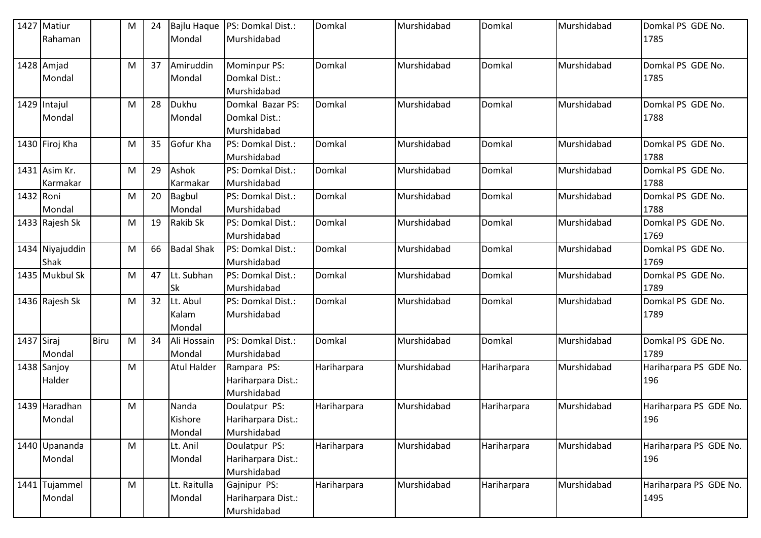| 1427 | Matiur Rahaman | | M | 24 | Bajlu Haque Mondal | PS: Domkal Dist.: Murshidabad | Domkal | Murshidabad | Domkal | Murshidabad | Domkal PS GDE No. 1785 |
|---|---|---|---|---|---|---|---|---|---|---|---|
| 1428 | Amjad Mondal | | M | 37 | Amiruddin Mondal | Mominpur PS: Domkal Dist.: Murshidabad | Domkal | Murshidabad | Domkal | Murshidabad | Domkal PS GDE No. 1785 |
| 1429 | Intajul Mondal | | M | 28 | Dukhu Mondal | Domkal Bazar PS: Domkal Dist.: Murshidabad | Domkal | Murshidabad | Domkal | Murshidabad | Domkal PS GDE No. 1788 |
| 1430 | Firoj Kha | | M | 35 | Gofur Kha | PS: Domkal Dist.: Murshidabad | Domkal | Murshidabad | Domkal | Murshidabad | Domkal PS GDE No. 1788 |
| 1431 | Asim Kr. Karmakar | | M | 29 | Ashok Karmakar | PS: Domkal Dist.: Murshidabad | Domkal | Murshidabad | Domkal | Murshidabad | Domkal PS GDE No. 1788 |
| 1432 | Roni Mondal | | M | 20 | Bagbul Mondal | PS: Domkal Dist.: Murshidabad | Domkal | Murshidabad | Domkal | Murshidabad | Domkal PS GDE No. 1788 |
| 1433 | Rajesh Sk | | M | 19 | Rakib Sk | PS: Domkal Dist.: Murshidabad | Domkal | Murshidabad | Domkal | Murshidabad | Domkal PS GDE No. 1769 |
| 1434 | Niyajuddin Shak | | M | 66 | Badal Shak | PS: Domkal Dist.: Murshidabad | Domkal | Murshidabad | Domkal | Murshidabad | Domkal PS GDE No. 1769 |
| 1435 | Mukbul Sk | | M | 47 | Lt. Subhan Sk | PS: Domkal Dist.: Murshidabad | Domkal | Murshidabad | Domkal | Murshidabad | Domkal PS GDE No. 1789 |
| 1436 | Rajesh Sk | | M | 32 | Lt. Abul Kalam Mondal | PS: Domkal Dist.: Murshidabad | Domkal | Murshidabad | Domkal | Murshidabad | Domkal PS GDE No. 1789 |
| 1437 | Siraj Mondal | Biru | M | 34 | Ali Hossain Mondal | PS: Domkal Dist.: Murshidabad | Domkal | Murshidabad | Domkal | Murshidabad | Domkal PS GDE No. 1789 |
| 1438 | Sanjoy Halder | | M | | Atul Halder | Rampara PS: Hariharpara Dist.: Murshidabad | Hariharpara | Murshidabad | Hariharpara | Murshidabad | Hariharpara PS GDE No. 196 |
| 1439 | Haradhan Mondal | | M | | Nanda Kishore Mondal | Doulatpur PS: Hariharpara Dist.: Murshidabad | Hariharpara | Murshidabad | Hariharpara | Murshidabad | Hariharpara PS GDE No. 196 |
| 1440 | Upananda Mondal | | M | | Lt. Anil Mondal | Doulatpur PS: Hariharpara Dist.: Murshidabad | Hariharpara | Murshidabad | Hariharpara | Murshidabad | Hariharpara PS GDE No. 196 |
| 1441 | Tujammel Mondal | | M | | Lt. Raitulla Mondal | Gajnipur PS: Hariharpara Dist.: Murshidabad | Hariharpara | Murshidabad | Hariharpara | Murshidabad | Hariharpara PS GDE No. 1495 |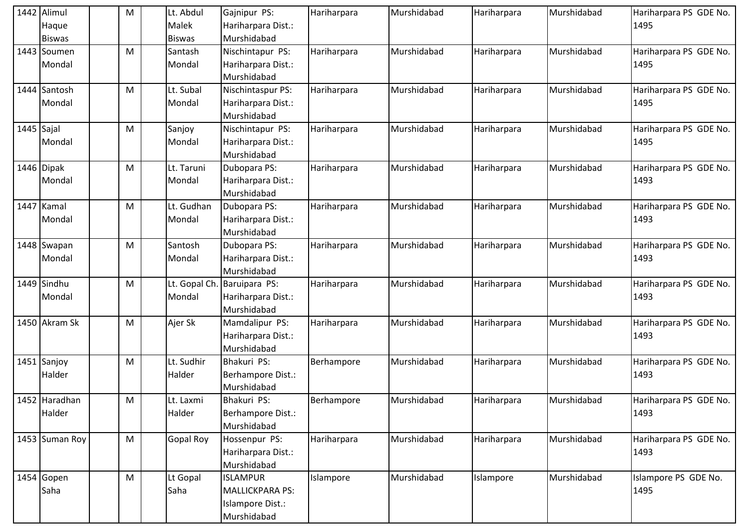| | | | | | | | | | | | |
|---|---|---|---|---|---|---|---|---|---|---|---|
| 1442 | Alimul Haque Biswas | | M | | Lt. Abdul Malek Biswas | Gajnipur PS: Hariharpara Dist.: Murshidabad | Hariharpara | Murshidabad | Hariharpara | Murshidabad | Hariharpara PS GDE No. 1495 |
| 1443 | Soumen Mondal | | M | | Santash Mondal | Nischintapur PS: Hariharpara Dist.: Murshidabad | Hariharpara | Murshidabad | Hariharpara | Murshidabad | Hariharpara PS GDE No. 1495 |
| 1444 | Santosh Mondal | | M | | Lt. Subal Mondal | Nischintaspur PS: Hariharpara Dist.: Murshidabad | Hariharpara | Murshidabad | Hariharpara | Murshidabad | Hariharpara PS GDE No. 1495 |
| 1445 | Sajal Mondal | | M | | Sanjoy Mondal | Nischintapur PS: Hariharpara Dist.: Murshidabad | Hariharpara | Murshidabad | Hariharpara | Murshidabad | Hariharpara PS GDE No. 1495 |
| 1446 | Dipak Mondal | | M | | Lt. Taruni Mondal | Dubopara PS: Hariharpara Dist.: Murshidabad | Hariharpara | Murshidabad | Hariharpara | Murshidabad | Hariharpara PS GDE No. 1493 |
| 1447 | Kamal Mondal | | M | | Lt. Gudhan Mondal | Dubopara PS: Hariharpara Dist.: Murshidabad | Hariharpara | Murshidabad | Hariharpara | Murshidabad | Hariharpara PS GDE No. 1493 |
| 1448 | Swapan Mondal | | M | | Santosh Mondal | Dubopara PS: Hariharpara Dist.: Murshidabad | Hariharpara | Murshidabad | Hariharpara | Murshidabad | Hariharpara PS GDE No. 1493 |
| 1449 | Sindhu Mondal | | M | | Lt. Gopal Ch. Mondal | Baruipara PS: Hariharpara Dist.: Murshidabad | Hariharpara | Murshidabad | Hariharpara | Murshidabad | Hariharpara PS GDE No. 1493 |
| 1450 | Akram Sk | | M | | Ajer Sk | Mamdalipur PS: Hariharpara Dist.: Murshidabad | Hariharpara | Murshidabad | Hariharpara | Murshidabad | Hariharpara PS GDE No. 1493 |
| 1451 | Sanjoy Halder | | M | | Lt. Sudhir Halder | Bhakuri PS: Berhampore Dist.: Murshidabad | Berhampore | Murshidabad | Hariharpara | Murshidabad | Hariharpara PS GDE No. 1493 |
| 1452 | Haradhan Halder | | M | | Lt. Laxmi Halder | Bhakuri PS: Berhampore Dist.: Murshidabad | Berhampore | Murshidabad | Hariharpara | Murshidabad | Hariharpara PS GDE No. 1493 |
| 1453 | Suman Roy | | M | | Gopal Roy | Hossenpur PS: Hariharpara Dist.: Murshidabad | Hariharpara | Murshidabad | Hariharpara | Murshidabad | Hariharpara PS GDE No. 1493 |
| 1454 | Gopen Saha | | M | | Lt Gopal Saha | ISLAMPUR MALLICKPARA PS: Islampore Dist.: Murshidabad | Islampore | Murshidabad | Islampore | Murshidabad | Islampore PS GDE No. 1495 |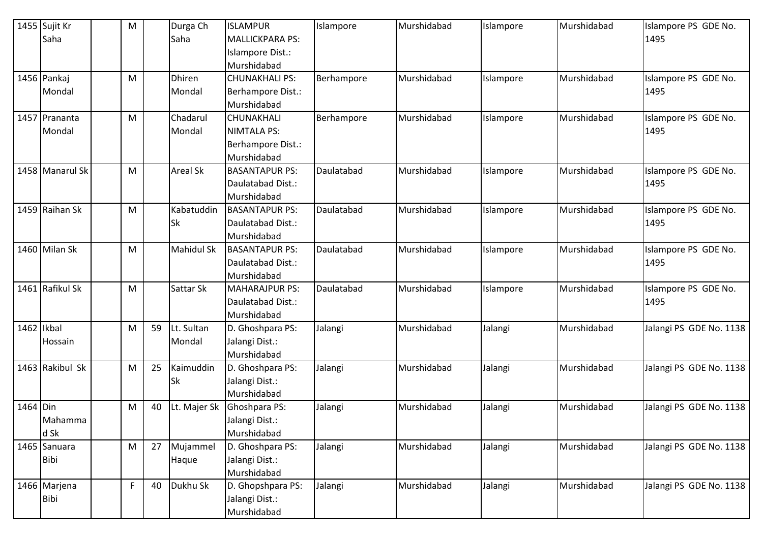| 1455 | Sujit Kr Saha | | M | | Durga Ch Saha | ISLAMPUR MALLICKPARA PS: Islampore Dist.: Murshidabad | Islampore | Murshidabad | Islampore | Murshidabad | Islampore PS GDE No. 1495 |
|---|---|---|---|---|---|---|---|---|---|---|---|
| 1456 | Pankaj Mondal | | M | | Dhiren Mondal | CHUNAKHALI PS: Berhampore Dist.: Murshidabad | Berhampore | Murshidabad | Islampore | Murshidabad | Islampore PS GDE No. 1495 |
| 1457 | Prananta Mondal | | M | | Chadarul Mondal | CHUNAKHALI NIMTALA PS: Berhampore Dist.: Murshidabad | Berhampore | Murshidabad | Islampore | Murshidabad | Islampore PS GDE No. 1495 |
| 1458 | Manarul Sk | | M | | Areal Sk | BASANTAPUR PS: Daulatabad Dist.: Murshidabad | Daulatabad | Murshidabad | Islampore | Murshidabad | Islampore PS GDE No. 1495 |
| 1459 | Raihan Sk | | M | | Kabatuddin Sk | BASANTAPUR PS: Daulatabad Dist.: Murshidabad | Daulatabad | Murshidabad | Islampore | Murshidabad | Islampore PS GDE No. 1495 |
| 1460 | Milan Sk | | M | | Mahidul Sk | BASANTAPUR PS: Daulatabad Dist.: Murshidabad | Daulatabad | Murshidabad | Islampore | Murshidabad | Islampore PS GDE No. 1495 |
| 1461 | Rafikul Sk | | M | | Sattar Sk | MAHARAJPUR PS: Daulatabad Dist.: Murshidabad | Daulatabad | Murshidabad | Islampore | Murshidabad | Islampore PS GDE No. 1495 |
| 1462 | Ikbal Hossain | | M | 59 | Lt. Sultan Mondal | D. Ghoshpara PS: Jalangi Dist.: Murshidabad | Jalangi | Murshidabad | Jalangi | Murshidabad | Jalangi PS GDE No. 1138 |
| 1463 | Rakibul Sk | | M | 25 | Kaimuddin Sk | D. Ghoshpara PS: Jalangi Dist.: Murshidabad | Jalangi | Murshidabad | Jalangi | Murshidabad | Jalangi PS GDE No. 1138 |
| 1464 | Din Mahammad Sk | | M | 40 | Lt. Majer Sk | Ghoshpara PS: Jalangi Dist.: Murshidabad | Jalangi | Murshidabad | Jalangi | Murshidabad | Jalangi PS GDE No. 1138 |
| 1465 | Sanuara Bibi | | M | 27 | Mujammel Haque | D. Ghoshpara PS: Jalangi Dist.: Murshidabad | Jalangi | Murshidabad | Jalangi | Murshidabad | Jalangi PS GDE No. 1138 |
| 1466 | Marjena Bibi | | F | 40 | Dukhu Sk | D. Ghopshpara PS: Jalangi Dist.: Murshidabad | Jalangi | Murshidabad | Jalangi | Murshidabad | Jalangi PS GDE No. 1138 |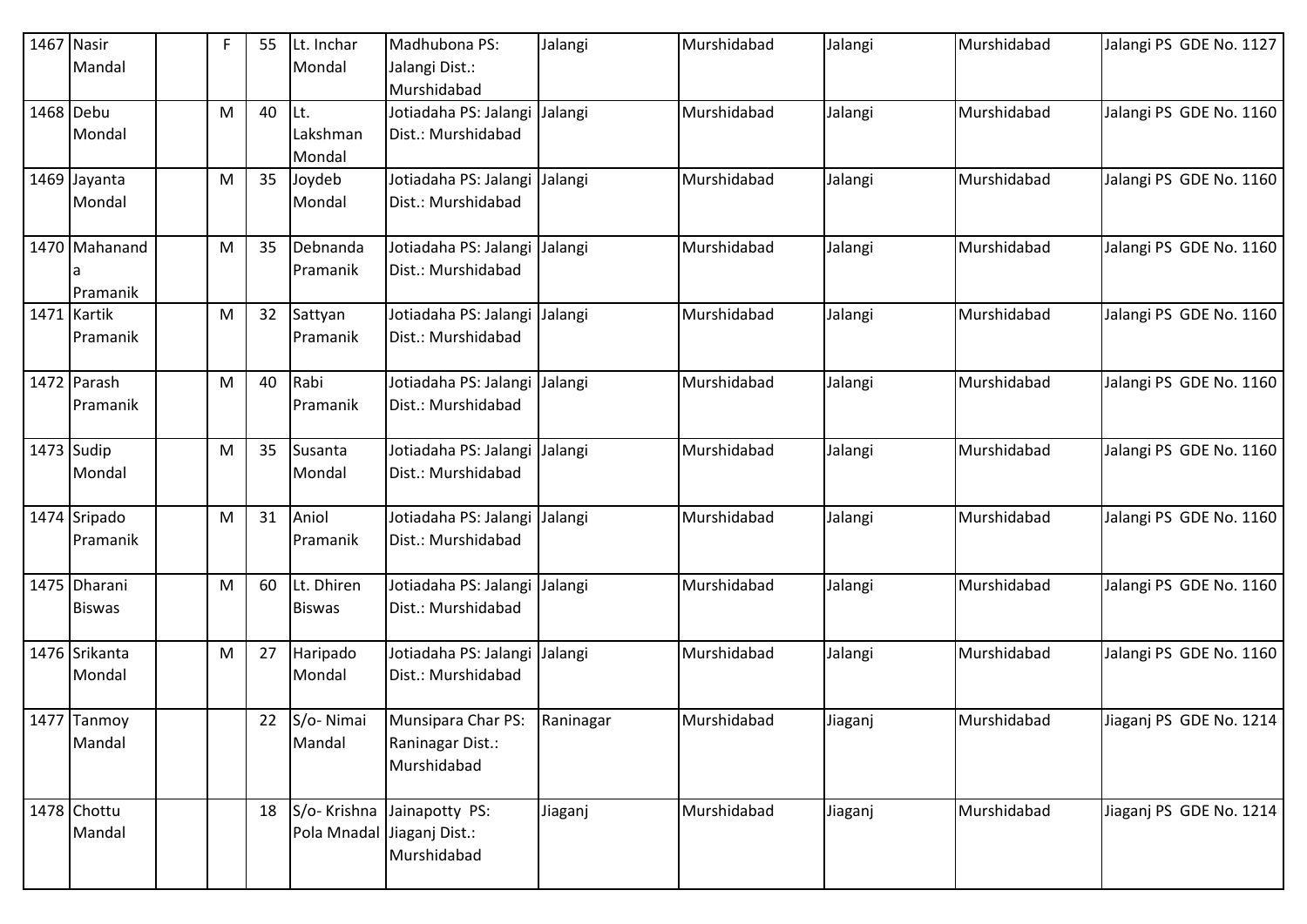| 1467 | Nasir Mandal | | F | 55 | Lt. Inchar Mondal | Madhubona PS: Jalangi Dist.: Murshidabad | Jalangi | Murshidabad | Jalangi | Murshidabad | Jalangi PS GDE No. 1127 |
|---|---|---|---|---|---|---|---|---|---|---|---|
| 1468 | Debu Mondal | | M | 40 | Lt. Lakshman Mondal | Jotiadaha PS: Jalangi Dist.: Murshidabad | Jalangi | Murshidabad | Jalangi | Murshidabad | Jalangi PS GDE No. 1160 |
| 1469 | Jayanta Mondal | | M | 35 | Joydeb Mondal | Jotiadaha PS: Jalangi Dist.: Murshidabad | Jalangi | Murshidabad | Jalangi | Murshidabad | Jalangi PS GDE No. 1160 |
| 1470 | Mahananda Pramanik | | M | 35 | Debnanda Pramanik | Jotiadaha PS: Jalangi Dist.: Murshidabad | Jalangi | Murshidabad | Jalangi | Murshidabad | Jalangi PS GDE No. 1160 |
| 1471 | Kartik Pramanik | | M | 32 | Sattyan Pramanik | Jotiadaha PS: Jalangi Dist.: Murshidabad | Jalangi | Murshidabad | Jalangi | Murshidabad | Jalangi PS GDE No. 1160 |
| 1472 | Parash Pramanik | | M | 40 | Rabi Pramanik | Jotiadaha PS: Jalangi Dist.: Murshidabad | Jalangi | Murshidabad | Jalangi | Murshidabad | Jalangi PS GDE No. 1160 |
| 1473 | Sudip Mondal | | M | 35 | Susanta Mondal | Jotiadaha PS: Jalangi Dist.: Murshidabad | Jalangi | Murshidabad | Jalangi | Murshidabad | Jalangi PS GDE No. 1160 |
| 1474 | Sripado Pramanik | | M | 31 | Aniol Pramanik | Jotiadaha PS: Jalangi Dist.: Murshidabad | Jalangi | Murshidabad | Jalangi | Murshidabad | Jalangi PS GDE No. 1160 |
| 1475 | Dharani Biswas | | M | 60 | Lt. Dhiren Biswas | Jotiadaha PS: Jalangi Dist.: Murshidabad | Jalangi | Murshidabad | Jalangi | Murshidabad | Jalangi PS GDE No. 1160 |
| 1476 | Srikanta Mondal | | M | 27 | Haripado Mondal | Jotiadaha PS: Jalangi Dist.: Murshidabad | Jalangi | Murshidabad | Jalangi | Murshidabad | Jalangi PS GDE No. 1160 |
| 1477 | Tanmoy Mandal | | | 22 | S/o- Nimai Mandal | Munsipara Char PS: Raninagar Dist.: Murshidabad | Raninagar | Murshidabad | Jiaganj | Murshidabad | Jiaganj PS GDE No. 1214 |
| 1478 | Chottu Mandal | | | 18 | S/o- Krishna Pola Mnadal | Jainapotty PS: Jiaganj Dist.: Murshidabad | Jiaganj | Murshidabad | Jiaganj | Murshidabad | Jiaganj PS GDE No. 1214 |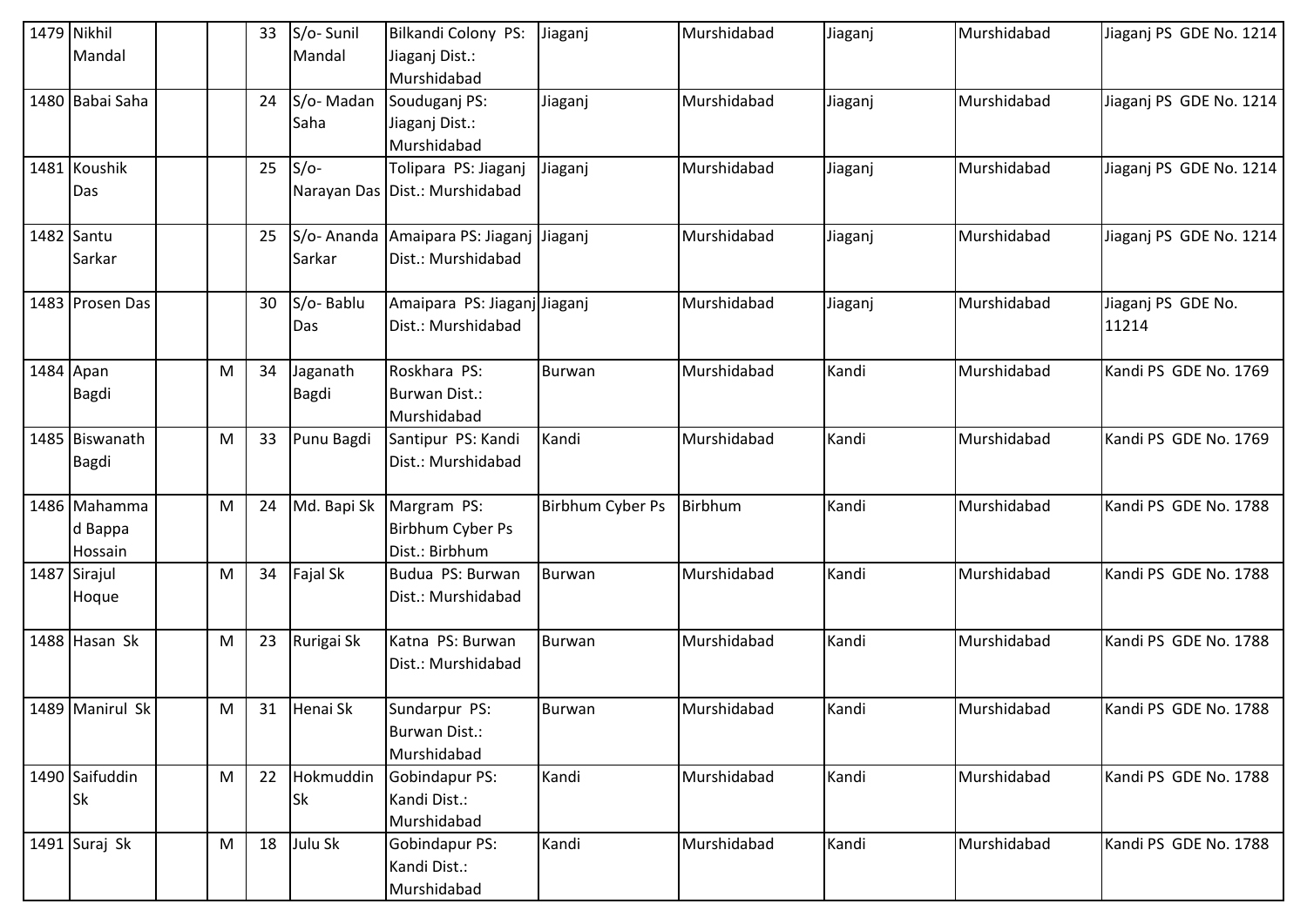| 1479 | Nikhil Mandal | | | 33 | S/o- Sunil Mandal | Bilkandi Colony PS: Jiaganj Dist.: Murshidabad | Jiaganj | Murshidabad | Jiaganj | Murshidabad | Jiaganj PS GDE No. 1214 |
|---|---|---|---|---|---|---|---|---|---|---|---|
| 1480 | Babai Saha | | | 24 | S/o- Madan Saha | Souduganj PS: Jiaganj Dist.: Murshidabad | Jiaganj | Murshidabad | Jiaganj | Murshidabad | Jiaganj PS GDE No. 1214 |
| 1481 | Koushik Das | | | 25 | S/o- Narayan Das | Tolipara PS: Jiaganj Dist.: Murshidabad | Jiaganj | Murshidabad | Jiaganj | Murshidabad | Jiaganj PS GDE No. 1214 |
| 1482 | Santu Sarkar | | | 25 | S/o- Ananda Sarkar | Amaipara PS: Jiaganj Dist.: Murshidabad | Jiaganj | Murshidabad | Jiaganj | Murshidabad | Jiaganj PS GDE No. 1214 |
| 1483 | Prosen Das | | | 30 | S/o- Bablu Das | Amaipara PS: Jiaganj Dist.: Murshidabad | Jiaganj | Murshidabad | Jiaganj | Murshidabad | Jiaganj PS GDE No. 11214 |
| 1484 | Apan Bagdi | | M | 34 | Jaganath Bagdi | Roskhara PS: Burwan Dist.: Murshidabad | Burwan | Murshidabad | Kandi | Murshidabad | Kandi PS GDE No. 1769 |
| 1485 | Biswanath Bagdi | | M | 33 | Punu Bagdi | Santipur PS: Kandi Dist.: Murshidabad | Kandi | Murshidabad | Kandi | Murshidabad | Kandi PS GDE No. 1769 |
| 1486 | Mahammad Bappa Hossain | | M | 24 | Md. Bapi Sk | Margram PS: Birbhum Cyber Ps Dist.: Birbhum | Birbhum Cyber Ps | Birbhum | Kandi | Murshidabad | Kandi PS GDE No. 1788 |
| 1487 | Sirajul Hoque | | M | 34 | Fajal Sk | Budua PS: Burwan Dist.: Murshidabad | Burwan | Murshidabad | Kandi | Murshidabad | Kandi PS GDE No. 1788 |
| 1488 | Hasan Sk | | M | 23 | Rurigai Sk | Katna PS: Burwan Dist.: Murshidabad | Burwan | Murshidabad | Kandi | Murshidabad | Kandi PS GDE No. 1788 |
| 1489 | Manirul Sk | | M | 31 | Henai Sk | Sundarpur PS: Burwan Dist.: Murshidabad | Burwan | Murshidabad | Kandi | Murshidabad | Kandi PS GDE No. 1788 |
| 1490 | Saifuddin Sk | | M | 22 | Hokmuddin Sk | Gobindapur PS: Kandi Dist.: Murshidabad | Kandi | Murshidabad | Kandi | Murshidabad | Kandi PS GDE No. 1788 |
| 1491 | Suraj Sk | | M | 18 | Julu Sk | Gobindapur PS: Kandi Dist.: Murshidabad | Kandi | Murshidabad | Kandi | Murshidabad | Kandi PS GDE No. 1788 |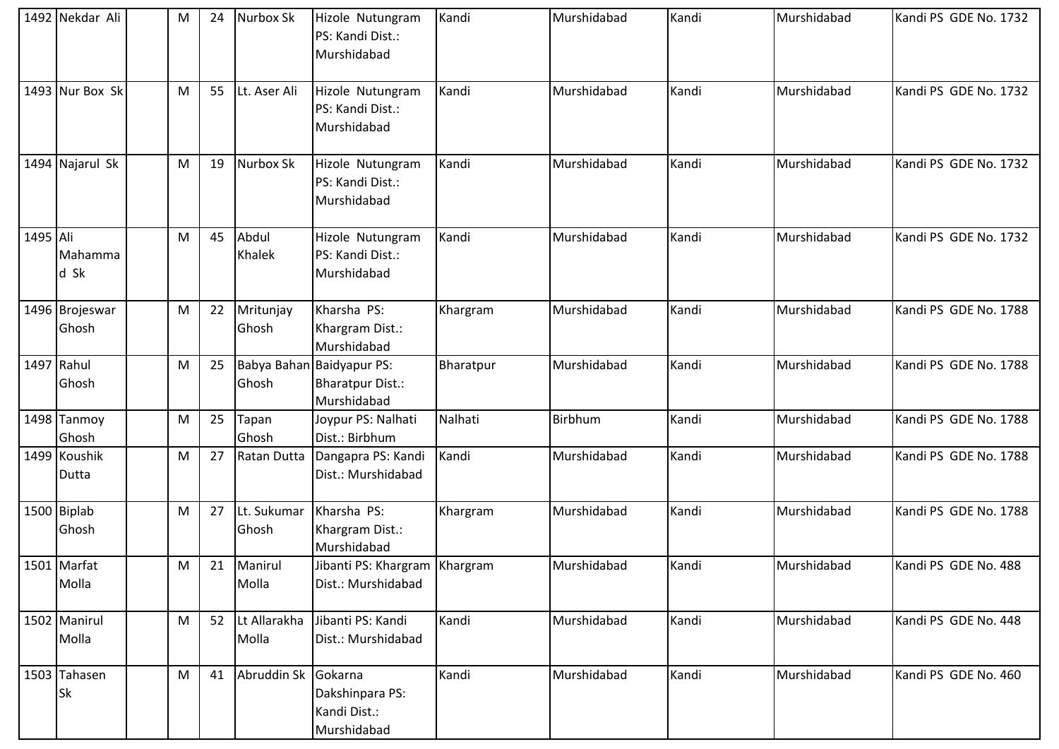| 1492 | Nekdar Ali | | M | 24 | Nurbox Sk | Hizole Nutungram PS: Kandi Dist.: Murshidabad | Kandi | Murshidabad | Kandi | Murshidabad | Kandi PS GDE No. 1732 |
|---|---|---|---|---|---|---|---|---|---|---|---|
| 1493 | Nur Box Sk | | M | 55 | Lt. Aser Ali | Hizole Nutungram PS: Kandi Dist.: Murshidabad | Kandi | Murshidabad | Kandi | Murshidabad | Kandi PS GDE No. 1732 |
| 1494 | Najarul Sk | | M | 19 | Nurbox Sk | Hizole Nutungram PS: Kandi Dist.: Murshidabad | Kandi | Murshidabad | Kandi | Murshidabad | Kandi PS GDE No. 1732 |
| 1495 | Ali Mahammad Sk | | M | 45 | Abdul Khalek | Hizole Nutungram PS: Kandi Dist.: Murshidabad | Kandi | Murshidabad | Kandi | Murshidabad | Kandi PS GDE No. 1732 |
| 1496 | Brojeswar Ghosh | | M | 22 | Mritunjay Ghosh | Kharsha PS: Khargram Dist.: Murshidabad | Khargram | Murshidabad | Kandi | Murshidabad | Kandi PS GDE No. 1788 |
| 1497 | Rahul Ghosh | | M | 25 | Babya Bahan Ghosh | Baidyapur PS: Bharatpur Dist.: Murshidabad | Bharatpur | Murshidabad | Kandi | Murshidabad | Kandi PS GDE No. 1788 |
| 1498 | Tanmoy Ghosh | | M | 25 | Tapan Ghosh | Joypur PS: Nalhati Dist.: Birbhum | Nalhati | Birbhum | Kandi | Murshidabad | Kandi PS GDE No. 1788 |
| 1499 | Koushik Dutta | | M | 27 | Ratan Dutta | Dangapra PS: Kandi Dist.: Murshidabad | Kandi | Murshidabad | Kandi | Murshidabad | Kandi PS GDE No. 1788 |
| 1500 | Biplab Ghosh | | M | 27 | Lt. Sukumar Ghosh | Kharsha PS: Khargram Dist.: Murshidabad | Khargram | Murshidabad | Kandi | Murshidabad | Kandi PS GDE No. 1788 |
| 1501 | Marfat Molla | | M | 21 | Manirul Molla | Jibanti PS: Khargram Dist.: Murshidabad | Khargram | Murshidabad | Kandi | Murshidabad | Kandi PS GDE No. 488 |
| 1502 | Manirul Molla | | M | 52 | Lt Allarakha Molla | Jibanti PS: Kandi Dist.: Murshidabad | Kandi | Murshidabad | Kandi | Murshidabad | Kandi PS GDE No. 448 |
| 1503 | Tahasen Sk | | M | 41 | Abruddin Sk | Gokarna Dakshinpara PS: Kandi Dist.: Murshidabad | Kandi | Murshidabad | Kandi | Murshidabad | Kandi PS GDE No. 460 |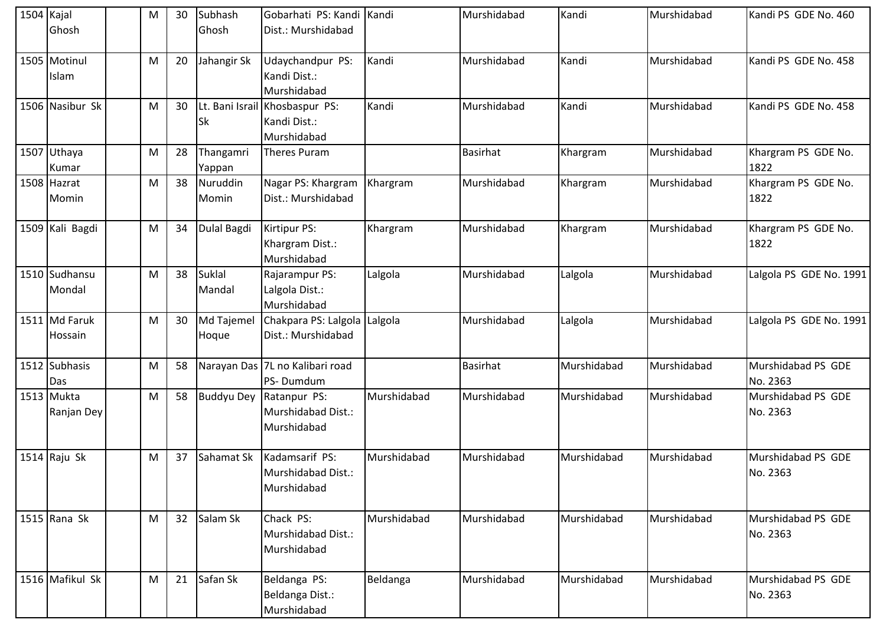| 1504 | Kajal Ghosh | | M | 30 | Subhash Ghosh | Gobarhati PS: Kandi Dist.: Murshidabad | Kandi | Murshidabad | Kandi | Murshidabad | Kandi PS GDE No. 460 |
|---|---|---|---|---|---|---|---|---|---|---|---|
| 1505 | Motinul Islam | | M | 20 | Jahangir Sk | Udaychandpur PS: Kandi Dist.: Murshidabad | Kandi | Murshidabad | Kandi | Murshidabad | Kandi PS GDE No. 458 |
| 1506 | Nasibur Sk | | M | 30 | Lt. Bani Israil Sk | Khosbaspur PS: Kandi Dist.: Murshidabad | Kandi | Murshidabad | Kandi | Murshidabad | Kandi PS GDE No. 458 |
| 1507 | Uthaya Kumar | | M | 28 | Thangamri Yappan | Theres Puram | | Basirhat | Khargram | Murshidabad | Khargram PS GDE No. 1822 |
| 1508 | Hazrat Momin | | M | 38 | Nuruddin Momin | Nagar PS: Khargram Dist.: Murshidabad | Khargram | Murshidabad | Khargram | Murshidabad | Khargram PS GDE No. 1822 |
| 1509 | Kali Bagdi | | M | 34 | Dulal Bagdi | Kirtipur PS: Khargram Dist.: Murshidabad | Khargram | Murshidabad | Khargram | Murshidabad | Khargram PS GDE No. 1822 |
| 1510 | Sudhansu Mondal | | M | 38 | Suklal Mandal | Rajarampur PS: Lalgola Dist.: Murshidabad | Lalgola | Murshidabad | Lalgola | Murshidabad | Lalgola PS GDE No. 1991 |
| 1511 | Md Faruk Hossain | | M | 30 | Md Tajemel Hoque | Chakpara PS: Lalgola Dist.: Murshidabad | Lalgola | Murshidabad | Lalgola | Murshidabad | Lalgola PS GDE No. 1991 |
| 1512 | Subhasis Das | | M | 58 | Narayan Das | 7L no Kalibari road PS- Dumdum | | Basirhat | Murshidabad | Murshidabad | Murshidabad PS GDE No. 2363 |
| 1513 | Mukta Ranjan Dey | | M | 58 | Buddyu Dey | Ratanpur PS: Murshidabad Dist.: Murshidabad | Murshidabad | Murshidabad | Murshidabad | Murshidabad | Murshidabad PS GDE No. 2363 |
| 1514 | Raju Sk | | M | 37 | Sahamat Sk | Kadamsarif PS: Murshidabad Dist.: Murshidabad | Murshidabad | Murshidabad | Murshidabad | Murshidabad | Murshidabad PS GDE No. 2363 |
| 1515 | Rana Sk | | M | 32 | Salam Sk | Chack PS: Murshidabad Dist.: Murshidabad | Murshidabad | Murshidabad | Murshidabad | Murshidabad | Murshidabad PS GDE No. 2363 |
| 1516 | Mafikul Sk | | M | 21 | Safan Sk | Beldanga PS: Beldanga Dist.: Murshidabad | Beldanga | Murshidabad | Murshidabad | Murshidabad | Murshidabad PS GDE No. 2363 |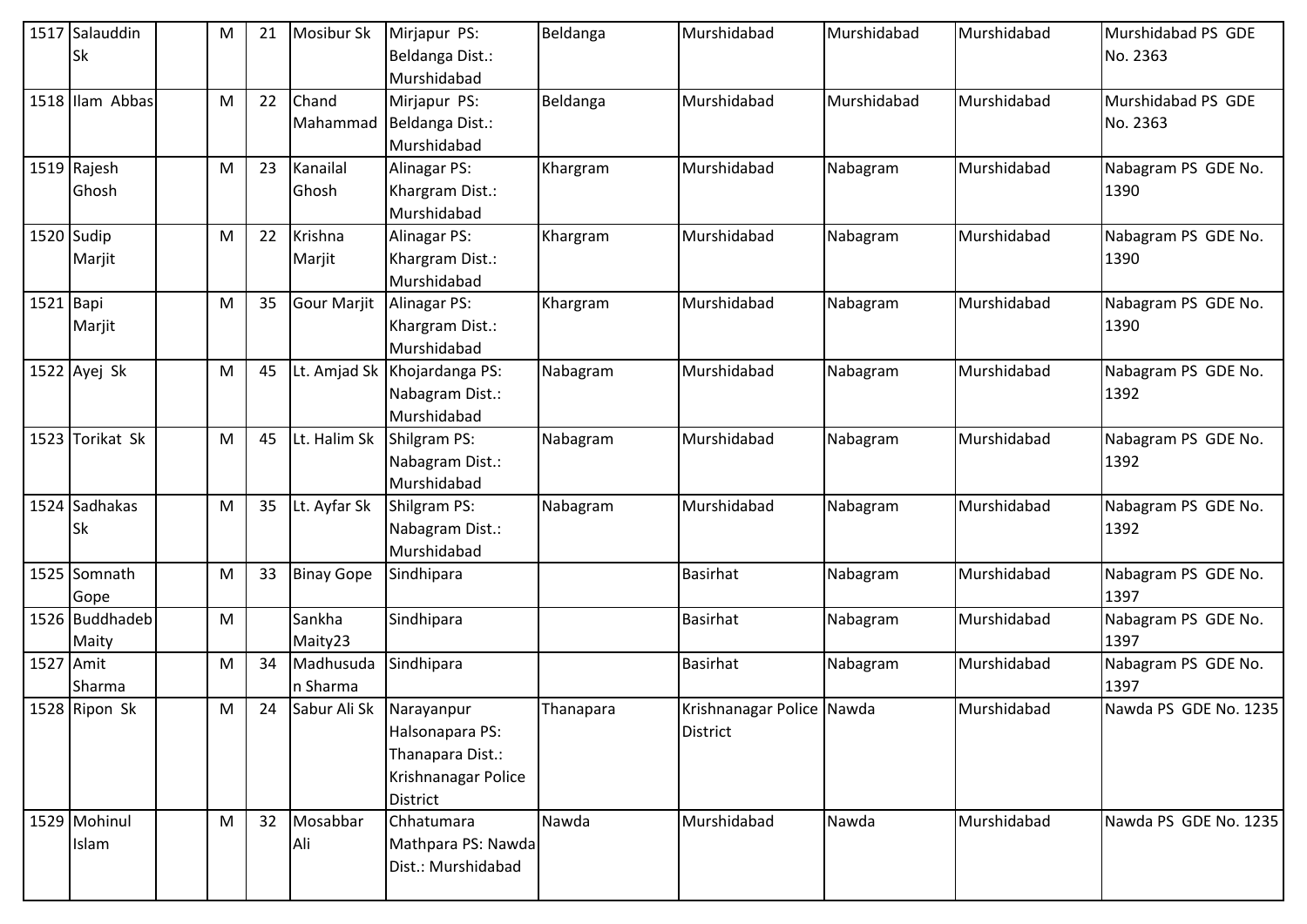| 1517 | Salauddin Sk | | M | 21 | Mosibur Sk | Mirjapur PS: Beldanga Dist.: Murshidabad | Beldanga | Murshidabad | Murshidabad | Murshidabad | Murshidabad PS GDE No. 2363 |
|---|---|---|---|---|---|---|---|---|---|---|---|
| 1518 | Ilam Abbas | | M | 22 | Chand Mahammad | Mirjapur PS: Beldanga Dist.: Murshidabad | Beldanga | Murshidabad | Murshidabad | Murshidabad | Murshidabad PS GDE No. 2363 |
| 1519 | Rajesh Ghosh | | M | 23 | Kanailal Ghosh | Alinagar PS: Khargram Dist.: Murshidabad | Khargram | Murshidabad | Nabagram | Murshidabad | Nabagram PS GDE No. 1390 |
| 1520 | Sudip Marjit | | M | 22 | Krishna Marjit | Alinagar PS: Khargram Dist.: Murshidabad | Khargram | Murshidabad | Nabagram | Murshidabad | Nabagram PS GDE No. 1390 |
| 1521 | Bapi Marjit | | M | 35 | Gour Marjit | Alinagar PS: Khargram Dist.: Murshidabad | Khargram | Murshidabad | Nabagram | Murshidabad | Nabagram PS GDE No. 1390 |
| 1522 | Ayej Sk | | M | 45 | Lt. Amjad Sk | Khojardanga PS: Nabagram Dist.: Murshidabad | Nabagram | Murshidabad | Nabagram | Murshidabad | Nabagram PS GDE No. 1392 |
| 1523 | Torikat Sk | | M | 45 | Lt. Halim Sk | Shilgram PS: Nabagram Dist.: Murshidabad | Nabagram | Murshidabad | Nabagram | Murshidabad | Nabagram PS GDE No. 1392 |
| 1524 | Sadhakas Sk | | M | 35 | Lt. Ayfar Sk | Shilgram PS: Nabagram Dist.: Murshidabad | Nabagram | Murshidabad | Nabagram | Murshidabad | Nabagram PS GDE No. 1392 |
| 1525 | Somnath Gope | | M | 33 | Binay Gope | Sindhipara | | Basirhat | Nabagram | Murshidabad | Nabagram PS GDE No. 1397 |
| 1526 | Buddhadeb Maity | | M | | Sankha Maity23 | Sindhipara | | Basirhat | Nabagram | Murshidabad | Nabagram PS GDE No. 1397 |
| 1527 | Amit Sharma | | M | 34 | Madhusudan Sharma | Sindhipara | | Basirhat | Nabagram | Murshidabad | Nabagram PS GDE No. 1397 |
| 1528 | Ripon Sk | | M | 24 | Sabur Ali Sk | Narayanpur Halsonapara PS: Thanapara Dist.: Krishnanagar Police District | Thanapara | Krishnanagar Police District | Nawda | Murshidabad | Nawda PS GDE No. 1235 |
| 1529 | Mohinul Islam | | M | 32 | Mosabbar Ali | Chhatumara Mathpara PS: Nawda Dist.: Murshidabad | Nawda | Murshidabad | Nawda | Murshidabad | Nawda PS GDE No. 1235 |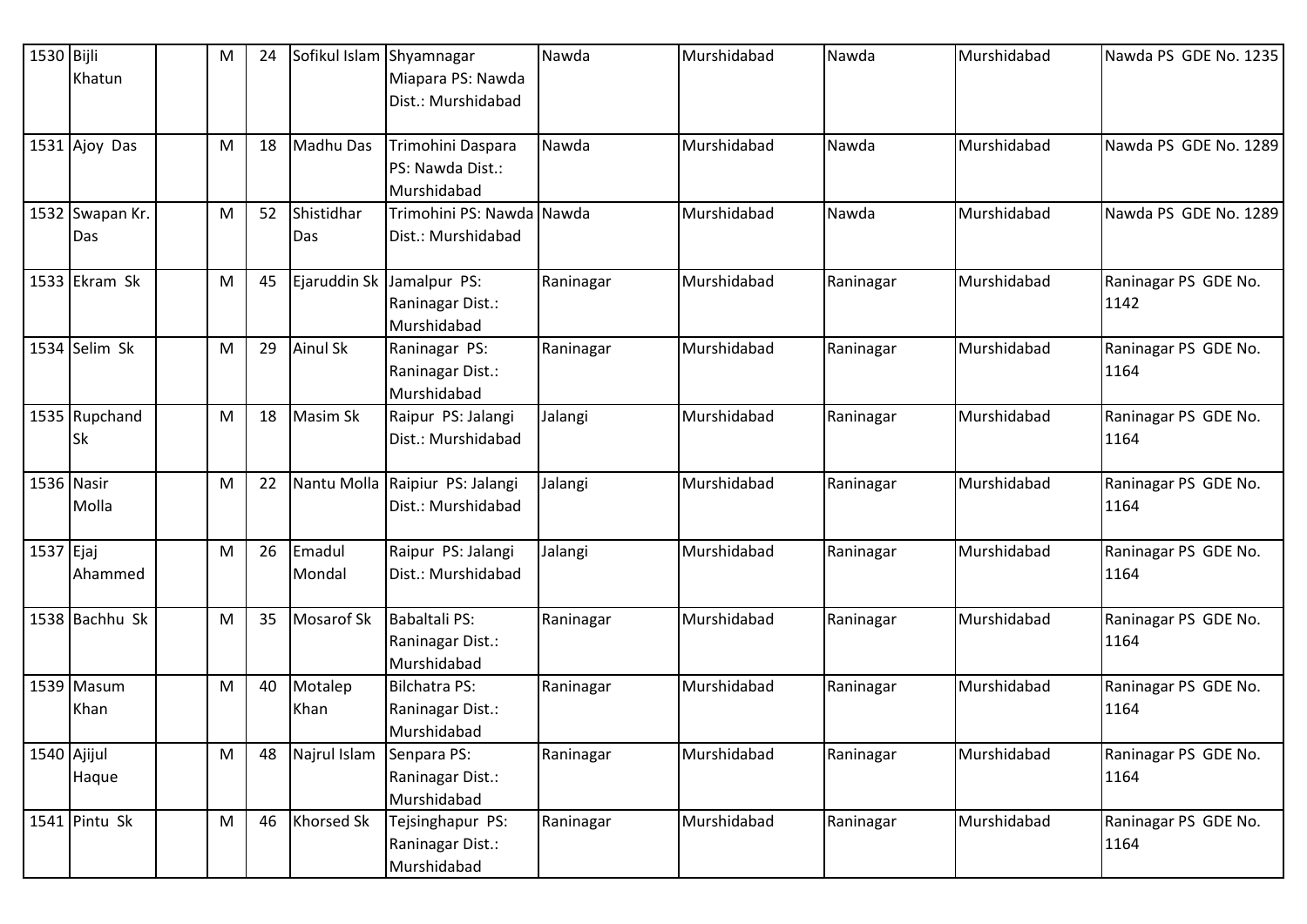| 1530 | Bijli Khatun | | M | 24 | Sofikul Islam | Shyamnagar Miapara PS: Nawda Dist.: Murshidabad | Nawda | Murshidabad | Nawda | Murshidabad | Nawda PS GDE No. 1235 |
|---|---|---|---|---|---|---|---|---|---|---|---|
| 1531 | Ajoy Das | | M | 18 | Madhu Das | Trimohini Daspara PS: Nawda Dist.: Murshidabad | Nawda | Murshidabad | Nawda | Murshidabad | Nawda PS GDE No. 1289 |
| 1532 | Swapan Kr. Das | | M | 52 | Shistidhar Das | Trimohini PS: Nawda Dist.: Murshidabad | Nawda | Murshidabad | Nawda | Murshidabad | Nawda PS GDE No. 1289 |
| 1533 | Ekram Sk | | M | 45 | Ejaruddin Sk | Jamalpur PS: Raninagar Dist.: Murshidabad | Raninagar | Murshidabad | Raninagar | Murshidabad | Raninagar PS GDE No. 1142 |
| 1534 | Selim Sk | | M | 29 | Ainul Sk | Raninagar PS: Raninagar Dist.: Murshidabad | Raninagar | Murshidabad | Raninagar | Murshidabad | Raninagar PS GDE No. 1164 |
| 1535 | Rupchand Sk | | M | 18 | Masim Sk | Raipur PS: Jalangi Dist.: Murshidabad | Jalangi | Murshidabad | Raninagar | Murshidabad | Raninagar PS GDE No. 1164 |
| 1536 | Nasir Molla | | M | 22 | Nantu Molla | Raipiur PS: Jalangi Dist.: Murshidabad | Jalangi | Murshidabad | Raninagar | Murshidabad | Raninagar PS GDE No. 1164 |
| 1537 | Ejaj Ahammed | | M | 26 | Emadul Mondal | Raipur PS: Jalangi Dist.: Murshidabad | Jalangi | Murshidabad | Raninagar | Murshidabad | Raninagar PS GDE No. 1164 |
| 1538 | Bachhu Sk | | M | 35 | Mosarof Sk | Babaltali PS: Raninagar Dist.: Murshidabad | Raninagar | Murshidabad | Raninagar | Murshidabad | Raninagar PS GDE No. 1164 |
| 1539 | Masum Khan | | M | 40 | Motalep Khan | Bilchatra PS: Raninagar Dist.: Murshidabad | Raninagar | Murshidabad | Raninagar | Murshidabad | Raninagar PS GDE No. 1164 |
| 1540 | Ajijul Haque | | M | 48 | Najrul Islam | Senpara PS: Raninagar Dist.: Murshidabad | Raninagar | Murshidabad | Raninagar | Murshidabad | Raninagar PS GDE No. 1164 |
| 1541 | Pintu Sk | | M | 46 | Khorsed Sk | Tejsinghapur PS: Raninagar Dist.: Murshidabad | Raninagar | Murshidabad | Raninagar | Murshidabad | Raninagar PS GDE No. 1164 |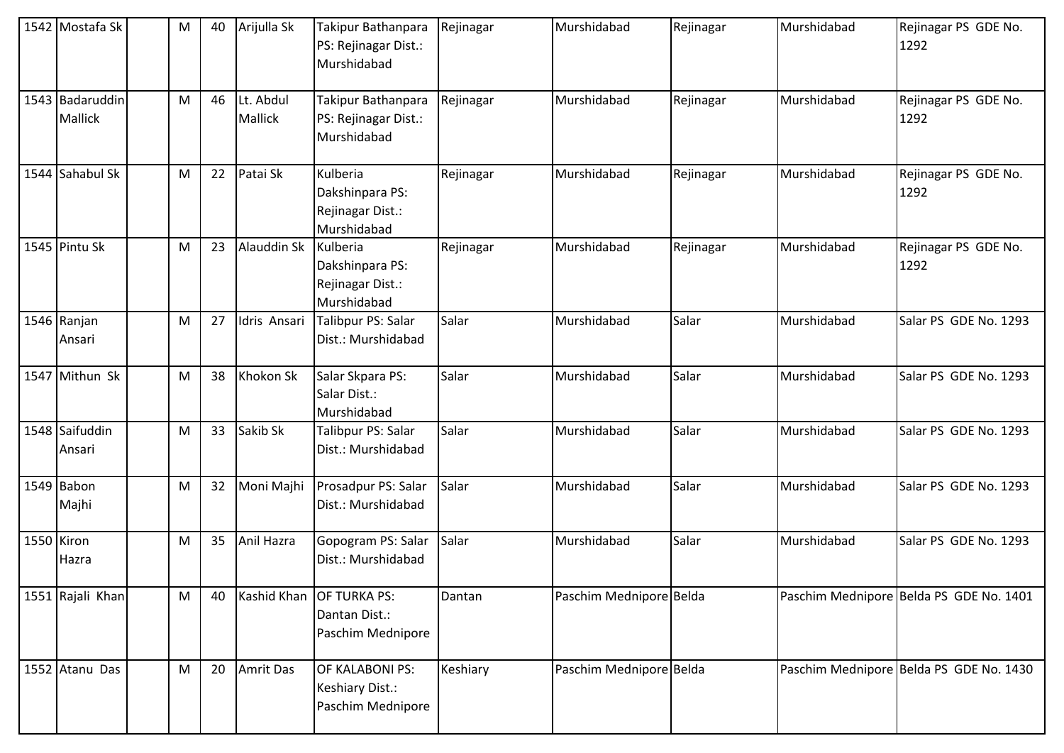| 1542 | Mostafa Sk | | M | 40 | Arijulla Sk | Takipur Bathanpara PS: Rejinagar Dist.: Murshidabad | Rejinagar | Murshidabad | Rejinagar | Murshidabad | Rejinagar PS GDE No. 1292 |
|---|---|---|---|---|---|---|---|---|---|---|---|
| 1543 | Badaruddin Mallick | | M | 46 | Lt. Abdul Mallick | Takipur Bathanpara PS: Rejinagar Dist.: Murshidabad | Rejinagar | Murshidabad | Rejinagar | Murshidabad | Rejinagar PS GDE No. 1292 |
| 1544 | Sahabul Sk | | M | 22 | Patai Sk | Kulberia Dakshinpara PS: Rejinagar Dist.: Murshidabad | Rejinagar | Murshidabad | Rejinagar | Murshidabad | Rejinagar PS GDE No. 1292 |
| 1545 | Pintu Sk | | M | 23 | Alauddin Sk | Kulberia Dakshinpara PS: Rejinagar Dist.: Murshidabad | Rejinagar | Murshidabad | Rejinagar | Murshidabad | Rejinagar PS GDE No. 1292 |
| 1546 | Ranjan Ansari | | M | 27 | Idris Ansari | Talibpur PS: Salar Dist.: Murshidabad | Salar | Murshidabad | Salar | Murshidabad | Salar PS GDE No. 1293 |
| 1547 | Mithun Sk | | M | 38 | Khokon Sk | Salar Skpara PS: Salar Dist.: Murshidabad | Salar | Murshidabad | Salar | Murshidabad | Salar PS GDE No. 1293 |
| 1548 | Saifuddin Ansari | | M | 33 | Sakib Sk | Talibpur PS: Salar Dist.: Murshidabad | Salar | Murshidabad | Salar | Murshidabad | Salar PS GDE No. 1293 |
| 1549 | Babon Majhi | | M | 32 | Moni Majhi | Prosadpur PS: Salar Dist.: Murshidabad | Salar | Murshidabad | Salar | Murshidabad | Salar PS GDE No. 1293 |
| 1550 | Kiron Hazra | | M | 35 | Anil Hazra | Gopogram PS: Salar Dist.: Murshidabad | Salar | Murshidabad | Salar | Murshidabad | Salar PS GDE No. 1293 |
| 1551 | Rajali Khan | | M | 40 | Kashid Khan | OF TURKA PS: Dantan Dist.: Paschim Mednipore | Dantan | Paschim Mednipore | Belda | Paschim Mednipore | Belda PS GDE No. 1401 |
| 1552 | Atanu Das | | M | 20 | Amrit Das | OF KALABONI PS: Keshiary Dist.: Paschim Mednipore | Keshiary | Paschim Mednipore | Belda | Paschim Mednipore | Belda PS GDE No. 1430 |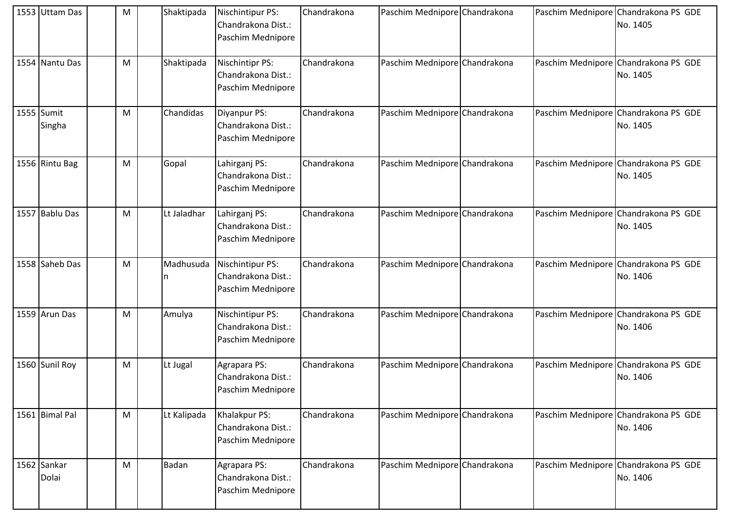| 1553 | Uttam Das | | M | | Shaktipada | Nischintipur PS: Chandrakona Dist.: Paschim Mednipore | Chandrakona | Paschim Mednipore | Chandrakona | Paschim Mednipore | Chandrakona PS GDE No. 1405 |
|---|---|---|---|---|---|---|---|---|---|---|---|
| 1554 | Nantu Das | | M | | Shaktipada | Nischintipr PS: Chandrakona Dist.: Paschim Mednipore | Chandrakona | Paschim Mednipore | Chandrakona | Paschim Mednipore | Chandrakona PS GDE No. 1405 |
| 1555 | Sumit Singha | | M | | Chandidas | Diyanpur PS: Chandrakona Dist.: Paschim Mednipore | Chandrakona | Paschim Mednipore | Chandrakona | Paschim Mednipore | Chandrakona PS GDE No. 1405 |
| 1556 | Rintu Bag | | M | | Gopal | Lahirganj PS: Chandrakona Dist.: Paschim Mednipore | Chandrakona | Paschim Mednipore | Chandrakona | Paschim Mednipore | Chandrakona PS GDE No. 1405 |
| 1557 | Bablu Das | | M | | Lt Jaladhar | Lahirganj PS: Chandrakona Dist.: Paschim Mednipore | Chandrakona | Paschim Mednipore | Chandrakona | Paschim Mednipore | Chandrakona PS GDE No. 1405 |
| 1558 | Saheb Das | | M | | Madhusudan | Nischintipur PS: Chandrakona Dist.: Paschim Mednipore | Chandrakona | Paschim Mednipore | Chandrakona | Paschim Mednipore | Chandrakona PS GDE No. 1406 |
| 1559 | Arun Das | | M | | Amulya | Nischintipur PS: Chandrakona Dist.: Paschim Mednipore | Chandrakona | Paschim Mednipore | Chandrakona | Paschim Mednipore | Chandrakona PS GDE No. 1406 |
| 1560 | Sunil Roy | | M | | Lt Jugal | Agrapara PS: Chandrakona Dist.: Paschim Mednipore | Chandrakona | Paschim Mednipore | Chandrakona | Paschim Mednipore | Chandrakona PS GDE No. 1406 |
| 1561 | Bimal Pal | | M | | Lt Kalipada | Khalakpur PS: Chandrakona Dist.: Paschim Mednipore | Chandrakona | Paschim Mednipore | Chandrakona | Paschim Mednipore | Chandrakona PS GDE No. 1406 |
| 1562 | Sankar Dolai | | M | | Badan | Agrapara PS: Chandrakona Dist.: Paschim Mednipore | Chandrakona | Paschim Mednipore | Chandrakona | Paschim Mednipore | Chandrakona PS GDE No. 1406 |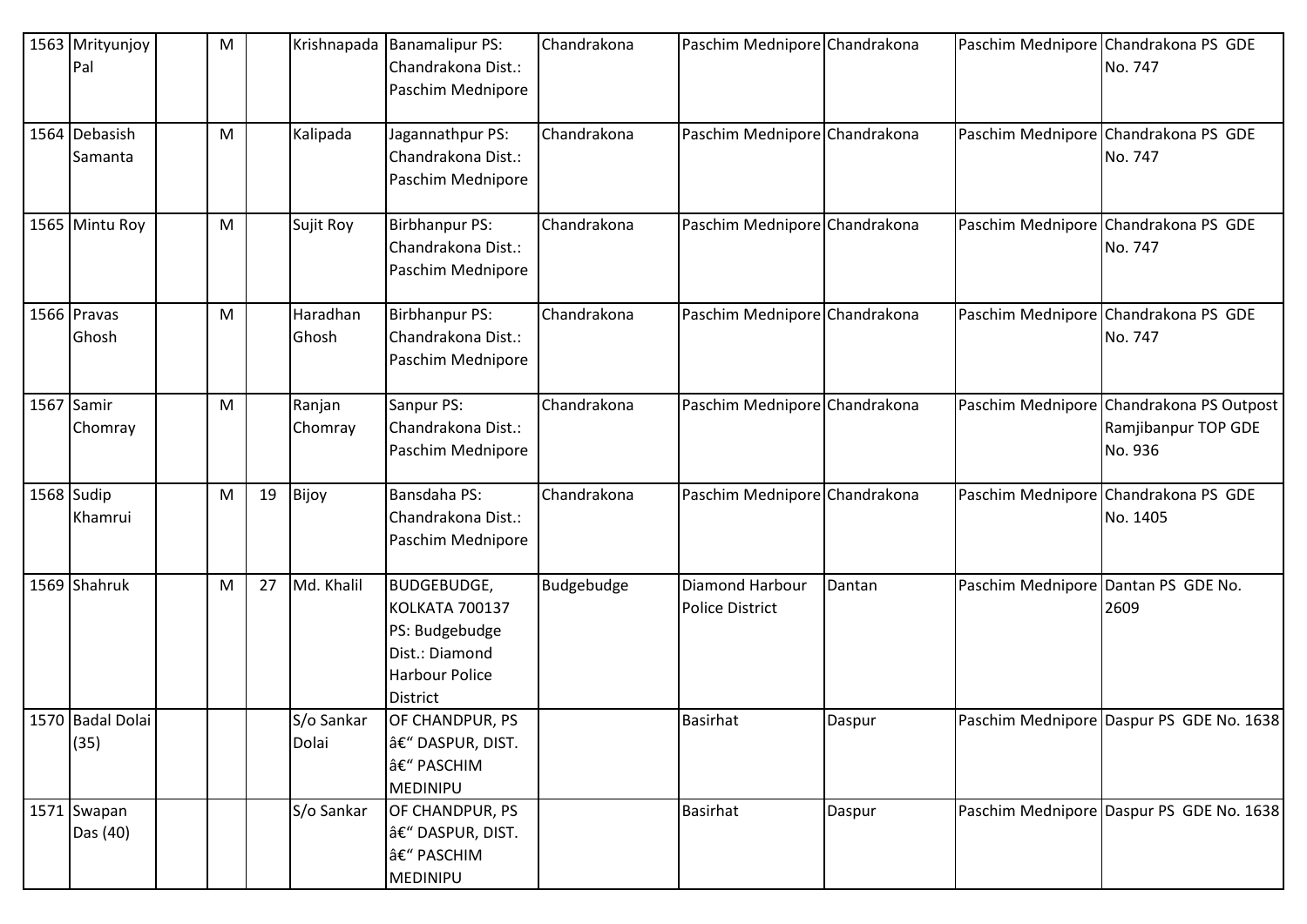| 1563 | Mrityunjoy Pal | | M | | Krishnapada | Banamalipur PS: Chandrakona Dist.: Paschim Mednipore | Chandrakona | Paschim Mednipore | Chandrakona | Paschim Mednipore | Chandrakona PS GDE No. 747 |
|---|---|---|---|---|---|---|---|---|---|---|---|
| 1564 | Debasish Samanta | | M | | Kalipada | Jagannathpur PS: Chandrakona Dist.: Paschim Mednipore | Chandrakona | Paschim Mednipore | Chandrakona | Paschim Mednipore | Chandrakona PS GDE No. 747 |
| 1565 | Mintu Roy | | M | | Sujit Roy | Birbhanpur PS: Chandrakona Dist.: Paschim Mednipore | Chandrakona | Paschim Mednipore | Chandrakona | Paschim Mednipore | Chandrakona PS GDE No. 747 |
| 1566 | Pravas Ghosh | | M | | Haradhan Ghosh | Birbhanpur PS: Chandrakona Dist.: Paschim Mednipore | Chandrakona | Paschim Mednipore | Chandrakona | Paschim Mednipore | Chandrakona PS GDE No. 747 |
| 1567 | Samir Chomray | | M | | Ranjan Chomray | Sanpur PS: Chandrakona Dist.: Paschim Mednipore | Chandrakona | Paschim Mednipore | Chandrakona | Paschim Mednipore | Chandrakona PS Outpost Ramjibanpur TOP GDE No. 936 |
| 1568 | Sudip Khamrui | | M | 19 | Bijoy | Bansdaha PS: Chandrakona Dist.: Paschim Mednipore | Chandrakona | Paschim Mednipore | Chandrakona | Paschim Mednipore | Chandrakona PS GDE No. 1405 |
| 1569 | Shahruk | | M | 27 | Md. Khalil | BUDGEBUDGE, KOLKATA 700137 PS: Budgebudge Dist.: Diamond Harbour Police District | Budgebudge | Diamond Harbour Police District | Dantan | Paschim Mednipore | Dantan PS GDE No. 2609 |
| 1570 | Badal Dolai (35) | | | | S/o Sankar Dolai | OF CHANDPUR, PS â€" DASPUR, DIST. â€" PASCHIM MEDINIPU | | Basirhat | Daspur | Paschim Mednipore | Daspur PS GDE No. 1638 |
| 1571 | Swapan Das (40) | | | | S/o Sankar | OF CHANDPUR, PS â€" DASPUR, DIST. â€" PASCHIM MEDINIPU | | Basirhat | Daspur | Paschim Mednipore | Daspur PS GDE No. 1638 |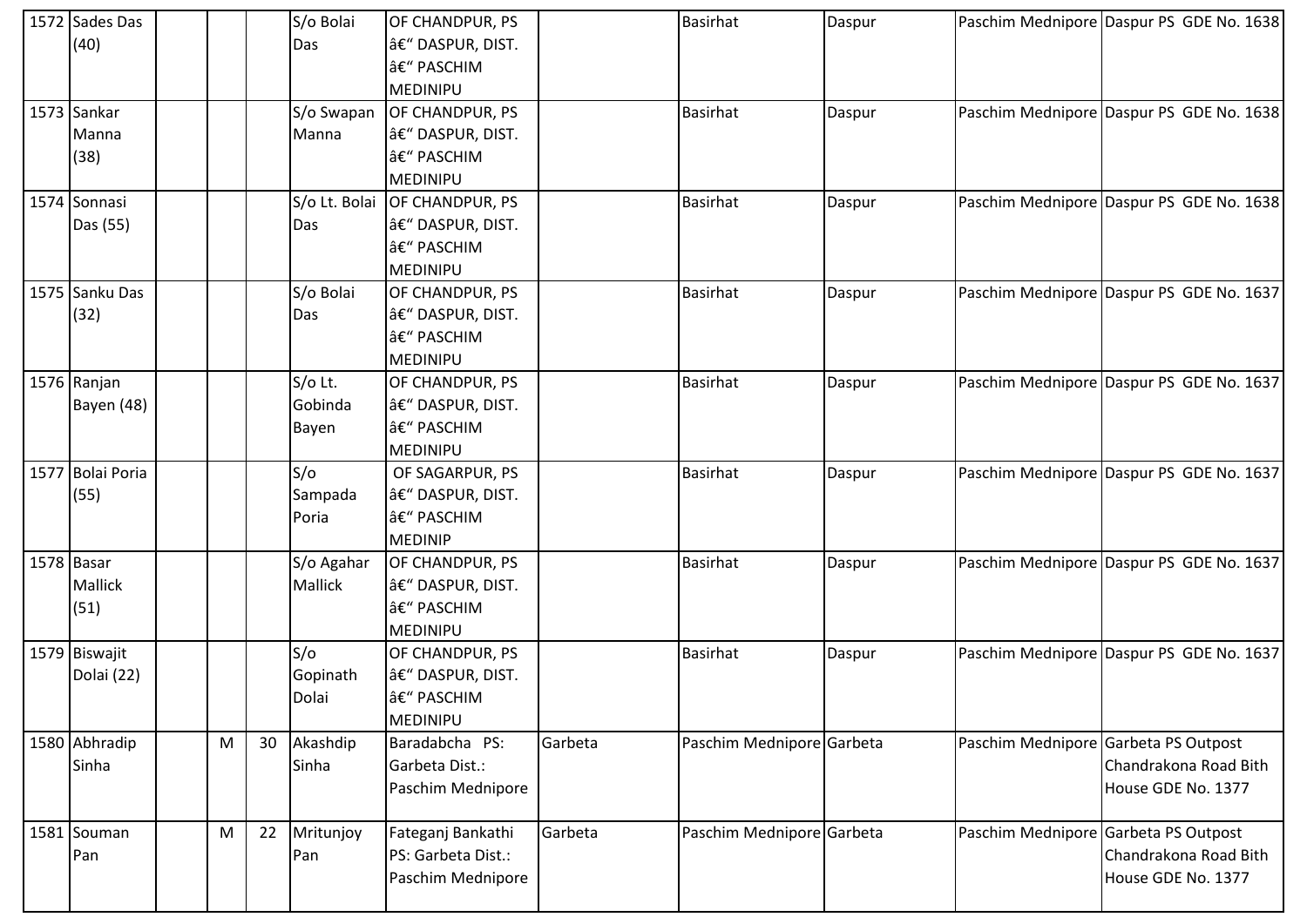| | | | | | | | | | | | |
|---|---|---|---|---|---|---|---|---|---|---|---|
| 1572 | Sades Das (40) | | | | S/o Bolai Das | OF CHANDPUR, PS â€“ DASPUR, DIST. â€“ PASCHIM MEDINIPU | | Basirhat | Daspur | Paschim Mednipore | Daspur PS GDE No. 1638 |
| 1573 | Sankar Manna (38) | | | | S/o Swapan Manna | OF CHANDPUR, PS â€“ DASPUR, DIST. â€“ PASCHIM MEDINIPU | | Basirhat | Daspur | Paschim Mednipore | Daspur PS GDE No. 1638 |
| 1574 | Sonnasi Das (55) | | | | S/o Lt. Bolai Das | OF CHANDPUR, PS â€“ DASPUR, DIST. â€“ PASCHIM MEDINIPU | | Basirhat | Daspur | Paschim Mednipore | Daspur PS GDE No. 1638 |
| 1575 | Sanku Das (32) | | | | S/o Bolai Das | OF CHANDPUR, PS â€“ DASPUR, DIST. â€“ PASCHIM MEDINIPU | | Basirhat | Daspur | Paschim Mednipore | Daspur PS GDE No. 1637 |
| 1576 | Ranjan Bayen (48) | | | | S/o Lt. Gobinda Bayen | OF CHANDPUR, PS â€“ DASPUR, DIST. â€“ PASCHIM MEDINIPU | | Basirhat | Daspur | Paschim Mednipore | Daspur PS GDE No. 1637 |
| 1577 | Bolai Poria (55) | | | | S/o Sampada Poria | OF SAGARPUR, PS â€“ DASPUR, DIST. â€“ PASCHIM MEDINIP | | Basirhat | Daspur | Paschim Mednipore | Daspur PS GDE No. 1637 |
| 1578 | Basar Mallick (51) | | | | S/o Agahar Mallick | OF CHANDPUR, PS â€“ DASPUR, DIST. â€“ PASCHIM MEDINIPU | | Basirhat | Daspur | Paschim Mednipore | Daspur PS GDE No. 1637 |
| 1579 | Biswajit Dolai (22) | | | | S/o Gopinath Dolai | OF CHANDPUR, PS â€“ DASPUR, DIST. â€“ PASCHIM MEDINIPU | | Basirhat | Daspur | Paschim Mednipore | Daspur PS GDE No. 1637 |
| 1580 | Abhradip Sinha | | M | 30 | Akashdip Sinha | Baradabcha PS: Garbeta Dist.: Paschim Mednipore | Garbeta | Paschim Mednipore | Garbeta | Paschim Mednipore | Garbeta PS Outpost Chandrakona Road Bith House GDE No. 1377 |
| 1581 | Souman Pan | | M | 22 | Mritunjoy Pan | Fateganj Bankathi PS: Garbeta Dist.: Paschim Mednipore | Garbeta | Paschim Mednipore | Garbeta | Paschim Mednipore | Garbeta PS Outpost Chandrakona Road Bith House GDE No. 1377 |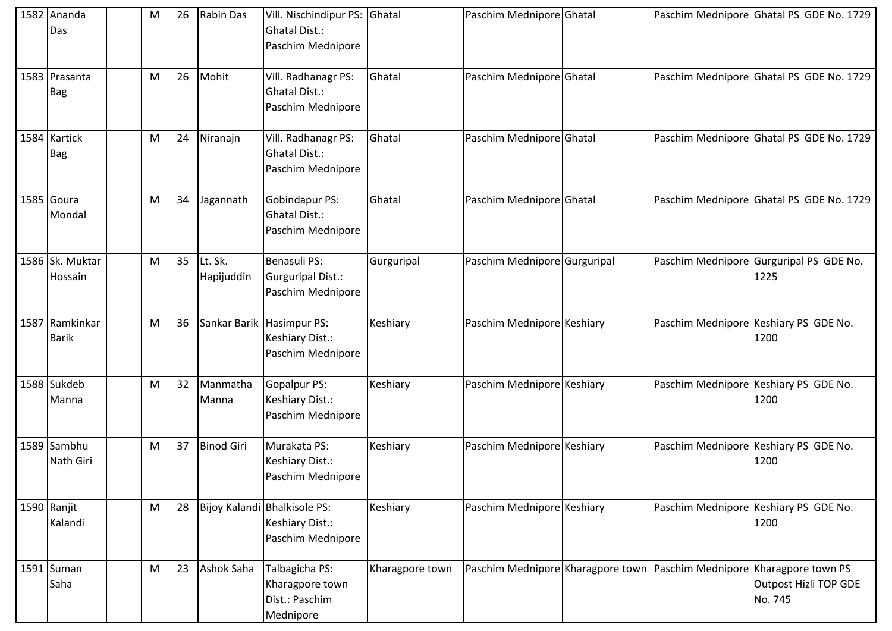| 1582 | Ananda Das | | M | 26 | Rabin Das | Vill. Nischindipur PS: Ghatal Dist.: Paschim Mednipore | Ghatal | Paschim Mednipore | Ghatal | Paschim Mednipore | Ghatal PS GDE No. 1729 |
|---|---|---|---|---|---|---|---|---|---|---|---|
| 1583 | Prasanta Bag | | M | 26 | Mohit | Vill. Radhanagr PS: Ghatal Dist.: Paschim Mednipore | Ghatal | Paschim Mednipore | Ghatal | Paschim Mednipore | Ghatal PS GDE No. 1729 |
| 1584 | Kartick Bag | | M | 24 | Niranajn | Vill. Radhanagr PS: Ghatal Dist.: Paschim Mednipore | Ghatal | Paschim Mednipore | Ghatal | Paschim Mednipore | Ghatal PS GDE No. 1729 |
| 1585 | Goura Mondal | | M | 34 | Jagannath | Gobindapur PS: Ghatal Dist.: Paschim Mednipore | Ghatal | Paschim Mednipore | Ghatal | Paschim Mednipore | Ghatal PS GDE No. 1729 |
| 1586 | Sk. Muktar Hossain | | M | 35 | Lt. Sk. Hapijuddin | Benasuli PS: Gurguripal Dist.: Paschim Mednipore | Gurguripal | Paschim Mednipore | Gurguripal | Paschim Mednipore | Gurguripal PS GDE No. 1225 |
| 1587 | Ramkinkar Barik | | M | 36 | Sankar Barik | Hasimpur PS: Keshiary Dist.: Paschim Mednipore | Keshiary | Paschim Mednipore | Keshiary | Paschim Mednipore | Keshiary PS GDE No. 1200 |
| 1588 | Sukdeb Manna | | M | 32 | Manmatha Manna | Gopalpur PS: Keshiary Dist.: Paschim Mednipore | Keshiary | Paschim Mednipore | Keshiary | Paschim Mednipore | Keshiary PS GDE No. 1200 |
| 1589 | Sambhu Nath Giri | | M | 37 | Binod Giri | Murakata PS: Keshiary Dist.: Paschim Mednipore | Keshiary | Paschim Mednipore | Keshiary | Paschim Mednipore | Keshiary PS GDE No. 1200 |
| 1590 | Ranjit Kalandi | | M | 28 | Bijoy Kalandi | Bhalkisole PS: Keshiary Dist.: Paschim Mednipore | Keshiary | Paschim Mednipore | Keshiary | Paschim Mednipore | Keshiary PS GDE No. 1200 |
| 1591 | Suman Saha | | M | 23 | Ashok Saha | Talbagicha PS: Kharagpore town Dist.: Paschim Mednipore | Kharagpore town | Paschim Mednipore | Kharagpore town | Paschim Mednipore | Kharagpore town PS Outpost Hizli TOP GDE No. 745 |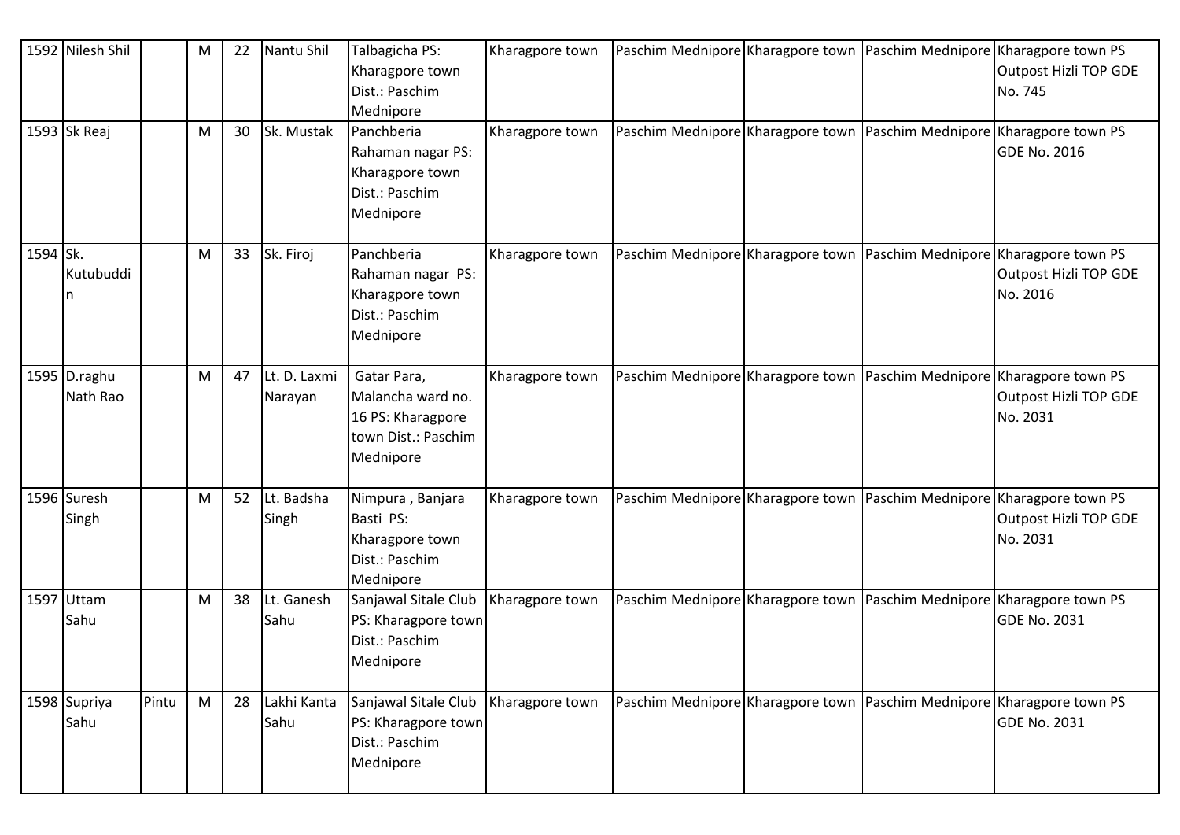| 1592 | Nilesh Shil | | M | 22 | Nantu Shil | Talbagicha PS: Kharagpore town Dist.: Paschim Mednipore | Kharagpore town | Paschim Mednipore | Kharagpore town | Paschim Mednipore | Kharagpore town PS Outpost Hizli TOP GDE No. 745 |
|---|---|---|---|---|---|---|---|---|---|---|---|
| 1593 | Sk Reaj | | M | 30 | Sk. Mustak | Panchberia Rahaman nagar PS: Kharagpore town Dist.: Paschim Mednipore | Kharagpore town | Paschim Mednipore | Kharagpore town | Paschim Mednipore | Kharagpore town PS GDE No. 2016 |
| 1594 | Sk. Kutubuddin | | M | 33 | Sk. Firoj | Panchberia Rahaman nagar PS: Kharagpore town Dist.: Paschim Mednipore | Kharagpore town | Paschim Mednipore | Kharagpore town | Paschim Mednipore | Kharagpore town PS Outpost Hizli TOP GDE No. 2016 |
| 1595 | D.raghu Nath Rao | | M | 47 | Lt. D. Laxmi Narayan | Gatar Para, Malancha ward no. 16 PS: Kharagpore town Dist.: Paschim Mednipore | Kharagpore town | Paschim Mednipore | Kharagpore town | Paschim Mednipore | Kharagpore town PS Outpost Hizli TOP GDE No. 2031 |
| 1596 | Suresh Singh | | M | 52 | Lt. Badsha Singh | Nimpura , Banjara Basti PS: Kharagpore town Dist.: Paschim Mednipore | Kharagpore town | Paschim Mednipore | Kharagpore town | Paschim Mednipore | Kharagpore town PS Outpost Hizli TOP GDE No. 2031 |
| 1597 | Uttam Sahu | | M | 38 | Lt. Ganesh Sahu | Sanjawal Sitale Club PS: Kharagpore town Dist.: Paschim Mednipore | Kharagpore town | Paschim Mednipore | Kharagpore town | Paschim Mednipore | Kharagpore town PS GDE No. 2031 |
| 1598 | Supriya Sahu | Pintu | M | 28 | Lakhi Kanta Sahu | Sanjawal Sitale Club PS: Kharagpore town Dist.: Paschim Mednipore | Kharagpore town | Paschim Mednipore | Kharagpore town | Paschim Mednipore | Kharagpore town PS GDE No. 2031 |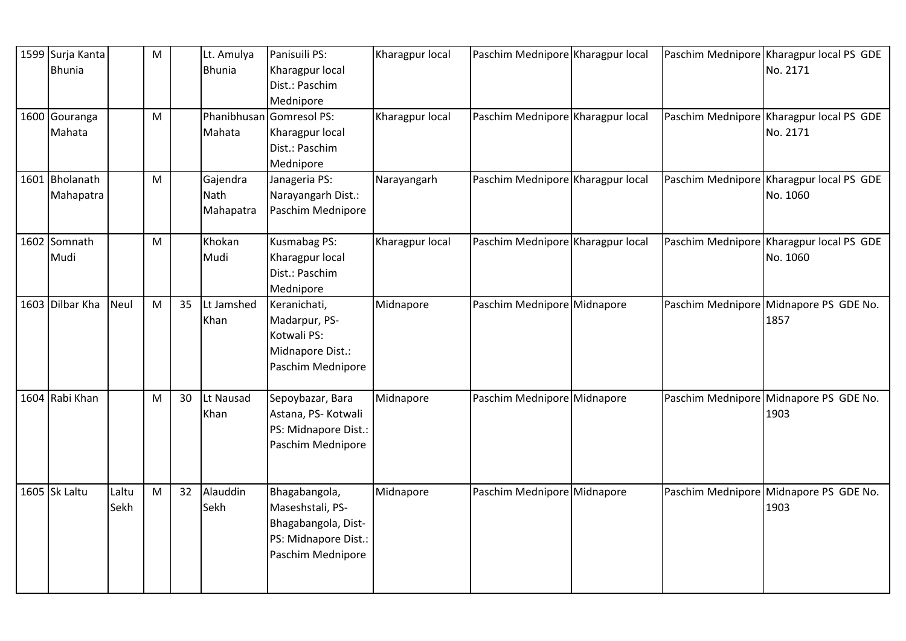| 1599 | Surja Kanta Bhunia | | M | | Lt. Amulya Bhunia | Panisuili PS: Kharagpur local Dist.: Paschim Mednipore | Kharagpur local | Paschim Mednipore | Kharagpur local | Paschim Mednipore | Kharagpur local PS GDE No. 2171 |
|---|---|---|---|---|---|---|---|---|---|---|---|
| 1600 | Gouranga Mahata | | M | | Phanibhusan Mahata | Gomresol PS: Kharagpur local Dist.: Paschim Mednipore | Kharagpur local | Paschim Mednipore | Kharagpur local | Paschim Mednipore | Kharagpur local PS GDE No. 2171 |
| 1601 | Bholanath Mahapatra | | M | | Gajendra Nath Mahapatra | Janageria PS: Narayangarh Dist.: Paschim Mednipore | Narayangarh | Paschim Mednipore | Kharagpur local | Paschim Mednipore | Kharagpur local PS GDE No. 1060 |
| 1602 | Somnath Mudi | | M | | Khokan Mudi | Kusmabag PS: Kharagpur local Dist.: Paschim Mednipore | Kharagpur local | Paschim Mednipore | Kharagpur local | Paschim Mednipore | Kharagpur local PS GDE No. 1060 |
| 1603 | Dilbar Kha | Neul | M | 35 | Lt Jamshed Khan | Keranichati, Madarpur, PS- Kotwali PS: Midnapore Dist.: Paschim Mednipore | Midnapore | Paschim Mednipore | Midnapore | Paschim Mednipore | Midnapore PS GDE No. 1857 |
| 1604 | Rabi Khan | | M | 30 | Lt Nausad Khan | Sepoybazar, Bara Astana, PS- Kotwali PS: Midnapore Dist.: Paschim Mednipore | Midnapore | Paschim Mednipore | Midnapore | Paschim Mednipore | Midnapore PS GDE No. 1903 |
| 1605 | Sk Laltu | Laltu Sekh | M | 32 | Alauddin Sekh | Bhagabangola, Maseshstali, PS- Bhagabangola, Dist- PS: Midnapore Dist.: Paschim Mednipore | Midnapore | Paschim Mednipore | Midnapore | Paschim Mednipore | Midnapore PS GDE No. 1903 |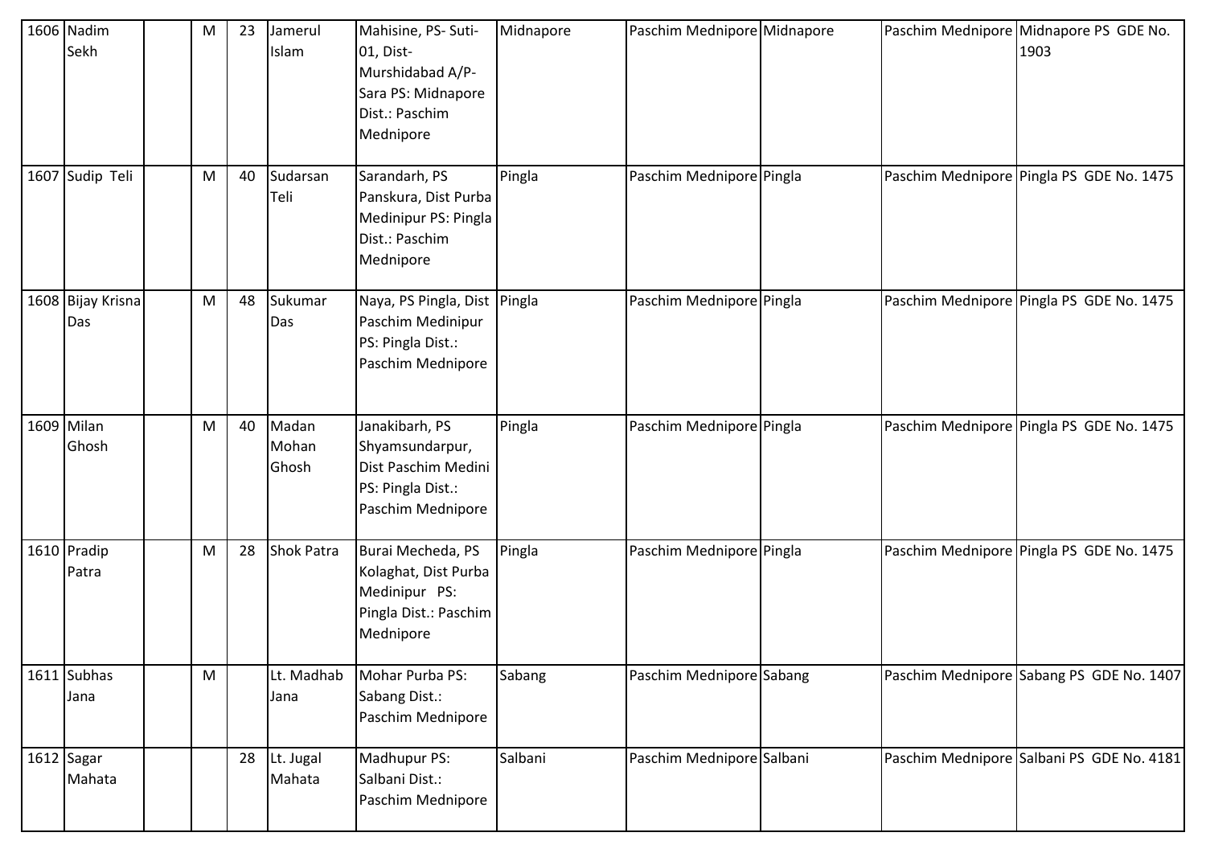| 1606 | Nadim Sekh | | M | 23 | Jamerul Islam | Mahisine, PS- Suti-01, Dist-Murshidabad A/P-Sara PS: Midnapore Dist.: Paschim Mednipore | Midnapore | Paschim Mednipore | Midnapore | Paschim Mednipore | Midnapore PS GDE No. 1903 |
|---|---|---|---|---|---|---|---|---|---|---|---|
| 1607 | Sudip Teli | | M | 40 | Sudarsan Teli | Sarandarh, PS Panskura, Dist Purba Medinipur PS: Pingla Dist.: Paschim Mednipore | Pingla | Paschim Mednipore | Pingla | Paschim Mednipore | Pingla PS GDE No. 1475 |
| 1608 | Bijay Krisna Das | | M | 48 | Sukumar Das | Naya, PS Pingla, Dist Paschim Medinipur PS: Pingla Dist.: Paschim Mednipore | Pingla | Paschim Mednipore | Pingla | Paschim Mednipore | Pingla PS GDE No. 1475 |
| 1609 | Milan Ghosh | | M | 40 | Madan Mohan Ghosh | Janakibarh, PS Shyamsundarpur, Dist Paschim Medini PS: Pingla Dist.: Paschim Mednipore | Pingla | Paschim Mednipore | Pingla | Paschim Mednipore | Pingla PS GDE No. 1475 |
| 1610 | Pradip Patra | | M | 28 | Shok Patra | Burai Mecheda, PS Kolaghat, Dist Purba Medinipur PS: Pingla Dist.: Paschim Mednipore | Pingla | Paschim Mednipore | Pingla | Paschim Mednipore | Pingla PS GDE No. 1475 |
| 1611 | Subhas Jana | | M | | Lt. Madhab Jana | Mohar Purba PS: Sabang Dist.: Paschim Mednipore | Sabang | Paschim Mednipore | Sabang | Paschim Mednipore | Sabang PS GDE No. 1407 |
| 1612 | Sagar Mahata | | | 28 | Lt. Jugal Mahata | Madhupur PS: Salbani Dist.: Paschim Mednipore | Salbani | Paschim Mednipore | Salbani | Paschim Mednipore | Salbani PS GDE No. 4181 |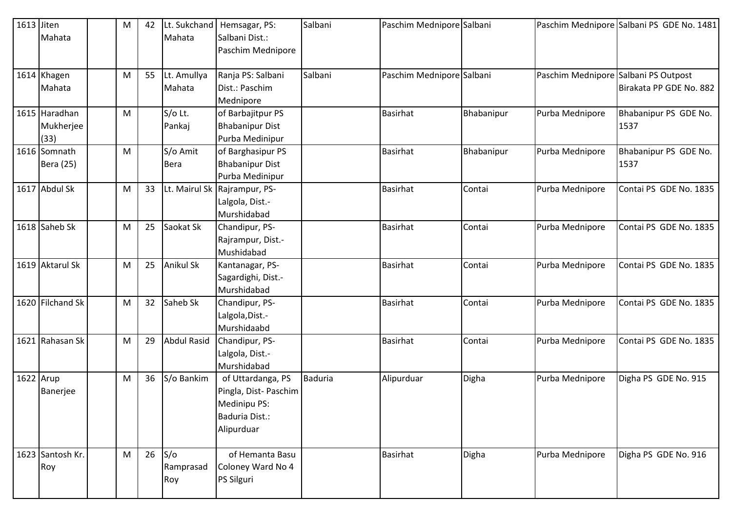| 1613 | Jiten Mahata | | M | 42 | Lt. Sukchand Mahata | Hemsagar, PS: Salbani Dist.: Paschim Mednipore | Salbani | Paschim Mednipore | Salbani | Paschim Mednipore | Salbani PS GDE No. 1481 |
|---|---|---|---|---|---|---|---|---|---|---|---|
| 1614 | Khagen Mahata | | M | 55 | Lt. Amullya Mahata | Ranja PS: Salbani Dist.: Paschim Mednipore | Salbani | Paschim Mednipore | Salbani | Paschim Mednipore | Salbani PS Outpost Birakata PP GDE No. 882 |
| 1615 | Haradhan Mukherjee (33) | | M | | S/o Lt. Pankaj | of Barbajitpur PS Bhabanipur Dist Purba Medinipur | | Basirhat | Bhabanipur | Purba Mednipore | Bhabanipur PS GDE No. 1537 |
| 1616 | Somnath Bera (25) | | M | | S/o Amit Bera | of Barghasipur PS Bhabanipur Dist Purba Medinipur | | Basirhat | Bhabanipur | Purba Mednipore | Bhabanipur PS GDE No. 1537 |
| 1617 | Abdul Sk | | M | 33 | Lt. Mairul Sk | Rajrampur, PS-Lalgola, Dist.-Murshidabad | | Basirhat | Contai | Purba Mednipore | Contai PS GDE No. 1835 |
| 1618 | Saheb Sk | | M | 25 | Saokat Sk | Chandipur, PS-Rajrampur, Dist.-Mushidabad | | Basirhat | Contai | Purba Mednipore | Contai PS GDE No. 1835 |
| 1619 | Aktarul Sk | | M | 25 | Anikul Sk | Kantanagar, PS-Sagardighi, Dist.-Murshidabad | | Basirhat | Contai | Purba Mednipore | Contai PS GDE No. 1835 |
| 1620 | Filchand Sk | | M | 32 | Saheb Sk | Chandipur, PS-Lalgola,Dist.-Murshidaabd | | Basirhat | Contai | Purba Mednipore | Contai PS GDE No. 1835 |
| 1621 | Rahasan Sk | | M | 29 | Abdul Rasid | Chandipur, PS-Lalgola, Dist.-Murshidabad | | Basirhat | Contai | Purba Mednipore | Contai PS GDE No. 1835 |
| 1622 | Arup Banerjee | | M | 36 | S/o Bankim | of Uttardanga, PS Pingla, Dist- Paschim Medinipu PS: Baduria Dist.: Alipurduar | Baduria | Alipurduar | Digha | Purba Mednipore | Digha PS GDE No. 915 |
| 1623 | Santosh Kr. Roy | | M | 26 | S/o Ramprasad Roy | of Hemanta Basu Coloney Ward No 4 PS Silguri | | Basirhat | Digha | Purba Mednipore | Digha PS GDE No. 916 |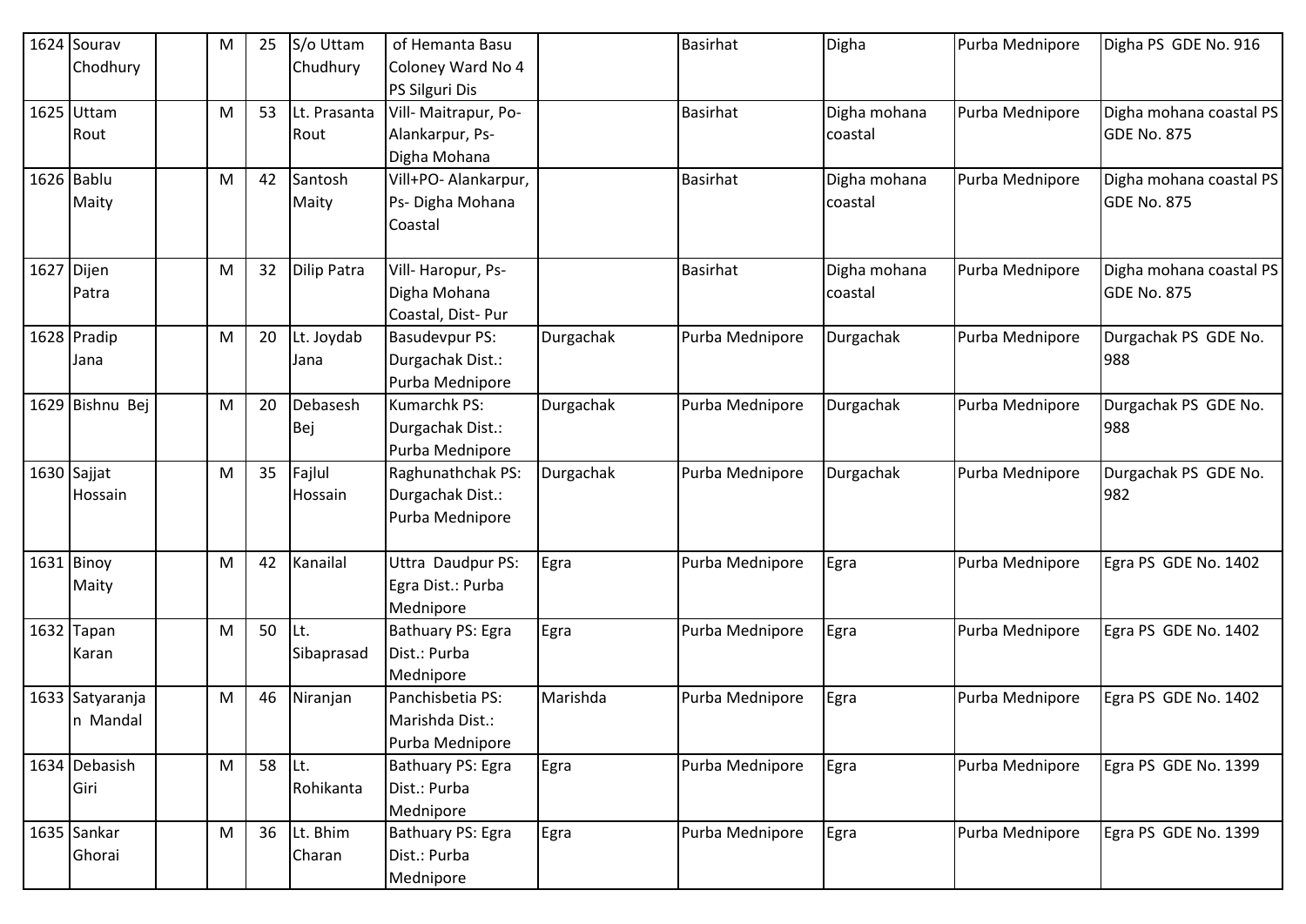| 1624 | Sourav Chodhury | | M | 25 | S/o Uttam Chudhury | of Hemanta Basu Coloney Ward No 4 PS Silguri Dis | | Basirhat | Digha | Purba Mednipore | Digha PS GDE No. 916 |
|---|---|---|---|---|---|---|---|---|---|---|---|
| 1625 | Uttam Rout | | M | 53 | Lt. Prasanta Rout | Vill- Maitrapur, Po- Alankarpur, Ps- Digha Mohana | | Basirhat | Digha mohana coastal | Purba Mednipore | Digha mohana coastal PS GDE No. 875 |
| 1626 | Bablu Maity | | M | 42 | Santosh Maity | Vill+PO- Alankarpur, Ps- Digha Mohana Coastal | | Basirhat | Digha mohana coastal | Purba Mednipore | Digha mohana coastal PS GDE No. 875 |
| 1627 | Dijen Patra | | M | 32 | Dilip Patra | Vill- Haropur, Ps- Digha Mohana Coastal, Dist- Pur | | Basirhat | Digha mohana coastal | Purba Mednipore | Digha mohana coastal PS GDE No. 875 |
| 1628 | Pradip Jana | | M | 20 | Lt. Joydab Jana | Basudevpur PS: Durgachak Dist.: Purba Mednipore | Durgachak | Purba Mednipore | Durgachak | Purba Mednipore | Durgachak PS GDE No. 988 |
| 1629 | Bishnu Bej | | M | 20 | Debasesh Bej | Kumarchk PS: Durgachak Dist.: Purba Mednipore | Durgachak | Purba Mednipore | Durgachak | Purba Mednipore | Durgachak PS GDE No. 988 |
| 1630 | Sajjat Hossain | | M | 35 | Fajlul Hossain | Raghunathchak PS: Durgachak Dist.: Purba Mednipore | Durgachak | Purba Mednipore | Durgachak | Purba Mednipore | Durgachak PS GDE No. 982 |
| 1631 | Binoy Maity | | M | 42 | Kanailal | Uttra Daudpur PS: Egra Dist.: Purba Mednipore | Egra | Purba Mednipore | Egra | Purba Mednipore | Egra PS GDE No. 1402 |
| 1632 | Tapan Karan | | M | 50 | Lt. Sibaprasad | Bathuary PS: Egra Dist.: Purba Mednipore | Egra | Purba Mednipore | Egra | Purba Mednipore | Egra PS GDE No. 1402 |
| 1633 | Satyaranjan Mandal | | M | 46 | Niranjan | Panchisbetia PS: Marishda Dist.: Purba Mednipore | Marishda | Purba Mednipore | Egra | Purba Mednipore | Egra PS GDE No. 1402 |
| 1634 | Debasish Giri | | M | 58 | Lt. Rohikanta | Bathuary PS: Egra Dist.: Purba Mednipore | Egra | Purba Mednipore | Egra | Purba Mednipore | Egra PS GDE No. 1399 |
| 1635 | Sankar Ghorai | | M | 36 | Lt. Bhim Charan | Bathuary PS: Egra Dist.: Purba Mednipore | Egra | Purba Mednipore | Egra | Purba Mednipore | Egra PS GDE No. 1399 |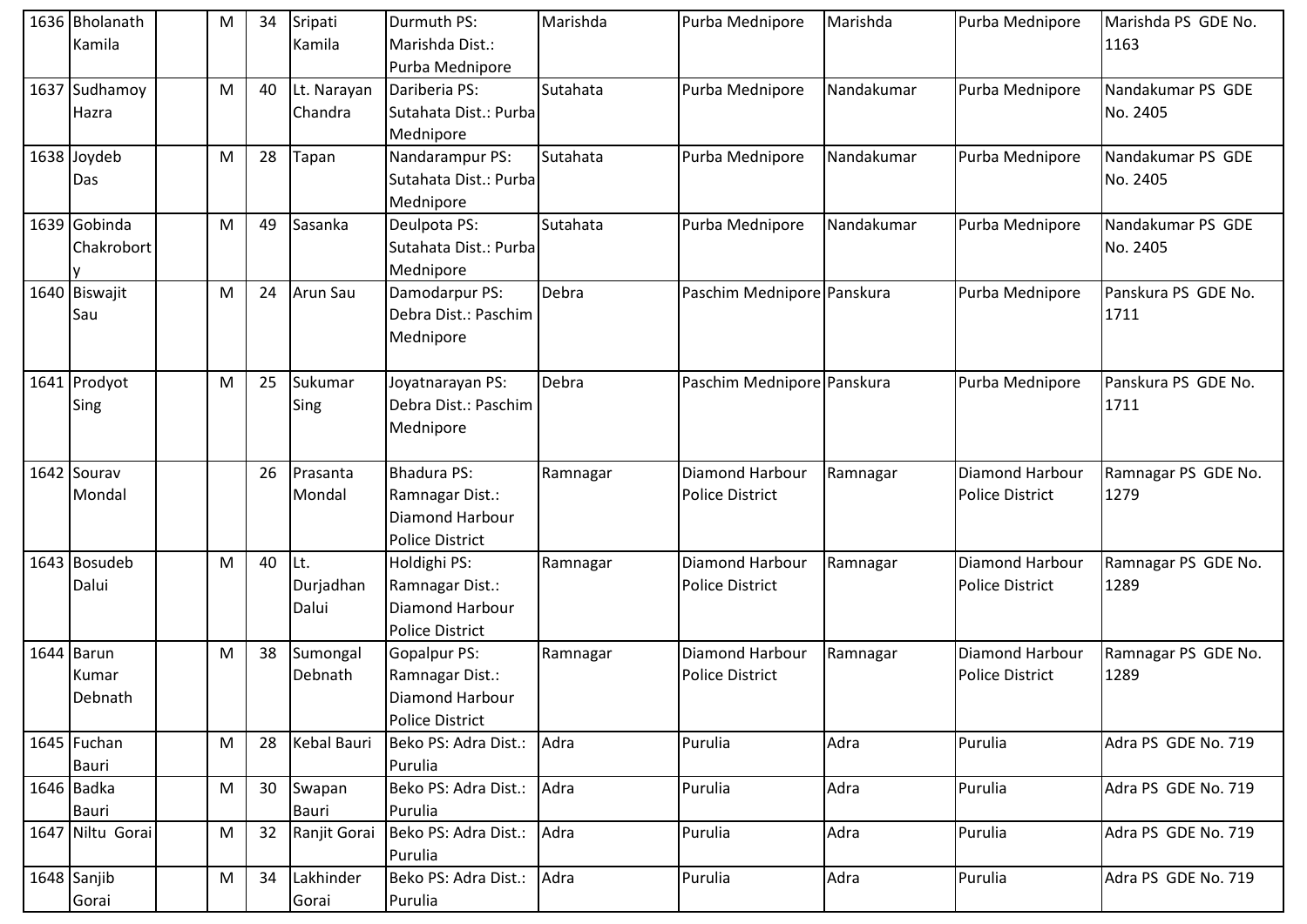| 1636 | Bholanath Kamila | | M | 34 | Sripati Kamila | Durmuth PS: Marishda Dist.: Purba Mednipore | Marishda | Purba Mednipore | Marishda | Purba Mednipore | Marishda PS GDE No. 1163 |
|---|---|---|---|---|---|---|---|---|---|---|---|
| 1637 | Sudhamoy Hazra | | M | 40 | Lt. Narayan Chandra | Dariberia PS: Sutahata Dist.: Purba Mednipore | Sutahata | Purba Mednipore | Nandakumar | Purba Mednipore | Nandakumar PS GDE No. 2405 |
| 1638 | Joydeb Das | | M | 28 | Tapan | Nandarampur PS: Sutahata Dist.: Purba Mednipore | Sutahata | Purba Mednipore | Nandakumar | Purba Mednipore | Nandakumar PS GDE No. 2405 |
| 1639 | Gobinda Chakroborty | | M | 49 | Sasanka | Deulpota PS: Sutahata Dist.: Purba Mednipore | Sutahata | Purba Mednipore | Nandakumar | Purba Mednipore | Nandakumar PS GDE No. 2405 |
| 1640 | Biswajit Sau | | M | 24 | Arun Sau | Damodarpur PS: Debra Dist.: Paschim Mednipore | Debra | Paschim Mednipore | Panskura | Purba Mednipore | Panskura PS GDE No. 1711 |
| 1641 | Prodyot Sing | | M | 25 | Sukumar Sing | Joyatnarayan PS: Debra Dist.: Paschim Mednipore | Debra | Paschim Mednipore | Panskura | Purba Mednipore | Panskura PS GDE No. 1711 |
| 1642 | Sourav Mondal | | | 26 | Prasanta Mondal | Bhadura PS: Ramnagar Dist.: Diamond Harbour Police District | Ramnagar | Diamond Harbour Police District | Ramnagar | Diamond Harbour Police District | Ramnagar PS GDE No. 1279 |
| 1643 | Bosudeb Dalui | | M | 40 | Lt. Durjadhan Dalui | Holdighi PS: Ramnagar Dist.: Diamond Harbour Police District | Ramnagar | Diamond Harbour Police District | Ramnagar | Diamond Harbour Police District | Ramnagar PS GDE No. 1289 |
| 1644 | Barun Kumar Debnath | | M | 38 | Sumongal Debnath | Gopalpur PS: Ramnagar Dist.: Diamond Harbour Police District | Ramnagar | Diamond Harbour Police District | Ramnagar | Diamond Harbour Police District | Ramnagar PS GDE No. 1289 |
| 1645 | Fuchan Bauri | | M | 28 | Kebal Bauri | Beko PS: Adra Dist.: Purulia | Adra | Purulia | Adra | Purulia | Adra PS GDE No. 719 |
| 1646 | Badka Bauri | | M | 30 | Swapan Bauri | Beko PS: Adra Dist.: Purulia | Adra | Purulia | Adra | Purulia | Adra PS GDE No. 719 |
| 1647 | Niltu Gorai | | M | 32 | Ranjit Gorai | Beko PS: Adra Dist.: Purulia | Adra | Purulia | Adra | Purulia | Adra PS GDE No. 719 |
| 1648 | Sanjib Gorai | | M | 34 | Lakhinder Gorai | Beko PS: Adra Dist.: Purulia | Adra | Purulia | Adra | Purulia | Adra PS GDE No. 719 |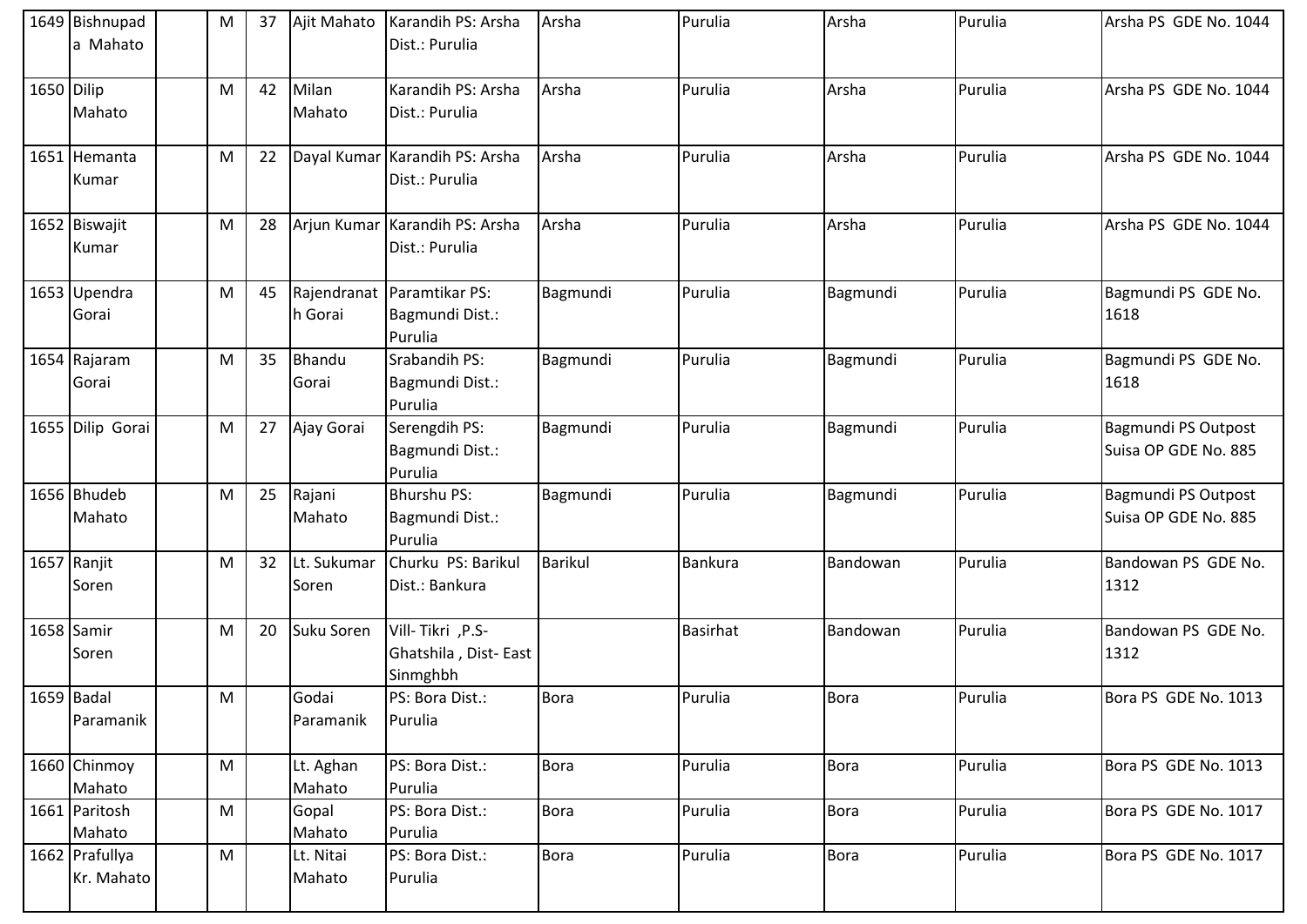| 1649 | Bishnupada Mahato | | M | 37 | Ajit Mahato | Karandih PS: Arsha Dist.: Purulia | Arsha | Purulia | Arsha | Purulia | Arsha PS GDE No. 1044 |
|---|---|---|---|---|---|---|---|---|---|---|---|
| 1650 | Dilip Mahato | | M | 42 | Milan Mahato | Karandih PS: Arsha Dist.: Purulia | Arsha | Purulia | Arsha | Purulia | Arsha PS GDE No. 1044 |
| 1651 | Hemanta Kumar | | M | 22 | Dayal Kumar | Karandih PS: Arsha Dist.: Purulia | Arsha | Purulia | Arsha | Purulia | Arsha PS GDE No. 1044 |
| 1652 | Biswajit Kumar | | M | 28 | Arjun Kumar | Karandih PS: Arsha Dist.: Purulia | Arsha | Purulia | Arsha | Purulia | Arsha PS GDE No. 1044 |
| 1653 | Upendra Gorai | | M | 45 | Rajendranath Gorai | Paramtikar PS: Bagmundi Dist.: Purulia | Bagmundi | Purulia | Bagmundi | Purulia | Bagmundi PS GDE No. 1618 |
| 1654 | Rajaram Gorai | | M | 35 | Bhandu Gorai | Srabandih PS: Bagmundi Dist.: Purulia | Bagmundi | Purulia | Bagmundi | Purulia | Bagmundi PS GDE No. 1618 |
| 1655 | Dilip Gorai | | M | 27 | Ajay Gorai | Serengdih PS: Bagmundi Dist.: Purulia | Bagmundi | Purulia | Bagmundi | Purulia | Bagmundi PS Outpost Suisa OP GDE No. 885 |
| 1656 | Bhudeb Mahato | | M | 25 | Rajani Mahato | Bhurshu PS: Bagmundi Dist.: Purulia | Bagmundi | Purulia | Bagmundi | Purulia | Bagmundi PS Outpost Suisa OP GDE No. 885 |
| 1657 | Ranjit Soren | | M | 32 | Lt. Sukumar Soren | Churku PS: Barikul Dist.: Bankura | Barikul | Bankura | Bandowan | Purulia | Bandowan PS GDE No. 1312 |
| 1658 | Samir Soren | | M | 20 | Suku Soren | Vill- Tikri ,P.S- Ghatshila , Dist- East Sinmghbh | | Basirhat | Bandowan | Purulia | Bandowan PS GDE No. 1312 |
| 1659 | Badal Paramanik | | M | | Godai Paramanik | PS: Bora Dist.: Purulia | Bora | Purulia | Bora | Purulia | Bora PS GDE No. 1013 |
| 1660 | Chinmoy Mahato | | M | | Lt. Aghan Mahato | PS: Bora Dist.: Purulia | Bora | Purulia | Bora | Purulia | Bora PS GDE No. 1013 |
| 1661 | Paritosh Mahato | | M | | Gopal Mahato | PS: Bora Dist.: Purulia | Bora | Purulia | Bora | Purulia | Bora PS GDE No. 1017 |
| 1662 | Prafullya Kr. Mahato | | M | | Lt. Nitai Mahato | PS: Bora Dist.: Purulia | Bora | Purulia | Bora | Purulia | Bora PS GDE No. 1017 |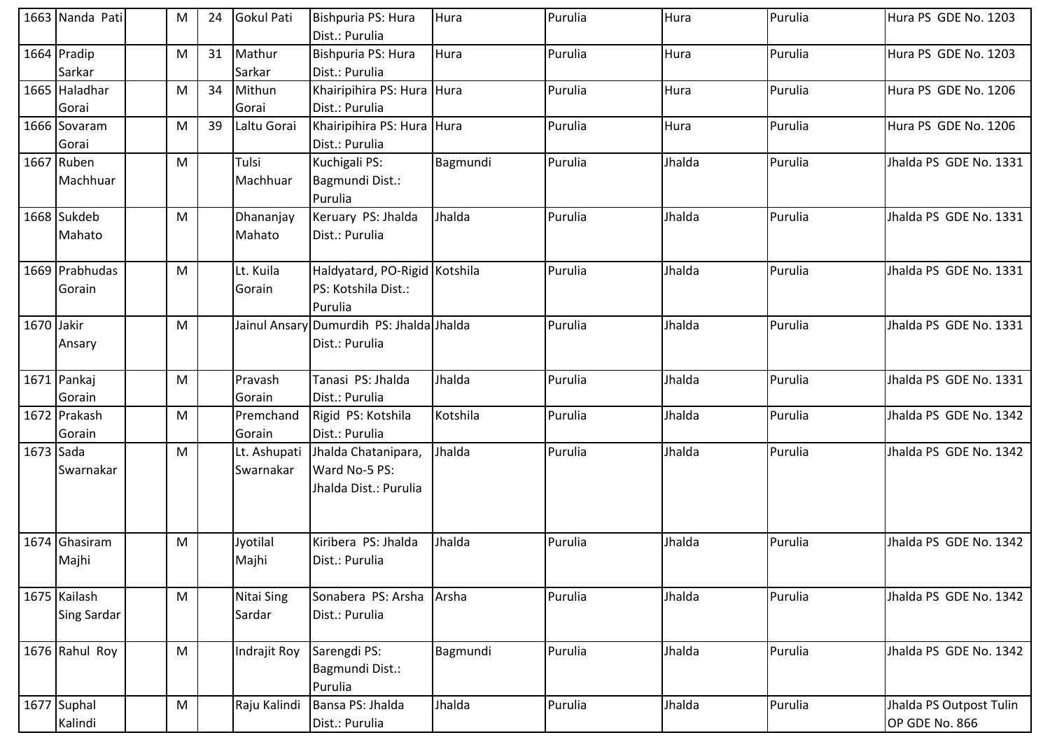| | | | | | | | | | | | |
|---|---|---|---|---|---|---|---|---|---|---|---|
| 1663 | Nanda Pati | | M | 24 | Gokul Pati | Bishpuria PS: Hura Dist.: Purulia | Hura | Purulia | Hura | Purulia | Hura PS GDE No. 1203 |
| 1664 | Pradip Sarkar | | M | 31 | Mathur Sarkar | Bishpuria PS: Hura Dist.: Purulia | Hura | Purulia | Hura | Purulia | Hura PS GDE No. 1203 |
| 1665 | Haladhar Gorai | | M | 34 | Mithun Gorai | Khairipihira PS: Hura Dist.: Purulia | Hura | Purulia | Hura | Purulia | Hura PS GDE No. 1206 |
| 1666 | Sovaram Gorai | | M | 39 | Laltu Gorai | Khairipihira PS: Hura Dist.: Purulia | Hura | Purulia | Hura | Purulia | Hura PS GDE No. 1206 |
| 1667 | Ruben Machhuar | | M | | Tulsi Machhuar | Kuchigali PS: Bagmundi Dist.: Purulia | Bagmundi | Purulia | Jhalda | Purulia | Jhalda PS GDE No. 1331 |
| 1668 | Sukdeb Mahato | | M | | Dhananjay Mahato | Keruary PS: Jhalda Dist.: Purulia | Jhalda | Purulia | Jhalda | Purulia | Jhalda PS GDE No. 1331 |
| 1669 | Prabhudas Gorain | | M | | Lt. Kuila Gorain | Haldyatard, PO-Rigid PS: Kotshila Dist.: Purulia | Kotshila | Purulia | Jhalda | Purulia | Jhalda PS GDE No. 1331 |
| 1670 | Jakir Ansary | | M | | Jainul Ansary | Dumurdih PS: Jhalda Dist.: Purulia | Jhalda | Purulia | Jhalda | Purulia | Jhalda PS GDE No. 1331 |
| 1671 | Pankaj Gorain | | M | | Pravash Gorain | Tanasi PS: Jhalda Dist.: Purulia | Jhalda | Purulia | Jhalda | Purulia | Jhalda PS GDE No. 1331 |
| 1672 | Prakash Gorain | | M | | Premchand Gorain | Rigid PS: Kotshila Dist.: Purulia | Kotshila | Purulia | Jhalda | Purulia | Jhalda PS GDE No. 1342 |
| 1673 | Sada Swarnakar | | M | | Lt. Ashupati Swarnakar | Jhalda Chatanipara, Ward No-5 PS: Jhalda Dist.: Purulia | Jhalda | Purulia | Jhalda | Purulia | Jhalda PS GDE No. 1342 |
| 1674 | Ghasiram Majhi | | M | | Jyotilal Majhi | Kiribera PS: Jhalda Dist.: Purulia | Jhalda | Purulia | Jhalda | Purulia | Jhalda PS GDE No. 1342 |
| 1675 | Kailash Sing Sardar | | M | | Nitai Sing Sardar | Sonabera PS: Arsha Dist.: Purulia | Arsha | Purulia | Jhalda | Purulia | Jhalda PS GDE No. 1342 |
| 1676 | Rahul Roy | | M | | Indrajit Roy | Sarengdi PS: Bagmundi Dist.: Purulia | Bagmundi | Purulia | Jhalda | Purulia | Jhalda PS GDE No. 1342 |
| 1677 | Suphal Kalindi | | M | | Raju Kalindi | Bansa PS: Jhalda Dist.: Purulia | Jhalda | Purulia | Jhalda | Purulia | Jhalda PS Outpost Tulin OP GDE No. 866 |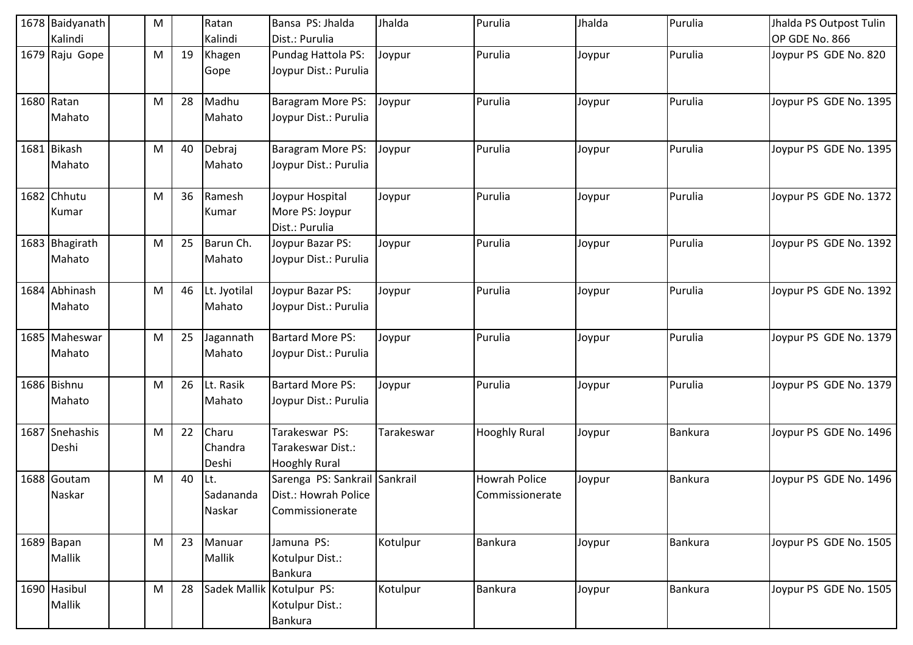| 1678 | Baidyanath Kalindi | | M | | Ratan Kalindi | Bansa PS: Jhalda Dist.: Purulia | Jhalda | Purulia | Jhalda | Purulia | Jhalda PS Outpost Tulin OP GDE No. 866 |
|---|---|---|---|---|---|---|---|---|---|---|---|
| 1679 | Raju Gope | | M | 19 | Khagen Gope | Pundag Hattola PS: Joypur Dist.: Purulia | Joypur | Purulia | Joypur | Purulia | Joypur PS GDE No. 820 |
| 1680 | Ratan Mahato | | M | 28 | Madhu Mahato | Baragram More PS: Joypur Dist.: Purulia | Joypur | Purulia | Joypur | Purulia | Joypur PS GDE No. 1395 |
| 1681 | Bikash Mahato | | M | 40 | Debraj Mahato | Baragram More PS: Joypur Dist.: Purulia | Joypur | Purulia | Joypur | Purulia | Joypur PS GDE No. 1395 |
| 1682 | Chhutu Kumar | | M | 36 | Ramesh Kumar | Joypur Hospital More PS: Joypur Dist.: Purulia | Joypur | Purulia | Joypur | Purulia | Joypur PS GDE No. 1372 |
| 1683 | Bhagirath Mahato | | M | 25 | Barun Ch. Mahato | Joypur Bazar PS: Joypur Dist.: Purulia | Joypur | Purulia | Joypur | Purulia | Joypur PS GDE No. 1392 |
| 1684 | Abhinash Mahato | | M | 46 | Lt. Jyotilal Mahato | Joypur Bazar PS: Joypur Dist.: Purulia | Joypur | Purulia | Joypur | Purulia | Joypur PS GDE No. 1392 |
| 1685 | Maheswar Mahato | | M | 25 | Jagannath Mahato | Bartard More PS: Joypur Dist.: Purulia | Joypur | Purulia | Joypur | Purulia | Joypur PS GDE No. 1379 |
| 1686 | Bishnu Mahato | | M | 26 | Lt. Rasik Mahato | Bartard More PS: Joypur Dist.: Purulia | Joypur | Purulia | Joypur | Purulia | Joypur PS GDE No. 1379 |
| 1687 | Snehashis Deshi | | M | 22 | Charu Chandra Deshi | Tarakeswar PS: Tarakeswar Dist.: Hooghly Rural | Tarakeswar | Hooghly Rural | Joypur | Bankura | Joypur PS GDE No. 1496 |
| 1688 | Goutam Naskar | | M | 40 | Lt. Sadananda Naskar | Sarenga PS: Sankrail Dist.: Howrah Police Commissionerate | Sankrail | Howrah Police Commissionerate | Joypur | Bankura | Joypur PS GDE No. 1496 |
| 1689 | Bapan Mallik | | M | 23 | Manuar Mallik | Jamuna PS: Kotulpur Dist.: Bankura | Kotulpur | Bankura | Joypur | Bankura | Joypur PS GDE No. 1505 |
| 1690 | Hasibul Mallik | | M | 28 | Sadek Mallik | Kotulpur PS: Kotulpur Dist.: Bankura | Kotulpur | Bankura | Joypur | Bankura | Joypur PS GDE No. 1505 |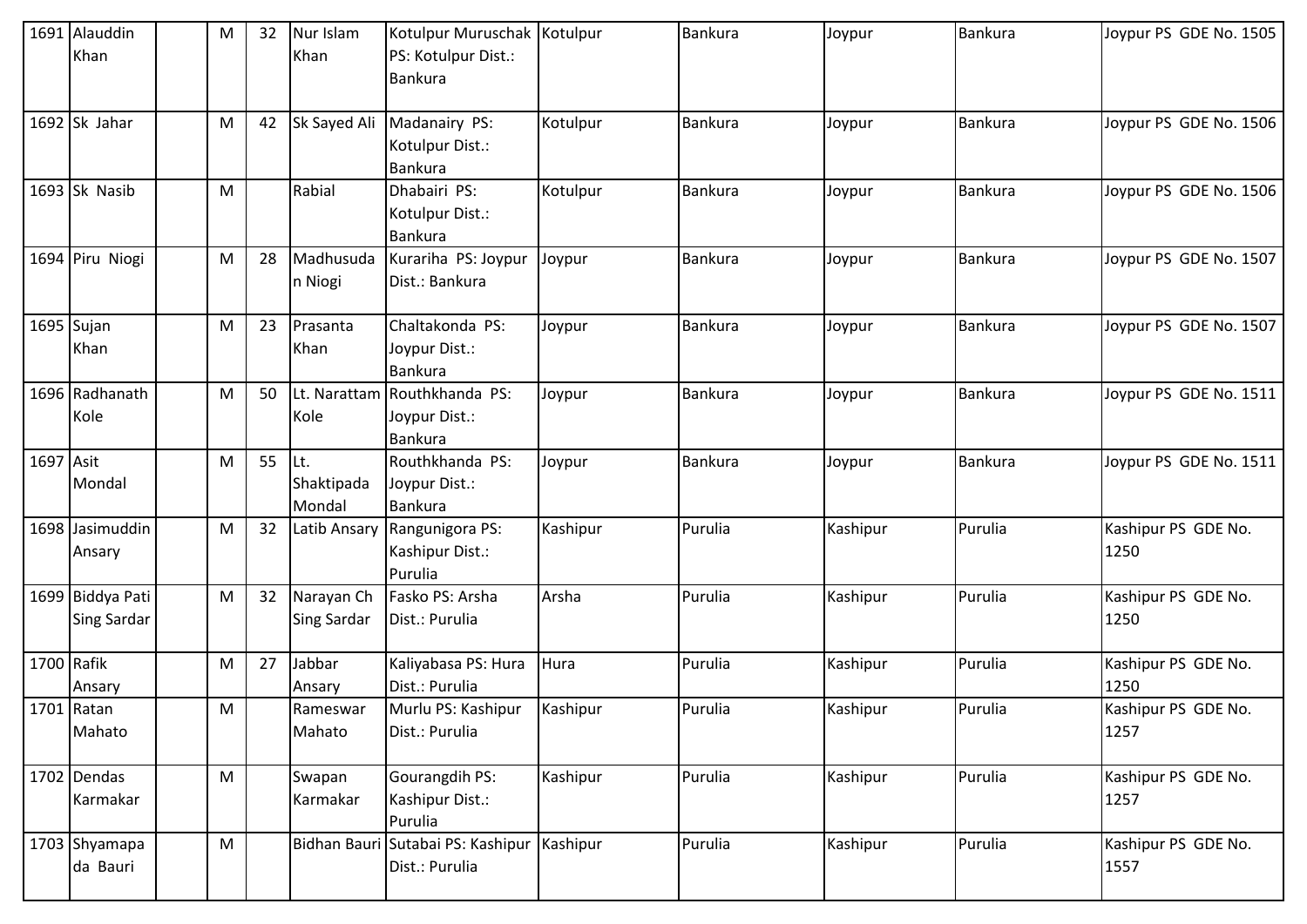| 1691 | Alauddin Khan | | M | 32 | Nur Islam Khan | Kotulpur Muruschak PS: Kotulpur Dist.: Bankura | Kotulpur | Bankura | Joypur | Bankura | Joypur PS GDE No. 1505 |
|---|---|---|---|---|---|---|---|---|---|---|---|
| 1692 | Sk Jahar | | M | 42 | Sk Sayed Ali | Madanairy PS: Kotulpur Dist.: Bankura | Kotulpur | Bankura | Joypur | Bankura | Joypur PS GDE No. 1506 |
| 1693 | Sk Nasib | | M | | Rabial | Dhabairi PS: Kotulpur Dist.: Bankura | Kotulpur | Bankura | Joypur | Bankura | Joypur PS GDE No. 1506 |
| 1694 | Piru Niogi | | M | 28 | Madhusudan Niogi | Kurariha PS: Joypur Dist.: Bankura | Joypur | Bankura | Joypur | Bankura | Joypur PS GDE No. 1507 |
| 1695 | Sujan Khan | | M | 23 | Prasanta Khan | Chaltakonda PS: Joypur Dist.: Bankura | Joypur | Bankura | Joypur | Bankura | Joypur PS GDE No. 1507 |
| 1696 | Radhanath Kole | | M | 50 | Lt. Narattam Kole | Routhkhanda PS: Joypur Dist.: Bankura | Joypur | Bankura | Joypur | Bankura | Joypur PS GDE No. 1511 |
| 1697 | Asit Mondal | | M | 55 | Lt. Shaktipada Mondal | Routhkhanda PS: Joypur Dist.: Bankura | Joypur | Bankura | Joypur | Bankura | Joypur PS GDE No. 1511 |
| 1698 | Jasimuddin Ansary | | M | 32 | Latib Ansary | Rangunigora PS: Kashipur Dist.: Purulia | Kashipur | Purulia | Kashipur | Purulia | Kashipur PS GDE No. 1250 |
| 1699 | Biddya Pati Sing Sardar | | M | 32 | Narayan Ch Sing Sardar | Fasko PS: Arsha Dist.: Purulia | Arsha | Purulia | Kashipur | Purulia | Kashipur PS GDE No. 1250 |
| 1700 | Rafik Ansary | | M | 27 | Jabbar Ansary | Kaliyabasa PS: Hura Dist.: Purulia | Hura | Purulia | Kashipur | Purulia | Kashipur PS GDE No. 1250 |
| 1701 | Ratan Mahato | | M | | Rameswar Mahato | Murlu PS: Kashipur Dist.: Purulia | Kashipur | Purulia | Kashipur | Purulia | Kashipur PS GDE No. 1257 |
| 1702 | Dendas Karmakar | | M | | Swapan Karmakar | Gourangdih PS: Kashipur Dist.: Purulia | Kashipur | Purulia | Kashipur | Purulia | Kashipur PS GDE No. 1257 |
| 1703 | Shyamapada Bauri | | M | | Bidhan Bauri | Sutabai PS: Kashipur Dist.: Purulia | Kashipur | Purulia | Kashipur | Purulia | Kashipur PS GDE No. 1557 |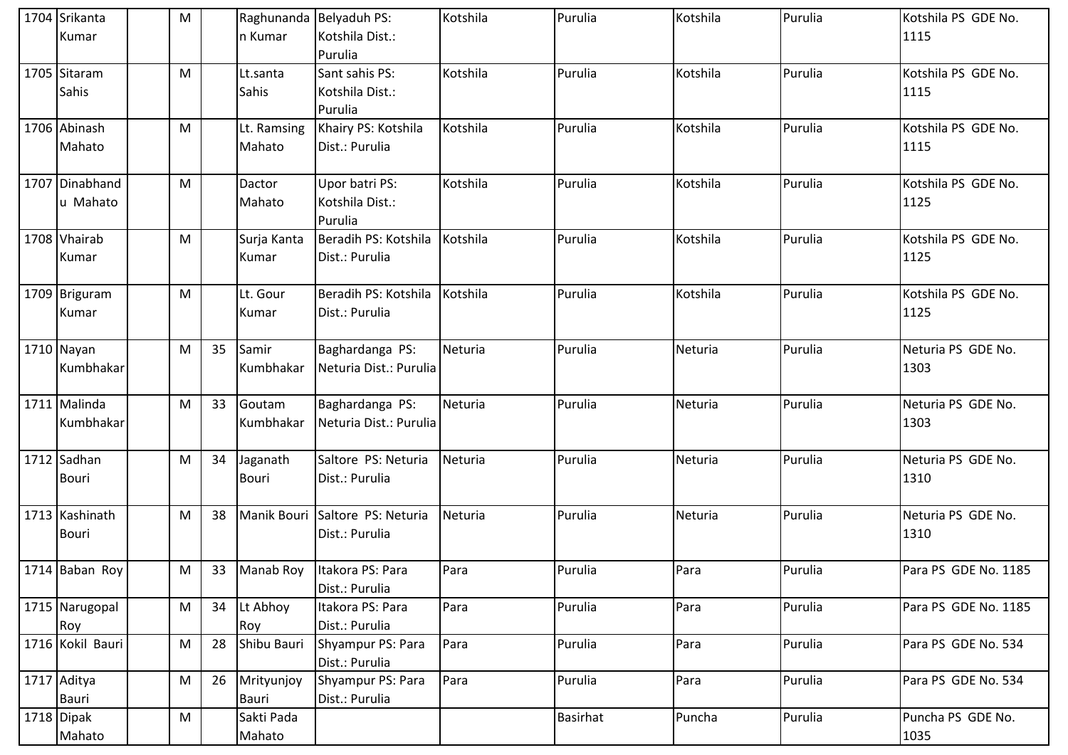| | | | | | | | | | | | |
|---|---|---|---|---|---|---|---|---|---|---|---|
| 1704 | Srikanta Kumar | | M | | Raghunandan Kumar | Belyaduh PS: Kotshila Dist.: Purulia | Kotshila | Purulia | Kotshila | Purulia | Kotshila PS GDE No. 1115 |
| 1705 | Sitaram Sahis | | M | | Lt.santa Sahis | Sant sahis PS: Kotshila Dist.: Purulia | Kotshila | Purulia | Kotshila | Purulia | Kotshila PS GDE No. 1115 |
| 1706 | Abinash Mahato | | M | | Lt. Ramsing Mahato | Khairy PS: Kotshila Dist.: Purulia | Kotshila | Purulia | Kotshila | Purulia | Kotshila PS GDE No. 1115 |
| 1707 | Dinabhandu Mahato | | M | | Dactor Mahato | Upor batri PS: Kotshila Dist.: Purulia | Kotshila | Purulia | Kotshila | Purulia | Kotshila PS GDE No. 1125 |
| 1708 | Vhairab Kumar | | M | | Surja Kanta Kumar | Beradih PS: Kotshila Dist.: Purulia | Kotshila | Purulia | Kotshila | Purulia | Kotshila PS GDE No. 1125 |
| 1709 | Briguram Kumar | | M | | Lt. Gour Kumar | Beradih PS: Kotshila Dist.: Purulia | Kotshila | Purulia | Kotshila | Purulia | Kotshila PS GDE No. 1125 |
| 1710 | Nayan Kumbhakar | | M | 35 | Samir Kumbhakar | Baghardanga PS: Neturia Dist.: Purulia | Neturia | Purulia | Neturia | Purulia | Neturia PS GDE No. 1303 |
| 1711 | Malinda Kumbhakar | | M | 33 | Goutam Kumbhakar | Baghardanga PS: Neturia Dist.: Purulia | Neturia | Purulia | Neturia | Purulia | Neturia PS GDE No. 1303 |
| 1712 | Sadhan Bouri | | M | 34 | Jaganath Bouri | Saltore PS: Neturia Dist.: Purulia | Neturia | Purulia | Neturia | Purulia | Neturia PS GDE No. 1310 |
| 1713 | Kashinath Bouri | | M | 38 | Manik Bouri | Saltore PS: Neturia Dist.: Purulia | Neturia | Purulia | Neturia | Purulia | Neturia PS GDE No. 1310 |
| 1714 | Baban Roy | | M | 33 | Manab Roy | Itakora PS: Para Dist.: Purulia | Para | Purulia | Para | Purulia | Para PS GDE No. 1185 |
| 1715 | Narugopal Roy | | M | 34 | Lt Abhoy Roy | Itakora PS: Para Dist.: Purulia | Para | Purulia | Para | Purulia | Para PS GDE No. 1185 |
| 1716 | Kokil Bauri | | M | 28 | Shibu Bauri | Shyampur PS: Para Dist.: Purulia | Para | Purulia | Para | Purulia | Para PS GDE No. 534 |
| 1717 | Aditya Bauri | | M | 26 | Mrityunjoy Bauri | Shyampur PS: Para Dist.: Purulia | Para | Purulia | Para | Purulia | Para PS GDE No. 534 |
| 1718 | Dipak Mahato | | M | | Sakti Pada Mahato | | | Basirhat | Puncha | Purulia | Puncha PS GDE No. 1035 |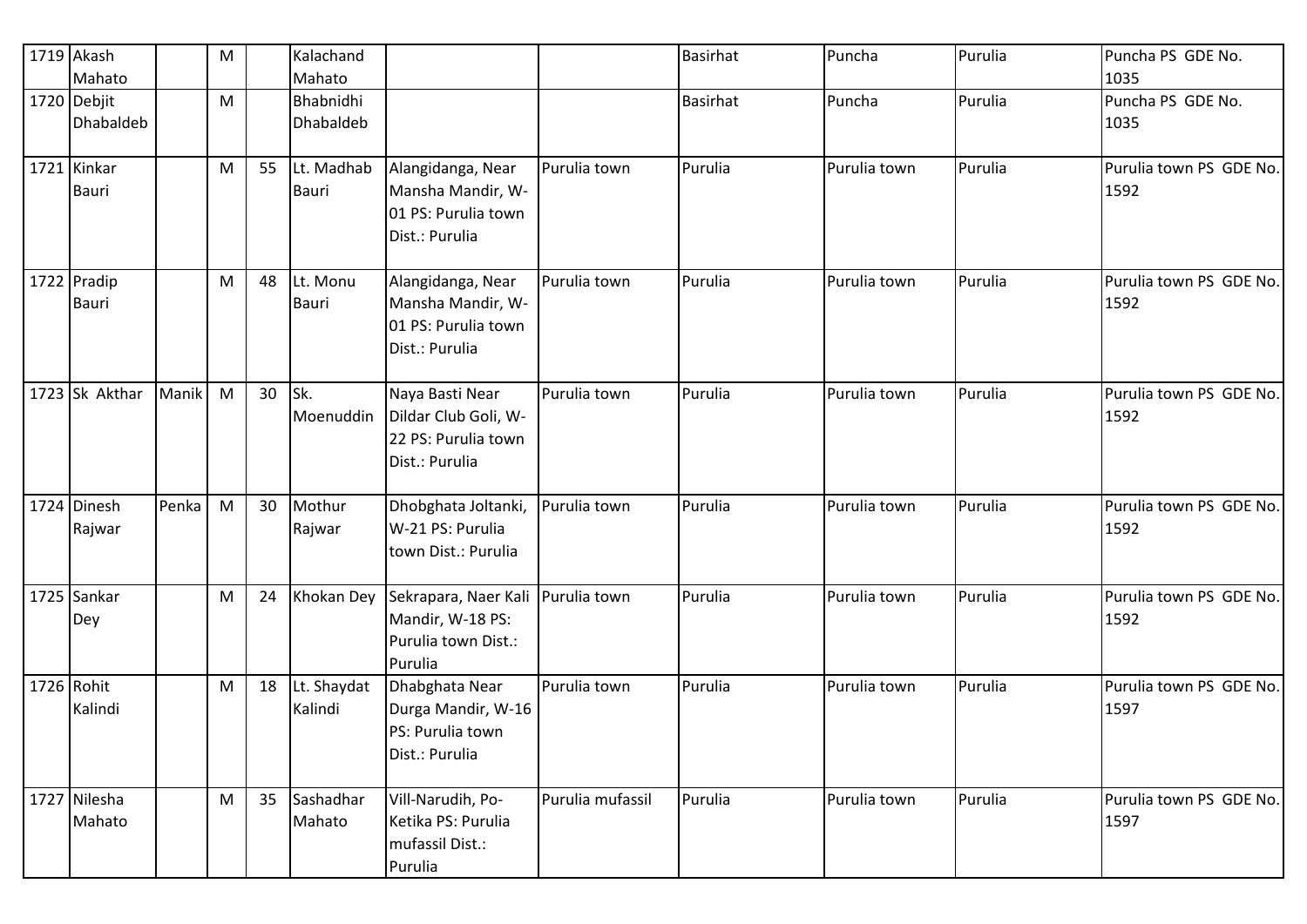| 1719 | Akash Mahato | | M | | Kalachand Mahato | | | Basirhat | Puncha | Purulia | Puncha PS GDE No. 1035 |
|---|---|---|---|---|---|---|---|---|---|---|---|
| 1720 | Debjit Dhabaldeb | | M | | Bhabnidhi Dhabaldeb | | | Basirhat | Puncha | Purulia | Puncha PS GDE No. 1035 |
| 1721 | Kinkar Bauri | | M | 55 | Lt. Madhab Bauri | Alangidanga, Near Mansha Mandir, W-01 PS: Purulia town Dist.: Purulia | Purulia town | Purulia | Purulia town | Purulia | Purulia town PS GDE No. 1592 |
| 1722 | Pradip Bauri | | M | 48 | Lt. Monu Bauri | Alangidanga, Near Mansha Mandir, W-01 PS: Purulia town Dist.: Purulia | Purulia town | Purulia | Purulia town | Purulia | Purulia town PS GDE No. 1592 |
| 1723 | Sk Akthar | Manik | M | 30 | Sk. Moenuddin | Naya Basti Near Dildar Club Goli, W-22 PS: Purulia town Dist.: Purulia | Purulia town | Purulia | Purulia town | Purulia | Purulia town PS GDE No. 1592 |
| 1724 | Dinesh Rajwar | Penka | M | 30 | Mothur Rajwar | Dhobghata Joltanki, W-21 PS: Purulia town Dist.: Purulia | Purulia town | Purulia | Purulia town | Purulia | Purulia town PS GDE No. 1592 |
| 1725 | Sankar Dey | | M | 24 | Khokan Dey | Sekrapara, Naer Kali Mandir, W-18 PS: Purulia town Dist.: Purulia | Purulia town | Purulia | Purulia town | Purulia | Purulia town PS GDE No. 1592 |
| 1726 | Rohit Kalindi | | M | 18 | Lt. Shaydat Kalindi | Dhabghata Near Durga Mandir, W-16 PS: Purulia town Dist.: Purulia | Purulia town | Purulia | Purulia town | Purulia | Purulia town PS GDE No. 1597 |
| 1727 | Nilesha Mahato | | M | 35 | Sashadhar Mahato | Vill-Narudih, Po-Ketika PS: Purulia mufassil Dist.: Purulia | Purulia mufassil | Purulia | Purulia town | Purulia | Purulia town PS GDE No. 1597 |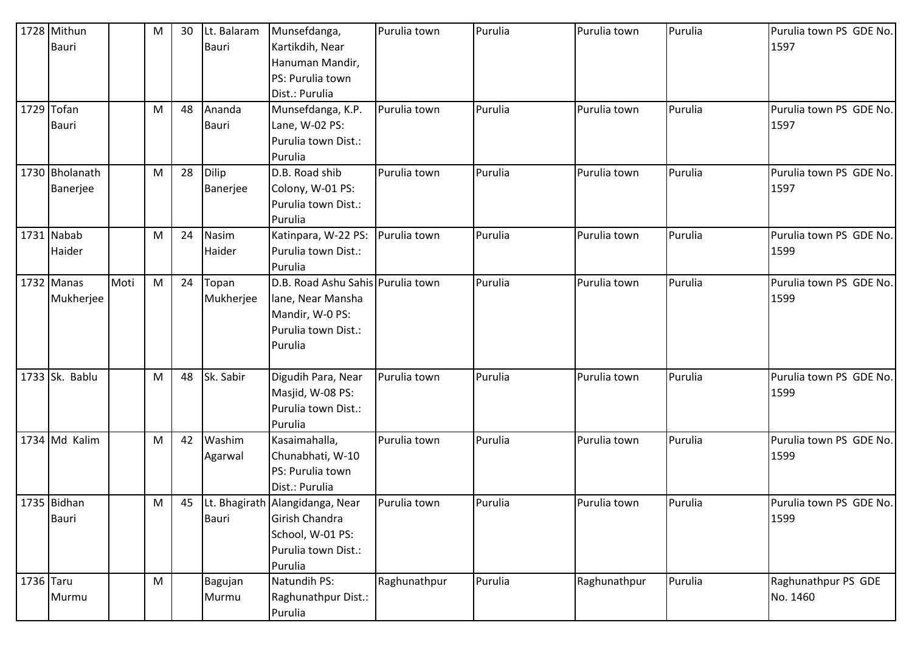| 1728 | Mithun Bauri | | M | 30 | Lt. Balaram Bauri | Munsefdanga, Kartikdih, Near Hanuman Mandir, PS: Purulia town Dist.: Purulia | Purulia town | Purulia | Purulia town | Purulia | Purulia town PS GDE No. 1597 |
|---|---|---|---|---|---|---|---|---|---|---|---|
| 1729 | Tofan Bauri | | M | 48 | Ananda Bauri | Munsefdanga, K.P. Lane, W-02 PS: Purulia town Dist.: Purulia | Purulia town | Purulia | Purulia town | Purulia | Purulia town PS GDE No. 1597 |
| 1730 | Bholanath Banerjee | | M | 28 | Dilip Banerjee | D.B. Road shib Colony, W-01 PS: Purulia town Dist.: Purulia | Purulia town | Purulia | Purulia town | Purulia | Purulia town PS GDE No. 1597 |
| 1731 | Nabab Haider | | M | 24 | Nasim Haider | Katinpara, W-22 PS: Purulia town Dist.: Purulia | Purulia town | Purulia | Purulia town | Purulia | Purulia town PS GDE No. 1599 |
| 1732 | Manas Mukherjee | Moti | M | 24 | Topan Mukherjee | D.B. Road Ashu Sahis lane, Near Mansha Mandir, W-0 PS: Purulia town Dist.: Purulia | Purulia town | Purulia | Purulia town | Purulia | Purulia town PS GDE No. 1599 |
| 1733 | Sk. Bablu | | M | 48 | Sk. Sabir | Digudih Para, Near Masjid, W-08 PS: Purulia town Dist.: Purulia | Purulia town | Purulia | Purulia town | Purulia | Purulia town PS GDE No. 1599 |
| 1734 | Md Kalim | | M | 42 | Washim Agarwal | Kasaimahalla, Chunabhati, W-10 PS: Purulia town Dist.: Purulia | Purulia town | Purulia | Purulia town | Purulia | Purulia town PS GDE No. 1599 |
| 1735 | Bidhan Bauri | | M | 45 | Lt. Bhagirath Bauri | Alangidanga, Near Girish Chandra School, W-01 PS: Purulia town Dist.: Purulia | Purulia town | Purulia | Purulia town | Purulia | Purulia town PS GDE No. 1599 |
| 1736 | Taru Murmu | | M | | Bagujan Murmu | Natundih PS: Raghunathpur Dist.: Purulia | Raghunathpur | Purulia | Raghunathpur | Purulia | Raghunathpur PS GDE No. 1460 |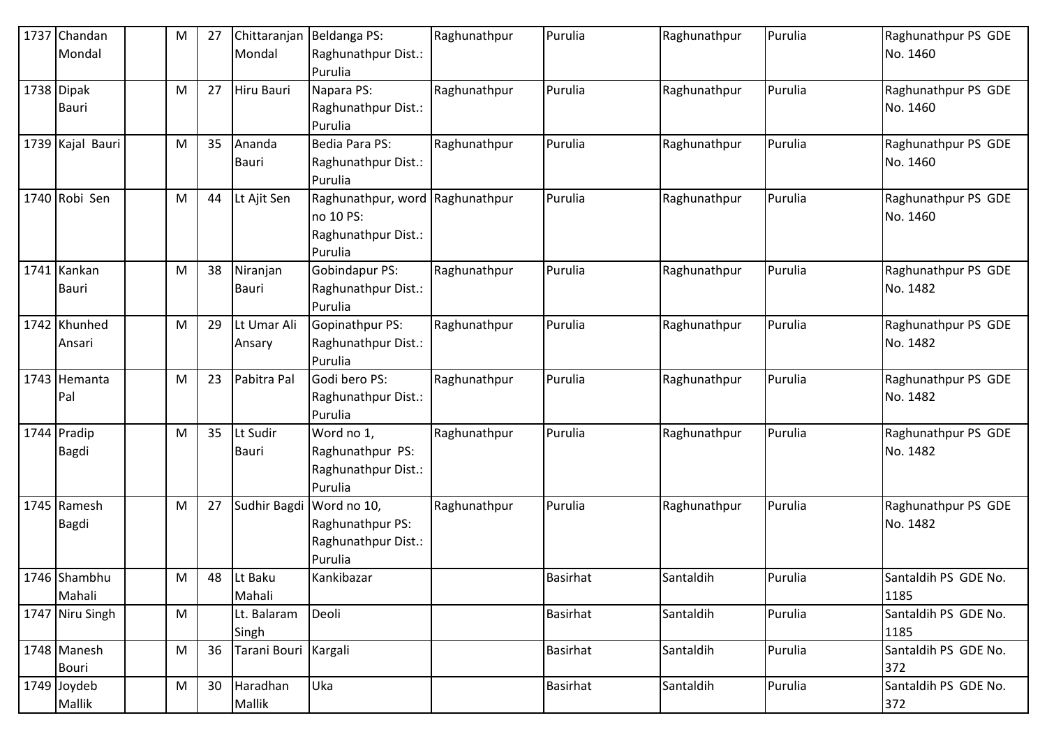| 1737 | Chandan Mondal | | M | 27 | Chittaranjan Mondal | Beldanga PS: Raghunathpur Dist.: Purulia | Raghunathpur | Purulia | Raghunathpur | Purulia | Raghunathpur PS GDE No. 1460 |
|---|---|---|---|---|---|---|---|---|---|---|---|
| 1738 | Dipak Bauri | | M | 27 | Hiru Bauri | Napara PS: Raghunathpur Dist.: Purulia | Raghunathpur | Purulia | Raghunathpur | Purulia | Raghunathpur PS GDE No. 1460 |
| 1739 | Kajal Bauri | | M | 35 | Ananda Bauri | Bedia Para PS: Raghunathpur Dist.: Purulia | Raghunathpur | Purulia | Raghunathpur | Purulia | Raghunathpur PS GDE No. 1460 |
| 1740 | Robi Sen | | M | 44 | Lt Ajit Sen | Raghunathpur, word no 10 PS: Raghunathpur Dist.: Purulia | Raghunathpur | Purulia | Raghunathpur | Purulia | Raghunathpur PS GDE No. 1460 |
| 1741 | Kankan Bauri | | M | 38 | Niranjan Bauri | Gobindapur PS: Raghunathpur Dist.: Purulia | Raghunathpur | Purulia | Raghunathpur | Purulia | Raghunathpur PS GDE No. 1482 |
| 1742 | Khunhed Ansari | | M | 29 | Lt Umar Ali Ansary | Gopinathpur PS: Raghunathpur Dist.: Purulia | Raghunathpur | Purulia | Raghunathpur | Purulia | Raghunathpur PS GDE No. 1482 |
| 1743 | Hemanta Pal | | M | 23 | Pabitra Pal | Godi bero PS: Raghunathpur Dist.: Purulia | Raghunathpur | Purulia | Raghunathpur | Purulia | Raghunathpur PS GDE No. 1482 |
| 1744 | Pradip Bagdi | | M | 35 | Lt Sudir Bauri | Word no 1, Raghunathpur PS: Raghunathpur Dist.: Purulia | Raghunathpur | Purulia | Raghunathpur | Purulia | Raghunathpur PS GDE No. 1482 |
| 1745 | Ramesh Bagdi | | M | 27 | Sudhir Bagdi | Word no 10, Raghunathpur PS: Raghunathpur Dist.: Purulia | Raghunathpur | Purulia | Raghunathpur | Purulia | Raghunathpur PS GDE No. 1482 |
| 1746 | Shambhu Mahali | | M | 48 | Lt Baku Mahali | Kankibazar | | Basirhat | Santaldih | Purulia | Santaldih PS GDE No. 1185 |
| 1747 | Niru Singh | | M | | Lt. Balaram Singh | Deoli | | Basirhat | Santaldih | Purulia | Santaldih PS GDE No. 1185 |
| 1748 | Manesh Bouri | | M | 36 | Tarani Bouri | Kargali | | Basirhat | Santaldih | Purulia | Santaldih PS GDE No. 372 |
| 1749 | Joydeb Mallik | | M | 30 | Haradhan Mallik | Uka | | Basirhat | Santaldih | Purulia | Santaldih PS GDE No. 372 |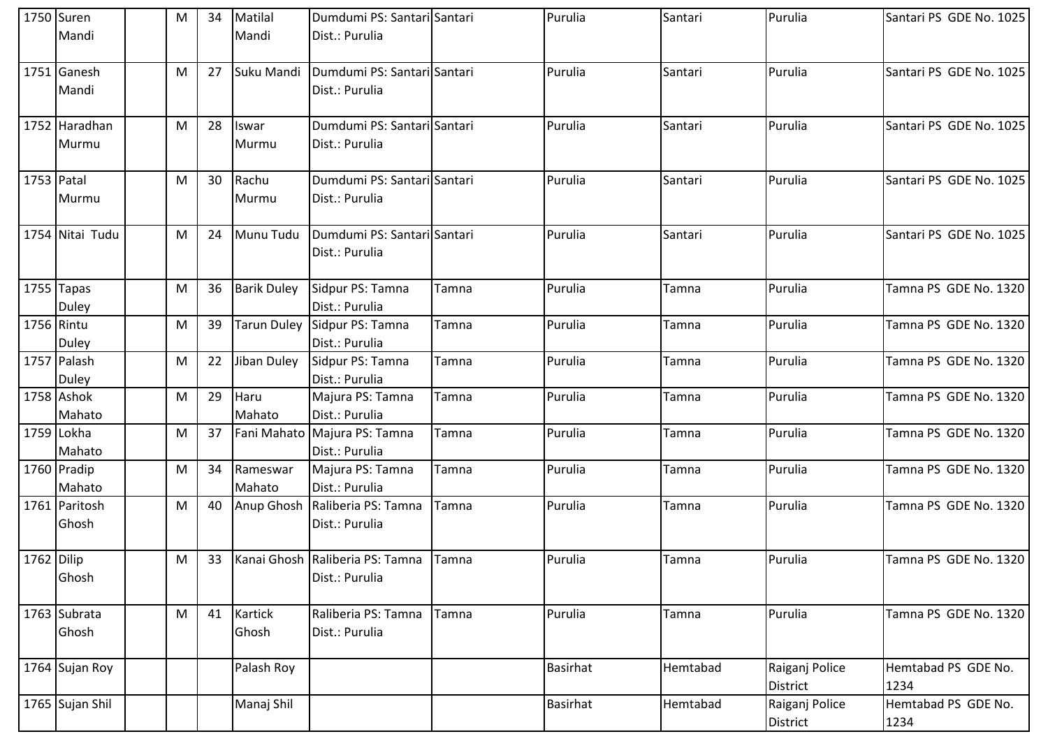| 1750 | Suren Mandi | | M | 34 | Matilal Mandi | Dumdumi PS: Santari Dist.: Purulia | Santari | Purulia | Santari | Purulia | Santari PS GDE No. 1025 |
|---|---|---|---|---|---|---|---|---|---|---|---|
| 1751 | Ganesh Mandi | | M | 27 | Suku Mandi | Dumdumi PS: Santari Dist.: Purulia | Santari | Purulia | Santari | Purulia | Santari PS GDE No. 1025 |
| 1752 | Haradhan Murmu | | M | 28 | Iswar Murmu | Dumdumi PS: Santari Dist.: Purulia | Santari | Purulia | Santari | Purulia | Santari PS GDE No. 1025 |
| 1753 | Patal Murmu | | M | 30 | Rachu Murmu | Dumdumi PS: Santari Dist.: Purulia | Santari | Purulia | Santari | Purulia | Santari PS GDE No. 1025 |
| 1754 | Nitai Tudu | | M | 24 | Munu Tudu | Dumdumi PS: Santari Dist.: Purulia | Santari | Purulia | Santari | Purulia | Santari PS GDE No. 1025 |
| 1755 | Tapas Duley | | M | 36 | Barik Duley | Sidpur PS: Tamna Dist.: Purulia | Tamna | Purulia | Tamna | Purulia | Tamna PS GDE No. 1320 |
| 1756 | Rintu Duley | | M | 39 | Tarun Duley | Sidpur PS: Tamna Dist.: Purulia | Tamna | Purulia | Tamna | Purulia | Tamna PS GDE No. 1320 |
| 1757 | Palash Duley | | M | 22 | Jiban Duley | Sidpur PS: Tamna Dist.: Purulia | Tamna | Purulia | Tamna | Purulia | Tamna PS GDE No. 1320 |
| 1758 | Ashok Mahato | | M | 29 | Haru Mahato | Majura PS: Tamna Dist.: Purulia | Tamna | Purulia | Tamna | Purulia | Tamna PS GDE No. 1320 |
| 1759 | Lokha Mahato | | M | 37 | Fani Mahato | Majura PS: Tamna Dist.: Purulia | Tamna | Purulia | Tamna | Purulia | Tamna PS GDE No. 1320 |
| 1760 | Pradip Mahato | | M | 34 | Rameswar Mahato | Majura PS: Tamna Dist.: Purulia | Tamna | Purulia | Tamna | Purulia | Tamna PS GDE No. 1320 |
| 1761 | Paritosh Ghosh | | M | 40 | Anup Ghosh | Raliberia PS: Tamna Dist.: Purulia | Tamna | Purulia | Tamna | Purulia | Tamna PS GDE No. 1320 |
| 1762 | Dilip Ghosh | | M | 33 | Kanai Ghosh | Raliberia PS: Tamna Dist.: Purulia | Tamna | Purulia | Tamna | Purulia | Tamna PS GDE No. 1320 |
| 1763 | Subrata Ghosh | | M | 41 | Kartick Ghosh | Raliberia PS: Tamna Dist.: Purulia | Tamna | Purulia | Tamna | Purulia | Tamna PS GDE No. 1320 |
| 1764 | Sujan Roy | | | | Palash Roy | | | Basirhat | Hemtabad | Raiganj Police District | Hemtabad PS GDE No. 1234 |
| 1765 | Sujan Shil | | | | Manaj Shil | | | Basirhat | Hemtabad | Raiganj Police District | Hemtabad PS GDE No. 1234 |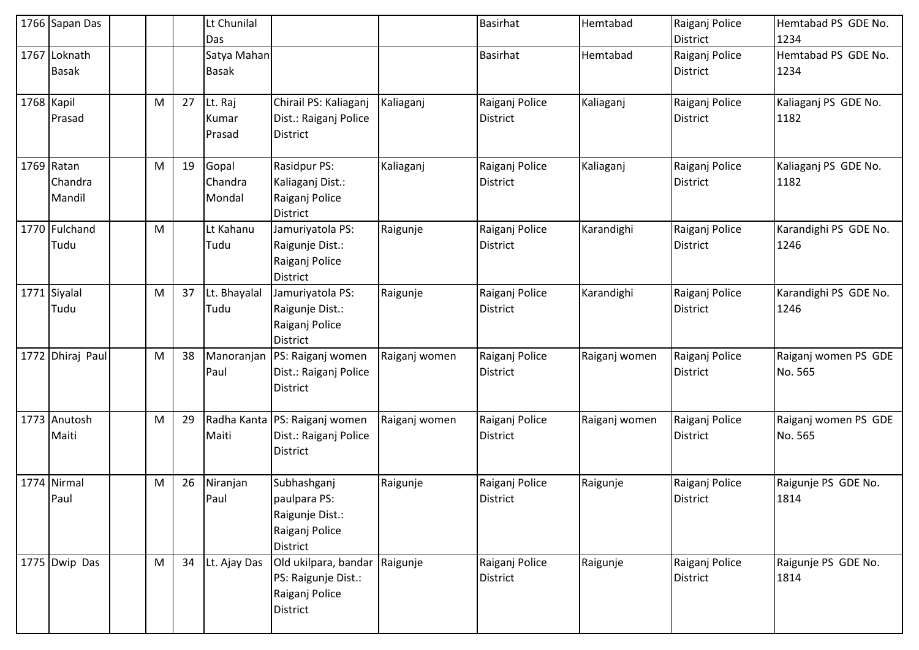| 1766 | Sapan Das | | | | Lt Chunilal Das | | | Basirhat | Hemtabad | Raiganj Police District | Hemtabad PS GDE No. 1234 |
|---|---|---|---|---|---|---|---|---|---|---|---|
| 1767 | Loknath Basak | | | | Satya Mahan Basak | | | Basirhat | Hemtabad | Raiganj Police District | Hemtabad PS GDE No. 1234 |
| 1768 | Kapil Prasad | | M | 27 | Lt. Raj Kumar Prasad | Chirail PS: Kaliaganj Dist.: Raiganj Police District | Kaliaganj | Raiganj Police District | Kaliaganj | Raiganj Police District | Kaliaganj PS GDE No. 1182 |
| 1769 | Ratan Chandra Mandil | | M | 19 | Gopal Chandra Mondal | Rasidpur PS: Kaliaganj Dist.: Raiganj Police District | Kaliaganj | Raiganj Police District | Kaliaganj | Raiganj Police District | Kaliaganj PS GDE No. 1182 |
| 1770 | Fulchand Tudu | | M | | Lt Kahanu Tudu | Jamuriyatola PS: Raigunje Dist.: Raiganj Police District | Raigunje | Raiganj Police District | Karandighi | Raiganj Police District | Karandighi PS GDE No. 1246 |
| 1771 | Siyalal Tudu | | M | 37 | Lt. Bhayalal Tudu | Jamuriyatola PS: Raigunje Dist.: Raiganj Police District | Raigunje | Raiganj Police District | Karandighi | Raiganj Police District | Karandighi PS GDE No. 1246 |
| 1772 | Dhiraj Paul | | M | 38 | Manoranjan Paul | PS: Raiganj women Dist.: Raiganj Police District | Raiganj women | Raiganj Police District | Raiganj women | Raiganj Police District | Raiganj women PS GDE No. 565 |
| 1773 | Anutosh Maiti | | M | 29 | Radha Kanta Maiti | PS: Raiganj women Dist.: Raiganj Police District | Raiganj women | Raiganj Police District | Raiganj women | Raiganj Police District | Raiganj women PS GDE No. 565 |
| 1774 | Nirmal Paul | | M | 26 | Niranjan Paul | Subhashganj paulpara PS: Raigunje Dist.: Raiganj Police District | Raigunje | Raiganj Police District | Raigunje | Raiganj Police District | Raigunje PS GDE No. 1814 |
| 1775 | Dwip Das | | M | 34 | Lt. Ajay Das | Old ukilpara, bandar PS: Raigunje Dist.: Raiganj Police District | Raigunje | Raiganj Police District | Raigunje | Raiganj Police District | Raigunje PS GDE No. 1814 |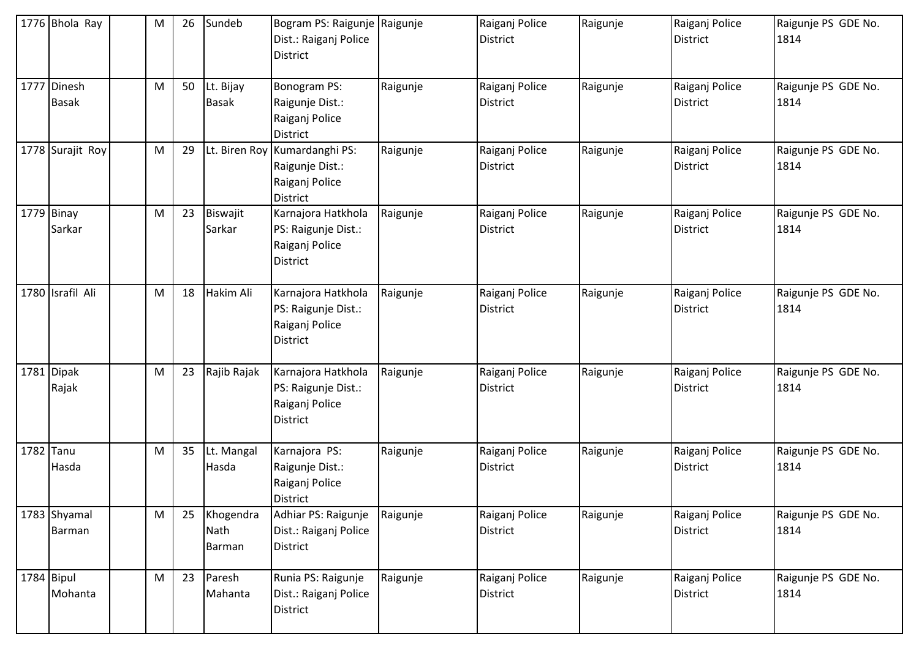| 1776 | Bhola Ray | | M | 26 | Sundeb | Bogram PS: Raigunje Dist.: Raiganj Police District | Raigunje | Raiganj Police District | Raigunje | Raiganj Police District | Raigunje PS GDE No. 1814 |
|---|---|---|---|---|---|---|---|---|---|---|---|
| 1777 | Dinesh Basak | | M | 50 | Lt. Bijay Basak | Bonogram PS: Raigunje Dist.: Raiganj Police District | Raigunje | Raiganj Police District | Raigunje | Raiganj Police District | Raigunje PS GDE No. 1814 |
| 1778 | Surajit Roy | | M | 29 | Lt. Biren Roy | Kumardanghi PS: Raigunje Dist.: Raiganj Police District | Raigunje | Raiganj Police District | Raigunje | Raiganj Police District | Raigunje PS GDE No. 1814 |
| 1779 | Binay Sarkar | | M | 23 | Biswajit Sarkar | Karnajora Hatkhola PS: Raigunje Dist.: Raiganj Police District | Raigunje | Raiganj Police District | Raigunje | Raiganj Police District | Raigunje PS GDE No. 1814 |
| 1780 | Israfil Ali | | M | 18 | Hakim Ali | Karnajora Hatkhola PS: Raigunje Dist.: Raiganj Police District | Raigunje | Raiganj Police District | Raigunje | Raiganj Police District | Raigunje PS GDE No. 1814 |
| 1781 | Dipak Rajak | | M | 23 | Rajib Rajak | Karnajora Hatkhola PS: Raigunje Dist.: Raiganj Police District | Raigunje | Raiganj Police District | Raigunje | Raiganj Police District | Raigunje PS GDE No. 1814 |
| 1782 | Tanu Hasda | | M | 35 | Lt. Mangal Hasda | Karnajora PS: Raigunje Dist.: Raiganj Police District | Raigunje | Raiganj Police District | Raigunje | Raiganj Police District | Raigunje PS GDE No. 1814 |
| 1783 | Shyamal Barman | | M | 25 | Khogendra Nath Barman | Adhiar PS: Raigunje Dist.: Raiganj Police District | Raigunje | Raiganj Police District | Raigunje | Raiganj Police District | Raigunje PS GDE No. 1814 |
| 1784 | Bipul Mohanta | | M | 23 | Paresh Mahanta | Runia PS: Raigunje Dist.: Raiganj Police District | Raigunje | Raiganj Police District | Raigunje | Raiganj Police District | Raigunje PS GDE No. 1814 |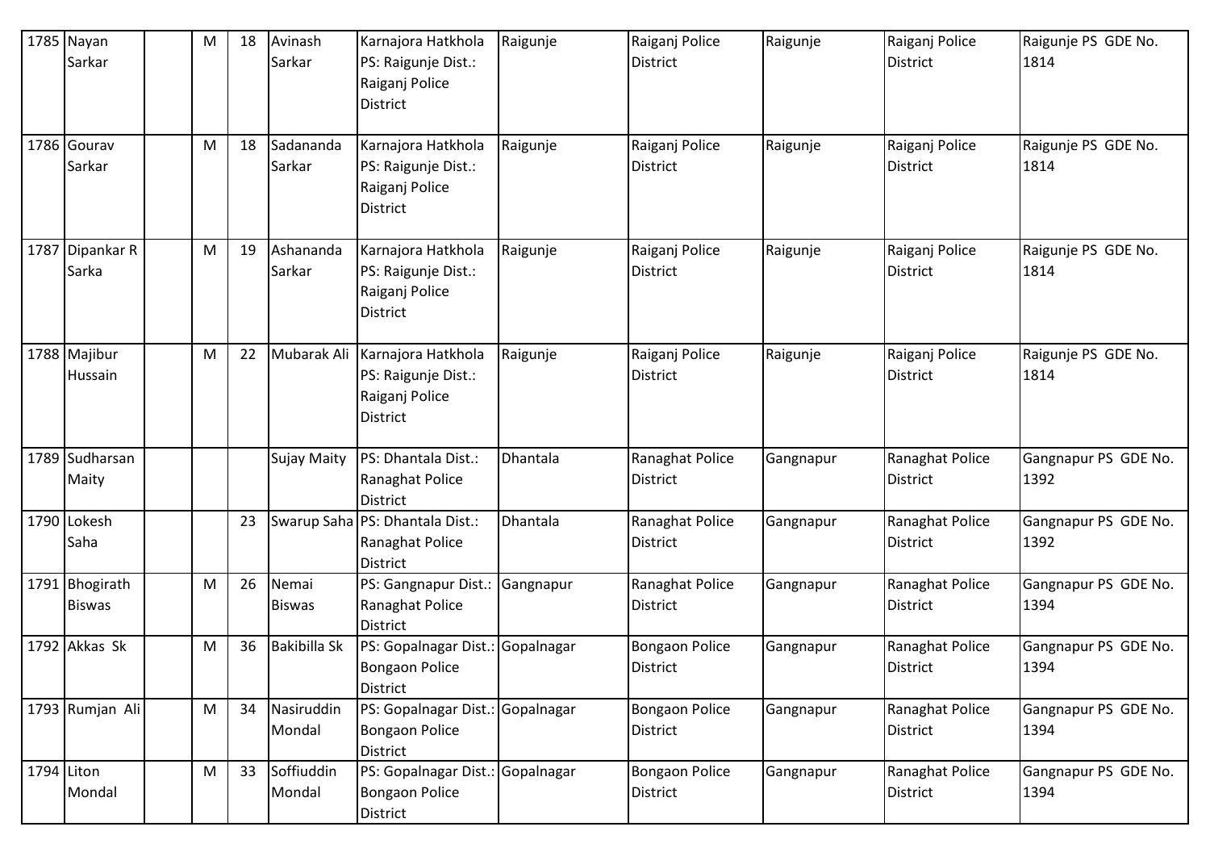| 1785 | Nayan Sarkar | | M | 18 | Avinash Sarkar | Karnajora Hatkhola PS: Raigunje Dist.: Raiganj Police District | Raigunje | Raiganj Police District | Raigunje | Raiganj Police District | Raigunje PS GDE No. 1814 |
|---|---|---|---|---|---|---|---|---|---|---|---|
| 1786 | Gourav Sarkar | | M | 18 | Sadananda Sarkar | Karnajora Hatkhola PS: Raigunje Dist.: Raiganj Police District | Raigunje | Raiganj Police District | Raigunje | Raiganj Police District | Raigunje PS GDE No. 1814 |
| 1787 | Dipankar R Sarka | | M | 19 | Ashananda Sarkar | Karnajora Hatkhola PS: Raigunje Dist.: Raiganj Police District | Raigunje | Raiganj Police District | Raigunje | Raiganj Police District | Raigunje PS GDE No. 1814 |
| 1788 | Majibur Hussain | | M | 22 | Mubarak Ali | Karnajora Hatkhola PS: Raigunje Dist.: Raiganj Police District | Raigunje | Raiganj Police District | Raigunje | Raiganj Police District | Raigunje PS GDE No. 1814 |
| 1789 | Sudharsan Maity | | | | Sujay Maity | PS: Dhantala Dist.: Ranaghat Police District | Dhantala | Ranaghat Police District | Gangnapur | Ranaghat Police District | Gangnapur PS GDE No. 1392 |
| 1790 | Lokesh Saha | | | 23 | Swarup Saha | PS: Dhantala Dist.: Ranaghat Police District | Dhantala | Ranaghat Police District | Gangnapur | Ranaghat Police District | Gangnapur PS GDE No. 1392 |
| 1791 | Bhogirath Biswas | | M | 26 | Nemai Biswas | PS: Gangnapur Dist.: Ranaghat Police District | Gangnapur | Ranaghat Police District | Gangnapur | Ranaghat Police District | Gangnapur PS GDE No. 1394 |
| 1792 | Akkas Sk | | M | 36 | Bakibilla Sk | PS: Gopalnagar Dist.: Bongaon Police District | Gopalnagar | Bongaon Police District | Gangnapur | Ranaghat Police District | Gangnapur PS GDE No. 1394 |
| 1793 | Rumjan Ali | | M | 34 | Nasiruddin Mondal | PS: Gopalnagar Dist.: Bongaon Police District | Gopalnagar | Bongaon Police District | Gangnapur | Ranaghat Police District | Gangnapur PS GDE No. 1394 |
| 1794 | Liton Mondal | | M | 33 | Soffiuddin Mondal | PS: Gopalnagar Dist.: Bongaon Police District | Gopalnagar | Bongaon Police District | Gangnapur | Ranaghat Police District | Gangnapur PS GDE No. 1394 |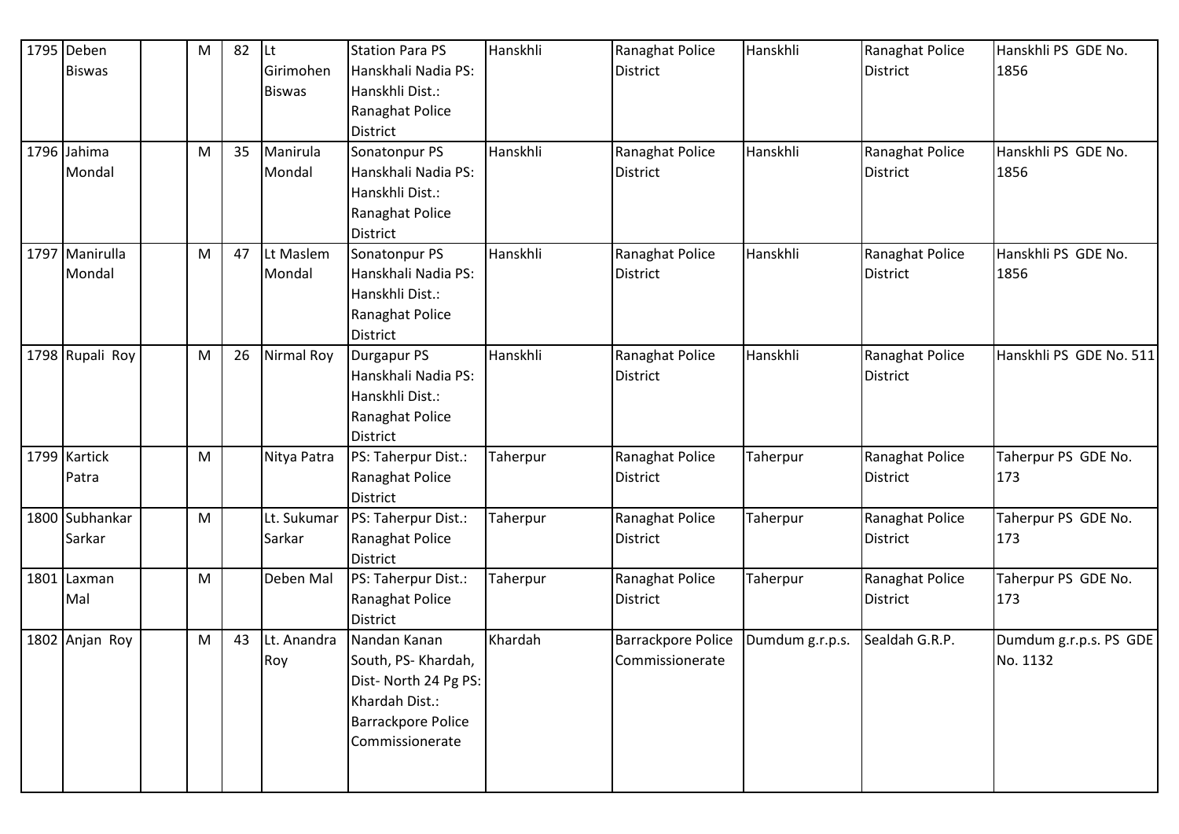| 1795 | Deben Biswas | | M | 82 | Lt Girimohen Biswas | Station Para PS Hanskhali Nadia PS: Hanskhli Dist.: Ranaghat Police District | Hanskhli | Ranaghat Police District | Hanskhli | Ranaghat Police District | Hanskhli PS GDE No. 1856 |
|---|---|---|---|---|---|---|---|---|---|---|---|
| 1796 | Jahima Mondal | | M | 35 | Manirula Mondal | Sonatonpur PS Hanskhali Nadia PS: Hanskhli Dist.: Ranaghat Police District | Hanskhli | Ranaghat Police District | Hanskhli | Ranaghat Police District | Hanskhli PS GDE No. 1856 |
| 1797 | Manirulla Mondal | | M | 47 | Lt Maslem Mondal | Sonatonpur PS Hanskhali Nadia PS: Hanskhli Dist.: Ranaghat Police District | Hanskhli | Ranaghat Police District | Hanskhli | Ranaghat Police District | Hanskhli PS GDE No. 1856 |
| 1798 | Rupali Roy | | M | 26 | Nirmal Roy | Durgapur PS Hanskhali Nadia PS: Hanskhli Dist.: Ranaghat Police District | Hanskhli | Ranaghat Police District | Hanskhli | Ranaghat Police District | Hanskhli PS GDE No. 511 |
| 1799 | Kartick Patra | | M | | Nitya Patra | PS: Taherpur Dist.: Ranaghat Police District | Taherpur | Ranaghat Police District | Taherpur | Ranaghat Police District | Taherpur PS GDE No. 173 |
| 1800 | Subhankar Sarkar | | M | | Lt. Sukumar Sarkar | PS: Taherpur Dist.: Ranaghat Police District | Taherpur | Ranaghat Police District | Taherpur | Ranaghat Police District | Taherpur PS GDE No. 173 |
| 1801 | Laxman Mal | | M | | Deben Mal | PS: Taherpur Dist.: Ranaghat Police District | Taherpur | Ranaghat Police District | Taherpur | Ranaghat Police District | Taherpur PS GDE No. 173 |
| 1802 | Anjan Roy | | M | 43 | Lt. Anandra Roy | Nandan Kanan South, PS- Khardah, Dist- North 24 Pg PS: Khardah Dist.: Barrackpore Police Commissionerate | Khardah | Barrackpore Police Commissionerate | Dumdum g.r.p.s. | Sealdah G.R.P. | Dumdum g.r.p.s. PS GDE No. 1132 |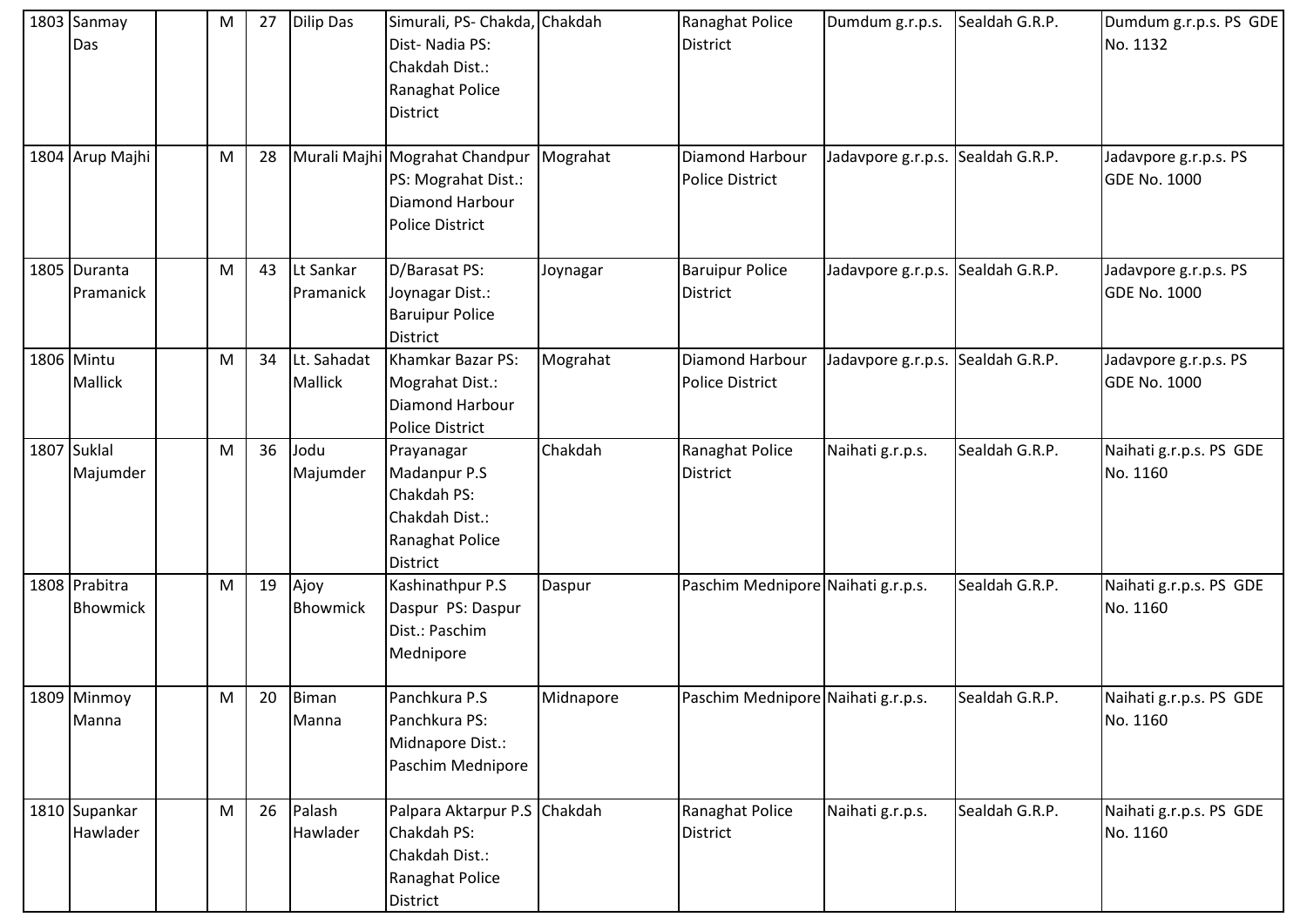| 1803 | Sanmay Das | | M | 27 | Dilip Das | Simurali, PS- Chakda, Dist- Nadia PS: Chakdah Dist.: Ranaghat Police District | Chakdah | Ranaghat Police District | Dumdum g.r.p.s. | Sealdah G.R.P. | Dumdum g.r.p.s. PS GDE No. 1132 |
|---|---|---|---|---|---|---|---|---|---|---|---|
| 1804 | Arup Majhi | | M | 28 | Murali Majhi | Mograhat Chandpur PS: Mograhat Dist.: Diamond Harbour Police District | Mograhat | Diamond Harbour Police District | Jadavpore g.r.p.s. | Sealdah G.R.P. | Jadavpore g.r.p.s. PS GDE No. 1000 |
| 1805 | Duranta Pramanick | | M | 43 | Lt Sankar Pramanick | D/Barasat PS: Joynagar Dist.: Baruipur Police District | Joynagar | Baruipur Police District | Jadavpore g.r.p.s. | Sealdah G.R.P. | Jadavpore g.r.p.s. PS GDE No. 1000 |
| 1806 | Mintu Mallick | | M | 34 | Lt. Sahadat Mallick | Khamkar Bazar PS: Mograhat Dist.: Diamond Harbour Police District | Mograhat | Diamond Harbour Police District | Jadavpore g.r.p.s. | Sealdah G.R.P. | Jadavpore g.r.p.s. PS GDE No. 1000 |
| 1807 | Suklal Majumder | | M | 36 | Jodu Majumder | Prayanagar Madanpur P.S Chakdah PS: Chakdah Dist.: Ranaghat Police District | Chakdah | Ranaghat Police District | Naihati g.r.p.s. | Sealdah G.R.P. | Naihati g.r.p.s. PS GDE No. 1160 |
| 1808 | Prabitra Bhowmick | | M | 19 | Ajoy Bhowmick | Kashinathpur P.S Daspur PS: Daspur Dist.: Paschim Mednipore | Daspur | Paschim Mednipore | Naihati g.r.p.s. | Sealdah G.R.P. | Naihati g.r.p.s. PS GDE No. 1160 |
| 1809 | Minmoy Manna | | M | 20 | Biman Manna | Panchkura P.S Panchkura PS: Midnapore Dist.: Paschim Mednipore | Midnapore | Paschim Mednipore | Naihati g.r.p.s. | Sealdah G.R.P. | Naihati g.r.p.s. PS GDE No. 1160 |
| 1810 | Supankar Hawlader | | M | 26 | Palash Hawlader | Palpara Aktarpur P.S Chakdah PS: Chakdah Dist.: Ranaghat Police District | Chakdah | Ranaghat Police District | Naihati g.r.p.s. | Sealdah G.R.P. | Naihati g.r.p.s. PS GDE No. 1160 |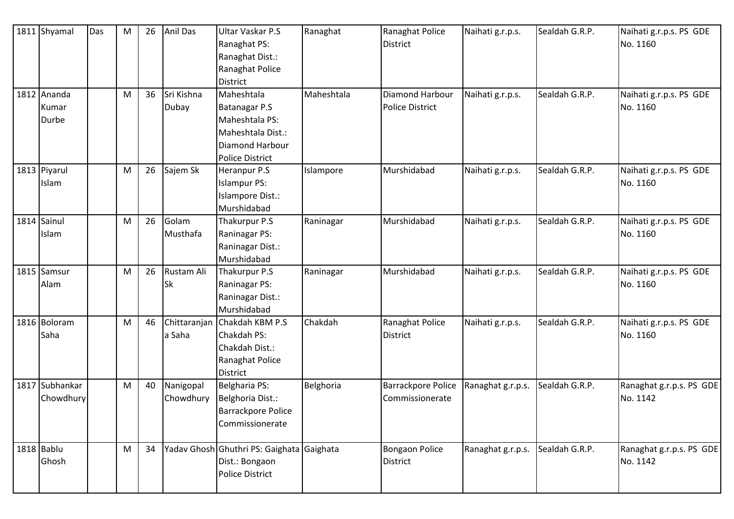| 1811 | Shyamal | Das | M | 26 | Anil Das | Ultar Vaskar P.S Ranaghat PS: Ranaghat Dist.: Ranaghat Police District | Ranaghat | Ranaghat Police District | Naihati g.r.p.s. | Sealdah G.R.P. | Naihati g.r.p.s. PS GDE No. 1160 |
|---|---|---|---|---|---|---|---|---|---|---|---|
| 1812 | Ananda Kumar Durbe | | M | 36 | Sri Kishna Dubay | Maheshtala Batanagar P.S Maheshtala PS: Maheshtala Dist.: Diamond Harbour Police District | Maheshtala | Diamond Harbour Police District | Naihati g.r.p.s. | Sealdah G.R.P. | Naihati g.r.p.s. PS GDE No. 1160 |
| 1813 | Piyarul Islam | | M | 26 | Sajem Sk | Heranpur P.S Islampur PS: Islampore Dist.: Murshidabad | Islampore | Murshidabad | Naihati g.r.p.s. | Sealdah G.R.P. | Naihati g.r.p.s. PS GDE No. 1160 |
| 1814 | Sainul Islam | | M | 26 | Golam Musthafa | Thakurpur P.S Raninagar PS: Raninagar Dist.: Murshidabad | Raninagar | Murshidabad | Naihati g.r.p.s. | Sealdah G.R.P. | Naihati g.r.p.s. PS GDE No. 1160 |
| 1815 | Samsur Alam | | M | 26 | Rustam Ali Sk | Thakurpur P.S Raninagar PS: Raninagar Dist.: Murshidabad | Raninagar | Murshidabad | Naihati g.r.p.s. | Sealdah G.R.P. | Naihati g.r.p.s. PS GDE No. 1160 |
| 1816 | Boloram Saha | | M | 46 | Chittaranjan a Saha | Chakdah KBM P.S Chakdah PS: Chakdah Dist.: Ranaghat Police District | Chakdah | Ranaghat Police District | Naihati g.r.p.s. | Sealdah G.R.P. | Naihati g.r.p.s. PS GDE No. 1160 |
| 1817 | Subhankar Chowdhury | | M | 40 | Nanigopal Chowdhury | Belgharia PS: Belghoria Dist.: Barrackpore Police Commissionerate | Belghoria | Barrackpore Police Commissionerate | Ranaghat g.r.p.s. | Sealdah G.R.P. | Ranaghat g.r.p.s. PS GDE No. 1142 |
| 1818 | Bablu Ghosh | | M | 34 | Yadav Ghosh | Ghuthri PS: Gaighata Dist.: Bongaon Police District | Gaighata | Bongaon Police District | Ranaghat g.r.p.s. | Sealdah G.R.P. | Ranaghat g.r.p.s. PS GDE No. 1142 |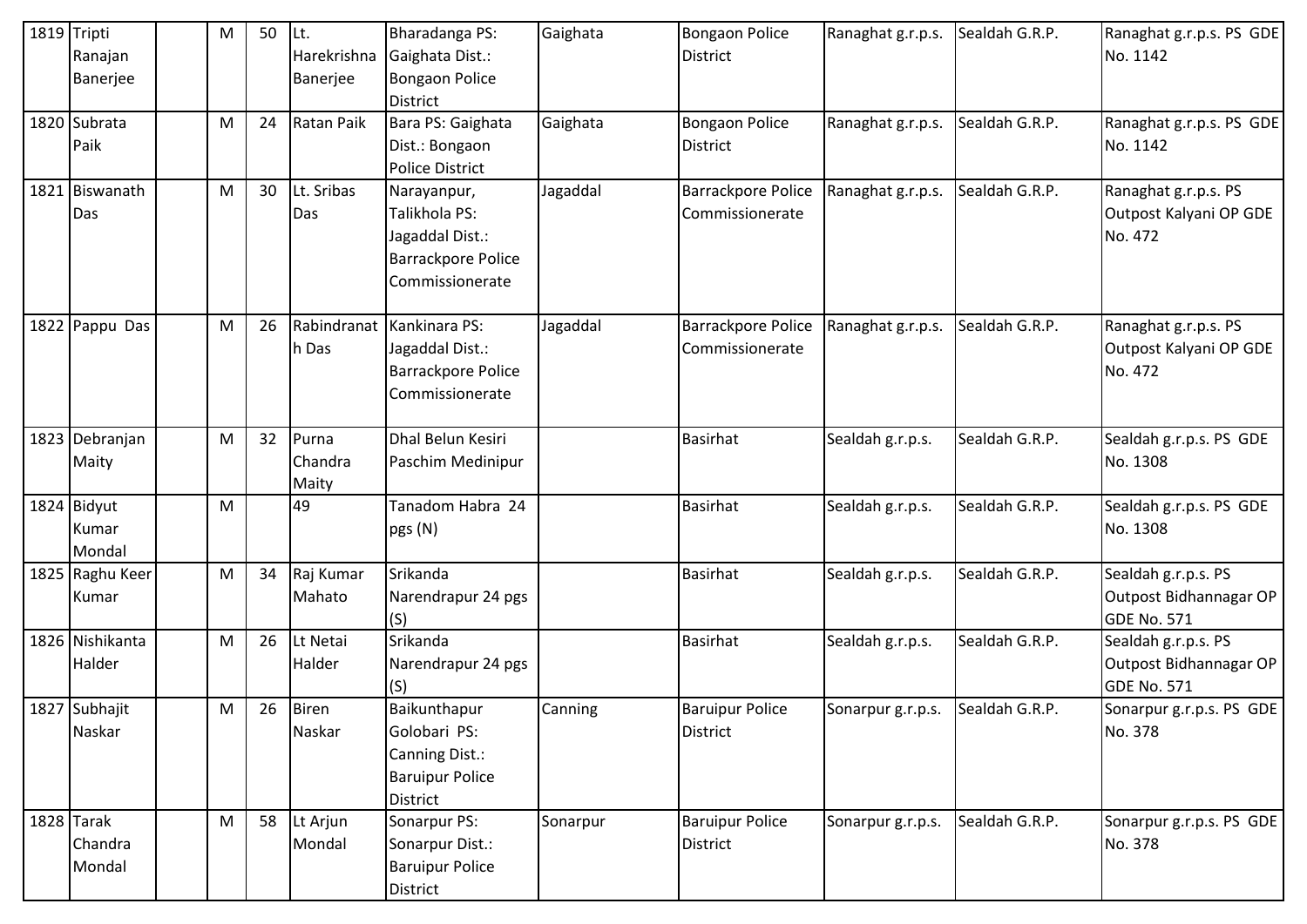| 1819 | Tripti Ranajan Banerjee | | M | 50 | Lt. Harekrishna Banerjee | Bharadanga PS: Gaighata Dist.: Bongaon Police District | Gaighata | Bongaon Police District | Ranaghat g.r.p.s. | Sealdah G.R.P. | Ranaghat g.r.p.s. PS GDE No. 1142 |
|---|---|---|---|---|---|---|---|---|---|---|---|
| 1820 | Subrata Paik | | M | 24 | Ratan Paik | Bara PS: Gaighata Dist.: Bongaon Police District | Gaighata | Bongaon Police District | Ranaghat g.r.p.s. | Sealdah G.R.P. | Ranaghat g.r.p.s. PS GDE No. 1142 |
| 1821 | Biswanath Das | | M | 30 | Lt. Sribas Das | Narayanpur, Talikhola PS: Jagaddal Dist.: Barrackpore Police Commissionerate | Jagaddal | Barrackpore Police Commissionerate | Ranaghat g.r.p.s. | Sealdah G.R.P. | Ranaghat g.r.p.s. PS Outpost Kalyani OP GDE No. 472 |
| 1822 | Pappu Das | | M | 26 | Rabindranath Das | Kankinara PS: Jagaddal Dist.: Barrackpore Police Commissionerate | Jagaddal | Barrackpore Police Commissionerate | Ranaghat g.r.p.s. | Sealdah G.R.P. | Ranaghat g.r.p.s. PS Outpost Kalyani OP GDE No. 472 |
| 1823 | Debranjan Maity | | M | 32 | Purna Chandra Maity | Dhal Belun Kesiri Paschim Medinipur | | Basirhat | Sealdah g.r.p.s. | Sealdah G.R.P. | Sealdah g.r.p.s. PS GDE No. 1308 |
| 1824 | Bidyut Kumar Mondal | | M | | 49 | Tanadom Habra 24 pgs (N) | | Basirhat | Sealdah g.r.p.s. | Sealdah G.R.P. | Sealdah g.r.p.s. PS GDE No. 1308 |
| 1825 | Raghu Keer Kumar | | M | 34 | Raj Kumar Mahato | Srikanda Narendrapur 24 pgs (S) | | Basirhat | Sealdah g.r.p.s. | Sealdah G.R.P. | Sealdah g.r.p.s. PS Outpost Bidhannagar OP GDE No. 571 |
| 1826 | Nishikanta Halder | | M | 26 | Lt Netai Halder | Srikanda Narendrapur 24 pgs (S) | | Basirhat | Sealdah g.r.p.s. | Sealdah G.R.P. | Sealdah g.r.p.s. PS Outpost Bidhannagar OP GDE No. 571 |
| 1827 | Subhajit Naskar | | M | 26 | Biren Naskar | Baikunthapur Golobari PS: Canning Dist.: Baruipur Police District | Canning | Baruipur Police District | Sonarpur g.r.p.s. | Sealdah G.R.P. | Sonarpur g.r.p.s. PS GDE No. 378 |
| 1828 | Tarak Chandra Mondal | | M | 58 | Lt Arjun Mondal | Sonarpur PS: Sonarpur Dist.: Baruipur Police District | Sonarpur | Baruipur Police District | Sonarpur g.r.p.s. | Sealdah G.R.P. | Sonarpur g.r.p.s. PS GDE No. 378 |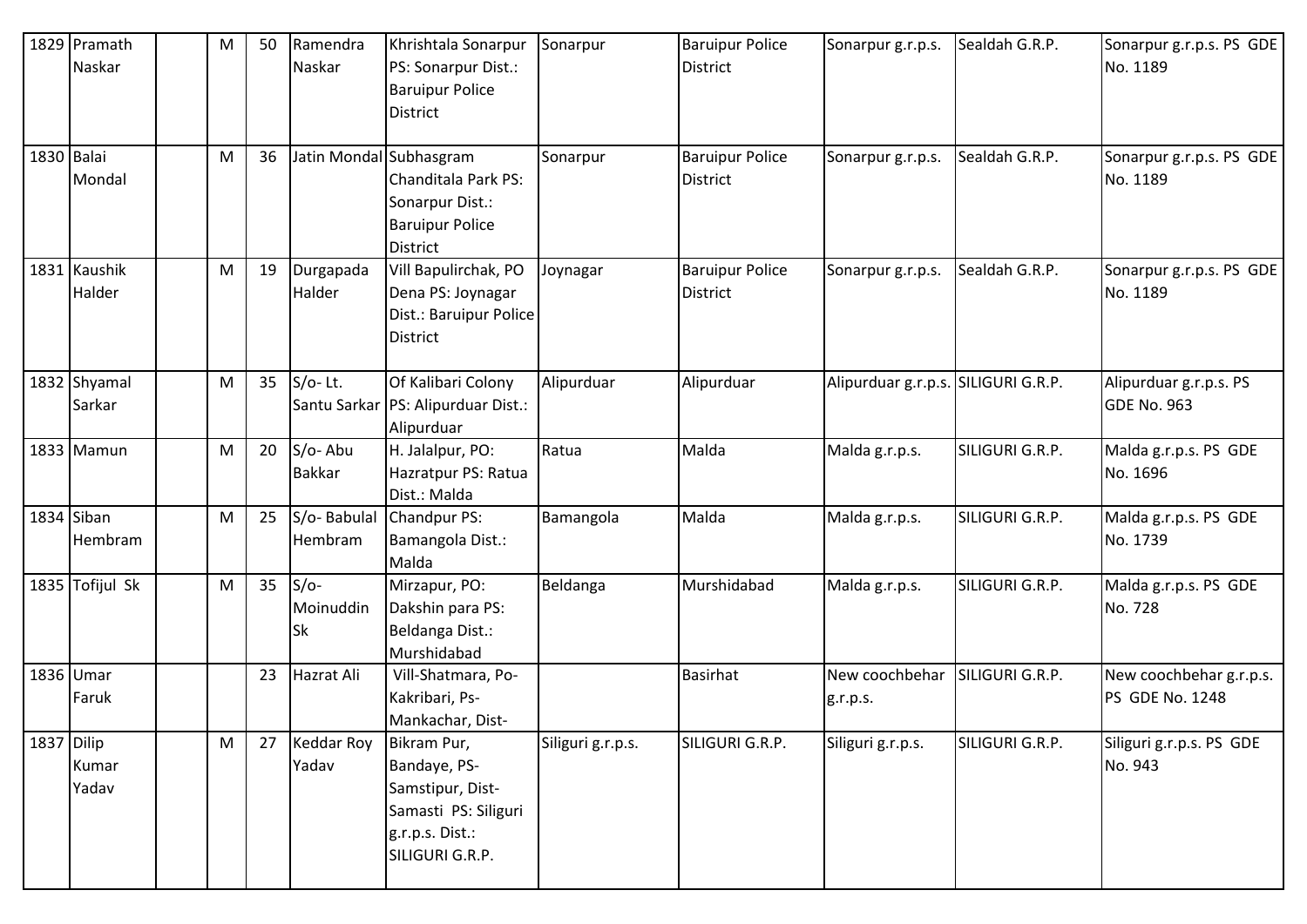| | | | | | | | | | | | |
|---|---|---|---|---|---|---|---|---|---|---|---|
| 1829 | Pramath Naskar | | M | 50 | Ramendra Naskar | Khrishtala Sonarpur PS: Sonarpur Dist.: Baruipur Police District | Sonarpur | Baruipur Police District | Sonarpur g.r.p.s. | Sealdah G.R.P. | Sonarpur g.r.p.s. PS GDE No. 1189 |
| 1830 | Balai Mondal | | M | 36 | Jatin Mondal | Subhasgram Chanditala Park PS: Sonarpur Dist.: Baruipur Police District | Sonarpur | Baruipur Police District | Sonarpur g.r.p.s. | Sealdah G.R.P. | Sonarpur g.r.p.s. PS GDE No. 1189 |
| 1831 | Kaushik Halder | | M | 19 | Durgapada Halder | Vill Bapulirchak, PO Dena PS: Joynagar Dist.: Baruipur Police District | Joynagar | Baruipur Police District | Sonarpur g.r.p.s. | Sealdah G.R.P. | Sonarpur g.r.p.s. PS GDE No. 1189 |
| 1832 | Shyamal Sarkar | | M | 35 | S/o- Lt. Santu Sarkar | Of Kalibari Colony PS: Alipurduar Dist.: Alipurduar | Alipurduar | Alipurduar | Alipurduar g.r.p.s. | SILIGURI G.R.P. | Alipurduar g.r.p.s. PS GDE No. 963 |
| 1833 | Mamun | | M | 20 | S/o- Abu Bakkar | H. Jalalpur, PO: Hazratpur PS: Ratua Dist.: Malda | Ratua | Malda | Malda g.r.p.s. | SILIGURI G.R.P. | Malda g.r.p.s. PS GDE No. 1696 |
| 1834 | Siban Hembram | | M | 25 | S/o- Babulal Hembram | Chandpur PS: Bamangola Dist.: Malda | Bamangola | Malda | Malda g.r.p.s. | SILIGURI G.R.P. | Malda g.r.p.s. PS GDE No. 1739 |
| 1835 | Tofijul Sk | | M | 35 | S/o- Moinuddin Sk | Mirzapur, PO: Dakshin para PS: Beldanga Dist.: Murshidabad | Beldanga | Murshidabad | Malda g.r.p.s. | SILIGURI G.R.P. | Malda g.r.p.s. PS GDE No. 728 |
| 1836 | Umar Faruk | | | 23 | Hazrat Ali | Vill-Shatmara, Po-Kakribari, Ps-Mankachar, Dist- | | Basirhat | New coochbehar g.r.p.s. | SILIGURI G.R.P. | New coochbehar g.r.p.s. PS GDE No. 1248 |
| 1837 | Dilip Kumar Yadav | | M | 27 | Keddar Roy Yadav | Bikram Pur, Bandaye, PS-Samstipur, Dist-Samasti PS: Siliguri g.r.p.s. Dist.: SILIGURI G.R.P. | Siliguri g.r.p.s. | SILIGURI G.R.P. | Siliguri g.r.p.s. | SILIGURI G.R.P. | Siliguri g.r.p.s. PS GDE No. 943 |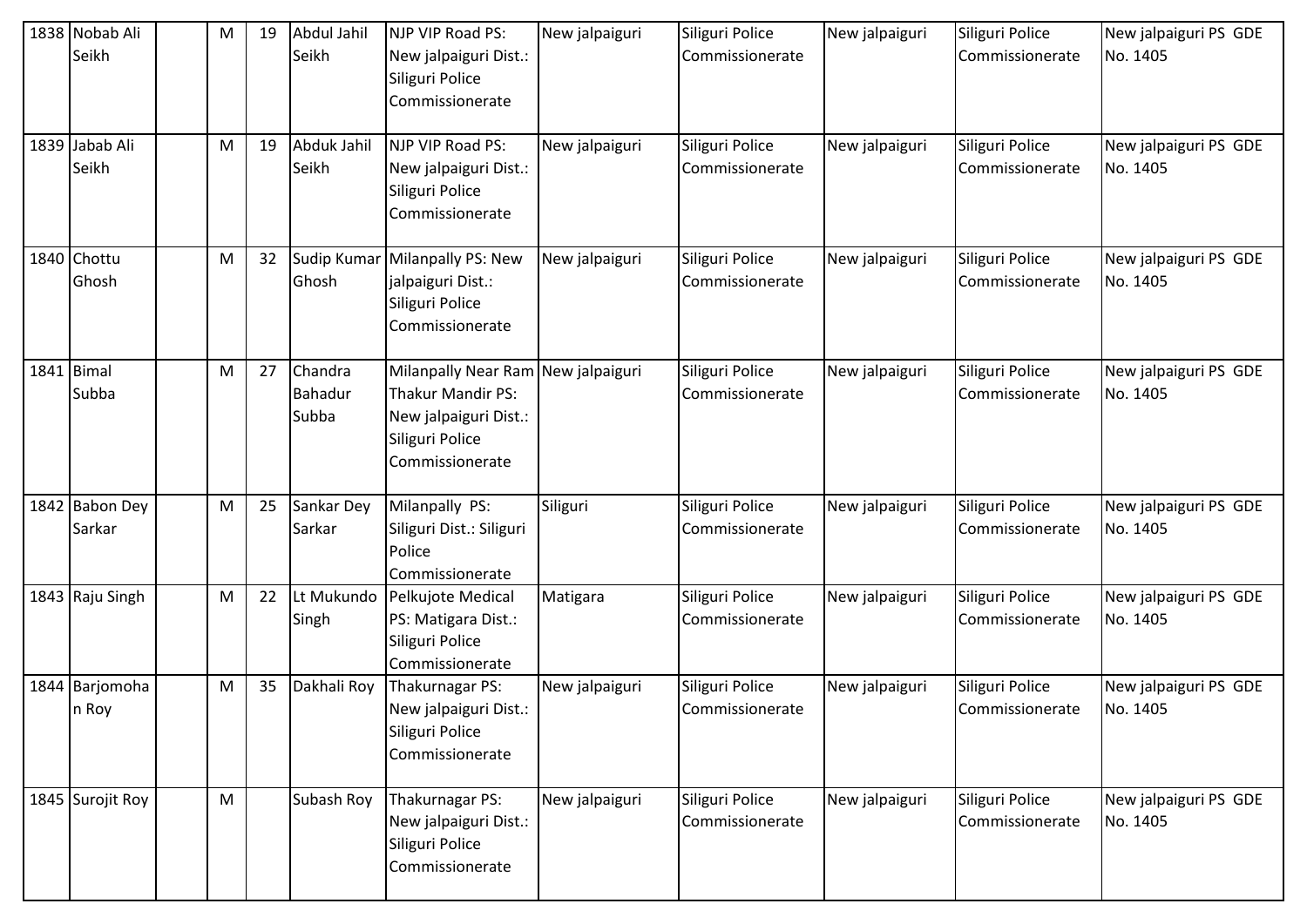| 1838 | Nobab Ali Seikh | | M | 19 | Abdul Jahil Seikh | NJP VIP Road PS: New jalpaiguri Dist.: Siliguri Police Commissionerate | New jalpaiguri | Siliguri Police Commissionerate | New jalpaiguri | Siliguri Police Commissionerate | New jalpaiguri PS GDE No. 1405 |
|---|---|---|---|---|---|---|---|---|---|---|---|
| 1839 | Jabab Ali Seikh | | M | 19 | Abduk Jahil Seikh | NJP VIP Road PS: New jalpaiguri Dist.: Siliguri Police Commissionerate | New jalpaiguri | Siliguri Police Commissionerate | New jalpaiguri | Siliguri Police Commissionerate | New jalpaiguri PS GDE No. 1405 |
| 1840 | Chottu Ghosh | | M | 32 | Sudip Kumar Ghosh | Milanpally PS: New jalpaiguri Dist.: Siliguri Police Commissionerate | New jalpaiguri | Siliguri Police Commissionerate | New jalpaiguri | Siliguri Police Commissionerate | New jalpaiguri PS GDE No. 1405 |
| 1841 | Bimal Subba | | M | 27 | Chandra Bahadur Subba | Milanpally Near Ram Thakur Mandir PS: New jalpaiguri Dist.: Siliguri Police Commissionerate | New jalpaiguri | Siliguri Police Commissionerate | New jalpaiguri | Siliguri Police Commissionerate | New jalpaiguri PS GDE No. 1405 |
| 1842 | Babon Dey Sarkar | | M | 25 | Sankar Dey Sarkar | Milanpally PS: Siliguri Dist.: Siliguri Police Commissionerate | Siliguri | Siliguri Police Commissionerate | New jalpaiguri | Siliguri Police Commissionerate | New jalpaiguri PS GDE No. 1405 |
| 1843 | Raju Singh | | M | 22 | Lt Mukundo Singh | Pelkujote Medical PS: Matigara Dist.: Siliguri Police Commissionerate | Matigara | Siliguri Police Commissionerate | New jalpaiguri | Siliguri Police Commissionerate | New jalpaiguri PS GDE No. 1405 |
| 1844 | Barjomohan Roy | | M | 35 | Dakhali Roy | Thakurnagar PS: New jalpaiguri Dist.: Siliguri Police Commissionerate | New jalpaiguri | Siliguri Police Commissionerate | New jalpaiguri | Siliguri Police Commissionerate | New jalpaiguri PS GDE No. 1405 |
| 1845 | Surojit Roy | | M | | Subash Roy | Thakurnagar PS: New jalpaiguri Dist.: Siliguri Police Commissionerate | New jalpaiguri | Siliguri Police Commissionerate | New jalpaiguri | Siliguri Police Commissionerate | New jalpaiguri PS GDE No. 1405 |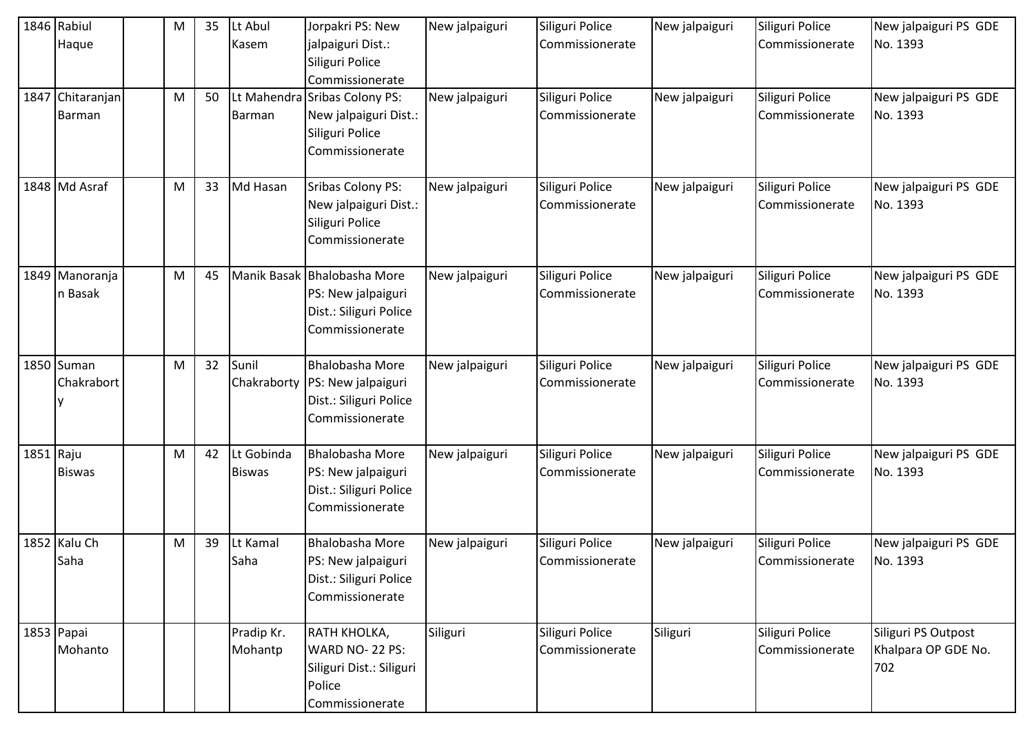| 1846 | Rabiul Haque | | M | 35 | Lt Abul Kasem | Jorpakri PS: New jalpaiguri Dist.: Siliguri Police Commissionerate | New jalpaiguri | Siliguri Police Commissionerate | New jalpaiguri | Siliguri Police Commissionerate | New jalpaiguri PS GDE No. 1393 |
|---|---|---|---|---|---|---|---|---|---|---|---|
| 1847 | Chitaranjan Barman | | M | 50 | Lt Mahendra Barman | Sribas Colony PS: New jalpaiguri Dist.: Siliguri Police Commissionerate | New jalpaiguri | Siliguri Police Commissionerate | New jalpaiguri | Siliguri Police Commissionerate | New jalpaiguri PS GDE No. 1393 |
| 1848 | Md Asraf | | M | 33 | Md Hasan | Sribas Colony PS: New jalpaiguri Dist.: Siliguri Police Commissionerate | New jalpaiguri | Siliguri Police Commissionerate | New jalpaiguri | Siliguri Police Commissionerate | New jalpaiguri PS GDE No. 1393 |
| 1849 | Manoranjan Basak | | M | 45 | Manik Basak | Bhalobasha More PS: New jalpaiguri Dist.: Siliguri Police Commissionerate | New jalpaiguri | Siliguri Police Commissionerate | New jalpaiguri | Siliguri Police Commissionerate | New jalpaiguri PS GDE No. 1393 |
| 1850 | Suman Chakraborty | | M | 32 | Sunil Chakraborty | Bhalobasha More PS: New jalpaiguri Dist.: Siliguri Police Commissionerate | New jalpaiguri | Siliguri Police Commissionerate | New jalpaiguri | Siliguri Police Commissionerate | New jalpaiguri PS GDE No. 1393 |
| 1851 | Raju Biswas | | M | 42 | Lt Gobinda Biswas | Bhalobasha More PS: New jalpaiguri Dist.: Siliguri Police Commissionerate | New jalpaiguri | Siliguri Police Commissionerate | New jalpaiguri | Siliguri Police Commissionerate | New jalpaiguri PS GDE No. 1393 |
| 1852 | Kalu Ch Saha | | M | 39 | Lt Kamal Saha | Bhalobasha More PS: New jalpaiguri Dist.: Siliguri Police Commissionerate | New jalpaiguri | Siliguri Police Commissionerate | New jalpaiguri | Siliguri Police Commissionerate | New jalpaiguri PS GDE No. 1393 |
| 1853 | Papai Mohanto | | | | Pradip Kr. Mohantp | RATH KHOLKA, WARD NO- 22 PS: Siliguri Dist.: Siliguri Police Commissionerate | Siliguri | Siliguri Police Commissionerate | Siliguri | Siliguri Police Commissionerate | Siliguri PS Outpost Khalpara OP GDE No. 702 |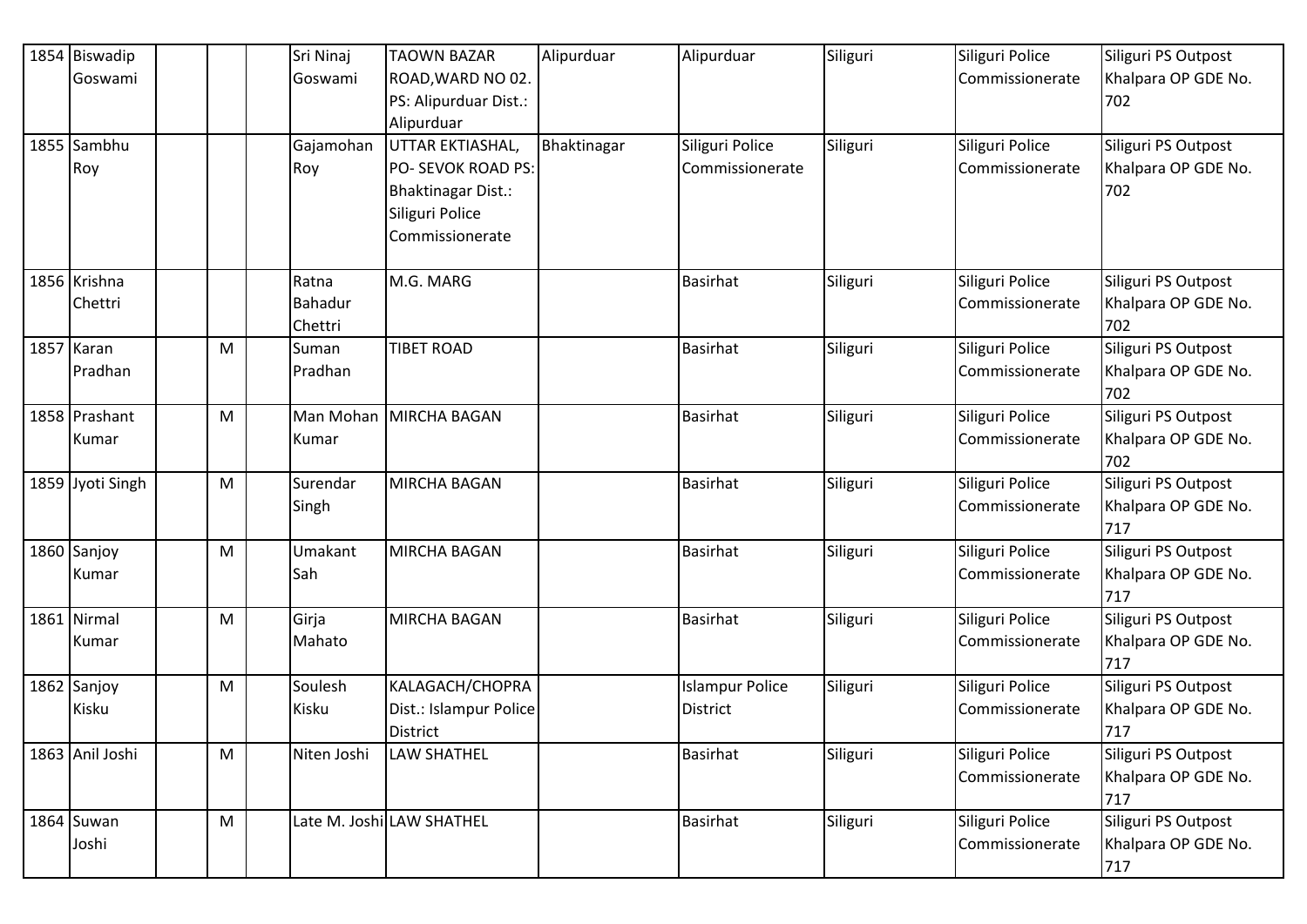| | | | | | | | | | | |
|---|---|---|---|---|---|---|---|---|---|---|
| 1854 | Biswadip Goswami | | | Sri Ninaj Goswami | TAOWN BAZAR ROAD,WARD NO 02. PS: Alipurduar Dist.: Alipurduar | Alipurduar | Alipurduar | Siliguri | Siliguri Police Commissionerate | Siliguri PS Outpost Khalpara OP GDE No. 702 |
| 1855 | Sambhu Roy | | | Gajamohan Roy | UTTAR EKTIASHAL, PO- SEVOK ROAD PS: Bhaktinagar Dist.: Siliguri Police Commissionerate | Bhaktinagar | Siliguri Police Commissionerate | Siliguri | Siliguri Police Commissionerate | Siliguri PS Outpost Khalpara OP GDE No. 702 |
| 1856 | Krishna Chettri | | | Ratna Bahadur Chettri | M.G. MARG | | Basirhat | Siliguri | Siliguri Police Commissionerate | Siliguri PS Outpost Khalpara OP GDE No. 702 |
| 1857 | Karan Pradhan | M | | Suman Pradhan | TIBET ROAD | | Basirhat | Siliguri | Siliguri Police Commissionerate | Siliguri PS Outpost Khalpara OP GDE No. 702 |
| 1858 | Prashant Kumar | M | | Man Mohan Kumar | MIRCHA BAGAN | | Basirhat | Siliguri | Siliguri Police Commissionerate | Siliguri PS Outpost Khalpara OP GDE No. 702 |
| 1859 | Jyoti Singh | M | | Surendar Singh | MIRCHA BAGAN | | Basirhat | Siliguri | Siliguri Police Commissionerate | Siliguri PS Outpost Khalpara OP GDE No. 717 |
| 1860 | Sanjoy Kumar | M | | Umakant Sah | MIRCHA BAGAN | | Basirhat | Siliguri | Siliguri Police Commissionerate | Siliguri PS Outpost Khalpara OP GDE No. 717 |
| 1861 | Nirmal Kumar | M | | Girja Mahato | MIRCHA BAGAN | | Basirhat | Siliguri | Siliguri Police Commissionerate | Siliguri PS Outpost Khalpara OP GDE No. 717 |
| 1862 | Sanjoy Kisku | M | | Soulesh Kisku | KALAGACH/CHOPRA Dist.: Islampur Police District | | Islampur Police District | Siliguri | Siliguri Police Commissionerate | Siliguri PS Outpost Khalpara OP GDE No. 717 |
| 1863 | Anil Joshi | M | | Niten Joshi | LAW SHATHEL | | Basirhat | Siliguri | Siliguri Police Commissionerate | Siliguri PS Outpost Khalpara OP GDE No. 717 |
| 1864 | Suwan Joshi | M | | Late M. Joshi | LAW SHATHEL | | Basirhat | Siliguri | Siliguri Police Commissionerate | Siliguri PS Outpost Khalpara OP GDE No. 717 |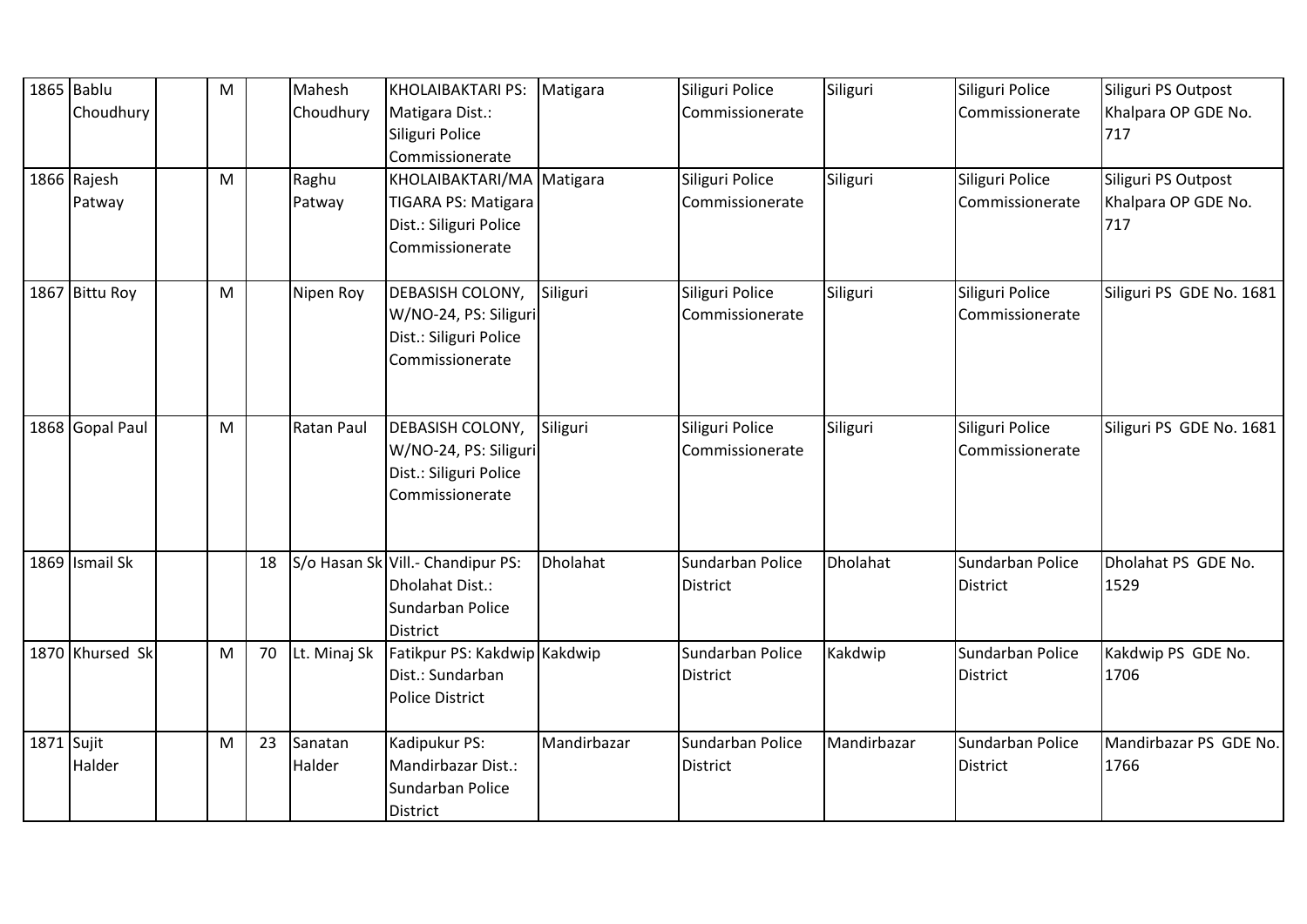| | | | | | | | | | | | |
|---|---|---|---|---|---|---|---|---|---|---|---|
| 1865 | Bablu Choudhury | | M | | Mahesh Choudhury | KHOLAIBAKTARI PS: Matigara Dist.: Siliguri Police Commissionerate | Matigara | Siliguri Police Commissionerate | Siliguri | Siliguri Police Commissionerate | Siliguri PS Outpost Khalpara OP GDE No. 717 |
| 1866 | Rajesh Patway | | M | | Raghu Patway | KHOLAIBAKTARI/MATIGARA PS: Matigara Dist.: Siliguri Police Commissionerate | Matigara | Siliguri Police Commissionerate | Siliguri | Siliguri Police Commissionerate | Siliguri PS Outpost Khalpara OP GDE No. 717 |
| 1867 | Bittu Roy | | M | | Nipen Roy | DEBASISH COLONY, W/NO-24, PS: Siliguri Dist.: Siliguri Police Commissionerate | Siliguri | Siliguri Police Commissionerate | Siliguri | Siliguri Police Commissionerate | Siliguri PS GDE No. 1681 |
| 1868 | Gopal Paul | | M | | Ratan Paul | DEBASISH COLONY, W/NO-24, PS: Siliguri Dist.: Siliguri Police Commissionerate | Siliguri | Siliguri Police Commissionerate | Siliguri | Siliguri Police Commissionerate | Siliguri PS GDE No. 1681 |
| 1869 | Ismail Sk | | | 18 | S/o Hasan Sk | Vill.- Chandipur PS: Dholahat Dist.: Sundarban Police District | Dholahat | Sundarban Police District | Dholahat | Sundarban Police District | Dholahat PS GDE No. 1529 |
| 1870 | Khursed Sk | | M | 70 | Lt. Minaj Sk | Fatikpur PS: Kakdwip Dist.: Sundarban Police District | Kakdwip | Sundarban Police District | Kakdwip | Sundarban Police District | Kakdwip PS GDE No. 1706 |
| 1871 | Sujit Halder | | M | 23 | Sanatan Halder | Kadipukur PS: Mandirbazar Dist.: Sundarban Police District | Mandirbazar | Sundarban Police District | Mandirbazar | Sundarban Police District | Mandirbazar PS GDE No. 1766 |